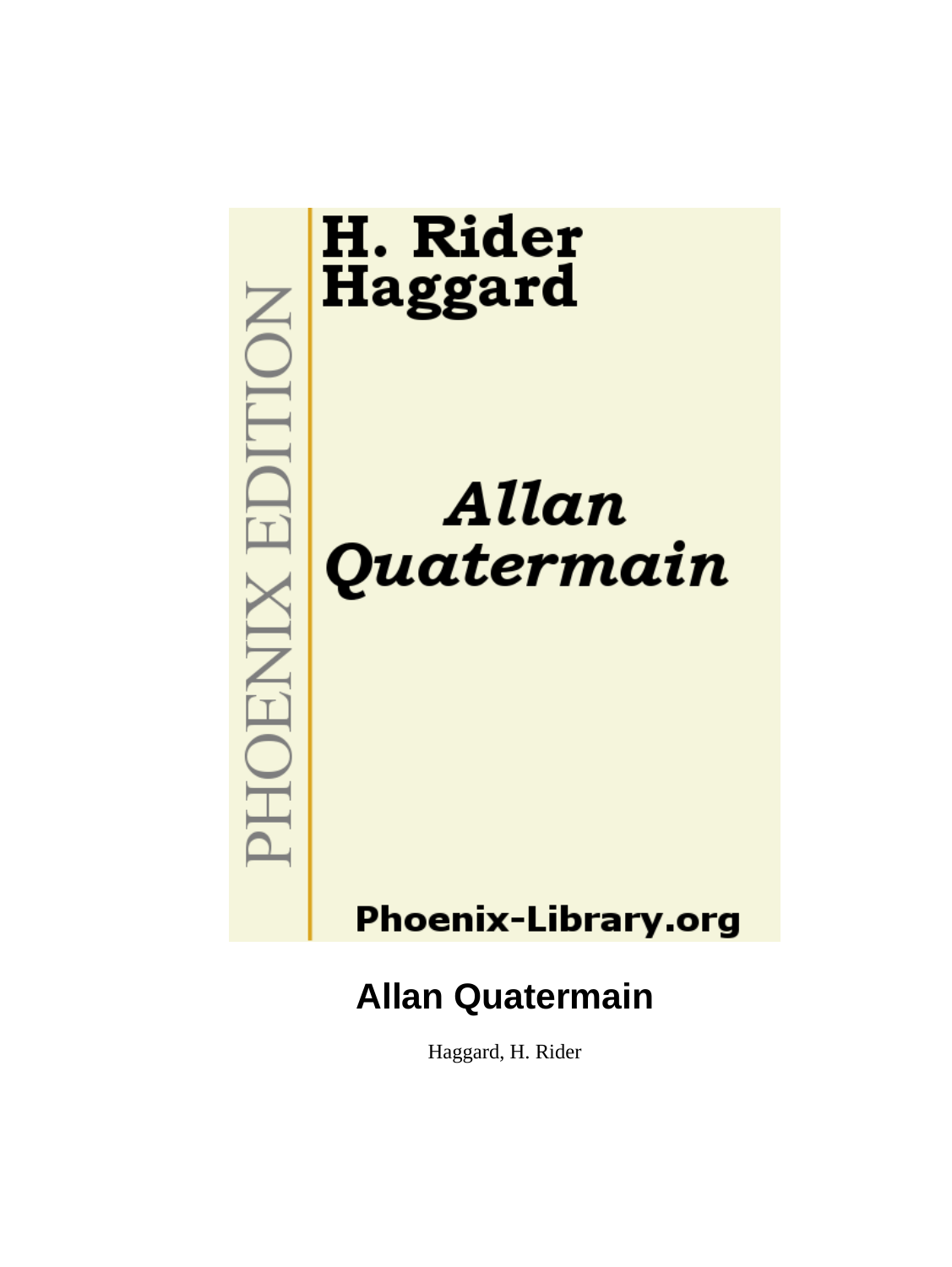PHOENIX EDITION

H. Rider Haggard

*Allan Quatermain*

Phoenix-Library.org

# Allan Quatermain

Haggard, H. Rider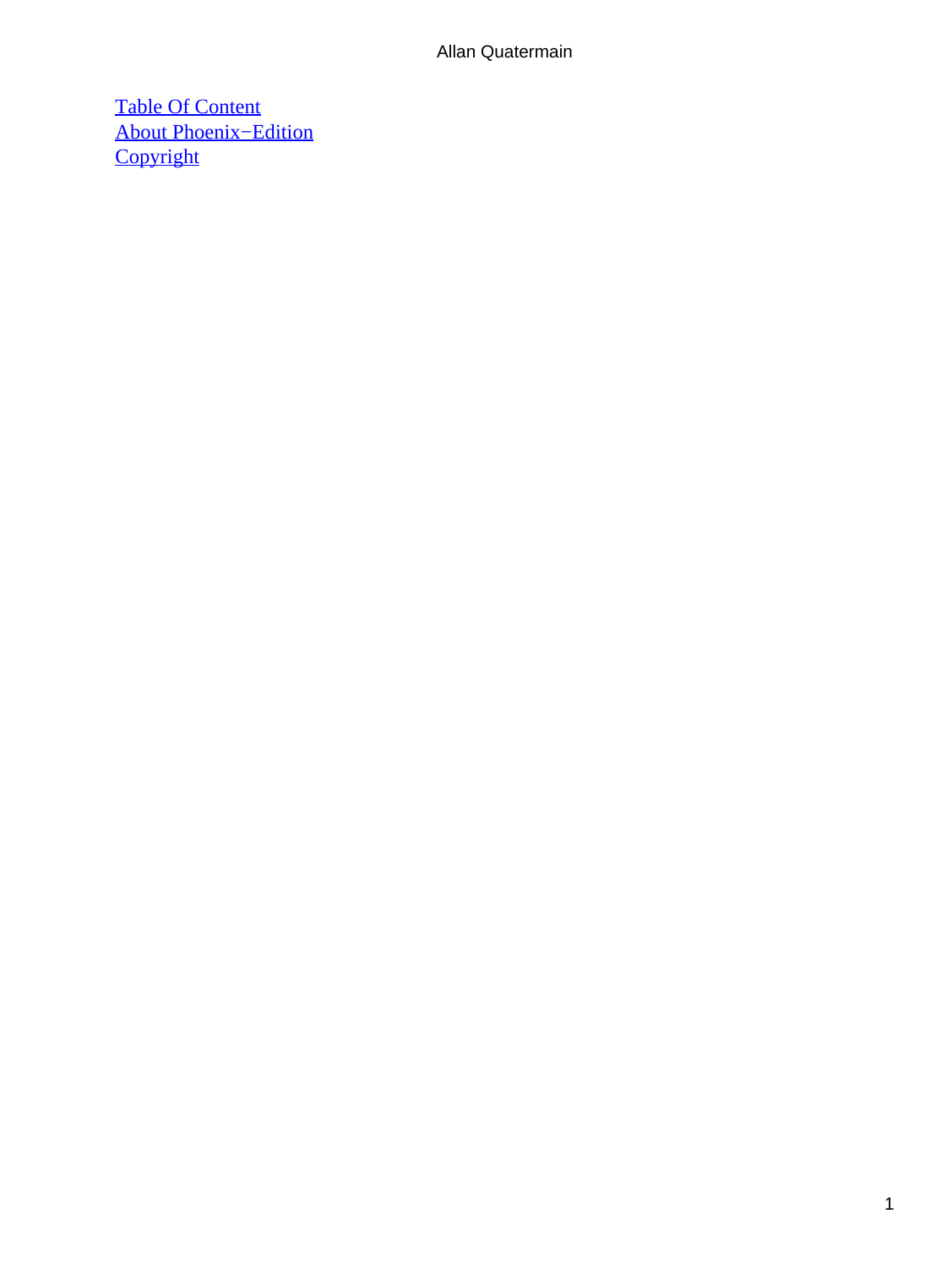Table Of Content
About Phoenix−Edition
Copyright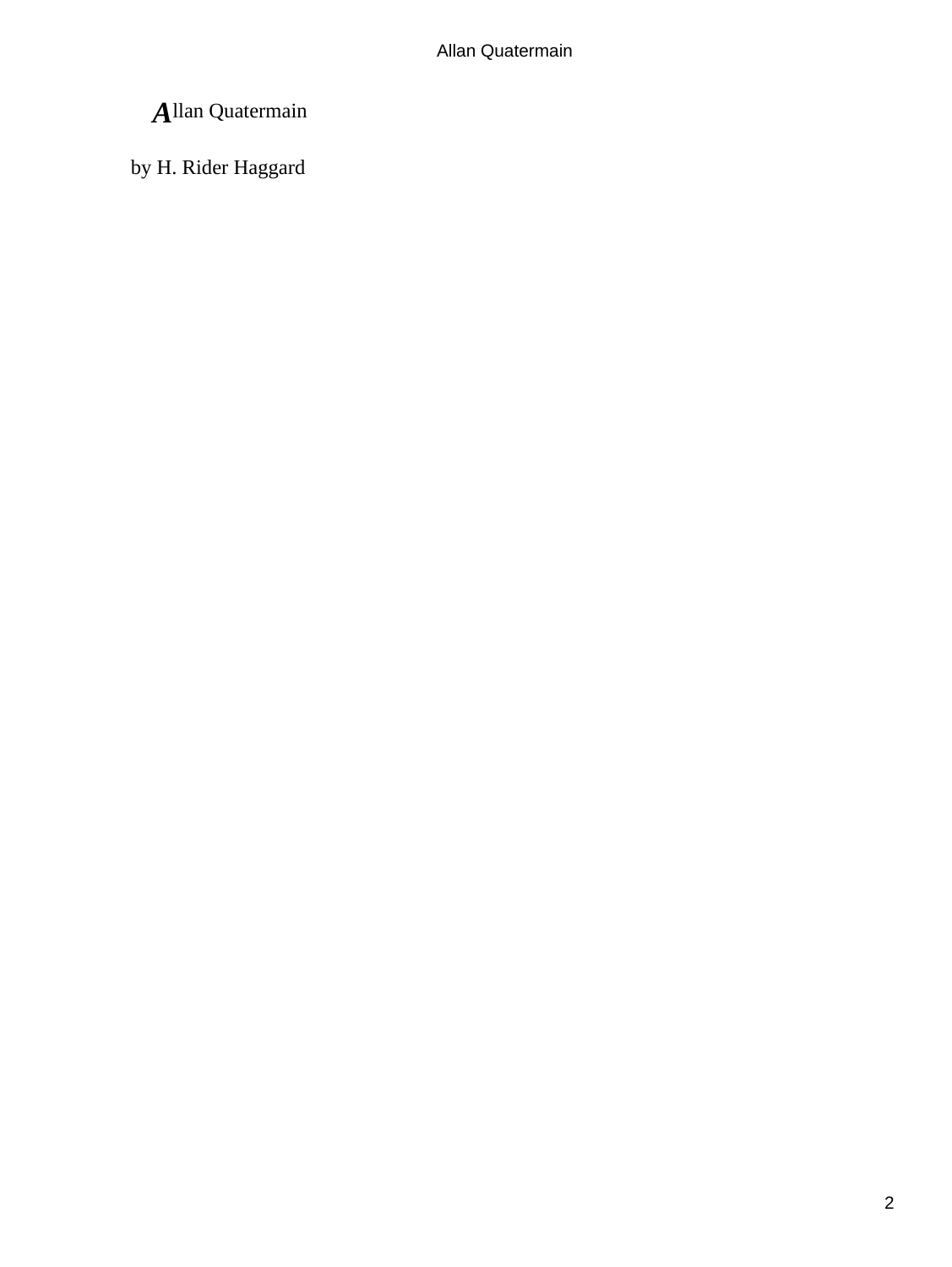# Allan Quatermain

by H. Rider Haggard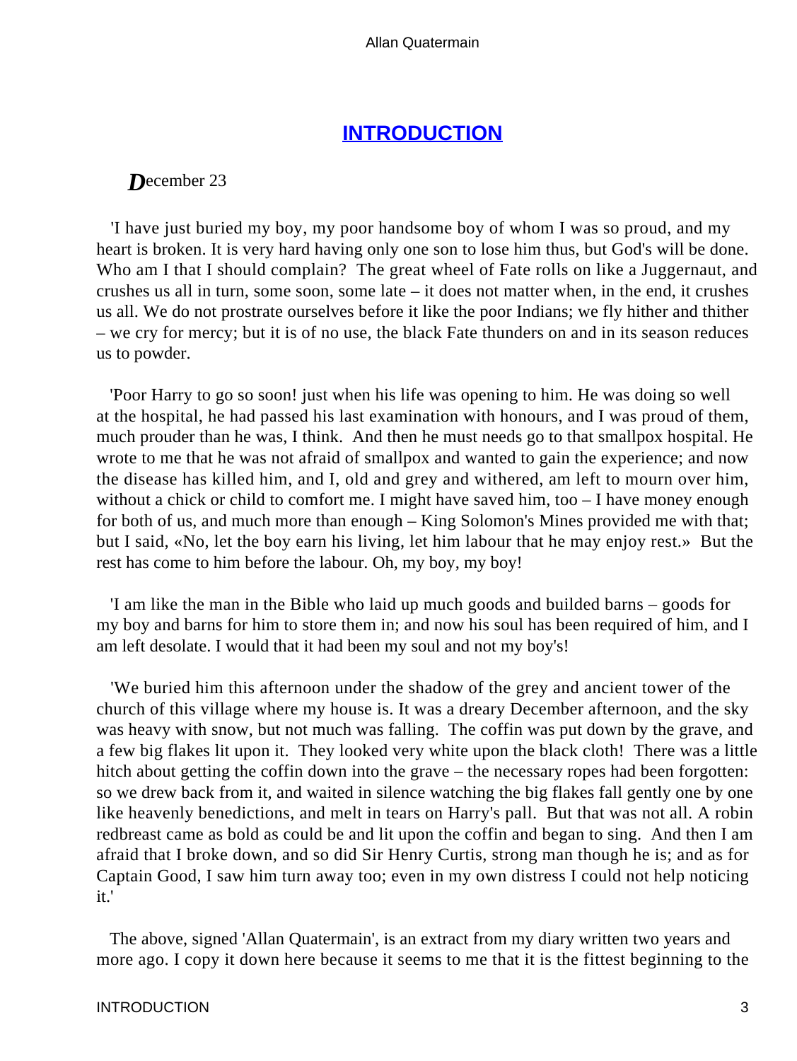## INTRODUCTION

*D*ecember 23

'I have just buried my boy, my poor handsome boy of whom I was so proud, and my heart is broken. It is very hard having only one son to lose him thus, but God's will be done. Who am I that I should complain? The great wheel of Fate rolls on like a Juggernaut, and crushes us all in turn, some soon, some late – it does not matter when, in the end, it crushes us all. We do not prostrate ourselves before it like the poor Indians; we fly hither and thither – we cry for mercy; but it is of no use, the black Fate thunders on and in its season reduces us to powder.

'Poor Harry to go so soon! just when his life was opening to him. He was doing so well at the hospital, he had passed his last examination with honours, and I was proud of them, much prouder than he was, I think. And then he must needs go to that smallpox hospital. He wrote to me that he was not afraid of smallpox and wanted to gain the experience; and now the disease has killed him, and I, old and grey and withered, am left to mourn over him, without a chick or child to comfort me. I might have saved him, too – I have money enough for both of us, and much more than enough – King Solomon's Mines provided me with that; but I said, «No, let the boy earn his living, let him labour that he may enjoy rest.» But the rest has come to him before the labour. Oh, my boy, my boy!

'I am like the man in the Bible who laid up much goods and builded barns – goods for my boy and barns for him to store them in; and now his soul has been required of him, and I am left desolate. I would that it had been my soul and not my boy's!

'We buried him this afternoon under the shadow of the grey and ancient tower of the church of this village where my house is. It was a dreary December afternoon, and the sky was heavy with snow, but not much was falling. The coffin was put down by the grave, and a few big flakes lit upon it. They looked very white upon the black cloth! There was a little hitch about getting the coffin down into the grave – the necessary ropes had been forgotten: so we drew back from it, and waited in silence watching the big flakes fall gently one by one like heavenly benedictions, and melt in tears on Harry's pall. But that was not all. A robin redbreast came as bold as could be and lit upon the coffin and began to sing. And then I am afraid that I broke down, and so did Sir Henry Curtis, strong man though he is; and as for Captain Good, I saw him turn away too; even in my own distress I could not help noticing it.'

The above, signed 'Allan Quatermain', is an extract from my diary written two years and more ago. I copy it down here because it seems to me that it is the fittest beginning to the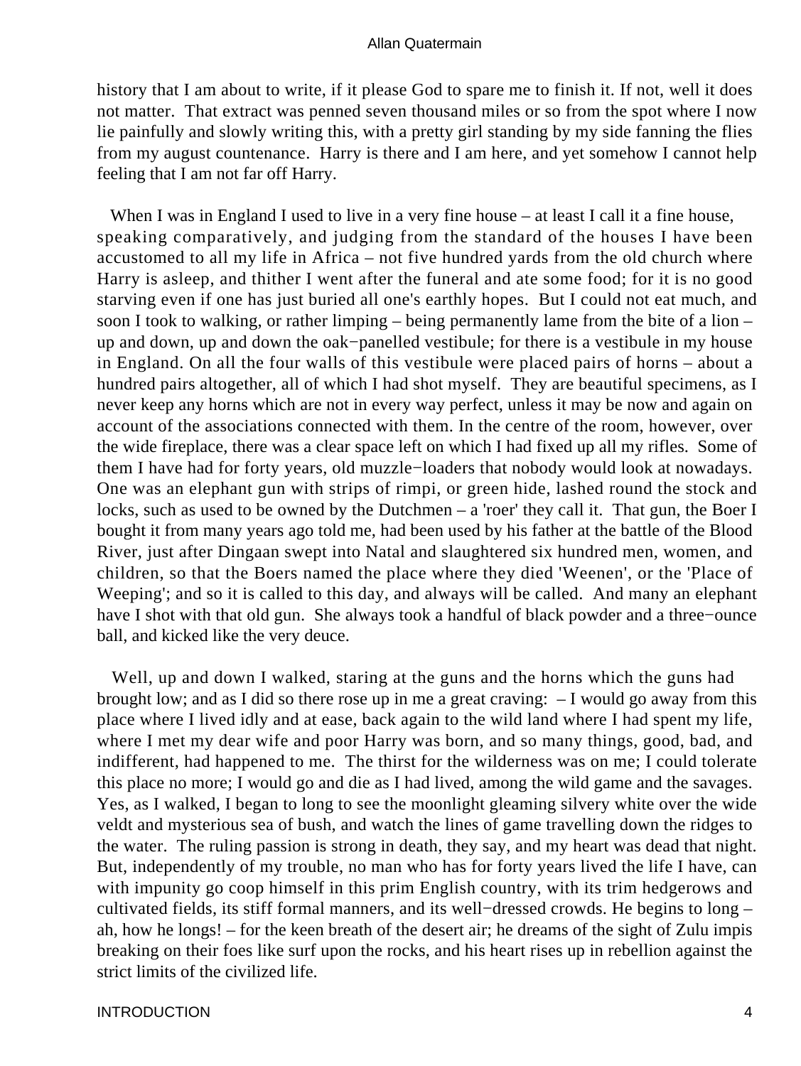history that I am about to write, if it please God to spare me to finish it. If not, well it does not matter. That extract was penned seven thousand miles or so from the spot where I now lie painfully and slowly writing this, with a pretty girl standing by my side fanning the flies from my august countenance. Harry is there and I am here, and yet somehow I cannot help feeling that I am not far off Harry.

When I was in England I used to live in a very fine house – at least I call it a fine house, speaking comparatively, and judging from the standard of the houses I have been accustomed to all my life in Africa – not five hundred yards from the old church where Harry is asleep, and thither I went after the funeral and ate some food; for it is no good starving even if one has just buried all one's earthly hopes. But I could not eat much, and soon I took to walking, or rather limping – being permanently lame from the bite of a lion – up and down, up and down the oak−panelled vestibule; for there is a vestibule in my house in England. On all the four walls of this vestibule were placed pairs of horns – about a hundred pairs altogether, all of which I had shot myself. They are beautiful specimens, as I never keep any horns which are not in every way perfect, unless it may be now and again on account of the associations connected with them. In the centre of the room, however, over the wide fireplace, there was a clear space left on which I had fixed up all my rifles. Some of them I have had for forty years, old muzzle−loaders that nobody would look at nowadays. One was an elephant gun with strips of rimpi, or green hide, lashed round the stock and locks, such as used to be owned by the Dutchmen – a 'roer' they call it. That gun, the Boer I bought it from many years ago told me, had been used by his father at the battle of the Blood River, just after Dingaan swept into Natal and slaughtered six hundred men, women, and children, so that the Boers named the place where they died 'Weenen', or the 'Place of Weeping'; and so it is called to this day, and always will be called. And many an elephant have I shot with that old gun. She always took a handful of black powder and a three−ounce ball, and kicked like the very deuce.

Well, up and down I walked, staring at the guns and the horns which the guns had brought low; and as I did so there rose up in me a great craving: – I would go away from this place where I lived idly and at ease, back again to the wild land where I had spent my life, where I met my dear wife and poor Harry was born, and so many things, good, bad, and indifferent, had happened to me. The thirst for the wilderness was on me; I could tolerate this place no more; I would go and die as I had lived, among the wild game and the savages. Yes, as I walked, I began to long to see the moonlight gleaming silvery white over the wide veldt and mysterious sea of bush, and watch the lines of game travelling down the ridges to the water. The ruling passion is strong in death, they say, and my heart was dead that night. But, independently of my trouble, no man who has for forty years lived the life I have, can with impunity go coop himself in this prim English country, with its trim hedgerows and cultivated fields, its stiff formal manners, and its well−dressed crowds. He begins to long – ah, how he longs! – for the keen breath of the desert air; he dreams of the sight of Zulu impis breaking on their foes like surf upon the rocks, and his heart rises up in rebellion against the strict limits of the civilized life.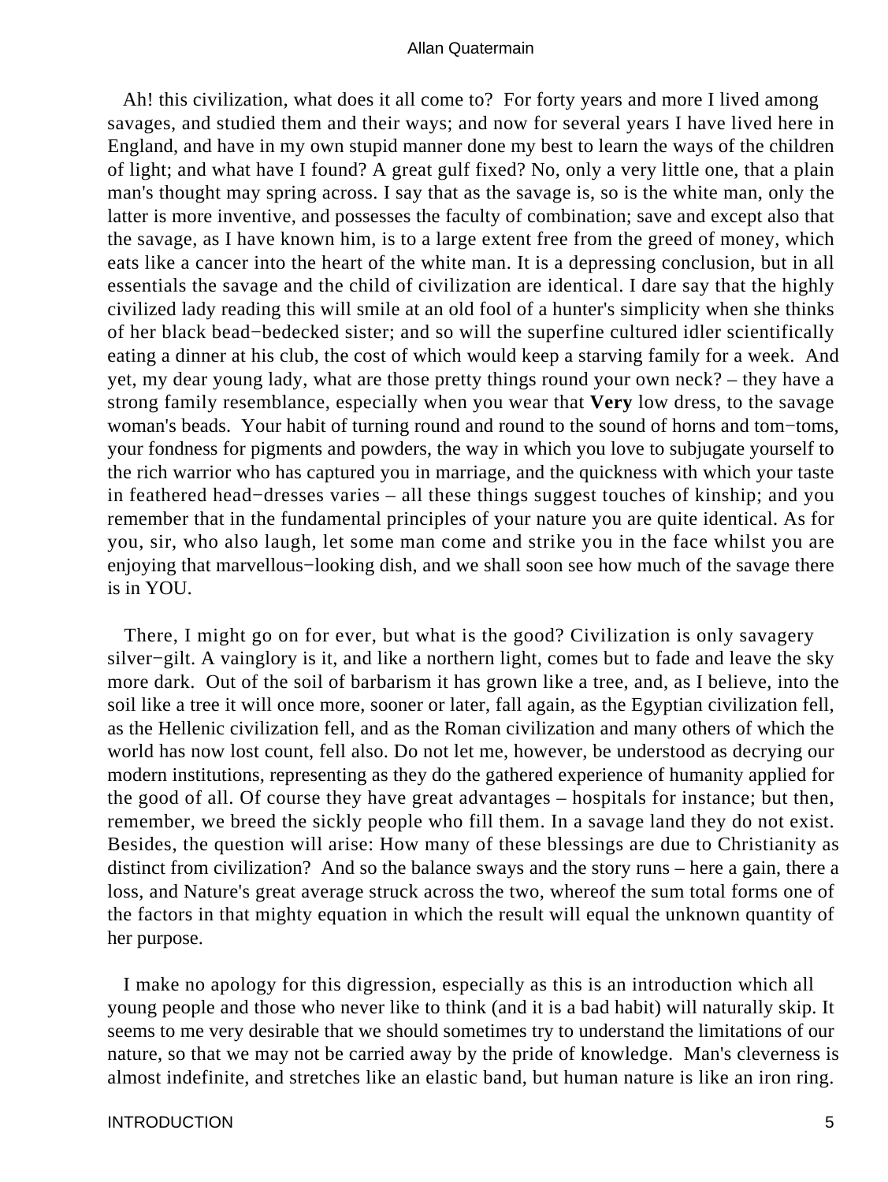Ah! this civilization, what does it all come to? For forty years and more I lived among savages, and studied them and their ways; and now for several years I have lived here in England, and have in my own stupid manner done my best to learn the ways of the children of light; and what have I found? A great gulf fixed? No, only a very little one, that a plain man's thought may spring across. I say that as the savage is, so is the white man, only the latter is more inventive, and possesses the faculty of combination; save and except also that the savage, as I have known him, is to a large extent free from the greed of money, which eats like a cancer into the heart of the white man. It is a depressing conclusion, but in all essentials the savage and the child of civilization are identical. I dare say that the highly civilized lady reading this will smile at an old fool of a hunter's simplicity when she thinks of her black bead−bedecked sister; and so will the superfine cultured idler scientifically eating a dinner at his club, the cost of which would keep a starving family for a week. And yet, my dear young lady, what are those pretty things round your own neck? – they have a strong family resemblance, especially when you wear that **Very** low dress, to the savage woman's beads. Your habit of turning round and round to the sound of horns and tom−toms, your fondness for pigments and powders, the way in which you love to subjugate yourself to the rich warrior who has captured you in marriage, and the quickness with which your taste in feathered head−dresses varies – all these things suggest touches of kinship; and you remember that in the fundamental principles of your nature you are quite identical. As for you, sir, who also laugh, let some man come and strike you in the face whilst you are enjoying that marvellous−looking dish, and we shall soon see how much of the savage there is in YOU.

There, I might go on for ever, but what is the good? Civilization is only savagery silver−gilt. A vainglory is it, and like a northern light, comes but to fade and leave the sky more dark. Out of the soil of barbarism it has grown like a tree, and, as I believe, into the soil like a tree it will once more, sooner or later, fall again, as the Egyptian civilization fell, as the Hellenic civilization fell, and as the Roman civilization and many others of which the world has now lost count, fell also. Do not let me, however, be understood as decrying our modern institutions, representing as they do the gathered experience of humanity applied for the good of all. Of course they have great advantages – hospitals for instance; but then, remember, we breed the sickly people who fill them. In a savage land they do not exist. Besides, the question will arise: How many of these blessings are due to Christianity as distinct from civilization? And so the balance sways and the story runs – here a gain, there a loss, and Nature's great average struck across the two, whereof the sum total forms one of the factors in that mighty equation in which the result will equal the unknown quantity of her purpose.

I make no apology for this digression, especially as this is an introduction which all young people and those who never like to think (and it is a bad habit) will naturally skip. It seems to me very desirable that we should sometimes try to understand the limitations of our nature, so that we may not be carried away by the pride of knowledge. Man's cleverness is almost indefinite, and stretches like an elastic band, but human nature is like an iron ring.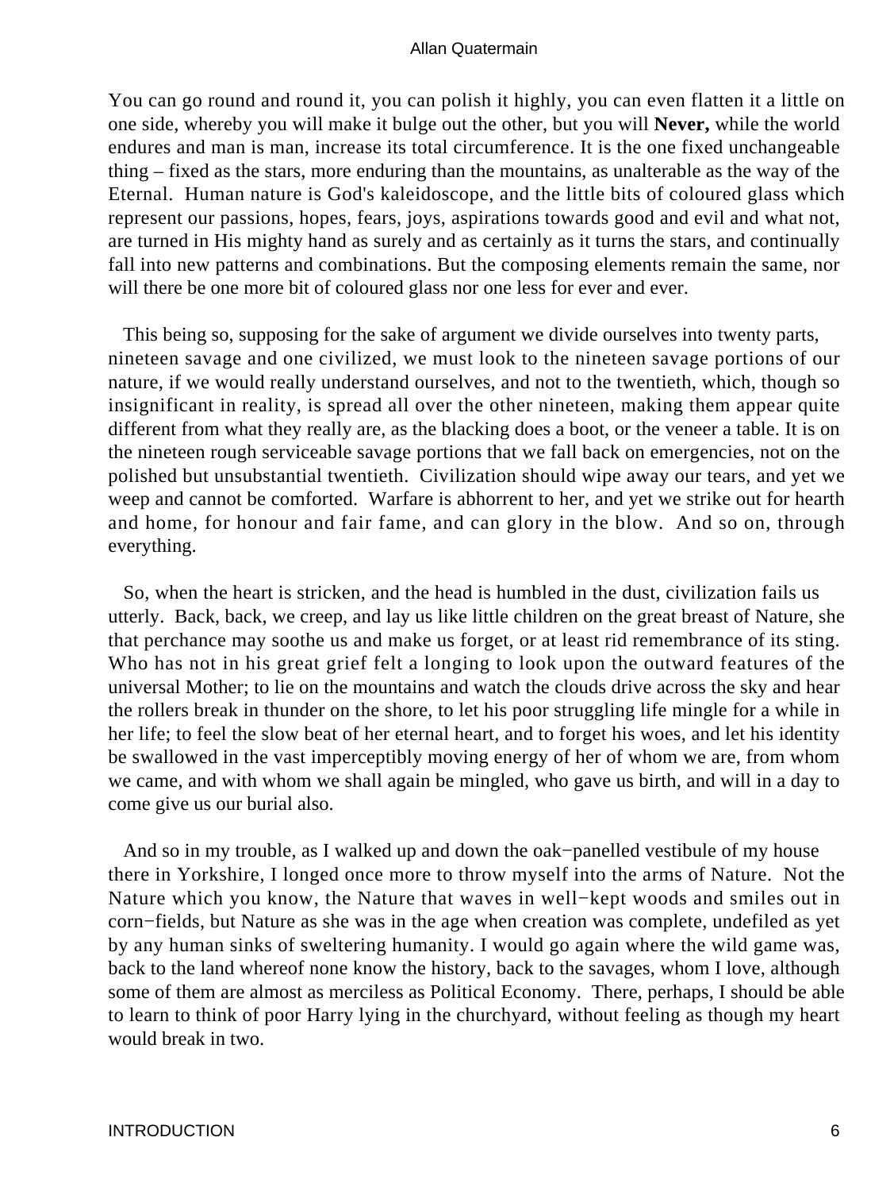You can go round and round it, you can polish it highly, you can even flatten it a little on one side, whereby you will make it bulge out the other, but you will **Never,** while the world endures and man is man, increase its total circumference. It is the one fixed unchangeable thing – fixed as the stars, more enduring than the mountains, as unalterable as the way of the Eternal. Human nature is God's kaleidoscope, and the little bits of coloured glass which represent our passions, hopes, fears, joys, aspirations towards good and evil and what not, are turned in His mighty hand as surely and as certainly as it turns the stars, and continually fall into new patterns and combinations. But the composing elements remain the same, nor will there be one more bit of coloured glass nor one less for ever and ever.

This being so, supposing for the sake of argument we divide ourselves into twenty parts, nineteen savage and one civilized, we must look to the nineteen savage portions of our nature, if we would really understand ourselves, and not to the twentieth, which, though so insignificant in reality, is spread all over the other nineteen, making them appear quite different from what they really are, as the blacking does a boot, or the veneer a table. It is on the nineteen rough serviceable savage portions that we fall back on emergencies, not on the polished but unsubstantial twentieth. Civilization should wipe away our tears, and yet we weep and cannot be comforted. Warfare is abhorrent to her, and yet we strike out for hearth and home, for honour and fair fame, and can glory in the blow. And so on, through everything.

So, when the heart is stricken, and the head is humbled in the dust, civilization fails us utterly. Back, back, we creep, and lay us like little children on the great breast of Nature, she that perchance may soothe us and make us forget, or at least rid remembrance of its sting. Who has not in his great grief felt a longing to look upon the outward features of the universal Mother; to lie on the mountains and watch the clouds drive across the sky and hear the rollers break in thunder on the shore, to let his poor struggling life mingle for a while in her life; to feel the slow beat of her eternal heart, and to forget his woes, and let his identity be swallowed in the vast imperceptibly moving energy of her of whom we are, from whom we came, and with whom we shall again be mingled, who gave us birth, and will in a day to come give us our burial also.

And so in my trouble, as I walked up and down the oak−panelled vestibule of my house there in Yorkshire, I longed once more to throw myself into the arms of Nature. Not the Nature which you know, the Nature that waves in well−kept woods and smiles out in corn−fields, but Nature as she was in the age when creation was complete, undefiled as yet by any human sinks of sweltering humanity. I would go again where the wild game was, back to the land whereof none know the history, back to the savages, whom I love, although some of them are almost as merciless as Political Economy. There, perhaps, I should be able to learn to think of poor Harry lying in the churchyard, without feeling as though my heart would break in two.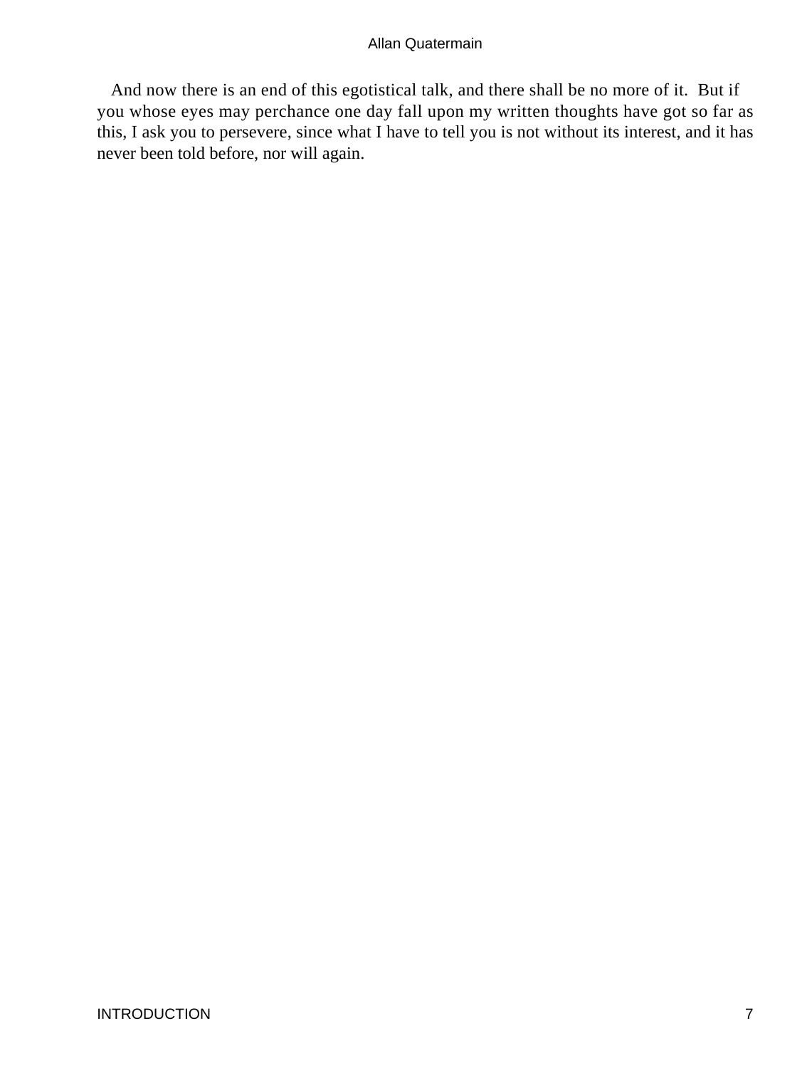And now there is an end of this egotistical talk, and there shall be no more of it. But if you whose eyes may perchance one day fall upon my written thoughts have got so far as this, I ask you to persevere, since what I have to tell you is not without its interest, and it has never been told before, nor will again.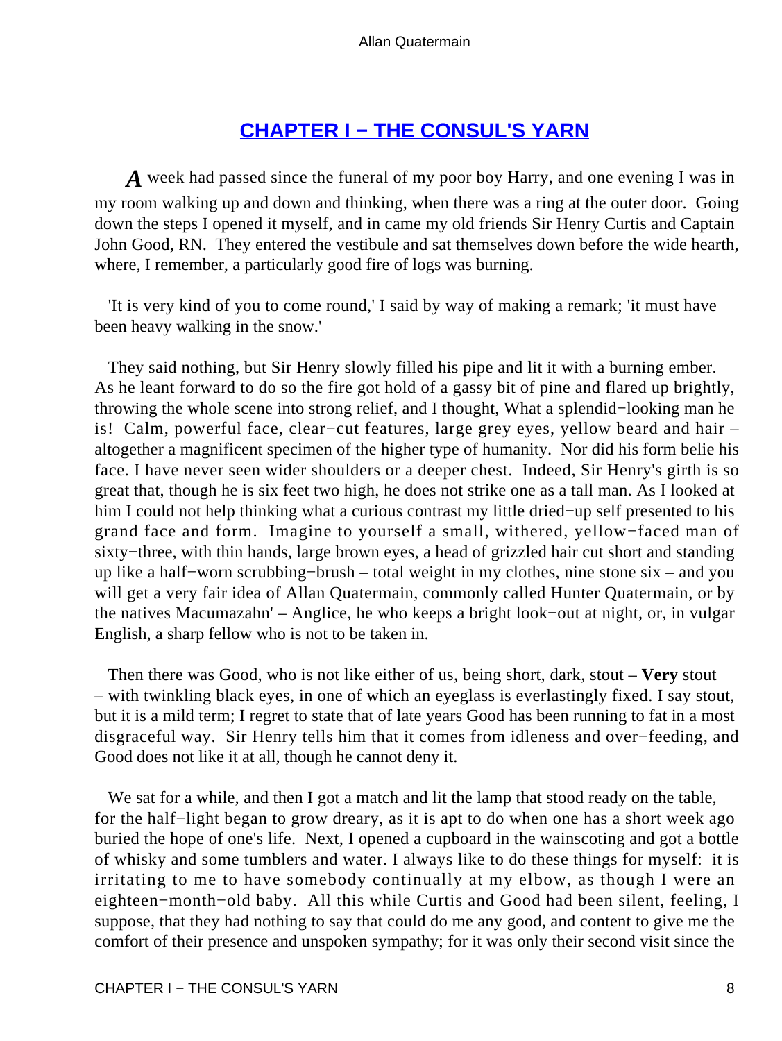## CHAPTER I − THE CONSUL'S YARN

*A* week had passed since the funeral of my poor boy Harry, and one evening I was in my room walking up and down and thinking, when there was a ring at the outer door. Going down the steps I opened it myself, and in came my old friends Sir Henry Curtis and Captain John Good, RN. They entered the vestibule and sat themselves down before the wide hearth, where, I remember, a particularly good fire of logs was burning.

'It is very kind of you to come round,' I said by way of making a remark; 'it must have been heavy walking in the snow.'

They said nothing, but Sir Henry slowly filled his pipe and lit it with a burning ember. As he leant forward to do so the fire got hold of a gassy bit of pine and flared up brightly, throwing the whole scene into strong relief, and I thought, What a splendid−looking man he is! Calm, powerful face, clear−cut features, large grey eyes, yellow beard and hair – altogether a magnificent specimen of the higher type of humanity. Nor did his form belie his face. I have never seen wider shoulders or a deeper chest. Indeed, Sir Henry's girth is so great that, though he is six feet two high, he does not strike one as a tall man. As I looked at him I could not help thinking what a curious contrast my little dried−up self presented to his grand face and form. Imagine to yourself a small, withered, yellow−faced man of sixty−three, with thin hands, large brown eyes, a head of grizzled hair cut short and standing up like a half−worn scrubbing−brush – total weight in my clothes, nine stone six – and you will get a very fair idea of Allan Quatermain, commonly called Hunter Quatermain, or by the natives Macumazahn' – Anglice, he who keeps a bright look−out at night, or, in vulgar English, a sharp fellow who is not to be taken in.

Then there was Good, who is not like either of us, being short, dark, stout – **Very** stout – with twinkling black eyes, in one of which an eyeglass is everlastingly fixed. I say stout, but it is a mild term; I regret to state that of late years Good has been running to fat in a most disgraceful way. Sir Henry tells him that it comes from idleness and over−feeding, and Good does not like it at all, though he cannot deny it.

We sat for a while, and then I got a match and lit the lamp that stood ready on the table, for the half−light began to grow dreary, as it is apt to do when one has a short week ago buried the hope of one's life. Next, I opened a cupboard in the wainscoting and got a bottle of whisky and some tumblers and water. I always like to do these things for myself: it is irritating to me to have somebody continually at my elbow, as though I were an eighteen−month−old baby. All this while Curtis and Good had been silent, feeling, I suppose, that they had nothing to say that could do me any good, and content to give me the comfort of their presence and unspoken sympathy; for it was only their second visit since the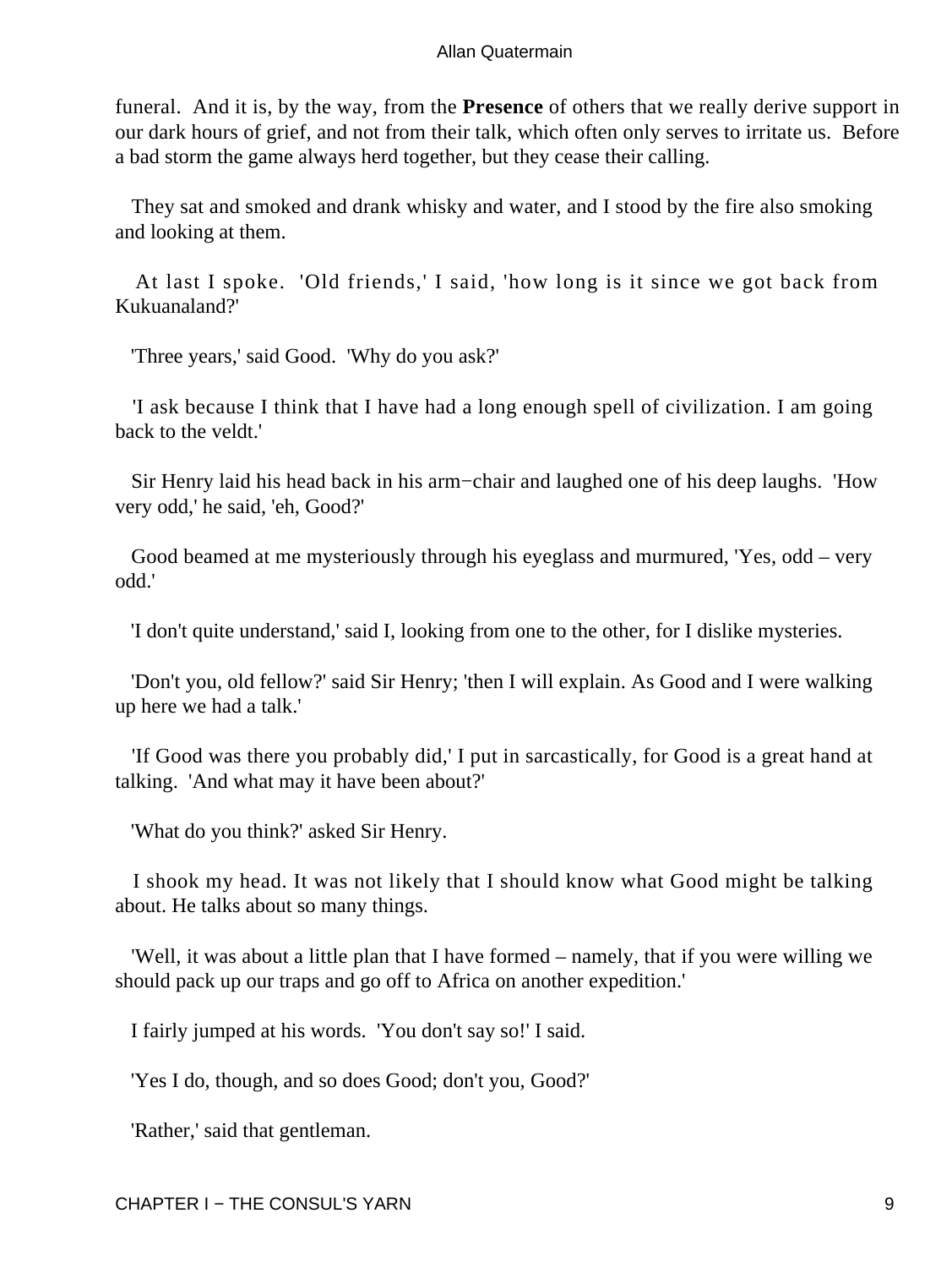funeral. And it is, by the way, from the **Presence** of others that we really derive support in our dark hours of grief, and not from their talk, which often only serves to irritate us. Before a bad storm the game always herd together, but they cease their calling.

They sat and smoked and drank whisky and water, and I stood by the fire also smoking and looking at them.

At last I spoke. 'Old friends,' I said, 'how long is it since we got back from Kukuanaland?'

'Three years,' said Good. 'Why do you ask?'

'I ask because I think that I have had a long enough spell of civilization. I am going back to the veldt.'

Sir Henry laid his head back in his arm−chair and laughed one of his deep laughs. 'How very odd,' he said, 'eh, Good?'

Good beamed at me mysteriously through his eyeglass and murmured, 'Yes, odd – very odd.'

'I don't quite understand,' said I, looking from one to the other, for I dislike mysteries.

'Don't you, old fellow?' said Sir Henry; 'then I will explain. As Good and I were walking up here we had a talk.'

'If Good was there you probably did,' I put in sarcastically, for Good is a great hand at talking. 'And what may it have been about?'

'What do you think?' asked Sir Henry.

I shook my head. It was not likely that I should know what Good might be talking about. He talks about so many things.

'Well, it was about a little plan that I have formed – namely, that if you were willing we should pack up our traps and go off to Africa on another expedition.'

I fairly jumped at his words. 'You don't say so!' I said.

'Yes I do, though, and so does Good; don't you, Good?'

'Rather,' said that gentleman.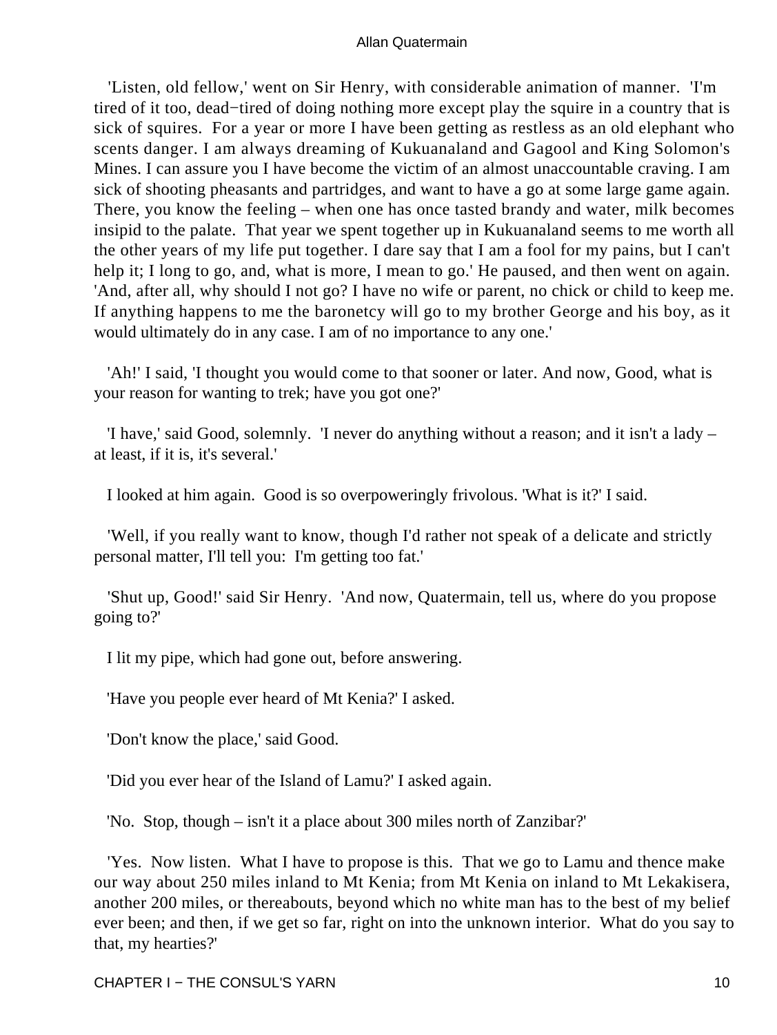'Listen, old fellow,' went on Sir Henry, with considerable animation of manner. 'I'm tired of it too, dead−tired of doing nothing more except play the squire in a country that is sick of squires. For a year or more I have been getting as restless as an old elephant who scents danger. I am always dreaming of Kukuanaland and Gagool and King Solomon's Mines. I can assure you I have become the victim of an almost unaccountable craving. I am sick of shooting pheasants and partridges, and want to have a go at some large game again. There, you know the feeling – when one has once tasted brandy and water, milk becomes insipid to the palate. That year we spent together up in Kukuanaland seems to me worth all the other years of my life put together. I dare say that I am a fool for my pains, but I can't help it; I long to go, and, what is more, I mean to go.' He paused, and then went on again. 'And, after all, why should I not go? I have no wife or parent, no chick or child to keep me. If anything happens to me the baronetcy will go to my brother George and his boy, as it would ultimately do in any case. I am of no importance to any one.'

'Ah!' I said, 'I thought you would come to that sooner or later. And now, Good, what is your reason for wanting to trek; have you got one?'

'I have,' said Good, solemnly. 'I never do anything without a reason; and it isn't a lady – at least, if it is, it's several.'

I looked at him again. Good is so overpoweringly frivolous. 'What is it?' I said.

'Well, if you really want to know, though I'd rather not speak of a delicate and strictly personal matter, I'll tell you: I'm getting too fat.'

'Shut up, Good!' said Sir Henry. 'And now, Quatermain, tell us, where do you propose going to?'

I lit my pipe, which had gone out, before answering.

'Have you people ever heard of Mt Kenia?' I asked.

'Don't know the place,' said Good.

'Did you ever hear of the Island of Lamu?' I asked again.

'No. Stop, though – isn't it a place about 300 miles north of Zanzibar?'

'Yes. Now listen. What I have to propose is this. That we go to Lamu and thence make our way about 250 miles inland to Mt Kenia; from Mt Kenia on inland to Mt Lekakisera, another 200 miles, or thereabouts, beyond which no white man has to the best of my belief ever been; and then, if we get so far, right on into the unknown interior. What do you say to that, my hearties?'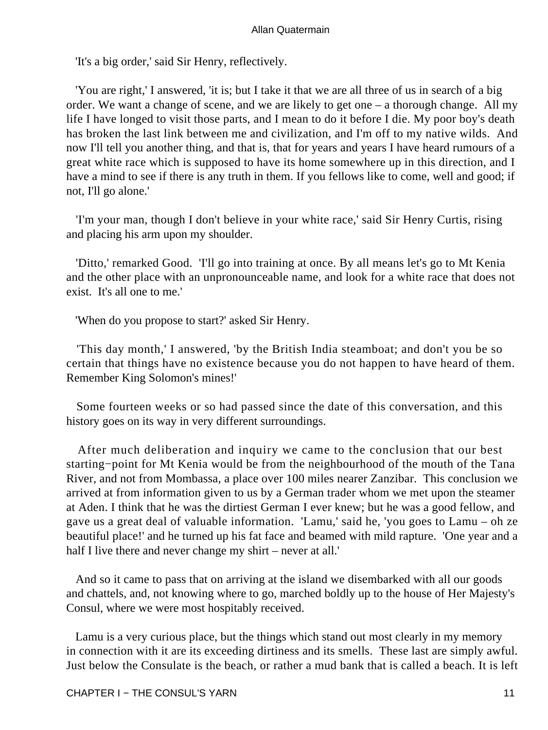'It's a big order,' said Sir Henry, reflectively.

'You are right,' I answered, 'it is; but I take it that we are all three of us in search of a big order. We want a change of scene, and we are likely to get one – a thorough change. All my life I have longed to visit those parts, and I mean to do it before I die. My poor boy's death has broken the last link between me and civilization, and I'm off to my native wilds. And now I'll tell you another thing, and that is, that for years and years I have heard rumours of a great white race which is supposed to have its home somewhere up in this direction, and I have a mind to see if there is any truth in them. If you fellows like to come, well and good; if not, I'll go alone.'

'I'm your man, though I don't believe in your white race,' said Sir Henry Curtis, rising and placing his arm upon my shoulder.

'Ditto,' remarked Good. 'I'll go into training at once. By all means let's go to Mt Kenia and the other place with an unpronounceable name, and look for a white race that does not exist. It's all one to me.'

'When do you propose to start?' asked Sir Henry.

'This day month,' I answered, 'by the British India steamboat; and don't you be so certain that things have no existence because you do not happen to have heard of them. Remember King Solomon's mines!'

Some fourteen weeks or so had passed since the date of this conversation, and this history goes on its way in very different surroundings.

After much deliberation and inquiry we came to the conclusion that our best starting−point for Mt Kenia would be from the neighbourhood of the mouth of the Tana River, and not from Mombassa, a place over 100 miles nearer Zanzibar. This conclusion we arrived at from information given to us by a German trader whom we met upon the steamer at Aden. I think that he was the dirtiest German I ever knew; but he was a good fellow, and gave us a great deal of valuable information. 'Lamu,' said he, 'you goes to Lamu – oh ze beautiful place!' and he turned up his fat face and beamed with mild rapture. 'One year and a half I live there and never change my shirt – never at all.'

And so it came to pass that on arriving at the island we disembarked with all our goods and chattels, and, not knowing where to go, marched boldly up to the house of Her Majesty's Consul, where we were most hospitably received.

Lamu is a very curious place, but the things which stand out most clearly in my memory in connection with it are its exceeding dirtiness and its smells. These last are simply awful. Just below the Consulate is the beach, or rather a mud bank that is called a beach. It is left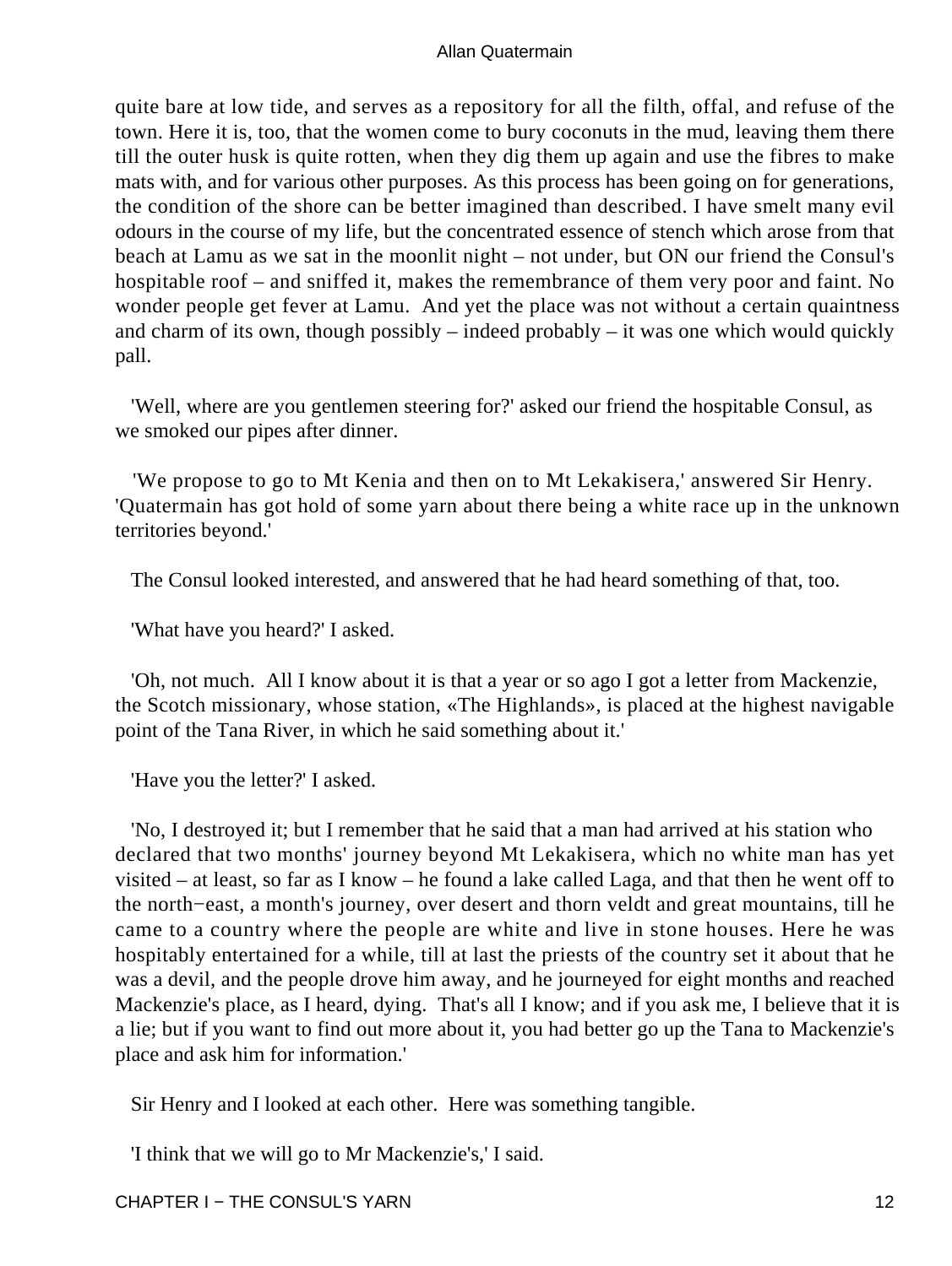quite bare at low tide, and serves as a repository for all the filth, offal, and refuse of the town. Here it is, too, that the women come to bury coconuts in the mud, leaving them there till the outer husk is quite rotten, when they dig them up again and use the fibres to make mats with, and for various other purposes. As this process has been going on for generations, the condition of the shore can be better imagined than described. I have smelt many evil odours in the course of my life, but the concentrated essence of stench which arose from that beach at Lamu as we sat in the moonlit night – not under, but ON our friend the Consul's hospitable roof – and sniffed it, makes the remembrance of them very poor and faint. No wonder people get fever at Lamu. And yet the place was not without a certain quaintness and charm of its own, though possibly – indeed probably – it was one which would quickly pall.

'Well, where are you gentlemen steering for?' asked our friend the hospitable Consul, as we smoked our pipes after dinner.

'We propose to go to Mt Kenia and then on to Mt Lekakisera,' answered Sir Henry. 'Quatermain has got hold of some yarn about there being a white race up in the unknown territories beyond.'

The Consul looked interested, and answered that he had heard something of that, too.

'What have you heard?' I asked.

'Oh, not much. All I know about it is that a year or so ago I got a letter from Mackenzie, the Scotch missionary, whose station, «The Highlands», is placed at the highest navigable point of the Tana River, in which he said something about it.'

'Have you the letter?' I asked.

'No, I destroyed it; but I remember that he said that a man had arrived at his station who declared that two months' journey beyond Mt Lekakisera, which no white man has yet visited – at least, so far as I know – he found a lake called Laga, and that then he went off to the north−east, a month's journey, over desert and thorn veldt and great mountains, till he came to a country where the people are white and live in stone houses. Here he was hospitably entertained for a while, till at last the priests of the country set it about that he was a devil, and the people drove him away, and he journeyed for eight months and reached Mackenzie's place, as I heard, dying. That's all I know; and if you ask me, I believe that it is a lie; but if you want to find out more about it, you had better go up the Tana to Mackenzie's place and ask him for information.'

Sir Henry and I looked at each other. Here was something tangible.

'I think that we will go to Mr Mackenzie's,' I said.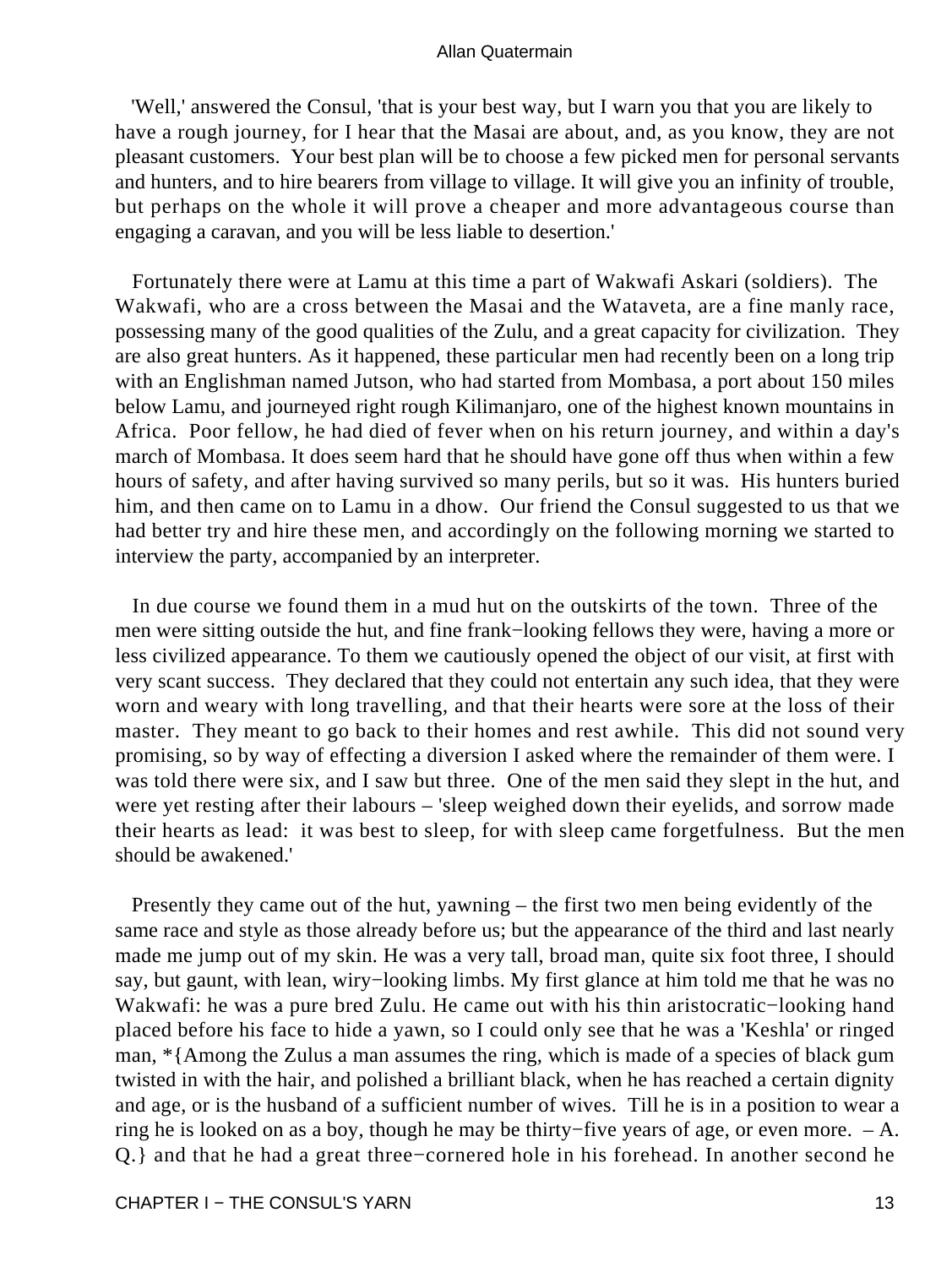'Well,' answered the Consul, 'that is your best way, but I warn you that you are likely to have a rough journey, for I hear that the Masai are about, and, as you know, they are not pleasant customers. Your best plan will be to choose a few picked men for personal servants and hunters, and to hire bearers from village to village. It will give you an infinity of trouble, but perhaps on the whole it will prove a cheaper and more advantageous course than engaging a caravan, and you will be less liable to desertion.'

Fortunately there were at Lamu at this time a part of Wakwafi Askari (soldiers). The Wakwafi, who are a cross between the Masai and the Wataveta, are a fine manly race, possessing many of the good qualities of the Zulu, and a great capacity for civilization. They are also great hunters. As it happened, these particular men had recently been on a long trip with an Englishman named Jutson, who had started from Mombasa, a port about 150 miles below Lamu, and journeyed right rough Kilimanjaro, one of the highest known mountains in Africa. Poor fellow, he had died of fever when on his return journey, and within a day's march of Mombasa. It does seem hard that he should have gone off thus when within a few hours of safety, and after having survived so many perils, but so it was. His hunters buried him, and then came on to Lamu in a dhow. Our friend the Consul suggested to us that we had better try and hire these men, and accordingly on the following morning we started to interview the party, accompanied by an interpreter.

In due course we found them in a mud hut on the outskirts of the town. Three of the men were sitting outside the hut, and fine frank−looking fellows they were, having a more or less civilized appearance. To them we cautiously opened the object of our visit, at first with very scant success. They declared that they could not entertain any such idea, that they were worn and weary with long travelling, and that their hearts were sore at the loss of their master. They meant to go back to their homes and rest awhile. This did not sound very promising, so by way of effecting a diversion I asked where the remainder of them were. I was told there were six, and I saw but three. One of the men said they slept in the hut, and were yet resting after their labours – 'sleep weighed down their eyelids, and sorrow made their hearts as lead: it was best to sleep, for with sleep came forgetfulness. But the men should be awakened.'

Presently they came out of the hut, yawning – the first two men being evidently of the same race and style as those already before us; but the appearance of the third and last nearly made me jump out of my skin. He was a very tall, broad man, quite six foot three, I should say, but gaunt, with lean, wiry−looking limbs. My first glance at him told me that he was no Wakwafi: he was a pure bred Zulu. He came out with his thin aristocratic−looking hand placed before his face to hide a yawn, so I could only see that he was a 'Keshla' or ringed man, *{Among the Zulus a man assumes the ring, which is made of a species of black gum twisted in with the hair, and polished a brilliant black, when he has reached a certain dignity and age, or is the husband of a sufficient number of wives. Till he is in a position to wear a ring he is looked on as a boy, though he may be thirty−five years of age, or even more. – A. Q.} and that he had a great three−cornered hole in his forehead. In another second he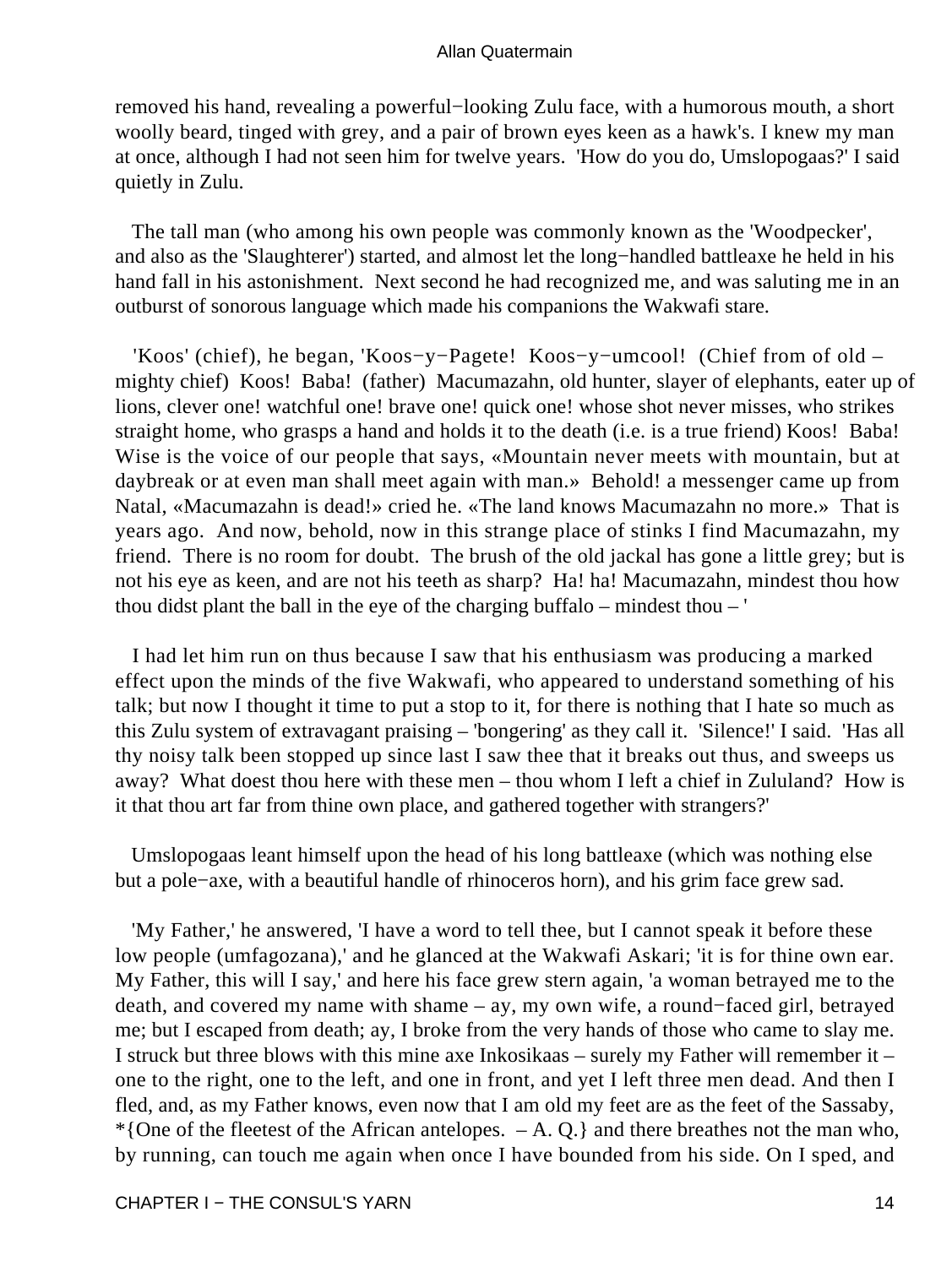removed his hand, revealing a powerful−looking Zulu face, with a humorous mouth, a short woolly beard, tinged with grey, and a pair of brown eyes keen as a hawk's. I knew my man at once, although I had not seen him for twelve years. 'How do you do, Umslopogaas?' I said quietly in Zulu.

The tall man (who among his own people was commonly known as the 'Woodpecker', and also as the 'Slaughterer') started, and almost let the long−handled battleaxe he held in his hand fall in his astonishment. Next second he had recognized me, and was saluting me in an outburst of sonorous language which made his companions the Wakwafi stare.

'Koos' (chief), he began, 'Koos−y−Pagete! Koos−y−umcool! (Chief from of old – mighty chief) Koos! Baba! (father) Macumazahn, old hunter, slayer of elephants, eater up of lions, clever one! watchful one! brave one! quick one! whose shot never misses, who strikes straight home, who grasps a hand and holds it to the death (i.e. is a true friend) Koos! Baba! Wise is the voice of our people that says, «Mountain never meets with mountain, but at daybreak or at even man shall meet again with man.» Behold! a messenger came up from Natal, «Macumazahn is dead!» cried he. «The land knows Macumazahn no more.» That is years ago. And now, behold, now in this strange place of stinks I find Macumazahn, my friend. There is no room for doubt. The brush of the old jackal has gone a little grey; but is not his eye as keen, and are not his teeth as sharp? Ha! ha! Macumazahn, mindest thou how thou didst plant the ball in the eye of the charging buffalo – mindest thou – '

I had let him run on thus because I saw that his enthusiasm was producing a marked effect upon the minds of the five Wakwafi, who appeared to understand something of his talk; but now I thought it time to put a stop to it, for there is nothing that I hate so much as this Zulu system of extravagant praising – 'bongering' as they call it. 'Silence!' I said. 'Has all thy noisy talk been stopped up since last I saw thee that it breaks out thus, and sweeps us away? What doest thou here with these men – thou whom I left a chief in Zululand? How is it that thou art far from thine own place, and gathered together with strangers?'

Umslopogaas leant himself upon the head of his long battleaxe (which was nothing else but a pole−axe, with a beautiful handle of rhinoceros horn), and his grim face grew sad.

'My Father,' he answered, 'I have a word to tell thee, but I cannot speak it before these low people (umfagozana),' and he glanced at the Wakwafi Askari; 'it is for thine own ear. My Father, this will I say,' and here his face grew stern again, 'a woman betrayed me to the death, and covered my name with shame – ay, my own wife, a round−faced girl, betrayed me; but I escaped from death; ay, I broke from the very hands of those who came to slay me. I struck but three blows with this mine axe Inkosikaas – surely my Father will remember it – one to the right, one to the left, and one in front, and yet I left three men dead. And then I fled, and, as my Father knows, even now that I am old my feet are as the feet of the Sassaby, *{One of the fleetest of the African antelopes. – A. Q.} and there breathes not the man who, by running, can touch me again when once I have bounded from his side. On I sped, and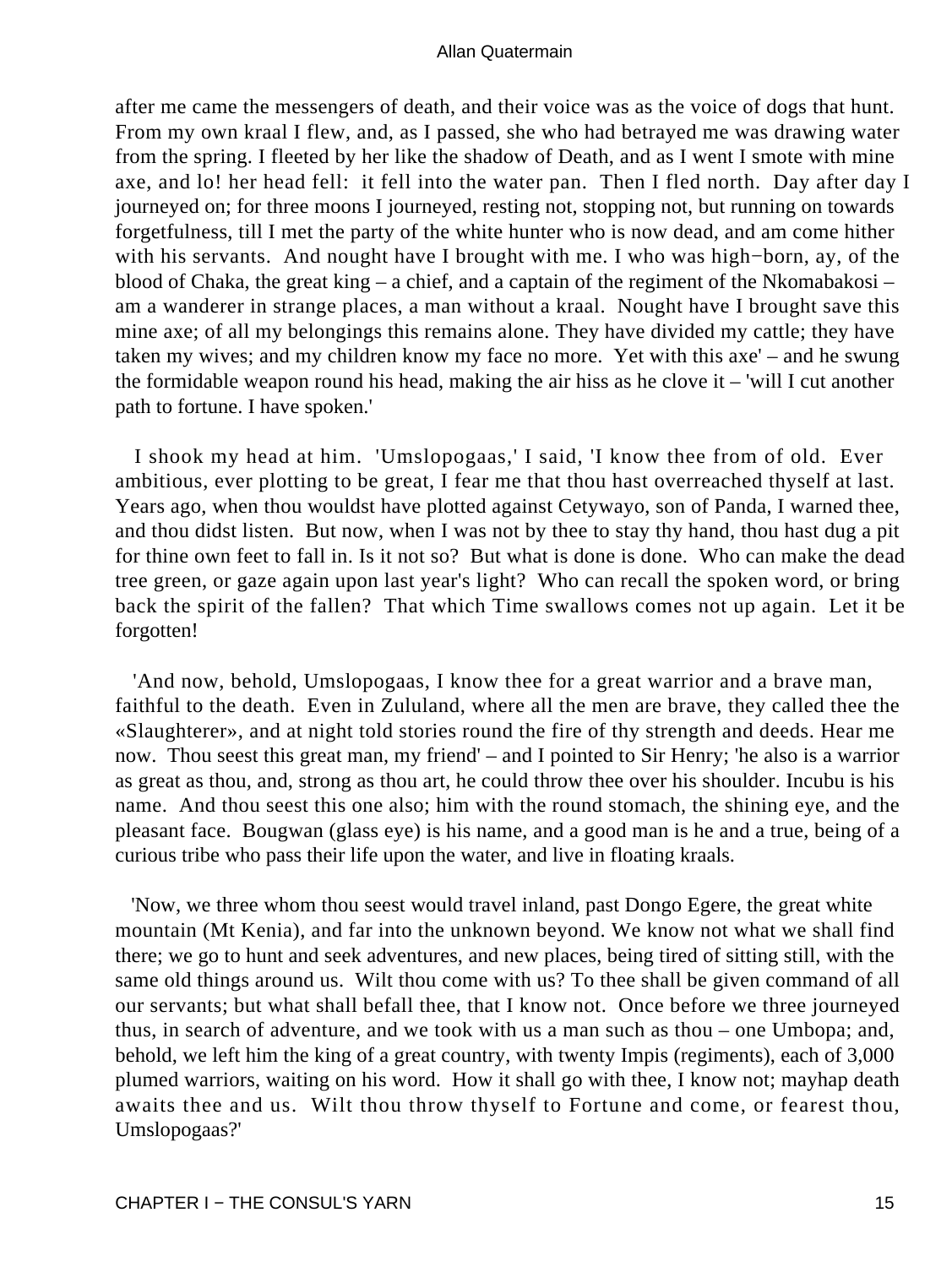after me came the messengers of death, and their voice was as the voice of dogs that hunt. From my own kraal I flew, and, as I passed, she who had betrayed me was drawing water from the spring. I fleeted by her like the shadow of Death, and as I went I smote with mine axe, and lo! her head fell: it fell into the water pan. Then I fled north. Day after day I journeyed on; for three moons I journeyed, resting not, stopping not, but running on towards forgetfulness, till I met the party of the white hunter who is now dead, and am come hither with his servants. And nought have I brought with me. I who was high−born, ay, of the blood of Chaka, the great king – a chief, and a captain of the regiment of the Nkomabakosi – am a wanderer in strange places, a man without a kraal. Nought have I brought save this mine axe; of all my belongings this remains alone. They have divided my cattle; they have taken my wives; and my children know my face no more. Yet with this axe' – and he swung the formidable weapon round his head, making the air hiss as he clove it – 'will I cut another path to fortune. I have spoken.'

I shook my head at him. 'Umslopogaas,' I said, 'I know thee from of old. Ever ambitious, ever plotting to be great, I fear me that thou hast overreached thyself at last. Years ago, when thou wouldst have plotted against Cetywayo, son of Panda, I warned thee, and thou didst listen. But now, when I was not by thee to stay thy hand, thou hast dug a pit for thine own feet to fall in. Is it not so? But what is done is done. Who can make the dead tree green, or gaze again upon last year's light? Who can recall the spoken word, or bring back the spirit of the fallen? That which Time swallows comes not up again. Let it be forgotten!

'And now, behold, Umslopogaas, I know thee for a great warrior and a brave man, faithful to the death. Even in Zululand, where all the men are brave, they called thee the «Slaughterer», and at night told stories round the fire of thy strength and deeds. Hear me now. Thou seest this great man, my friend' – and I pointed to Sir Henry; 'he also is a warrior as great as thou, and, strong as thou art, he could throw thee over his shoulder. Incubu is his name. And thou seest this one also; him with the round stomach, the shining eye, and the pleasant face. Bougwan (glass eye) is his name, and a good man is he and a true, being of a curious tribe who pass their life upon the water, and live in floating kraals.

'Now, we three whom thou seest would travel inland, past Dongo Egere, the great white mountain (Mt Kenia), and far into the unknown beyond. We know not what we shall find there; we go to hunt and seek adventures, and new places, being tired of sitting still, with the same old things around us. Wilt thou come with us? To thee shall be given command of all our servants; but what shall befall thee, that I know not. Once before we three journeyed thus, in search of adventure, and we took with us a man such as thou – one Umbopa; and, behold, we left him the king of a great country, with twenty Impis (regiments), each of 3,000 plumed warriors, waiting on his word. How it shall go with thee, I know not; mayhap death awaits thee and us. Wilt thou throw thyself to Fortune and come, or fearest thou, Umslopogaas?'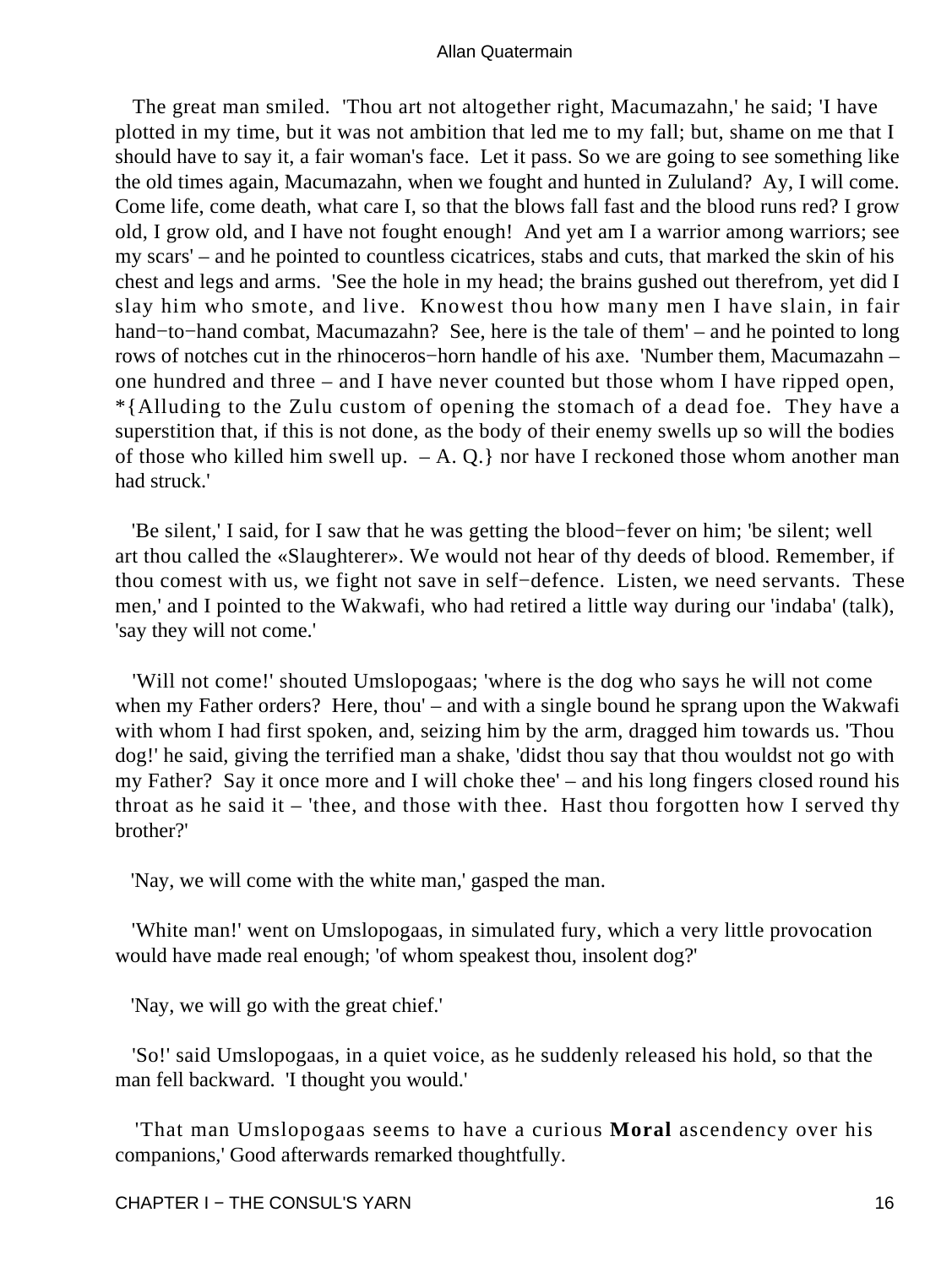The great man smiled. 'Thou art not altogether right, Macumazahn,' he said; 'I have plotted in my time, but it was not ambition that led me to my fall; but, shame on me that I should have to say it, a fair woman's face. Let it pass. So we are going to see something like the old times again, Macumazahn, when we fought and hunted in Zululand? Ay, I will come. Come life, come death, what care I, so that the blows fall fast and the blood runs red? I grow old, I grow old, and I have not fought enough! And yet am I a warrior among warriors; see my scars' – and he pointed to countless cicatrices, stabs and cuts, that marked the skin of his chest and legs and arms. 'See the hole in my head; the brains gushed out therefrom, yet did I slay him who smote, and live. Knowest thou how many men I have slain, in fair hand−to−hand combat, Macumazahn? See, here is the tale of them' – and he pointed to long rows of notches cut in the rhinoceros−horn handle of his axe. 'Number them, Macumazahn – one hundred and three – and I have never counted but those whom I have ripped open, *{Alluding to the Zulu custom of opening the stomach of a dead foe. They have a superstition that, if this is not done, as the body of their enemy swells up so will the bodies of those who killed him swell up. – A. Q.} nor have I reckoned those whom another man had struck.'

'Be silent,' I said, for I saw that he was getting the blood−fever on him; 'be silent; well art thou called the «Slaughterer». We would not hear of thy deeds of blood. Remember, if thou comest with us, we fight not save in self−defence. Listen, we need servants. These men,' and I pointed to the Wakwafi, who had retired a little way during our 'indaba' (talk), 'say they will not come.'

'Will not come!' shouted Umslopogaas; 'where is the dog who says he will not come when my Father orders? Here, thou' – and with a single bound he sprang upon the Wakwafi with whom I had first spoken, and, seizing him by the arm, dragged him towards us. 'Thou dog!' he said, giving the terrified man a shake, 'didst thou say that thou wouldst not go with my Father? Say it once more and I will choke thee' – and his long fingers closed round his throat as he said it – 'thee, and those with thee. Hast thou forgotten how I served thy brother?'

'Nay, we will come with the white man,' gasped the man.

'White man!' went on Umslopogaas, in simulated fury, which a very little provocation would have made real enough; 'of whom speakest thou, insolent dog?'

'Nay, we will go with the great chief.'

'So!' said Umslopogaas, in a quiet voice, as he suddenly released his hold, so that the man fell backward. 'I thought you would.'

'That man Umslopogaas seems to have a curious **Moral** ascendency over his companions,' Good afterwards remarked thoughtfully.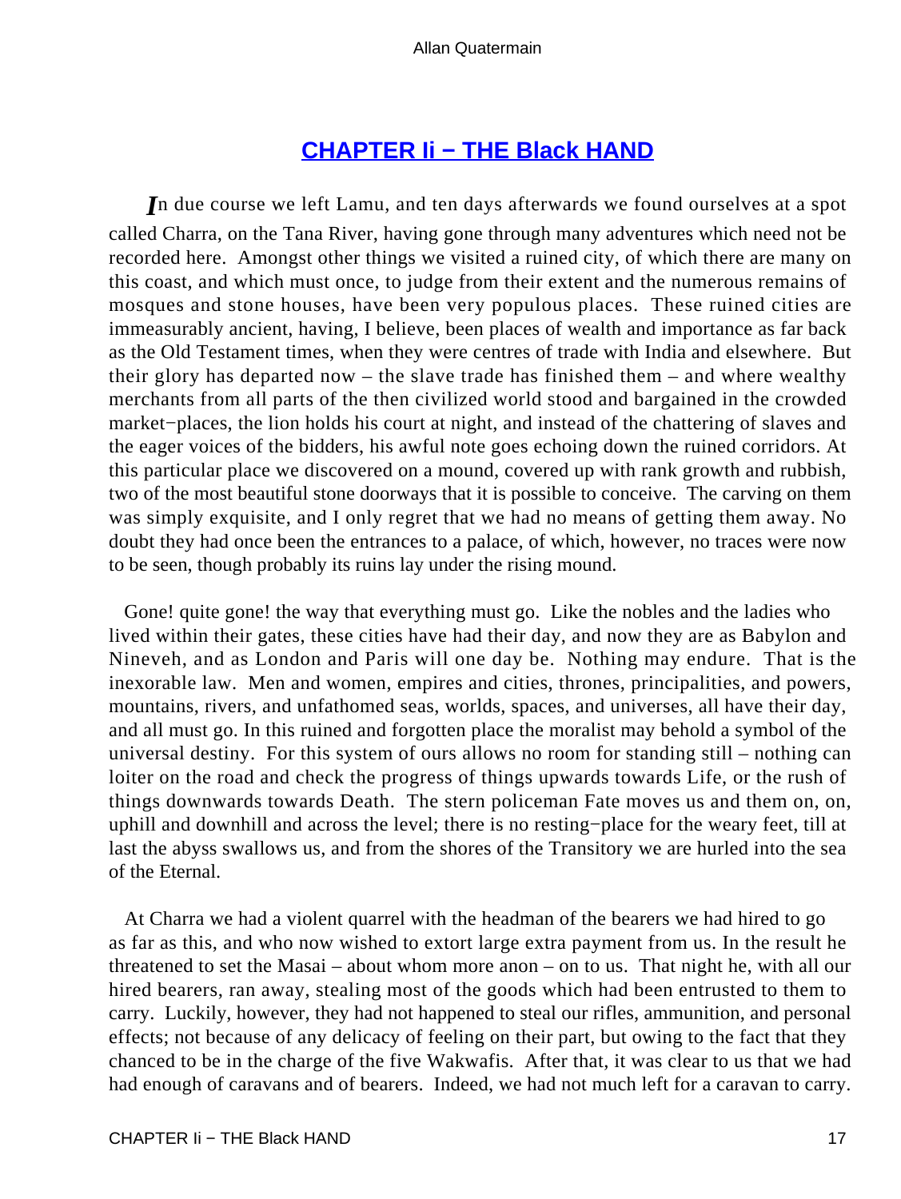## CHAPTER Ii − THE Black HAND

*I*n due course we left Lamu, and ten days afterwards we found ourselves at a spot called Charra, on the Tana River, having gone through many adventures which need not be recorded here. Amongst other things we visited a ruined city, of which there are many on this coast, and which must once, to judge from their extent and the numerous remains of mosques and stone houses, have been very populous places. These ruined cities are immeasurably ancient, having, I believe, been places of wealth and importance as far back as the Old Testament times, when they were centres of trade with India and elsewhere. But their glory has departed now – the slave trade has finished them – and where wealthy merchants from all parts of the then civilized world stood and bargained in the crowded market−places, the lion holds his court at night, and instead of the chattering of slaves and the eager voices of the bidders, his awful note goes echoing down the ruined corridors. At this particular place we discovered on a mound, covered up with rank growth and rubbish, two of the most beautiful stone doorways that it is possible to conceive. The carving on them was simply exquisite, and I only regret that we had no means of getting them away. No doubt they had once been the entrances to a palace, of which, however, no traces were now to be seen, though probably its ruins lay under the rising mound.

Gone! quite gone! the way that everything must go. Like the nobles and the ladies who lived within their gates, these cities have had their day, and now they are as Babylon and Nineveh, and as London and Paris will one day be. Nothing may endure. That is the inexorable law. Men and women, empires and cities, thrones, principalities, and powers, mountains, rivers, and unfathomed seas, worlds, spaces, and universes, all have their day, and all must go. In this ruined and forgotten place the moralist may behold a symbol of the universal destiny. For this system of ours allows no room for standing still – nothing can loiter on the road and check the progress of things upwards towards Life, or the rush of things downwards towards Death. The stern policeman Fate moves us and them on, on, uphill and downhill and across the level; there is no resting−place for the weary feet, till at last the abyss swallows us, and from the shores of the Transitory we are hurled into the sea of the Eternal.

At Charra we had a violent quarrel with the headman of the bearers we had hired to go as far as this, and who now wished to extort large extra payment from us. In the result he threatened to set the Masai – about whom more anon – on to us. That night he, with all our hired bearers, ran away, stealing most of the goods which had been entrusted to them to carry. Luckily, however, they had not happened to steal our rifles, ammunition, and personal effects; not because of any delicacy of feeling on their part, but owing to the fact that they chanced to be in the charge of the five Wakwafis. After that, it was clear to us that we had had enough of caravans and of bearers. Indeed, we had not much left for a caravan to carry.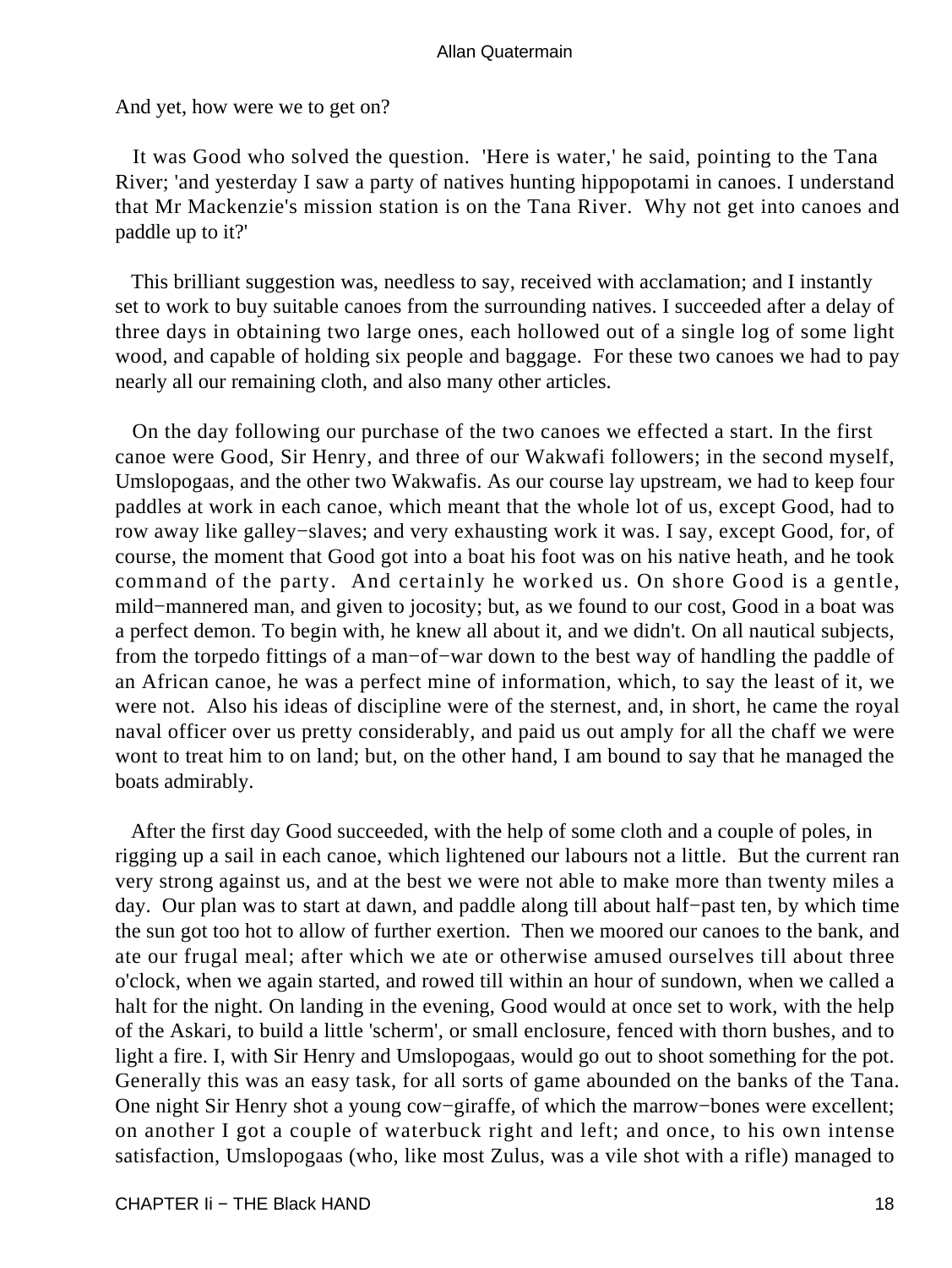And yet, how were we to get on?

It was Good who solved the question. 'Here is water,' he said, pointing to the Tana River; 'and yesterday I saw a party of natives hunting hippopotami in canoes. I understand that Mr Mackenzie's mission station is on the Tana River. Why not get into canoes and paddle up to it?'

This brilliant suggestion was, needless to say, received with acclamation; and I instantly set to work to buy suitable canoes from the surrounding natives. I succeeded after a delay of three days in obtaining two large ones, each hollowed out of a single log of some light wood, and capable of holding six people and baggage. For these two canoes we had to pay nearly all our remaining cloth, and also many other articles.

On the day following our purchase of the two canoes we effected a start. In the first canoe were Good, Sir Henry, and three of our Wakwafi followers; in the second myself, Umslopogaas, and the other two Wakwafis. As our course lay upstream, we had to keep four paddles at work in each canoe, which meant that the whole lot of us, except Good, had to row away like galley−slaves; and very exhausting work it was. I say, except Good, for, of course, the moment that Good got into a boat his foot was on his native heath, and he took command of the party. And certainly he worked us. On shore Good is a gentle, mild−mannered man, and given to jocosity; but, as we found to our cost, Good in a boat was a perfect demon. To begin with, he knew all about it, and we didn't. On all nautical subjects, from the torpedo fittings of a man−of−war down to the best way of handling the paddle of an African canoe, he was a perfect mine of information, which, to say the least of it, we were not. Also his ideas of discipline were of the sternest, and, in short, he came the royal naval officer over us pretty considerably, and paid us out amply for all the chaff we were wont to treat him to on land; but, on the other hand, I am bound to say that he managed the boats admirably.

After the first day Good succeeded, with the help of some cloth and a couple of poles, in rigging up a sail in each canoe, which lightened our labours not a little. But the current ran very strong against us, and at the best we were not able to make more than twenty miles a day. Our plan was to start at dawn, and paddle along till about half−past ten, by which time the sun got too hot to allow of further exertion. Then we moored our canoes to the bank, and ate our frugal meal; after which we ate or otherwise amused ourselves till about three o'clock, when we again started, and rowed till within an hour of sundown, when we called a halt for the night. On landing in the evening, Good would at once set to work, with the help of the Askari, to build a little 'scherm', or small enclosure, fenced with thorn bushes, and to light a fire. I, with Sir Henry and Umslopogaas, would go out to shoot something for the pot. Generally this was an easy task, for all sorts of game abounded on the banks of the Tana. One night Sir Henry shot a young cow−giraffe, of which the marrow−bones were excellent; on another I got a couple of waterbuck right and left; and once, to his own intense satisfaction, Umslopogaas (who, like most Zulus, was a vile shot with a rifle) managed to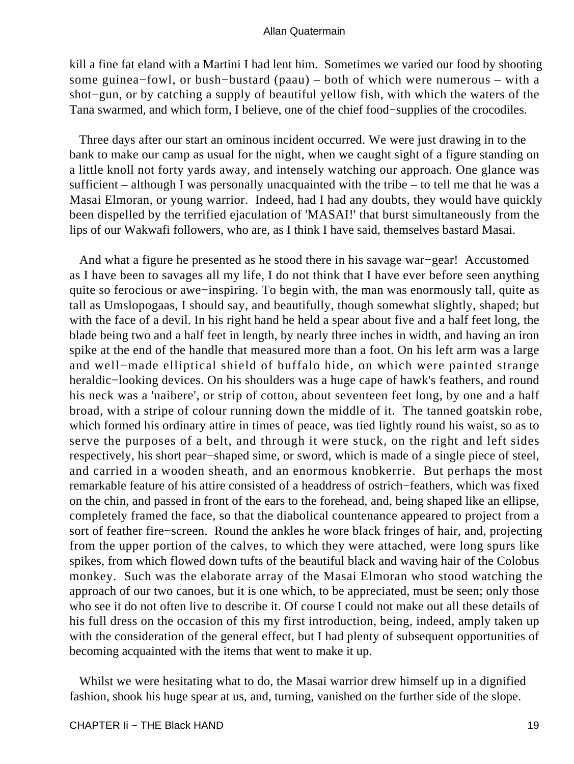kill a fine fat eland with a Martini I had lent him. Sometimes we varied our food by shooting some guinea−fowl, or bush−bustard (paau) – both of which were numerous – with a shot−gun, or by catching a supply of beautiful yellow fish, with which the waters of the Tana swarmed, and which form, I believe, one of the chief food−supplies of the crocodiles.

Three days after our start an ominous incident occurred. We were just drawing in to the bank to make our camp as usual for the night, when we caught sight of a figure standing on a little knoll not forty yards away, and intensely watching our approach. One glance was sufficient – although I was personally unacquainted with the tribe – to tell me that he was a Masai Elmoran, or young warrior. Indeed, had I had any doubts, they would have quickly been dispelled by the terrified ejaculation of 'MASAI!' that burst simultaneously from the lips of our Wakwafi followers, who are, as I think I have said, themselves bastard Masai.

And what a figure he presented as he stood there in his savage war−gear! Accustomed as I have been to savages all my life, I do not think that I have ever before seen anything quite so ferocious or awe−inspiring. To begin with, the man was enormously tall, quite as tall as Umslopogaas, I should say, and beautifully, though somewhat slightly, shaped; but with the face of a devil. In his right hand he held a spear about five and a half feet long, the blade being two and a half feet in length, by nearly three inches in width, and having an iron spike at the end of the handle that measured more than a foot. On his left arm was a large and well−made elliptical shield of buffalo hide, on which were painted strange heraldic−looking devices. On his shoulders was a huge cape of hawk's feathers, and round his neck was a 'naibere', or strip of cotton, about seventeen feet long, by one and a half broad, with a stripe of colour running down the middle of it. The tanned goatskin robe, which formed his ordinary attire in times of peace, was tied lightly round his waist, so as to serve the purposes of a belt, and through it were stuck, on the right and left sides respectively, his short pear−shaped sime, or sword, which is made of a single piece of steel, and carried in a wooden sheath, and an enormous knobkerrie. But perhaps the most remarkable feature of his attire consisted of a headdress of ostrich−feathers, which was fixed on the chin, and passed in front of the ears to the forehead, and, being shaped like an ellipse, completely framed the face, so that the diabolical countenance appeared to project from a sort of feather fire−screen. Round the ankles he wore black fringes of hair, and, projecting from the upper portion of the calves, to which they were attached, were long spurs like spikes, from which flowed down tufts of the beautiful black and waving hair of the Colobus monkey. Such was the elaborate array of the Masai Elmoran who stood watching the approach of our two canoes, but it is one which, to be appreciated, must be seen; only those who see it do not often live to describe it. Of course I could not make out all these details of his full dress on the occasion of this my first introduction, being, indeed, amply taken up with the consideration of the general effect, but I had plenty of subsequent opportunities of becoming acquainted with the items that went to make it up.

Whilst we were hesitating what to do, the Masai warrior drew himself up in a dignified fashion, shook his huge spear at us, and, turning, vanished on the further side of the slope.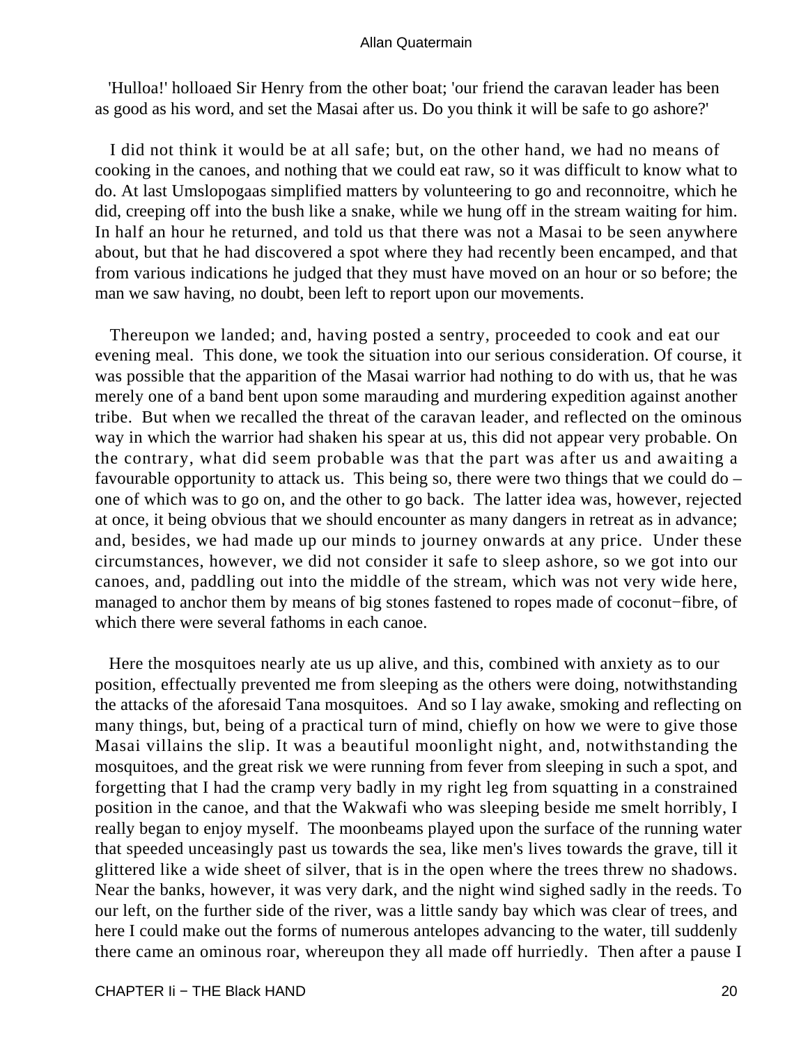'Hulloa!' holloaed Sir Henry from the other boat; 'our friend the caravan leader has been as good as his word, and set the Masai after us. Do you think it will be safe to go ashore?'

I did not think it would be at all safe; but, on the other hand, we had no means of cooking in the canoes, and nothing that we could eat raw, so it was difficult to know what to do. At last Umslopogaas simplified matters by volunteering to go and reconnoitre, which he did, creeping off into the bush like a snake, while we hung off in the stream waiting for him. In half an hour he returned, and told us that there was not a Masai to be seen anywhere about, but that he had discovered a spot where they had recently been encamped, and that from various indications he judged that they must have moved on an hour or so before; the man we saw having, no doubt, been left to report upon our movements.

Thereupon we landed; and, having posted a sentry, proceeded to cook and eat our evening meal. This done, we took the situation into our serious consideration. Of course, it was possible that the apparition of the Masai warrior had nothing to do with us, that he was merely one of a band bent upon some marauding and murdering expedition against another tribe. But when we recalled the threat of the caravan leader, and reflected on the ominous way in which the warrior had shaken his spear at us, this did not appear very probable. On the contrary, what did seem probable was that the part was after us and awaiting a favourable opportunity to attack us. This being so, there were two things that we could do – one of which was to go on, and the other to go back. The latter idea was, however, rejected at once, it being obvious that we should encounter as many dangers in retreat as in advance; and, besides, we had made up our minds to journey onwards at any price. Under these circumstances, however, we did not consider it safe to sleep ashore, so we got into our canoes, and, paddling out into the middle of the stream, which was not very wide here, managed to anchor them by means of big stones fastened to ropes made of coconut−fibre, of which there were several fathoms in each canoe.

Here the mosquitoes nearly ate us up alive, and this, combined with anxiety as to our position, effectually prevented me from sleeping as the others were doing, notwithstanding the attacks of the aforesaid Tana mosquitoes. And so I lay awake, smoking and reflecting on many things, but, being of a practical turn of mind, chiefly on how we were to give those Masai villains the slip. It was a beautiful moonlight night, and, notwithstanding the mosquitoes, and the great risk we were running from fever from sleeping in such a spot, and forgetting that I had the cramp very badly in my right leg from squatting in a constrained position in the canoe, and that the Wakwafi who was sleeping beside me smelt horribly, I really began to enjoy myself. The moonbeams played upon the surface of the running water that speeded unceasingly past us towards the sea, like men's lives towards the grave, till it glittered like a wide sheet of silver, that is in the open where the trees threw no shadows. Near the banks, however, it was very dark, and the night wind sighed sadly in the reeds. To our left, on the further side of the river, was a little sandy bay which was clear of trees, and here I could make out the forms of numerous antelopes advancing to the water, till suddenly there came an ominous roar, whereupon they all made off hurriedly. Then after a pause I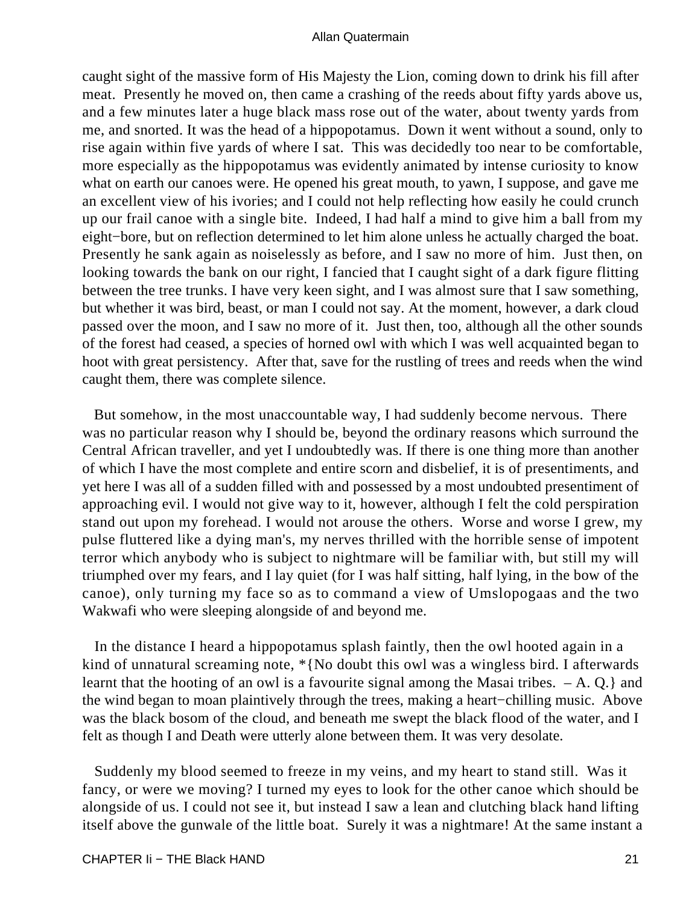caught sight of the massive form of His Majesty the Lion, coming down to drink his fill after meat. Presently he moved on, then came a crashing of the reeds about fifty yards above us, and a few minutes later a huge black mass rose out of the water, about twenty yards from me, and snorted. It was the head of a hippopotamus. Down it went without a sound, only to rise again within five yards of where I sat. This was decidedly too near to be comfortable, more especially as the hippopotamus was evidently animated by intense curiosity to know what on earth our canoes were. He opened his great mouth, to yawn, I suppose, and gave me an excellent view of his ivories; and I could not help reflecting how easily he could crunch up our frail canoe with a single bite. Indeed, I had half a mind to give him a ball from my eight−bore, but on reflection determined to let him alone unless he actually charged the boat. Presently he sank again as noiselessly as before, and I saw no more of him. Just then, on looking towards the bank on our right, I fancied that I caught sight of a dark figure flitting between the tree trunks. I have very keen sight, and I was almost sure that I saw something, but whether it was bird, beast, or man I could not say. At the moment, however, a dark cloud passed over the moon, and I saw no more of it. Just then, too, although all the other sounds of the forest had ceased, a species of horned owl with which I was well acquainted began to hoot with great persistency. After that, save for the rustling of trees and reeds when the wind caught them, there was complete silence.

But somehow, in the most unaccountable way, I had suddenly become nervous. There was no particular reason why I should be, beyond the ordinary reasons which surround the Central African traveller, and yet I undoubtedly was. If there is one thing more than another of which I have the most complete and entire scorn and disbelief, it is of presentiments, and yet here I was all of a sudden filled with and possessed by a most undoubted presentiment of approaching evil. I would not give way to it, however, although I felt the cold perspiration stand out upon my forehead. I would not arouse the others. Worse and worse I grew, my pulse fluttered like a dying man's, my nerves thrilled with the horrible sense of impotent terror which anybody who is subject to nightmare will be familiar with, but still my will triumphed over my fears, and I lay quiet (for I was half sitting, half lying, in the bow of the canoe), only turning my face so as to command a view of Umslopogaas and the two Wakwafi who were sleeping alongside of and beyond me.

In the distance I heard a hippopotamus splash faintly, then the owl hooted again in a kind of unnatural screaming note, *{No doubt this owl was a wingless bird. I afterwards learnt that the hooting of an owl is a favourite signal among the Masai tribes. – A. Q.} and the wind began to moan plaintively through the trees, making a heart−chilling music. Above was the black bosom of the cloud, and beneath me swept the black flood of the water, and I felt as though I and Death were utterly alone between them. It was very desolate.

Suddenly my blood seemed to freeze in my veins, and my heart to stand still. Was it fancy, or were we moving? I turned my eyes to look for the other canoe which should be alongside of us. I could not see it, but instead I saw a lean and clutching black hand lifting itself above the gunwale of the little boat. Surely it was a nightmare! At the same instant a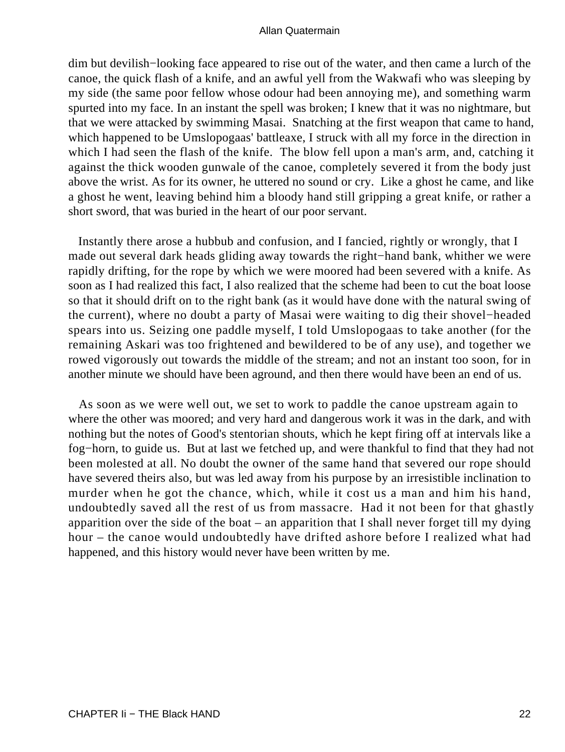dim but devilish−looking face appeared to rise out of the water, and then came a lurch of the canoe, the quick flash of a knife, and an awful yell from the Wakwafi who was sleeping by my side (the same poor fellow whose odour had been annoying me), and something warm spurted into my face. In an instant the spell was broken; I knew that it was no nightmare, but that we were attacked by swimming Masai. Snatching at the first weapon that came to hand, which happened to be Umslopogaas' battleaxe, I struck with all my force in the direction in which I had seen the flash of the knife. The blow fell upon a man's arm, and, catching it against the thick wooden gunwale of the canoe, completely severed it from the body just above the wrist. As for its owner, he uttered no sound or cry. Like a ghost he came, and like a ghost he went, leaving behind him a bloody hand still gripping a great knife, or rather a short sword, that was buried in the heart of our poor servant.

Instantly there arose a hubbub and confusion, and I fancied, rightly or wrongly, that I made out several dark heads gliding away towards the right−hand bank, whither we were rapidly drifting, for the rope by which we were moored had been severed with a knife. As soon as I had realized this fact, I also realized that the scheme had been to cut the boat loose so that it should drift on to the right bank (as it would have done with the natural swing of the current), where no doubt a party of Masai were waiting to dig their shovel−headed spears into us. Seizing one paddle myself, I told Umslopogaas to take another (for the remaining Askari was too frightened and bewildered to be of any use), and together we rowed vigorously out towards the middle of the stream; and not an instant too soon, for in another minute we should have been aground, and then there would have been an end of us.

As soon as we were well out, we set to work to paddle the canoe upstream again to where the other was moored; and very hard and dangerous work it was in the dark, and with nothing but the notes of Good's stentorian shouts, which he kept firing off at intervals like a fog−horn, to guide us. But at last we fetched up, and were thankful to find that they had not been molested at all. No doubt the owner of the same hand that severed our rope should have severed theirs also, but was led away from his purpose by an irresistible inclination to murder when he got the chance, which, while it cost us a man and him his hand, undoubtedly saved all the rest of us from massacre. Had it not been for that ghastly apparition over the side of the boat – an apparition that I shall never forget till my dying hour – the canoe would undoubtedly have drifted ashore before I realized what had happened, and this history would never have been written by me.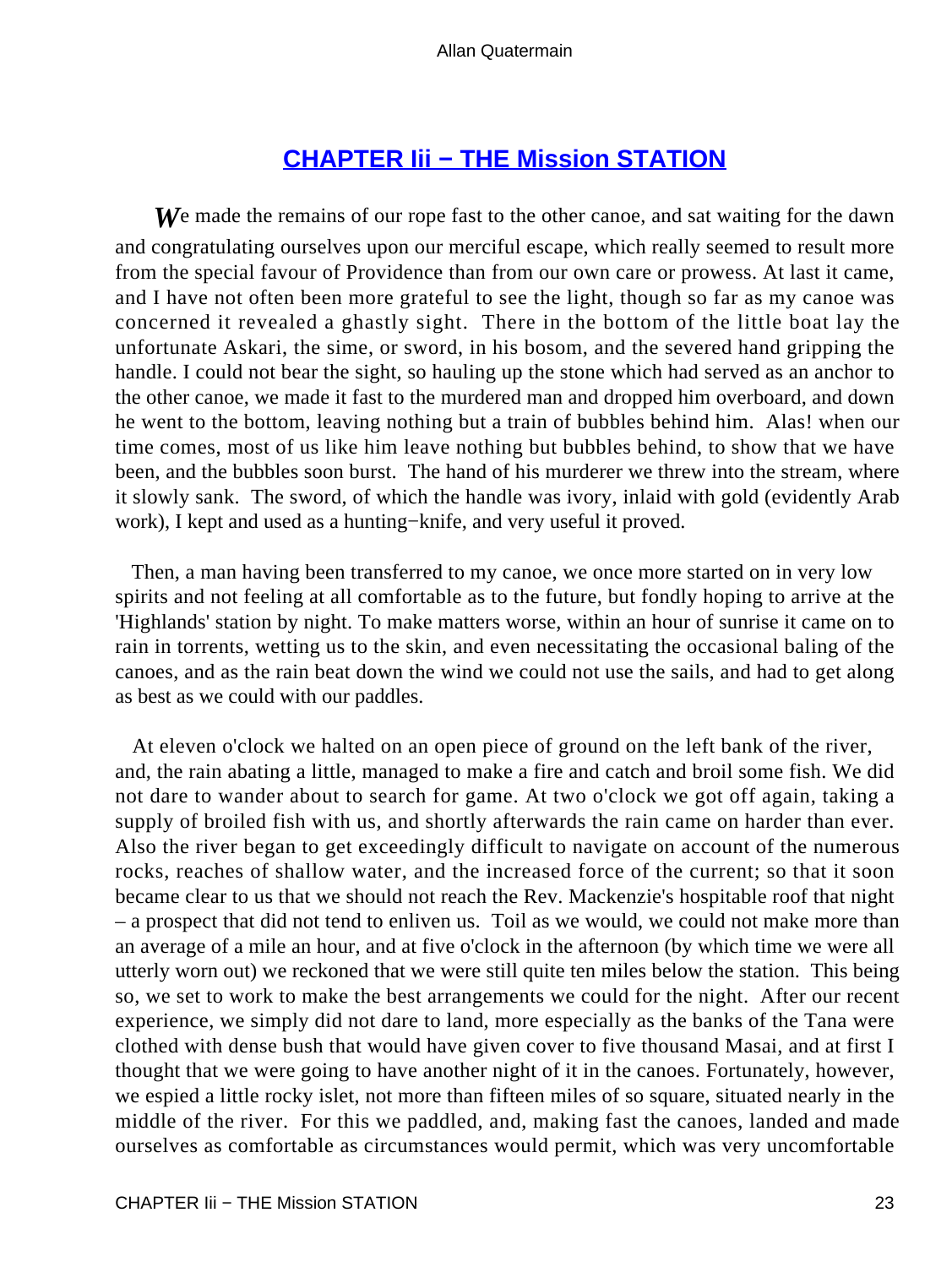## CHAPTER Iii − THE Mission STATION

*W*e made the remains of our rope fast to the other canoe, and sat waiting for the dawn and congratulating ourselves upon our merciful escape, which really seemed to result more from the special favour of Providence than from our own care or prowess. At last it came, and I have not often been more grateful to see the light, though so far as my canoe was concerned it revealed a ghastly sight. There in the bottom of the little boat lay the unfortunate Askari, the sime, or sword, in his bosom, and the severed hand gripping the handle. I could not bear the sight, so hauling up the stone which had served as an anchor to the other canoe, we made it fast to the murdered man and dropped him overboard, and down he went to the bottom, leaving nothing but a train of bubbles behind him. Alas! when our time comes, most of us like him leave nothing but bubbles behind, to show that we have been, and the bubbles soon burst. The hand of his murderer we threw into the stream, where it slowly sank. The sword, of which the handle was ivory, inlaid with gold (evidently Arab work), I kept and used as a hunting−knife, and very useful it proved.

Then, a man having been transferred to my canoe, we once more started on in very low spirits and not feeling at all comfortable as to the future, but fondly hoping to arrive at the 'Highlands' station by night. To make matters worse, within an hour of sunrise it came on to rain in torrents, wetting us to the skin, and even necessitating the occasional baling of the canoes, and as the rain beat down the wind we could not use the sails, and had to get along as best as we could with our paddles.

At eleven o'clock we halted on an open piece of ground on the left bank of the river, and, the rain abating a little, managed to make a fire and catch and broil some fish. We did not dare to wander about to search for game. At two o'clock we got off again, taking a supply of broiled fish with us, and shortly afterwards the rain came on harder than ever. Also the river began to get exceedingly difficult to navigate on account of the numerous rocks, reaches of shallow water, and the increased force of the current; so that it soon became clear to us that we should not reach the Rev. Mackenzie's hospitable roof that night – a prospect that did not tend to enliven us. Toil as we would, we could not make more than an average of a mile an hour, and at five o'clock in the afternoon (by which time we were all utterly worn out) we reckoned that we were still quite ten miles below the station. This being so, we set to work to make the best arrangements we could for the night. After our recent experience, we simply did not dare to land, more especially as the banks of the Tana were clothed with dense bush that would have given cover to five thousand Masai, and at first I thought that we were going to have another night of it in the canoes. Fortunately, however, we espied a little rocky islet, not more than fifteen miles of so square, situated nearly in the middle of the river. For this we paddled, and, making fast the canoes, landed and made ourselves as comfortable as circumstances would permit, which was very uncomfortable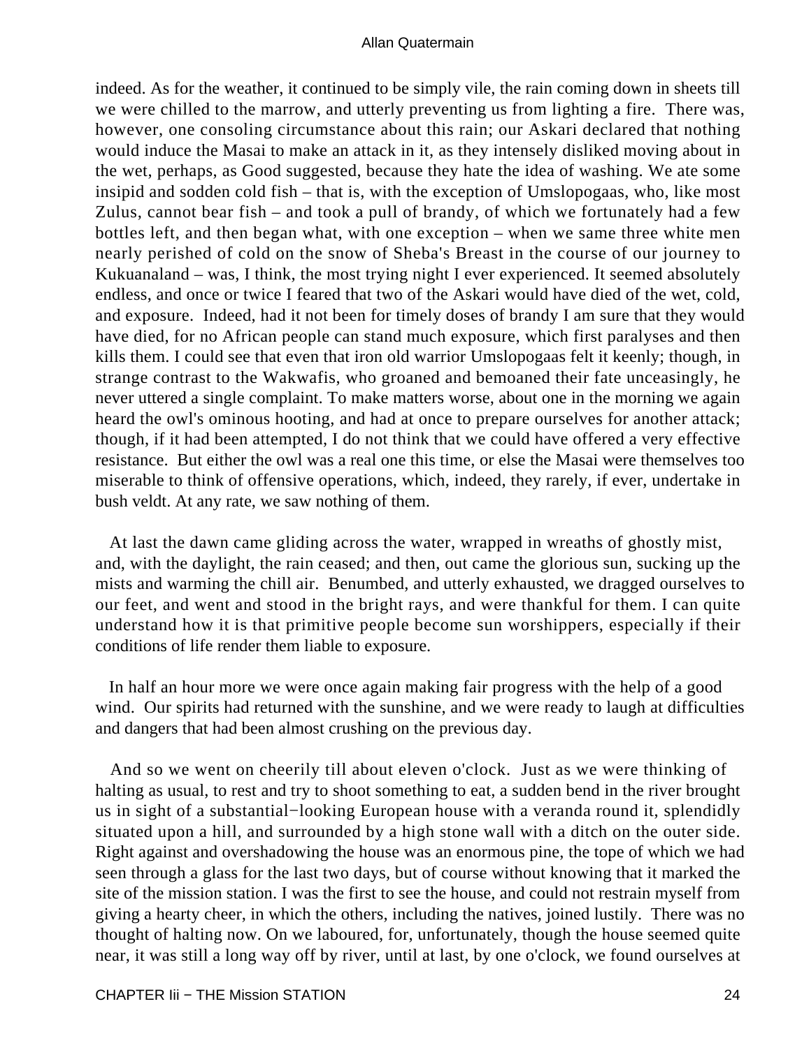indeed. As for the weather, it continued to be simply vile, the rain coming down in sheets till we were chilled to the marrow, and utterly preventing us from lighting a fire. There was, however, one consoling circumstance about this rain; our Askari declared that nothing would induce the Masai to make an attack in it, as they intensely disliked moving about in the wet, perhaps, as Good suggested, because they hate the idea of washing. We ate some insipid and sodden cold fish – that is, with the exception of Umslopogaas, who, like most Zulus, cannot bear fish – and took a pull of brandy, of which we fortunately had a few bottles left, and then began what, with one exception – when we same three white men nearly perished of cold on the snow of Sheba's Breast in the course of our journey to Kukuanaland – was, I think, the most trying night I ever experienced. It seemed absolutely endless, and once or twice I feared that two of the Askari would have died of the wet, cold, and exposure. Indeed, had it not been for timely doses of brandy I am sure that they would have died, for no African people can stand much exposure, which first paralyses and then kills them. I could see that even that iron old warrior Umslopogaas felt it keenly; though, in strange contrast to the Wakwafis, who groaned and bemoaned their fate unceasingly, he never uttered a single complaint. To make matters worse, about one in the morning we again heard the owl's ominous hooting, and had at once to prepare ourselves for another attack; though, if it had been attempted, I do not think that we could have offered a very effective resistance. But either the owl was a real one this time, or else the Masai were themselves too miserable to think of offensive operations, which, indeed, they rarely, if ever, undertake in bush veldt. At any rate, we saw nothing of them.

At last the dawn came gliding across the water, wrapped in wreaths of ghostly mist, and, with the daylight, the rain ceased; and then, out came the glorious sun, sucking up the mists and warming the chill air. Benumbed, and utterly exhausted, we dragged ourselves to our feet, and went and stood in the bright rays, and were thankful for them. I can quite understand how it is that primitive people become sun worshippers, especially if their conditions of life render them liable to exposure.

In half an hour more we were once again making fair progress with the help of a good wind. Our spirits had returned with the sunshine, and we were ready to laugh at difficulties and dangers that had been almost crushing on the previous day.

And so we went on cheerily till about eleven o'clock. Just as we were thinking of halting as usual, to rest and try to shoot something to eat, a sudden bend in the river brought us in sight of a substantial−looking European house with a veranda round it, splendidly situated upon a hill, and surrounded by a high stone wall with a ditch on the outer side. Right against and overshadowing the house was an enormous pine, the tope of which we had seen through a glass for the last two days, but of course without knowing that it marked the site of the mission station. I was the first to see the house, and could not restrain myself from giving a hearty cheer, in which the others, including the natives, joined lustily. There was no thought of halting now. On we laboured, for, unfortunately, though the house seemed quite near, it was still a long way off by river, until at last, by one o'clock, we found ourselves at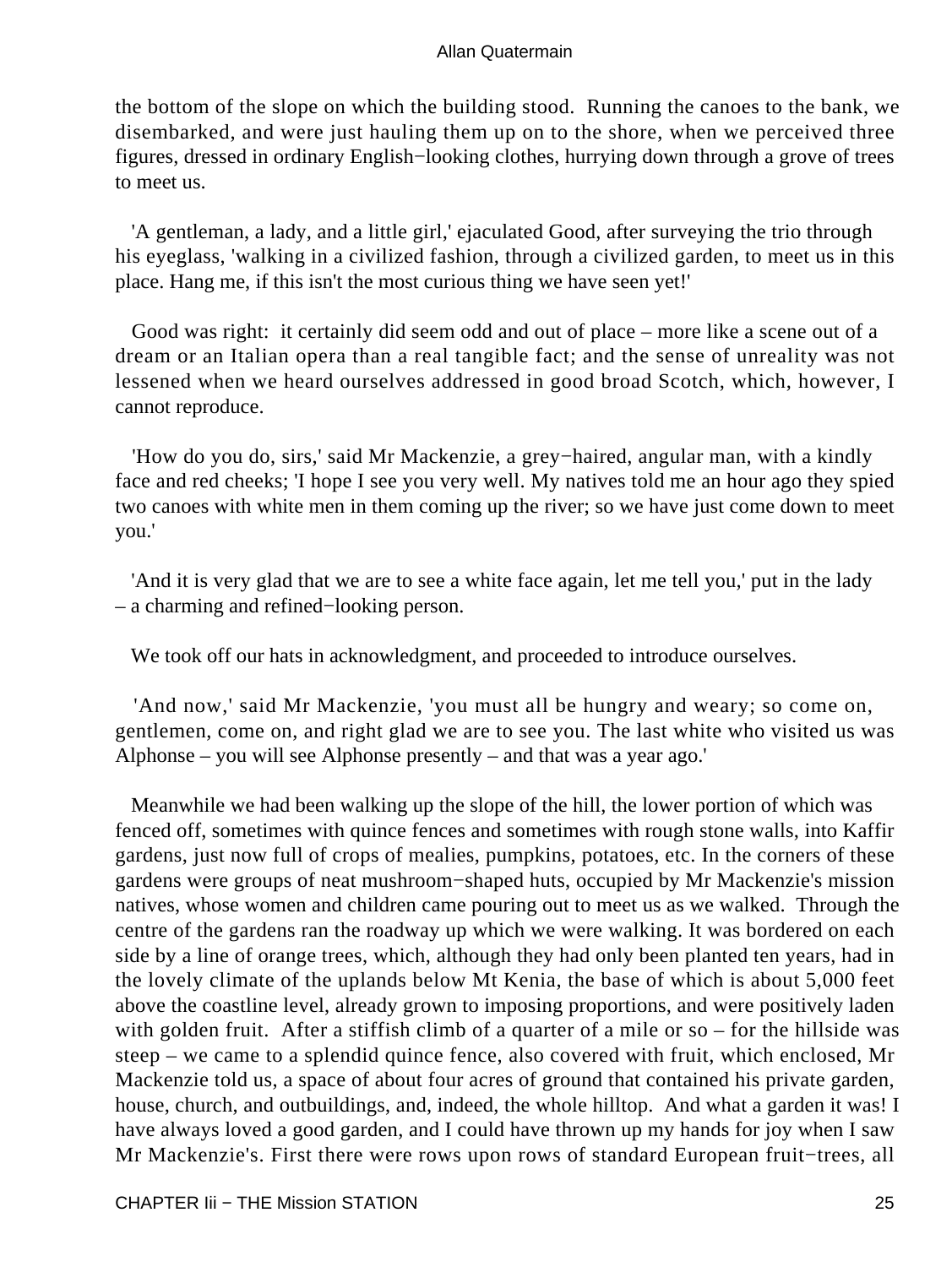the bottom of the slope on which the building stood. Running the canoes to the bank, we disembarked, and were just hauling them up on to the shore, when we perceived three figures, dressed in ordinary English−looking clothes, hurrying down through a grove of trees to meet us.

'A gentleman, a lady, and a little girl,' ejaculated Good, after surveying the trio through his eyeglass, 'walking in a civilized fashion, through a civilized garden, to meet us in this place. Hang me, if this isn't the most curious thing we have seen yet!'

Good was right: it certainly did seem odd and out of place – more like a scene out of a dream or an Italian opera than a real tangible fact; and the sense of unreality was not lessened when we heard ourselves addressed in good broad Scotch, which, however, I cannot reproduce.

'How do you do, sirs,' said Mr Mackenzie, a grey−haired, angular man, with a kindly face and red cheeks; 'I hope I see you very well. My natives told me an hour ago they spied two canoes with white men in them coming up the river; so we have just come down to meet you.'

'And it is very glad that we are to see a white face again, let me tell you,' put in the lady – a charming and refined−looking person.

We took off our hats in acknowledgment, and proceeded to introduce ourselves.

'And now,' said Mr Mackenzie, 'you must all be hungry and weary; so come on, gentlemen, come on, and right glad we are to see you. The last white who visited us was Alphonse – you will see Alphonse presently – and that was a year ago.'

Meanwhile we had been walking up the slope of the hill, the lower portion of which was fenced off, sometimes with quince fences and sometimes with rough stone walls, into Kaffir gardens, just now full of crops of mealies, pumpkins, potatoes, etc. In the corners of these gardens were groups of neat mushroom−shaped huts, occupied by Mr Mackenzie's mission natives, whose women and children came pouring out to meet us as we walked. Through the centre of the gardens ran the roadway up which we were walking. It was bordered on each side by a line of orange trees, which, although they had only been planted ten years, had in the lovely climate of the uplands below Mt Kenia, the base of which is about 5,000 feet above the coastline level, already grown to imposing proportions, and were positively laden with golden fruit. After a stiffish climb of a quarter of a mile or so – for the hillside was steep – we came to a splendid quince fence, also covered with fruit, which enclosed, Mr Mackenzie told us, a space of about four acres of ground that contained his private garden, house, church, and outbuildings, and, indeed, the whole hilltop. And what a garden it was! I have always loved a good garden, and I could have thrown up my hands for joy when I saw Mr Mackenzie's. First there were rows upon rows of standard European fruit−trees, all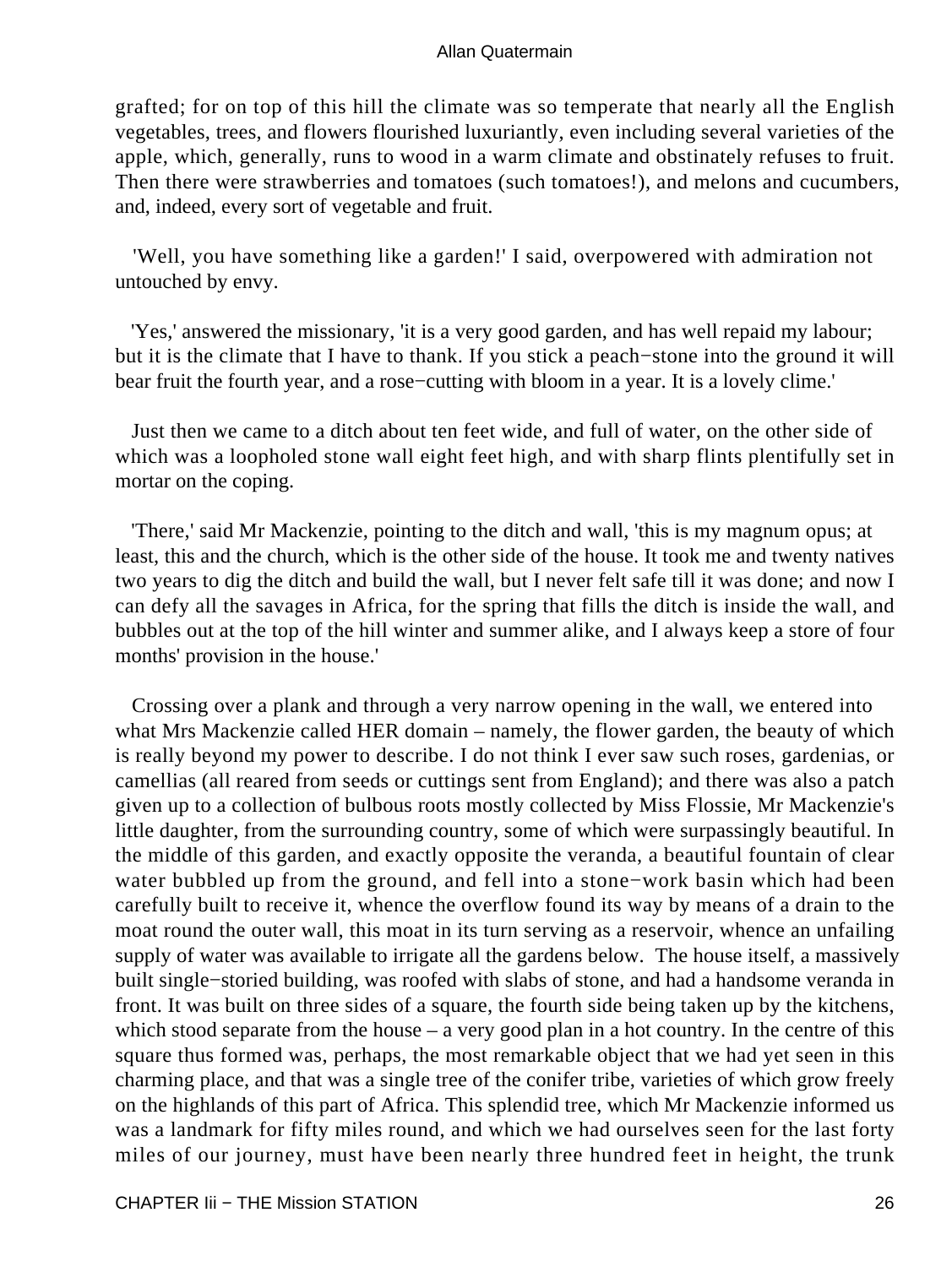grafted; for on top of this hill the climate was so temperate that nearly all the English vegetables, trees, and flowers flourished luxuriantly, even including several varieties of the apple, which, generally, runs to wood in a warm climate and obstinately refuses to fruit. Then there were strawberries and tomatoes (such tomatoes!), and melons and cucumbers, and, indeed, every sort of vegetable and fruit.

'Well, you have something like a garden!' I said, overpowered with admiration not untouched by envy.

'Yes,' answered the missionary, 'it is a very good garden, and has well repaid my labour; but it is the climate that I have to thank. If you stick a peach−stone into the ground it will bear fruit the fourth year, and a rose−cutting with bloom in a year. It is a lovely clime.'

Just then we came to a ditch about ten feet wide, and full of water, on the other side of which was a loopholed stone wall eight feet high, and with sharp flints plentifully set in mortar on the coping.

'There,' said Mr Mackenzie, pointing to the ditch and wall, 'this is my magnum opus; at least, this and the church, which is the other side of the house. It took me and twenty natives two years to dig the ditch and build the wall, but I never felt safe till it was done; and now I can defy all the savages in Africa, for the spring that fills the ditch is inside the wall, and bubbles out at the top of the hill winter and summer alike, and I always keep a store of four months' provision in the house.'

Crossing over a plank and through a very narrow opening in the wall, we entered into what Mrs Mackenzie called HER domain – namely, the flower garden, the beauty of which is really beyond my power to describe. I do not think I ever saw such roses, gardenias, or camellias (all reared from seeds or cuttings sent from England); and there was also a patch given up to a collection of bulbous roots mostly collected by Miss Flossie, Mr Mackenzie's little daughter, from the surrounding country, some of which were surpassingly beautiful. In the middle of this garden, and exactly opposite the veranda, a beautiful fountain of clear water bubbled up from the ground, and fell into a stone−work basin which had been carefully built to receive it, whence the overflow found its way by means of a drain to the moat round the outer wall, this moat in its turn serving as a reservoir, whence an unfailing supply of water was available to irrigate all the gardens below. The house itself, a massively built single−storied building, was roofed with slabs of stone, and had a handsome veranda in front. It was built on three sides of a square, the fourth side being taken up by the kitchens, which stood separate from the house – a very good plan in a hot country. In the centre of this square thus formed was, perhaps, the most remarkable object that we had yet seen in this charming place, and that was a single tree of the conifer tribe, varieties of which grow freely on the highlands of this part of Africa. This splendid tree, which Mr Mackenzie informed us was a landmark for fifty miles round, and which we had ourselves seen for the last forty miles of our journey, must have been nearly three hundred feet in height, the trunk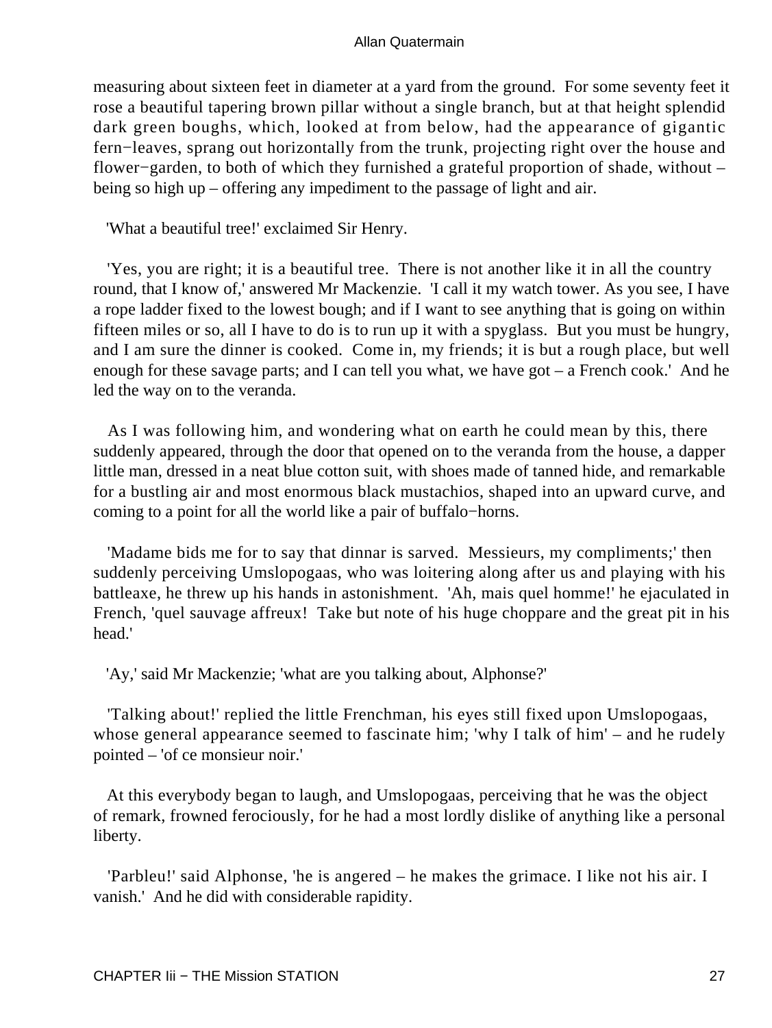measuring about sixteen feet in diameter at a yard from the ground. For some seventy feet it rose a beautiful tapering brown pillar without a single branch, but at that height splendid dark green boughs, which, looked at from below, had the appearance of gigantic fern−leaves, sprang out horizontally from the trunk, projecting right over the house and flower−garden, to both of which they furnished a grateful proportion of shade, without – being so high up – offering any impediment to the passage of light and air.

'What a beautiful tree!' exclaimed Sir Henry.

'Yes, you are right; it is a beautiful tree. There is not another like it in all the country round, that I know of,' answered Mr Mackenzie. 'I call it my watch tower. As you see, I have a rope ladder fixed to the lowest bough; and if I want to see anything that is going on within fifteen miles or so, all I have to do is to run up it with a spyglass. But you must be hungry, and I am sure the dinner is cooked. Come in, my friends; it is but a rough place, but well enough for these savage parts; and I can tell you what, we have got – a French cook.' And he led the way on to the veranda.

As I was following him, and wondering what on earth he could mean by this, there suddenly appeared, through the door that opened on to the veranda from the house, a dapper little man, dressed in a neat blue cotton suit, with shoes made of tanned hide, and remarkable for a bustling air and most enormous black mustachios, shaped into an upward curve, and coming to a point for all the world like a pair of buffalo−horns.

'Madame bids me for to say that dinnar is sarved. Messieurs, my compliments;' then suddenly perceiving Umslopogaas, who was loitering along after us and playing with his battleaxe, he threw up his hands in astonishment. 'Ah, mais quel homme!' he ejaculated in French, 'quel sauvage affreux! Take but note of his huge choppare and the great pit in his head.'

'Ay,' said Mr Mackenzie; 'what are you talking about, Alphonse?'

'Talking about!' replied the little Frenchman, his eyes still fixed upon Umslopogaas, whose general appearance seemed to fascinate him; 'why I talk of him' – and he rudely pointed – 'of ce monsieur noir.'

At this everybody began to laugh, and Umslopogaas, perceiving that he was the object of remark, frowned ferociously, for he had a most lordly dislike of anything like a personal liberty.

'Parbleu!' said Alphonse, 'he is angered – he makes the grimace. I like not his air. I vanish.' And he did with considerable rapidity.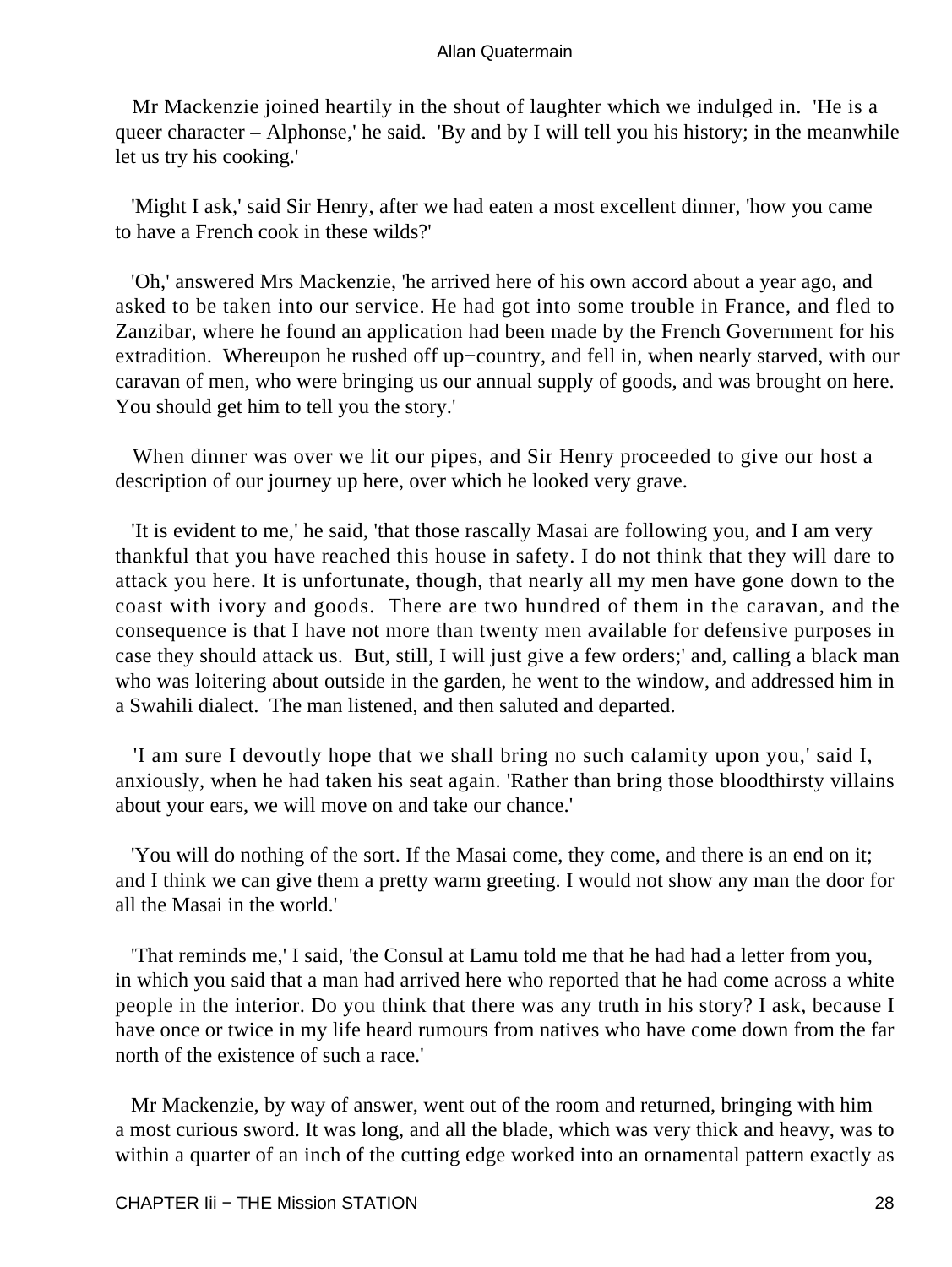Mr Mackenzie joined heartily in the shout of laughter which we indulged in. 'He is a queer character – Alphonse,' he said. 'By and by I will tell you his history; in the meanwhile let us try his cooking.'

'Might I ask,' said Sir Henry, after we had eaten a most excellent dinner, 'how you came to have a French cook in these wilds?'

'Oh,' answered Mrs Mackenzie, 'he arrived here of his own accord about a year ago, and asked to be taken into our service. He had got into some trouble in France, and fled to Zanzibar, where he found an application had been made by the French Government for his extradition. Whereupon he rushed off up−country, and fell in, when nearly starved, with our caravan of men, who were bringing us our annual supply of goods, and was brought on here. You should get him to tell you the story.'

When dinner was over we lit our pipes, and Sir Henry proceeded to give our host a description of our journey up here, over which he looked very grave.

'It is evident to me,' he said, 'that those rascally Masai are following you, and I am very thankful that you have reached this house in safety. I do not think that they will dare to attack you here. It is unfortunate, though, that nearly all my men have gone down to the coast with ivory and goods. There are two hundred of them in the caravan, and the consequence is that I have not more than twenty men available for defensive purposes in case they should attack us. But, still, I will just give a few orders;' and, calling a black man who was loitering about outside in the garden, he went to the window, and addressed him in a Swahili dialect. The man listened, and then saluted and departed.

'I am sure I devoutly hope that we shall bring no such calamity upon you,' said I, anxiously, when he had taken his seat again. 'Rather than bring those bloodthirsty villains about your ears, we will move on and take our chance.'

'You will do nothing of the sort. If the Masai come, they come, and there is an end on it; and I think we can give them a pretty warm greeting. I would not show any man the door for all the Masai in the world.'

'That reminds me,' I said, 'the Consul at Lamu told me that he had had a letter from you, in which you said that a man had arrived here who reported that he had come across a white people in the interior. Do you think that there was any truth in his story? I ask, because I have once or twice in my life heard rumours from natives who have come down from the far north of the existence of such a race.'

Mr Mackenzie, by way of answer, went out of the room and returned, bringing with him a most curious sword. It was long, and all the blade, which was very thick and heavy, was to within a quarter of an inch of the cutting edge worked into an ornamental pattern exactly as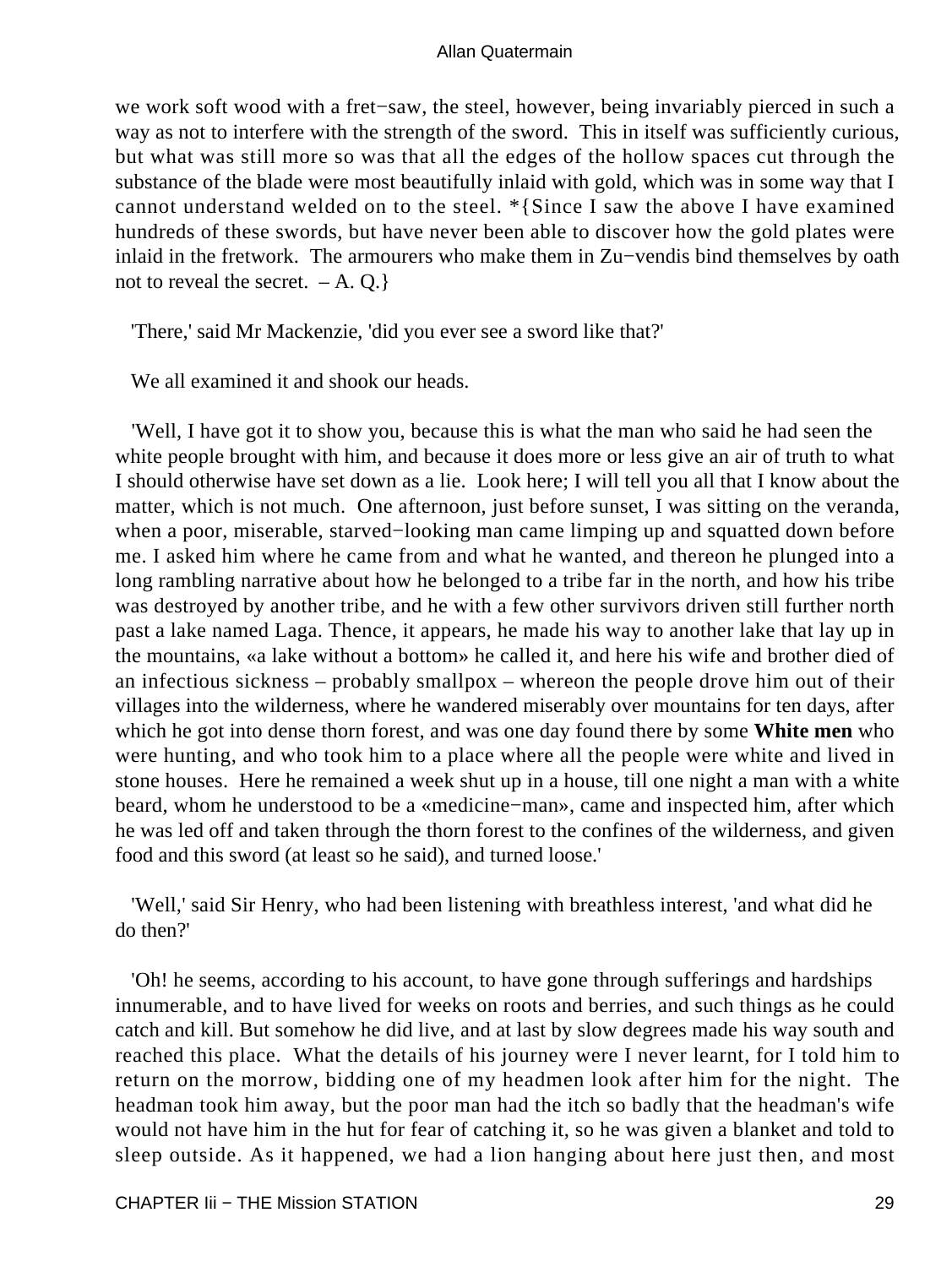we work soft wood with a fret−saw, the steel, however, being invariably pierced in such a way as not to interfere with the strength of the sword. This in itself was sufficiently curious, but what was still more so was that all the edges of the hollow spaces cut through the substance of the blade were most beautifully inlaid with gold, which was in some way that I cannot understand welded on to the steel. *{Since I saw the above I have examined hundreds of these swords, but have never been able to discover how the gold plates were inlaid in the fretwork. The armourers who make them in Zu−vendis bind themselves by oath not to reveal the secret. – A. Q.}

'There,' said Mr Mackenzie, 'did you ever see a sword like that?'

We all examined it and shook our heads.

'Well, I have got it to show you, because this is what the man who said he had seen the white people brought with him, and because it does more or less give an air of truth to what I should otherwise have set down as a lie. Look here; I will tell you all that I know about the matter, which is not much. One afternoon, just before sunset, I was sitting on the veranda, when a poor, miserable, starved−looking man came limping up and squatted down before me. I asked him where he came from and what he wanted, and thereon he plunged into a long rambling narrative about how he belonged to a tribe far in the north, and how his tribe was destroyed by another tribe, and he with a few other survivors driven still further north past a lake named Laga. Thence, it appears, he made his way to another lake that lay up in the mountains, «a lake without a bottom» he called it, and here his wife and brother died of an infectious sickness – probably smallpox – whereon the people drove him out of their villages into the wilderness, where he wandered miserably over mountains for ten days, after which he got into dense thorn forest, and was one day found there by some **White men** who were hunting, and who took him to a place where all the people were white and lived in stone houses. Here he remained a week shut up in a house, till one night a man with a white beard, whom he understood to be a «medicine−man», came and inspected him, after which he was led off and taken through the thorn forest to the confines of the wilderness, and given food and this sword (at least so he said), and turned loose.'

'Well,' said Sir Henry, who had been listening with breathless interest, 'and what did he do then?'

'Oh! he seems, according to his account, to have gone through sufferings and hardships innumerable, and to have lived for weeks on roots and berries, and such things as he could catch and kill. But somehow he did live, and at last by slow degrees made his way south and reached this place. What the details of his journey were I never learnt, for I told him to return on the morrow, bidding one of my headmen look after him for the night. The headman took him away, but the poor man had the itch so badly that the headman's wife would not have him in the hut for fear of catching it, so he was given a blanket and told to sleep outside. As it happened, we had a lion hanging about here just then, and most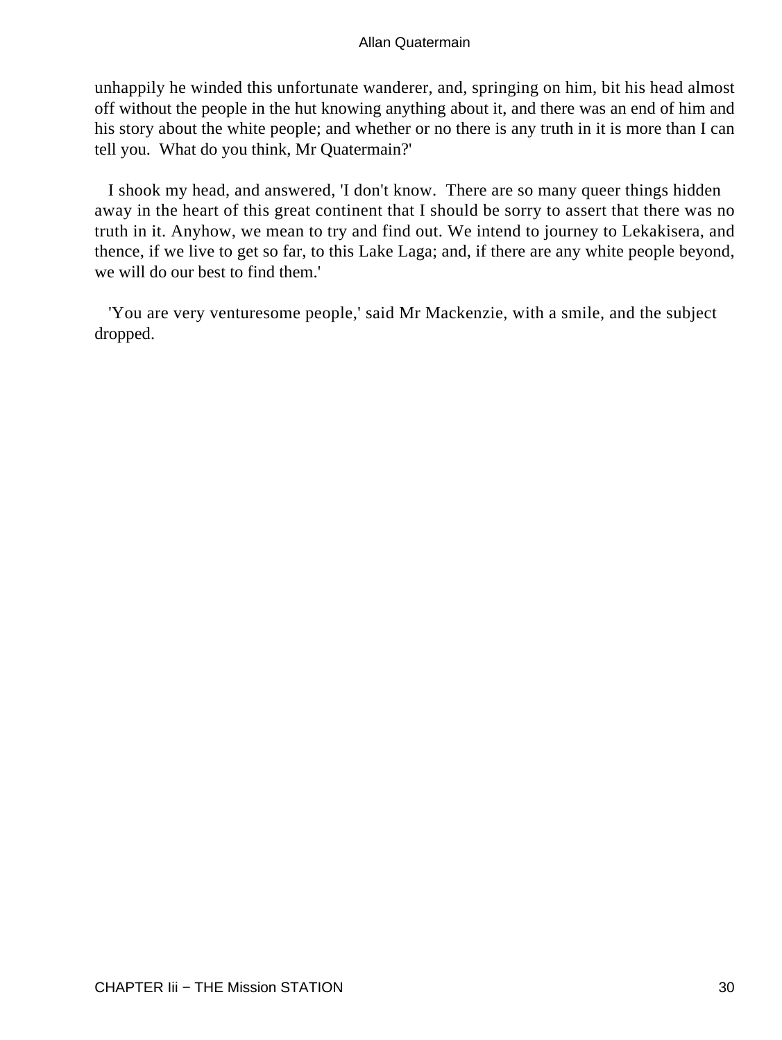unhappily he winded this unfortunate wanderer, and, springing on him, bit his head almost off without the people in the hut knowing anything about it, and there was an end of him and his story about the white people; and whether or no there is any truth in it is more than I can tell you. What do you think, Mr Quatermain?'

I shook my head, and answered, 'I don't know. There are so many queer things hidden away in the heart of this great continent that I should be sorry to assert that there was no truth in it. Anyhow, we mean to try and find out. We intend to journey to Lekakisera, and thence, if we live to get so far, to this Lake Laga; and, if there are any white people beyond, we will do our best to find them.'

'You are very venturesome people,' said Mr Mackenzie, with a smile, and the subject dropped.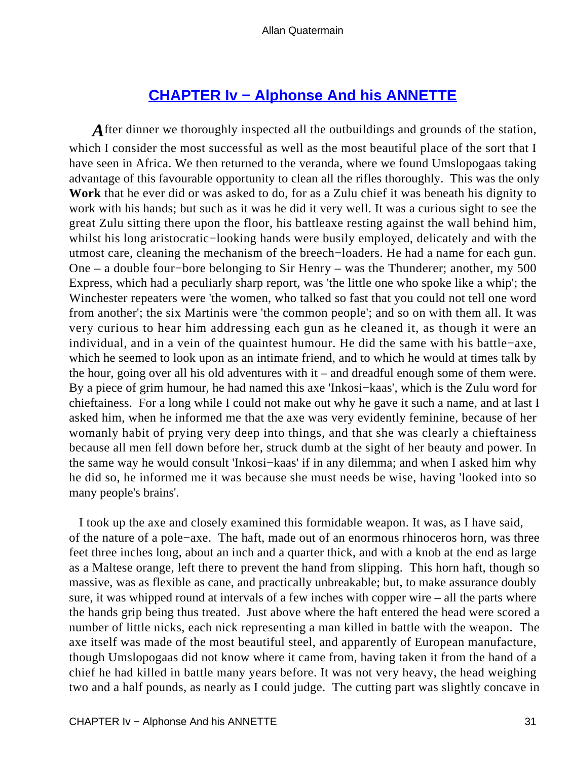## CHAPTER Iv − Alphonse And his ANNETTE

After dinner we thoroughly inspected all the outbuildings and grounds of the station, which I consider the most successful as well as the most beautiful place of the sort that I have seen in Africa. We then returned to the veranda, where we found Umslopogaas taking advantage of this favourable opportunity to clean all the rifles thoroughly. This was the only **Work** that he ever did or was asked to do, for as a Zulu chief it was beneath his dignity to work with his hands; but such as it was he did it very well. It was a curious sight to see the great Zulu sitting there upon the floor, his battleaxe resting against the wall behind him, whilst his long aristocratic−looking hands were busily employed, delicately and with the utmost care, cleaning the mechanism of the breech−loaders. He had a name for each gun. One – a double four−bore belonging to Sir Henry – was the Thunderer; another, my 500 Express, which had a peculiarly sharp report, was 'the little one who spoke like a whip'; the Winchester repeaters were 'the women, who talked so fast that you could not tell one word from another'; the six Martinis were 'the common people'; and so on with them all. It was very curious to hear him addressing each gun as he cleaned it, as though it were an individual, and in a vein of the quaintest humour. He did the same with his battle−axe, which he seemed to look upon as an intimate friend, and to which he would at times talk by the hour, going over all his old adventures with it – and dreadful enough some of them were. By a piece of grim humour, he had named this axe 'Inkosi−kaas', which is the Zulu word for chieftainess. For a long while I could not make out why he gave it such a name, and at last I asked him, when he informed me that the axe was very evidently feminine, because of her womanly habit of prying very deep into things, and that she was clearly a chieftainess because all men fell down before her, struck dumb at the sight of her beauty and power. In the same way he would consult 'Inkosi−kaas' if in any dilemma; and when I asked him why he did so, he informed me it was because she must needs be wise, having 'looked into so many people's brains'.

I took up the axe and closely examined this formidable weapon. It was, as I have said, of the nature of a pole−axe. The haft, made out of an enormous rhinoceros horn, was three feet three inches long, about an inch and a quarter thick, and with a knob at the end as large as a Maltese orange, left there to prevent the hand from slipping. This horn haft, though so massive, was as flexible as cane, and practically unbreakable; but, to make assurance doubly sure, it was whipped round at intervals of a few inches with copper wire – all the parts where the hands grip being thus treated. Just above where the haft entered the head were scored a number of little nicks, each nick representing a man killed in battle with the weapon. The axe itself was made of the most beautiful steel, and apparently of European manufacture, though Umslopogaas did not know where it came from, having taken it from the hand of a chief he had killed in battle many years before. It was not very heavy, the head weighing two and a half pounds, as nearly as I could judge. The cutting part was slightly concave in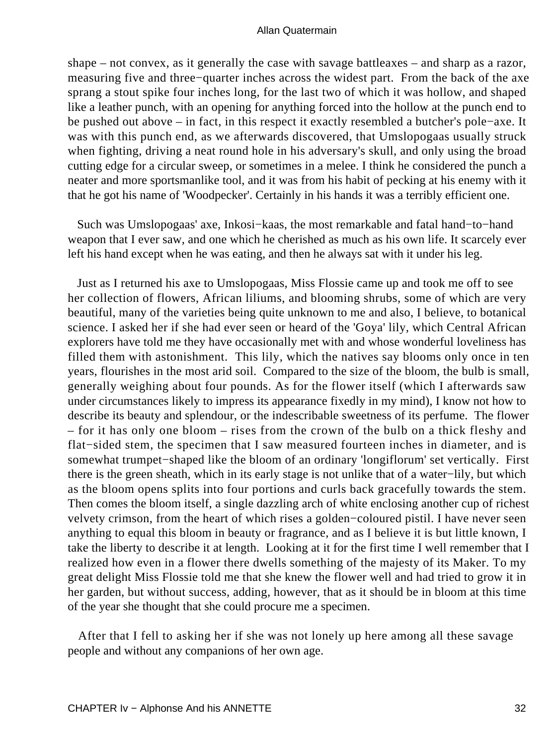shape – not convex, as it generally the case with savage battleaxes – and sharp as a razor, measuring five and three−quarter inches across the widest part. From the back of the axe sprang a stout spike four inches long, for the last two of which it was hollow, and shaped like a leather punch, with an opening for anything forced into the hollow at the punch end to be pushed out above – in fact, in this respect it exactly resembled a butcher's pole−axe. It was with this punch end, as we afterwards discovered, that Umslopogaas usually struck when fighting, driving a neat round hole in his adversary's skull, and only using the broad cutting edge for a circular sweep, or sometimes in a melee. I think he considered the punch a neater and more sportsmanlike tool, and it was from his habit of pecking at his enemy with it that he got his name of 'Woodpecker'. Certainly in his hands it was a terribly efficient one.

Such was Umslopogaas' axe, Inkosi−kaas, the most remarkable and fatal hand−to−hand weapon that I ever saw, and one which he cherished as much as his own life. It scarcely ever left his hand except when he was eating, and then he always sat with it under his leg.

Just as I returned his axe to Umslopogaas, Miss Flossie came up and took me off to see her collection of flowers, African liliums, and blooming shrubs, some of which are very beautiful, many of the varieties being quite unknown to me and also, I believe, to botanical science. I asked her if she had ever seen or heard of the 'Goya' lily, which Central African explorers have told me they have occasionally met with and whose wonderful loveliness has filled them with astonishment. This lily, which the natives say blooms only once in ten years, flourishes in the most arid soil. Compared to the size of the bloom, the bulb is small, generally weighing about four pounds. As for the flower itself (which I afterwards saw under circumstances likely to impress its appearance fixedly in my mind), I know not how to describe its beauty and splendour, or the indescribable sweetness of its perfume. The flower – for it has only one bloom – rises from the crown of the bulb on a thick fleshy and flat−sided stem, the specimen that I saw measured fourteen inches in diameter, and is somewhat trumpet−shaped like the bloom of an ordinary 'longiflorum' set vertically. First there is the green sheath, which in its early stage is not unlike that of a water−lily, but which as the bloom opens splits into four portions and curls back gracefully towards the stem. Then comes the bloom itself, a single dazzling arch of white enclosing another cup of richest velvety crimson, from the heart of which rises a golden−coloured pistil. I have never seen anything to equal this bloom in beauty or fragrance, and as I believe it is but little known, I take the liberty to describe it at length. Looking at it for the first time I well remember that I realized how even in a flower there dwells something of the majesty of its Maker. To my great delight Miss Flossie told me that she knew the flower well and had tried to grow it in her garden, but without success, adding, however, that as it should be in bloom at this time of the year she thought that she could procure me a specimen.

After that I fell to asking her if she was not lonely up here among all these savage people and without any companions of her own age.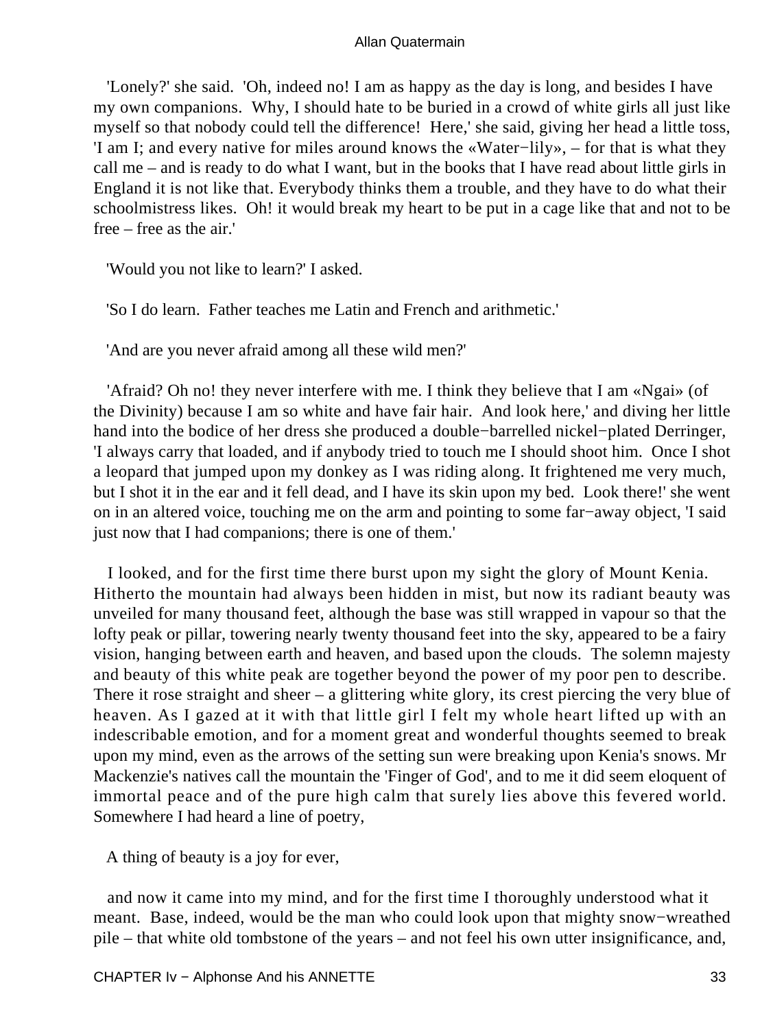'Lonely?' she said. 'Oh, indeed no! I am as happy as the day is long, and besides I have my own companions. Why, I should hate to be buried in a crowd of white girls all just like myself so that nobody could tell the difference! Here,' she said, giving her head a little toss, 'I am I; and every native for miles around knows the «Water−lily», – for that is what they call me – and is ready to do what I want, but in the books that I have read about little girls in England it is not like that. Everybody thinks them a trouble, and they have to do what their schoolmistress likes. Oh! it would break my heart to be put in a cage like that and not to be free – free as the air.'

'Would you not like to learn?' I asked.

'So I do learn. Father teaches me Latin and French and arithmetic.'

'And are you never afraid among all these wild men?'

'Afraid? Oh no! they never interfere with me. I think they believe that I am «Ngai» (of the Divinity) because I am so white and have fair hair. And look here,' and diving her little hand into the bodice of her dress she produced a double−barrelled nickel−plated Derringer, 'I always carry that loaded, and if anybody tried to touch me I should shoot him. Once I shot a leopard that jumped upon my donkey as I was riding along. It frightened me very much, but I shot it in the ear and it fell dead, and I have its skin upon my bed. Look there!' she went on in an altered voice, touching me on the arm and pointing to some far−away object, 'I said just now that I had companions; there is one of them.'

I looked, and for the first time there burst upon my sight the glory of Mount Kenia. Hitherto the mountain had always been hidden in mist, but now its radiant beauty was unveiled for many thousand feet, although the base was still wrapped in vapour so that the lofty peak or pillar, towering nearly twenty thousand feet into the sky, appeared to be a fairy vision, hanging between earth and heaven, and based upon the clouds. The solemn majesty and beauty of this white peak are together beyond the power of my poor pen to describe. There it rose straight and sheer – a glittering white glory, its crest piercing the very blue of heaven. As I gazed at it with that little girl I felt my whole heart lifted up with an indescribable emotion, and for a moment great and wonderful thoughts seemed to break upon my mind, even as the arrows of the setting sun were breaking upon Kenia's snows. Mr Mackenzie's natives call the mountain the 'Finger of God', and to me it did seem eloquent of immortal peace and of the pure high calm that surely lies above this fevered world. Somewhere I had heard a line of poetry,

A thing of beauty is a joy for ever,

and now it came into my mind, and for the first time I thoroughly understood what it meant. Base, indeed, would be the man who could look upon that mighty snow−wreathed pile – that white old tombstone of the years – and not feel his own utter insignificance, and,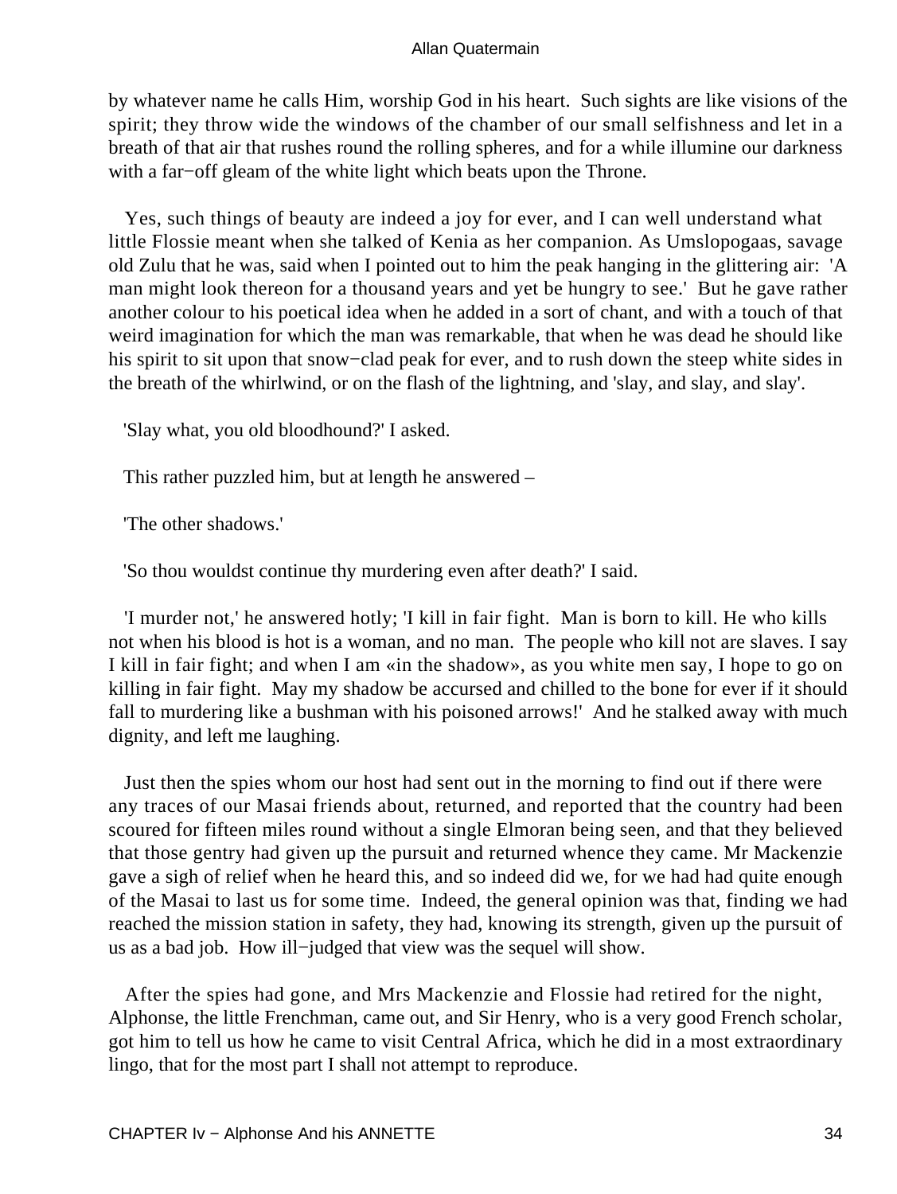by whatever name he calls Him, worship God in his heart. Such sights are like visions of the spirit; they throw wide the windows of the chamber of our small selfishness and let in a breath of that air that rushes round the rolling spheres, and for a while illumine our darkness with a far−off gleam of the white light which beats upon the Throne.

Yes, such things of beauty are indeed a joy for ever, and I can well understand what little Flossie meant when she talked of Kenia as her companion. As Umslopogaas, savage old Zulu that he was, said when I pointed out to him the peak hanging in the glittering air: 'A man might look thereon for a thousand years and yet be hungry to see.' But he gave rather another colour to his poetical idea when he added in a sort of chant, and with a touch of that weird imagination for which the man was remarkable, that when he was dead he should like his spirit to sit upon that snow−clad peak for ever, and to rush down the steep white sides in the breath of the whirlwind, or on the flash of the lightning, and 'slay, and slay, and slay'.

'Slay what, you old bloodhound?' I asked.

This rather puzzled him, but at length he answered –

'The other shadows.'

'So thou wouldst continue thy murdering even after death?' I said.

'I murder not,' he answered hotly; 'I kill in fair fight. Man is born to kill. He who kills not when his blood is hot is a woman, and no man. The people who kill not are slaves. I say I kill in fair fight; and when I am «in the shadow», as you white men say, I hope to go on killing in fair fight. May my shadow be accursed and chilled to the bone for ever if it should fall to murdering like a bushman with his poisoned arrows!' And he stalked away with much dignity, and left me laughing.

Just then the spies whom our host had sent out in the morning to find out if there were any traces of our Masai friends about, returned, and reported that the country had been scoured for fifteen miles round without a single Elmoran being seen, and that they believed that those gentry had given up the pursuit and returned whence they came. Mr Mackenzie gave a sigh of relief when he heard this, and so indeed did we, for we had had quite enough of the Masai to last us for some time. Indeed, the general opinion was that, finding we had reached the mission station in safety, they had, knowing its strength, given up the pursuit of us as a bad job. How ill−judged that view was the sequel will show.

After the spies had gone, and Mrs Mackenzie and Flossie had retired for the night, Alphonse, the little Frenchman, came out, and Sir Henry, who is a very good French scholar, got him to tell us how he came to visit Central Africa, which he did in a most extraordinary lingo, that for the most part I shall not attempt to reproduce.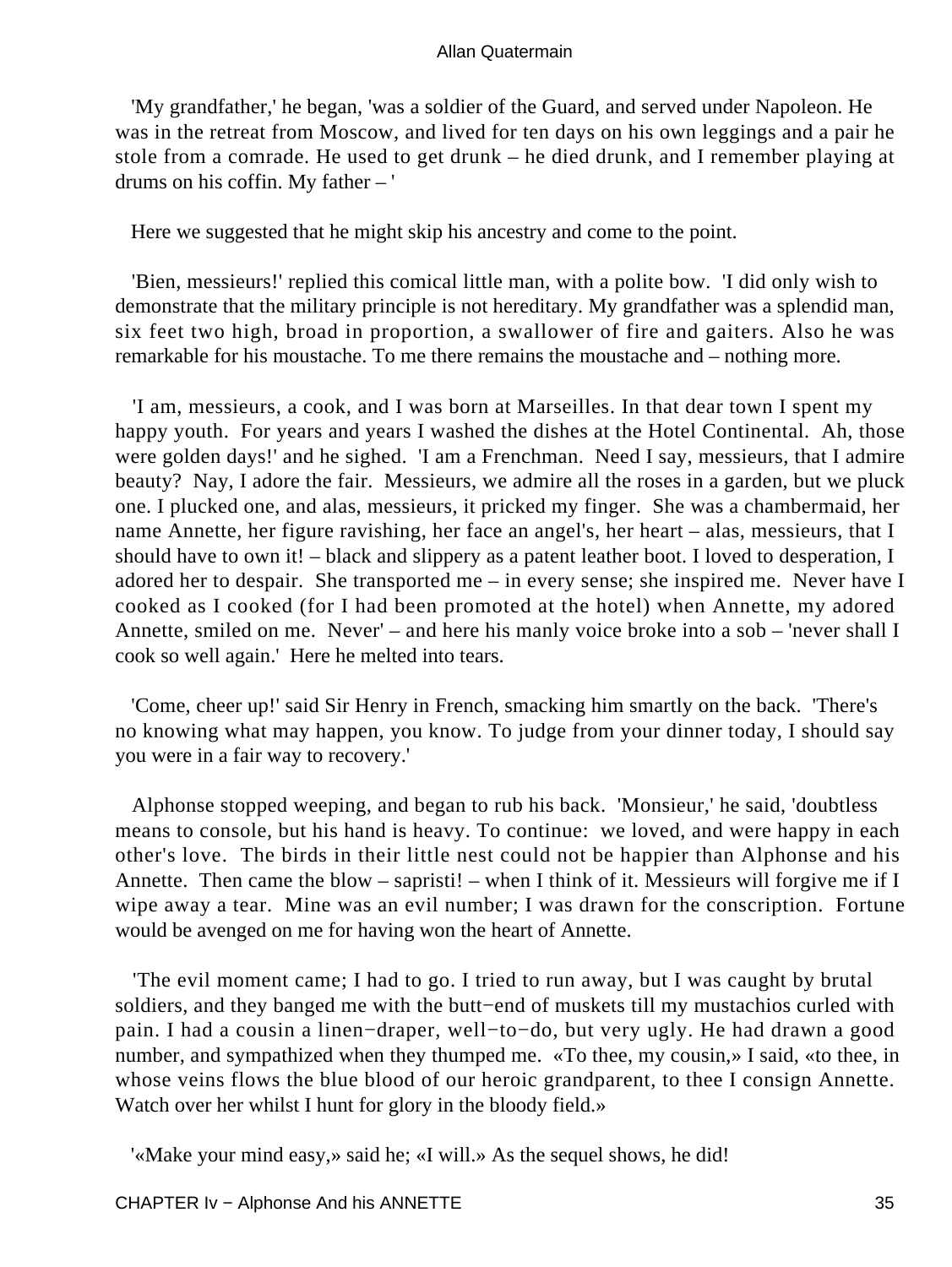'My grandfather,' he began, 'was a soldier of the Guard, and served under Napoleon. He was in the retreat from Moscow, and lived for ten days on his own leggings and a pair he stole from a comrade. He used to get drunk – he died drunk, and I remember playing at drums on his coffin. My father – '

Here we suggested that he might skip his ancestry and come to the point.

'Bien, messieurs!' replied this comical little man, with a polite bow. 'I did only wish to demonstrate that the military principle is not hereditary. My grandfather was a splendid man, six feet two high, broad in proportion, a swallower of fire and gaiters. Also he was remarkable for his moustache. To me there remains the moustache and – nothing more.

'I am, messieurs, a cook, and I was born at Marseilles. In that dear town I spent my happy youth. For years and years I washed the dishes at the Hotel Continental. Ah, those were golden days!' and he sighed. 'I am a Frenchman. Need I say, messieurs, that I admire beauty? Nay, I adore the fair. Messieurs, we admire all the roses in a garden, but we pluck one. I plucked one, and alas, messieurs, it pricked my finger. She was a chambermaid, her name Annette, her figure ravishing, her face an angel's, her heart – alas, messieurs, that I should have to own it! – black and slippery as a patent leather boot. I loved to desperation, I adored her to despair. She transported me – in every sense; she inspired me. Never have I cooked as I cooked (for I had been promoted at the hotel) when Annette, my adored Annette, smiled on me. Never' – and here his manly voice broke into a sob – 'never shall I cook so well again.' Here he melted into tears.

'Come, cheer up!' said Sir Henry in French, smacking him smartly on the back. 'There's no knowing what may happen, you know. To judge from your dinner today, I should say you were in a fair way to recovery.'

Alphonse stopped weeping, and began to rub his back. 'Monsieur,' he said, 'doubtless means to console, but his hand is heavy. To continue: we loved, and were happy in each other's love. The birds in their little nest could not be happier than Alphonse and his Annette. Then came the blow – sapristi! – when I think of it. Messieurs will forgive me if I wipe away a tear. Mine was an evil number; I was drawn for the conscription. Fortune would be avenged on me for having won the heart of Annette.

'The evil moment came; I had to go. I tried to run away, but I was caught by brutal soldiers, and they banged me with the butt−end of muskets till my mustachios curled with pain. I had a cousin a linen−draper, well−to−do, but very ugly. He had drawn a good number, and sympathized when they thumped me. «To thee, my cousin,» I said, «to thee, in whose veins flows the blue blood of our heroic grandparent, to thee I consign Annette. Watch over her whilst I hunt for glory in the bloody field.»

'«Make your mind easy,» said he; «I will.» As the sequel shows, he did!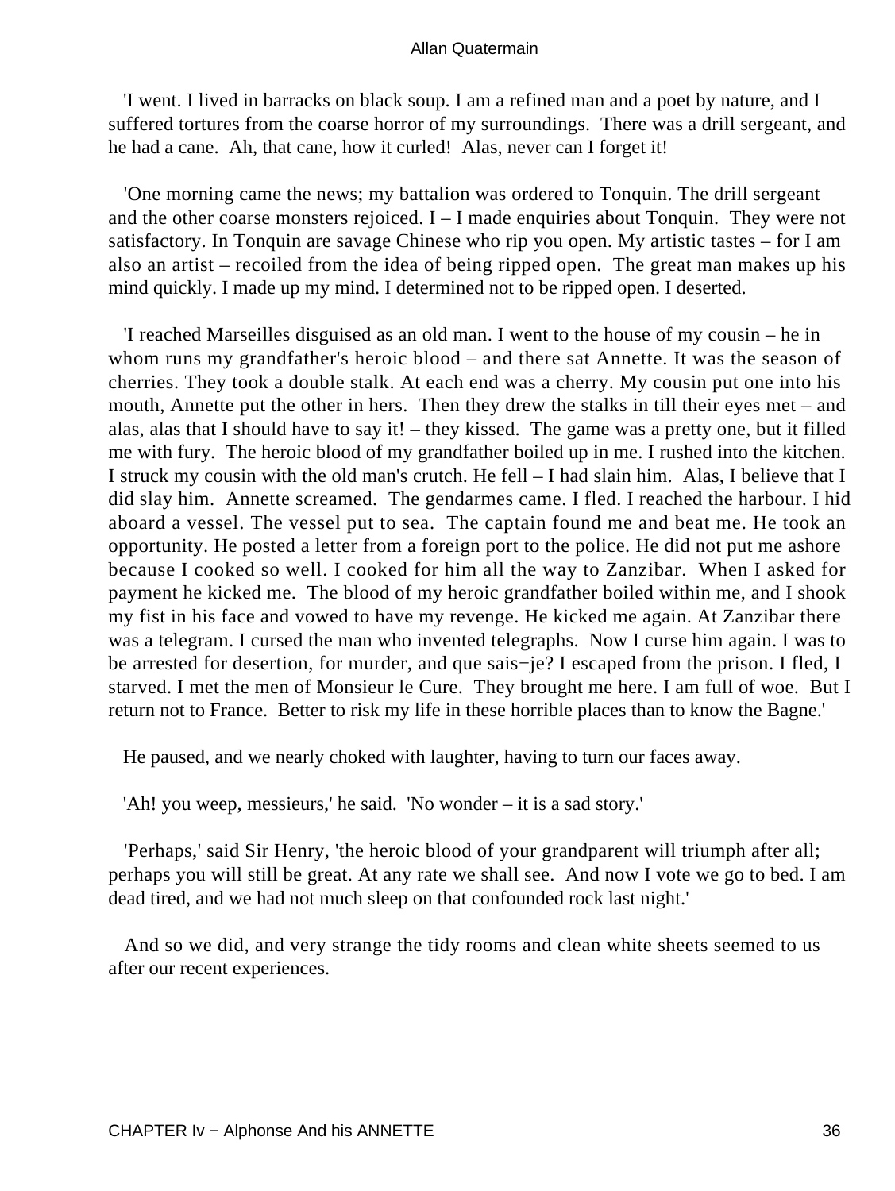'I went. I lived in barracks on black soup. I am a refined man and a poet by nature, and I suffered tortures from the coarse horror of my surroundings. There was a drill sergeant, and he had a cane. Ah, that cane, how it curled! Alas, never can I forget it!

'One morning came the news; my battalion was ordered to Tonquin. The drill sergeant and the other coarse monsters rejoiced. I – I made enquiries about Tonquin. They were not satisfactory. In Tonquin are savage Chinese who rip you open. My artistic tastes – for I am also an artist – recoiled from the idea of being ripped open. The great man makes up his mind quickly. I made up my mind. I determined not to be ripped open. I deserted.

'I reached Marseilles disguised as an old man. I went to the house of my cousin – he in whom runs my grandfather's heroic blood – and there sat Annette. It was the season of cherries. They took a double stalk. At each end was a cherry. My cousin put one into his mouth, Annette put the other in hers. Then they drew the stalks in till their eyes met – and alas, alas that I should have to say it! – they kissed. The game was a pretty one, but it filled me with fury. The heroic blood of my grandfather boiled up in me. I rushed into the kitchen. I struck my cousin with the old man's crutch. He fell – I had slain him. Alas, I believe that I did slay him. Annette screamed. The gendarmes came. I fled. I reached the harbour. I hid aboard a vessel. The vessel put to sea. The captain found me and beat me. He took an opportunity. He posted a letter from a foreign port to the police. He did not put me ashore because I cooked so well. I cooked for him all the way to Zanzibar. When I asked for payment he kicked me. The blood of my heroic grandfather boiled within me, and I shook my fist in his face and vowed to have my revenge. He kicked me again. At Zanzibar there was a telegram. I cursed the man who invented telegraphs. Now I curse him again. I was to be arrested for desertion, for murder, and que sais−je? I escaped from the prison. I fled, I starved. I met the men of Monsieur le Cure. They brought me here. I am full of woe. But I return not to France. Better to risk my life in these horrible places than to know the Bagne.'

He paused, and we nearly choked with laughter, having to turn our faces away.

'Ah! you weep, messieurs,' he said. 'No wonder – it is a sad story.'

'Perhaps,' said Sir Henry, 'the heroic blood of your grandparent will triumph after all; perhaps you will still be great. At any rate we shall see. And now I vote we go to bed. I am dead tired, and we had not much sleep on that confounded rock last night.'

And so we did, and very strange the tidy rooms and clean white sheets seemed to us after our recent experiences.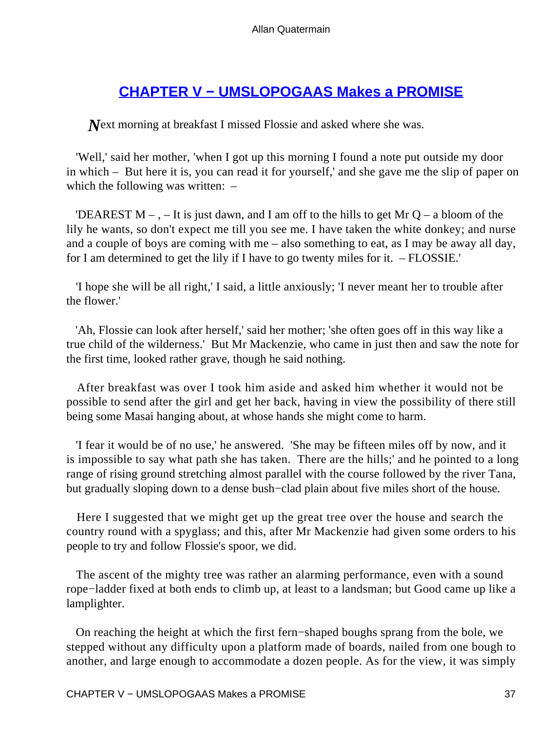## CHAPTER V − UMSLOPOGAAS Makes a PROMISE

*N*ext morning at breakfast I missed Flossie and asked where she was.

'Well,' said her mother, 'when I got up this morning I found a note put outside my door in which – But here it is, you can read it for yourself,' and she gave me the slip of paper on which the following was written: –

'DEAREST M – , – It is just dawn, and I am off to the hills to get Mr Q – a bloom of the lily he wants, so don't expect me till you see me. I have taken the white donkey; and nurse and a couple of boys are coming with me – also something to eat, as I may be away all day, for I am determined to get the lily if I have to go twenty miles for it. – FLOSSIE.'

'I hope she will be all right,' I said, a little anxiously; 'I never meant her to trouble after the flower.'

'Ah, Flossie can look after herself,' said her mother; 'she often goes off in this way like a true child of the wilderness.' But Mr Mackenzie, who came in just then and saw the note for the first time, looked rather grave, though he said nothing.

After breakfast was over I took him aside and asked him whether it would not be possible to send after the girl and get her back, having in view the possibility of there still being some Masai hanging about, at whose hands she might come to harm.

'I fear it would be of no use,' he answered. 'She may be fifteen miles off by now, and it is impossible to say what path she has taken. There are the hills;' and he pointed to a long range of rising ground stretching almost parallel with the course followed by the river Tana, but gradually sloping down to a dense bush−clad plain about five miles short of the house.

Here I suggested that we might get up the great tree over the house and search the country round with a spyglass; and this, after Mr Mackenzie had given some orders to his people to try and follow Flossie's spoor, we did.

The ascent of the mighty tree was rather an alarming performance, even with a sound rope−ladder fixed at both ends to climb up, at least to a landsman; but Good came up like a lamplighter.

On reaching the height at which the first fern−shaped boughs sprang from the bole, we stepped without any difficulty upon a platform made of boards, nailed from one bough to another, and large enough to accommodate a dozen people. As for the view, it was simply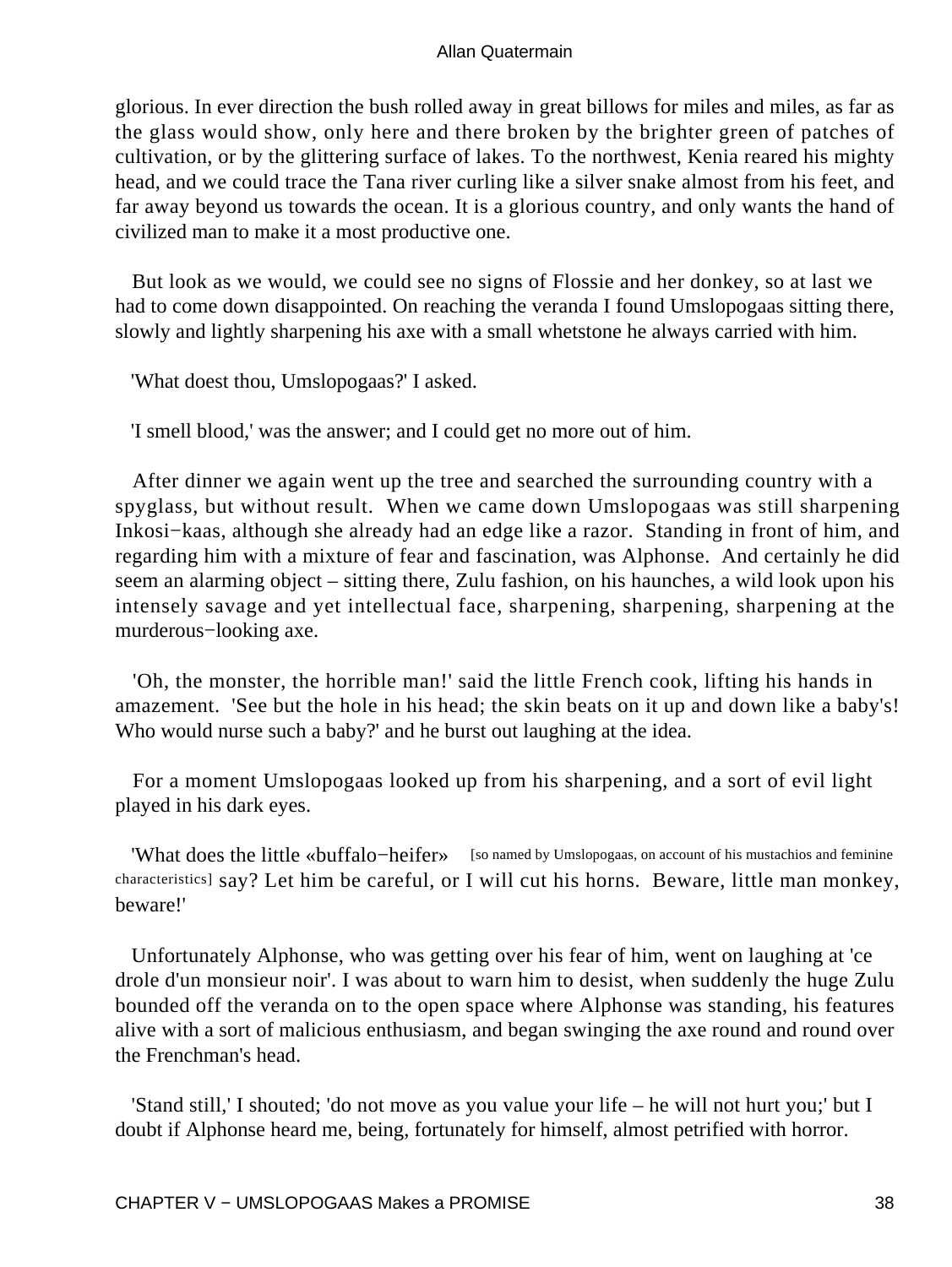glorious. In ever direction the bush rolled away in great billows for miles and miles, as far as the glass would show, only here and there broken by the brighter green of patches of cultivation, or by the glittering surface of lakes. To the northwest, Kenia reared his mighty head, and we could trace the Tana river curling like a silver snake almost from his feet, and far away beyond us towards the ocean. It is a glorious country, and only wants the hand of civilized man to make it a most productive one.

But look as we would, we could see no signs of Flossie and her donkey, so at last we had to come down disappointed. On reaching the veranda I found Umslopogaas sitting there, slowly and lightly sharpening his axe with a small whetstone he always carried with him.

'What doest thou, Umslopogaas?' I asked.

'I smell blood,' was the answer; and I could get no more out of him.

After dinner we again went up the tree and searched the surrounding country with a spyglass, but without result. When we came down Umslopogaas was still sharpening Inkosi−kaas, although she already had an edge like a razor. Standing in front of him, and regarding him with a mixture of fear and fascination, was Alphonse. And certainly he did seem an alarming object – sitting there, Zulu fashion, on his haunches, a wild look upon his intensely savage and yet intellectual face, sharpening, sharpening, sharpening at the murderous−looking axe.

'Oh, the monster, the horrible man!' said the little French cook, lifting his hands in amazement. 'See but the hole in his head; the skin beats on it up and down like a baby's! Who would nurse such a baby?' and he burst out laughing at the idea.

For a moment Umslopogaas looked up from his sharpening, and a sort of evil light played in his dark eyes.

'What does the little «buffalo−heifer» [so named by Umslopogaas, on account of his mustachios and feminine characteristics] say? Let him be careful, or I will cut his horns. Beware, little man monkey, beware!'

Unfortunately Alphonse, who was getting over his fear of him, went on laughing at 'ce drole d'un monsieur noir'. I was about to warn him to desist, when suddenly the huge Zulu bounded off the veranda on to the open space where Alphonse was standing, his features alive with a sort of malicious enthusiasm, and began swinging the axe round and round over the Frenchman's head.

'Stand still,' I shouted; 'do not move as you value your life – he will not hurt you;' but I doubt if Alphonse heard me, being, fortunately for himself, almost petrified with horror.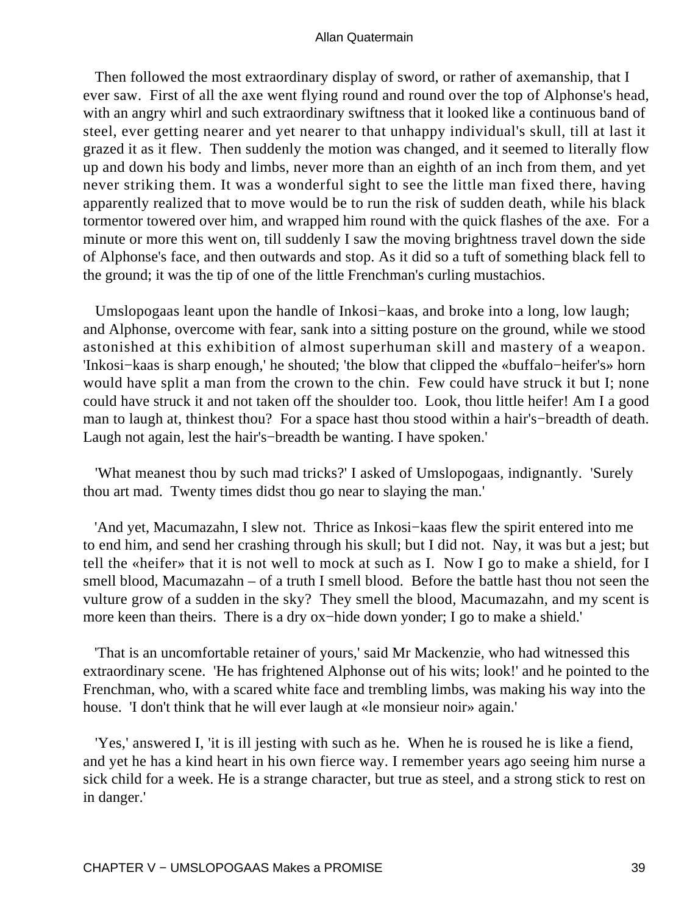Then followed the most extraordinary display of sword, or rather of axemanship, that I ever saw. First of all the axe went flying round and round over the top of Alphonse's head, with an angry whirl and such extraordinary swiftness that it looked like a continuous band of steel, ever getting nearer and yet nearer to that unhappy individual's skull, till at last it grazed it as it flew. Then suddenly the motion was changed, and it seemed to literally flow up and down his body and limbs, never more than an eighth of an inch from them, and yet never striking them. It was a wonderful sight to see the little man fixed there, having apparently realized that to move would be to run the risk of sudden death, while his black tormentor towered over him, and wrapped him round with the quick flashes of the axe. For a minute or more this went on, till suddenly I saw the moving brightness travel down the side of Alphonse's face, and then outwards and stop. As it did so a tuft of something black fell to the ground; it was the tip of one of the little Frenchman's curling mustachios.

Umslopogaas leant upon the handle of Inkosi−kaas, and broke into a long, low laugh; and Alphonse, overcome with fear, sank into a sitting posture on the ground, while we stood astonished at this exhibition of almost superhuman skill and mastery of a weapon. 'Inkosi−kaas is sharp enough,' he shouted; 'the blow that clipped the «buffalo−heifer's» horn would have split a man from the crown to the chin. Few could have struck it but I; none could have struck it and not taken off the shoulder too. Look, thou little heifer! Am I a good man to laugh at, thinkest thou? For a space hast thou stood within a hair's−breadth of death. Laugh not again, lest the hair's−breadth be wanting. I have spoken.'

'What meanest thou by such mad tricks?' I asked of Umslopogaas, indignantly. 'Surely thou art mad. Twenty times didst thou go near to slaying the man.'

'And yet, Macumazahn, I slew not. Thrice as Inkosi−kaas flew the spirit entered into me to end him, and send her crashing through his skull; but I did not. Nay, it was but a jest; but tell the «heifer» that it is not well to mock at such as I. Now I go to make a shield, for I smell blood, Macumazahn – of a truth I smell blood. Before the battle hast thou not seen the vulture grow of a sudden in the sky? They smell the blood, Macumazahn, and my scent is more keen than theirs. There is a dry ox−hide down yonder; I go to make a shield.'

'That is an uncomfortable retainer of yours,' said Mr Mackenzie, who had witnessed this extraordinary scene. 'He has frightened Alphonse out of his wits; look!' and he pointed to the Frenchman, who, with a scared white face and trembling limbs, was making his way into the house. 'I don't think that he will ever laugh at «le monsieur noir» again.'

'Yes,' answered I, 'it is ill jesting with such as he. When he is roused he is like a fiend, and yet he has a kind heart in his own fierce way. I remember years ago seeing him nurse a sick child for a week. He is a strange character, but true as steel, and a strong stick to rest on in danger.'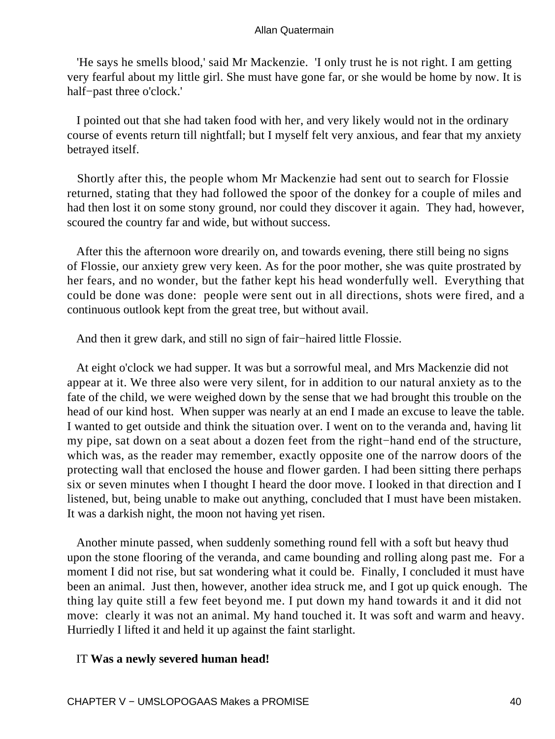'He says he smells blood,' said Mr Mackenzie. 'I only trust he is not right. I am getting very fearful about my little girl. She must have gone far, or she would be home by now. It is half−past three o'clock.'

I pointed out that she had taken food with her, and very likely would not in the ordinary course of events return till nightfall; but I myself felt very anxious, and fear that my anxiety betrayed itself.

Shortly after this, the people whom Mr Mackenzie had sent out to search for Flossie returned, stating that they had followed the spoor of the donkey for a couple of miles and had then lost it on some stony ground, nor could they discover it again. They had, however, scoured the country far and wide, but without success.

After this the afternoon wore drearily on, and towards evening, there still being no signs of Flossie, our anxiety grew very keen. As for the poor mother, she was quite prostrated by her fears, and no wonder, but the father kept his head wonderfully well. Everything that could be done was done: people were sent out in all directions, shots were fired, and a continuous outlook kept from the great tree, but without avail.

And then it grew dark, and still no sign of fair−haired little Flossie.

At eight o'clock we had supper. It was but a sorrowful meal, and Mrs Mackenzie did not appear at it. We three also were very silent, for in addition to our natural anxiety as to the fate of the child, we were weighed down by the sense that we had brought this trouble on the head of our kind host. When supper was nearly at an end I made an excuse to leave the table. I wanted to get outside and think the situation over. I went on to the veranda and, having lit my pipe, sat down on a seat about a dozen feet from the right−hand end of the structure, which was, as the reader may remember, exactly opposite one of the narrow doors of the protecting wall that enclosed the house and flower garden. I had been sitting there perhaps six or seven minutes when I thought I heard the door move. I looked in that direction and I listened, but, being unable to make out anything, concluded that I must have been mistaken. It was a darkish night, the moon not having yet risen.

Another minute passed, when suddenly something round fell with a soft but heavy thud upon the stone flooring of the veranda, and came bounding and rolling along past me. For a moment I did not rise, but sat wondering what it could be. Finally, I concluded it must have been an animal. Just then, however, another idea struck me, and I got up quick enough. The thing lay quite still a few feet beyond me. I put down my hand towards it and it did not move: clearly it was not an animal. My hand touched it. It was soft and warm and heavy. Hurriedly I lifted it and held it up against the faint starlight.

IT **Was a newly severed human head!**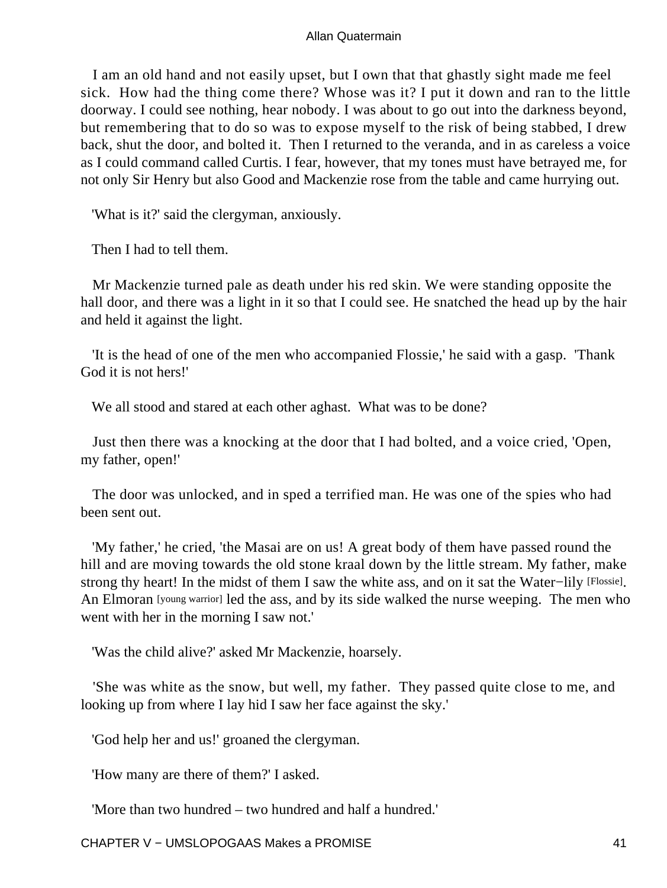I am an old hand and not easily upset, but I own that that ghastly sight made me feel sick. How had the thing come there? Whose was it? I put it down and ran to the little doorway. I could see nothing, hear nobody. I was about to go out into the darkness beyond, but remembering that to do so was to expose myself to the risk of being stabbed, I drew back, shut the door, and bolted it. Then I returned to the veranda, and in as careless a voice as I could command called Curtis. I fear, however, that my tones must have betrayed me, for not only Sir Henry but also Good and Mackenzie rose from the table and came hurrying out.

'What is it?' said the clergyman, anxiously.

Then I had to tell them.

Mr Mackenzie turned pale as death under his red skin. We were standing opposite the hall door, and there was a light in it so that I could see. He snatched the head up by the hair and held it against the light.

'It is the head of one of the men who accompanied Flossie,' he said with a gasp. 'Thank God it is not hers!'

We all stood and stared at each other aghast. What was to be done?

Just then there was a knocking at the door that I had bolted, and a voice cried, 'Open, my father, open!'

The door was unlocked, and in sped a terrified man. He was one of the spies who had been sent out.

'My father,' he cried, 'the Masai are on us! A great body of them have passed round the hill and are moving towards the old stone kraal down by the little stream. My father, make strong thy heart! In the midst of them I saw the white ass, and on it sat the Water−lily [Flossie]. An Elmoran [young warrior] led the ass, and by its side walked the nurse weeping. The men who went with her in the morning I saw not.'

'Was the child alive?' asked Mr Mackenzie, hoarsely.

'She was white as the snow, but well, my father. They passed quite close to me, and looking up from where I lay hid I saw her face against the sky.'

'God help her and us!' groaned the clergyman.

'How many are there of them?' I asked.

'More than two hundred – two hundred and half a hundred.'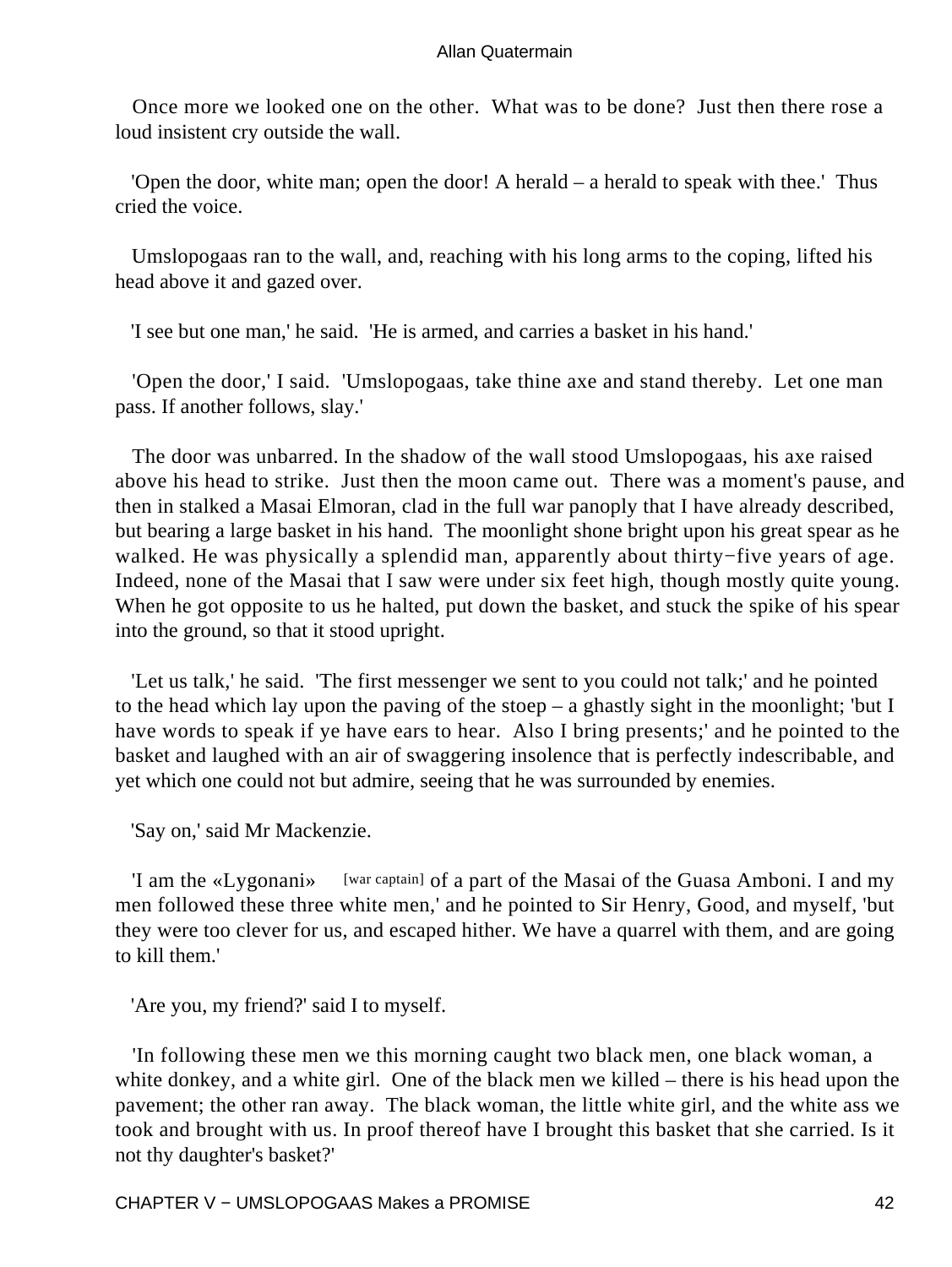Once more we looked one on the other. What was to be done? Just then there rose a loud insistent cry outside the wall.

'Open the door, white man; open the door! A herald – a herald to speak with thee.' Thus cried the voice.

Umslopogaas ran to the wall, and, reaching with his long arms to the coping, lifted his head above it and gazed over.

'I see but one man,' he said. 'He is armed, and carries a basket in his hand.'

'Open the door,' I said. 'Umslopogaas, take thine axe and stand thereby. Let one man pass. If another follows, slay.'

The door was unbarred. In the shadow of the wall stood Umslopogaas, his axe raised above his head to strike. Just then the moon came out. There was a moment's pause, and then in stalked a Masai Elmoran, clad in the full war panoply that I have already described, but bearing a large basket in his hand. The moonlight shone bright upon his great spear as he walked. He was physically a splendid man, apparently about thirty−five years of age. Indeed, none of the Masai that I saw were under six feet high, though mostly quite young. When he got opposite to us he halted, put down the basket, and stuck the spike of his spear into the ground, so that it stood upright.

'Let us talk,' he said. 'The first messenger we sent to you could not talk;' and he pointed to the head which lay upon the paving of the stoep – a ghastly sight in the moonlight; 'but I have words to speak if ye have ears to hear. Also I bring presents;' and he pointed to the basket and laughed with an air of swaggering insolence that is perfectly indescribable, and yet which one could not but admire, seeing that he was surrounded by enemies.

'Say on,' said Mr Mackenzie.

'I am the «Lygonani» [war captain] of a part of the Masai of the Guasa Amboni. I and my men followed these three white men,' and he pointed to Sir Henry, Good, and myself, 'but they were too clever for us, and escaped hither. We have a quarrel with them, and are going to kill them.'

'Are you, my friend?' said I to myself.

'In following these men we this morning caught two black men, one black woman, a white donkey, and a white girl. One of the black men we killed – there is his head upon the pavement; the other ran away. The black woman, the little white girl, and the white ass we took and brought with us. In proof thereof have I brought this basket that she carried. Is it not thy daughter's basket?'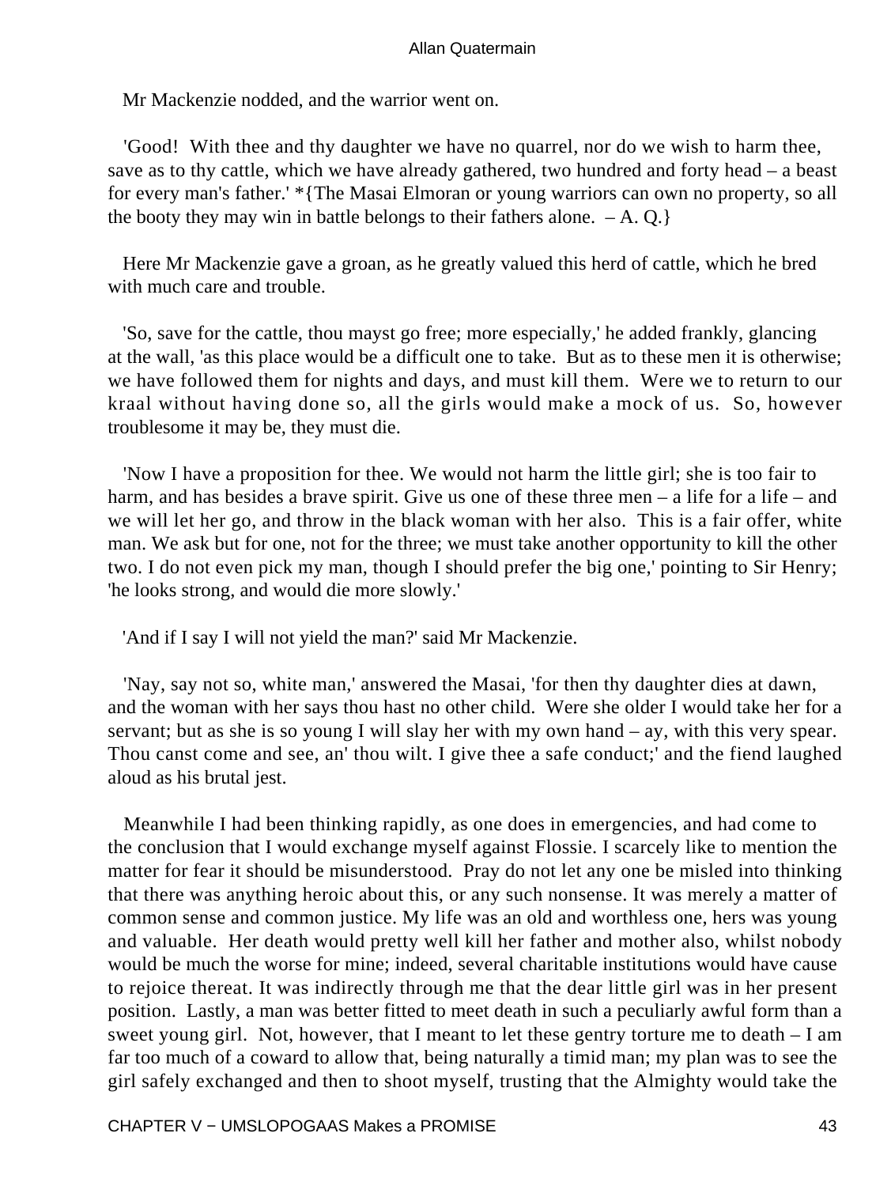Mr Mackenzie nodded, and the warrior went on.

'Good! With thee and thy daughter we have no quarrel, nor do we wish to harm thee, save as to thy cattle, which we have already gathered, two hundred and forty head – a beast for every man's father.' *{The Masai Elmoran or young warriors can own no property, so all the booty they may win in battle belongs to their fathers alone. – A. Q.}

Here Mr Mackenzie gave a groan, as he greatly valued this herd of cattle, which he bred with much care and trouble.

'So, save for the cattle, thou mayst go free; more especially,' he added frankly, glancing at the wall, 'as this place would be a difficult one to take. But as to these men it is otherwise; we have followed them for nights and days, and must kill them. Were we to return to our kraal without having done so, all the girls would make a mock of us. So, however troublesome it may be, they must die.

'Now I have a proposition for thee. We would not harm the little girl; she is too fair to harm, and has besides a brave spirit. Give us one of these three men – a life for a life – and we will let her go, and throw in the black woman with her also. This is a fair offer, white man. We ask but for one, not for the three; we must take another opportunity to kill the other two. I do not even pick my man, though I should prefer the big one,' pointing to Sir Henry; 'he looks strong, and would die more slowly.'

'And if I say I will not yield the man?' said Mr Mackenzie.

'Nay, say not so, white man,' answered the Masai, 'for then thy daughter dies at dawn, and the woman with her says thou hast no other child. Were she older I would take her for a servant; but as she is so young I will slay her with my own hand – ay, with this very spear. Thou canst come and see, an' thou wilt. I give thee a safe conduct;' and the fiend laughed aloud as his brutal jest.

Meanwhile I had been thinking rapidly, as one does in emergencies, and had come to the conclusion that I would exchange myself against Flossie. I scarcely like to mention the matter for fear it should be misunderstood. Pray do not let any one be misled into thinking that there was anything heroic about this, or any such nonsense. It was merely a matter of common sense and common justice. My life was an old and worthless one, hers was young and valuable. Her death would pretty well kill her father and mother also, whilst nobody would be much the worse for mine; indeed, several charitable institutions would have cause to rejoice thereat. It was indirectly through me that the dear little girl was in her present position. Lastly, a man was better fitted to meet death in such a peculiarly awful form than a sweet young girl. Not, however, that I meant to let these gentry torture me to death – I am far too much of a coward to allow that, being naturally a timid man; my plan was to see the girl safely exchanged and then to shoot myself, trusting that the Almighty would take the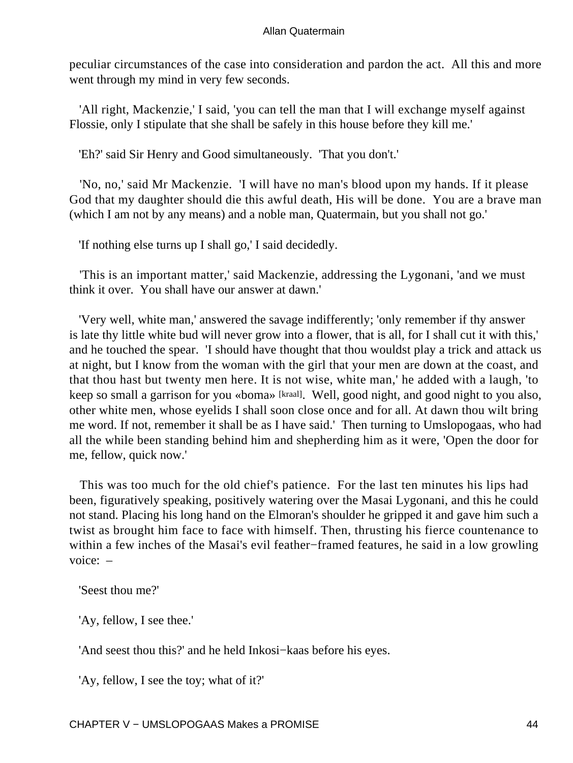peculiar circumstances of the case into consideration and pardon the act. All this and more went through my mind in very few seconds.

'All right, Mackenzie,' I said, 'you can tell the man that I will exchange myself against Flossie, only I stipulate that she shall be safely in this house before they kill me.'

'Eh?' said Sir Henry and Good simultaneously. 'That you don't.'

'No, no,' said Mr Mackenzie. 'I will have no man's blood upon my hands. If it please God that my daughter should die this awful death, His will be done. You are a brave man (which I am not by any means) and a noble man, Quatermain, but you shall not go.'

'If nothing else turns up I shall go,' I said decidedly.

'This is an important matter,' said Mackenzie, addressing the Lygonani, 'and we must think it over. You shall have our answer at dawn.'

'Very well, white man,' answered the savage indifferently; 'only remember if thy answer is late thy little white bud will never grow into a flower, that is all, for I shall cut it with this,' and he touched the spear. 'I should have thought that thou wouldst play a trick and attack us at night, but I know from the woman with the girl that your men are down at the coast, and that thou hast but twenty men here. It is not wise, white man,' he added with a laugh, 'to keep so small a garrison for you «boma» [kraal]. Well, good night, and good night to you also, other white men, whose eyelids I shall soon close once and for all. At dawn thou wilt bring me word. If not, remember it shall be as I have said.' Then turning to Umslopogaas, who had all the while been standing behind him and shepherding him as it were, 'Open the door for me, fellow, quick now.'

This was too much for the old chief's patience. For the last ten minutes his lips had been, figuratively speaking, positively watering over the Masai Lygonani, and this he could not stand. Placing his long hand on the Elmoran's shoulder he gripped it and gave him such a twist as brought him face to face with himself. Then, thrusting his fierce countenance to within a few inches of the Masai's evil feather−framed features, he said in a low growling voice: –

'Seest thou me?'

'Ay, fellow, I see thee.'

'And seest thou this?' and he held Inkosi−kaas before his eyes.

'Ay, fellow, I see the toy; what of it?'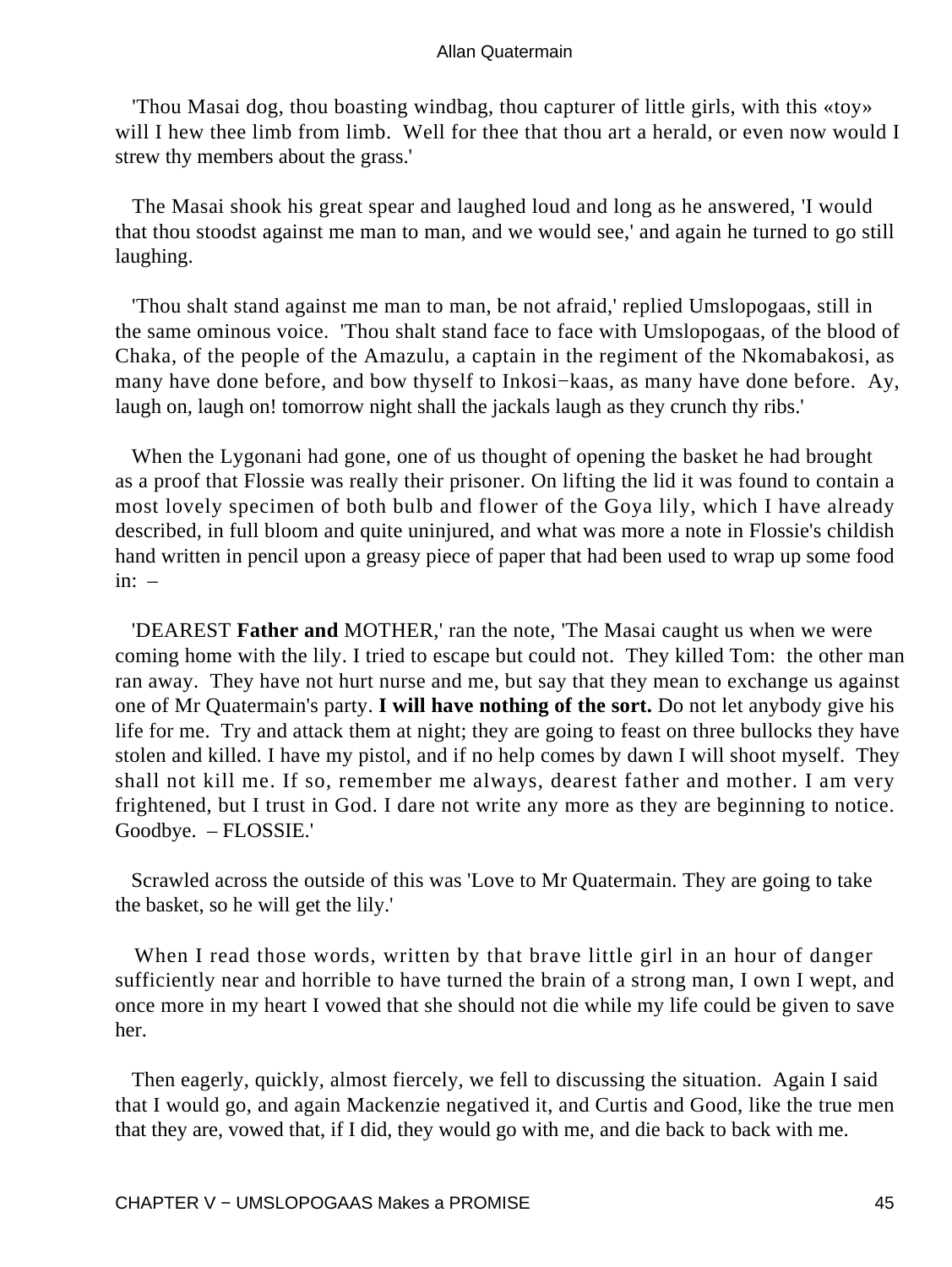'Thou Masai dog, thou boasting windbag, thou capturer of little girls, with this «toy» will I hew thee limb from limb. Well for thee that thou art a herald, or even now would I strew thy members about the grass.'

The Masai shook his great spear and laughed loud and long as he answered, 'I would that thou stoodst against me man to man, and we would see,' and again he turned to go still laughing.

'Thou shalt stand against me man to man, be not afraid,' replied Umslopogaas, still in the same ominous voice. 'Thou shalt stand face to face with Umslopogaas, of the blood of Chaka, of the people of the Amazulu, a captain in the regiment of the Nkomabakosi, as many have done before, and bow thyself to Inkosi−kaas, as many have done before. Ay, laugh on, laugh on! tomorrow night shall the jackals laugh as they crunch thy ribs.'

When the Lygonani had gone, one of us thought of opening the basket he had brought as a proof that Flossie was really their prisoner. On lifting the lid it was found to contain a most lovely specimen of both bulb and flower of the Goya lily, which I have already described, in full bloom and quite uninjured, and what was more a note in Flossie's childish hand written in pencil upon a greasy piece of paper that had been used to wrap up some food in: –

'DEAREST **Father and** MOTHER,' ran the note, 'The Masai caught us when we were coming home with the lily. I tried to escape but could not. They killed Tom: the other man ran away. They have not hurt nurse and me, but say that they mean to exchange us against one of Mr Quatermain's party. **I will have nothing of the sort.** Do not let anybody give his life for me. Try and attack them at night; they are going to feast on three bullocks they have stolen and killed. I have my pistol, and if no help comes by dawn I will shoot myself. They shall not kill me. If so, remember me always, dearest father and mother. I am very frightened, but I trust in God. I dare not write any more as they are beginning to notice. Goodbye. – FLOSSIE.'

Scrawled across the outside of this was 'Love to Mr Quatermain. They are going to take the basket, so he will get the lily.'

When I read those words, written by that brave little girl in an hour of danger sufficiently near and horrible to have turned the brain of a strong man, I own I wept, and once more in my heart I vowed that she should not die while my life could be given to save her.

Then eagerly, quickly, almost fiercely, we fell to discussing the situation. Again I said that I would go, and again Mackenzie negatived it, and Curtis and Good, like the true men that they are, vowed that, if I did, they would go with me, and die back to back with me.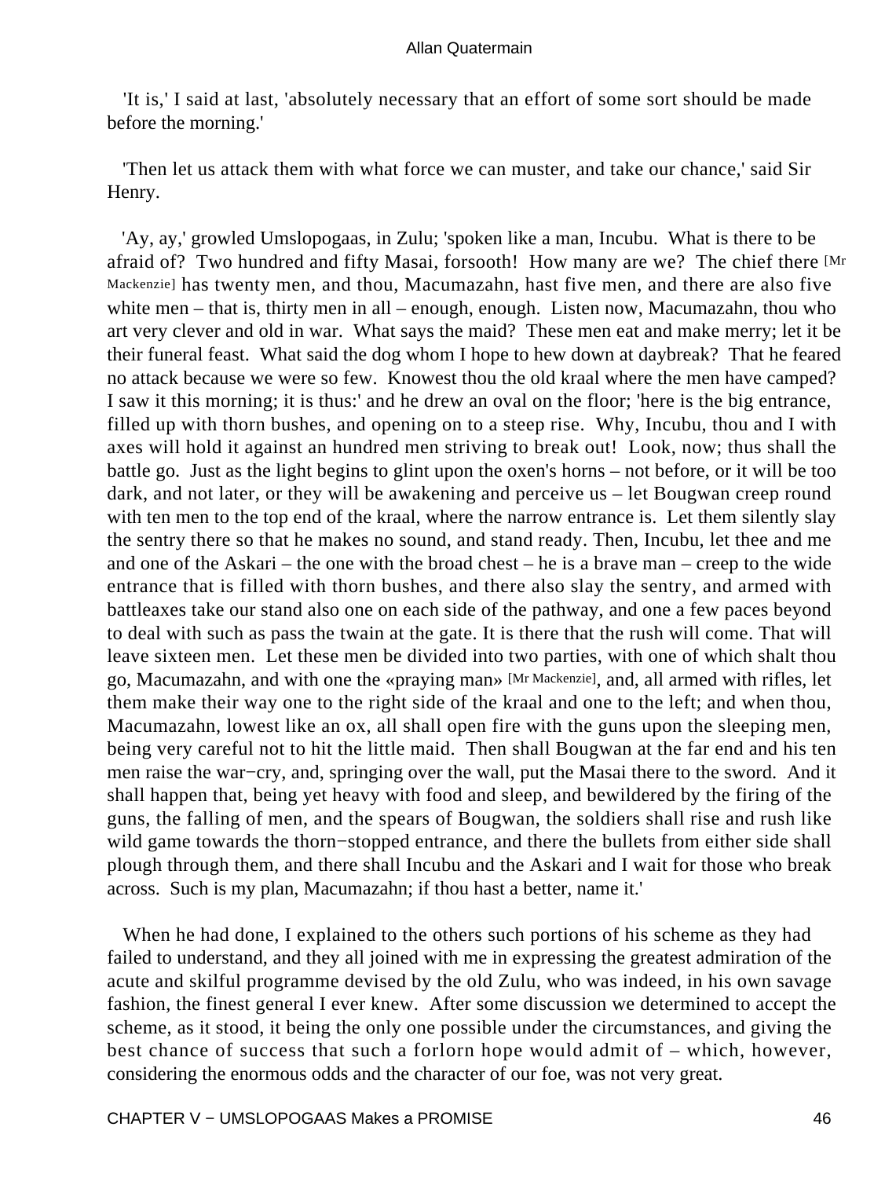'It is,' I said at last, 'absolutely necessary that an effort of some sort should be made before the morning.'

'Then let us attack them with what force we can muster, and take our chance,' said Sir Henry.

'Ay, ay,' growled Umslopogaas, in Zulu; 'spoken like a man, Incubu. What is there to be afraid of? Two hundred and fifty Masai, forsooth! How many are we? The chief there [Mr Mackenzie] has twenty men, and thou, Macumazahn, hast five men, and there are also five white men – that is, thirty men in all – enough, enough. Listen now, Macumazahn, thou who art very clever and old in war. What says the maid? These men eat and make merry; let it be their funeral feast. What said the dog whom I hope to hew down at daybreak? That he feared no attack because we were so few. Knowest thou the old kraal where the men have camped? I saw it this morning; it is thus:' and he drew an oval on the floor; 'here is the big entrance, filled up with thorn bushes, and opening on to a steep rise. Why, Incubu, thou and I with axes will hold it against an hundred men striving to break out! Look, now; thus shall the battle go. Just as the light begins to glint upon the oxen's horns – not before, or it will be too dark, and not later, or they will be awakening and perceive us – let Bougwan creep round with ten men to the top end of the kraal, where the narrow entrance is. Let them silently slay the sentry there so that he makes no sound, and stand ready. Then, Incubu, let thee and me and one of the Askari – the one with the broad chest – he is a brave man – creep to the wide entrance that is filled with thorn bushes, and there also slay the sentry, and armed with battleaxes take our stand also one on each side of the pathway, and one a few paces beyond to deal with such as pass the twain at the gate. It is there that the rush will come. That will leave sixteen men. Let these men be divided into two parties, with one of which shalt thou go, Macumazahn, and with one the «praying man» [Mr Mackenzie], and, all armed with rifles, let them make their way one to the right side of the kraal and one to the left; and when thou, Macumazahn, lowest like an ox, all shall open fire with the guns upon the sleeping men, being very careful not to hit the little maid. Then shall Bougwan at the far end and his ten men raise the war−cry, and, springing over the wall, put the Masai there to the sword. And it shall happen that, being yet heavy with food and sleep, and bewildered by the firing of the guns, the falling of men, and the spears of Bougwan, the soldiers shall rise and rush like wild game towards the thorn−stopped entrance, and there the bullets from either side shall plough through them, and there shall Incubu and the Askari and I wait for those who break across. Such is my plan, Macumazahn; if thou hast a better, name it.'

When he had done, I explained to the others such portions of his scheme as they had failed to understand, and they all joined with me in expressing the greatest admiration of the acute and skilful programme devised by the old Zulu, who was indeed, in his own savage fashion, the finest general I ever knew. After some discussion we determined to accept the scheme, as it stood, it being the only one possible under the circumstances, and giving the best chance of success that such a forlorn hope would admit of – which, however, considering the enormous odds and the character of our foe, was not very great.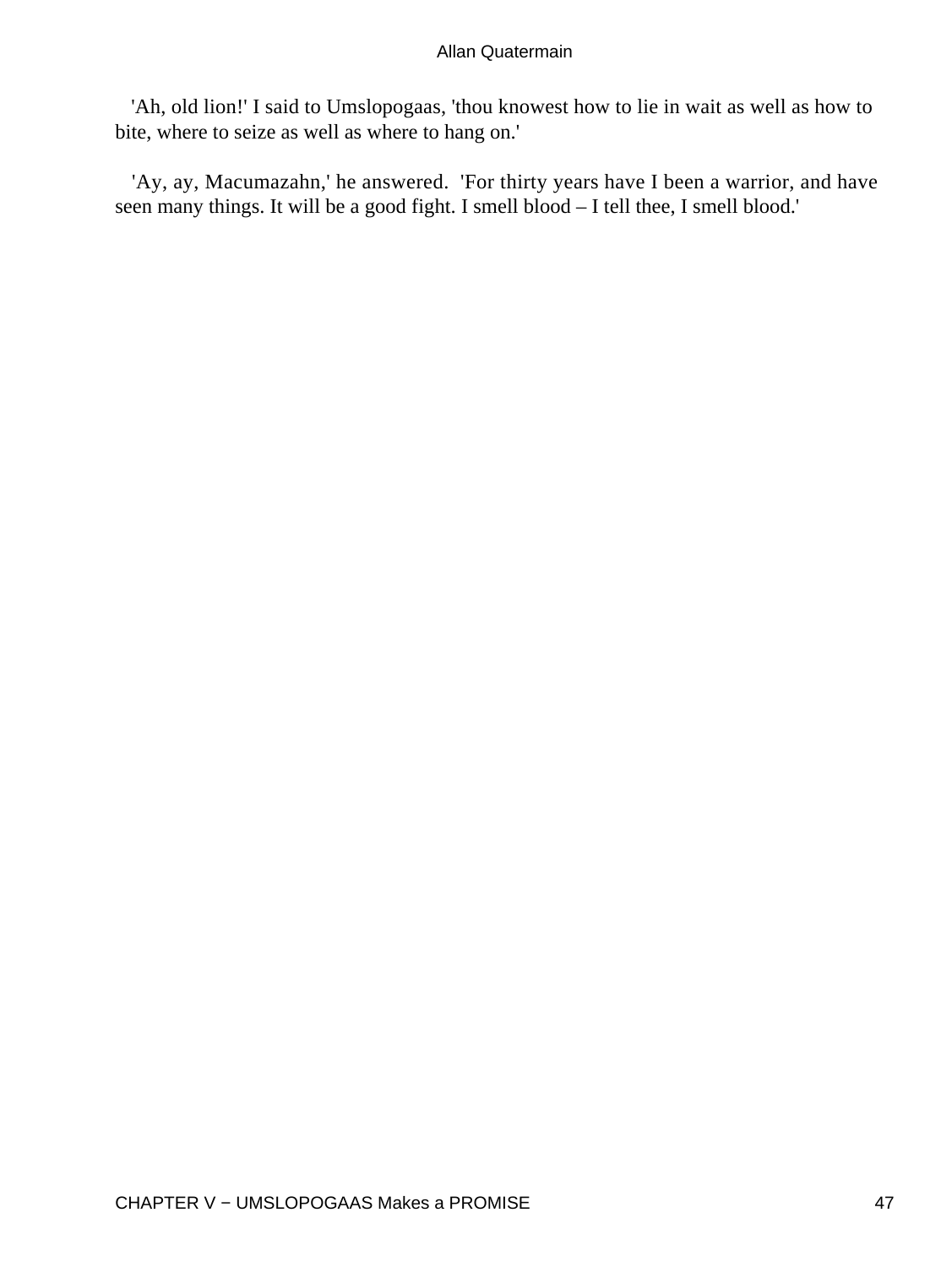'Ah, old lion!' I said to Umslopogaas, 'thou knowest how to lie in wait as well as how to bite, where to seize as well as where to hang on.'

'Ay, ay, Macumazahn,' he answered. 'For thirty years have I been a warrior, and have seen many things. It will be a good fight. I smell blood – I tell thee, I smell blood.'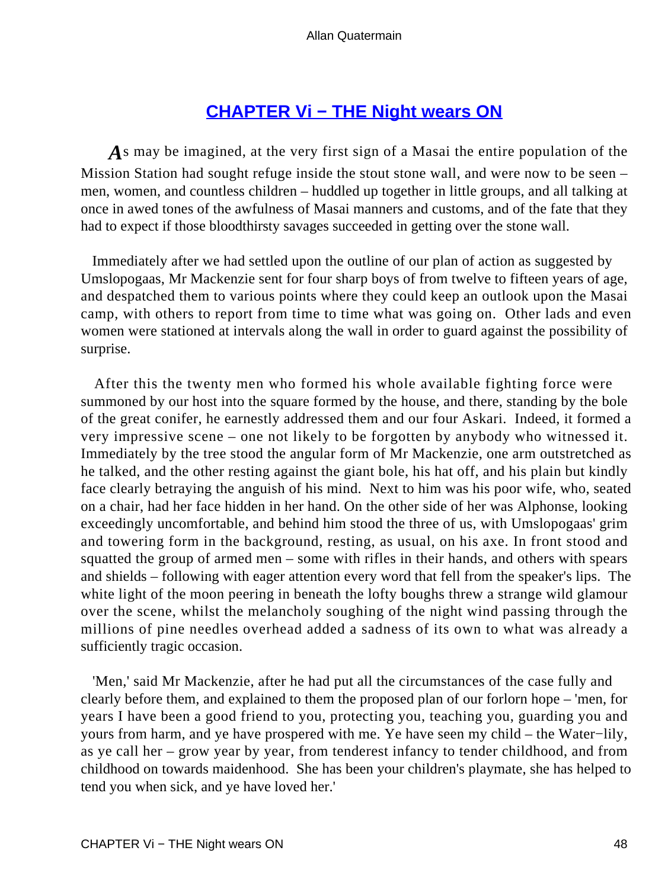## [CHAPTER Vi − THE Night wears ON]()

*A*s may be imagined, at the very first sign of a Masai the entire population of the Mission Station had sought refuge inside the stout stone wall, and were now to be seen – men, women, and countless children – huddled up together in little groups, and all talking at once in awed tones of the awfulness of Masai manners and customs, and of the fate that they had to expect if those bloodthirsty savages succeeded in getting over the stone wall.

Immediately after we had settled upon the outline of our plan of action as suggested by Umslopogaas, Mr Mackenzie sent for four sharp boys of from twelve to fifteen years of age, and despatched them to various points where they could keep an outlook upon the Masai camp, with others to report from time to time what was going on. Other lads and even women were stationed at intervals along the wall in order to guard against the possibility of surprise.

After this the twenty men who formed his whole available fighting force were summoned by our host into the square formed by the house, and there, standing by the bole of the great conifer, he earnestly addressed them and our four Askari. Indeed, it formed a very impressive scene – one not likely to be forgotten by anybody who witnessed it. Immediately by the tree stood the angular form of Mr Mackenzie, one arm outstretched as he talked, and the other resting against the giant bole, his hat off, and his plain but kindly face clearly betraying the anguish of his mind. Next to him was his poor wife, who, seated on a chair, had her face hidden in her hand. On the other side of her was Alphonse, looking exceedingly uncomfortable, and behind him stood the three of us, with Umslopogaas' grim and towering form in the background, resting, as usual, on his axe. In front stood and squatted the group of armed men – some with rifles in their hands, and others with spears and shields – following with eager attention every word that fell from the speaker's lips. The white light of the moon peering in beneath the lofty boughs threw a strange wild glamour over the scene, whilst the melancholy soughing of the night wind passing through the millions of pine needles overhead added a sadness of its own to what was already a sufficiently tragic occasion.

'Men,' said Mr Mackenzie, after he had put all the circumstances of the case fully and clearly before them, and explained to them the proposed plan of our forlorn hope – 'men, for years I have been a good friend to you, protecting you, teaching you, guarding you and yours from harm, and ye have prospered with me. Ye have seen my child – the Water−lily, as ye call her – grow year by year, from tenderest infancy to tender childhood, and from childhood on towards maidenhood. She has been your children's playmate, she has helped to tend you when sick, and ye have loved her.'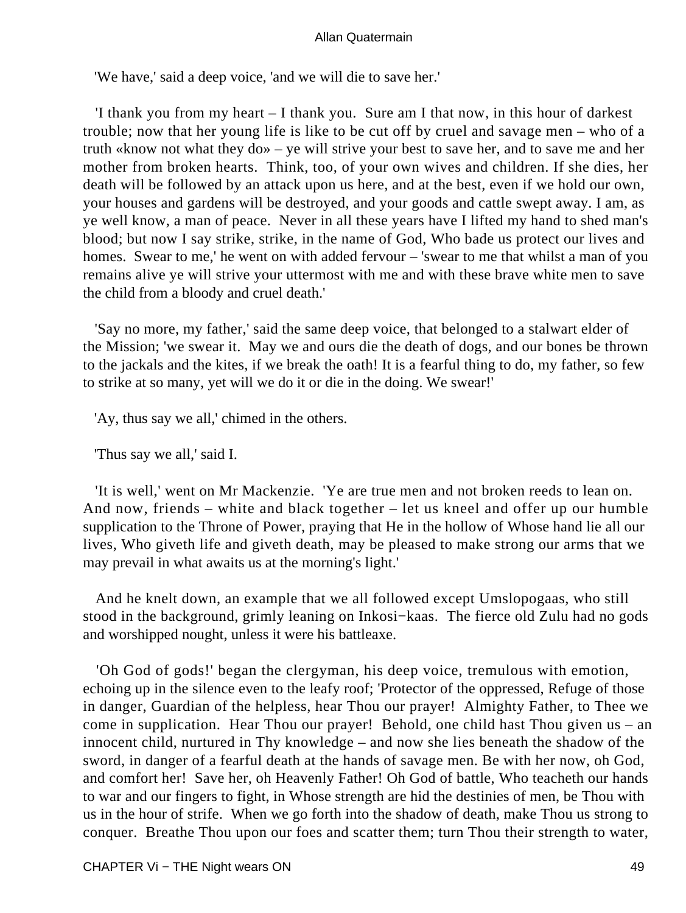'We have,' said a deep voice, 'and we will die to save her.'

'I thank you from my heart – I thank you. Sure am I that now, in this hour of darkest trouble; now that her young life is like to be cut off by cruel and savage men – who of a truth «know not what they do» – ye will strive your best to save her, and to save me and her mother from broken hearts. Think, too, of your own wives and children. If she dies, her death will be followed by an attack upon us here, and at the best, even if we hold our own, your houses and gardens will be destroyed, and your goods and cattle swept away. I am, as ye well know, a man of peace. Never in all these years have I lifted my hand to shed man's blood; but now I say strike, strike, in the name of God, Who bade us protect our lives and homes. Swear to me,' he went on with added fervour – 'swear to me that whilst a man of you remains alive ye will strive your uttermost with me and with these brave white men to save the child from a bloody and cruel death.'

'Say no more, my father,' said the same deep voice, that belonged to a stalwart elder of the Mission; 'we swear it. May we and ours die the death of dogs, and our bones be thrown to the jackals and the kites, if we break the oath! It is a fearful thing to do, my father, so few to strike at so many, yet will we do it or die in the doing. We swear!'

'Ay, thus say we all,' chimed in the others.

'Thus say we all,' said I.

'It is well,' went on Mr Mackenzie. 'Ye are true men and not broken reeds to lean on. And now, friends – white and black together – let us kneel and offer up our humble supplication to the Throne of Power, praying that He in the hollow of Whose hand lie all our lives, Who giveth life and giveth death, may be pleased to make strong our arms that we may prevail in what awaits us at the morning's light.'

And he knelt down, an example that we all followed except Umslopogaas, who still stood in the background, grimly leaning on Inkosi−kaas. The fierce old Zulu had no gods and worshipped nought, unless it were his battleaxe.

'Oh God of gods!' began the clergyman, his deep voice, tremulous with emotion, echoing up in the silence even to the leafy roof; 'Protector of the oppressed, Refuge of those in danger, Guardian of the helpless, hear Thou our prayer! Almighty Father, to Thee we come in supplication. Hear Thou our prayer! Behold, one child hast Thou given us – an innocent child, nurtured in Thy knowledge – and now she lies beneath the shadow of the sword, in danger of a fearful death at the hands of savage men. Be with her now, oh God, and comfort her! Save her, oh Heavenly Father! Oh God of battle, Who teacheth our hands to war and our fingers to fight, in Whose strength are hid the destinies of men, be Thou with us in the hour of strife. When we go forth into the shadow of death, make Thou us strong to conquer. Breathe Thou upon our foes and scatter them; turn Thou their strength to water,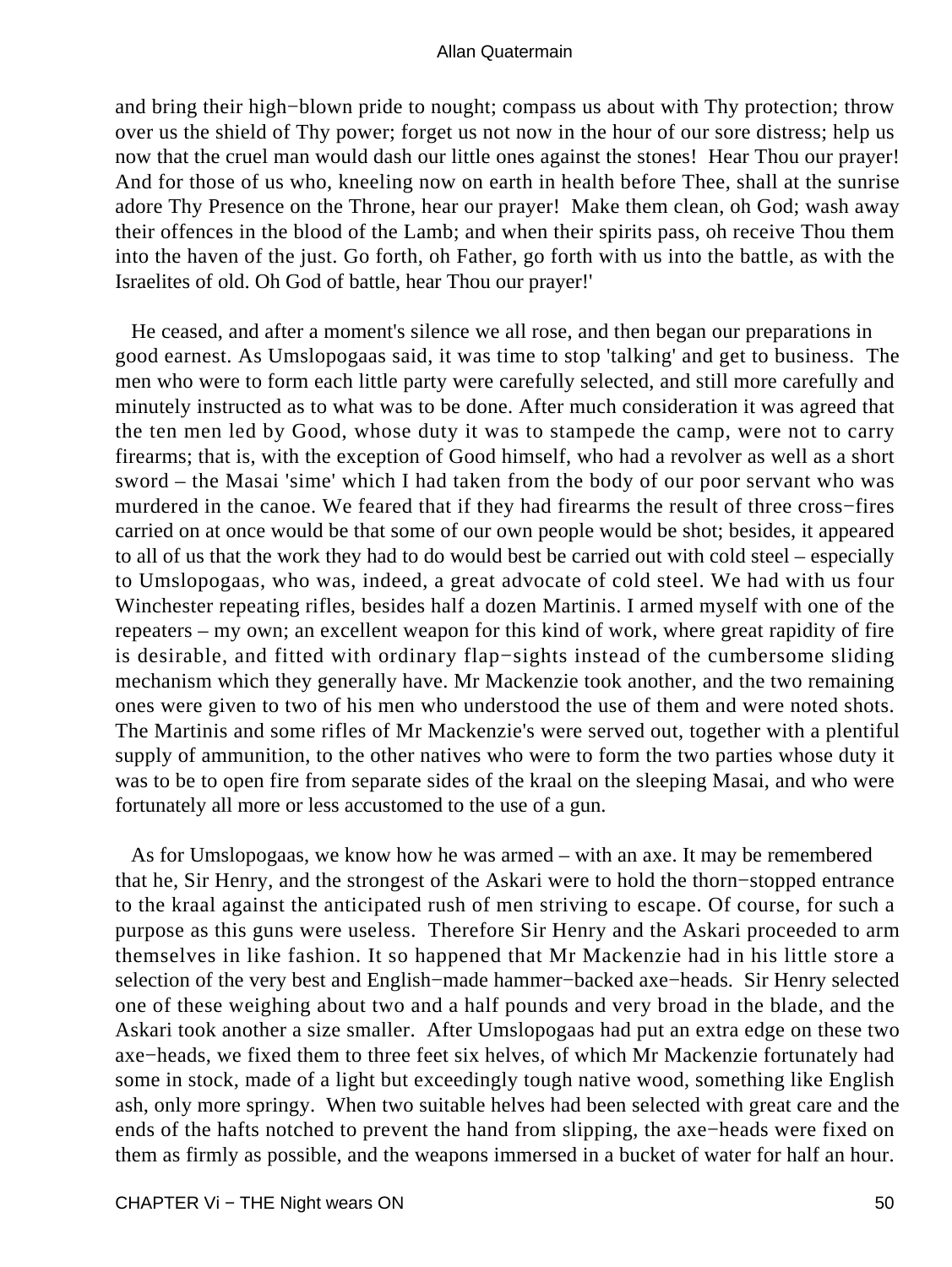and bring their high−blown pride to nought; compass us about with Thy protection; throw over us the shield of Thy power; forget us not now in the hour of our sore distress; help us now that the cruel man would dash our little ones against the stones! Hear Thou our prayer! And for those of us who, kneeling now on earth in health before Thee, shall at the sunrise adore Thy Presence on the Throne, hear our prayer! Make them clean, oh God; wash away their offences in the blood of the Lamb; and when their spirits pass, oh receive Thou them into the haven of the just. Go forth, oh Father, go forth with us into the battle, as with the Israelites of old. Oh God of battle, hear Thou our prayer!'

He ceased, and after a moment's silence we all rose, and then began our preparations in good earnest. As Umslopogaas said, it was time to stop 'talking' and get to business. The men who were to form each little party were carefully selected, and still more carefully and minutely instructed as to what was to be done. After much consideration it was agreed that the ten men led by Good, whose duty it was to stampede the camp, were not to carry firearms; that is, with the exception of Good himself, who had a revolver as well as a short sword – the Masai 'sime' which I had taken from the body of our poor servant who was murdered in the canoe. We feared that if they had firearms the result of three cross−fires carried on at once would be that some of our own people would be shot; besides, it appeared to all of us that the work they had to do would best be carried out with cold steel – especially to Umslopogaas, who was, indeed, a great advocate of cold steel. We had with us four Winchester repeating rifles, besides half a dozen Martinis. I armed myself with one of the repeaters – my own; an excellent weapon for this kind of work, where great rapidity of fire is desirable, and fitted with ordinary flap−sights instead of the cumbersome sliding mechanism which they generally have. Mr Mackenzie took another, and the two remaining ones were given to two of his men who understood the use of them and were noted shots. The Martinis and some rifles of Mr Mackenzie's were served out, together with a plentiful supply of ammunition, to the other natives who were to form the two parties whose duty it was to be to open fire from separate sides of the kraal on the sleeping Masai, and who were fortunately all more or less accustomed to the use of a gun.

As for Umslopogaas, we know how he was armed – with an axe. It may be remembered that he, Sir Henry, and the strongest of the Askari were to hold the thorn−stopped entrance to the kraal against the anticipated rush of men striving to escape. Of course, for such a purpose as this guns were useless. Therefore Sir Henry and the Askari proceeded to arm themselves in like fashion. It so happened that Mr Mackenzie had in his little store a selection of the very best and English−made hammer−backed axe−heads. Sir Henry selected one of these weighing about two and a half pounds and very broad in the blade, and the Askari took another a size smaller. After Umslopogaas had put an extra edge on these two axe−heads, we fixed them to three feet six helves, of which Mr Mackenzie fortunately had some in stock, made of a light but exceedingly tough native wood, something like English ash, only more springy. When two suitable helves had been selected with great care and the ends of the hafts notched to prevent the hand from slipping, the axe−heads were fixed on them as firmly as possible, and the weapons immersed in a bucket of water for half an hour.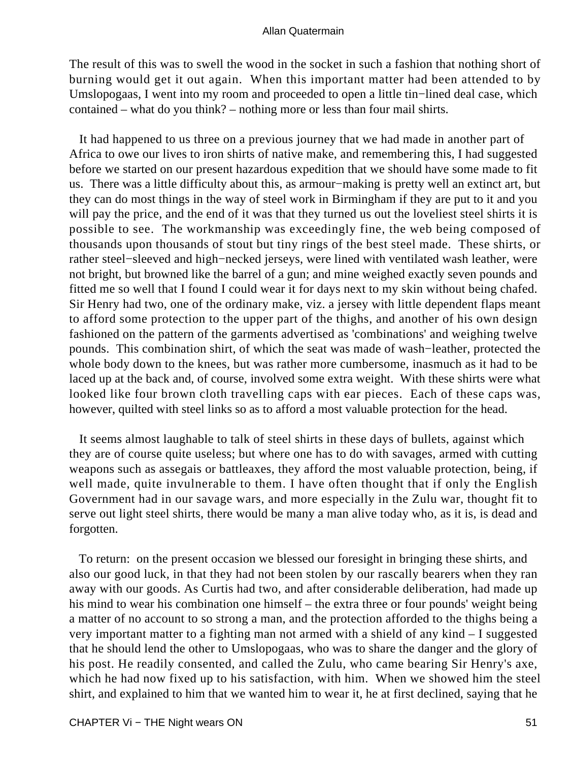The result of this was to swell the wood in the socket in such a fashion that nothing short of burning would get it out again. When this important matter had been attended to by Umslopogaas, I went into my room and proceeded to open a little tin−lined deal case, which contained – what do you think? – nothing more or less than four mail shirts.

It had happened to us three on a previous journey that we had made in another part of Africa to owe our lives to iron shirts of native make, and remembering this, I had suggested before we started on our present hazardous expedition that we should have some made to fit us. There was a little difficulty about this, as armour−making is pretty well an extinct art, but they can do most things in the way of steel work in Birmingham if they are put to it and you will pay the price, and the end of it was that they turned us out the loveliest steel shirts it is possible to see. The workmanship was exceedingly fine, the web being composed of thousands upon thousands of stout but tiny rings of the best steel made. These shirts, or rather steel−sleeved and high−necked jerseys, were lined with ventilated wash leather, were not bright, but browned like the barrel of a gun; and mine weighed exactly seven pounds and fitted me so well that I found I could wear it for days next to my skin without being chafed. Sir Henry had two, one of the ordinary make, viz. a jersey with little dependent flaps meant to afford some protection to the upper part of the thighs, and another of his own design fashioned on the pattern of the garments advertised as 'combinations' and weighing twelve pounds. This combination shirt, of which the seat was made of wash−leather, protected the whole body down to the knees, but was rather more cumbersome, inasmuch as it had to be laced up at the back and, of course, involved some extra weight. With these shirts were what looked like four brown cloth travelling caps with ear pieces. Each of these caps was, however, quilted with steel links so as to afford a most valuable protection for the head.

It seems almost laughable to talk of steel shirts in these days of bullets, against which they are of course quite useless; but where one has to do with savages, armed with cutting weapons such as assegais or battleaxes, they afford the most valuable protection, being, if well made, quite invulnerable to them. I have often thought that if only the English Government had in our savage wars, and more especially in the Zulu war, thought fit to serve out light steel shirts, there would be many a man alive today who, as it is, is dead and forgotten.

To return: on the present occasion we blessed our foresight in bringing these shirts, and also our good luck, in that they had not been stolen by our rascally bearers when they ran away with our goods. As Curtis had two, and after considerable deliberation, had made up his mind to wear his combination one himself – the extra three or four pounds' weight being a matter of no account to so strong a man, and the protection afforded to the thighs being a very important matter to a fighting man not armed with a shield of any kind – I suggested that he should lend the other to Umslopogaas, who was to share the danger and the glory of his post. He readily consented, and called the Zulu, who came bearing Sir Henry's axe, which he had now fixed up to his satisfaction, with him. When we showed him the steel shirt, and explained to him that we wanted him to wear it, he at first declined, saying that he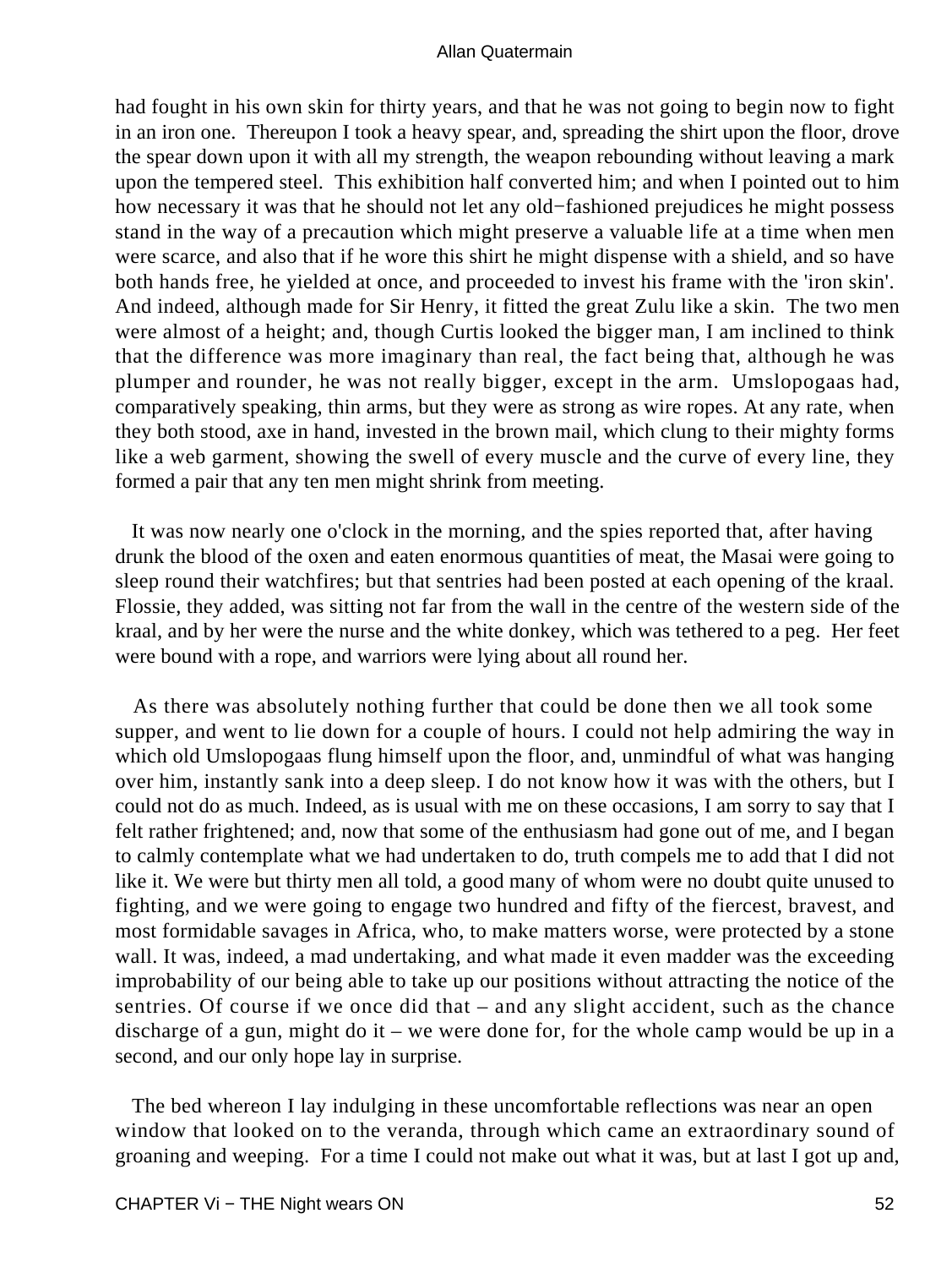had fought in his own skin for thirty years, and that he was not going to begin now to fight in an iron one. Thereupon I took a heavy spear, and, spreading the shirt upon the floor, drove the spear down upon it with all my strength, the weapon rebounding without leaving a mark upon the tempered steel. This exhibition half converted him; and when I pointed out to him how necessary it was that he should not let any old−fashioned prejudices he might possess stand in the way of a precaution which might preserve a valuable life at a time when men were scarce, and also that if he wore this shirt he might dispense with a shield, and so have both hands free, he yielded at once, and proceeded to invest his frame with the 'iron skin'. And indeed, although made for Sir Henry, it fitted the great Zulu like a skin. The two men were almost of a height; and, though Curtis looked the bigger man, I am inclined to think that the difference was more imaginary than real, the fact being that, although he was plumper and rounder, he was not really bigger, except in the arm. Umslopogaas had, comparatively speaking, thin arms, but they were as strong as wire ropes. At any rate, when they both stood, axe in hand, invested in the brown mail, which clung to their mighty forms like a web garment, showing the swell of every muscle and the curve of every line, they formed a pair that any ten men might shrink from meeting.

It was now nearly one o'clock in the morning, and the spies reported that, after having drunk the blood of the oxen and eaten enormous quantities of meat, the Masai were going to sleep round their watchfires; but that sentries had been posted at each opening of the kraal. Flossie, they added, was sitting not far from the wall in the centre of the western side of the kraal, and by her were the nurse and the white donkey, which was tethered to a peg. Her feet were bound with a rope, and warriors were lying about all round her.

As there was absolutely nothing further that could be done then we all took some supper, and went to lie down for a couple of hours. I could not help admiring the way in which old Umslopogaas flung himself upon the floor, and, unmindful of what was hanging over him, instantly sank into a deep sleep. I do not know how it was with the others, but I could not do as much. Indeed, as is usual with me on these occasions, I am sorry to say that I felt rather frightened; and, now that some of the enthusiasm had gone out of me, and I began to calmly contemplate what we had undertaken to do, truth compels me to add that I did not like it. We were but thirty men all told, a good many of whom were no doubt quite unused to fighting, and we were going to engage two hundred and fifty of the fiercest, bravest, and most formidable savages in Africa, who, to make matters worse, were protected by a stone wall. It was, indeed, a mad undertaking, and what made it even madder was the exceeding improbability of our being able to take up our positions without attracting the notice of the sentries. Of course if we once did that – and any slight accident, such as the chance discharge of a gun, might do it – we were done for, for the whole camp would be up in a second, and our only hope lay in surprise.

The bed whereon I lay indulging in these uncomfortable reflections was near an open window that looked on to the veranda, through which came an extraordinary sound of groaning and weeping. For a time I could not make out what it was, but at last I got up and,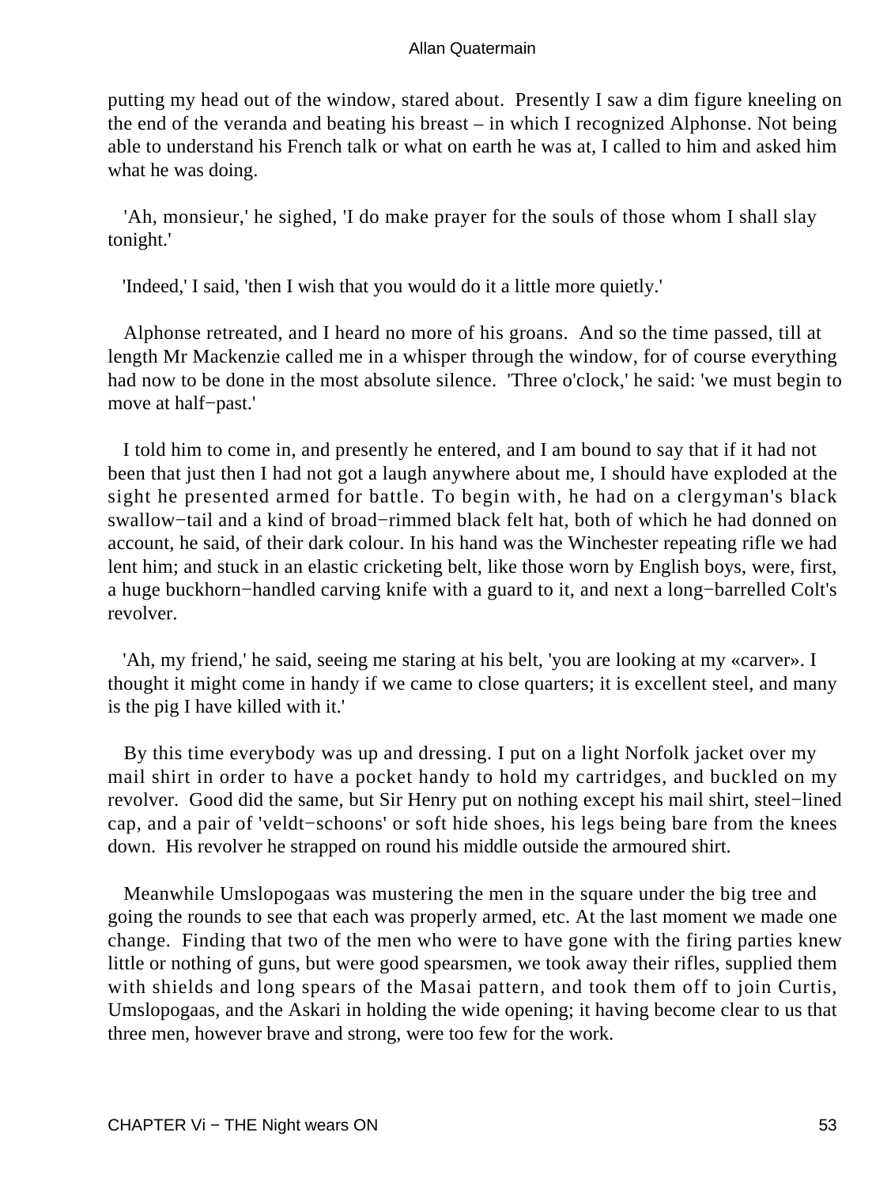putting my head out of the window, stared about. Presently I saw a dim figure kneeling on the end of the veranda and beating his breast – in which I recognized Alphonse. Not being able to understand his French talk or what on earth he was at, I called to him and asked him what he was doing.

'Ah, monsieur,' he sighed, 'I do make prayer for the souls of those whom I shall slay tonight.'

'Indeed,' I said, 'then I wish that you would do it a little more quietly.'

Alphonse retreated, and I heard no more of his groans. And so the time passed, till at length Mr Mackenzie called me in a whisper through the window, for of course everything had now to be done in the most absolute silence. 'Three o'clock,' he said: 'we must begin to move at half−past.'

I told him to come in, and presently he entered, and I am bound to say that if it had not been that just then I had not got a laugh anywhere about me, I should have exploded at the sight he presented armed for battle. To begin with, he had on a clergyman's black swallow−tail and a kind of broad−rimmed black felt hat, both of which he had donned on account, he said, of their dark colour. In his hand was the Winchester repeating rifle we had lent him; and stuck in an elastic cricketing belt, like those worn by English boys, were, first, a huge buckhorn−handled carving knife with a guard to it, and next a long−barrelled Colt's revolver.

'Ah, my friend,' he said, seeing me staring at his belt, 'you are looking at my «carver». I thought it might come in handy if we came to close quarters; it is excellent steel, and many is the pig I have killed with it.'

By this time everybody was up and dressing. I put on a light Norfolk jacket over my mail shirt in order to have a pocket handy to hold my cartridges, and buckled on my revolver. Good did the same, but Sir Henry put on nothing except his mail shirt, steel−lined cap, and a pair of 'veldt−schoons' or soft hide shoes, his legs being bare from the knees down. His revolver he strapped on round his middle outside the armoured shirt.

Meanwhile Umslopogaas was mustering the men in the square under the big tree and going the rounds to see that each was properly armed, etc. At the last moment we made one change. Finding that two of the men who were to have gone with the firing parties knew little or nothing of guns, but were good spearsmen, we took away their rifles, supplied them with shields and long spears of the Masai pattern, and took them off to join Curtis, Umslopogaas, and the Askari in holding the wide opening; it having become clear to us that three men, however brave and strong, were too few for the work.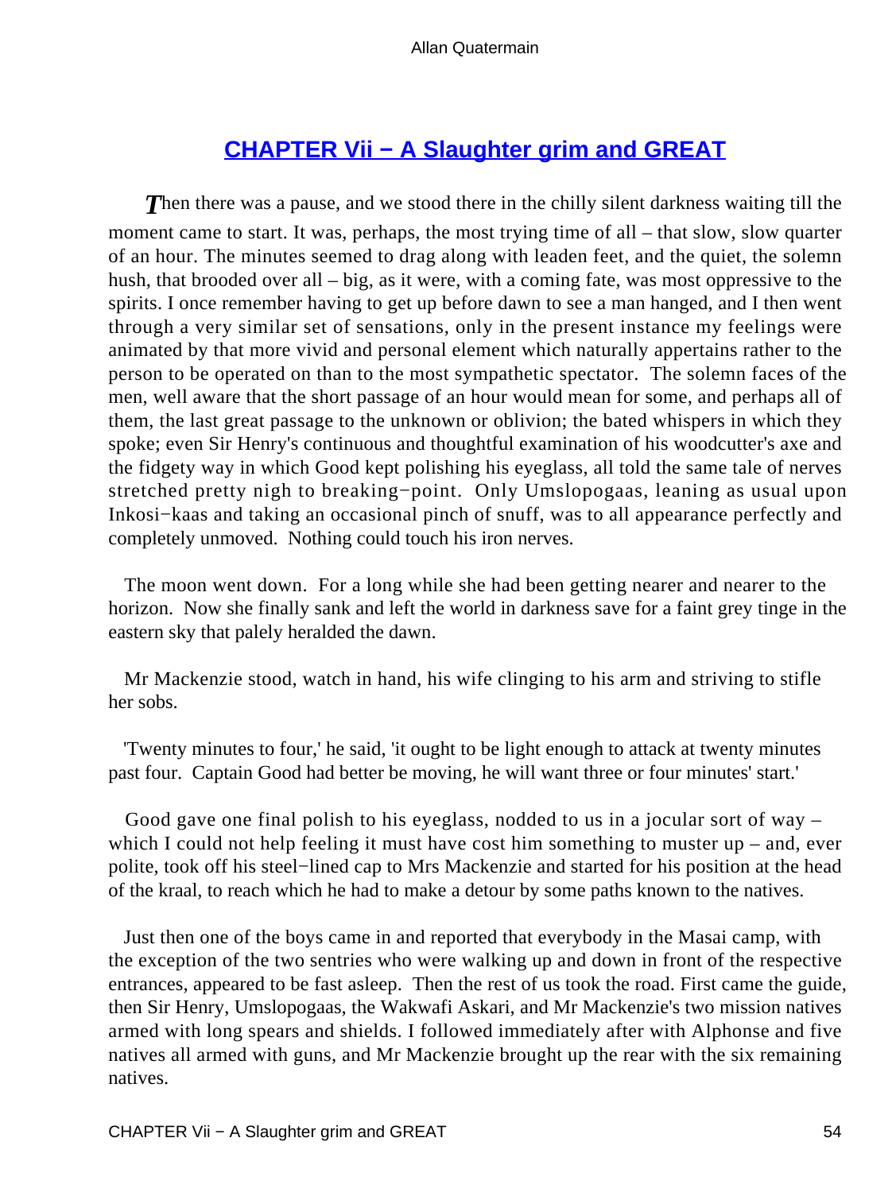## CHAPTER Vii − A Slaughter grim and GREAT

*T*hen there was a pause, and we stood there in the chilly silent darkness waiting till the moment came to start. It was, perhaps, the most trying time of all – that slow, slow quarter of an hour. The minutes seemed to drag along with leaden feet, and the quiet, the solemn hush, that brooded over all – big, as it were, with a coming fate, was most oppressive to the spirits. I once remember having to get up before dawn to see a man hanged, and I then went through a very similar set of sensations, only in the present instance my feelings were animated by that more vivid and personal element which naturally appertains rather to the person to be operated on than to the most sympathetic spectator. The solemn faces of the men, well aware that the short passage of an hour would mean for some, and perhaps all of them, the last great passage to the unknown or oblivion; the bated whispers in which they spoke; even Sir Henry's continuous and thoughtful examination of his woodcutter's axe and the fidgety way in which Good kept polishing his eyeglass, all told the same tale of nerves stretched pretty nigh to breaking−point. Only Umslopogaas, leaning as usual upon Inkosi−kaas and taking an occasional pinch of snuff, was to all appearance perfectly and completely unmoved. Nothing could touch his iron nerves.

The moon went down. For a long while she had been getting nearer and nearer to the horizon. Now she finally sank and left the world in darkness save for a faint grey tinge in the eastern sky that palely heralded the dawn.

Mr Mackenzie stood, watch in hand, his wife clinging to his arm and striving to stifle her sobs.

'Twenty minutes to four,' he said, 'it ought to be light enough to attack at twenty minutes past four. Captain Good had better be moving, he will want three or four minutes' start.'

Good gave one final polish to his eyeglass, nodded to us in a jocular sort of way – which I could not help feeling it must have cost him something to muster up – and, ever polite, took off his steel−lined cap to Mrs Mackenzie and started for his position at the head of the kraal, to reach which he had to make a detour by some paths known to the natives.

Just then one of the boys came in and reported that everybody in the Masai camp, with the exception of the two sentries who were walking up and down in front of the respective entrances, appeared to be fast asleep. Then the rest of us took the road. First came the guide, then Sir Henry, Umslopogaas, the Wakwafi Askari, and Mr Mackenzie's two mission natives armed with long spears and shields. I followed immediately after with Alphonse and five natives all armed with guns, and Mr Mackenzie brought up the rear with the six remaining natives.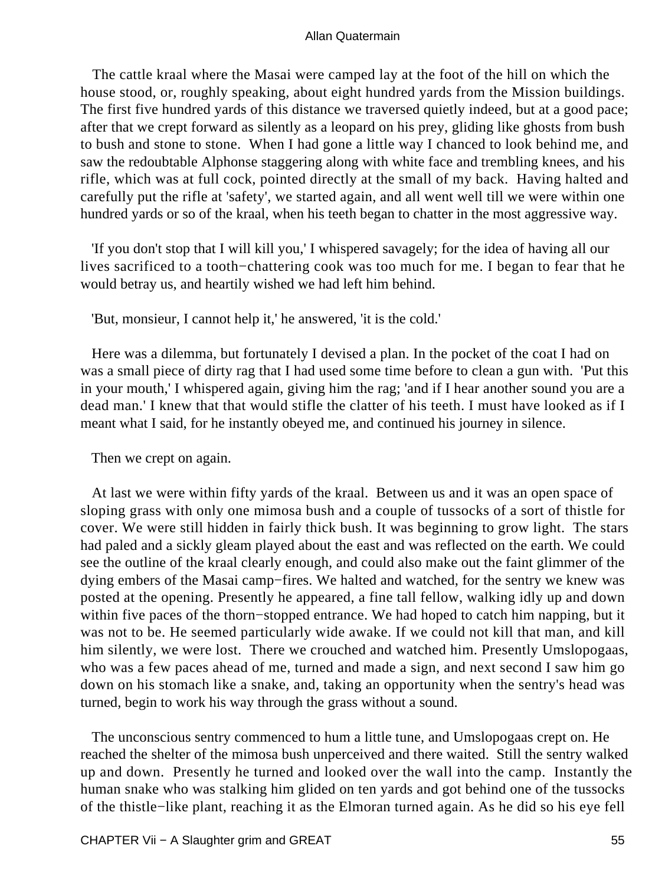The cattle kraal where the Masai were camped lay at the foot of the hill on which the house stood, or, roughly speaking, about eight hundred yards from the Mission buildings. The first five hundred yards of this distance we traversed quietly indeed, but at a good pace; after that we crept forward as silently as a leopard on his prey, gliding like ghosts from bush to bush and stone to stone. When I had gone a little way I chanced to look behind me, and saw the redoubtable Alphonse staggering along with white face and trembling knees, and his rifle, which was at full cock, pointed directly at the small of my back. Having halted and carefully put the rifle at 'safety', we started again, and all went well till we were within one hundred yards or so of the kraal, when his teeth began to chatter in the most aggressive way.

'If you don't stop that I will kill you,' I whispered savagely; for the idea of having all our lives sacrificed to a tooth−chattering cook was too much for me. I began to fear that he would betray us, and heartily wished we had left him behind.

'But, monsieur, I cannot help it,' he answered, 'it is the cold.'

Here was a dilemma, but fortunately I devised a plan. In the pocket of the coat I had on was a small piece of dirty rag that I had used some time before to clean a gun with. 'Put this in your mouth,' I whispered again, giving him the rag; 'and if I hear another sound you are a dead man.' I knew that that would stifle the clatter of his teeth. I must have looked as if I meant what I said, for he instantly obeyed me, and continued his journey in silence.

Then we crept on again.

At last we were within fifty yards of the kraal. Between us and it was an open space of sloping grass with only one mimosa bush and a couple of tussocks of a sort of thistle for cover. We were still hidden in fairly thick bush. It was beginning to grow light. The stars had paled and a sickly gleam played about the east and was reflected on the earth. We could see the outline of the kraal clearly enough, and could also make out the faint glimmer of the dying embers of the Masai camp−fires. We halted and watched, for the sentry we knew was posted at the opening. Presently he appeared, a fine tall fellow, walking idly up and down within five paces of the thorn−stopped entrance. We had hoped to catch him napping, but it was not to be. He seemed particularly wide awake. If we could not kill that man, and kill him silently, we were lost. There we crouched and watched him. Presently Umslopogaas, who was a few paces ahead of me, turned and made a sign, and next second I saw him go down on his stomach like a snake, and, taking an opportunity when the sentry's head was turned, begin to work his way through the grass without a sound.

The unconscious sentry commenced to hum a little tune, and Umslopogaas crept on. He reached the shelter of the mimosa bush unperceived and there waited. Still the sentry walked up and down. Presently he turned and looked over the wall into the camp. Instantly the human snake who was stalking him glided on ten yards and got behind one of the tussocks of the thistle−like plant, reaching it as the Elmoran turned again. As he did so his eye fell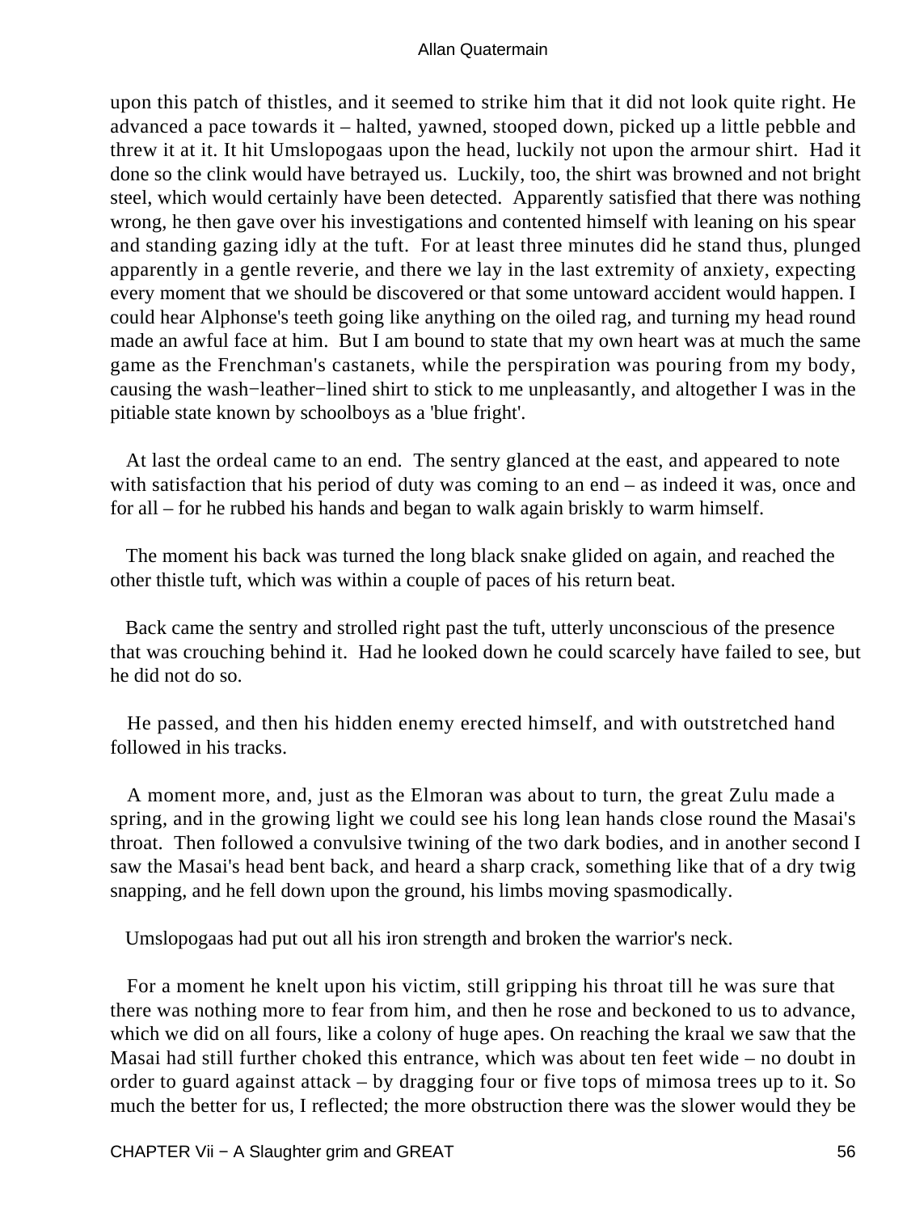upon this patch of thistles, and it seemed to strike him that it did not look quite right. He advanced a pace towards it – halted, yawned, stooped down, picked up a little pebble and threw it at it. It hit Umslopogaas upon the head, luckily not upon the armour shirt. Had it done so the clink would have betrayed us. Luckily, too, the shirt was browned and not bright steel, which would certainly have been detected. Apparently satisfied that there was nothing wrong, he then gave over his investigations and contented himself with leaning on his spear and standing gazing idly at the tuft. For at least three minutes did he stand thus, plunged apparently in a gentle reverie, and there we lay in the last extremity of anxiety, expecting every moment that we should be discovered or that some untoward accident would happen. I could hear Alphonse's teeth going like anything on the oiled rag, and turning my head round made an awful face at him. But I am bound to state that my own heart was at much the same game as the Frenchman's castanets, while the perspiration was pouring from my body, causing the wash−leather−lined shirt to stick to me unpleasantly, and altogether I was in the pitiable state known by schoolboys as a 'blue fright'.

At last the ordeal came to an end. The sentry glanced at the east, and appeared to note with satisfaction that his period of duty was coming to an end – as indeed it was, once and for all – for he rubbed his hands and began to walk again briskly to warm himself.

The moment his back was turned the long black snake glided on again, and reached the other thistle tuft, which was within a couple of paces of his return beat.

Back came the sentry and strolled right past the tuft, utterly unconscious of the presence that was crouching behind it. Had he looked down he could scarcely have failed to see, but he did not do so.

He passed, and then his hidden enemy erected himself, and with outstretched hand followed in his tracks.

A moment more, and, just as the Elmoran was about to turn, the great Zulu made a spring, and in the growing light we could see his long lean hands close round the Masai's throat. Then followed a convulsive twining of the two dark bodies, and in another second I saw the Masai's head bent back, and heard a sharp crack, something like that of a dry twig snapping, and he fell down upon the ground, his limbs moving spasmodically.

Umslopogaas had put out all his iron strength and broken the warrior's neck.

For a moment he knelt upon his victim, still gripping his throat till he was sure that there was nothing more to fear from him, and then he rose and beckoned to us to advance, which we did on all fours, like a colony of huge apes. On reaching the kraal we saw that the Masai had still further choked this entrance, which was about ten feet wide – no doubt in order to guard against attack – by dragging four or five tops of mimosa trees up to it. So much the better for us, I reflected; the more obstruction there was the slower would they be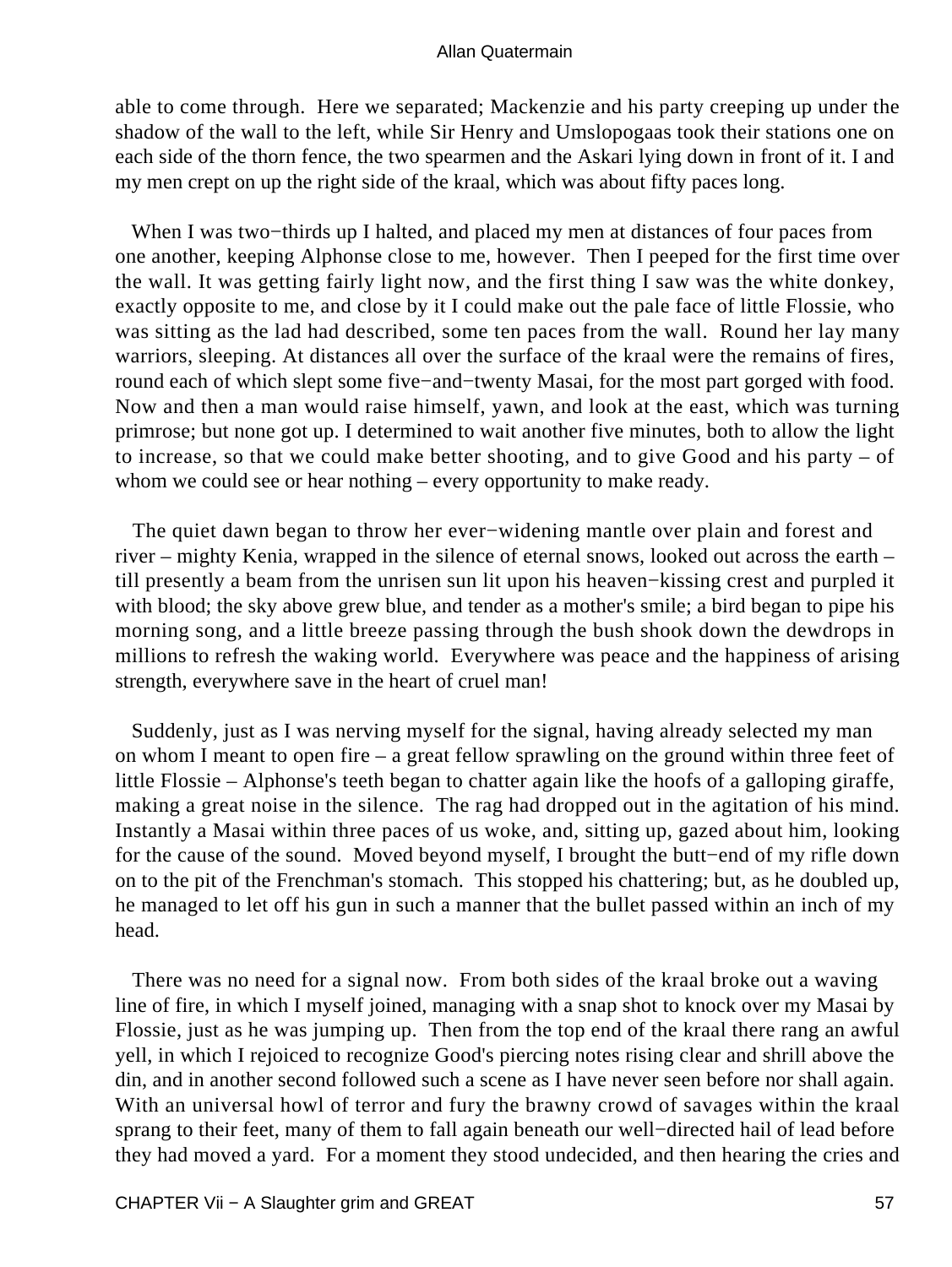able to come through. Here we separated; Mackenzie and his party creeping up under the shadow of the wall to the left, while Sir Henry and Umslopogaas took their stations one on each side of the thorn fence, the two spearmen and the Askari lying down in front of it. I and my men crept on up the right side of the kraal, which was about fifty paces long.

When I was two−thirds up I halted, and placed my men at distances of four paces from one another, keeping Alphonse close to me, however. Then I peeped for the first time over the wall. It was getting fairly light now, and the first thing I saw was the white donkey, exactly opposite to me, and close by it I could make out the pale face of little Flossie, who was sitting as the lad had described, some ten paces from the wall. Round her lay many warriors, sleeping. At distances all over the surface of the kraal were the remains of fires, round each of which slept some five−and−twenty Masai, for the most part gorged with food. Now and then a man would raise himself, yawn, and look at the east, which was turning primrose; but none got up. I determined to wait another five minutes, both to allow the light to increase, so that we could make better shooting, and to give Good and his party – of whom we could see or hear nothing – every opportunity to make ready.

The quiet dawn began to throw her ever−widening mantle over plain and forest and river – mighty Kenia, wrapped in the silence of eternal snows, looked out across the earth – till presently a beam from the unrisen sun lit upon his heaven−kissing crest and purpled it with blood; the sky above grew blue, and tender as a mother's smile; a bird began to pipe his morning song, and a little breeze passing through the bush shook down the dewdrops in millions to refresh the waking world. Everywhere was peace and the happiness of arising strength, everywhere save in the heart of cruel man!

Suddenly, just as I was nerving myself for the signal, having already selected my man on whom I meant to open fire – a great fellow sprawling on the ground within three feet of little Flossie – Alphonse's teeth began to chatter again like the hoofs of a galloping giraffe, making a great noise in the silence. The rag had dropped out in the agitation of his mind. Instantly a Masai within three paces of us woke, and, sitting up, gazed about him, looking for the cause of the sound. Moved beyond myself, I brought the butt−end of my rifle down on to the pit of the Frenchman's stomach. This stopped his chattering; but, as he doubled up, he managed to let off his gun in such a manner that the bullet passed within an inch of my head.

There was no need for a signal now. From both sides of the kraal broke out a waving line of fire, in which I myself joined, managing with a snap shot to knock over my Masai by Flossie, just as he was jumping up. Then from the top end of the kraal there rang an awful yell, in which I rejoiced to recognize Good's piercing notes rising clear and shrill above the din, and in another second followed such a scene as I have never seen before nor shall again. With an universal howl of terror and fury the brawny crowd of savages within the kraal sprang to their feet, many of them to fall again beneath our well−directed hail of lead before they had moved a yard. For a moment they stood undecided, and then hearing the cries and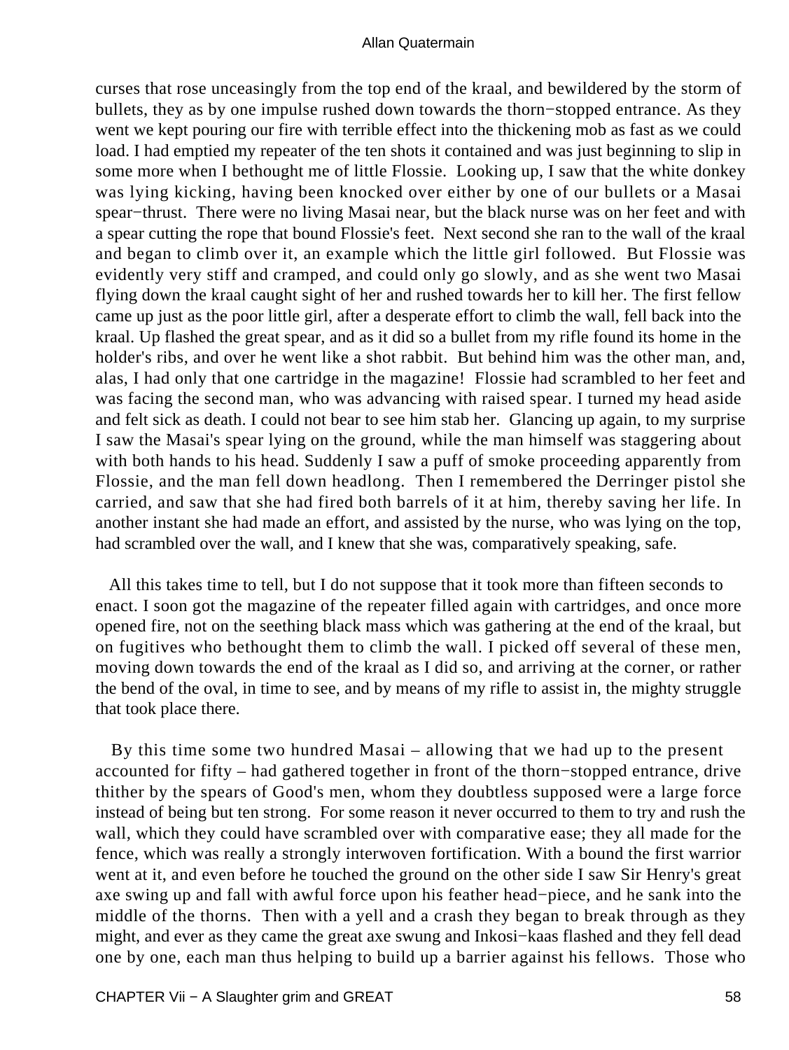curses that rose unceasingly from the top end of the kraal, and bewildered by the storm of bullets, they as by one impulse rushed down towards the thorn−stopped entrance. As they went we kept pouring our fire with terrible effect into the thickening mob as fast as we could load. I had emptied my repeater of the ten shots it contained and was just beginning to slip in some more when I bethought me of little Flossie. Looking up, I saw that the white donkey was lying kicking, having been knocked over either by one of our bullets or a Masai spear−thrust. There were no living Masai near, but the black nurse was on her feet and with a spear cutting the rope that bound Flossie's feet. Next second she ran to the wall of the kraal and began to climb over it, an example which the little girl followed. But Flossie was evidently very stiff and cramped, and could only go slowly, and as she went two Masai flying down the kraal caught sight of her and rushed towards her to kill her. The first fellow came up just as the poor little girl, after a desperate effort to climb the wall, fell back into the kraal. Up flashed the great spear, and as it did so a bullet from my rifle found its home in the holder's ribs, and over he went like a shot rabbit. But behind him was the other man, and, alas, I had only that one cartridge in the magazine! Flossie had scrambled to her feet and was facing the second man, who was advancing with raised spear. I turned my head aside and felt sick as death. I could not bear to see him stab her. Glancing up again, to my surprise I saw the Masai's spear lying on the ground, while the man himself was staggering about with both hands to his head. Suddenly I saw a puff of smoke proceeding apparently from Flossie, and the man fell down headlong. Then I remembered the Derringer pistol she carried, and saw that she had fired both barrels of it at him, thereby saving her life. In another instant she had made an effort, and assisted by the nurse, who was lying on the top, had scrambled over the wall, and I knew that she was, comparatively speaking, safe.

All this takes time to tell, but I do not suppose that it took more than fifteen seconds to enact. I soon got the magazine of the repeater filled again with cartridges, and once more opened fire, not on the seething black mass which was gathering at the end of the kraal, but on fugitives who bethought them to climb the wall. I picked off several of these men, moving down towards the end of the kraal as I did so, and arriving at the corner, or rather the bend of the oval, in time to see, and by means of my rifle to assist in, the mighty struggle that took place there.

By this time some two hundred Masai – allowing that we had up to the present accounted for fifty – had gathered together in front of the thorn−stopped entrance, drive thither by the spears of Good's men, whom they doubtless supposed were a large force instead of being but ten strong. For some reason it never occurred to them to try and rush the wall, which they could have scrambled over with comparative ease; they all made for the fence, which was really a strongly interwoven fortification. With a bound the first warrior went at it, and even before he touched the ground on the other side I saw Sir Henry's great axe swing up and fall with awful force upon his feather head−piece, and he sank into the middle of the thorns. Then with a yell and a crash they began to break through as they might, and ever as they came the great axe swung and Inkosi−kaas flashed and they fell dead one by one, each man thus helping to build up a barrier against his fellows. Those who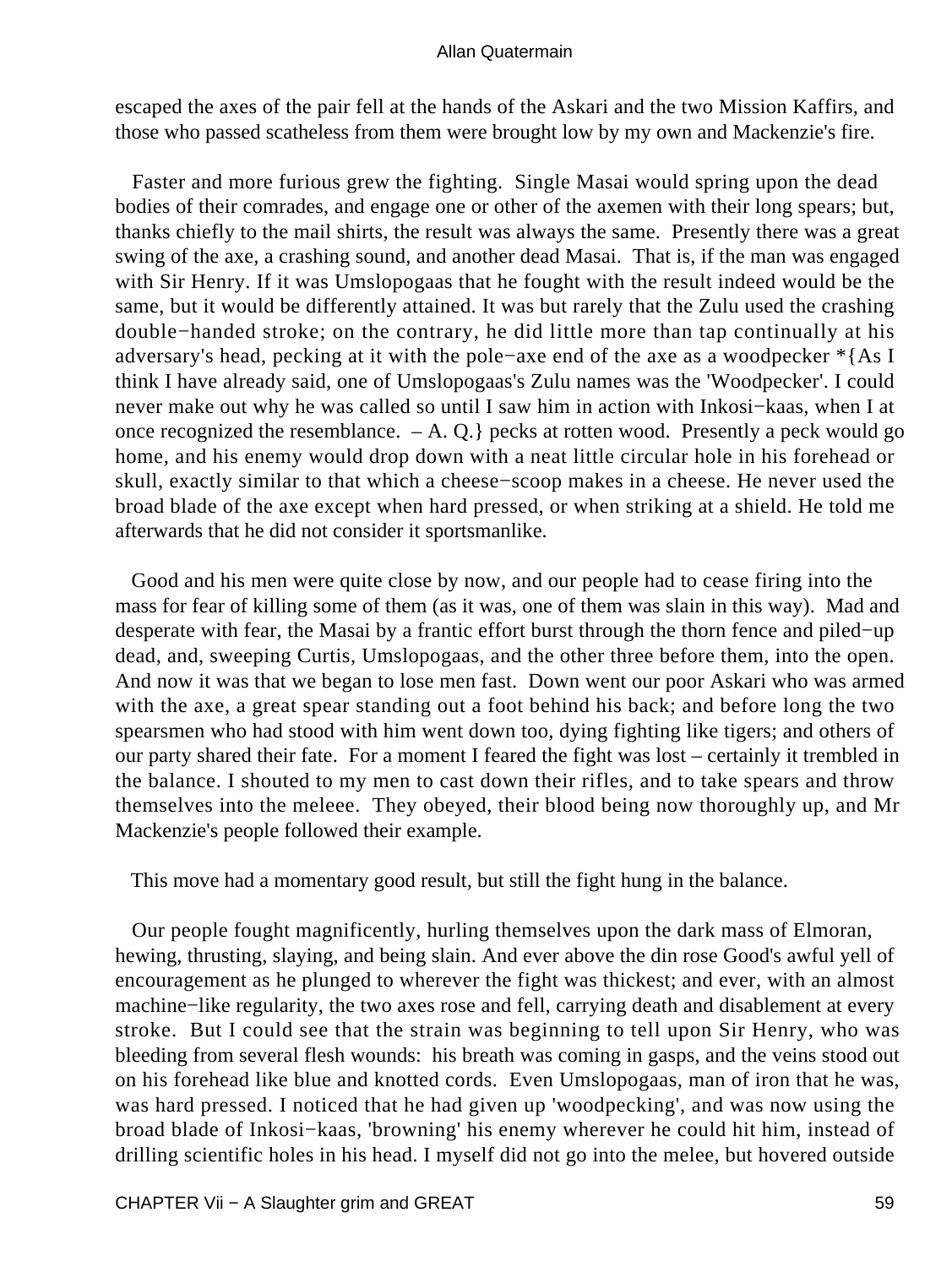escaped the axes of the pair fell at the hands of the Askari and the two Mission Kaffirs, and those who passed scatheless from them were brought low by my own and Mackenzie's fire.

Faster and more furious grew the fighting. Single Masai would spring upon the dead bodies of their comrades, and engage one or other of the axemen with their long spears; but, thanks chiefly to the mail shirts, the result was always the same. Presently there was a great swing of the axe, a crashing sound, and another dead Masai. That is, if the man was engaged with Sir Henry. If it was Umslopogaas that he fought with the result indeed would be the same, but it would be differently attained. It was but rarely that the Zulu used the crashing double−handed stroke; on the contrary, he did little more than tap continually at his adversary's head, pecking at it with the pole−axe end of the axe as a woodpecker *{As I think I have already said, one of Umslopogaas's Zulu names was the 'Woodpecker'. I could never make out why he was called so until I saw him in action with Inkosi−kaas, when I at once recognized the resemblance. – A. Q.} pecks at rotten wood. Presently a peck would go home, and his enemy would drop down with a neat little circular hole in his forehead or skull, exactly similar to that which a cheese−scoop makes in a cheese. He never used the broad blade of the axe except when hard pressed, or when striking at a shield. He told me afterwards that he did not consider it sportsmanlike.

Good and his men were quite close by now, and our people had to cease firing into the mass for fear of killing some of them (as it was, one of them was slain in this way). Mad and desperate with fear, the Masai by a frantic effort burst through the thorn fence and piled−up dead, and, sweeping Curtis, Umslopogaas, and the other three before them, into the open. And now it was that we began to lose men fast. Down went our poor Askari who was armed with the axe, a great spear standing out a foot behind his back; and before long the two spearsmen who had stood with him went down too, dying fighting like tigers; and others of our party shared their fate. For a moment I feared the fight was lost – certainly it trembled in the balance. I shouted to my men to cast down their rifles, and to take spears and throw themselves into the meleee. They obeyed, their blood being now thoroughly up, and Mr Mackenzie's people followed their example.

This move had a momentary good result, but still the fight hung in the balance.

Our people fought magnificently, hurling themselves upon the dark mass of Elmoran, hewing, thrusting, slaying, and being slain. And ever above the din rose Good's awful yell of encouragement as he plunged to wherever the fight was thickest; and ever, with an almost machine−like regularity, the two axes rose and fell, carrying death and disablement at every stroke. But I could see that the strain was beginning to tell upon Sir Henry, who was bleeding from several flesh wounds: his breath was coming in gasps, and the veins stood out on his forehead like blue and knotted cords. Even Umslopogaas, man of iron that he was, was hard pressed. I noticed that he had given up 'woodpecking', and was now using the broad blade of Inkosi−kaas, 'browning' his enemy wherever he could hit him, instead of drilling scientific holes in his head. I myself did not go into the melee, but hovered outside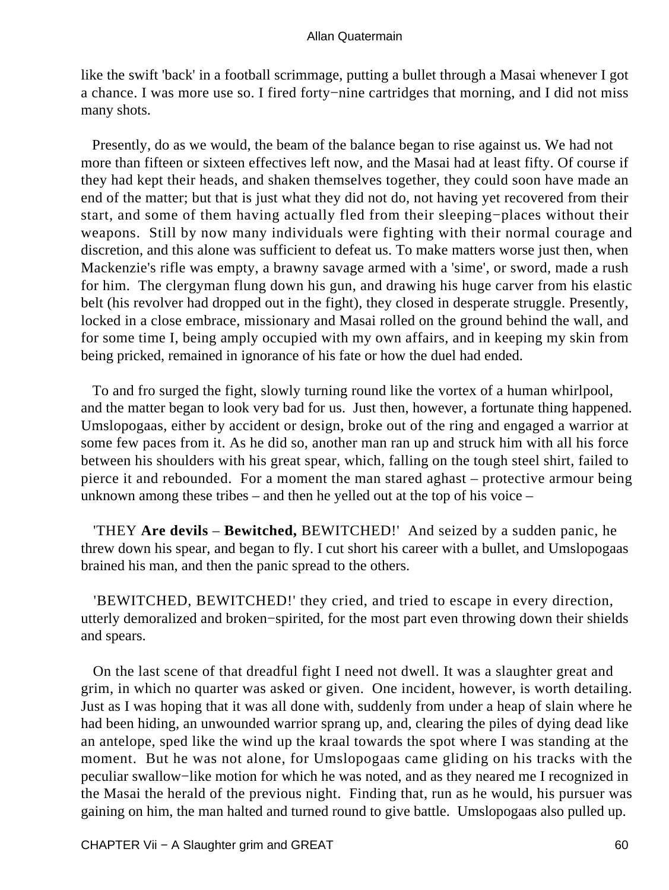like the swift 'back' in a football scrimmage, putting a bullet through a Masai whenever I got a chance. I was more use so. I fired forty−nine cartridges that morning, and I did not miss many shots.

Presently, do as we would, the beam of the balance began to rise against us. We had not more than fifteen or sixteen effectives left now, and the Masai had at least fifty. Of course if they had kept their heads, and shaken themselves together, they could soon have made an end of the matter; but that is just what they did not do, not having yet recovered from their start, and some of them having actually fled from their sleeping−places without their weapons. Still by now many individuals were fighting with their normal courage and discretion, and this alone was sufficient to defeat us. To make matters worse just then, when Mackenzie's rifle was empty, a brawny savage armed with a 'sime', or sword, made a rush for him. The clergyman flung down his gun, and drawing his huge carver from his elastic belt (his revolver had dropped out in the fight), they closed in desperate struggle. Presently, locked in a close embrace, missionary and Masai rolled on the ground behind the wall, and for some time I, being amply occupied with my own affairs, and in keeping my skin from being pricked, remained in ignorance of his fate or how the duel had ended.

To and fro surged the fight, slowly turning round like the vortex of a human whirlpool, and the matter began to look very bad for us. Just then, however, a fortunate thing happened. Umslopogaas, either by accident or design, broke out of the ring and engaged a warrior at some few paces from it. As he did so, another man ran up and struck him with all his force between his shoulders with his great spear, which, falling on the tough steel shirt, failed to pierce it and rebounded. For a moment the man stared aghast – protective armour being unknown among these tribes – and then he yelled out at the top of his voice –

'THEY **Are devils** – **Bewitched,** BEWITCHED!' And seized by a sudden panic, he threw down his spear, and began to fly. I cut short his career with a bullet, and Umslopogaas brained his man, and then the panic spread to the others.

'BEWITCHED, BEWITCHED!' they cried, and tried to escape in every direction, utterly demoralized and broken−spirited, for the most part even throwing down their shields and spears.

On the last scene of that dreadful fight I need not dwell. It was a slaughter great and grim, in which no quarter was asked or given. One incident, however, is worth detailing. Just as I was hoping that it was all done with, suddenly from under a heap of slain where he had been hiding, an unwounded warrior sprang up, and, clearing the piles of dying dead like an antelope, sped like the wind up the kraal towards the spot where I was standing at the moment. But he was not alone, for Umslopogaas came gliding on his tracks with the peculiar swallow−like motion for which he was noted, and as they neared me I recognized in the Masai the herald of the previous night. Finding that, run as he would, his pursuer was gaining on him, the man halted and turned round to give battle. Umslopogaas also pulled up.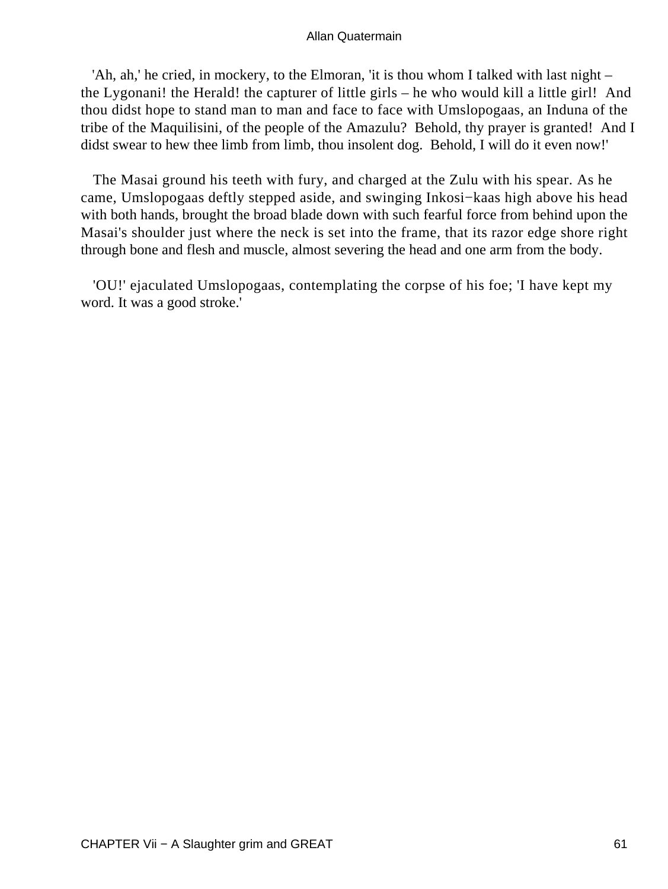'Ah, ah,' he cried, in mockery, to the Elmoran, 'it is thou whom I talked with last night – the Lygonani! the Herald! the capturer of little girls – he who would kill a little girl! And thou didst hope to stand man to man and face to face with Umslopogaas, an Induna of the tribe of the Maquilisini, of the people of the Amazulu? Behold, thy prayer is granted! And I didst swear to hew thee limb from limb, thou insolent dog. Behold, I will do it even now!'

The Masai ground his teeth with fury, and charged at the Zulu with his spear. As he came, Umslopogaas deftly stepped aside, and swinging Inkosi−kaas high above his head with both hands, brought the broad blade down with such fearful force from behind upon the Masai's shoulder just where the neck is set into the frame, that its razor edge shore right through bone and flesh and muscle, almost severing the head and one arm from the body.

'OU!' ejaculated Umslopogaas, contemplating the corpse of his foe; 'I have kept my word. It was a good stroke.'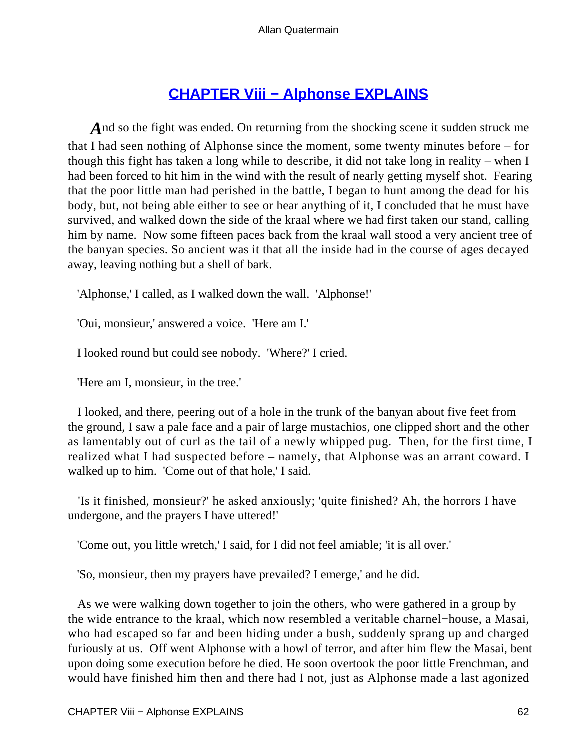## CHAPTER Viii − Alphonse EXPLAINS

And so the fight was ended. On returning from the shocking scene it sudden struck me that I had seen nothing of Alphonse since the moment, some twenty minutes before – for though this fight has taken a long while to describe, it did not take long in reality – when I had been forced to hit him in the wind with the result of nearly getting myself shot. Fearing that the poor little man had perished in the battle, I began to hunt among the dead for his body, but, not being able either to see or hear anything of it, I concluded that he must have survived, and walked down the side of the kraal where we had first taken our stand, calling him by name. Now some fifteen paces back from the kraal wall stood a very ancient tree of the banyan species. So ancient was it that all the inside had in the course of ages decayed away, leaving nothing but a shell of bark.

'Alphonse,' I called, as I walked down the wall. 'Alphonse!'

'Oui, monsieur,' answered a voice. 'Here am I.'

I looked round but could see nobody. 'Where?' I cried.

'Here am I, monsieur, in the tree.'

I looked, and there, peering out of a hole in the trunk of the banyan about five feet from the ground, I saw a pale face and a pair of large mustachios, one clipped short and the other as lamentably out of curl as the tail of a newly whipped pug. Then, for the first time, I realized what I had suspected before – namely, that Alphonse was an arrant coward. I walked up to him. 'Come out of that hole,' I said.

'Is it finished, monsieur?' he asked anxiously; 'quite finished? Ah, the horrors I have undergone, and the prayers I have uttered!'

'Come out, you little wretch,' I said, for I did not feel amiable; 'it is all over.'

'So, monsieur, then my prayers have prevailed? I emerge,' and he did.

As we were walking down together to join the others, who were gathered in a group by the wide entrance to the kraal, which now resembled a veritable charnel−house, a Masai, who had escaped so far and been hiding under a bush, suddenly sprang up and charged furiously at us. Off went Alphonse with a howl of terror, and after him flew the Masai, bent upon doing some execution before he died. He soon overtook the poor little Frenchman, and would have finished him then and there had I not, just as Alphonse made a last agonized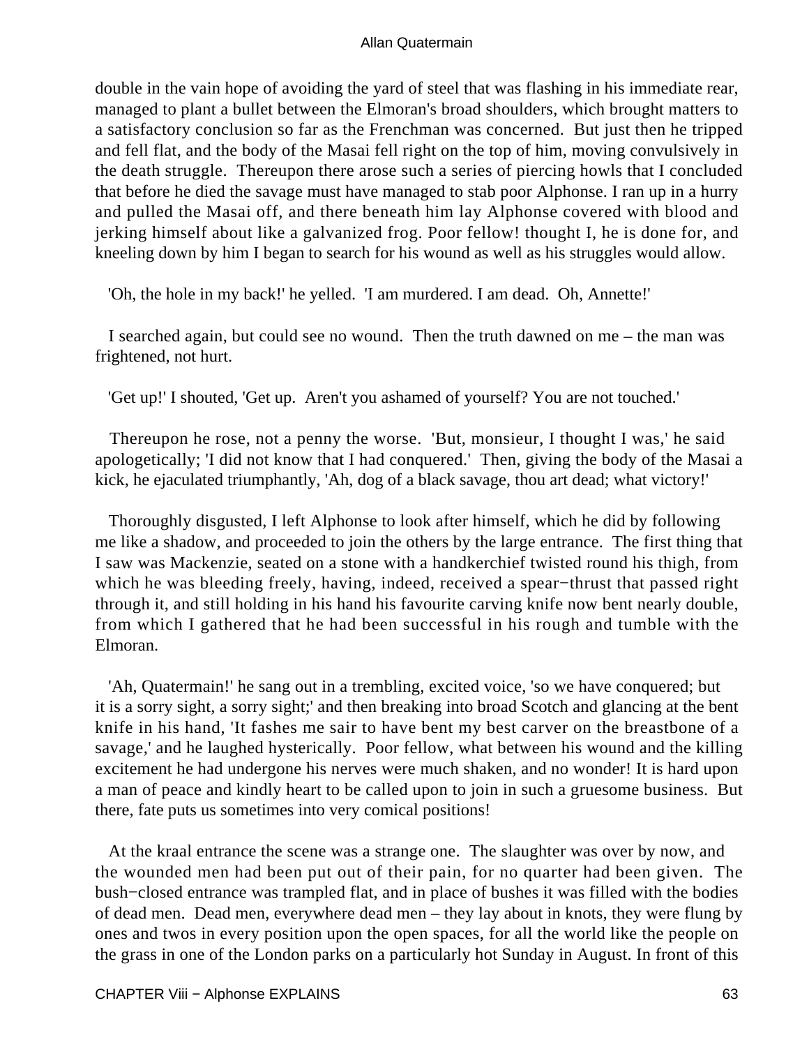double in the vain hope of avoiding the yard of steel that was flashing in his immediate rear, managed to plant a bullet between the Elmoran's broad shoulders, which brought matters to a satisfactory conclusion so far as the Frenchman was concerned. But just then he tripped and fell flat, and the body of the Masai fell right on the top of him, moving convulsively in the death struggle. Thereupon there arose such a series of piercing howls that I concluded that before he died the savage must have managed to stab poor Alphonse. I ran up in a hurry and pulled the Masai off, and there beneath him lay Alphonse covered with blood and jerking himself about like a galvanized frog. Poor fellow! thought I, he is done for, and kneeling down by him I began to search for his wound as well as his struggles would allow.

'Oh, the hole in my back!' he yelled. 'I am murdered. I am dead. Oh, Annette!'

I searched again, but could see no wound. Then the truth dawned on me – the man was frightened, not hurt.

'Get up!' I shouted, 'Get up. Aren't you ashamed of yourself? You are not touched.'

Thereupon he rose, not a penny the worse. 'But, monsieur, I thought I was,' he said apologetically; 'I did not know that I had conquered.' Then, giving the body of the Masai a kick, he ejaculated triumphantly, 'Ah, dog of a black savage, thou art dead; what victory!'

Thoroughly disgusted, I left Alphonse to look after himself, which he did by following me like a shadow, and proceeded to join the others by the large entrance. The first thing that I saw was Mackenzie, seated on a stone with a handkerchief twisted round his thigh, from which he was bleeding freely, having, indeed, received a spear−thrust that passed right through it, and still holding in his hand his favourite carving knife now bent nearly double, from which I gathered that he had been successful in his rough and tumble with the Elmoran.

'Ah, Quatermain!' he sang out in a trembling, excited voice, 'so we have conquered; but it is a sorry sight, a sorry sight;' and then breaking into broad Scotch and glancing at the bent knife in his hand, 'It fashes me sair to have bent my best carver on the breastbone of a savage,' and he laughed hysterically. Poor fellow, what between his wound and the killing excitement he had undergone his nerves were much shaken, and no wonder! It is hard upon a man of peace and kindly heart to be called upon to join in such a gruesome business. But there, fate puts us sometimes into very comical positions!

At the kraal entrance the scene was a strange one. The slaughter was over by now, and the wounded men had been put out of their pain, for no quarter had been given. The bush−closed entrance was trampled flat, and in place of bushes it was filled with the bodies of dead men. Dead men, everywhere dead men – they lay about in knots, they were flung by ones and twos in every position upon the open spaces, for all the world like the people on the grass in one of the London parks on a particularly hot Sunday in August. In front of this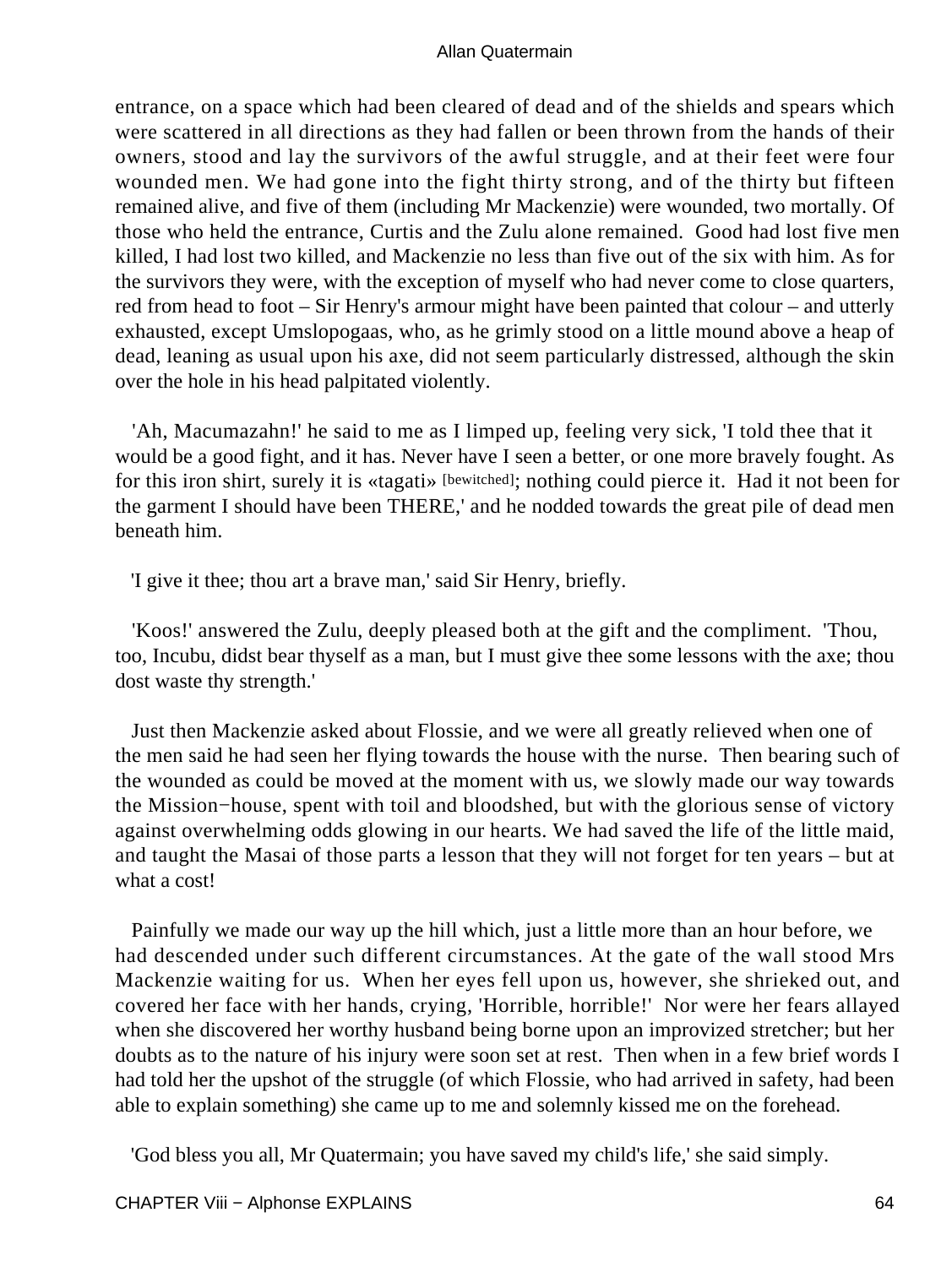entrance, on a space which had been cleared of dead and of the shields and spears which were scattered in all directions as they had fallen or been thrown from the hands of their owners, stood and lay the survivors of the awful struggle, and at their feet were four wounded men. We had gone into the fight thirty strong, and of the thirty but fifteen remained alive, and five of them (including Mr Mackenzie) were wounded, two mortally. Of those who held the entrance, Curtis and the Zulu alone remained. Good had lost five men killed, I had lost two killed, and Mackenzie no less than five out of the six with him. As for the survivors they were, with the exception of myself who had never come to close quarters, red from head to foot – Sir Henry's armour might have been painted that colour – and utterly exhausted, except Umslopogaas, who, as he grimly stood on a little mound above a heap of dead, leaning as usual upon his axe, did not seem particularly distressed, although the skin over the hole in his head palpitated violently.

'Ah, Macumazahn!' he said to me as I limped up, feeling very sick, 'I told thee that it would be a good fight, and it has. Never have I seen a better, or one more bravely fought. As for this iron shirt, surely it is «tagati» [bewitched]; nothing could pierce it. Had it not been for the garment I should have been THERE,' and he nodded towards the great pile of dead men beneath him.

'I give it thee; thou art a brave man,' said Sir Henry, briefly.

'Koos!' answered the Zulu, deeply pleased both at the gift and the compliment. 'Thou, too, Incubu, didst bear thyself as a man, but I must give thee some lessons with the axe; thou dost waste thy strength.'

Just then Mackenzie asked about Flossie, and we were all greatly relieved when one of the men said he had seen her flying towards the house with the nurse. Then bearing such of the wounded as could be moved at the moment with us, we slowly made our way towards the Mission−house, spent with toil and bloodshed, but with the glorious sense of victory against overwhelming odds glowing in our hearts. We had saved the life of the little maid, and taught the Masai of those parts a lesson that they will not forget for ten years – but at what a cost!

Painfully we made our way up the hill which, just a little more than an hour before, we had descended under such different circumstances. At the gate of the wall stood Mrs Mackenzie waiting for us. When her eyes fell upon us, however, she shrieked out, and covered her face with her hands, crying, 'Horrible, horrible!' Nor were her fears allayed when she discovered her worthy husband being borne upon an improvized stretcher; but her doubts as to the nature of his injury were soon set at rest. Then when in a few brief words I had told her the upshot of the struggle (of which Flossie, who had arrived in safety, had been able to explain something) she came up to me and solemnly kissed me on the forehead.

'God bless you all, Mr Quatermain; you have saved my child's life,' she said simply.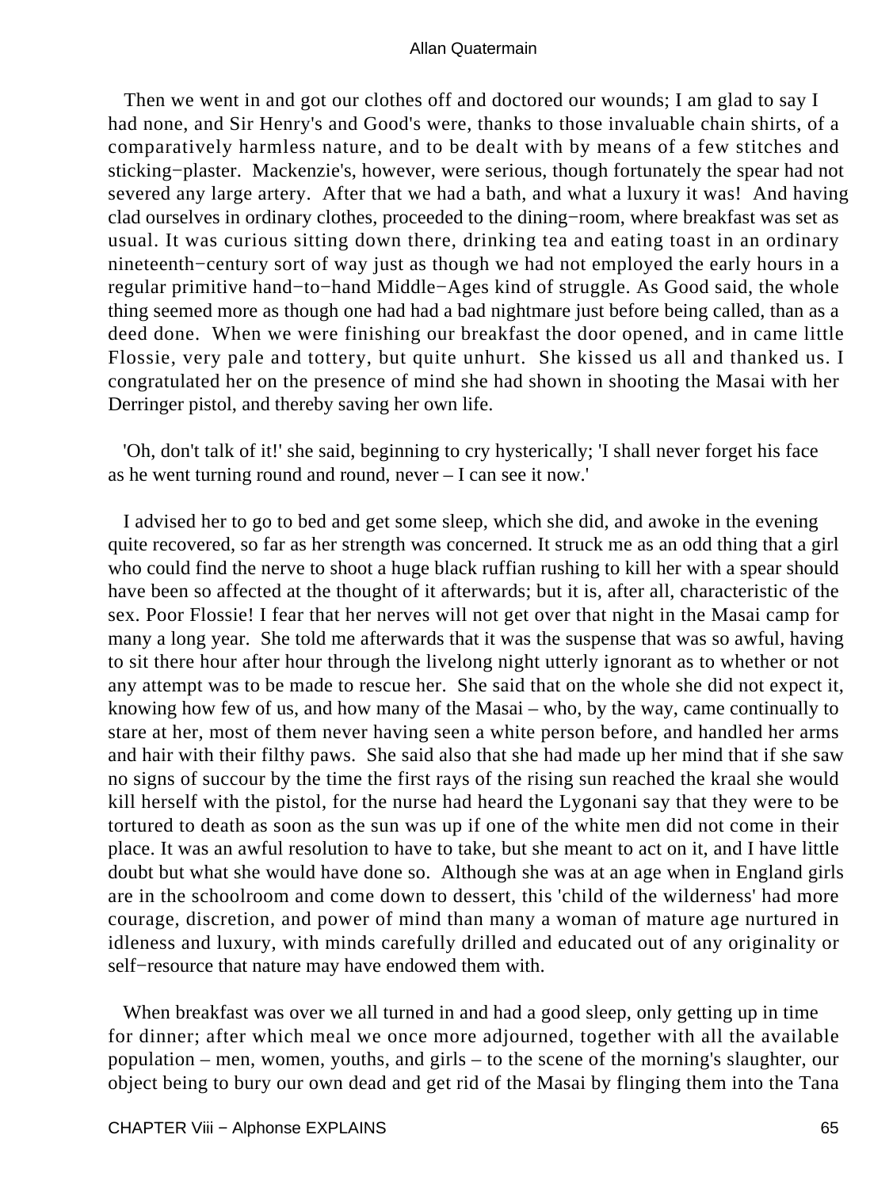Then we went in and got our clothes off and doctored our wounds; I am glad to say I had none, and Sir Henry's and Good's were, thanks to those invaluable chain shirts, of a comparatively harmless nature, and to be dealt with by means of a few stitches and sticking−plaster. Mackenzie's, however, were serious, though fortunately the spear had not severed any large artery. After that we had a bath, and what a luxury it was! And having clad ourselves in ordinary clothes, proceeded to the dining−room, where breakfast was set as usual. It was curious sitting down there, drinking tea and eating toast in an ordinary nineteenth−century sort of way just as though we had not employed the early hours in a regular primitive hand−to−hand Middle−Ages kind of struggle. As Good said, the whole thing seemed more as though one had had a bad nightmare just before being called, than as a deed done. When we were finishing our breakfast the door opened, and in came little Flossie, very pale and tottery, but quite unhurt. She kissed us all and thanked us. I congratulated her on the presence of mind she had shown in shooting the Masai with her Derringer pistol, and thereby saving her own life.

'Oh, don't talk of it!' she said, beginning to cry hysterically; 'I shall never forget his face as he went turning round and round, never – I can see it now.'

I advised her to go to bed and get some sleep, which she did, and awoke in the evening quite recovered, so far as her strength was concerned. It struck me as an odd thing that a girl who could find the nerve to shoot a huge black ruffian rushing to kill her with a spear should have been so affected at the thought of it afterwards; but it is, after all, characteristic of the sex. Poor Flossie! I fear that her nerves will not get over that night in the Masai camp for many a long year. She told me afterwards that it was the suspense that was so awful, having to sit there hour after hour through the livelong night utterly ignorant as to whether or not any attempt was to be made to rescue her. She said that on the whole she did not expect it, knowing how few of us, and how many of the Masai – who, by the way, came continually to stare at her, most of them never having seen a white person before, and handled her arms and hair with their filthy paws. She said also that she had made up her mind that if she saw no signs of succour by the time the first rays of the rising sun reached the kraal she would kill herself with the pistol, for the nurse had heard the Lygonani say that they were to be tortured to death as soon as the sun was up if one of the white men did not come in their place. It was an awful resolution to have to take, but she meant to act on it, and I have little doubt but what she would have done so. Although she was at an age when in England girls are in the schoolroom and come down to dessert, this 'child of the wilderness' had more courage, discretion, and power of mind than many a woman of mature age nurtured in idleness and luxury, with minds carefully drilled and educated out of any originality or self−resource that nature may have endowed them with.

When breakfast was over we all turned in and had a good sleep, only getting up in time for dinner; after which meal we once more adjourned, together with all the available population – men, women, youths, and girls – to the scene of the morning's slaughter, our object being to bury our own dead and get rid of the Masai by flinging them into the Tana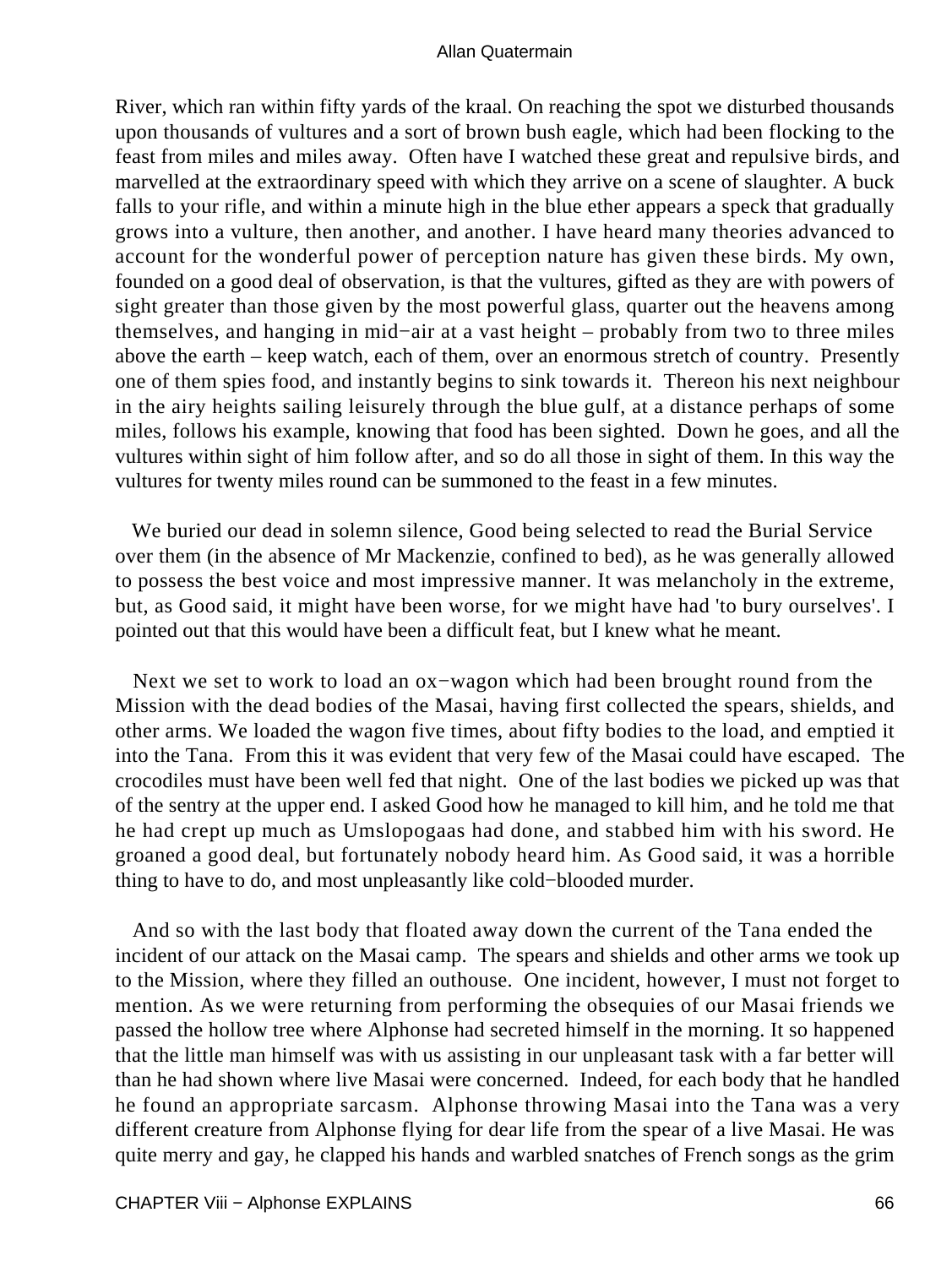River, which ran within fifty yards of the kraal. On reaching the spot we disturbed thousands upon thousands of vultures and a sort of brown bush eagle, which had been flocking to the feast from miles and miles away. Often have I watched these great and repulsive birds, and marvelled at the extraordinary speed with which they arrive on a scene of slaughter. A buck falls to your rifle, and within a minute high in the blue ether appears a speck that gradually grows into a vulture, then another, and another. I have heard many theories advanced to account for the wonderful power of perception nature has given these birds. My own, founded on a good deal of observation, is that the vultures, gifted as they are with powers of sight greater than those given by the most powerful glass, quarter out the heavens among themselves, and hanging in mid−air at a vast height – probably from two to three miles above the earth – keep watch, each of them, over an enormous stretch of country. Presently one of them spies food, and instantly begins to sink towards it. Thereon his next neighbour in the airy heights sailing leisurely through the blue gulf, at a distance perhaps of some miles, follows his example, knowing that food has been sighted. Down he goes, and all the vultures within sight of him follow after, and so do all those in sight of them. In this way the vultures for twenty miles round can be summoned to the feast in a few minutes.

We buried our dead in solemn silence, Good being selected to read the Burial Service over them (in the absence of Mr Mackenzie, confined to bed), as he was generally allowed to possess the best voice and most impressive manner. It was melancholy in the extreme, but, as Good said, it might have been worse, for we might have had 'to bury ourselves'. I pointed out that this would have been a difficult feat, but I knew what he meant.

Next we set to work to load an ox−wagon which had been brought round from the Mission with the dead bodies of the Masai, having first collected the spears, shields, and other arms. We loaded the wagon five times, about fifty bodies to the load, and emptied it into the Tana. From this it was evident that very few of the Masai could have escaped. The crocodiles must have been well fed that night. One of the last bodies we picked up was that of the sentry at the upper end. I asked Good how he managed to kill him, and he told me that he had crept up much as Umslopogaas had done, and stabbed him with his sword. He groaned a good deal, but fortunately nobody heard him. As Good said, it was a horrible thing to have to do, and most unpleasantly like cold−blooded murder.

And so with the last body that floated away down the current of the Tana ended the incident of our attack on the Masai camp. The spears and shields and other arms we took up to the Mission, where they filled an outhouse. One incident, however, I must not forget to mention. As we were returning from performing the obsequies of our Masai friends we passed the hollow tree where Alphonse had secreted himself in the morning. It so happened that the little man himself was with us assisting in our unpleasant task with a far better will than he had shown where live Masai were concerned. Indeed, for each body that he handled he found an appropriate sarcasm. Alphonse throwing Masai into the Tana was a very different creature from Alphonse flying for dear life from the spear of a live Masai. He was quite merry and gay, he clapped his hands and warbled snatches of French songs as the grim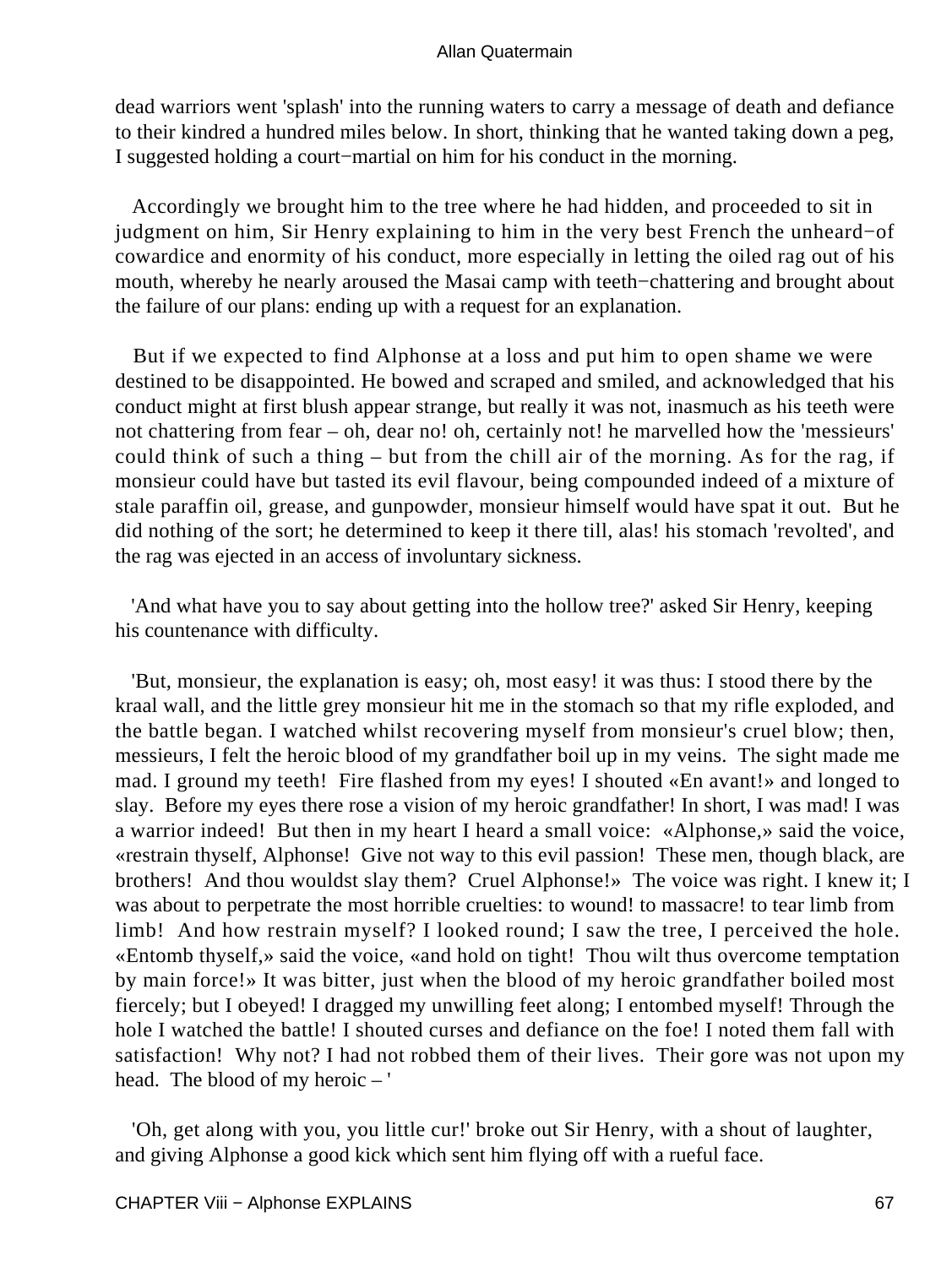dead warriors went 'splash' into the running waters to carry a message of death and defiance to their kindred a hundred miles below. In short, thinking that he wanted taking down a peg, I suggested holding a court−martial on him for his conduct in the morning.

Accordingly we brought him to the tree where he had hidden, and proceeded to sit in judgment on him, Sir Henry explaining to him in the very best French the unheard−of cowardice and enormity of his conduct, more especially in letting the oiled rag out of his mouth, whereby he nearly aroused the Masai camp with teeth−chattering and brought about the failure of our plans: ending up with a request for an explanation.

But if we expected to find Alphonse at a loss and put him to open shame we were destined to be disappointed. He bowed and scraped and smiled, and acknowledged that his conduct might at first blush appear strange, but really it was not, inasmuch as his teeth were not chattering from fear – oh, dear no! oh, certainly not! he marvelled how the 'messieurs' could think of such a thing – but from the chill air of the morning. As for the rag, if monsieur could have but tasted its evil flavour, being compounded indeed of a mixture of stale paraffin oil, grease, and gunpowder, monsieur himself would have spat it out. But he did nothing of the sort; he determined to keep it there till, alas! his stomach 'revolted', and the rag was ejected in an access of involuntary sickness.

'And what have you to say about getting into the hollow tree?' asked Sir Henry, keeping his countenance with difficulty.

'But, monsieur, the explanation is easy; oh, most easy! it was thus: I stood there by the kraal wall, and the little grey monsieur hit me in the stomach so that my rifle exploded, and the battle began. I watched whilst recovering myself from monsieur's cruel blow; then, messieurs, I felt the heroic blood of my grandfather boil up in my veins. The sight made me mad. I ground my teeth! Fire flashed from my eyes! I shouted «En avant!» and longed to slay. Before my eyes there rose a vision of my heroic grandfather! In short, I was mad! I was a warrior indeed! But then in my heart I heard a small voice: «Alphonse,» said the voice, «restrain thyself, Alphonse! Give not way to this evil passion! These men, though black, are brothers! And thou wouldst slay them? Cruel Alphonse!» The voice was right. I knew it; I was about to perpetrate the most horrible cruelties: to wound! to massacre! to tear limb from limb! And how restrain myself? I looked round; I saw the tree, I perceived the hole. «Entomb thyself,» said the voice, «and hold on tight! Thou wilt thus overcome temptation by main force!» It was bitter, just when the blood of my heroic grandfather boiled most fiercely; but I obeyed! I dragged my unwilling feet along; I entombed myself! Through the hole I watched the battle! I shouted curses and defiance on the foe! I noted them fall with satisfaction! Why not? I had not robbed them of their lives. Their gore was not upon my head. The blood of my heroic – '

'Oh, get along with you, you little cur!' broke out Sir Henry, with a shout of laughter, and giving Alphonse a good kick which sent him flying off with a rueful face.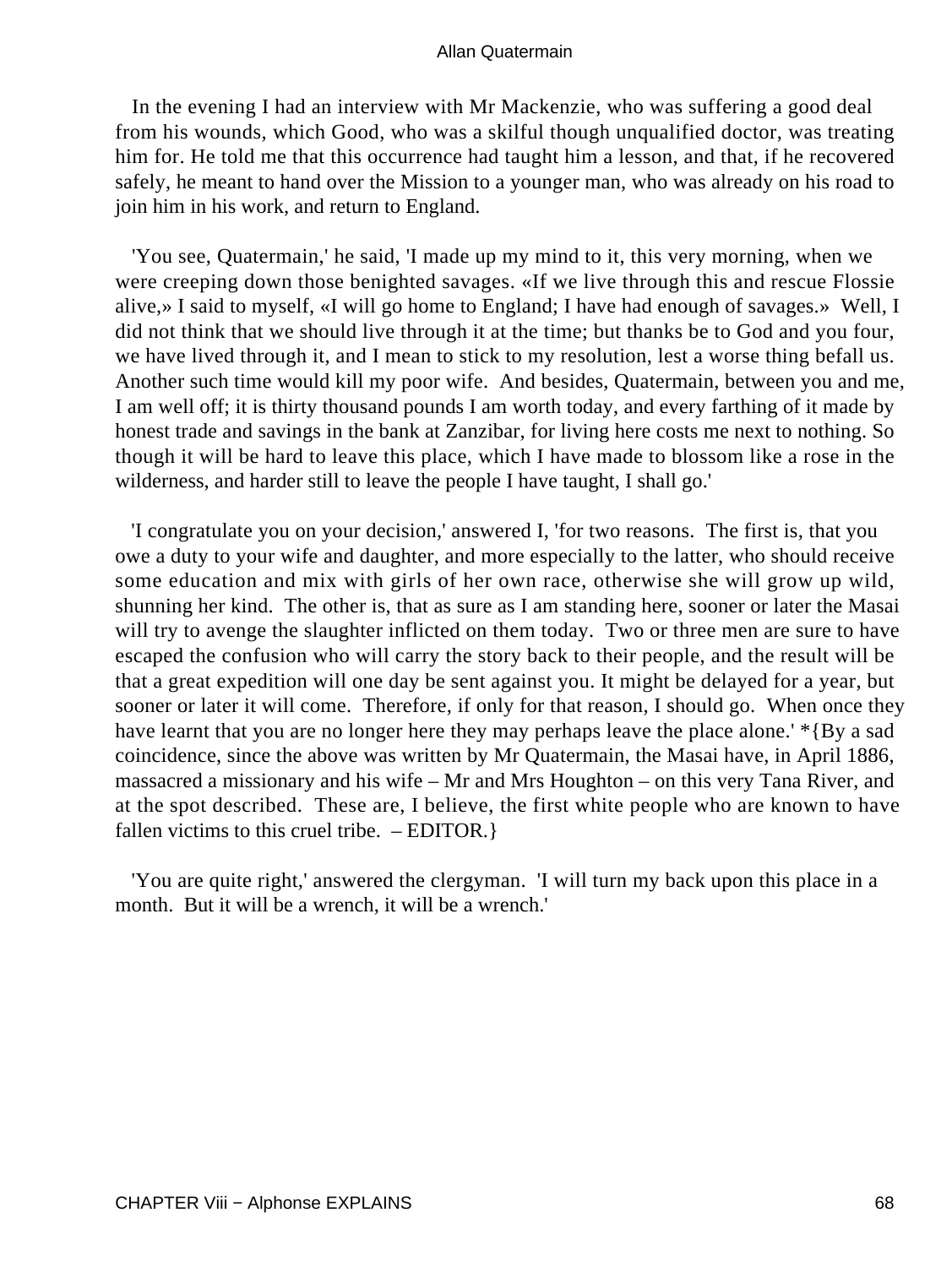In the evening I had an interview with Mr Mackenzie, who was suffering a good deal from his wounds, which Good, who was a skilful though unqualified doctor, was treating him for. He told me that this occurrence had taught him a lesson, and that, if he recovered safely, he meant to hand over the Mission to a younger man, who was already on his road to join him in his work, and return to England.

'You see, Quatermain,' he said, 'I made up my mind to it, this very morning, when we were creeping down those benighted savages. «If we live through this and rescue Flossie alive,» I said to myself, «I will go home to England; I have had enough of savages.» Well, I did not think that we should live through it at the time; but thanks be to God and you four, we have lived through it, and I mean to stick to my resolution, lest a worse thing befall us. Another such time would kill my poor wife. And besides, Quatermain, between you and me, I am well off; it is thirty thousand pounds I am worth today, and every farthing of it made by honest trade and savings in the bank at Zanzibar, for living here costs me next to nothing. So though it will be hard to leave this place, which I have made to blossom like a rose in the wilderness, and harder still to leave the people I have taught, I shall go.'

'I congratulate you on your decision,' answered I, 'for two reasons. The first is, that you owe a duty to your wife and daughter, and more especially to the latter, who should receive some education and mix with girls of her own race, otherwise she will grow up wild, shunning her kind. The other is, that as sure as I am standing here, sooner or later the Masai will try to avenge the slaughter inflicted on them today. Two or three men are sure to have escaped the confusion who will carry the story back to their people, and the result will be that a great expedition will one day be sent against you. It might be delayed for a year, but sooner or later it will come. Therefore, if only for that reason, I should go. When once they have learnt that you are no longer here they may perhaps leave the place alone.' *{By a sad coincidence, since the above was written by Mr Quatermain, the Masai have, in April 1886, massacred a missionary and his wife – Mr and Mrs Houghton – on this very Tana River, and at the spot described. These are, I believe, the first white people who are known to have fallen victims to this cruel tribe. – EDITOR.}

'You are quite right,' answered the clergyman. 'I will turn my back upon this place in a month. But it will be a wrench, it will be a wrench.'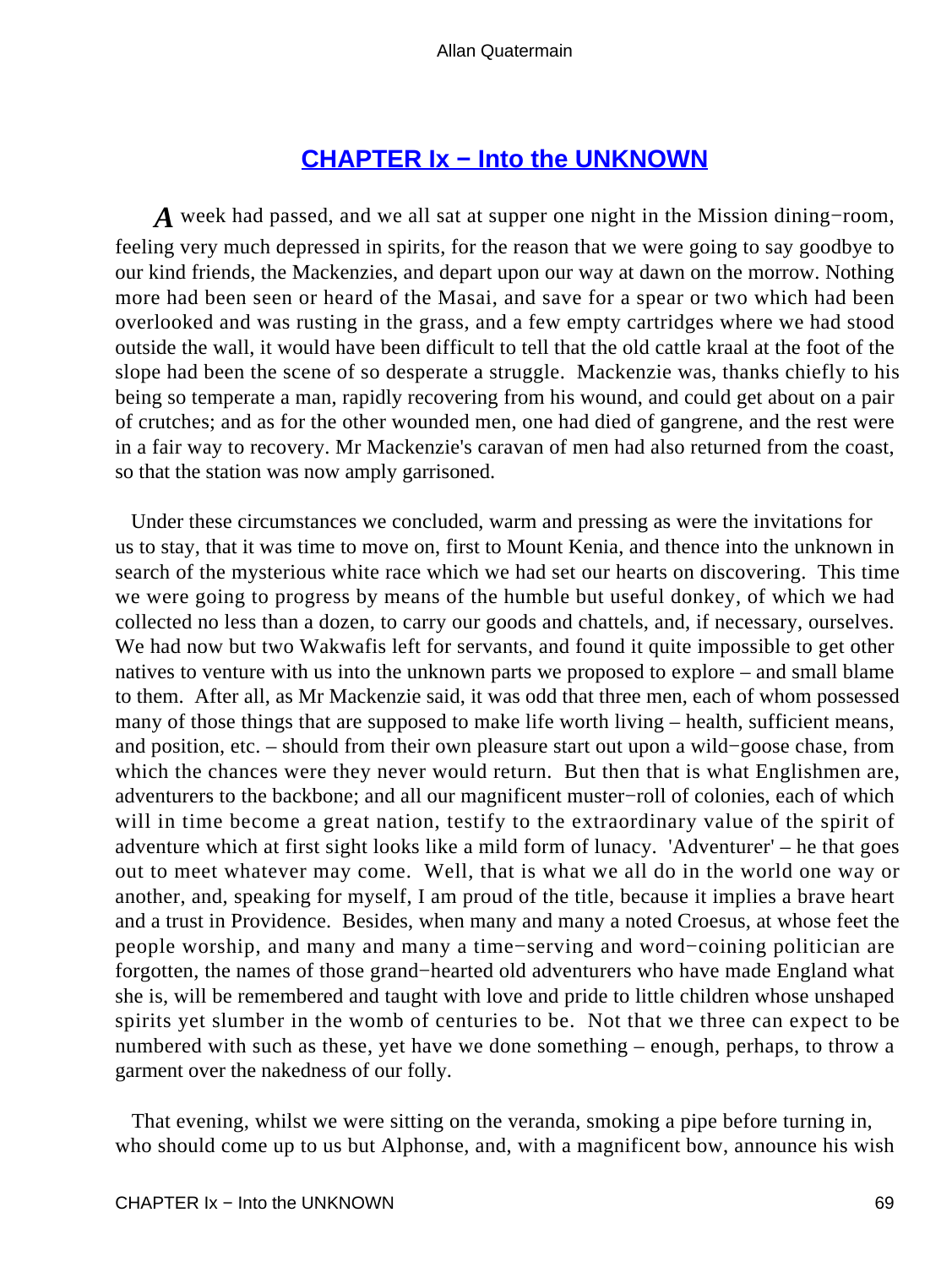## [CHAPTER Ix − Into the UNKNOWN]()

*A* week had passed, and we all sat at supper one night in the Mission dining−room, feeling very much depressed in spirits, for the reason that we were going to say goodbye to our kind friends, the Mackenzies, and depart upon our way at dawn on the morrow. Nothing more had been seen or heard of the Masai, and save for a spear or two which had been overlooked and was rusting in the grass, and a few empty cartridges where we had stood outside the wall, it would have been difficult to tell that the old cattle kraal at the foot of the slope had been the scene of so desperate a struggle. Mackenzie was, thanks chiefly to his being so temperate a man, rapidly recovering from his wound, and could get about on a pair of crutches; and as for the other wounded men, one had died of gangrene, and the rest were in a fair way to recovery. Mr Mackenzie's caravan of men had also returned from the coast, so that the station was now amply garrisoned.

Under these circumstances we concluded, warm and pressing as were the invitations for us to stay, that it was time to move on, first to Mount Kenia, and thence into the unknown in search of the mysterious white race which we had set our hearts on discovering. This time we were going to progress by means of the humble but useful donkey, of which we had collected no less than a dozen, to carry our goods and chattels, and, if necessary, ourselves. We had now but two Wakwafis left for servants, and found it quite impossible to get other natives to venture with us into the unknown parts we proposed to explore – and small blame to them. After all, as Mr Mackenzie said, it was odd that three men, each of whom possessed many of those things that are supposed to make life worth living – health, sufficient means, and position, etc. – should from their own pleasure start out upon a wild−goose chase, from which the chances were they never would return. But then that is what Englishmen are, adventurers to the backbone; and all our magnificent muster−roll of colonies, each of which will in time become a great nation, testify to the extraordinary value of the spirit of adventure which at first sight looks like a mild form of lunacy. 'Adventurer' – he that goes out to meet whatever may come. Well, that is what we all do in the world one way or another, and, speaking for myself, I am proud of the title, because it implies a brave heart and a trust in Providence. Besides, when many and many a noted Croesus, at whose feet the people worship, and many and many a time−serving and word−coining politician are forgotten, the names of those grand−hearted old adventurers who have made England what she is, will be remembered and taught with love and pride to little children whose unshaped spirits yet slumber in the womb of centuries to be. Not that we three can expect to be numbered with such as these, yet have we done something – enough, perhaps, to throw a garment over the nakedness of our folly.

That evening, whilst we were sitting on the veranda, smoking a pipe before turning in, who should come up to us but Alphonse, and, with a magnificent bow, announce his wish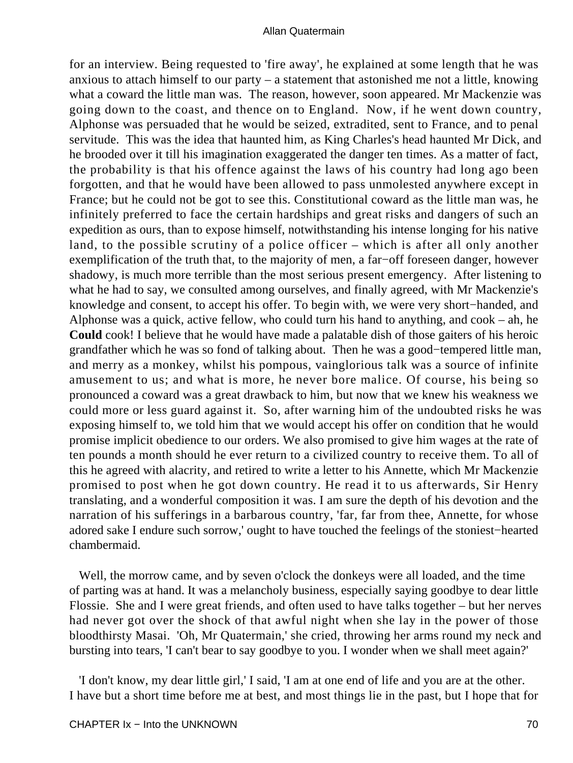for an interview. Being requested to 'fire away', he explained at some length that he was anxious to attach himself to our party – a statement that astonished me not a little, knowing what a coward the little man was. The reason, however, soon appeared. Mr Mackenzie was going down to the coast, and thence on to England. Now, if he went down country, Alphonse was persuaded that he would be seized, extradited, sent to France, and to penal servitude. This was the idea that haunted him, as King Charles's head haunted Mr Dick, and he brooded over it till his imagination exaggerated the danger ten times. As a matter of fact, the probability is that his offence against the laws of his country had long ago been forgotten, and that he would have been allowed to pass unmolested anywhere except in France; but he could not be got to see this. Constitutional coward as the little man was, he infinitely preferred to face the certain hardships and great risks and dangers of such an expedition as ours, than to expose himself, notwithstanding his intense longing for his native land, to the possible scrutiny of a police officer – which is after all only another exemplification of the truth that, to the majority of men, a far−off foreseen danger, however shadowy, is much more terrible than the most serious present emergency. After listening to what he had to say, we consulted among ourselves, and finally agreed, with Mr Mackenzie's knowledge and consent, to accept his offer. To begin with, we were very short−handed, and Alphonse was a quick, active fellow, who could turn his hand to anything, and cook – ah, he **Could** cook! I believe that he would have made a palatable dish of those gaiters of his heroic grandfather which he was so fond of talking about. Then he was a good−tempered little man, and merry as a monkey, whilst his pompous, vainglorious talk was a source of infinite amusement to us; and what is more, he never bore malice. Of course, his being so pronounced a coward was a great drawback to him, but now that we knew his weakness we could more or less guard against it. So, after warning him of the undoubted risks he was exposing himself to, we told him that we would accept his offer on condition that he would promise implicit obedience to our orders. We also promised to give him wages at the rate of ten pounds a month should he ever return to a civilized country to receive them. To all of this he agreed with alacrity, and retired to write a letter to his Annette, which Mr Mackenzie promised to post when he got down country. He read it to us afterwards, Sir Henry translating, and a wonderful composition it was. I am sure the depth of his devotion and the narration of his sufferings in a barbarous country, 'far, far from thee, Annette, for whose adored sake I endure such sorrow,' ought to have touched the feelings of the stoniest−hearted chambermaid.

Well, the morrow came, and by seven o'clock the donkeys were all loaded, and the time of parting was at hand. It was a melancholy business, especially saying goodbye to dear little Flossie. She and I were great friends, and often used to have talks together – but her nerves had never got over the shock of that awful night when she lay in the power of those bloodthirsty Masai. 'Oh, Mr Quatermain,' she cried, throwing her arms round my neck and bursting into tears, 'I can't bear to say goodbye to you. I wonder when we shall meet again?'

'I don't know, my dear little girl,' I said, 'I am at one end of life and you are at the other. I have but a short time before me at best, and most things lie in the past, but I hope that for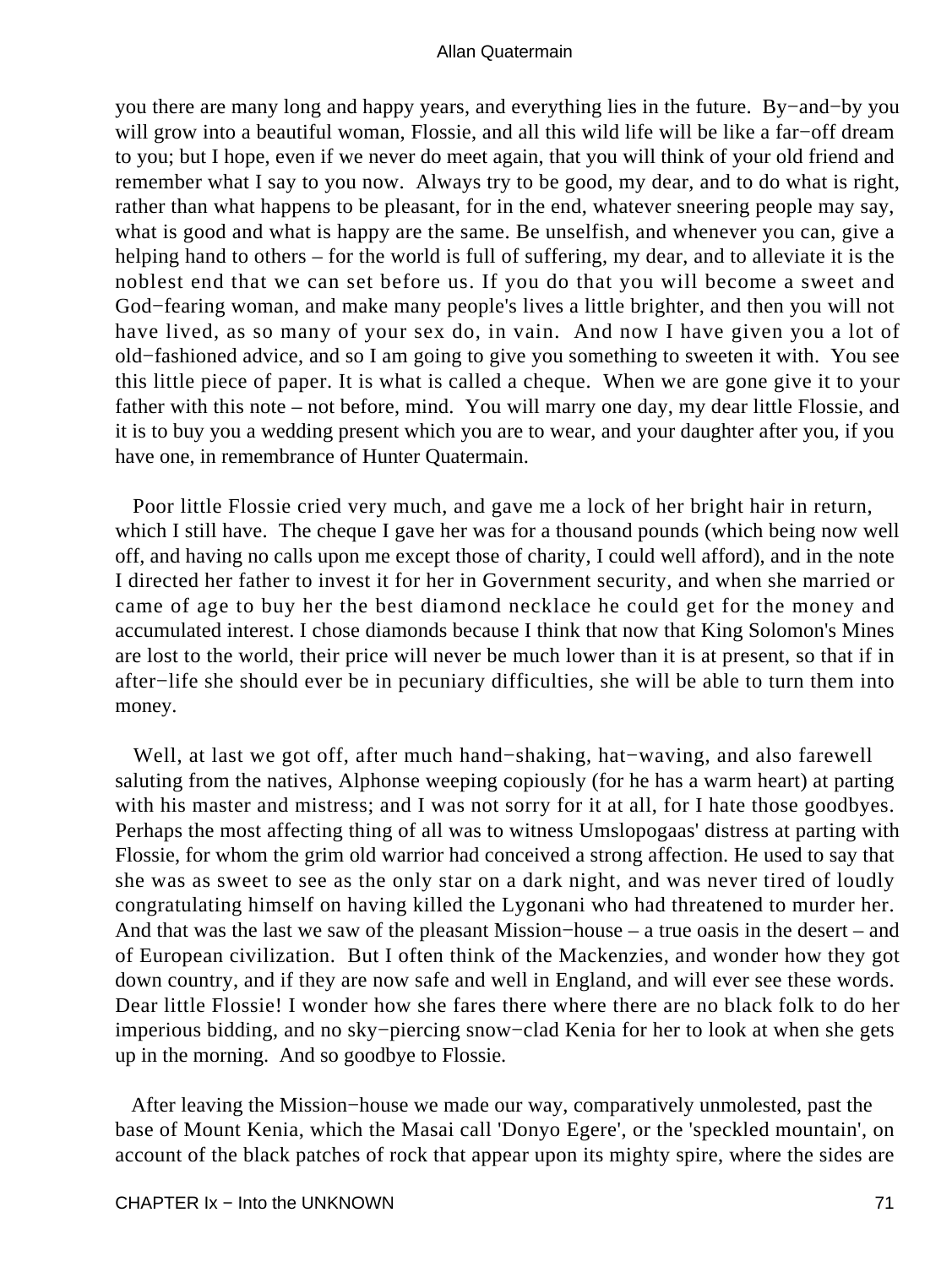you there are many long and happy years, and everything lies in the future. By−and−by you will grow into a beautiful woman, Flossie, and all this wild life will be like a far−off dream to you; but I hope, even if we never do meet again, that you will think of your old friend and remember what I say to you now. Always try to be good, my dear, and to do what is right, rather than what happens to be pleasant, for in the end, whatever sneering people may say, what is good and what is happy are the same. Be unselfish, and whenever you can, give a helping hand to others – for the world is full of suffering, my dear, and to alleviate it is the noblest end that we can set before us. If you do that you will become a sweet and God−fearing woman, and make many people's lives a little brighter, and then you will not have lived, as so many of your sex do, in vain. And now I have given you a lot of old−fashioned advice, and so I am going to give you something to sweeten it with. You see this little piece of paper. It is what is called a cheque. When we are gone give it to your father with this note – not before, mind. You will marry one day, my dear little Flossie, and it is to buy you a wedding present which you are to wear, and your daughter after you, if you have one, in remembrance of Hunter Quatermain.

Poor little Flossie cried very much, and gave me a lock of her bright hair in return, which I still have. The cheque I gave her was for a thousand pounds (which being now well off, and having no calls upon me except those of charity, I could well afford), and in the note I directed her father to invest it for her in Government security, and when she married or came of age to buy her the best diamond necklace he could get for the money and accumulated interest. I chose diamonds because I think that now that King Solomon's Mines are lost to the world, their price will never be much lower than it is at present, so that if in after−life she should ever be in pecuniary difficulties, she will be able to turn them into money.

Well, at last we got off, after much hand−shaking, hat−waving, and also farewell saluting from the natives, Alphonse weeping copiously (for he has a warm heart) at parting with his master and mistress; and I was not sorry for it at all, for I hate those goodbyes. Perhaps the most affecting thing of all was to witness Umslopogaas' distress at parting with Flossie, for whom the grim old warrior had conceived a strong affection. He used to say that she was as sweet to see as the only star on a dark night, and was never tired of loudly congratulating himself on having killed the Lygonani who had threatened to murder her. And that was the last we saw of the pleasant Mission−house – a true oasis in the desert – and of European civilization. But I often think of the Mackenzies, and wonder how they got down country, and if they are now safe and well in England, and will ever see these words. Dear little Flossie! I wonder how she fares there where there are no black folk to do her imperious bidding, and no sky−piercing snow−clad Kenia for her to look at when she gets up in the morning. And so goodbye to Flossie.

After leaving the Mission−house we made our way, comparatively unmolested, past the base of Mount Kenia, which the Masai call 'Donyo Egere', or the 'speckled mountain', on account of the black patches of rock that appear upon its mighty spire, where the sides are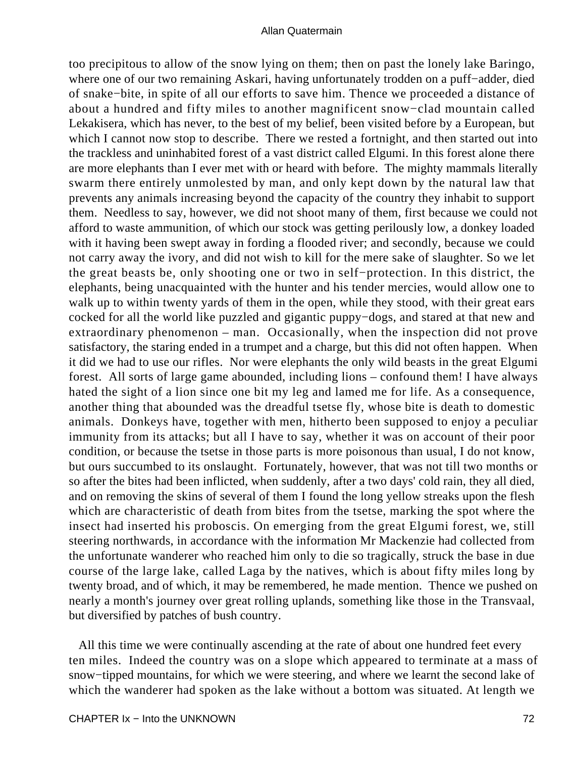too precipitous to allow of the snow lying on them; then on past the lonely lake Baringo, where one of our two remaining Askari, having unfortunately trodden on a puff−adder, died of snake−bite, in spite of all our efforts to save him. Thence we proceeded a distance of about a hundred and fifty miles to another magnificent snow−clad mountain called Lekakisera, which has never, to the best of my belief, been visited before by a European, but which I cannot now stop to describe. There we rested a fortnight, and then started out into the trackless and uninhabited forest of a vast district called Elgumi. In this forest alone there are more elephants than I ever met with or heard with before. The mighty mammals literally swarm there entirely unmolested by man, and only kept down by the natural law that prevents any animals increasing beyond the capacity of the country they inhabit to support them. Needless to say, however, we did not shoot many of them, first because we could not afford to waste ammunition, of which our stock was getting perilously low, a donkey loaded with it having been swept away in fording a flooded river; and secondly, because we could not carry away the ivory, and did not wish to kill for the mere sake of slaughter. So we let the great beasts be, only shooting one or two in self−protection. In this district, the elephants, being unacquainted with the hunter and his tender mercies, would allow one to walk up to within twenty yards of them in the open, while they stood, with their great ears cocked for all the world like puzzled and gigantic puppy−dogs, and stared at that new and extraordinary phenomenon – man. Occasionally, when the inspection did not prove satisfactory, the staring ended in a trumpet and a charge, but this did not often happen. When it did we had to use our rifles. Nor were elephants the only wild beasts in the great Elgumi forest. All sorts of large game abounded, including lions – confound them! I have always hated the sight of a lion since one bit my leg and lamed me for life. As a consequence, another thing that abounded was the dreadful tsetse fly, whose bite is death to domestic animals. Donkeys have, together with men, hitherto been supposed to enjoy a peculiar immunity from its attacks; but all I have to say, whether it was on account of their poor condition, or because the tsetse in those parts is more poisonous than usual, I do not know, but ours succumbed to its onslaught. Fortunately, however, that was not till two months or so after the bites had been inflicted, when suddenly, after a two days' cold rain, they all died, and on removing the skins of several of them I found the long yellow streaks upon the flesh which are characteristic of death from bites from the tsetse, marking the spot where the insect had inserted his proboscis. On emerging from the great Elgumi forest, we, still steering northwards, in accordance with the information Mr Mackenzie had collected from the unfortunate wanderer who reached him only to die so tragically, struck the base in due course of the large lake, called Laga by the natives, which is about fifty miles long by twenty broad, and of which, it may be remembered, he made mention. Thence we pushed on nearly a month's journey over great rolling uplands, something like those in the Transvaal, but diversified by patches of bush country.

All this time we were continually ascending at the rate of about one hundred feet every ten miles. Indeed the country was on a slope which appeared to terminate at a mass of snow−tipped mountains, for which we were steering, and where we learnt the second lake of which the wanderer had spoken as the lake without a bottom was situated. At length we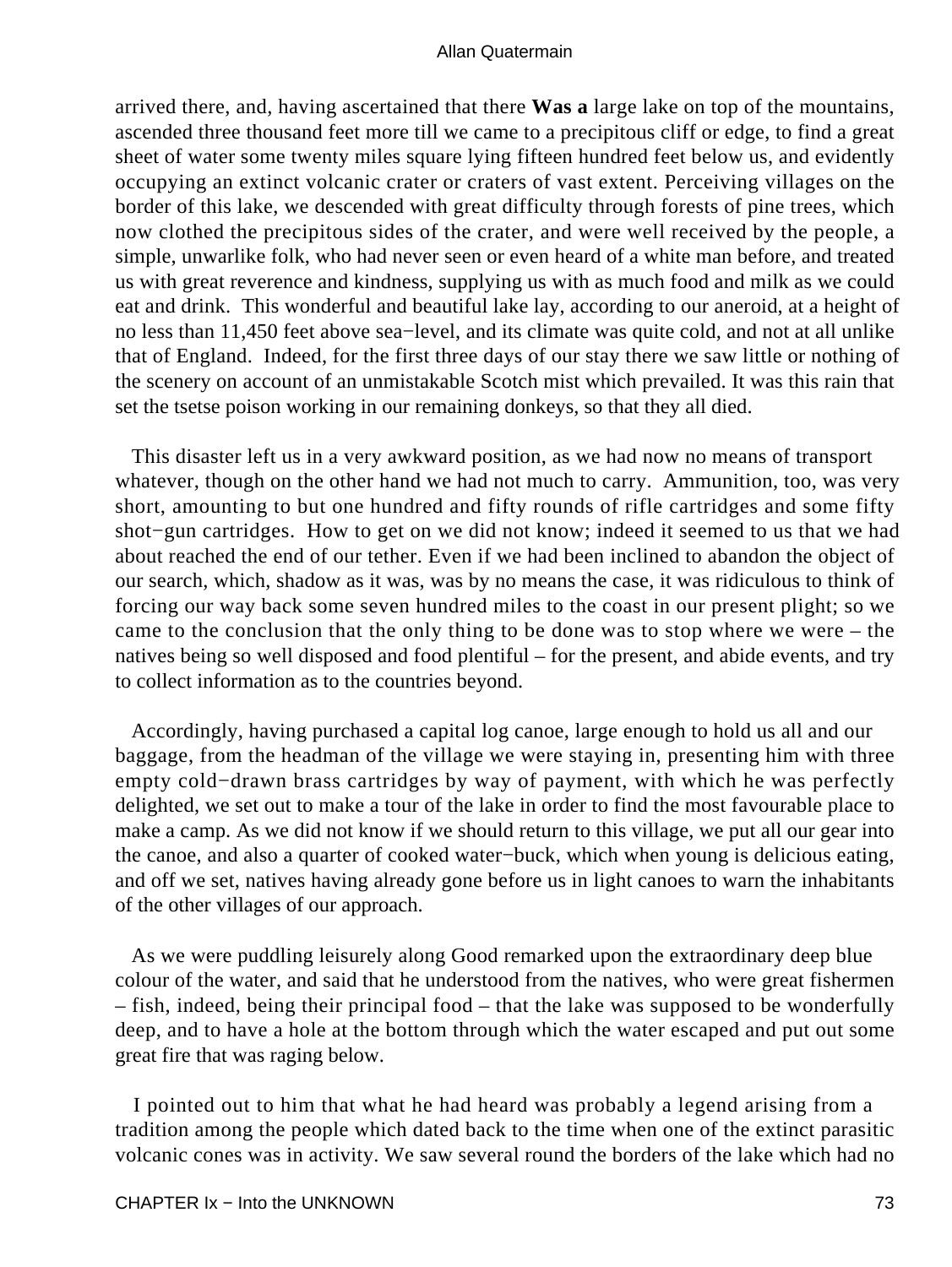arrived there, and, having ascertained that there **Was a** large lake on top of the mountains, ascended three thousand feet more till we came to a precipitous cliff or edge, to find a great sheet of water some twenty miles square lying fifteen hundred feet below us, and evidently occupying an extinct volcanic crater or craters of vast extent. Perceiving villages on the border of this lake, we descended with great difficulty through forests of pine trees, which now clothed the precipitous sides of the crater, and were well received by the people, a simple, unwarlike folk, who had never seen or even heard of a white man before, and treated us with great reverence and kindness, supplying us with as much food and milk as we could eat and drink. This wonderful and beautiful lake lay, according to our aneroid, at a height of no less than 11,450 feet above sea−level, and its climate was quite cold, and not at all unlike that of England. Indeed, for the first three days of our stay there we saw little or nothing of the scenery on account of an unmistakable Scotch mist which prevailed. It was this rain that set the tsetse poison working in our remaining donkeys, so that they all died.

This disaster left us in a very awkward position, as we had now no means of transport whatever, though on the other hand we had not much to carry. Ammunition, too, was very short, amounting to but one hundred and fifty rounds of rifle cartridges and some fifty shot−gun cartridges. How to get on we did not know; indeed it seemed to us that we had about reached the end of our tether. Even if we had been inclined to abandon the object of our search, which, shadow as it was, was by no means the case, it was ridiculous to think of forcing our way back some seven hundred miles to the coast in our present plight; so we came to the conclusion that the only thing to be done was to stop where we were – the natives being so well disposed and food plentiful – for the present, and abide events, and try to collect information as to the countries beyond.

Accordingly, having purchased a capital log canoe, large enough to hold us all and our baggage, from the headman of the village we were staying in, presenting him with three empty cold−drawn brass cartridges by way of payment, with which he was perfectly delighted, we set out to make a tour of the lake in order to find the most favourable place to make a camp. As we did not know if we should return to this village, we put all our gear into the canoe, and also a quarter of cooked water−buck, which when young is delicious eating, and off we set, natives having already gone before us in light canoes to warn the inhabitants of the other villages of our approach.

As we were puddling leisurely along Good remarked upon the extraordinary deep blue colour of the water, and said that he understood from the natives, who were great fishermen – fish, indeed, being their principal food – that the lake was supposed to be wonderfully deep, and to have a hole at the bottom through which the water escaped and put out some great fire that was raging below.

I pointed out to him that what he had heard was probably a legend arising from a tradition among the people which dated back to the time when one of the extinct parasitic volcanic cones was in activity. We saw several round the borders of the lake which had no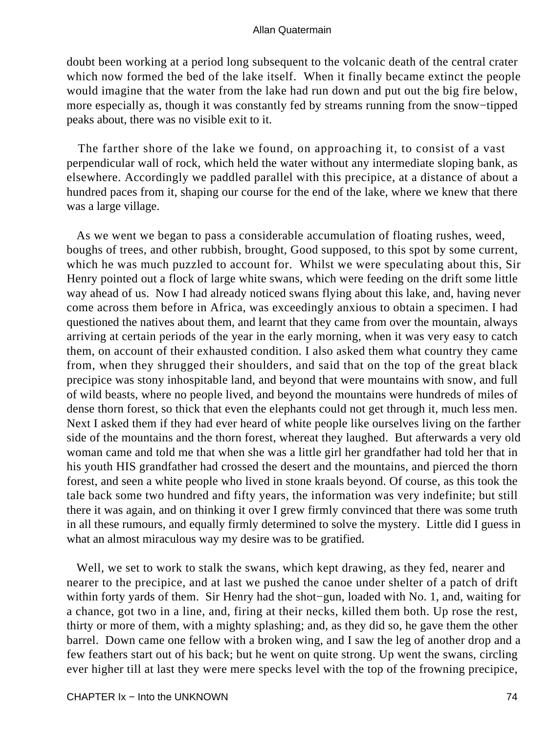doubt been working at a period long subsequent to the volcanic death of the central crater which now formed the bed of the lake itself. When it finally became extinct the people would imagine that the water from the lake had run down and put out the big fire below, more especially as, though it was constantly fed by streams running from the snow−tipped peaks about, there was no visible exit to it.

The farther shore of the lake we found, on approaching it, to consist of a vast perpendicular wall of rock, which held the water without any intermediate sloping bank, as elsewhere. Accordingly we paddled parallel with this precipice, at a distance of about a hundred paces from it, shaping our course for the end of the lake, where we knew that there was a large village.

As we went we began to pass a considerable accumulation of floating rushes, weed, boughs of trees, and other rubbish, brought, Good supposed, to this spot by some current, which he was much puzzled to account for. Whilst we were speculating about this, Sir Henry pointed out a flock of large white swans, which were feeding on the drift some little way ahead of us. Now I had already noticed swans flying about this lake, and, having never come across them before in Africa, was exceedingly anxious to obtain a specimen. I had questioned the natives about them, and learnt that they came from over the mountain, always arriving at certain periods of the year in the early morning, when it was very easy to catch them, on account of their exhausted condition. I also asked them what country they came from, when they shrugged their shoulders, and said that on the top of the great black precipice was stony inhospitable land, and beyond that were mountains with snow, and full of wild beasts, where no people lived, and beyond the mountains were hundreds of miles of dense thorn forest, so thick that even the elephants could not get through it, much less men. Next I asked them if they had ever heard of white people like ourselves living on the farther side of the mountains and the thorn forest, whereat they laughed. But afterwards a very old woman came and told me that when she was a little girl her grandfather had told her that in his youth HIS grandfather had crossed the desert and the mountains, and pierced the thorn forest, and seen a white people who lived in stone kraals beyond. Of course, as this took the tale back some two hundred and fifty years, the information was very indefinite; but still there it was again, and on thinking it over I grew firmly convinced that there was some truth in all these rumours, and equally firmly determined to solve the mystery. Little did I guess in what an almost miraculous way my desire was to be gratified.

Well, we set to work to stalk the swans, which kept drawing, as they fed, nearer and nearer to the precipice, and at last we pushed the canoe under shelter of a patch of drift within forty yards of them. Sir Henry had the shot−gun, loaded with No. 1, and, waiting for a chance, got two in a line, and, firing at their necks, killed them both. Up rose the rest, thirty or more of them, with a mighty splashing; and, as they did so, he gave them the other barrel. Down came one fellow with a broken wing, and I saw the leg of another drop and a few feathers start out of his back; but he went on quite strong. Up went the swans, circling ever higher till at last they were mere specks level with the top of the frowning precipice,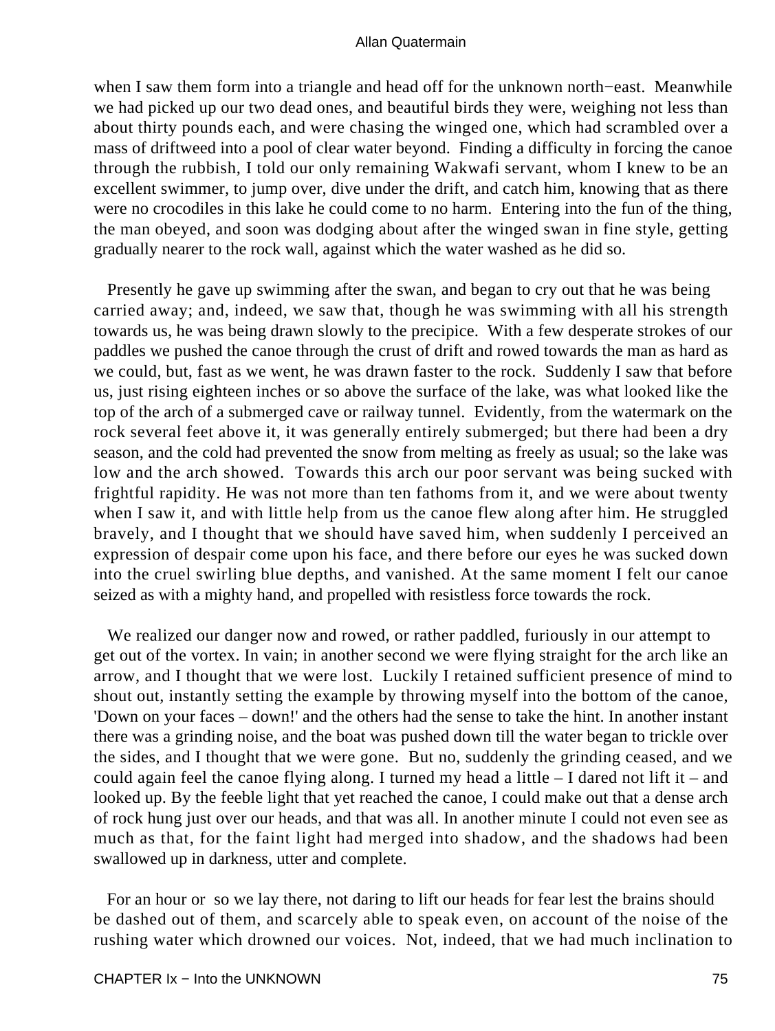when I saw them form into a triangle and head off for the unknown north−east. Meanwhile we had picked up our two dead ones, and beautiful birds they were, weighing not less than about thirty pounds each, and were chasing the winged one, which had scrambled over a mass of driftweed into a pool of clear water beyond. Finding a difficulty in forcing the canoe through the rubbish, I told our only remaining Wakwafi servant, whom I knew to be an excellent swimmer, to jump over, dive under the drift, and catch him, knowing that as there were no crocodiles in this lake he could come to no harm. Entering into the fun of the thing, the man obeyed, and soon was dodging about after the winged swan in fine style, getting gradually nearer to the rock wall, against which the water washed as he did so.

Presently he gave up swimming after the swan, and began to cry out that he was being carried away; and, indeed, we saw that, though he was swimming with all his strength towards us, he was being drawn slowly to the precipice. With a few desperate strokes of our paddles we pushed the canoe through the crust of drift and rowed towards the man as hard as we could, but, fast as we went, he was drawn faster to the rock. Suddenly I saw that before us, just rising eighteen inches or so above the surface of the lake, was what looked like the top of the arch of a submerged cave or railway tunnel. Evidently, from the watermark on the rock several feet above it, it was generally entirely submerged; but there had been a dry season, and the cold had prevented the snow from melting as freely as usual; so the lake was low and the arch showed. Towards this arch our poor servant was being sucked with frightful rapidity. He was not more than ten fathoms from it, and we were about twenty when I saw it, and with little help from us the canoe flew along after him. He struggled bravely, and I thought that we should have saved him, when suddenly I perceived an expression of despair come upon his face, and there before our eyes he was sucked down into the cruel swirling blue depths, and vanished. At the same moment I felt our canoe seized as with a mighty hand, and propelled with resistless force towards the rock.

We realized our danger now and rowed, or rather paddled, furiously in our attempt to get out of the vortex. In vain; in another second we were flying straight for the arch like an arrow, and I thought that we were lost. Luckily I retained sufficient presence of mind to shout out, instantly setting the example by throwing myself into the bottom of the canoe, 'Down on your faces – down!' and the others had the sense to take the hint. In another instant there was a grinding noise, and the boat was pushed down till the water began to trickle over the sides, and I thought that we were gone. But no, suddenly the grinding ceased, and we could again feel the canoe flying along. I turned my head a little – I dared not lift it – and looked up. By the feeble light that yet reached the canoe, I could make out that a dense arch of rock hung just over our heads, and that was all. In another minute I could not even see as much as that, for the faint light had merged into shadow, and the shadows had been swallowed up in darkness, utter and complete.

For an hour or so we lay there, not daring to lift our heads for fear lest the brains should be dashed out of them, and scarcely able to speak even, on account of the noise of the rushing water which drowned our voices. Not, indeed, that we had much inclination to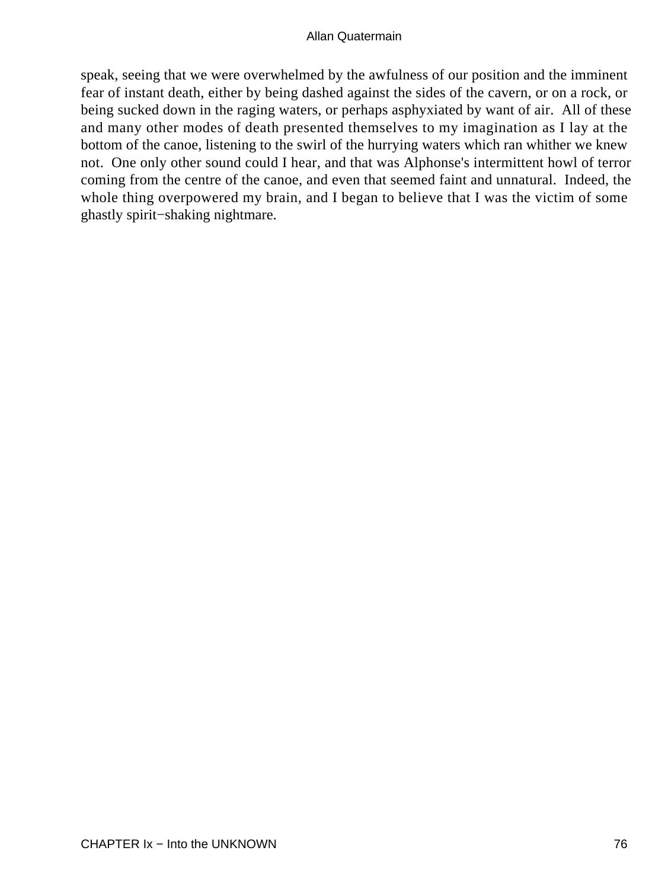speak, seeing that we were overwhelmed by the awfulness of our position and the imminent fear of instant death, either by being dashed against the sides of the cavern, or on a rock, or being sucked down in the raging waters, or perhaps asphyxiated by want of air. All of these and many other modes of death presented themselves to my imagination as I lay at the bottom of the canoe, listening to the swirl of the hurrying waters which ran whither we knew not. One only other sound could I hear, and that was Alphonse's intermittent howl of terror coming from the centre of the canoe, and even that seemed faint and unnatural. Indeed, the whole thing overpowered my brain, and I began to believe that I was the victim of some ghastly spirit−shaking nightmare.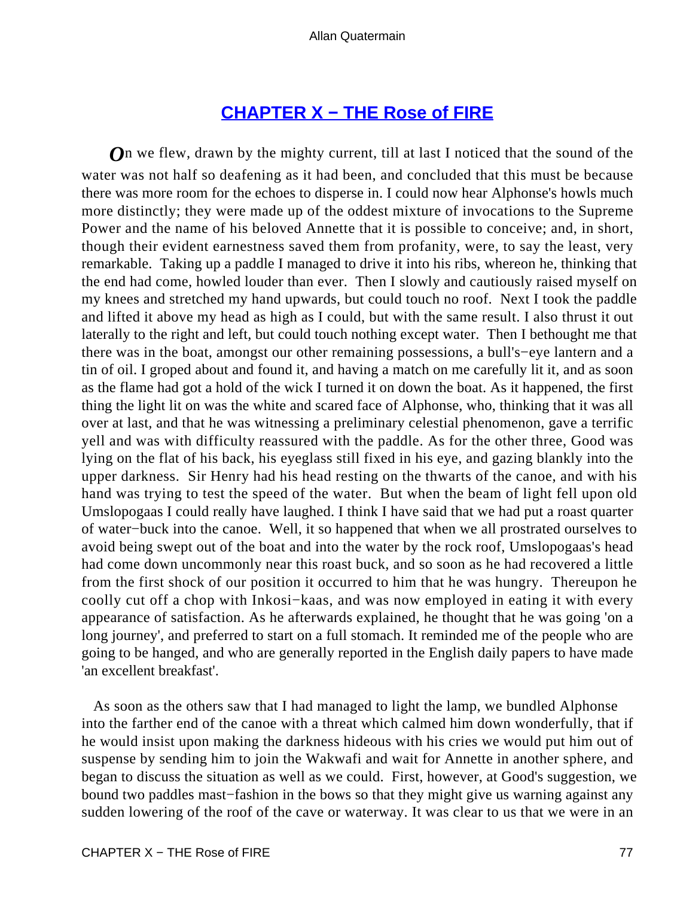## CHAPTER X − THE Rose of FIRE

*O*n we flew, drawn by the mighty current, till at last I noticed that the sound of the water was not half so deafening as it had been, and concluded that this must be because there was more room for the echoes to disperse in. I could now hear Alphonse's howls much more distinctly; they were made up of the oddest mixture of invocations to the Supreme Power and the name of his beloved Annette that it is possible to conceive; and, in short, though their evident earnestness saved them from profanity, were, to say the least, very remarkable. Taking up a paddle I managed to drive it into his ribs, whereon he, thinking that the end had come, howled louder than ever. Then I slowly and cautiously raised myself on my knees and stretched my hand upwards, but could touch no roof. Next I took the paddle and lifted it above my head as high as I could, but with the same result. I also thrust it out laterally to the right and left, but could touch nothing except water. Then I bethought me that there was in the boat, amongst our other remaining possessions, a bull's−eye lantern and a tin of oil. I groped about and found it, and having a match on me carefully lit it, and as soon as the flame had got a hold of the wick I turned it on down the boat. As it happened, the first thing the light lit on was the white and scared face of Alphonse, who, thinking that it was all over at last, and that he was witnessing a preliminary celestial phenomenon, gave a terrific yell and was with difficulty reassured with the paddle. As for the other three, Good was lying on the flat of his back, his eyeglass still fixed in his eye, and gazing blankly into the upper darkness. Sir Henry had his head resting on the thwarts of the canoe, and with his hand was trying to test the speed of the water. But when the beam of light fell upon old Umslopogaas I could really have laughed. I think I have said that we had put a roast quarter of water−buck into the canoe. Well, it so happened that when we all prostrated ourselves to avoid being swept out of the boat and into the water by the rock roof, Umslopogaas's head had come down uncommonly near this roast buck, and so soon as he had recovered a little from the first shock of our position it occurred to him that he was hungry. Thereupon he coolly cut off a chop with Inkosi−kaas, and was now employed in eating it with every appearance of satisfaction. As he afterwards explained, he thought that he was going 'on a long journey', and preferred to start on a full stomach. It reminded me of the people who are going to be hanged, and who are generally reported in the English daily papers to have made 'an excellent breakfast'.

As soon as the others saw that I had managed to light the lamp, we bundled Alphonse into the farther end of the canoe with a threat which calmed him down wonderfully, that if he would insist upon making the darkness hideous with his cries we would put him out of suspense by sending him to join the Wakwafi and wait for Annette in another sphere, and began to discuss the situation as well as we could. First, however, at Good's suggestion, we bound two paddles mast−fashion in the bows so that they might give us warning against any sudden lowering of the roof of the cave or waterway. It was clear to us that we were in an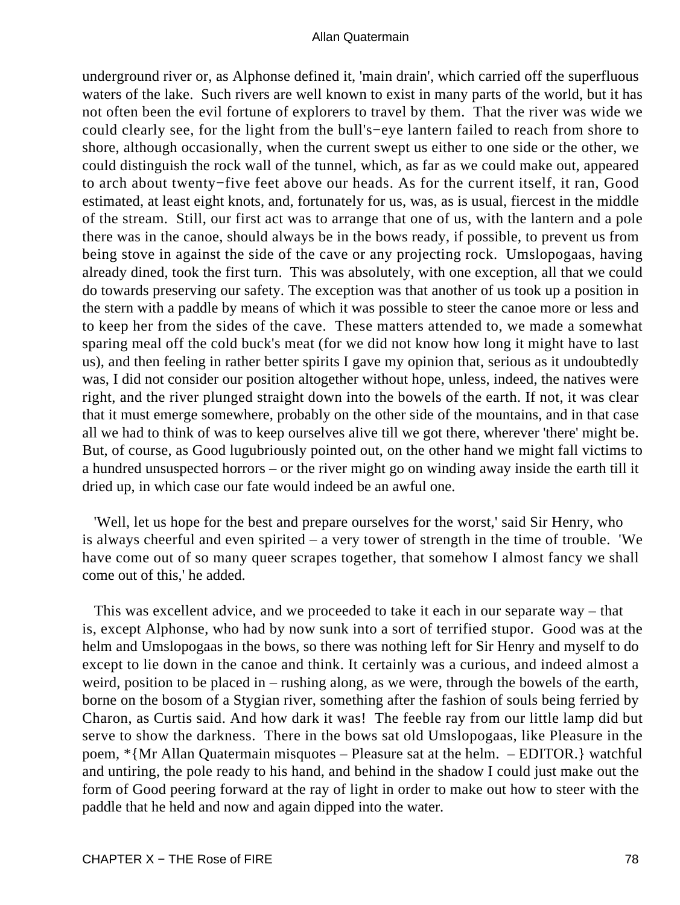underground river or, as Alphonse defined it, 'main drain', which carried off the superfluous waters of the lake. Such rivers are well known to exist in many parts of the world, but it has not often been the evil fortune of explorers to travel by them. That the river was wide we could clearly see, for the light from the bull's−eye lantern failed to reach from shore to shore, although occasionally, when the current swept us either to one side or the other, we could distinguish the rock wall of the tunnel, which, as far as we could make out, appeared to arch about twenty−five feet above our heads. As for the current itself, it ran, Good estimated, at least eight knots, and, fortunately for us, was, as is usual, fiercest in the middle of the stream. Still, our first act was to arrange that one of us, with the lantern and a pole there was in the canoe, should always be in the bows ready, if possible, to prevent us from being stove in against the side of the cave or any projecting rock. Umslopogaas, having already dined, took the first turn. This was absolutely, with one exception, all that we could do towards preserving our safety. The exception was that another of us took up a position in the stern with a paddle by means of which it was possible to steer the canoe more or less and to keep her from the sides of the cave. These matters attended to, we made a somewhat sparing meal off the cold buck's meat (for we did not know how long it might have to last us), and then feeling in rather better spirits I gave my opinion that, serious as it undoubtedly was, I did not consider our position altogether without hope, unless, indeed, the natives were right, and the river plunged straight down into the bowels of the earth. If not, it was clear that it must emerge somewhere, probably on the other side of the mountains, and in that case all we had to think of was to keep ourselves alive till we got there, wherever 'there' might be. But, of course, as Good lugubriously pointed out, on the other hand we might fall victims to a hundred unsuspected horrors – or the river might go on winding away inside the earth till it dried up, in which case our fate would indeed be an awful one.

'Well, let us hope for the best and prepare ourselves for the worst,' said Sir Henry, who is always cheerful and even spirited – a very tower of strength in the time of trouble. 'We have come out of so many queer scrapes together, that somehow I almost fancy we shall come out of this,' he added.

This was excellent advice, and we proceeded to take it each in our separate way – that is, except Alphonse, who had by now sunk into a sort of terrified stupor. Good was at the helm and Umslopogaas in the bows, so there was nothing left for Sir Henry and myself to do except to lie down in the canoe and think. It certainly was a curious, and indeed almost a weird, position to be placed in – rushing along, as we were, through the bowels of the earth, borne on the bosom of a Stygian river, something after the fashion of souls being ferried by Charon, as Curtis said. And how dark it was! The feeble ray from our little lamp did but serve to show the darkness. There in the bows sat old Umslopogaas, like Pleasure in the poem, *{Mr Allan Quatermain misquotes – Pleasure sat at the helm. – EDITOR.} watchful and untiring, the pole ready to his hand, and behind in the shadow I could just make out the form of Good peering forward at the ray of light in order to make out how to steer with the paddle that he held and now and again dipped into the water.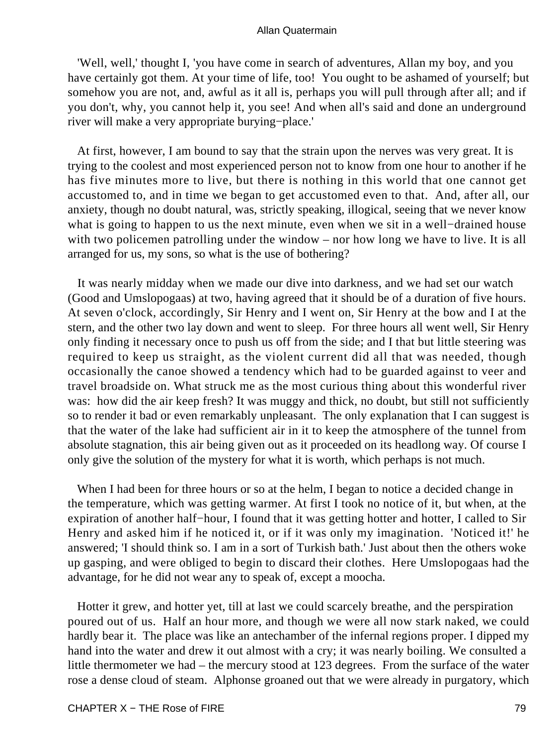'Well, well,' thought I, 'you have come in search of adventures, Allan my boy, and you have certainly got them. At your time of life, too! You ought to be ashamed of yourself; but somehow you are not, and, awful as it all is, perhaps you will pull through after all; and if you don't, why, you cannot help it, you see! And when all's said and done an underground river will make a very appropriate burying−place.'

At first, however, I am bound to say that the strain upon the nerves was very great. It is trying to the coolest and most experienced person not to know from one hour to another if he has five minutes more to live, but there is nothing in this world that one cannot get accustomed to, and in time we began to get accustomed even to that. And, after all, our anxiety, though no doubt natural, was, strictly speaking, illogical, seeing that we never know what is going to happen to us the next minute, even when we sit in a well−drained house with two policemen patrolling under the window – nor how long we have to live. It is all arranged for us, my sons, so what is the use of bothering?

It was nearly midday when we made our dive into darkness, and we had set our watch (Good and Umslopogaas) at two, having agreed that it should be of a duration of five hours. At seven o'clock, accordingly, Sir Henry and I went on, Sir Henry at the bow and I at the stern, and the other two lay down and went to sleep. For three hours all went well, Sir Henry only finding it necessary once to push us off from the side; and I that but little steering was required to keep us straight, as the violent current did all that was needed, though occasionally the canoe showed a tendency which had to be guarded against to veer and travel broadside on. What struck me as the most curious thing about this wonderful river was: how did the air keep fresh? It was muggy and thick, no doubt, but still not sufficiently so to render it bad or even remarkably unpleasant. The only explanation that I can suggest is that the water of the lake had sufficient air in it to keep the atmosphere of the tunnel from absolute stagnation, this air being given out as it proceeded on its headlong way. Of course I only give the solution of the mystery for what it is worth, which perhaps is not much.

When I had been for three hours or so at the helm, I began to notice a decided change in the temperature, which was getting warmer. At first I took no notice of it, but when, at the expiration of another half−hour, I found that it was getting hotter and hotter, I called to Sir Henry and asked him if he noticed it, or if it was only my imagination. 'Noticed it!' he answered; 'I should think so. I am in a sort of Turkish bath.' Just about then the others woke up gasping, and were obliged to begin to discard their clothes. Here Umslopogaas had the advantage, for he did not wear any to speak of, except a moocha.

Hotter it grew, and hotter yet, till at last we could scarcely breathe, and the perspiration poured out of us. Half an hour more, and though we were all now stark naked, we could hardly bear it. The place was like an antechamber of the infernal regions proper. I dipped my hand into the water and drew it out almost with a cry; it was nearly boiling. We consulted a little thermometer we had – the mercury stood at 123 degrees. From the surface of the water rose a dense cloud of steam. Alphonse groaned out that we were already in purgatory, which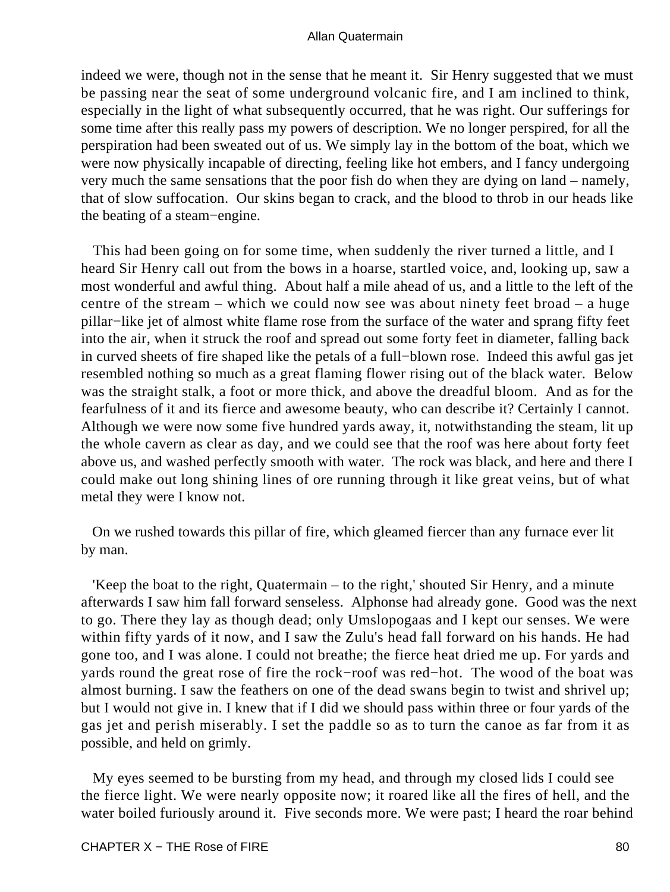indeed we were, though not in the sense that he meant it. Sir Henry suggested that we must be passing near the seat of some underground volcanic fire, and I am inclined to think, especially in the light of what subsequently occurred, that he was right. Our sufferings for some time after this really pass my powers of description. We no longer perspired, for all the perspiration had been sweated out of us. We simply lay in the bottom of the boat, which we were now physically incapable of directing, feeling like hot embers, and I fancy undergoing very much the same sensations that the poor fish do when they are dying on land – namely, that of slow suffocation. Our skins began to crack, and the blood to throb in our heads like the beating of a steam−engine.

This had been going on for some time, when suddenly the river turned a little, and I heard Sir Henry call out from the bows in a hoarse, startled voice, and, looking up, saw a most wonderful and awful thing. About half a mile ahead of us, and a little to the left of the centre of the stream – which we could now see was about ninety feet broad – a huge pillar−like jet of almost white flame rose from the surface of the water and sprang fifty feet into the air, when it struck the roof and spread out some forty feet in diameter, falling back in curved sheets of fire shaped like the petals of a full−blown rose. Indeed this awful gas jet resembled nothing so much as a great flaming flower rising out of the black water. Below was the straight stalk, a foot or more thick, and above the dreadful bloom. And as for the fearfulness of it and its fierce and awesome beauty, who can describe it? Certainly I cannot. Although we were now some five hundred yards away, it, notwithstanding the steam, lit up the whole cavern as clear as day, and we could see that the roof was here about forty feet above us, and washed perfectly smooth with water. The rock was black, and here and there I could make out long shining lines of ore running through it like great veins, but of what metal they were I know not.

On we rushed towards this pillar of fire, which gleamed fiercer than any furnace ever lit by man.

'Keep the boat to the right, Quatermain – to the right,' shouted Sir Henry, and a minute afterwards I saw him fall forward senseless. Alphonse had already gone. Good was the next to go. There they lay as though dead; only Umslopogaas and I kept our senses. We were within fifty yards of it now, and I saw the Zulu's head fall forward on his hands. He had gone too, and I was alone. I could not breathe; the fierce heat dried me up. For yards and yards round the great rose of fire the rock−roof was red−hot. The wood of the boat was almost burning. I saw the feathers on one of the dead swans begin to twist and shrivel up; but I would not give in. I knew that if I did we should pass within three or four yards of the gas jet and perish miserably. I set the paddle so as to turn the canoe as far from it as possible, and held on grimly.

My eyes seemed to be bursting from my head, and through my closed lids I could see the fierce light. We were nearly opposite now; it roared like all the fires of hell, and the water boiled furiously around it. Five seconds more. We were past; I heard the roar behind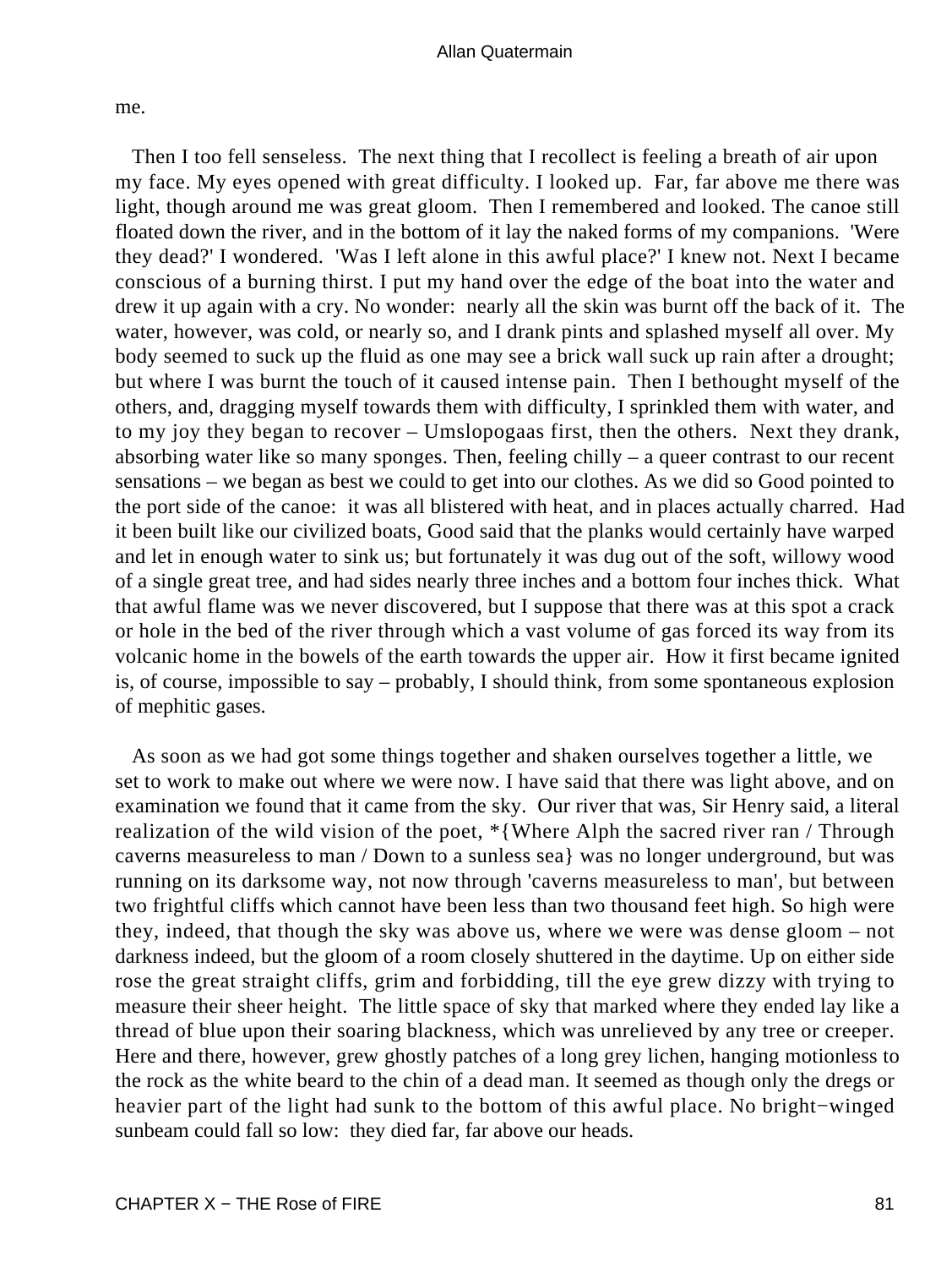me.

Then I too fell senseless. The next thing that I recollect is feeling a breath of air upon my face. My eyes opened with great difficulty. I looked up. Far, far above me there was light, though around me was great gloom. Then I remembered and looked. The canoe still floated down the river, and in the bottom of it lay the naked forms of my companions. 'Were they dead?' I wondered. 'Was I left alone in this awful place?' I knew not. Next I became conscious of a burning thirst. I put my hand over the edge of the boat into the water and drew it up again with a cry. No wonder: nearly all the skin was burnt off the back of it. The water, however, was cold, or nearly so, and I drank pints and splashed myself all over. My body seemed to suck up the fluid as one may see a brick wall suck up rain after a drought; but where I was burnt the touch of it caused intense pain. Then I bethought myself of the others, and, dragging myself towards them with difficulty, I sprinkled them with water, and to my joy they began to recover – Umslopogaas first, then the others. Next they drank, absorbing water like so many sponges. Then, feeling chilly – a queer contrast to our recent sensations – we began as best we could to get into our clothes. As we did so Good pointed to the port side of the canoe: it was all blistered with heat, and in places actually charred. Had it been built like our civilized boats, Good said that the planks would certainly have warped and let in enough water to sink us; but fortunately it was dug out of the soft, willowy wood of a single great tree, and had sides nearly three inches and a bottom four inches thick. What that awful flame was we never discovered, but I suppose that there was at this spot a crack or hole in the bed of the river through which a vast volume of gas forced its way from its volcanic home in the bowels of the earth towards the upper air. How it first became ignited is, of course, impossible to say – probably, I should think, from some spontaneous explosion of mephitic gases.

As soon as we had got some things together and shaken ourselves together a little, we set to work to make out where we were now. I have said that there was light above, and on examination we found that it came from the sky. Our river that was, Sir Henry said, a literal realization of the wild vision of the poet, *{Where Alph the sacred river ran / Through caverns measureless to man / Down to a sunless sea} was no longer underground, but was running on its darksome way, not now through 'caverns measureless to man', but between two frightful cliffs which cannot have been less than two thousand feet high. So high were they, indeed, that though the sky was above us, where we were was dense gloom – not darkness indeed, but the gloom of a room closely shuttered in the daytime. Up on either side rose the great straight cliffs, grim and forbidding, till the eye grew dizzy with trying to measure their sheer height. The little space of sky that marked where they ended lay like a thread of blue upon their soaring blackness, which was unrelieved by any tree or creeper. Here and there, however, grew ghostly patches of a long grey lichen, hanging motionless to the rock as the white beard to the chin of a dead man. It seemed as though only the dregs or heavier part of the light had sunk to the bottom of this awful place. No bright-winged sunbeam could fall so low: they died far, far above our heads.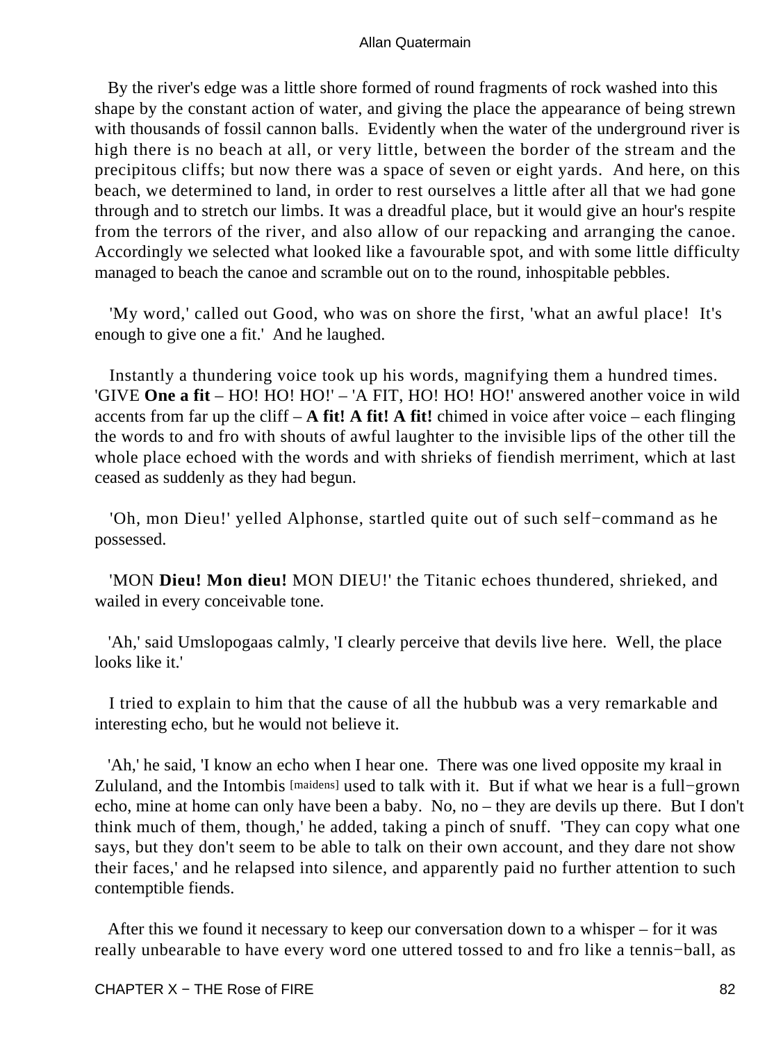By the river's edge was a little shore formed of round fragments of rock washed into this shape by the constant action of water, and giving the place the appearance of being strewn with thousands of fossil cannon balls. Evidently when the water of the underground river is high there is no beach at all, or very little, between the border of the stream and the precipitous cliffs; but now there was a space of seven or eight yards. And here, on this beach, we determined to land, in order to rest ourselves a little after all that we had gone through and to stretch our limbs. It was a dreadful place, but it would give an hour's respite from the terrors of the river, and also allow of our repacking and arranging the canoe. Accordingly we selected what looked like a favourable spot, and with some little difficulty managed to beach the canoe and scramble out on to the round, inhospitable pebbles.

'My word,' called out Good, who was on shore the first, 'what an awful place! It's enough to give one a fit.' And he laughed.

Instantly a thundering voice took up his words, magnifying them a hundred times. 'GIVE **One a fit** – HO! HO! HO!' – 'A FIT, HO! HO! HO!' answered another voice in wild accents from far up the cliff – **A fit! A fit! A fit!** chimed in voice after voice – each flinging the words to and fro with shouts of awful laughter to the invisible lips of the other till the whole place echoed with the words and with shrieks of fiendish merriment, which at last ceased as suddenly as they had begun.

'Oh, mon Dieu!' yelled Alphonse, startled quite out of such self−command as he possessed.

'MON **Dieu! Mon dieu!** MON DIEU!' the Titanic echoes thundered, shrieked, and wailed in every conceivable tone.

'Ah,' said Umslopogaas calmly, 'I clearly perceive that devils live here. Well, the place looks like it.'

I tried to explain to him that the cause of all the hubbub was a very remarkable and interesting echo, but he would not believe it.

'Ah,' he said, 'I know an echo when I hear one. There was one lived opposite my kraal in Zululand, and the Intombis [maidens] used to talk with it. But if what we hear is a full−grown echo, mine at home can only have been a baby. No, no – they are devils up there. But I don't think much of them, though,' he added, taking a pinch of snuff. 'They can copy what one says, but they don't seem to be able to talk on their own account, and they dare not show their faces,' and he relapsed into silence, and apparently paid no further attention to such contemptible fiends.

After this we found it necessary to keep our conversation down to a whisper – for it was really unbearable to have every word one uttered tossed to and fro like a tennis−ball, as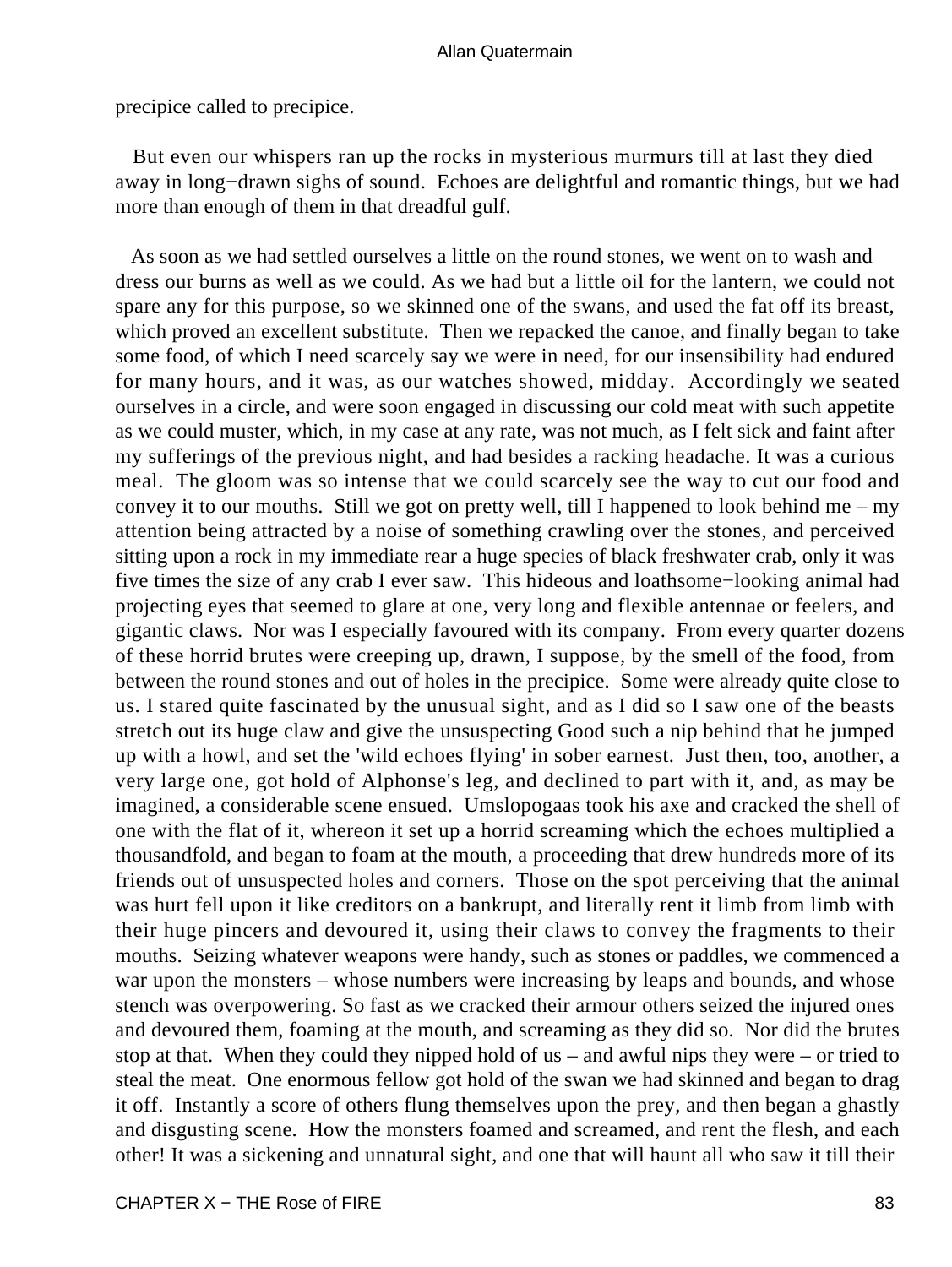precipice called to precipice.

But even our whispers ran up the rocks in mysterious murmurs till at last they died away in long−drawn sighs of sound. Echoes are delightful and romantic things, but we had more than enough of them in that dreadful gulf.

As soon as we had settled ourselves a little on the round stones, we went on to wash and dress our burns as well as we could. As we had but a little oil for the lantern, we could not spare any for this purpose, so we skinned one of the swans, and used the fat off its breast, which proved an excellent substitute. Then we repacked the canoe, and finally began to take some food, of which I need scarcely say we were in need, for our insensibility had endured for many hours, and it was, as our watches showed, midday. Accordingly we seated ourselves in a circle, and were soon engaged in discussing our cold meat with such appetite as we could muster, which, in my case at any rate, was not much, as I felt sick and faint after my sufferings of the previous night, and had besides a racking headache. It was a curious meal. The gloom was so intense that we could scarcely see the way to cut our food and convey it to our mouths. Still we got on pretty well, till I happened to look behind me – my attention being attracted by a noise of something crawling over the stones, and perceived sitting upon a rock in my immediate rear a huge species of black freshwater crab, only it was five times the size of any crab I ever saw. This hideous and loathsome−looking animal had projecting eyes that seemed to glare at one, very long and flexible antennae or feelers, and gigantic claws. Nor was I especially favoured with its company. From every quarter dozens of these horrid brutes were creeping up, drawn, I suppose, by the smell of the food, from between the round stones and out of holes in the precipice. Some were already quite close to us. I stared quite fascinated by the unusual sight, and as I did so I saw one of the beasts stretch out its huge claw and give the unsuspecting Good such a nip behind that he jumped up with a howl, and set the 'wild echoes flying' in sober earnest. Just then, too, another, a very large one, got hold of Alphonse's leg, and declined to part with it, and, as may be imagined, a considerable scene ensued. Umslopogaas took his axe and cracked the shell of one with the flat of it, whereon it set up a horrid screaming which the echoes multiplied a thousandfold, and began to foam at the mouth, a proceeding that drew hundreds more of its friends out of unsuspected holes and corners. Those on the spot perceiving that the animal was hurt fell upon it like creditors on a bankrupt, and literally rent it limb from limb with their huge pincers and devoured it, using their claws to convey the fragments to their mouths. Seizing whatever weapons were handy, such as stones or paddles, we commenced a war upon the monsters – whose numbers were increasing by leaps and bounds, and whose stench was overpowering. So fast as we cracked their armour others seized the injured ones and devoured them, foaming at the mouth, and screaming as they did so. Nor did the brutes stop at that. When they could they nipped hold of us – and awful nips they were – or tried to steal the meat. One enormous fellow got hold of the swan we had skinned and began to drag it off. Instantly a score of others flung themselves upon the prey, and then began a ghastly and disgusting scene. How the monsters foamed and screamed, and rent the flesh, and each other! It was a sickening and unnatural sight, and one that will haunt all who saw it till their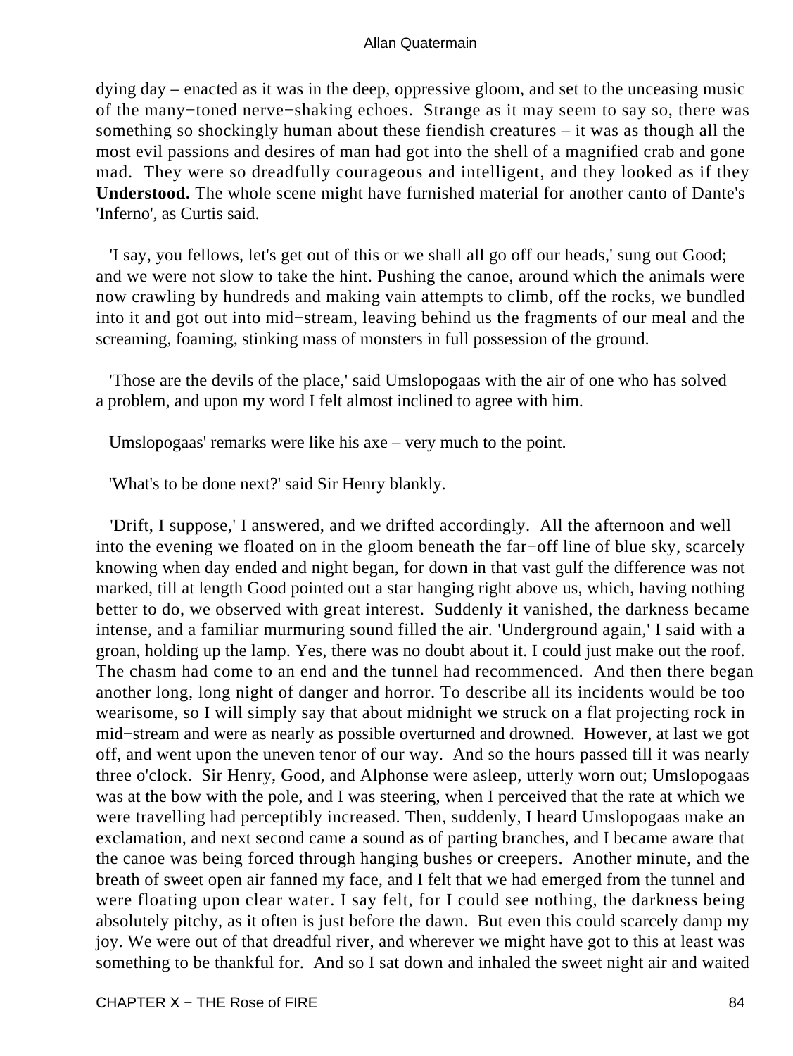dying day – enacted as it was in the deep, oppressive gloom, and set to the unceasing music of the many−toned nerve−shaking echoes. Strange as it may seem to say so, there was something so shockingly human about these fiendish creatures – it was as though all the most evil passions and desires of man had got into the shell of a magnified crab and gone mad. They were so dreadfully courageous and intelligent, and they looked as if they **Understood.** The whole scene might have furnished material for another canto of Dante's 'Inferno', as Curtis said.

'I say, you fellows, let's get out of this or we shall all go off our heads,' sung out Good; and we were not slow to take the hint. Pushing the canoe, around which the animals were now crawling by hundreds and making vain attempts to climb, off the rocks, we bundled into it and got out into mid−stream, leaving behind us the fragments of our meal and the screaming, foaming, stinking mass of monsters in full possession of the ground.

'Those are the devils of the place,' said Umslopogaas with the air of one who has solved a problem, and upon my word I felt almost inclined to agree with him.

Umslopogaas' remarks were like his axe – very much to the point.

'What's to be done next?' said Sir Henry blankly.

'Drift, I suppose,' I answered, and we drifted accordingly. All the afternoon and well into the evening we floated on in the gloom beneath the far−off line of blue sky, scarcely knowing when day ended and night began, for down in that vast gulf the difference was not marked, till at length Good pointed out a star hanging right above us, which, having nothing better to do, we observed with great interest. Suddenly it vanished, the darkness became intense, and a familiar murmuring sound filled the air. 'Underground again,' I said with a groan, holding up the lamp. Yes, there was no doubt about it. I could just make out the roof. The chasm had come to an end and the tunnel had recommenced. And then there began another long, long night of danger and horror. To describe all its incidents would be too wearisome, so I will simply say that about midnight we struck on a flat projecting rock in mid−stream and were as nearly as possible overturned and drowned. However, at last we got off, and went upon the uneven tenor of our way. And so the hours passed till it was nearly three o'clock. Sir Henry, Good, and Alphonse were asleep, utterly worn out; Umslopogaas was at the bow with the pole, and I was steering, when I perceived that the rate at which we were travelling had perceptibly increased. Then, suddenly, I heard Umslopogaas make an exclamation, and next second came a sound as of parting branches, and I became aware that the canoe was being forced through hanging bushes or creepers. Another minute, and the breath of sweet open air fanned my face, and I felt that we had emerged from the tunnel and were floating upon clear water. I say felt, for I could see nothing, the darkness being absolutely pitchy, as it often is just before the dawn. But even this could scarcely damp my joy. We were out of that dreadful river, and wherever we might have got to this at least was something to be thankful for. And so I sat down and inhaled the sweet night air and waited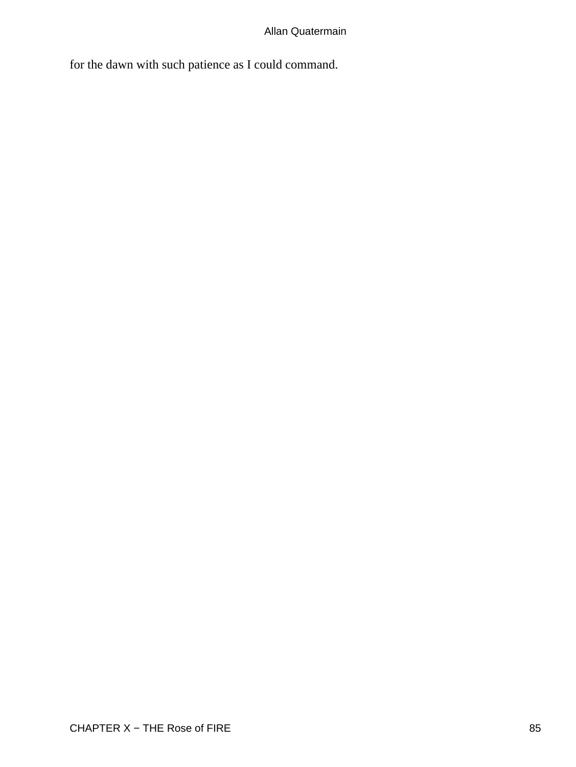for the dawn with such patience as I could command.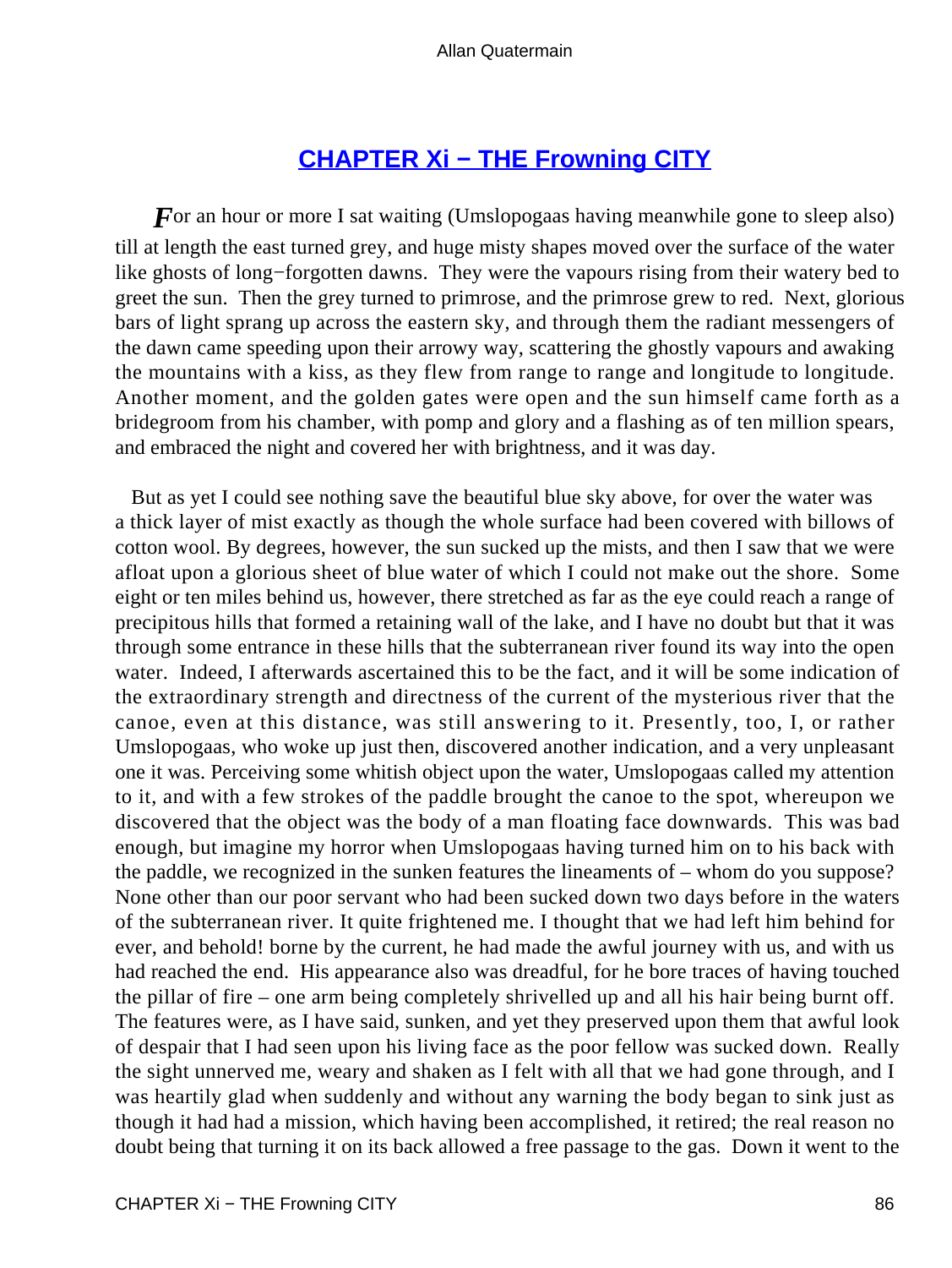## CHAPTER Xi − THE Frowning CITY

*F*or an hour or more I sat waiting (Umslopogaas having meanwhile gone to sleep also) till at length the east turned grey, and huge misty shapes moved over the surface of the water like ghosts of long−forgotten dawns. They were the vapours rising from their watery bed to greet the sun. Then the grey turned to primrose, and the primrose grew to red. Next, glorious bars of light sprang up across the eastern sky, and through them the radiant messengers of the dawn came speeding upon their arrowy way, scattering the ghostly vapours and awaking the mountains with a kiss, as they flew from range to range and longitude to longitude. Another moment, and the golden gates were open and the sun himself came forth as a bridegroom from his chamber, with pomp and glory and a flashing as of ten million spears, and embraced the night and covered her with brightness, and it was day.

But as yet I could see nothing save the beautiful blue sky above, for over the water was a thick layer of mist exactly as though the whole surface had been covered with billows of cotton wool. By degrees, however, the sun sucked up the mists, and then I saw that we were afloat upon a glorious sheet of blue water of which I could not make out the shore. Some eight or ten miles behind us, however, there stretched as far as the eye could reach a range of precipitous hills that formed a retaining wall of the lake, and I have no doubt but that it was through some entrance in these hills that the subterranean river found its way into the open water. Indeed, I afterwards ascertained this to be the fact, and it will be some indication of the extraordinary strength and directness of the current of the mysterious river that the canoe, even at this distance, was still answering to it. Presently, too, I, or rather Umslopogaas, who woke up just then, discovered another indication, and a very unpleasant one it was. Perceiving some whitish object upon the water, Umslopogaas called my attention to it, and with a few strokes of the paddle brought the canoe to the spot, whereupon we discovered that the object was the body of a man floating face downwards. This was bad enough, but imagine my horror when Umslopogaas having turned him on to his back with the paddle, we recognized in the sunken features the lineaments of – whom do you suppose? None other than our poor servant who had been sucked down two days before in the waters of the subterranean river. It quite frightened me. I thought that we had left him behind for ever, and behold! borne by the current, he had made the awful journey with us, and with us had reached the end. His appearance also was dreadful, for he bore traces of having touched the pillar of fire – one arm being completely shrivelled up and all his hair being burnt off. The features were, as I have said, sunken, and yet they preserved upon them that awful look of despair that I had seen upon his living face as the poor fellow was sucked down. Really the sight unnerved me, weary and shaken as I felt with all that we had gone through, and I was heartily glad when suddenly and without any warning the body began to sink just as though it had had a mission, which having been accomplished, it retired; the real reason no doubt being that turning it on its back allowed a free passage to the gas. Down it went to the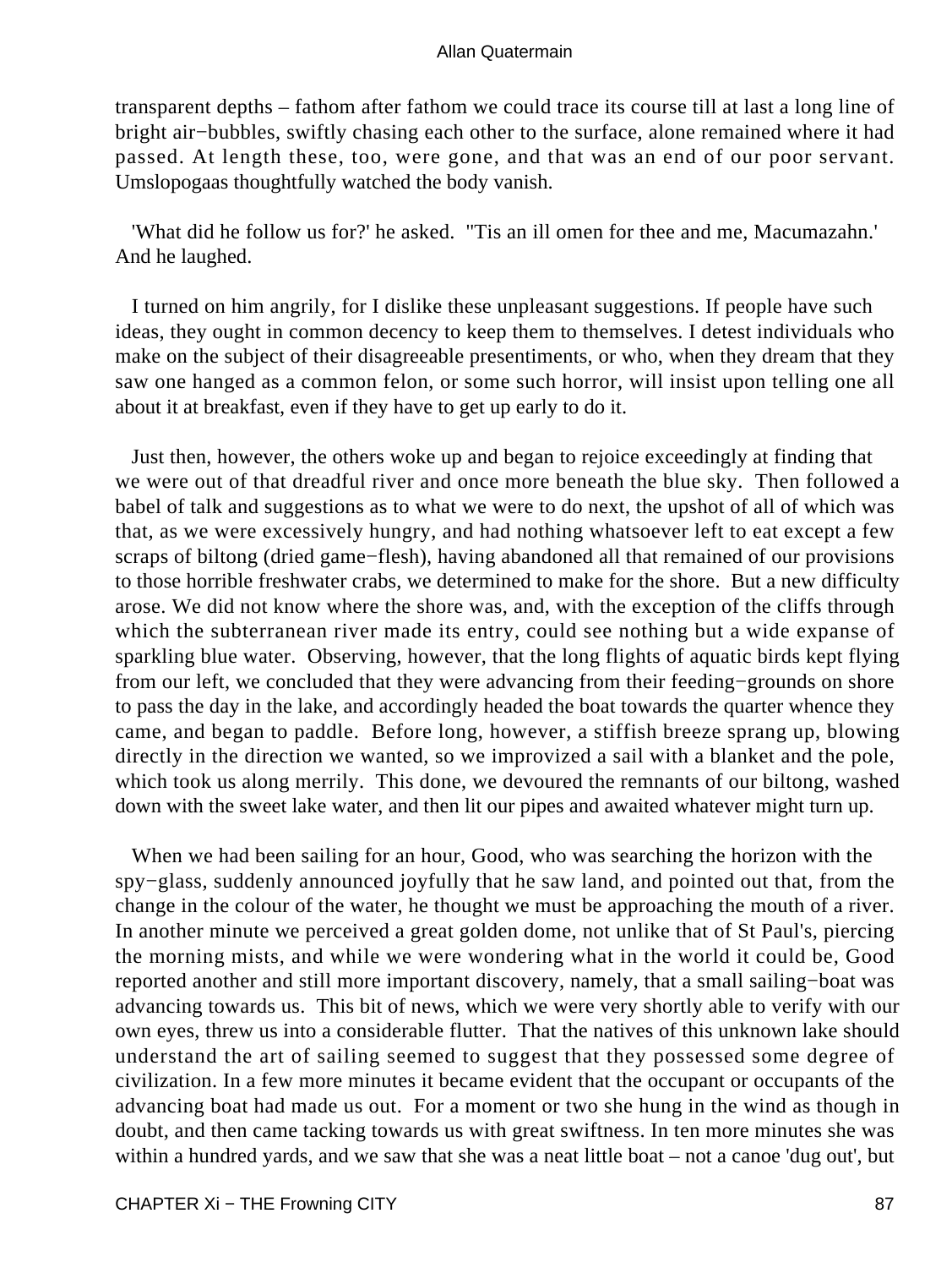transparent depths – fathom after fathom we could trace its course till at last a long line of bright air−bubbles, swiftly chasing each other to the surface, alone remained where it had passed. At length these, too, were gone, and that was an end of our poor servant. Umslopogaas thoughtfully watched the body vanish.

'What did he follow us for?' he asked. ''Tis an ill omen for thee and me, Macumazahn.' And he laughed.

I turned on him angrily, for I dislike these unpleasant suggestions. If people have such ideas, they ought in common decency to keep them to themselves. I detest individuals who make on the subject of their disagreeable presentiments, or who, when they dream that they saw one hanged as a common felon, or some such horror, will insist upon telling one all about it at breakfast, even if they have to get up early to do it.

Just then, however, the others woke up and began to rejoice exceedingly at finding that we were out of that dreadful river and once more beneath the blue sky. Then followed a babel of talk and suggestions as to what we were to do next, the upshot of all of which was that, as we were excessively hungry, and had nothing whatsoever left to eat except a few scraps of biltong (dried game−flesh), having abandoned all that remained of our provisions to those horrible freshwater crabs, we determined to make for the shore. But a new difficulty arose. We did not know where the shore was, and, with the exception of the cliffs through which the subterranean river made its entry, could see nothing but a wide expanse of sparkling blue water. Observing, however, that the long flights of aquatic birds kept flying from our left, we concluded that they were advancing from their feeding−grounds on shore to pass the day in the lake, and accordingly headed the boat towards the quarter whence they came, and began to paddle. Before long, however, a stiffish breeze sprang up, blowing directly in the direction we wanted, so we improvized a sail with a blanket and the pole, which took us along merrily. This done, we devoured the remnants of our biltong, washed down with the sweet lake water, and then lit our pipes and awaited whatever might turn up.

When we had been sailing for an hour, Good, who was searching the horizon with the spy−glass, suddenly announced joyfully that he saw land, and pointed out that, from the change in the colour of the water, he thought we must be approaching the mouth of a river. In another minute we perceived a great golden dome, not unlike that of St Paul's, piercing the morning mists, and while we were wondering what in the world it could be, Good reported another and still more important discovery, namely, that a small sailing−boat was advancing towards us. This bit of news, which we were very shortly able to verify with our own eyes, threw us into a considerable flutter. That the natives of this unknown lake should understand the art of sailing seemed to suggest that they possessed some degree of civilization. In a few more minutes it became evident that the occupant or occupants of the advancing boat had made us out. For a moment or two she hung in the wind as though in doubt, and then came tacking towards us with great swiftness. In ten more minutes she was within a hundred yards, and we saw that she was a neat little boat – not a canoe 'dug out', but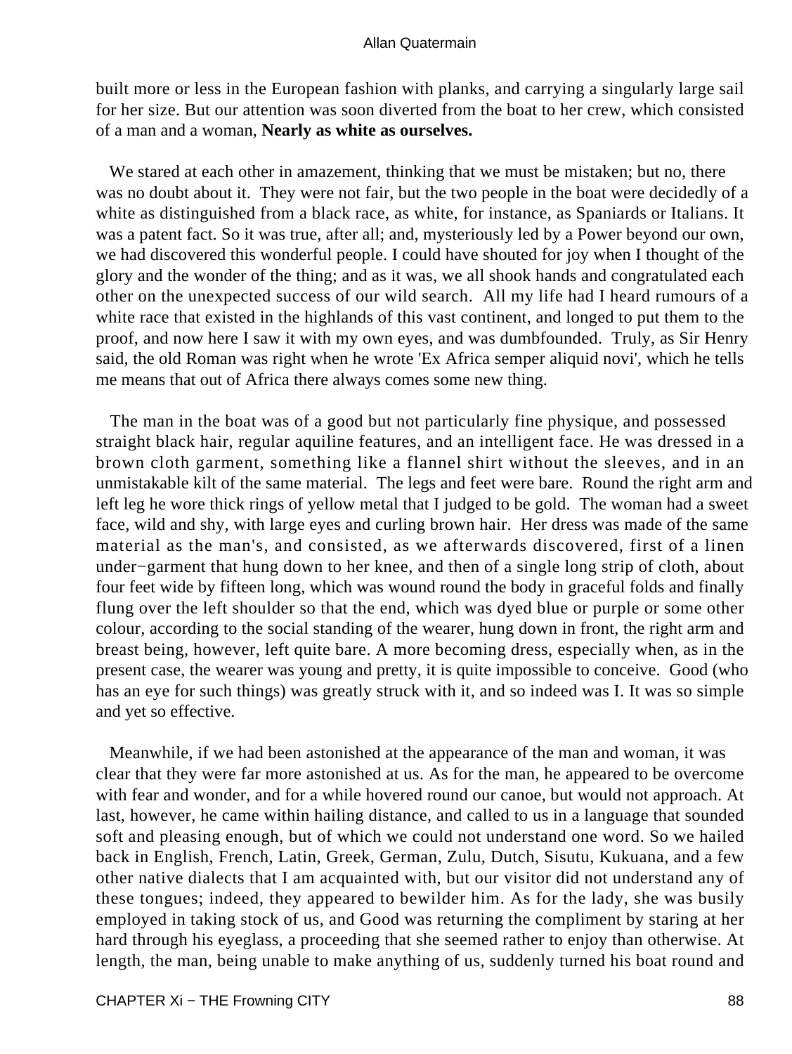built more or less in the European fashion with planks, and carrying a singularly large sail for her size. But our attention was soon diverted from the boat to her crew, which consisted of a man and a woman, **Nearly as white as ourselves.**

We stared at each other in amazement, thinking that we must be mistaken; but no, there was no doubt about it. They were not fair, but the two people in the boat were decidedly of a white as distinguished from a black race, as white, for instance, as Spaniards or Italians. It was a patent fact. So it was true, after all; and, mysteriously led by a Power beyond our own, we had discovered this wonderful people. I could have shouted for joy when I thought of the glory and the wonder of the thing; and as it was, we all shook hands and congratulated each other on the unexpected success of our wild search. All my life had I heard rumours of a white race that existed in the highlands of this vast continent, and longed to put them to the proof, and now here I saw it with my own eyes, and was dumbfounded. Truly, as Sir Henry said, the old Roman was right when he wrote 'Ex Africa semper aliquid novi', which he tells me means that out of Africa there always comes some new thing.

The man in the boat was of a good but not particularly fine physique, and possessed straight black hair, regular aquiline features, and an intelligent face. He was dressed in a brown cloth garment, something like a flannel shirt without the sleeves, and in an unmistakable kilt of the same material. The legs and feet were bare. Round the right arm and left leg he wore thick rings of yellow metal that I judged to be gold. The woman had a sweet face, wild and shy, with large eyes and curling brown hair. Her dress was made of the same material as the man's, and consisted, as we afterwards discovered, first of a linen under−garment that hung down to her knee, and then of a single long strip of cloth, about four feet wide by fifteen long, which was wound round the body in graceful folds and finally flung over the left shoulder so that the end, which was dyed blue or purple or some other colour, according to the social standing of the wearer, hung down in front, the right arm and breast being, however, left quite bare. A more becoming dress, especially when, as in the present case, the wearer was young and pretty, it is quite impossible to conceive. Good (who has an eye for such things) was greatly struck with it, and so indeed was I. It was so simple and yet so effective.

Meanwhile, if we had been astonished at the appearance of the man and woman, it was clear that they were far more astonished at us. As for the man, he appeared to be overcome with fear and wonder, and for a while hovered round our canoe, but would not approach. At last, however, he came within hailing distance, and called to us in a language that sounded soft and pleasing enough, but of which we could not understand one word. So we hailed back in English, French, Latin, Greek, German, Zulu, Dutch, Sisutu, Kukuana, and a few other native dialects that I am acquainted with, but our visitor did not understand any of these tongues; indeed, they appeared to bewilder him. As for the lady, she was busily employed in taking stock of us, and Good was returning the compliment by staring at her hard through his eyeglass, a proceeding that she seemed rather to enjoy than otherwise. At length, the man, being unable to make anything of us, suddenly turned his boat round and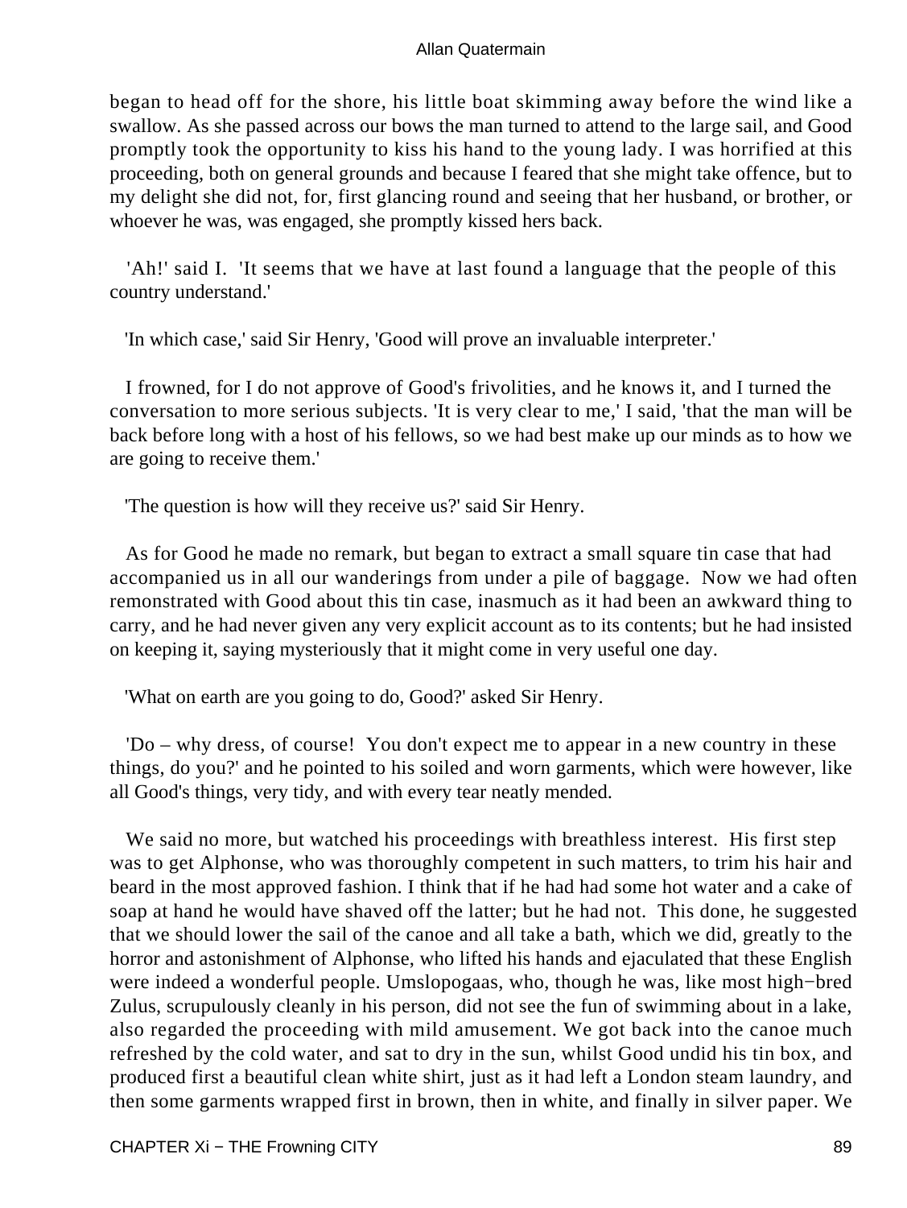began to head off for the shore, his little boat skimming away before the wind like a swallow. As she passed across our bows the man turned to attend to the large sail, and Good promptly took the opportunity to kiss his hand to the young lady. I was horrified at this proceeding, both on general grounds and because I feared that she might take offence, but to my delight she did not, for, first glancing round and seeing that her husband, or brother, or whoever he was, was engaged, she promptly kissed hers back.

'Ah!' said I. 'It seems that we have at last found a language that the people of this country understand.'

'In which case,' said Sir Henry, 'Good will prove an invaluable interpreter.'

I frowned, for I do not approve of Good's frivolities, and he knows it, and I turned the conversation to more serious subjects. 'It is very clear to me,' I said, 'that the man will be back before long with a host of his fellows, so we had best make up our minds as to how we are going to receive them.'

'The question is how will they receive us?' said Sir Henry.

As for Good he made no remark, but began to extract a small square tin case that had accompanied us in all our wanderings from under a pile of baggage. Now we had often remonstrated with Good about this tin case, inasmuch as it had been an awkward thing to carry, and he had never given any very explicit account as to its contents; but he had insisted on keeping it, saying mysteriously that it might come in very useful one day.

'What on earth are you going to do, Good?' asked Sir Henry.

'Do – why dress, of course! You don't expect me to appear in a new country in these things, do you?' and he pointed to his soiled and worn garments, which were however, like all Good's things, very tidy, and with every tear neatly mended.

We said no more, but watched his proceedings with breathless interest. His first step was to get Alphonse, who was thoroughly competent in such matters, to trim his hair and beard in the most approved fashion. I think that if he had had some hot water and a cake of soap at hand he would have shaved off the latter; but he had not. This done, he suggested that we should lower the sail of the canoe and all take a bath, which we did, greatly to the horror and astonishment of Alphonse, who lifted his hands and ejaculated that these English were indeed a wonderful people. Umslopogaas, who, though he was, like most high-bred Zulus, scrupulously cleanly in his person, did not see the fun of swimming about in a lake, also regarded the proceeding with mild amusement. We got back into the canoe much refreshed by the cold water, and sat to dry in the sun, whilst Good undid his tin box, and produced first a beautiful clean white shirt, just as it had left a London steam laundry, and then some garments wrapped first in brown, then in white, and finally in silver paper. We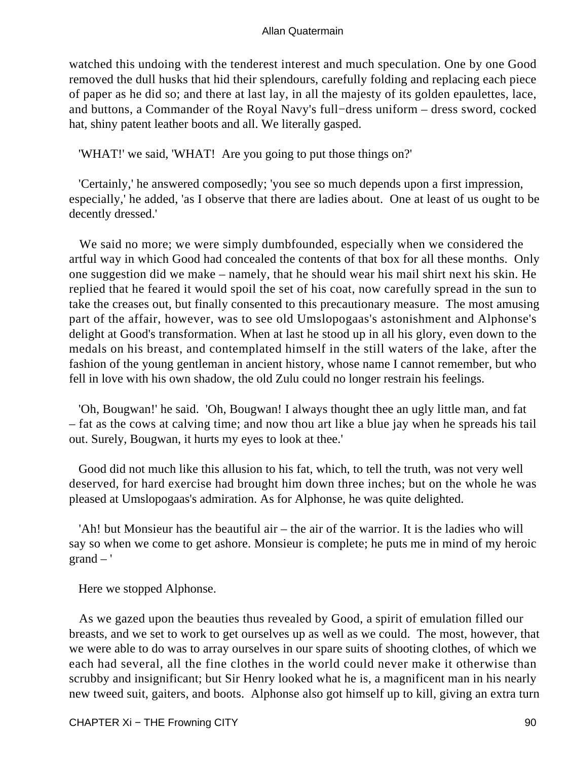watched this undoing with the tenderest interest and much speculation. One by one Good removed the dull husks that hid their splendours, carefully folding and replacing each piece of paper as he did so; and there at last lay, in all the majesty of its golden epaulettes, lace, and buttons, a Commander of the Royal Navy's full−dress uniform – dress sword, cocked hat, shiny patent leather boots and all. We literally gasped.

'WHAT!' we said, 'WHAT! Are you going to put those things on?'

'Certainly,' he answered composedly; 'you see so much depends upon a first impression, especially,' he added, 'as I observe that there are ladies about. One at least of us ought to be decently dressed.'

We said no more; we were simply dumbfounded, especially when we considered the artful way in which Good had concealed the contents of that box for all these months. Only one suggestion did we make – namely, that he should wear his mail shirt next his skin. He replied that he feared it would spoil the set of his coat, now carefully spread in the sun to take the creases out, but finally consented to this precautionary measure. The most amusing part of the affair, however, was to see old Umslopogaas's astonishment and Alphonse's delight at Good's transformation. When at last he stood up in all his glory, even down to the medals on his breast, and contemplated himself in the still waters of the lake, after the fashion of the young gentleman in ancient history, whose name I cannot remember, but who fell in love with his own shadow, the old Zulu could no longer restrain his feelings.

'Oh, Bougwan!' he said. 'Oh, Bougwan! I always thought thee an ugly little man, and fat – fat as the cows at calving time; and now thou art like a blue jay when he spreads his tail out. Surely, Bougwan, it hurts my eyes to look at thee.'

Good did not much like this allusion to his fat, which, to tell the truth, was not very well deserved, for hard exercise had brought him down three inches; but on the whole he was pleased at Umslopogaas's admiration. As for Alphonse, he was quite delighted.

'Ah! but Monsieur has the beautiful air – the air of the warrior. It is the ladies who will say so when we come to get ashore. Monsieur is complete; he puts me in mind of my heroic grand – '

Here we stopped Alphonse.

As we gazed upon the beauties thus revealed by Good, a spirit of emulation filled our breasts, and we set to work to get ourselves up as well as we could. The most, however, that we were able to do was to array ourselves in our spare suits of shooting clothes, of which we each had several, all the fine clothes in the world could never make it otherwise than scrubby and insignificant; but Sir Henry looked what he is, a magnificent man in his nearly new tweed suit, gaiters, and boots. Alphonse also got himself up to kill, giving an extra turn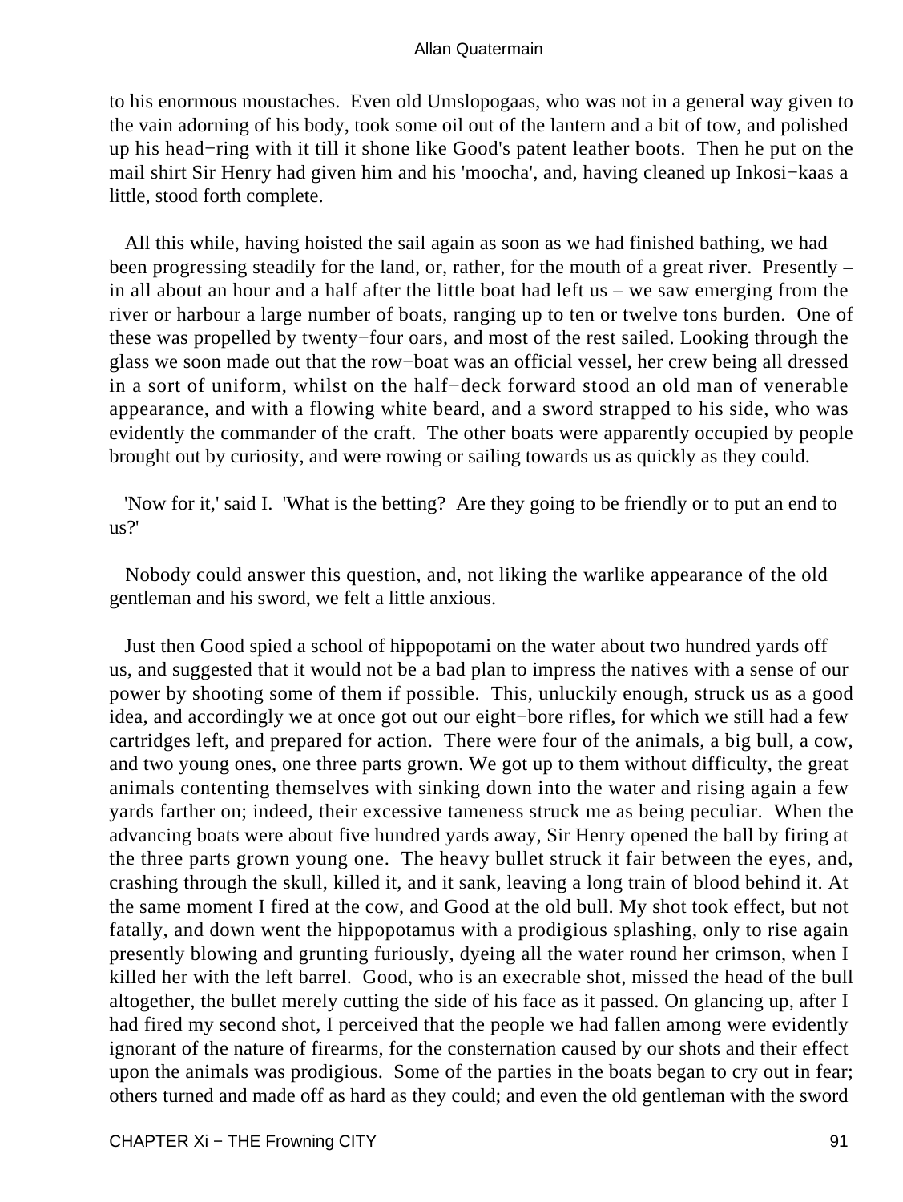to his enormous moustaches. Even old Umslopogaas, who was not in a general way given to the vain adorning of his body, took some oil out of the lantern and a bit of tow, and polished up his head−ring with it till it shone like Good's patent leather boots. Then he put on the mail shirt Sir Henry had given him and his 'moocha', and, having cleaned up Inkosi−kaas a little, stood forth complete.

All this while, having hoisted the sail again as soon as we had finished bathing, we had been progressing steadily for the land, or, rather, for the mouth of a great river. Presently – in all about an hour and a half after the little boat had left us – we saw emerging from the river or harbour a large number of boats, ranging up to ten or twelve tons burden. One of these was propelled by twenty−four oars, and most of the rest sailed. Looking through the glass we soon made out that the row−boat was an official vessel, her crew being all dressed in a sort of uniform, whilst on the half−deck forward stood an old man of venerable appearance, and with a flowing white beard, and a sword strapped to his side, who was evidently the commander of the craft. The other boats were apparently occupied by people brought out by curiosity, and were rowing or sailing towards us as quickly as they could.

'Now for it,' said I. 'What is the betting? Are they going to be friendly or to put an end to us?'

Nobody could answer this question, and, not liking the warlike appearance of the old gentleman and his sword, we felt a little anxious.

Just then Good spied a school of hippopotami on the water about two hundred yards off us, and suggested that it would not be a bad plan to impress the natives with a sense of our power by shooting some of them if possible. This, unluckily enough, struck us as a good idea, and accordingly we at once got out our eight−bore rifles, for which we still had a few cartridges left, and prepared for action. There were four of the animals, a big bull, a cow, and two young ones, one three parts grown. We got up to them without difficulty, the great animals contenting themselves with sinking down into the water and rising again a few yards farther on; indeed, their excessive tameness struck me as being peculiar. When the advancing boats were about five hundred yards away, Sir Henry opened the ball by firing at the three parts grown young one. The heavy bullet struck it fair between the eyes, and, crashing through the skull, killed it, and it sank, leaving a long train of blood behind it. At the same moment I fired at the cow, and Good at the old bull. My shot took effect, but not fatally, and down went the hippopotamus with a prodigious splashing, only to rise again presently blowing and grunting furiously, dyeing all the water round her crimson, when I killed her with the left barrel. Good, who is an execrable shot, missed the head of the bull altogether, the bullet merely cutting the side of his face as it passed. On glancing up, after I had fired my second shot, I perceived that the people we had fallen among were evidently ignorant of the nature of firearms, for the consternation caused by our shots and their effect upon the animals was prodigious. Some of the parties in the boats began to cry out in fear; others turned and made off as hard as they could; and even the old gentleman with the sword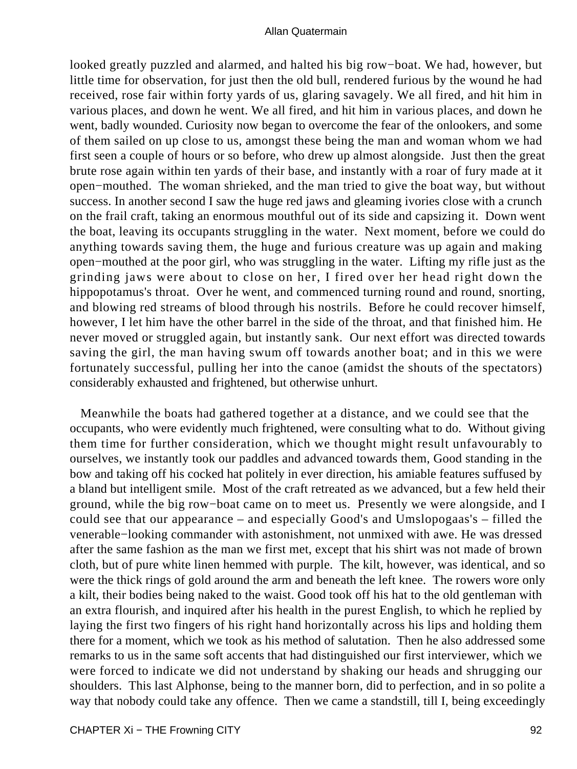looked greatly puzzled and alarmed, and halted his big row−boat. We had, however, but little time for observation, for just then the old bull, rendered furious by the wound he had received, rose fair within forty yards of us, glaring savagely. We all fired, and hit him in various places, and down he went. We all fired, and hit him in various places, and down he went, badly wounded. Curiosity now began to overcome the fear of the onlookers, and some of them sailed on up close to us, amongst these being the man and woman whom we had first seen a couple of hours or so before, who drew up almost alongside. Just then the great brute rose again within ten yards of their base, and instantly with a roar of fury made at it open−mouthed. The woman shrieked, and the man tried to give the boat way, but without success. In another second I saw the huge red jaws and gleaming ivories close with a crunch on the frail craft, taking an enormous mouthful out of its side and capsizing it. Down went the boat, leaving its occupants struggling in the water. Next moment, before we could do anything towards saving them, the huge and furious creature was up again and making open−mouthed at the poor girl, who was struggling in the water. Lifting my rifle just as the grinding jaws were about to close on her, I fired over her head right down the hippopotamus's throat. Over he went, and commenced turning round and round, snorting, and blowing red streams of blood through his nostrils. Before he could recover himself, however, I let him have the other barrel in the side of the throat, and that finished him. He never moved or struggled again, but instantly sank. Our next effort was directed towards saving the girl, the man having swum off towards another boat; and in this we were fortunately successful, pulling her into the canoe (amidst the shouts of the spectators) considerably exhausted and frightened, but otherwise unhurt.

Meanwhile the boats had gathered together at a distance, and we could see that the occupants, who were evidently much frightened, were consulting what to do. Without giving them time for further consideration, which we thought might result unfavourably to ourselves, we instantly took our paddles and advanced towards them, Good standing in the bow and taking off his cocked hat politely in ever direction, his amiable features suffused by a bland but intelligent smile. Most of the craft retreated as we advanced, but a few held their ground, while the big row−boat came on to meet us. Presently we were alongside, and I could see that our appearance – and especially Good's and Umslopogaas's – filled the venerable−looking commander with astonishment, not unmixed with awe. He was dressed after the same fashion as the man we first met, except that his shirt was not made of brown cloth, but of pure white linen hemmed with purple. The kilt, however, was identical, and so were the thick rings of gold around the arm and beneath the left knee. The rowers wore only a kilt, their bodies being naked to the waist. Good took off his hat to the old gentleman with an extra flourish, and inquired after his health in the purest English, to which he replied by laying the first two fingers of his right hand horizontally across his lips and holding them there for a moment, which we took as his method of salutation. Then he also addressed some remarks to us in the same soft accents that had distinguished our first interviewer, which we were forced to indicate we did not understand by shaking our heads and shrugging our shoulders. This last Alphonse, being to the manner born, did to perfection, and in so polite a way that nobody could take any offence. Then we came a standstill, till I, being exceedingly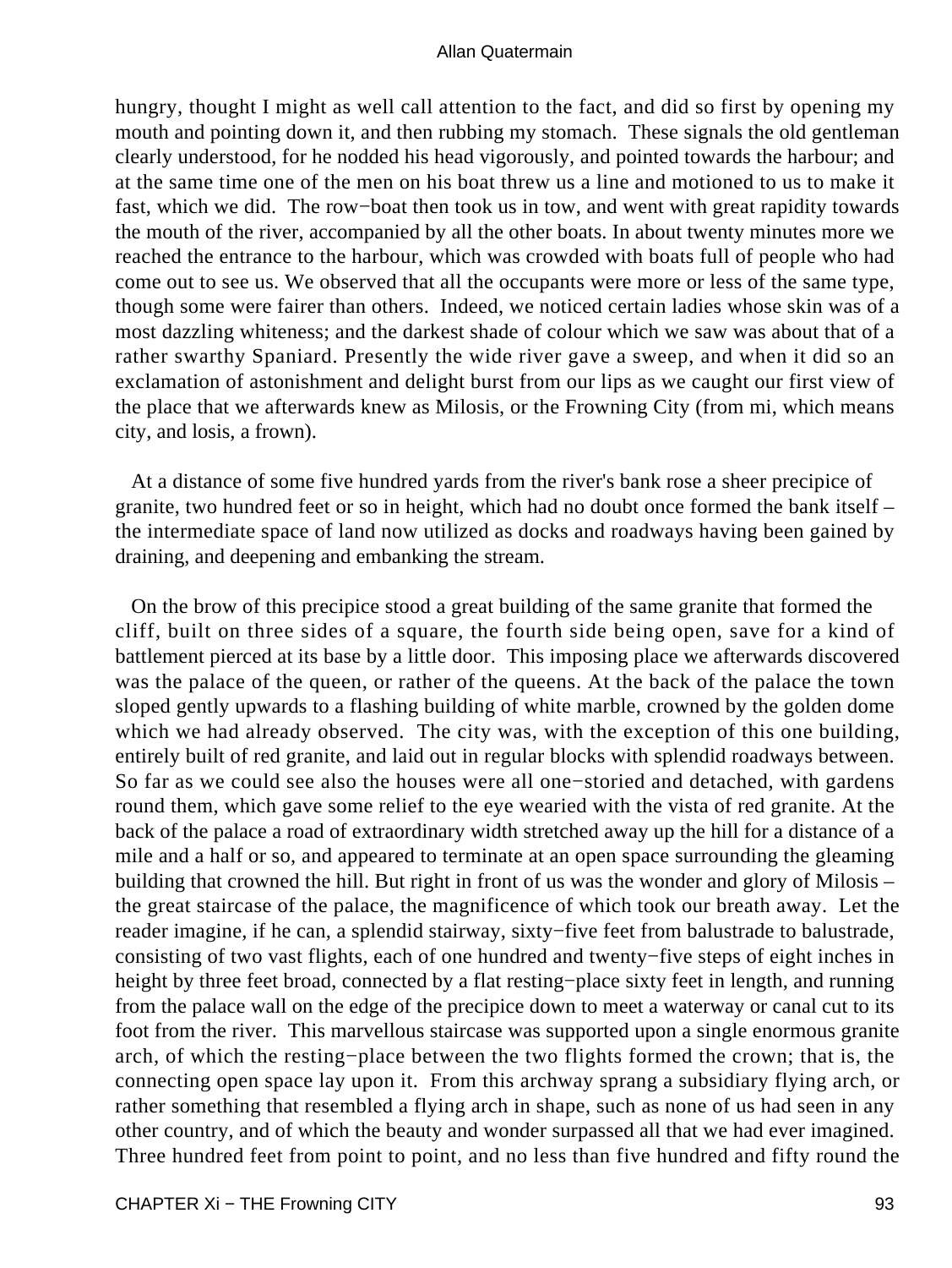hungry, thought I might as well call attention to the fact, and did so first by opening my mouth and pointing down it, and then rubbing my stomach. These signals the old gentleman clearly understood, for he nodded his head vigorously, and pointed towards the harbour; and at the same time one of the men on his boat threw us a line and motioned to us to make it fast, which we did. The row−boat then took us in tow, and went with great rapidity towards the mouth of the river, accompanied by all the other boats. In about twenty minutes more we reached the entrance to the harbour, which was crowded with boats full of people who had come out to see us. We observed that all the occupants were more or less of the same type, though some were fairer than others. Indeed, we noticed certain ladies whose skin was of a most dazzling whiteness; and the darkest shade of colour which we saw was about that of a rather swarthy Spaniard. Presently the wide river gave a sweep, and when it did so an exclamation of astonishment and delight burst from our lips as we caught our first view of the place that we afterwards knew as Milosis, or the Frowning City (from mi, which means city, and losis, a frown).

At a distance of some five hundred yards from the river's bank rose a sheer precipice of granite, two hundred feet or so in height, which had no doubt once formed the bank itself – the intermediate space of land now utilized as docks and roadways having been gained by draining, and deepening and embanking the stream.

On the brow of this precipice stood a great building of the same granite that formed the cliff, built on three sides of a square, the fourth side being open, save for a kind of battlement pierced at its base by a little door. This imposing place we afterwards discovered was the palace of the queen, or rather of the queens. At the back of the palace the town sloped gently upwards to a flashing building of white marble, crowned by the golden dome which we had already observed. The city was, with the exception of this one building, entirely built of red granite, and laid out in regular blocks with splendid roadways between. So far as we could see also the houses were all one−storied and detached, with gardens round them, which gave some relief to the eye wearied with the vista of red granite. At the back of the palace a road of extraordinary width stretched away up the hill for a distance of a mile and a half or so, and appeared to terminate at an open space surrounding the gleaming building that crowned the hill. But right in front of us was the wonder and glory of Milosis – the great staircase of the palace, the magnificence of which took our breath away. Let the reader imagine, if he can, a splendid stairway, sixty−five feet from balustrade to balustrade, consisting of two vast flights, each of one hundred and twenty−five steps of eight inches in height by three feet broad, connected by a flat resting−place sixty feet in length, and running from the palace wall on the edge of the precipice down to meet a waterway or canal cut to its foot from the river. This marvellous staircase was supported upon a single enormous granite arch, of which the resting−place between the two flights formed the crown; that is, the connecting open space lay upon it. From this archway sprang a subsidiary flying arch, or rather something that resembled a flying arch in shape, such as none of us had seen in any other country, and of which the beauty and wonder surpassed all that we had ever imagined. Three hundred feet from point to point, and no less than five hundred and fifty round the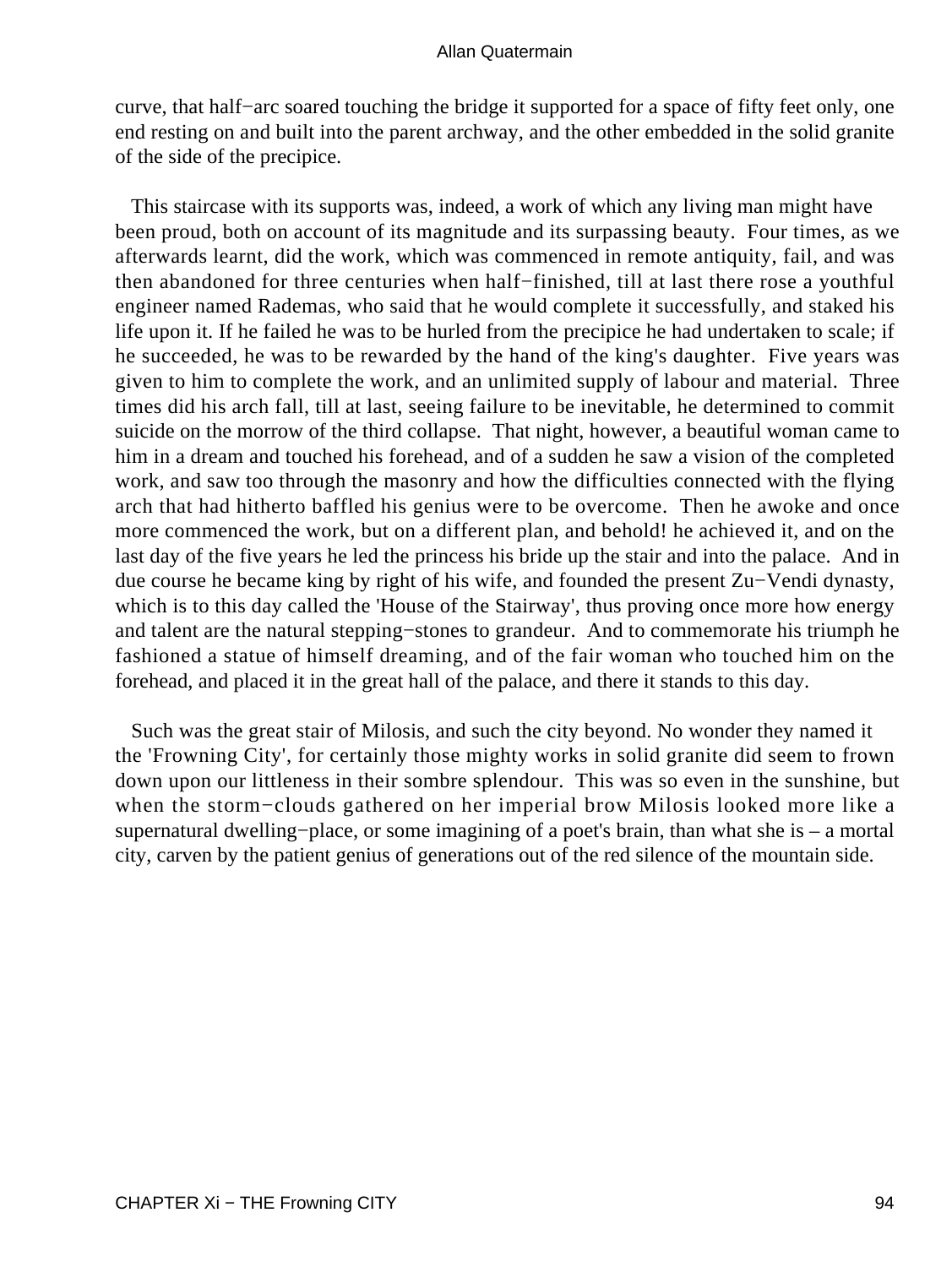curve, that half−arc soared touching the bridge it supported for a space of fifty feet only, one end resting on and built into the parent archway, and the other embedded in the solid granite of the side of the precipice.

This staircase with its supports was, indeed, a work of which any living man might have been proud, both on account of its magnitude and its surpassing beauty. Four times, as we afterwards learnt, did the work, which was commenced in remote antiquity, fail, and was then abandoned for three centuries when half−finished, till at last there rose a youthful engineer named Rademas, who said that he would complete it successfully, and staked his life upon it. If he failed he was to be hurled from the precipice he had undertaken to scale; if he succeeded, he was to be rewarded by the hand of the king's daughter. Five years was given to him to complete the work, and an unlimited supply of labour and material. Three times did his arch fall, till at last, seeing failure to be inevitable, he determined to commit suicide on the morrow of the third collapse. That night, however, a beautiful woman came to him in a dream and touched his forehead, and of a sudden he saw a vision of the completed work, and saw too through the masonry and how the difficulties connected with the flying arch that had hitherto baffled his genius were to be overcome. Then he awoke and once more commenced the work, but on a different plan, and behold! he achieved it, and on the last day of the five years he led the princess his bride up the stair and into the palace. And in due course he became king by right of his wife, and founded the present Zu−Vendi dynasty, which is to this day called the 'House of the Stairway', thus proving once more how energy and talent are the natural stepping−stones to grandeur. And to commemorate his triumph he fashioned a statue of himself dreaming, and of the fair woman who touched him on the forehead, and placed it in the great hall of the palace, and there it stands to this day.

Such was the great stair of Milosis, and such the city beyond. No wonder they named it the 'Frowning City', for certainly those mighty works in solid granite did seem to frown down upon our littleness in their sombre splendour. This was so even in the sunshine, but when the storm−clouds gathered on her imperial brow Milosis looked more like a supernatural dwelling−place, or some imagining of a poet's brain, than what she is – a mortal city, carven by the patient genius of generations out of the red silence of the mountain side.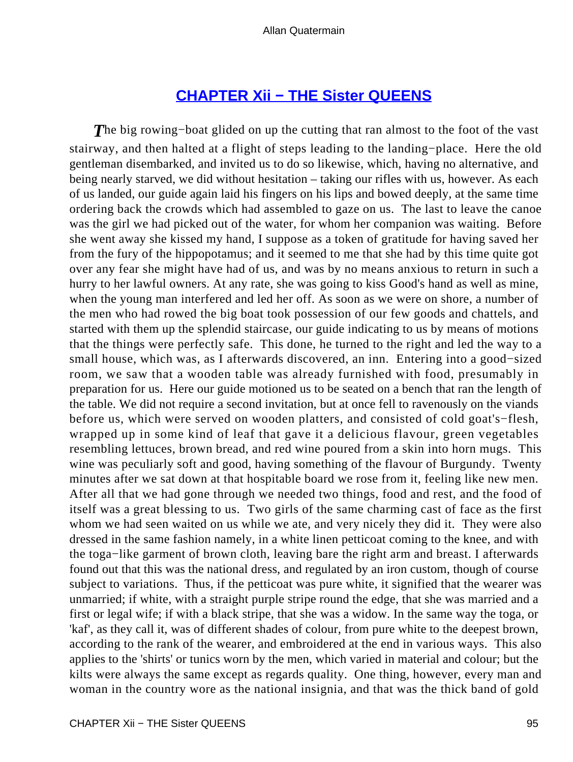## CHAPTER Xii − THE Sister QUEENS

The big rowing−boat glided on up the cutting that ran almost to the foot of the vast stairway, and then halted at a flight of steps leading to the landing−place. Here the old gentleman disembarked, and invited us to do so likewise, which, having no alternative, and being nearly starved, we did without hesitation – taking our rifles with us, however. As each of us landed, our guide again laid his fingers on his lips and bowed deeply, at the same time ordering back the crowds which had assembled to gaze on us. The last to leave the canoe was the girl we had picked out of the water, for whom her companion was waiting. Before she went away she kissed my hand, I suppose as a token of gratitude for having saved her from the fury of the hippopotamus; and it seemed to me that she had by this time quite got over any fear she might have had of us, and was by no means anxious to return in such a hurry to her lawful owners. At any rate, she was going to kiss Good's hand as well as mine, when the young man interfered and led her off. As soon as we were on shore, a number of the men who had rowed the big boat took possession of our few goods and chattels, and started with them up the splendid staircase, our guide indicating to us by means of motions that the things were perfectly safe. This done, he turned to the right and led the way to a small house, which was, as I afterwards discovered, an inn. Entering into a good−sized room, we saw that a wooden table was already furnished with food, presumably in preparation for us. Here our guide motioned us to be seated on a bench that ran the length of the table. We did not require a second invitation, but at once fell to ravenously on the viands before us, which were served on wooden platters, and consisted of cold goat's−flesh, wrapped up in some kind of leaf that gave it a delicious flavour, green vegetables resembling lettuces, brown bread, and red wine poured from a skin into horn mugs. This wine was peculiarly soft and good, having something of the flavour of Burgundy. Twenty minutes after we sat down at that hospitable board we rose from it, feeling like new men. After all that we had gone through we needed two things, food and rest, and the food of itself was a great blessing to us. Two girls of the same charming cast of face as the first whom we had seen waited on us while we ate, and very nicely they did it. They were also dressed in the same fashion namely, in a white linen petticoat coming to the knee, and with the toga−like garment of brown cloth, leaving bare the right arm and breast. I afterwards found out that this was the national dress, and regulated by an iron custom, though of course subject to variations. Thus, if the petticoat was pure white, it signified that the wearer was unmarried; if white, with a straight purple stripe round the edge, that she was married and a first or legal wife; if with a black stripe, that she was a widow. In the same way the toga, or 'kaf', as they call it, was of different shades of colour, from pure white to the deepest brown, according to the rank of the wearer, and embroidered at the end in various ways. This also applies to the 'shirts' or tunics worn by the men, which varied in material and colour; but the kilts were always the same except as regards quality. One thing, however, every man and woman in the country wore as the national insignia, and that was the thick band of gold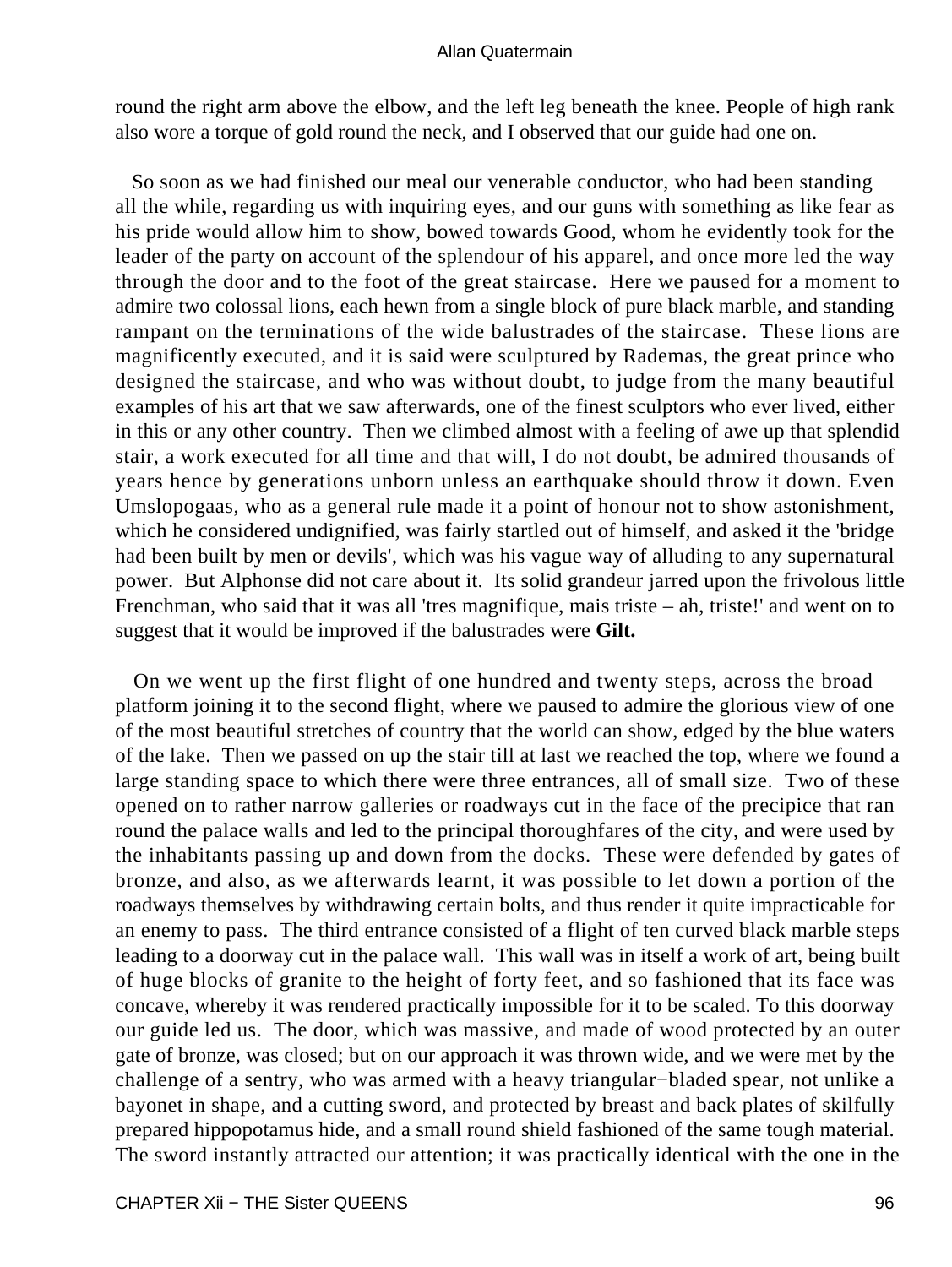round the right arm above the elbow, and the left leg beneath the knee. People of high rank also wore a torque of gold round the neck, and I observed that our guide had one on.

So soon as we had finished our meal our venerable conductor, who had been standing all the while, regarding us with inquiring eyes, and our guns with something as like fear as his pride would allow him to show, bowed towards Good, whom he evidently took for the leader of the party on account of the splendour of his apparel, and once more led the way through the door and to the foot of the great staircase. Here we paused for a moment to admire two colossal lions, each hewn from a single block of pure black marble, and standing rampant on the terminations of the wide balustrades of the staircase. These lions are magnificently executed, and it is said were sculptured by Rademas, the great prince who designed the staircase, and who was without doubt, to judge from the many beautiful examples of his art that we saw afterwards, one of the finest sculptors who ever lived, either in this or any other country. Then we climbed almost with a feeling of awe up that splendid stair, a work executed for all time and that will, I do not doubt, be admired thousands of years hence by generations unborn unless an earthquake should throw it down. Even Umslopogaas, who as a general rule made it a point of honour not to show astonishment, which he considered undignified, was fairly startled out of himself, and asked it the 'bridge had been built by men or devils', which was his vague way of alluding to any supernatural power. But Alphonse did not care about it. Its solid grandeur jarred upon the frivolous little Frenchman, who said that it was all 'tres magnifique, mais triste – ah, triste!' and went on to suggest that it would be improved if the balustrades were **Gilt.**

On we went up the first flight of one hundred and twenty steps, across the broad platform joining it to the second flight, where we paused to admire the glorious view of one of the most beautiful stretches of country that the world can show, edged by the blue waters of the lake. Then we passed on up the stair till at last we reached the top, where we found a large standing space to which there were three entrances, all of small size. Two of these opened on to rather narrow galleries or roadways cut in the face of the precipice that ran round the palace walls and led to the principal thoroughfares of the city, and were used by the inhabitants passing up and down from the docks. These were defended by gates of bronze, and also, as we afterwards learnt, it was possible to let down a portion of the roadways themselves by withdrawing certain bolts, and thus render it quite impracticable for an enemy to pass. The third entrance consisted of a flight of ten curved black marble steps leading to a doorway cut in the palace wall. This wall was in itself a work of art, being built of huge blocks of granite to the height of forty feet, and so fashioned that its face was concave, whereby it was rendered practically impossible for it to be scaled. To this doorway our guide led us. The door, which was massive, and made of wood protected by an outer gate of bronze, was closed; but on our approach it was thrown wide, and we were met by the challenge of a sentry, who was armed with a heavy triangular−bladed spear, not unlike a bayonet in shape, and a cutting sword, and protected by breast and back plates of skilfully prepared hippopotamus hide, and a small round shield fashioned of the same tough material. The sword instantly attracted our attention; it was practically identical with the one in the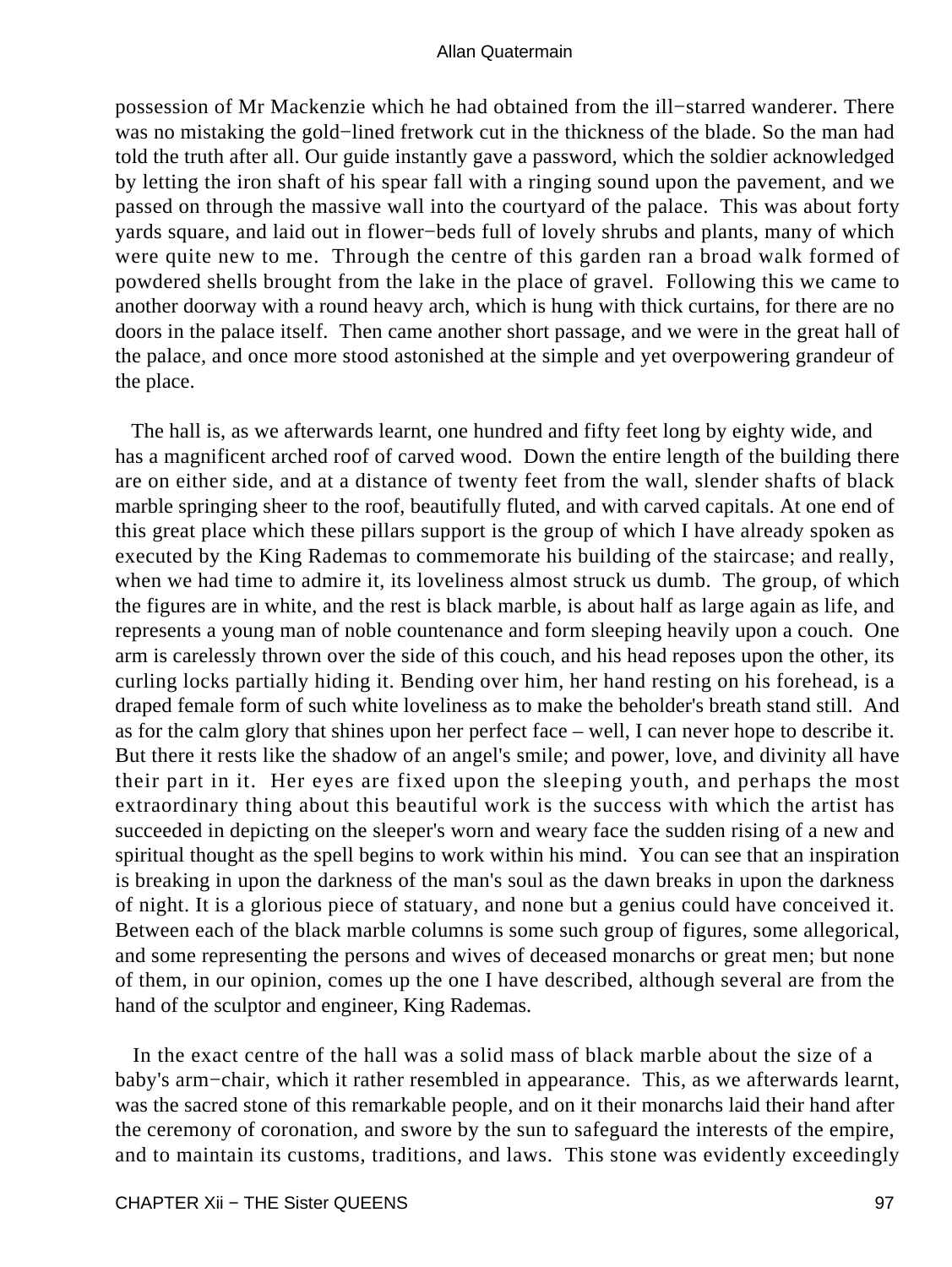possession of Mr Mackenzie which he had obtained from the ill−starred wanderer. There was no mistaking the gold−lined fretwork cut in the thickness of the blade. So the man had told the truth after all. Our guide instantly gave a password, which the soldier acknowledged by letting the iron shaft of his spear fall with a ringing sound upon the pavement, and we passed on through the massive wall into the courtyard of the palace. This was about forty yards square, and laid out in flower−beds full of lovely shrubs and plants, many of which were quite new to me. Through the centre of this garden ran a broad walk formed of powdered shells brought from the lake in the place of gravel. Following this we came to another doorway with a round heavy arch, which is hung with thick curtains, for there are no doors in the palace itself. Then came another short passage, and we were in the great hall of the palace, and once more stood astonished at the simple and yet overpowering grandeur of the place.

The hall is, as we afterwards learnt, one hundred and fifty feet long by eighty wide, and has a magnificent arched roof of carved wood. Down the entire length of the building there are on either side, and at a distance of twenty feet from the wall, slender shafts of black marble springing sheer to the roof, beautifully fluted, and with carved capitals. At one end of this great place which these pillars support is the group of which I have already spoken as executed by the King Rademas to commemorate his building of the staircase; and really, when we had time to admire it, its loveliness almost struck us dumb. The group, of which the figures are in white, and the rest is black marble, is about half as large again as life, and represents a young man of noble countenance and form sleeping heavily upon a couch. One arm is carelessly thrown over the side of this couch, and his head reposes upon the other, its curling locks partially hiding it. Bending over him, her hand resting on his forehead, is a draped female form of such white loveliness as to make the beholder's breath stand still. And as for the calm glory that shines upon her perfect face – well, I can never hope to describe it. But there it rests like the shadow of an angel's smile; and power, love, and divinity all have their part in it. Her eyes are fixed upon the sleeping youth, and perhaps the most extraordinary thing about this beautiful work is the success with which the artist has succeeded in depicting on the sleeper's worn and weary face the sudden rising of a new and spiritual thought as the spell begins to work within his mind. You can see that an inspiration is breaking in upon the darkness of the man's soul as the dawn breaks in upon the darkness of night. It is a glorious piece of statuary, and none but a genius could have conceived it. Between each of the black marble columns is some such group of figures, some allegorical, and some representing the persons and wives of deceased monarchs or great men; but none of them, in our opinion, comes up the one I have described, although several are from the hand of the sculptor and engineer, King Rademas.

In the exact centre of the hall was a solid mass of black marble about the size of a baby's arm−chair, which it rather resembled in appearance. This, as we afterwards learnt, was the sacred stone of this remarkable people, and on it their monarchs laid their hand after the ceremony of coronation, and swore by the sun to safeguard the interests of the empire, and to maintain its customs, traditions, and laws. This stone was evidently exceedingly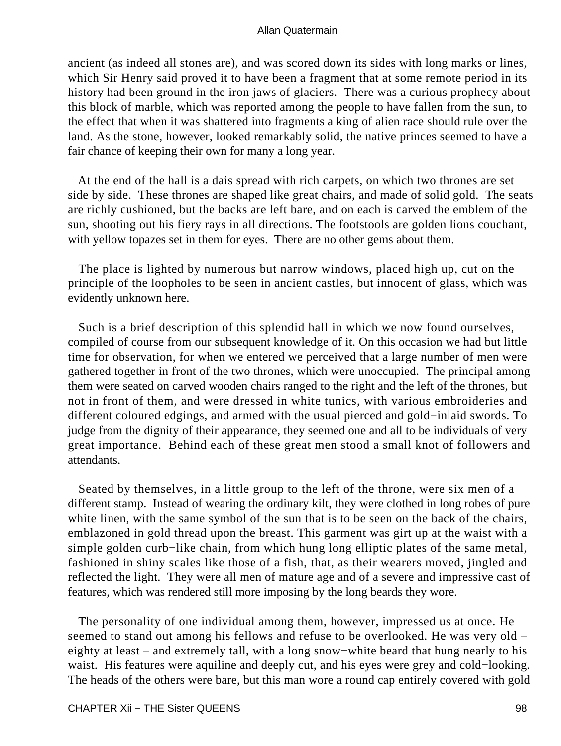ancient (as indeed all stones are), and was scored down its sides with long marks or lines, which Sir Henry said proved it to have been a fragment that at some remote period in its history had been ground in the iron jaws of glaciers. There was a curious prophecy about this block of marble, which was reported among the people to have fallen from the sun, to the effect that when it was shattered into fragments a king of alien race should rule over the land. As the stone, however, looked remarkably solid, the native princes seemed to have a fair chance of keeping their own for many a long year.

At the end of the hall is a dais spread with rich carpets, on which two thrones are set side by side. These thrones are shaped like great chairs, and made of solid gold. The seats are richly cushioned, but the backs are left bare, and on each is carved the emblem of the sun, shooting out his fiery rays in all directions. The footstools are golden lions couchant, with yellow topazes set in them for eyes. There are no other gems about them.

The place is lighted by numerous but narrow windows, placed high up, cut on the principle of the loopholes to be seen in ancient castles, but innocent of glass, which was evidently unknown here.

Such is a brief description of this splendid hall in which we now found ourselves, compiled of course from our subsequent knowledge of it. On this occasion we had but little time for observation, for when we entered we perceived that a large number of men were gathered together in front of the two thrones, which were unoccupied. The principal among them were seated on carved wooden chairs ranged to the right and the left of the thrones, but not in front of them, and were dressed in white tunics, with various embroideries and different coloured edgings, and armed with the usual pierced and gold−inlaid swords. To judge from the dignity of their appearance, they seemed one and all to be individuals of very great importance. Behind each of these great men stood a small knot of followers and attendants.

Seated by themselves, in a little group to the left of the throne, were six men of a different stamp. Instead of wearing the ordinary kilt, they were clothed in long robes of pure white linen, with the same symbol of the sun that is to be seen on the back of the chairs, emblazoned in gold thread upon the breast. This garment was girt up at the waist with a simple golden curb−like chain, from which hung long elliptic plates of the same metal, fashioned in shiny scales like those of a fish, that, as their wearers moved, jingled and reflected the light. They were all men of mature age and of a severe and impressive cast of features, which was rendered still more imposing by the long beards they wore.

The personality of one individual among them, however, impressed us at once. He seemed to stand out among his fellows and refuse to be overlooked. He was very old – eighty at least – and extremely tall, with a long snow−white beard that hung nearly to his waist. His features were aquiline and deeply cut, and his eyes were grey and cold−looking. The heads of the others were bare, but this man wore a round cap entirely covered with gold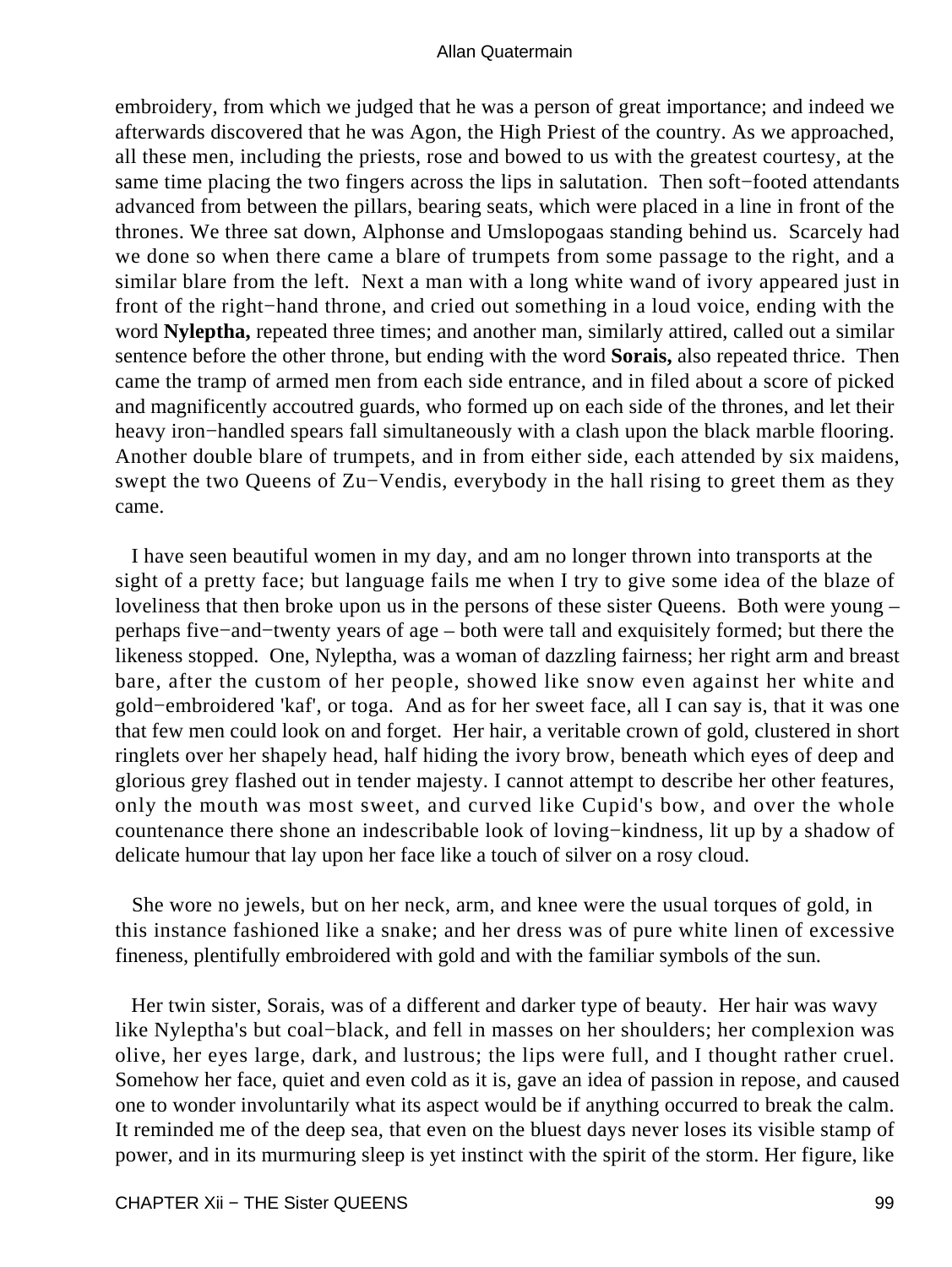embroidery, from which we judged that he was a person of great importance; and indeed we afterwards discovered that he was Agon, the High Priest of the country. As we approached, all these men, including the priests, rose and bowed to us with the greatest courtesy, at the same time placing the two fingers across the lips in salutation. Then soft−footed attendants advanced from between the pillars, bearing seats, which were placed in a line in front of the thrones. We three sat down, Alphonse and Umslopogaas standing behind us. Scarcely had we done so when there came a blare of trumpets from some passage to the right, and a similar blare from the left. Next a man with a long white wand of ivory appeared just in front of the right−hand throne, and cried out something in a loud voice, ending with the word **Nyleptha,** repeated three times; and another man, similarly attired, called out a similar sentence before the other throne, but ending with the word **Sorais,** also repeated thrice. Then came the tramp of armed men from each side entrance, and in filed about a score of picked and magnificently accoutred guards, who formed up on each side of the thrones, and let their heavy iron−handled spears fall simultaneously with a clash upon the black marble flooring. Another double blare of trumpets, and in from either side, each attended by six maidens, swept the two Queens of Zu−Vendis, everybody in the hall rising to greet them as they came.

I have seen beautiful women in my day, and am no longer thrown into transports at the sight of a pretty face; but language fails me when I try to give some idea of the blaze of loveliness that then broke upon us in the persons of these sister Queens. Both were young – perhaps five−and−twenty years of age – both were tall and exquisitely formed; but there the likeness stopped. One, Nyleptha, was a woman of dazzling fairness; her right arm and breast bare, after the custom of her people, showed like snow even against her white and gold−embroidered 'kaf', or toga. And as for her sweet face, all I can say is, that it was one that few men could look on and forget. Her hair, a veritable crown of gold, clustered in short ringlets over her shapely head, half hiding the ivory brow, beneath which eyes of deep and glorious grey flashed out in tender majesty. I cannot attempt to describe her other features, only the mouth was most sweet, and curved like Cupid's bow, and over the whole countenance there shone an indescribable look of loving−kindness, lit up by a shadow of delicate humour that lay upon her face like a touch of silver on a rosy cloud.

She wore no jewels, but on her neck, arm, and knee were the usual torques of gold, in this instance fashioned like a snake; and her dress was of pure white linen of excessive fineness, plentifully embroidered with gold and with the familiar symbols of the sun.

Her twin sister, Sorais, was of a different and darker type of beauty. Her hair was wavy like Nyleptha's but coal−black, and fell in masses on her shoulders; her complexion was olive, her eyes large, dark, and lustrous; the lips were full, and I thought rather cruel. Somehow her face, quiet and even cold as it is, gave an idea of passion in repose, and caused one to wonder involuntarily what its aspect would be if anything occurred to break the calm. It reminded me of the deep sea, that even on the bluest days never loses its visible stamp of power, and in its murmuring sleep is yet instinct with the spirit of the storm. Her figure, like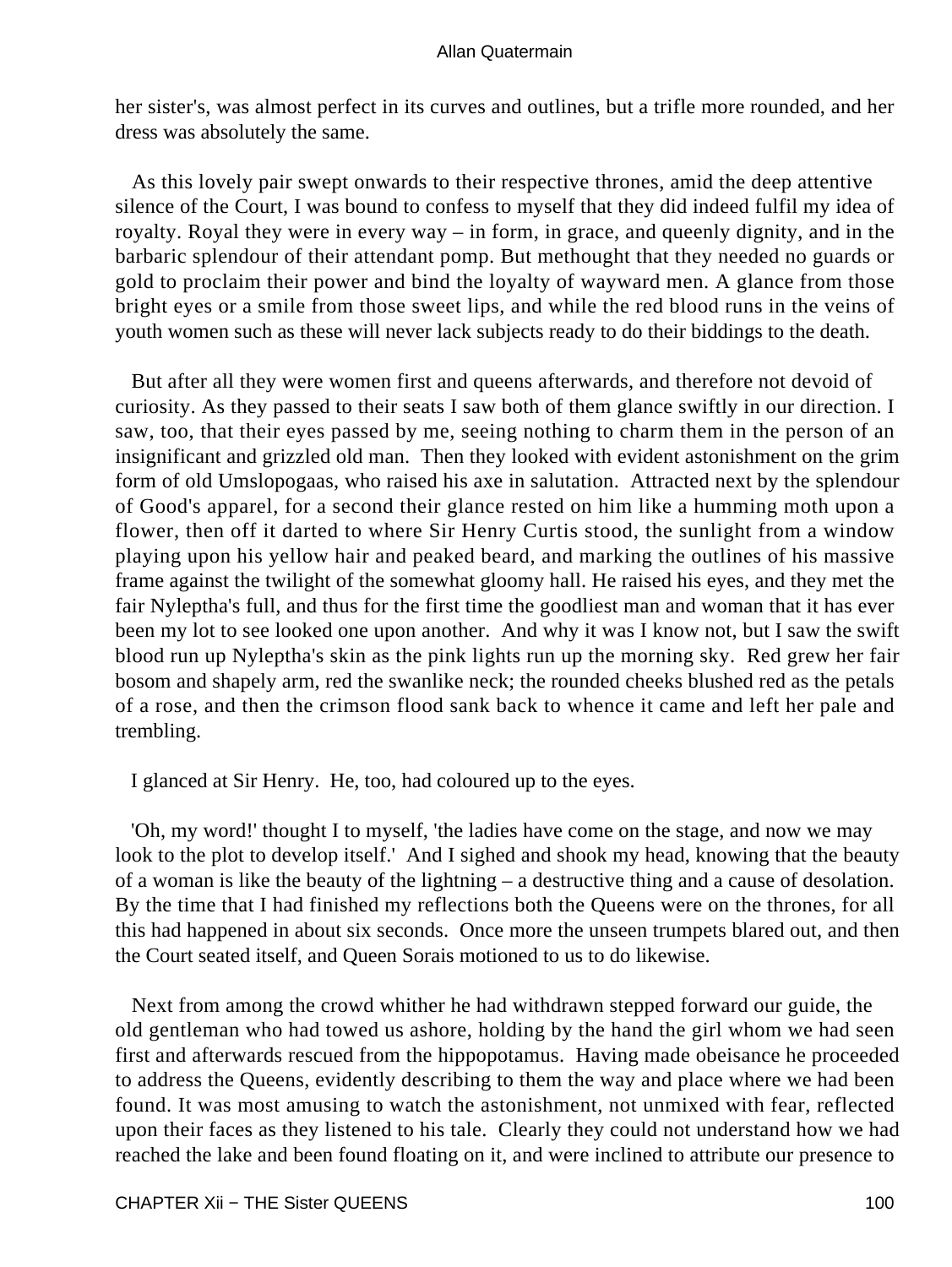her sister's, was almost perfect in its curves and outlines, but a trifle more rounded, and her dress was absolutely the same.

As this lovely pair swept onwards to their respective thrones, amid the deep attentive silence of the Court, I was bound to confess to myself that they did indeed fulfil my idea of royalty. Royal they were in every way – in form, in grace, and queenly dignity, and in the barbaric splendour of their attendant pomp. But methought that they needed no guards or gold to proclaim their power and bind the loyalty of wayward men. A glance from those bright eyes or a smile from those sweet lips, and while the red blood runs in the veins of youth women such as these will never lack subjects ready to do their biddings to the death.

But after all they were women first and queens afterwards, and therefore not devoid of curiosity. As they passed to their seats I saw both of them glance swiftly in our direction. I saw, too, that their eyes passed by me, seeing nothing to charm them in the person of an insignificant and grizzled old man. Then they looked with evident astonishment on the grim form of old Umslopogaas, who raised his axe in salutation. Attracted next by the splendour of Good's apparel, for a second their glance rested on him like a humming moth upon a flower, then off it darted to where Sir Henry Curtis stood, the sunlight from a window playing upon his yellow hair and peaked beard, and marking the outlines of his massive frame against the twilight of the somewhat gloomy hall. He raised his eyes, and they met the fair Nyleptha's full, and thus for the first time the goodliest man and woman that it has ever been my lot to see looked one upon another. And why it was I know not, but I saw the swift blood run up Nyleptha's skin as the pink lights run up the morning sky. Red grew her fair bosom and shapely arm, red the swanlike neck; the rounded cheeks blushed red as the petals of a rose, and then the crimson flood sank back to whence it came and left her pale and trembling.

I glanced at Sir Henry. He, too, had coloured up to the eyes.

'Oh, my word!' thought I to myself, 'the ladies have come on the stage, and now we may look to the plot to develop itself.' And I sighed and shook my head, knowing that the beauty of a woman is like the beauty of the lightning – a destructive thing and a cause of desolation. By the time that I had finished my reflections both the Queens were on the thrones, for all this had happened in about six seconds. Once more the unseen trumpets blared out, and then the Court seated itself, and Queen Sorais motioned to us to do likewise.

Next from among the crowd whither he had withdrawn stepped forward our guide, the old gentleman who had towed us ashore, holding by the hand the girl whom we had seen first and afterwards rescued from the hippopotamus. Having made obeisance he proceeded to address the Queens, evidently describing to them the way and place where we had been found. It was most amusing to watch the astonishment, not unmixed with fear, reflected upon their faces as they listened to his tale. Clearly they could not understand how we had reached the lake and been found floating on it, and were inclined to attribute our presence to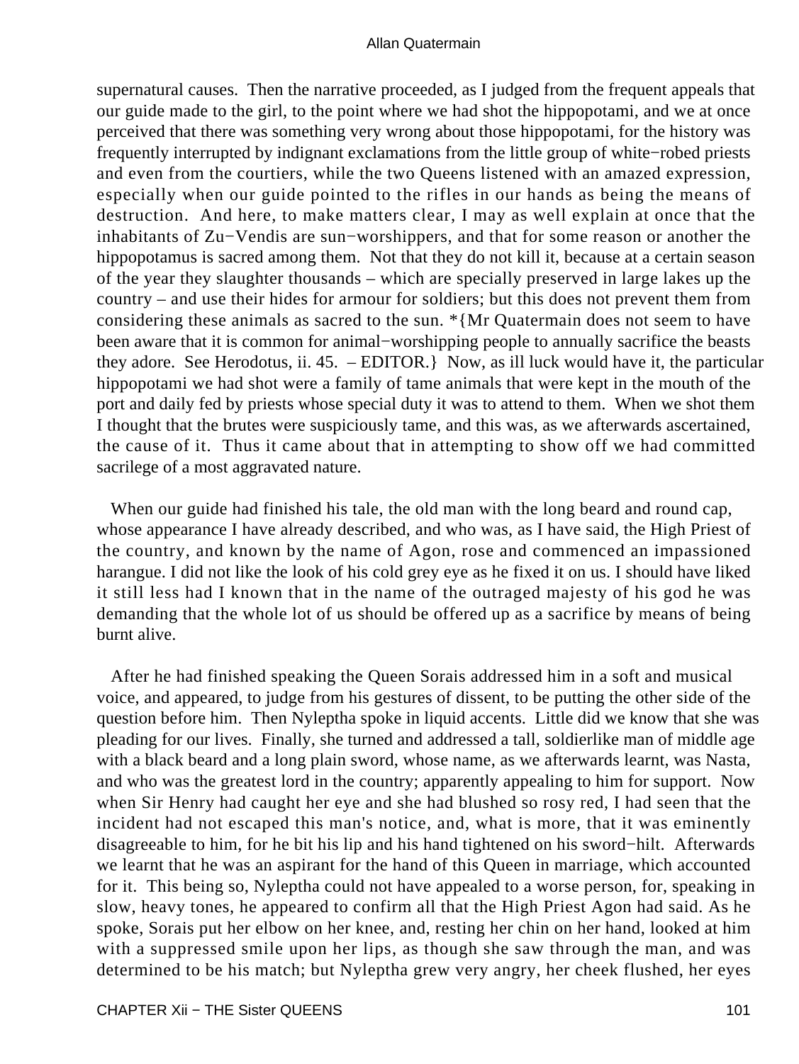supernatural causes. Then the narrative proceeded, as I judged from the frequent appeals that our guide made to the girl, to the point where we had shot the hippopotami, and we at once perceived that there was something very wrong about those hippopotami, for the history was frequently interrupted by indignant exclamations from the little group of white−robed priests and even from the courtiers, while the two Queens listened with an amazed expression, especially when our guide pointed to the rifles in our hands as being the means of destruction. And here, to make matters clear, I may as well explain at once that the inhabitants of Zu−Vendis are sun−worshippers, and that for some reason or another the hippopotamus is sacred among them. Not that they do not kill it, because at a certain season of the year they slaughter thousands – which are specially preserved in large lakes up the country – and use their hides for armour for soldiers; but this does not prevent them from considering these animals as sacred to the sun. *{Mr Quatermain does not seem to have been aware that it is common for animal−worshipping people to annually sacrifice the beasts they adore. See Herodotus, ii. 45. – EDITOR.} Now, as ill luck would have it, the particular hippopotami we had shot were a family of tame animals that were kept in the mouth of the port and daily fed by priests whose special duty it was to attend to them. When we shot them I thought that the brutes were suspiciously tame, and this was, as we afterwards ascertained, the cause of it. Thus it came about that in attempting to show off we had committed sacrilege of a most aggravated nature.

When our guide had finished his tale, the old man with the long beard and round cap, whose appearance I have already described, and who was, as I have said, the High Priest of the country, and known by the name of Agon, rose and commenced an impassioned harangue. I did not like the look of his cold grey eye as he fixed it on us. I should have liked it still less had I known that in the name of the outraged majesty of his god he was demanding that the whole lot of us should be offered up as a sacrifice by means of being burnt alive.

After he had finished speaking the Queen Sorais addressed him in a soft and musical voice, and appeared, to judge from his gestures of dissent, to be putting the other side of the question before him. Then Nyleptha spoke in liquid accents. Little did we know that she was pleading for our lives. Finally, she turned and addressed a tall, soldierlike man of middle age with a black beard and a long plain sword, whose name, as we afterwards learnt, was Nasta, and who was the greatest lord in the country; apparently appealing to him for support. Now when Sir Henry had caught her eye and she had blushed so rosy red, I had seen that the incident had not escaped this man's notice, and, what is more, that it was eminently disagreeable to him, for he bit his lip and his hand tightened on his sword−hilt. Afterwards we learnt that he was an aspirant for the hand of this Queen in marriage, which accounted for it. This being so, Nyleptha could not have appealed to a worse person, for, speaking in slow, heavy tones, he appeared to confirm all that the High Priest Agon had said. As he spoke, Sorais put her elbow on her knee, and, resting her chin on her hand, looked at him with a suppressed smile upon her lips, as though she saw through the man, and was determined to be his match; but Nyleptha grew very angry, her cheek flushed, her eyes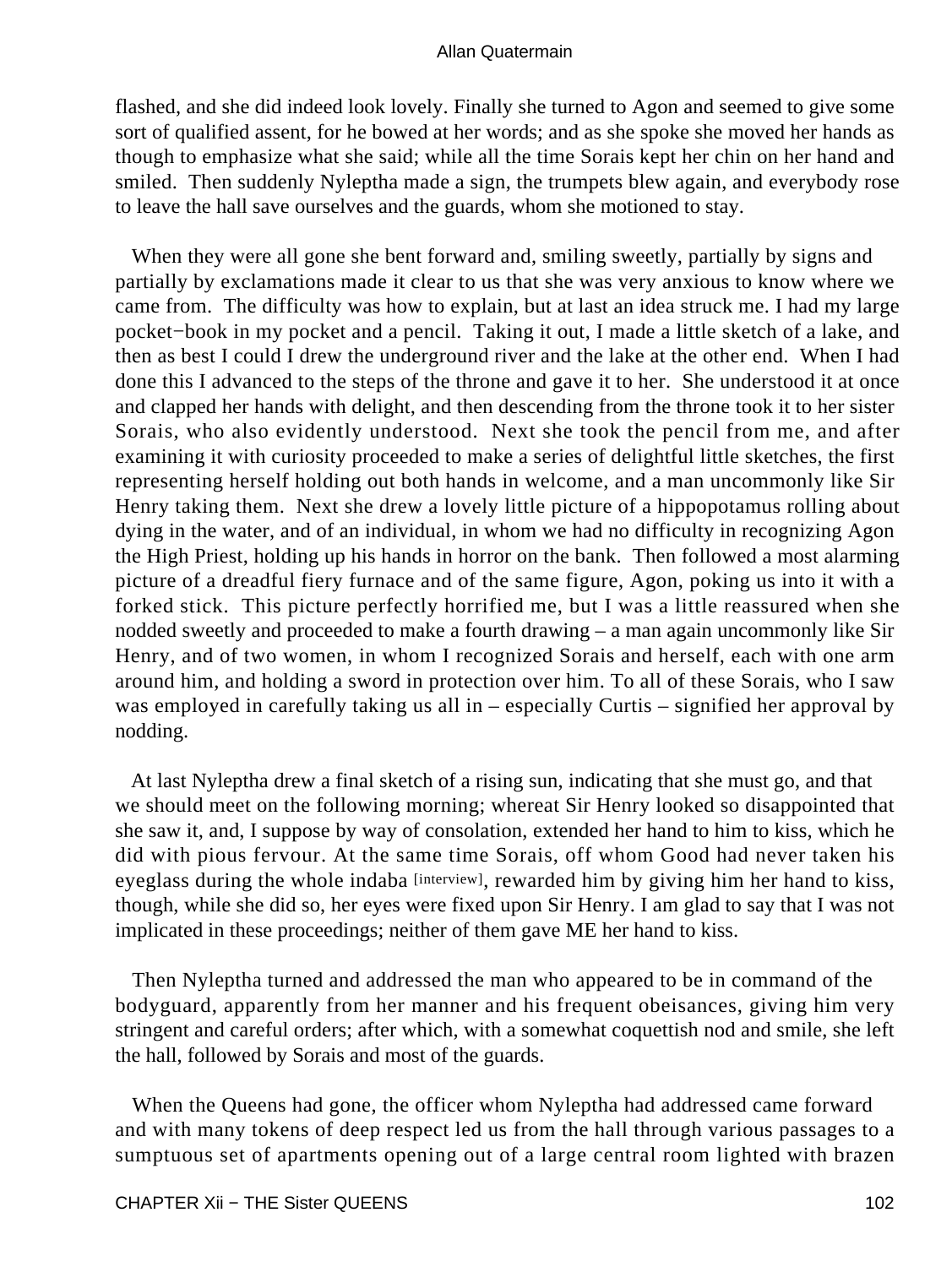flashed, and she did indeed look lovely. Finally she turned to Agon and seemed to give some sort of qualified assent, for he bowed at her words; and as she spoke she moved her hands as though to emphasize what she said; while all the time Sorais kept her chin on her hand and smiled. Then suddenly Nyleptha made a sign, the trumpets blew again, and everybody rose to leave the hall save ourselves and the guards, whom she motioned to stay.

When they were all gone she bent forward and, smiling sweetly, partially by signs and partially by exclamations made it clear to us that she was very anxious to know where we came from. The difficulty was how to explain, but at last an idea struck me. I had my large pocket−book in my pocket and a pencil. Taking it out, I made a little sketch of a lake, and then as best I could I drew the underground river and the lake at the other end. When I had done this I advanced to the steps of the throne and gave it to her. She understood it at once and clapped her hands with delight, and then descending from the throne took it to her sister Sorais, who also evidently understood. Next she took the pencil from me, and after examining it with curiosity proceeded to make a series of delightful little sketches, the first representing herself holding out both hands in welcome, and a man uncommonly like Sir Henry taking them. Next she drew a lovely little picture of a hippopotamus rolling about dying in the water, and of an individual, in whom we had no difficulty in recognizing Agon the High Priest, holding up his hands in horror on the bank. Then followed a most alarming picture of a dreadful fiery furnace and of the same figure, Agon, poking us into it with a forked stick. This picture perfectly horrified me, but I was a little reassured when she nodded sweetly and proceeded to make a fourth drawing – a man again uncommonly like Sir Henry, and of two women, in whom I recognized Sorais and herself, each with one arm around him, and holding a sword in protection over him. To all of these Sorais, who I saw was employed in carefully taking us all in – especially Curtis – signified her approval by nodding.

At last Nyleptha drew a final sketch of a rising sun, indicating that she must go, and that we should meet on the following morning; whereat Sir Henry looked so disappointed that she saw it, and, I suppose by way of consolation, extended her hand to him to kiss, which he did with pious fervour. At the same time Sorais, off whom Good had never taken his eyeglass during the whole indaba [interview], rewarded him by giving him her hand to kiss, though, while she did so, her eyes were fixed upon Sir Henry. I am glad to say that I was not implicated in these proceedings; neither of them gave ME her hand to kiss.

Then Nyleptha turned and addressed the man who appeared to be in command of the bodyguard, apparently from her manner and his frequent obeisances, giving him very stringent and careful orders; after which, with a somewhat coquettish nod and smile, she left the hall, followed by Sorais and most of the guards.

When the Queens had gone, the officer whom Nyleptha had addressed came forward and with many tokens of deep respect led us from the hall through various passages to a sumptuous set of apartments opening out of a large central room lighted with brazen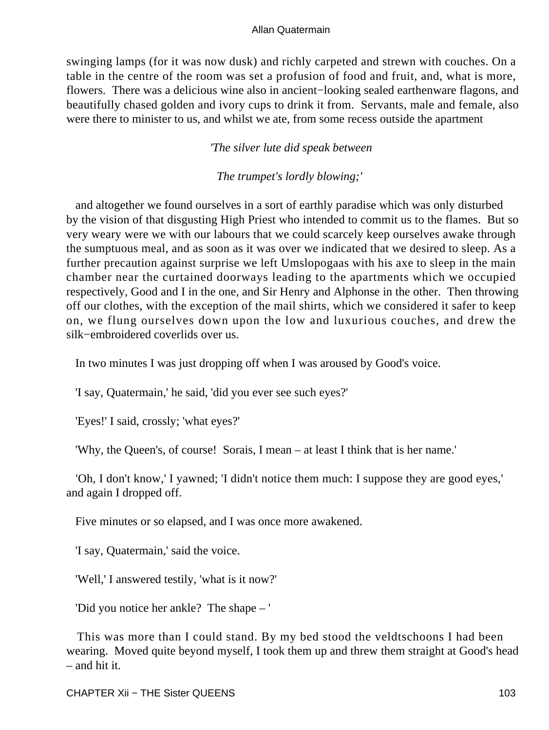swinging lamps (for it was now dusk) and richly carpeted and strewn with couches. On a table in the centre of the room was set a profusion of food and fruit, and, what is more, flowers. There was a delicious wine also in ancient−looking sealed earthenware flagons, and beautifully chased golden and ivory cups to drink it from. Servants, male and female, also were there to minister to us, and whilst we ate, from some recess outside the apartment

*'The silver lute did speak between*

*The trumpet's lordly blowing;'*

and altogether we found ourselves in a sort of earthly paradise which was only disturbed by the vision of that disgusting High Priest who intended to commit us to the flames. But so very weary were we with our labours that we could scarcely keep ourselves awake through the sumptuous meal, and as soon as it was over we indicated that we desired to sleep. As a further precaution against surprise we left Umslopogaas with his axe to sleep in the main chamber near the curtained doorways leading to the apartments which we occupied respectively, Good and I in the one, and Sir Henry and Alphonse in the other. Then throwing off our clothes, with the exception of the mail shirts, which we considered it safer to keep on, we flung ourselves down upon the low and luxurious couches, and drew the silk−embroidered coverlids over us.

In two minutes I was just dropping off when I was aroused by Good's voice.

'I say, Quatermain,' he said, 'did you ever see such eyes?'

'Eyes!' I said, crossly; 'what eyes?'

'Why, the Queen's, of course! Sorais, I mean – at least I think that is her name.'

'Oh, I don't know,' I yawned; 'I didn't notice them much: I suppose they are good eyes,' and again I dropped off.

Five minutes or so elapsed, and I was once more awakened.

'I say, Quatermain,' said the voice.

'Well,' I answered testily, 'what is it now?'

'Did you notice her ankle? The shape – '

This was more than I could stand. By my bed stood the veldtschoons I had been wearing. Moved quite beyond myself, I took them up and threw them straight at Good's head – and hit it.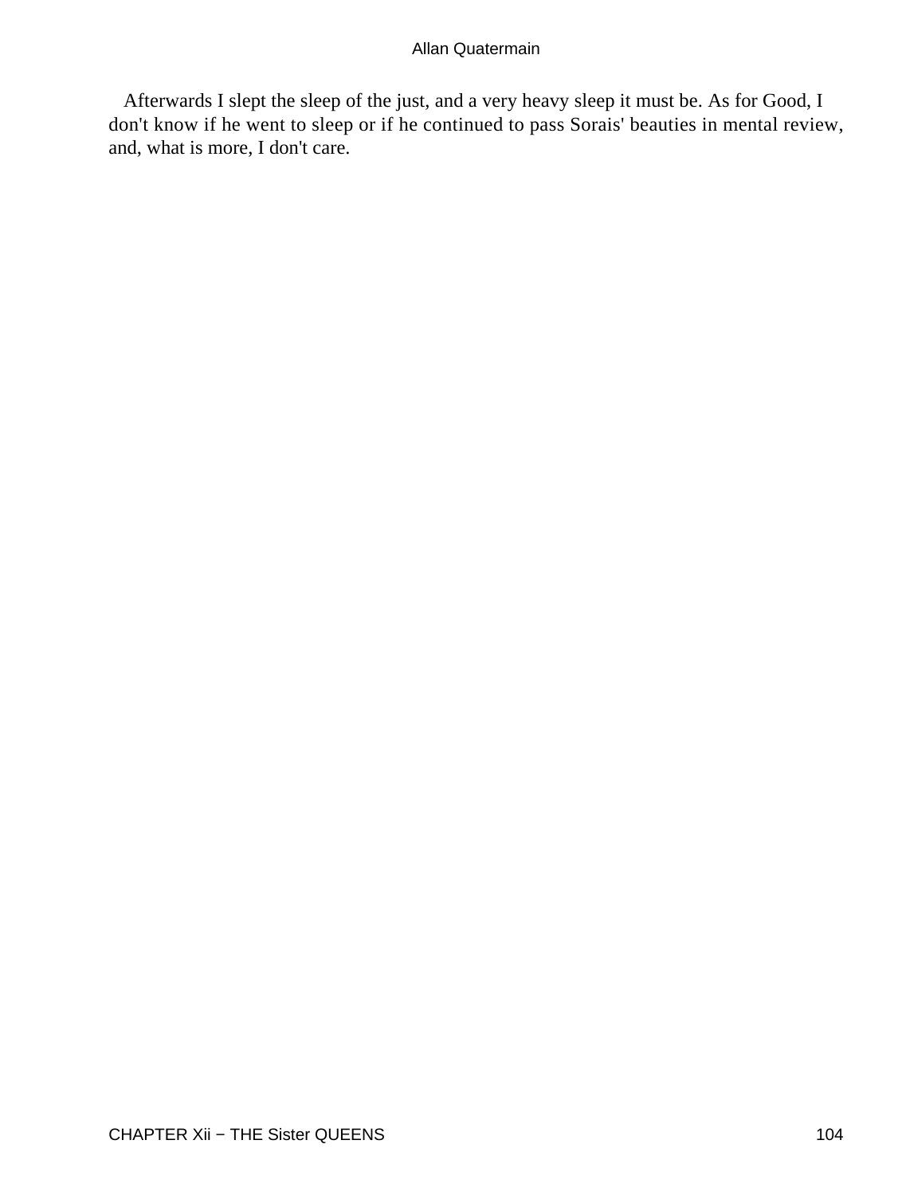Afterwards I slept the sleep of the just, and a very heavy sleep it must be. As for Good, I don't know if he went to sleep or if he continued to pass Sorais' beauties in mental review, and, what is more, I don't care.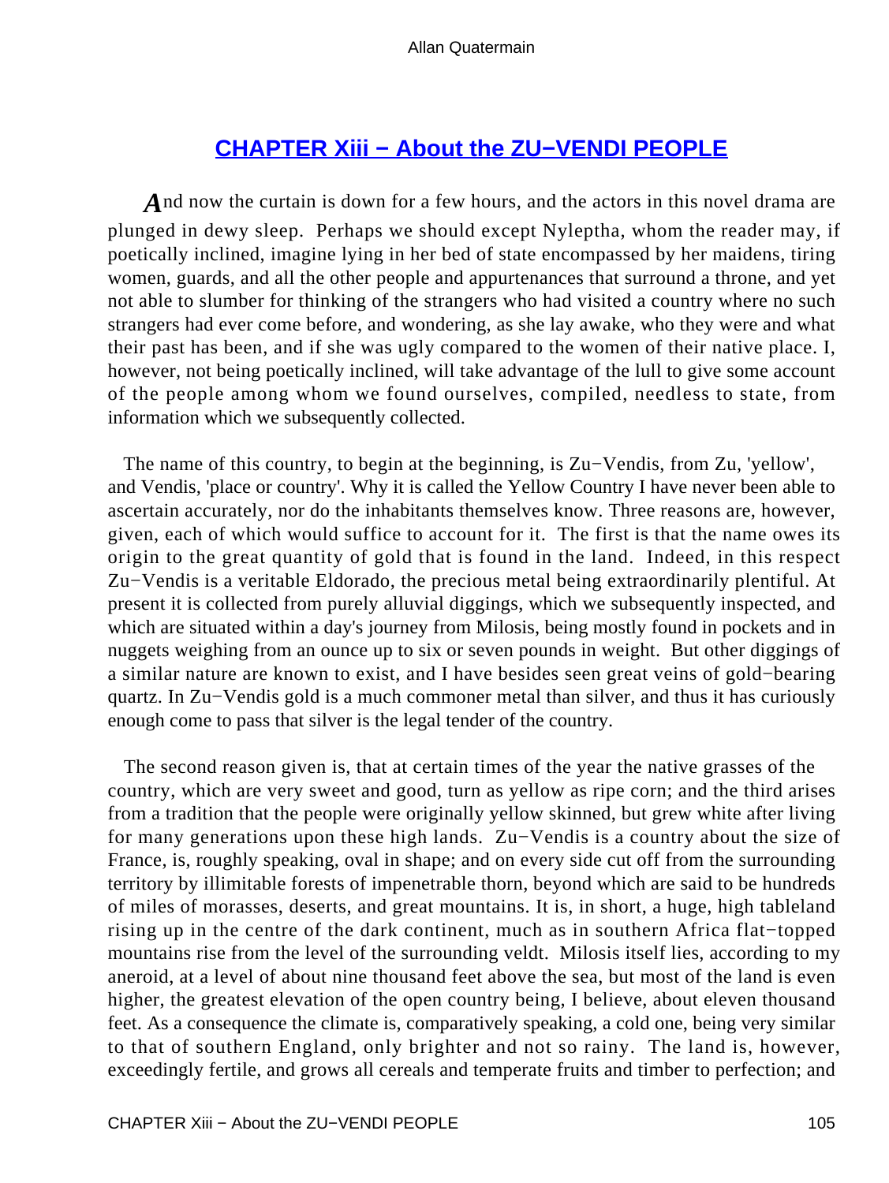## CHAPTER Xiii − About the ZU−VENDI PEOPLE

And now the curtain is down for a few hours, and the actors in this novel drama are plunged in dewy sleep. Perhaps we should except Nyleptha, whom the reader may, if poetically inclined, imagine lying in her bed of state encompassed by her maidens, tiring women, guards, and all the other people and appurtenances that surround a throne, and yet not able to slumber for thinking of the strangers who had visited a country where no such strangers had ever come before, and wondering, as she lay awake, who they were and what their past has been, and if she was ugly compared to the women of their native place. I, however, not being poetically inclined, will take advantage of the lull to give some account of the people among whom we found ourselves, compiled, needless to state, from information which we subsequently collected.

The name of this country, to begin at the beginning, is Zu−Vendis, from Zu, 'yellow', and Vendis, 'place or country'. Why it is called the Yellow Country I have never been able to ascertain accurately, nor do the inhabitants themselves know. Three reasons are, however, given, each of which would suffice to account for it. The first is that the name owes its origin to the great quantity of gold that is found in the land. Indeed, in this respect Zu−Vendis is a veritable Eldorado, the precious metal being extraordinarily plentiful. At present it is collected from purely alluvial diggings, which we subsequently inspected, and which are situated within a day's journey from Milosis, being mostly found in pockets and in nuggets weighing from an ounce up to six or seven pounds in weight. But other diggings of a similar nature are known to exist, and I have besides seen great veins of gold−bearing quartz. In Zu−Vendis gold is a much commoner metal than silver, and thus it has curiously enough come to pass that silver is the legal tender of the country.

The second reason given is, that at certain times of the year the native grasses of the country, which are very sweet and good, turn as yellow as ripe corn; and the third arises from a tradition that the people were originally yellow skinned, but grew white after living for many generations upon these high lands. Zu−Vendis is a country about the size of France, is, roughly speaking, oval in shape; and on every side cut off from the surrounding territory by illimitable forests of impenetrable thorn, beyond which are said to be hundreds of miles of morasses, deserts, and great mountains. It is, in short, a huge, high tableland rising up in the centre of the dark continent, much as in southern Africa flat−topped mountains rise from the level of the surrounding veldt. Milosis itself lies, according to my aneroid, at a level of about nine thousand feet above the sea, but most of the land is even higher, the greatest elevation of the open country being, I believe, about eleven thousand feet. As a consequence the climate is, comparatively speaking, a cold one, being very similar to that of southern England, only brighter and not so rainy. The land is, however, exceedingly fertile, and grows all cereals and temperate fruits and timber to perfection; and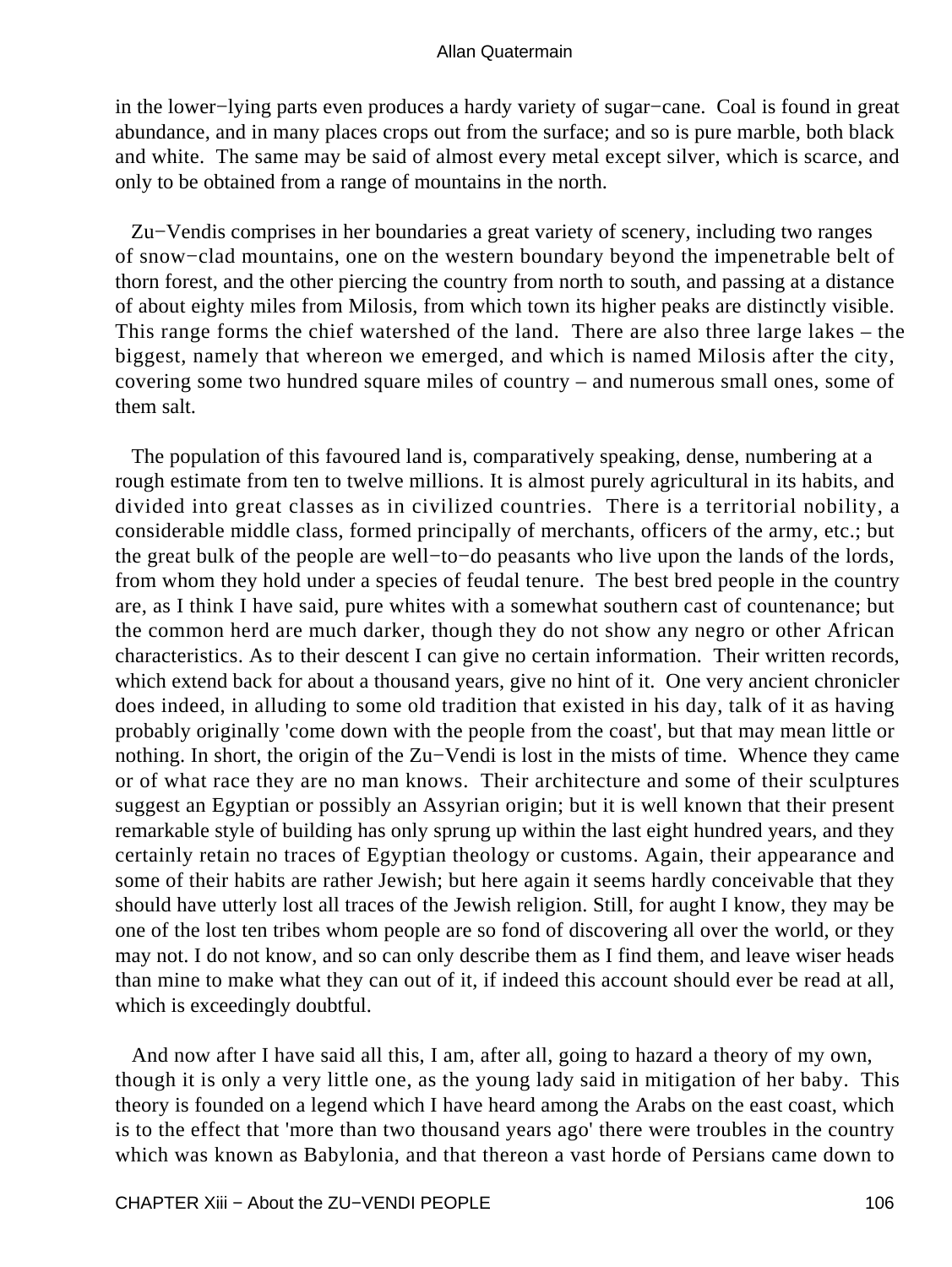in the lower−lying parts even produces a hardy variety of sugar−cane. Coal is found in great abundance, and in many places crops out from the surface; and so is pure marble, both black and white. The same may be said of almost every metal except silver, which is scarce, and only to be obtained from a range of mountains in the north.

Zu−Vendis comprises in her boundaries a great variety of scenery, including two ranges of snow−clad mountains, one on the western boundary beyond the impenetrable belt of thorn forest, and the other piercing the country from north to south, and passing at a distance of about eighty miles from Milosis, from which town its higher peaks are distinctly visible. This range forms the chief watershed of the land. There are also three large lakes – the biggest, namely that whereon we emerged, and which is named Milosis after the city, covering some two hundred square miles of country – and numerous small ones, some of them salt.

The population of this favoured land is, comparatively speaking, dense, numbering at a rough estimate from ten to twelve millions. It is almost purely agricultural in its habits, and divided into great classes as in civilized countries. There is a territorial nobility, a considerable middle class, formed principally of merchants, officers of the army, etc.; but the great bulk of the people are well−to−do peasants who live upon the lands of the lords, from whom they hold under a species of feudal tenure. The best bred people in the country are, as I think I have said, pure whites with a somewhat southern cast of countenance; but the common herd are much darker, though they do not show any negro or other African characteristics. As to their descent I can give no certain information. Their written records, which extend back for about a thousand years, give no hint of it. One very ancient chronicler does indeed, in alluding to some old tradition that existed in his day, talk of it as having probably originally 'come down with the people from the coast', but that may mean little or nothing. In short, the origin of the Zu−Vendi is lost in the mists of time. Whence they came or of what race they are no man knows. Their architecture and some of their sculptures suggest an Egyptian or possibly an Assyrian origin; but it is well known that their present remarkable style of building has only sprung up within the last eight hundred years, and they certainly retain no traces of Egyptian theology or customs. Again, their appearance and some of their habits are rather Jewish; but here again it seems hardly conceivable that they should have utterly lost all traces of the Jewish religion. Still, for aught I know, they may be one of the lost ten tribes whom people are so fond of discovering all over the world, or they may not. I do not know, and so can only describe them as I find them, and leave wiser heads than mine to make what they can out of it, if indeed this account should ever be read at all, which is exceedingly doubtful.

And now after I have said all this, I am, after all, going to hazard a theory of my own, though it is only a very little one, as the young lady said in mitigation of her baby. This theory is founded on a legend which I have heard among the Arabs on the east coast, which is to the effect that 'more than two thousand years ago' there were troubles in the country which was known as Babylonia, and that thereon a vast horde of Persians came down to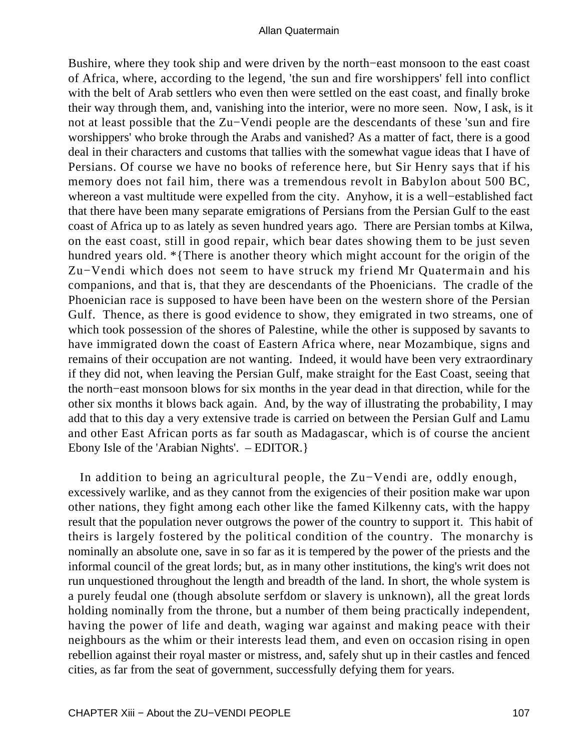Bushire, where they took ship and were driven by the north−east monsoon to the east coast of Africa, where, according to the legend, 'the sun and fire worshippers' fell into conflict with the belt of Arab settlers who even then were settled on the east coast, and finally broke their way through them, and, vanishing into the interior, were no more seen. Now, I ask, is it not at least possible that the Zu−Vendi people are the descendants of these 'sun and fire worshippers' who broke through the Arabs and vanished? As a matter of fact, there is a good deal in their characters and customs that tallies with the somewhat vague ideas that I have of Persians. Of course we have no books of reference here, but Sir Henry says that if his memory does not fail him, there was a tremendous revolt in Babylon about 500 BC, whereon a vast multitude were expelled from the city. Anyhow, it is a well−established fact that there have been many separate emigrations of Persians from the Persian Gulf to the east coast of Africa up to as lately as seven hundred years ago. There are Persian tombs at Kilwa, on the east coast, still in good repair, which bear dates showing them to be just seven hundred years old. *{There is another theory which might account for the origin of the Zu−Vendi which does not seem to have struck my friend Mr Quatermain and his companions, and that is, that they are descendants of the Phoenicians. The cradle of the Phoenician race is supposed to have been have been on the western shore of the Persian Gulf. Thence, as there is good evidence to show, they emigrated in two streams, one of which took possession of the shores of Palestine, while the other is supposed by savants to have immigrated down the coast of Eastern Africa where, near Mozambique, signs and remains of their occupation are not wanting. Indeed, it would have been very extraordinary if they did not, when leaving the Persian Gulf, make straight for the East Coast, seeing that the north−east monsoon blows for six months in the year dead in that direction, while for the other six months it blows back again. And, by the way of illustrating the probability, I may add that to this day a very extensive trade is carried on between the Persian Gulf and Lamu and other East African ports as far south as Madagascar, which is of course the ancient Ebony Isle of the 'Arabian Nights'. – EDITOR.}

In addition to being an agricultural people, the Zu−Vendi are, oddly enough, excessively warlike, and as they cannot from the exigencies of their position make war upon other nations, they fight among each other like the famed Kilkenny cats, with the happy result that the population never outgrows the power of the country to support it. This habit of theirs is largely fostered by the political condition of the country. The monarchy is nominally an absolute one, save in so far as it is tempered by the power of the priests and the informal council of the great lords; but, as in many other institutions, the king's writ does not run unquestioned throughout the length and breadth of the land. In short, the whole system is a purely feudal one (though absolute serfdom or slavery is unknown), all the great lords holding nominally from the throne, but a number of them being practically independent, having the power of life and death, waging war against and making peace with their neighbours as the whim or their interests lead them, and even on occasion rising in open rebellion against their royal master or mistress, and, safely shut up in their castles and fenced cities, as far from the seat of government, successfully defying them for years.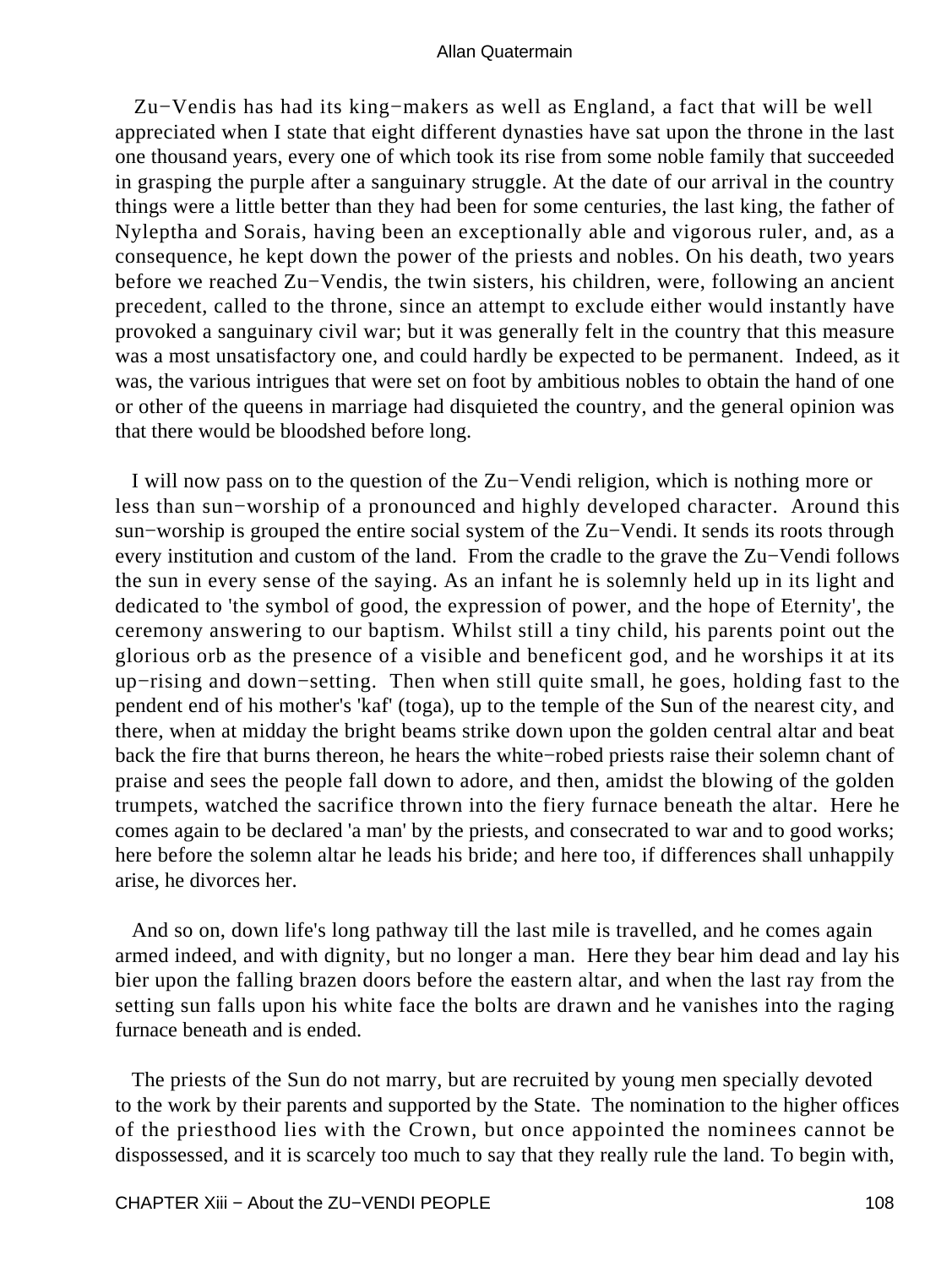Zu−Vendis has had its king−makers as well as England, a fact that will be well appreciated when I state that eight different dynasties have sat upon the throne in the last one thousand years, every one of which took its rise from some noble family that succeeded in grasping the purple after a sanguinary struggle. At the date of our arrival in the country things were a little better than they had been for some centuries, the last king, the father of Nyleptha and Sorais, having been an exceptionally able and vigorous ruler, and, as a consequence, he kept down the power of the priests and nobles. On his death, two years before we reached Zu−Vendis, the twin sisters, his children, were, following an ancient precedent, called to the throne, since an attempt to exclude either would instantly have provoked a sanguinary civil war; but it was generally felt in the country that this measure was a most unsatisfactory one, and could hardly be expected to be permanent. Indeed, as it was, the various intrigues that were set on foot by ambitious nobles to obtain the hand of one or other of the queens in marriage had disquieted the country, and the general opinion was that there would be bloodshed before long.

I will now pass on to the question of the Zu−Vendi religion, which is nothing more or less than sun−worship of a pronounced and highly developed character. Around this sun−worship is grouped the entire social system of the Zu−Vendi. It sends its roots through every institution and custom of the land. From the cradle to the grave the Zu−Vendi follows the sun in every sense of the saying. As an infant he is solemnly held up in its light and dedicated to 'the symbol of good, the expression of power, and the hope of Eternity', the ceremony answering to our baptism. Whilst still a tiny child, his parents point out the glorious orb as the presence of a visible and beneficent god, and he worships it at its up−rising and down−setting. Then when still quite small, he goes, holding fast to the pendent end of his mother's 'kaf' (toga), up to the temple of the Sun of the nearest city, and there, when at midday the bright beams strike down upon the golden central altar and beat back the fire that burns thereon, he hears the white−robed priests raise their solemn chant of praise and sees the people fall down to adore, and then, amidst the blowing of the golden trumpets, watched the sacrifice thrown into the fiery furnace beneath the altar. Here he comes again to be declared 'a man' by the priests, and consecrated to war and to good works; here before the solemn altar he leads his bride; and here too, if differences shall unhappily arise, he divorces her.

And so on, down life's long pathway till the last mile is travelled, and he comes again armed indeed, and with dignity, but no longer a man. Here they bear him dead and lay his bier upon the falling brazen doors before the eastern altar, and when the last ray from the setting sun falls upon his white face the bolts are drawn and he vanishes into the raging furnace beneath and is ended.

The priests of the Sun do not marry, but are recruited by young men specially devoted to the work by their parents and supported by the State. The nomination to the higher offices of the priesthood lies with the Crown, but once appointed the nominees cannot be dispossessed, and it is scarcely too much to say that they really rule the land. To begin with,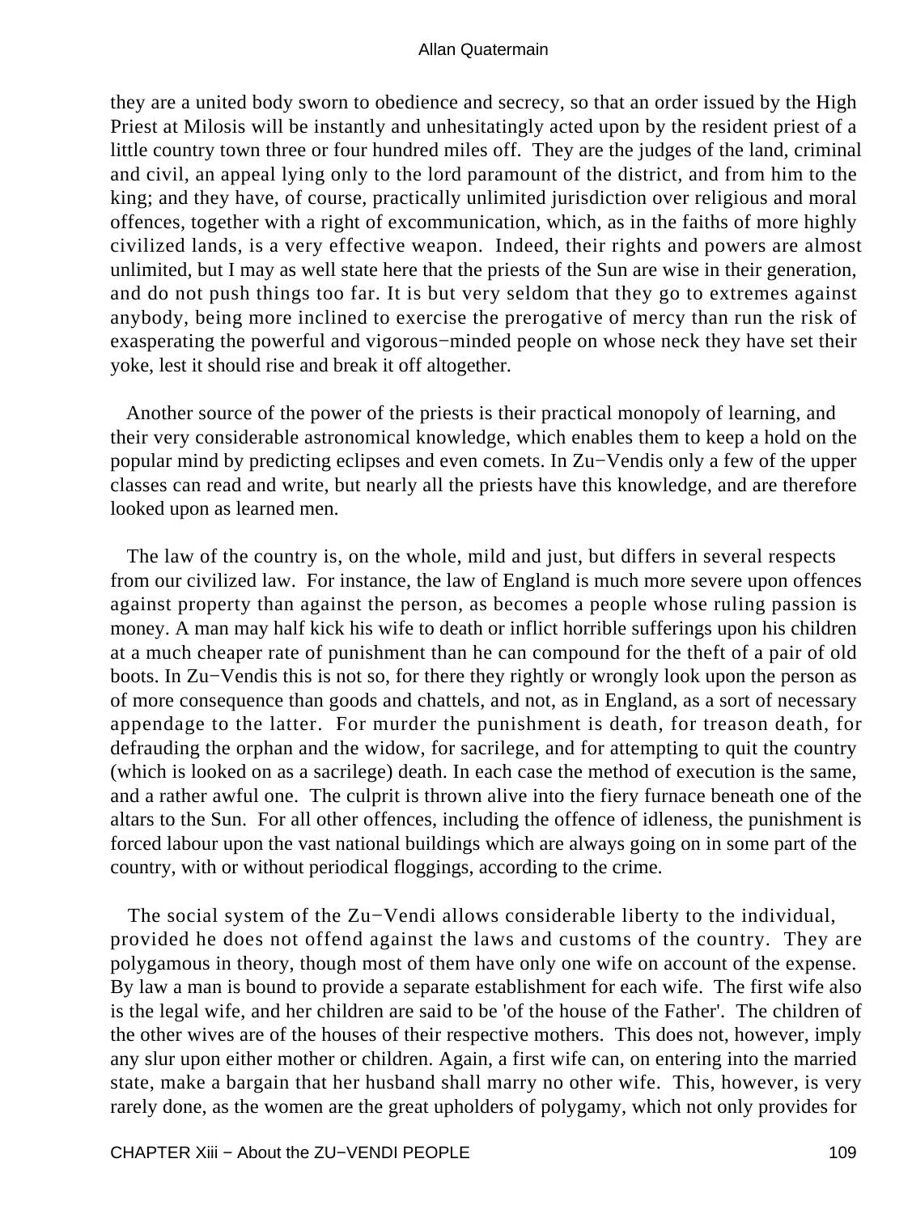they are a united body sworn to obedience and secrecy, so that an order issued by the High Priest at Milosis will be instantly and unhesitatingly acted upon by the resident priest of a little country town three or four hundred miles off. They are the judges of the land, criminal and civil, an appeal lying only to the lord paramount of the district, and from him to the king; and they have, of course, practically unlimited jurisdiction over religious and moral offences, together with a right of excommunication, which, as in the faiths of more highly civilized lands, is a very effective weapon. Indeed, their rights and powers are almost unlimited, but I may as well state here that the priests of the Sun are wise in their generation, and do not push things too far. It is but very seldom that they go to extremes against anybody, being more inclined to exercise the prerogative of mercy than run the risk of exasperating the powerful and vigorous−minded people on whose neck they have set their yoke, lest it should rise and break it off altogether.

Another source of the power of the priests is their practical monopoly of learning, and their very considerable astronomical knowledge, which enables them to keep a hold on the popular mind by predicting eclipses and even comets. In Zu−Vendis only a few of the upper classes can read and write, but nearly all the priests have this knowledge, and are therefore looked upon as learned men.

The law of the country is, on the whole, mild and just, but differs in several respects from our civilized law. For instance, the law of England is much more severe upon offences against property than against the person, as becomes a people whose ruling passion is money. A man may half kick his wife to death or inflict horrible sufferings upon his children at a much cheaper rate of punishment than he can compound for the theft of a pair of old boots. In Zu−Vendis this is not so, for there they rightly or wrongly look upon the person as of more consequence than goods and chattels, and not, as in England, as a sort of necessary appendage to the latter. For murder the punishment is death, for treason death, for defrauding the orphan and the widow, for sacrilege, and for attempting to quit the country (which is looked on as a sacrilege) death. In each case the method of execution is the same, and a rather awful one. The culprit is thrown alive into the fiery furnace beneath one of the altars to the Sun. For all other offences, including the offence of idleness, the punishment is forced labour upon the vast national buildings which are always going on in some part of the country, with or without periodical floggings, according to the crime.

The social system of the Zu−Vendi allows considerable liberty to the individual, provided he does not offend against the laws and customs of the country. They are polygamous in theory, though most of them have only one wife on account of the expense. By law a man is bound to provide a separate establishment for each wife. The first wife also is the legal wife, and her children are said to be 'of the house of the Father'. The children of the other wives are of the houses of their respective mothers. This does not, however, imply any slur upon either mother or children. Again, a first wife can, on entering into the married state, make a bargain that her husband shall marry no other wife. This, however, is very rarely done, as the women are the great upholders of polygamy, which not only provides for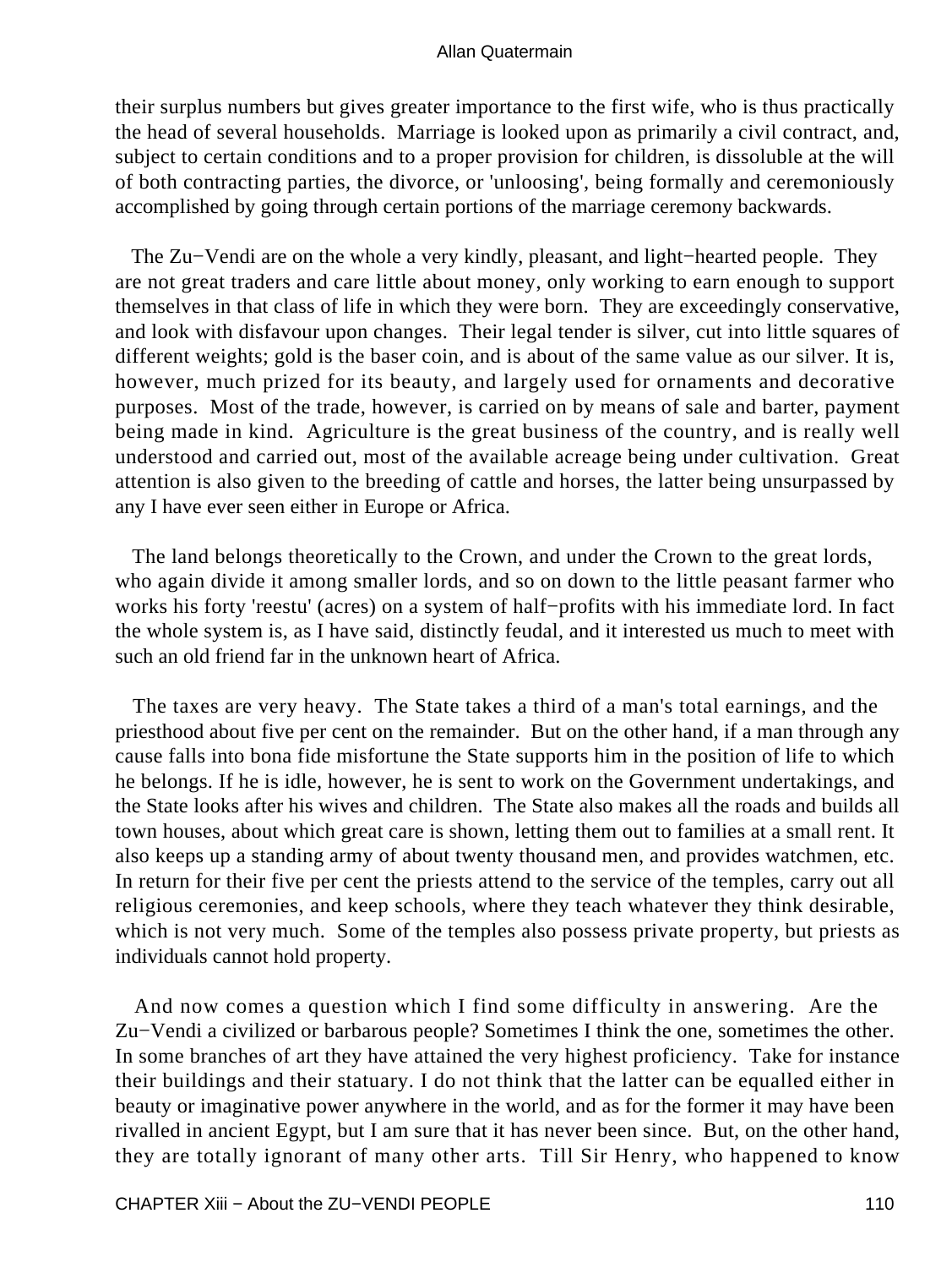their surplus numbers but gives greater importance to the first wife, who is thus practically the head of several households. Marriage is looked upon as primarily a civil contract, and, subject to certain conditions and to a proper provision for children, is dissoluble at the will of both contracting parties, the divorce, or 'unloosing', being formally and ceremoniously accomplished by going through certain portions of the marriage ceremony backwards.

The Zu−Vendi are on the whole a very kindly, pleasant, and light−hearted people. They are not great traders and care little about money, only working to earn enough to support themselves in that class of life in which they were born. They are exceedingly conservative, and look with disfavour upon changes. Their legal tender is silver, cut into little squares of different weights; gold is the baser coin, and is about of the same value as our silver. It is, however, much prized for its beauty, and largely used for ornaments and decorative purposes. Most of the trade, however, is carried on by means of sale and barter, payment being made in kind. Agriculture is the great business of the country, and is really well understood and carried out, most of the available acreage being under cultivation. Great attention is also given to the breeding of cattle and horses, the latter being unsurpassed by any I have ever seen either in Europe or Africa.

The land belongs theoretically to the Crown, and under the Crown to the great lords, who again divide it among smaller lords, and so on down to the little peasant farmer who works his forty 'reestu' (acres) on a system of half−profits with his immediate lord. In fact the whole system is, as I have said, distinctly feudal, and it interested us much to meet with such an old friend far in the unknown heart of Africa.

The taxes are very heavy. The State takes a third of a man's total earnings, and the priesthood about five per cent on the remainder. But on the other hand, if a man through any cause falls into bona fide misfortune the State supports him in the position of life to which he belongs. If he is idle, however, he is sent to work on the Government undertakings, and the State looks after his wives and children. The State also makes all the roads and builds all town houses, about which great care is shown, letting them out to families at a small rent. It also keeps up a standing army of about twenty thousand men, and provides watchmen, etc. In return for their five per cent the priests attend to the service of the temples, carry out all religious ceremonies, and keep schools, where they teach whatever they think desirable, which is not very much. Some of the temples also possess private property, but priests as individuals cannot hold property.

And now comes a question which I find some difficulty in answering. Are the Zu−Vendi a civilized or barbarous people? Sometimes I think the one, sometimes the other. In some branches of art they have attained the very highest proficiency. Take for instance their buildings and their statuary. I do not think that the latter can be equalled either in beauty or imaginative power anywhere in the world, and as for the former it may have been rivalled in ancient Egypt, but I am sure that it has never been since. But, on the other hand, they are totally ignorant of many other arts. Till Sir Henry, who happened to know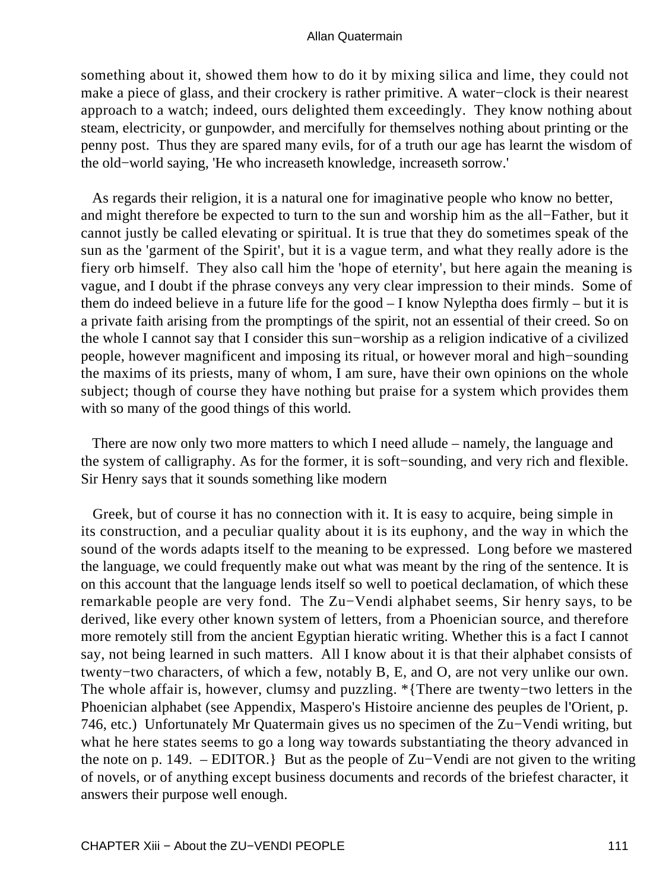something about it, showed them how to do it by mixing silica and lime, they could not make a piece of glass, and their crockery is rather primitive. A water−clock is their nearest approach to a watch; indeed, ours delighted them exceedingly. They know nothing about steam, electricity, or gunpowder, and mercifully for themselves nothing about printing or the penny post. Thus they are spared many evils, for of a truth our age has learnt the wisdom of the old−world saying, 'He who increaseth knowledge, increaseth sorrow.'

As regards their religion, it is a natural one for imaginative people who know no better, and might therefore be expected to turn to the sun and worship him as the all−Father, but it cannot justly be called elevating or spiritual. It is true that they do sometimes speak of the sun as the 'garment of the Spirit', but it is a vague term, and what they really adore is the fiery orb himself. They also call him the 'hope of eternity', but here again the meaning is vague, and I doubt if the phrase conveys any very clear impression to their minds. Some of them do indeed believe in a future life for the good – I know Nyleptha does firmly – but it is a private faith arising from the promptings of the spirit, not an essential of their creed. So on the whole I cannot say that I consider this sun−worship as a religion indicative of a civilized people, however magnificent and imposing its ritual, or however moral and high−sounding the maxims of its priests, many of whom, I am sure, have their own opinions on the whole subject; though of course they have nothing but praise for a system which provides them with so many of the good things of this world.

There are now only two more matters to which I need allude – namely, the language and the system of calligraphy. As for the former, it is soft−sounding, and very rich and flexible. Sir Henry says that it sounds something like modern Greek, but of course it has no connection with it. It is easy to acquire, being simple in its construction, and a peculiar quality about it is its euphony, and the way in which the sound of the words adapts itself to the meaning to be expressed. Long before we mastered the language, we could frequently make out what was meant by the ring of the sentence. It is on this account that the language lends itself so well to poetical declamation, of which these remarkable people are very fond. The Zu−Vendi alphabet seems, Sir henry says, to be derived, like every other known system of letters, from a Phoenician source, and therefore more remotely still from the ancient Egyptian hieratic writing. Whether this is a fact I cannot say, not being learned in such matters. All I know about it is that their alphabet consists of twenty−two characters, of which a few, notably B, E, and O, are not very unlike our own. The whole affair is, however, clumsy and puzzling. *{There are twenty−two letters in the Phoenician alphabet (see Appendix, Maspero's Histoire ancienne des peuples de l'Orient, p. 746, etc.) Unfortunately Mr Quatermain gives us no specimen of the Zu−Vendi writing, but what he here states seems to go a long way towards substantiating the theory advanced in the note on p. 149. – EDITOR.} But as the people of Zu−Vendi are not given to the writing of novels, or of anything except business documents and records of the briefest character, it answers their purpose well enough.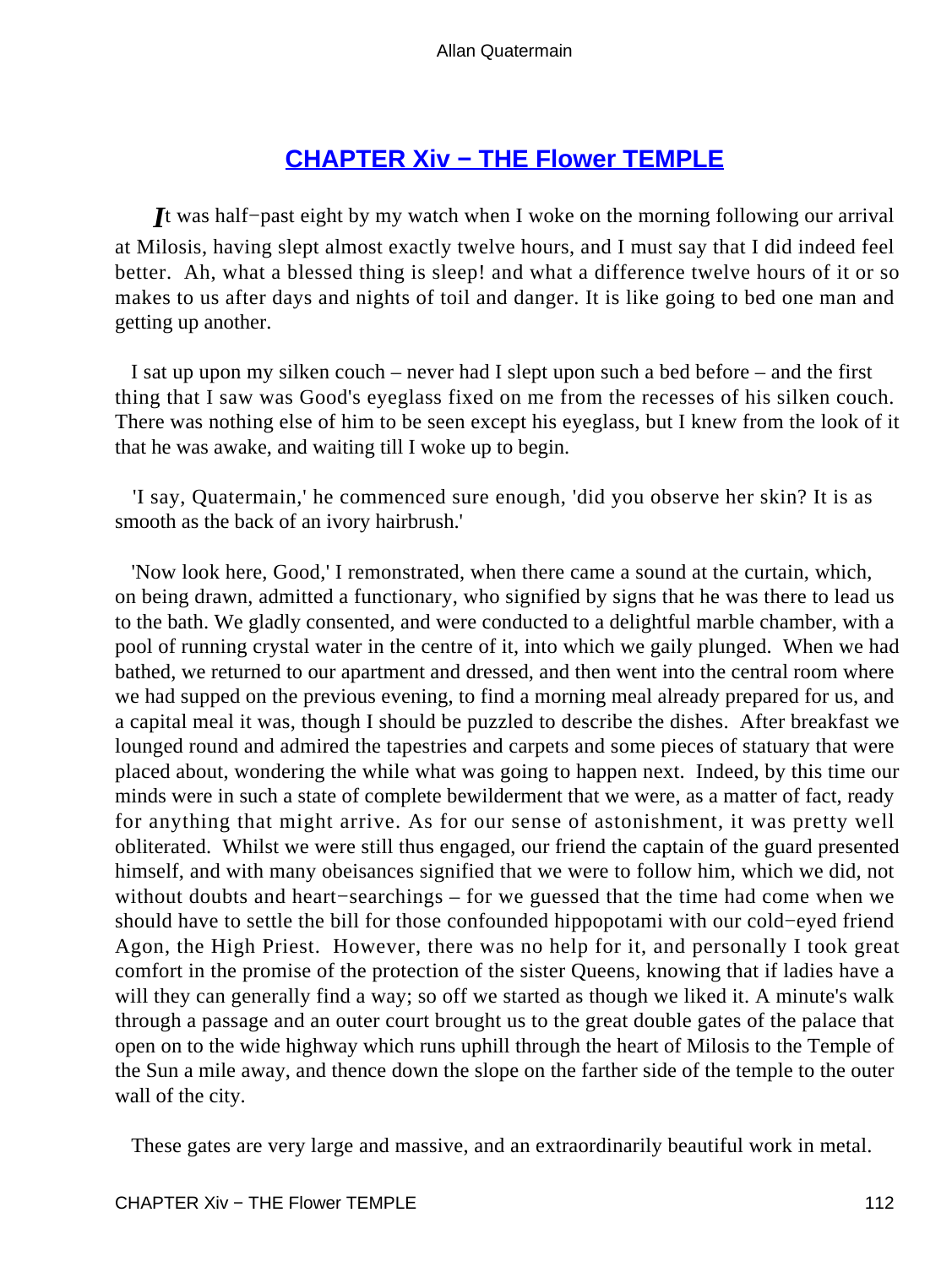## CHAPTER Xiv − THE Flower TEMPLE

*I*t was half−past eight by my watch when I woke on the morning following our arrival at Milosis, having slept almost exactly twelve hours, and I must say that I did indeed feel better. Ah, what a blessed thing is sleep! and what a difference twelve hours of it or so makes to us after days and nights of toil and danger. It is like going to bed one man and getting up another.

I sat up upon my silken couch – never had I slept upon such a bed before – and the first thing that I saw was Good's eyeglass fixed on me from the recesses of his silken couch. There was nothing else of him to be seen except his eyeglass, but I knew from the look of it that he was awake, and waiting till I woke up to begin.

'I say, Quatermain,' he commenced sure enough, 'did you observe her skin? It is as smooth as the back of an ivory hairbrush.'

'Now look here, Good,' I remonstrated, when there came a sound at the curtain, which, on being drawn, admitted a functionary, who signified by signs that he was there to lead us to the bath. We gladly consented, and were conducted to a delightful marble chamber, with a pool of running crystal water in the centre of it, into which we gaily plunged. When we had bathed, we returned to our apartment and dressed, and then went into the central room where we had supped on the previous evening, to find a morning meal already prepared for us, and a capital meal it was, though I should be puzzled to describe the dishes. After breakfast we lounged round and admired the tapestries and carpets and some pieces of statuary that were placed about, wondering the while what was going to happen next. Indeed, by this time our minds were in such a state of complete bewilderment that we were, as a matter of fact, ready for anything that might arrive. As for our sense of astonishment, it was pretty well obliterated. Whilst we were still thus engaged, our friend the captain of the guard presented himself, and with many obeisances signified that we were to follow him, which we did, not without doubts and heart−searchings – for we guessed that the time had come when we should have to settle the bill for those confounded hippopotami with our cold−eyed friend Agon, the High Priest. However, there was no help for it, and personally I took great comfort in the promise of the protection of the sister Queens, knowing that if ladies have a will they can generally find a way; so off we started as though we liked it. A minute's walk through a passage and an outer court brought us to the great double gates of the palace that open on to the wide highway which runs uphill through the heart of Milosis to the Temple of the Sun a mile away, and thence down the slope on the farther side of the temple to the outer wall of the city.

These gates are very large and massive, and an extraordinarily beautiful work in metal.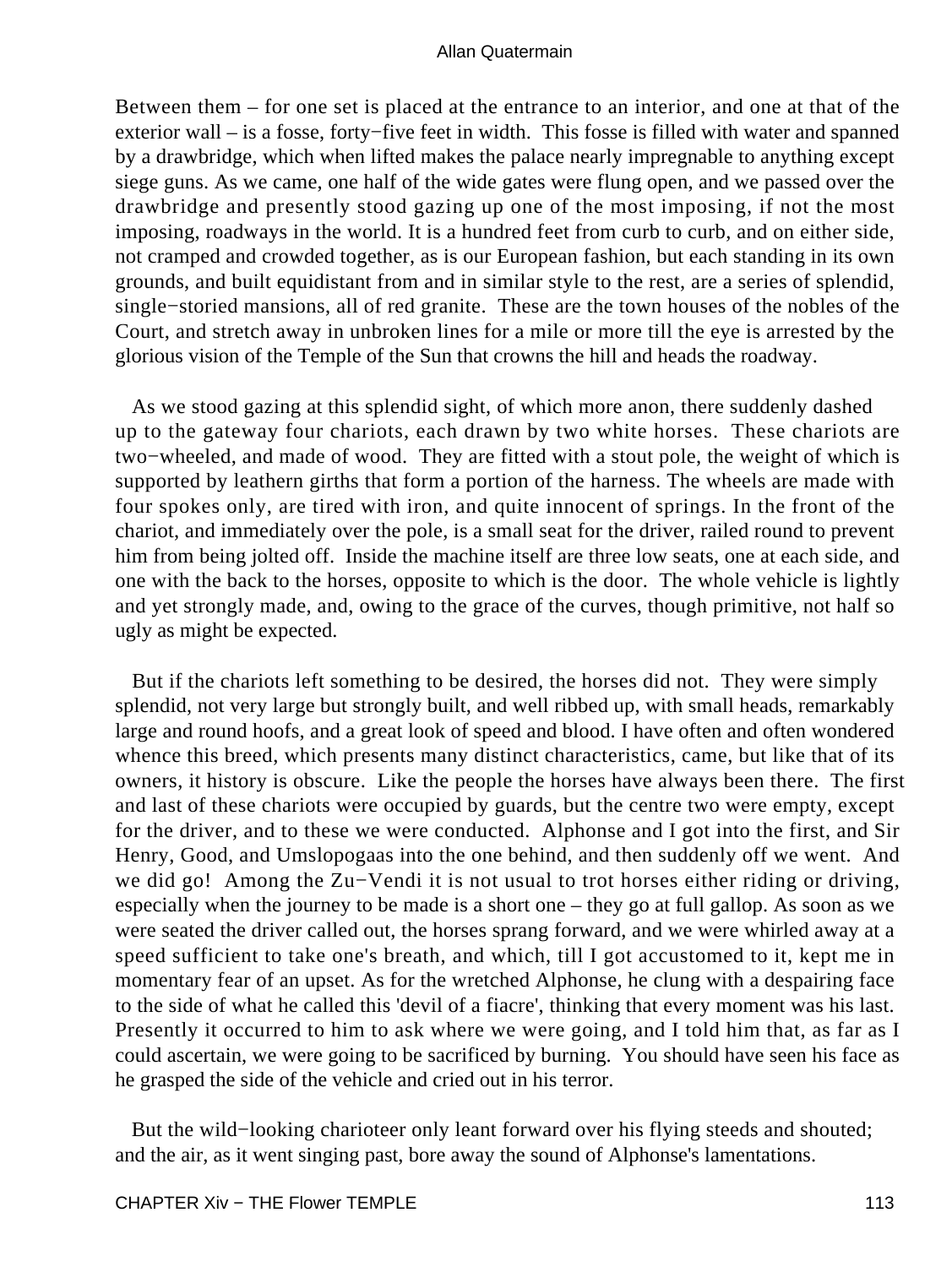Between them – for one set is placed at the entrance to an interior, and one at that of the exterior wall – is a fosse, forty−five feet in width. This fosse is filled with water and spanned by a drawbridge, which when lifted makes the palace nearly impregnable to anything except siege guns. As we came, one half of the wide gates were flung open, and we passed over the drawbridge and presently stood gazing up one of the most imposing, if not the most imposing, roadways in the world. It is a hundred feet from curb to curb, and on either side, not cramped and crowded together, as is our European fashion, but each standing in its own grounds, and built equidistant from and in similar style to the rest, are a series of splendid, single−storied mansions, all of red granite. These are the town houses of the nobles of the Court, and stretch away in unbroken lines for a mile or more till the eye is arrested by the glorious vision of the Temple of the Sun that crowns the hill and heads the roadway.

As we stood gazing at this splendid sight, of which more anon, there suddenly dashed up to the gateway four chariots, each drawn by two white horses. These chariots are two−wheeled, and made of wood. They are fitted with a stout pole, the weight of which is supported by leathern girths that form a portion of the harness. The wheels are made with four spokes only, are tired with iron, and quite innocent of springs. In the front of the chariot, and immediately over the pole, is a small seat for the driver, railed round to prevent him from being jolted off. Inside the machine itself are three low seats, one at each side, and one with the back to the horses, opposite to which is the door. The whole vehicle is lightly and yet strongly made, and, owing to the grace of the curves, though primitive, not half so ugly as might be expected.

But if the chariots left something to be desired, the horses did not. They were simply splendid, not very large but strongly built, and well ribbed up, with small heads, remarkably large and round hoofs, and a great look of speed and blood. I have often and often wondered whence this breed, which presents many distinct characteristics, came, but like that of its owners, it history is obscure. Like the people the horses have always been there. The first and last of these chariots were occupied by guards, but the centre two were empty, except for the driver, and to these we were conducted. Alphonse and I got into the first, and Sir Henry, Good, and Umslopogaas into the one behind, and then suddenly off we went. And we did go! Among the Zu−Vendi it is not usual to trot horses either riding or driving, especially when the journey to be made is a short one – they go at full gallop. As soon as we were seated the driver called out, the horses sprang forward, and we were whirled away at a speed sufficient to take one's breath, and which, till I got accustomed to it, kept me in momentary fear of an upset. As for the wretched Alphonse, he clung with a despairing face to the side of what he called this 'devil of a fiacre', thinking that every moment was his last. Presently it occurred to him to ask where we were going, and I told him that, as far as I could ascertain, we were going to be sacrificed by burning. You should have seen his face as he grasped the side of the vehicle and cried out in his terror.

But the wild−looking charioteer only leant forward over his flying steeds and shouted; and the air, as it went singing past, bore away the sound of Alphonse's lamentations.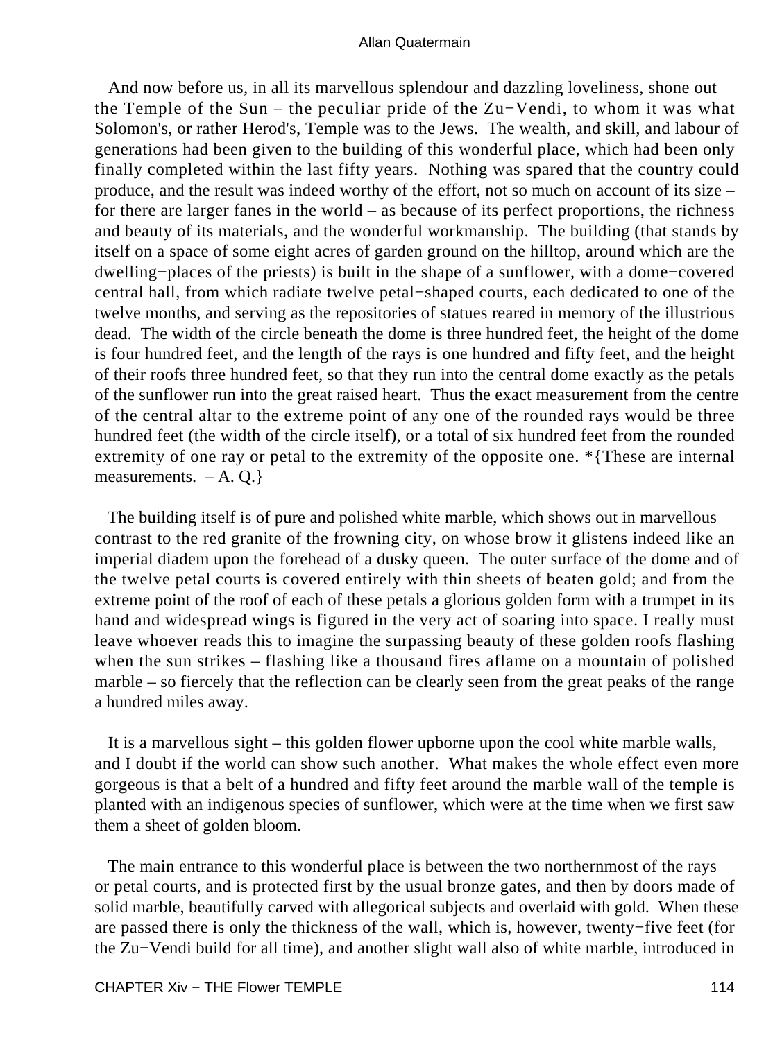And now before us, in all its marvellous splendour and dazzling loveliness, shone out the Temple of the Sun – the peculiar pride of the Zu−Vendi, to whom it was what Solomon's, or rather Herod's, Temple was to the Jews. The wealth, and skill, and labour of generations had been given to the building of this wonderful place, which had been only finally completed within the last fifty years. Nothing was spared that the country could produce, and the result was indeed worthy of the effort, not so much on account of its size – for there are larger fanes in the world – as because of its perfect proportions, the richness and beauty of its materials, and the wonderful workmanship. The building (that stands by itself on a space of some eight acres of garden ground on the hilltop, around which are the dwelling−places of the priests) is built in the shape of a sunflower, with a dome−covered central hall, from which radiate twelve petal−shaped courts, each dedicated to one of the twelve months, and serving as the repositories of statues reared in memory of the illustrious dead. The width of the circle beneath the dome is three hundred feet, the height of the dome is four hundred feet, and the length of the rays is one hundred and fifty feet, and the height of their roofs three hundred feet, so that they run into the central dome exactly as the petals of the sunflower run into the great raised heart. Thus the exact measurement from the centre of the central altar to the extreme point of any one of the rounded rays would be three hundred feet (the width of the circle itself), or a total of six hundred feet from the rounded extremity of one ray or petal to the extremity of the opposite one. *{These are internal measurements. – A. Q.}

The building itself is of pure and polished white marble, which shows out in marvellous contrast to the red granite of the frowning city, on whose brow it glistens indeed like an imperial diadem upon the forehead of a dusky queen. The outer surface of the dome and of the twelve petal courts is covered entirely with thin sheets of beaten gold; and from the extreme point of the roof of each of these petals a glorious golden form with a trumpet in its hand and widespread wings is figured in the very act of soaring into space. I really must leave whoever reads this to imagine the surpassing beauty of these golden roofs flashing when the sun strikes – flashing like a thousand fires aflame on a mountain of polished marble – so fiercely that the reflection can be clearly seen from the great peaks of the range a hundred miles away.

It is a marvellous sight – this golden flower upborne upon the cool white marble walls, and I doubt if the world can show such another. What makes the whole effect even more gorgeous is that a belt of a hundred and fifty feet around the marble wall of the temple is planted with an indigenous species of sunflower, which were at the time when we first saw them a sheet of golden bloom.

The main entrance to this wonderful place is between the two northernmost of the rays or petal courts, and is protected first by the usual bronze gates, and then by doors made of solid marble, beautifully carved with allegorical subjects and overlaid with gold. When these are passed there is only the thickness of the wall, which is, however, twenty−five feet (for the Zu−Vendi build for all time), and another slight wall also of white marble, introduced in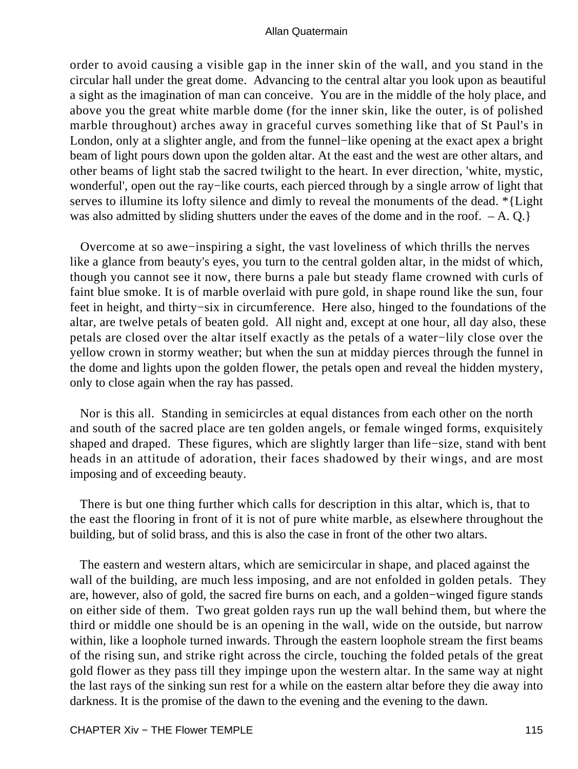order to avoid causing a visible gap in the inner skin of the wall, and you stand in the circular hall under the great dome. Advancing to the central altar you look upon as beautiful a sight as the imagination of man can conceive. You are in the middle of the holy place, and above you the great white marble dome (for the inner skin, like the outer, is of polished marble throughout) arches away in graceful curves something like that of St Paul's in London, only at a slighter angle, and from the funnel−like opening at the exact apex a bright beam of light pours down upon the golden altar. At the east and the west are other altars, and other beams of light stab the sacred twilight to the heart. In ever direction, 'white, mystic, wonderful', open out the ray−like courts, each pierced through by a single arrow of light that serves to illumine its lofty silence and dimly to reveal the monuments of the dead. *{Light was also admitted by sliding shutters under the eaves of the dome and in the roof. – A. Q.}

Overcome at so awe−inspiring a sight, the vast loveliness of which thrills the nerves like a glance from beauty's eyes, you turn to the central golden altar, in the midst of which, though you cannot see it now, there burns a pale but steady flame crowned with curls of faint blue smoke. It is of marble overlaid with pure gold, in shape round like the sun, four feet in height, and thirty−six in circumference. Here also, hinged to the foundations of the altar, are twelve petals of beaten gold. All night and, except at one hour, all day also, these petals are closed over the altar itself exactly as the petals of a water−lily close over the yellow crown in stormy weather; but when the sun at midday pierces through the funnel in the dome and lights upon the golden flower, the petals open and reveal the hidden mystery, only to close again when the ray has passed.

Nor is this all. Standing in semicircles at equal distances from each other on the north and south of the sacred place are ten golden angels, or female winged forms, exquisitely shaped and draped. These figures, which are slightly larger than life−size, stand with bent heads in an attitude of adoration, their faces shadowed by their wings, and are most imposing and of exceeding beauty.

There is but one thing further which calls for description in this altar, which is, that to the east the flooring in front of it is not of pure white marble, as elsewhere throughout the building, but of solid brass, and this is also the case in front of the other two altars.

The eastern and western altars, which are semicircular in shape, and placed against the wall of the building, are much less imposing, and are not enfolded in golden petals. They are, however, also of gold, the sacred fire burns on each, and a golden−winged figure stands on either side of them. Two great golden rays run up the wall behind them, but where the third or middle one should be is an opening in the wall, wide on the outside, but narrow within, like a loophole turned inwards. Through the eastern loophole stream the first beams of the rising sun, and strike right across the circle, touching the folded petals of the great gold flower as they pass till they impinge upon the western altar. In the same way at night the last rays of the sinking sun rest for a while on the eastern altar before they die away into darkness. It is the promise of the dawn to the evening and the evening to the dawn.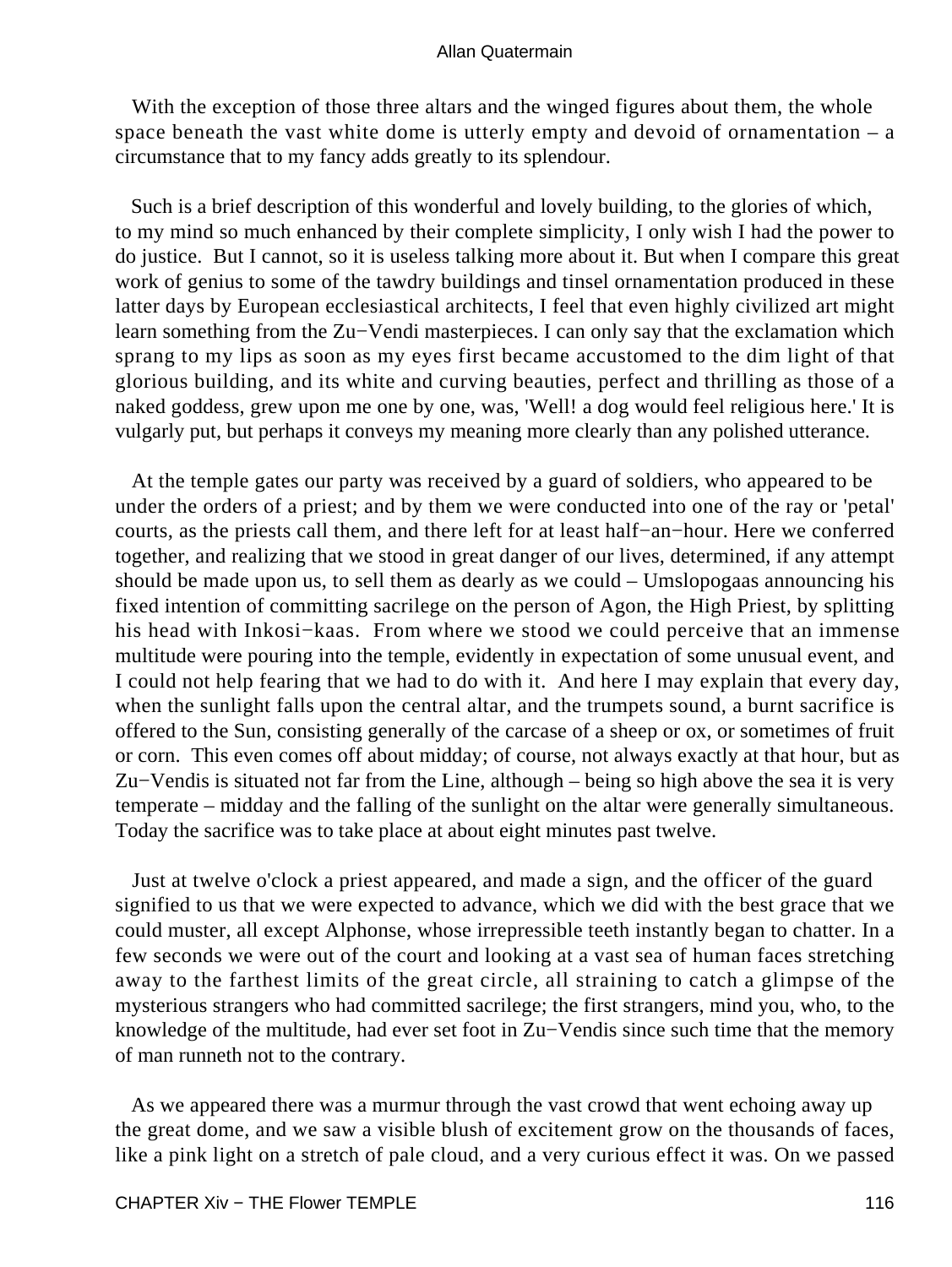With the exception of those three altars and the winged figures about them, the whole space beneath the vast white dome is utterly empty and devoid of ornamentation – a circumstance that to my fancy adds greatly to its splendour.

Such is a brief description of this wonderful and lovely building, to the glories of which, to my mind so much enhanced by their complete simplicity, I only wish I had the power to do justice. But I cannot, so it is useless talking more about it. But when I compare this great work of genius to some of the tawdry buildings and tinsel ornamentation produced in these latter days by European ecclesiastical architects, I feel that even highly civilized art might learn something from the Zu−Vendi masterpieces. I can only say that the exclamation which sprang to my lips as soon as my eyes first became accustomed to the dim light of that glorious building, and its white and curving beauties, perfect and thrilling as those of a naked goddess, grew upon me one by one, was, 'Well! a dog would feel religious here.' It is vulgarly put, but perhaps it conveys my meaning more clearly than any polished utterance.

At the temple gates our party was received by a guard of soldiers, who appeared to be under the orders of a priest; and by them we were conducted into one of the ray or 'petal' courts, as the priests call them, and there left for at least half−an−hour. Here we conferred together, and realizing that we stood in great danger of our lives, determined, if any attempt should be made upon us, to sell them as dearly as we could – Umslopogaas announcing his fixed intention of committing sacrilege on the person of Agon, the High Priest, by splitting his head with Inkosi−kaas. From where we stood we could perceive that an immense multitude were pouring into the temple, evidently in expectation of some unusual event, and I could not help fearing that we had to do with it. And here I may explain that every day, when the sunlight falls upon the central altar, and the trumpets sound, a burnt sacrifice is offered to the Sun, consisting generally of the carcase of a sheep or ox, or sometimes of fruit or corn. This even comes off about midday; of course, not always exactly at that hour, but as Zu−Vendis is situated not far from the Line, although – being so high above the sea it is very temperate – midday and the falling of the sunlight on the altar were generally simultaneous. Today the sacrifice was to take place at about eight minutes past twelve.

Just at twelve o'clock a priest appeared, and made a sign, and the officer of the guard signified to us that we were expected to advance, which we did with the best grace that we could muster, all except Alphonse, whose irrepressible teeth instantly began to chatter. In a few seconds we were out of the court and looking at a vast sea of human faces stretching away to the farthest limits of the great circle, all straining to catch a glimpse of the mysterious strangers who had committed sacrilege; the first strangers, mind you, who, to the knowledge of the multitude, had ever set foot in Zu−Vendis since such time that the memory of man runneth not to the contrary.

As we appeared there was a murmur through the vast crowd that went echoing away up the great dome, and we saw a visible blush of excitement grow on the thousands of faces, like a pink light on a stretch of pale cloud, and a very curious effect it was. On we passed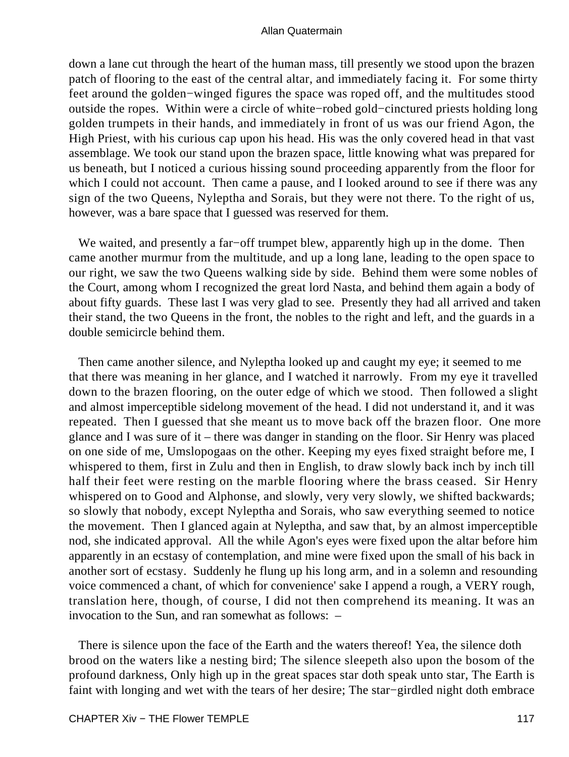down a lane cut through the heart of the human mass, till presently we stood upon the brazen patch of flooring to the east of the central altar, and immediately facing it. For some thirty feet around the golden−winged figures the space was roped off, and the multitudes stood outside the ropes. Within were a circle of white−robed gold−cinctured priests holding long golden trumpets in their hands, and immediately in front of us was our friend Agon, the High Priest, with his curious cap upon his head. His was the only covered head in that vast assemblage. We took our stand upon the brazen space, little knowing what was prepared for us beneath, but I noticed a curious hissing sound proceeding apparently from the floor for which I could not account. Then came a pause, and I looked around to see if there was any sign of the two Queens, Nyleptha and Sorais, but they were not there. To the right of us, however, was a bare space that I guessed was reserved for them.

We waited, and presently a far−off trumpet blew, apparently high up in the dome. Then came another murmur from the multitude, and up a long lane, leading to the open space to our right, we saw the two Queens walking side by side. Behind them were some nobles of the Court, among whom I recognized the great lord Nasta, and behind them again a body of about fifty guards. These last I was very glad to see. Presently they had all arrived and taken their stand, the two Queens in the front, the nobles to the right and left, and the guards in a double semicircle behind them.

Then came another silence, and Nyleptha looked up and caught my eye; it seemed to me that there was meaning in her glance, and I watched it narrowly. From my eye it travelled down to the brazen flooring, on the outer edge of which we stood. Then followed a slight and almost imperceptible sidelong movement of the head. I did not understand it, and it was repeated. Then I guessed that she meant us to move back off the brazen floor. One more glance and I was sure of it – there was danger in standing on the floor. Sir Henry was placed on one side of me, Umslopogaas on the other. Keeping my eyes fixed straight before me, I whispered to them, first in Zulu and then in English, to draw slowly back inch by inch till half their feet were resting on the marble flooring where the brass ceased. Sir Henry whispered on to Good and Alphonse, and slowly, very very slowly, we shifted backwards; so slowly that nobody, except Nyleptha and Sorais, who saw everything seemed to notice the movement. Then I glanced again at Nyleptha, and saw that, by an almost imperceptible nod, she indicated approval. All the while Agon's eyes were fixed upon the altar before him apparently in an ecstasy of contemplation, and mine were fixed upon the small of his back in another sort of ecstasy. Suddenly he flung up his long arm, and in a solemn and resounding voice commenced a chant, of which for convenience' sake I append a rough, a VERY rough, translation here, though, of course, I did not then comprehend its meaning. It was an invocation to the Sun, and ran somewhat as follows: –

There is silence upon the face of the Earth and the waters thereof! Yea, the silence doth brood on the waters like a nesting bird; The silence sleepeth also upon the bosom of the profound darkness, Only high up in the great spaces star doth speak unto star, The Earth is faint with longing and wet with the tears of her desire; The star−girdled night doth embrace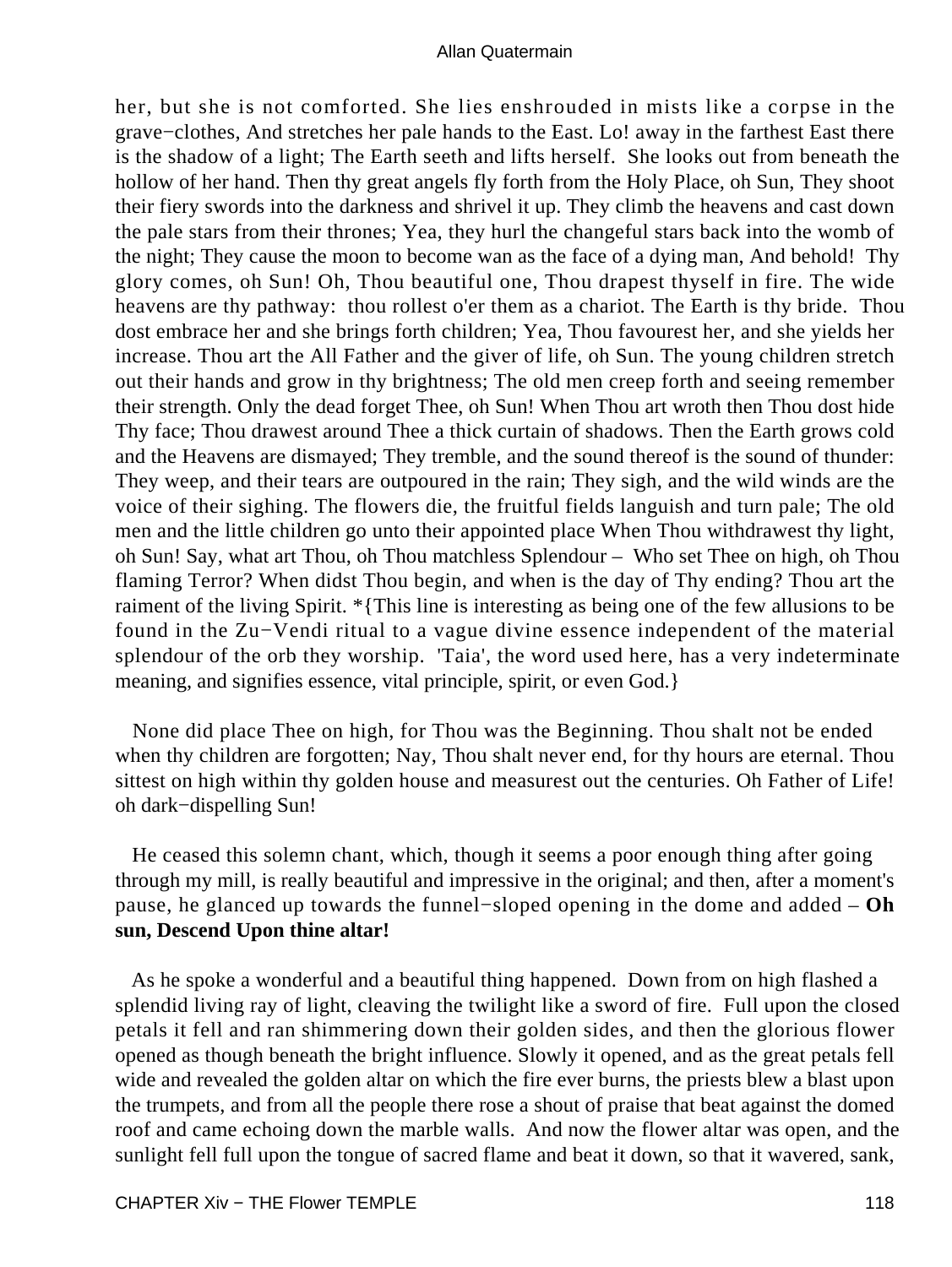her, but she is not comforted. She lies enshrouded in mists like a corpse in the grave−clothes, And stretches her pale hands to the East. Lo! away in the farthest East there is the shadow of a light; The Earth seeth and lifts herself. She looks out from beneath the hollow of her hand. Then thy great angels fly forth from the Holy Place, oh Sun, They shoot their fiery swords into the darkness and shrivel it up. They climb the heavens and cast down the pale stars from their thrones; Yea, they hurl the changeful stars back into the womb of the night; They cause the moon to become wan as the face of a dying man, And behold! Thy glory comes, oh Sun! Oh, Thou beautiful one, Thou drapest thyself in fire. The wide heavens are thy pathway: thou rollest o'er them as a chariot. The Earth is thy bride. Thou dost embrace her and she brings forth children; Yea, Thou favourest her, and she yields her increase. Thou art the All Father and the giver of life, oh Sun. The young children stretch out their hands and grow in thy brightness; The old men creep forth and seeing remember their strength. Only the dead forget Thee, oh Sun! When Thou art wroth then Thou dost hide Thy face; Thou drawest around Thee a thick curtain of shadows. Then the Earth grows cold and the Heavens are dismayed; They tremble, and the sound thereof is the sound of thunder: They weep, and their tears are outpoured in the rain; They sigh, and the wild winds are the voice of their sighing. The flowers die, the fruitful fields languish and turn pale; The old men and the little children go unto their appointed place When Thou withdrawest thy light, oh Sun! Say, what art Thou, oh Thou matchless Splendour – Who set Thee on high, oh Thou flaming Terror? When didst Thou begin, and when is the day of Thy ending? Thou art the raiment of the living Spirit. *{This line is interesting as being one of the few allusions to be found in the Zu−Vendi ritual to a vague divine essence independent of the material splendour of the orb they worship. 'Taia', the word used here, has a very indeterminate meaning, and signifies essence, vital principle, spirit, or even God.}

None did place Thee on high, for Thou was the Beginning. Thou shalt not be ended when thy children are forgotten; Nay, Thou shalt never end, for thy hours are eternal. Thou sittest on high within thy golden house and measurest out the centuries. Oh Father of Life! oh dark−dispelling Sun!

He ceased this solemn chant, which, though it seems a poor enough thing after going through my mill, is really beautiful and impressive in the original; and then, after a moment's pause, he glanced up towards the funnel−sloped opening in the dome and added – **Oh sun, Descend Upon thine altar!**

As he spoke a wonderful and a beautiful thing happened. Down from on high flashed a splendid living ray of light, cleaving the twilight like a sword of fire. Full upon the closed petals it fell and ran shimmering down their golden sides, and then the glorious flower opened as though beneath the bright influence. Slowly it opened, and as the great petals fell wide and revealed the golden altar on which the fire ever burns, the priests blew a blast upon the trumpets, and from all the people there rose a shout of praise that beat against the domed roof and came echoing down the marble walls. And now the flower altar was open, and the sunlight fell full upon the tongue of sacred flame and beat it down, so that it wavered, sank,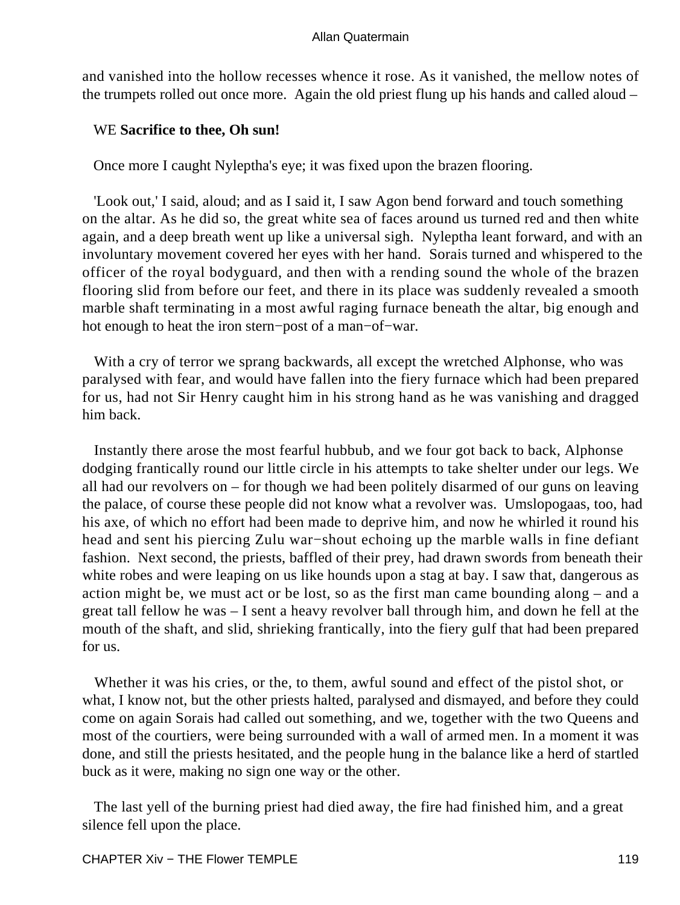and vanished into the hollow recesses whence it rose. As it vanished, the mellow notes of the trumpets rolled out once more. Again the old priest flung up his hands and called aloud –

WE **Sacrifice to thee, Oh sun!**

Once more I caught Nyleptha's eye; it was fixed upon the brazen flooring.

'Look out,' I said, aloud; and as I said it, I saw Agon bend forward and touch something on the altar. As he did so, the great white sea of faces around us turned red and then white again, and a deep breath went up like a universal sigh. Nyleptha leant forward, and with an involuntary movement covered her eyes with her hand. Sorais turned and whispered to the officer of the royal bodyguard, and then with a rending sound the whole of the brazen flooring slid from before our feet, and there in its place was suddenly revealed a smooth marble shaft terminating in a most awful raging furnace beneath the altar, big enough and hot enough to heat the iron stern−post of a man−of−war.

With a cry of terror we sprang backwards, all except the wretched Alphonse, who was paralysed with fear, and would have fallen into the fiery furnace which had been prepared for us, had not Sir Henry caught him in his strong hand as he was vanishing and dragged him back.

Instantly there arose the most fearful hubbub, and we four got back to back, Alphonse dodging frantically round our little circle in his attempts to take shelter under our legs. We all had our revolvers on – for though we had been politely disarmed of our guns on leaving the palace, of course these people did not know what a revolver was. Umslopogaas, too, had his axe, of which no effort had been made to deprive him, and now he whirled it round his head and sent his piercing Zulu war−shout echoing up the marble walls in fine defiant fashion. Next second, the priests, baffled of their prey, had drawn swords from beneath their white robes and were leaping on us like hounds upon a stag at bay. I saw that, dangerous as action might be, we must act or be lost, so as the first man came bounding along – and a great tall fellow he was – I sent a heavy revolver ball through him, and down he fell at the mouth of the shaft, and slid, shrieking frantically, into the fiery gulf that had been prepared for us.

Whether it was his cries, or the, to them, awful sound and effect of the pistol shot, or what, I know not, but the other priests halted, paralysed and dismayed, and before they could come on again Sorais had called out something, and we, together with the two Queens and most of the courtiers, were being surrounded with a wall of armed men. In a moment it was done, and still the priests hesitated, and the people hung in the balance like a herd of startled buck as it were, making no sign one way or the other.

The last yell of the burning priest had died away, the fire had finished him, and a great silence fell upon the place.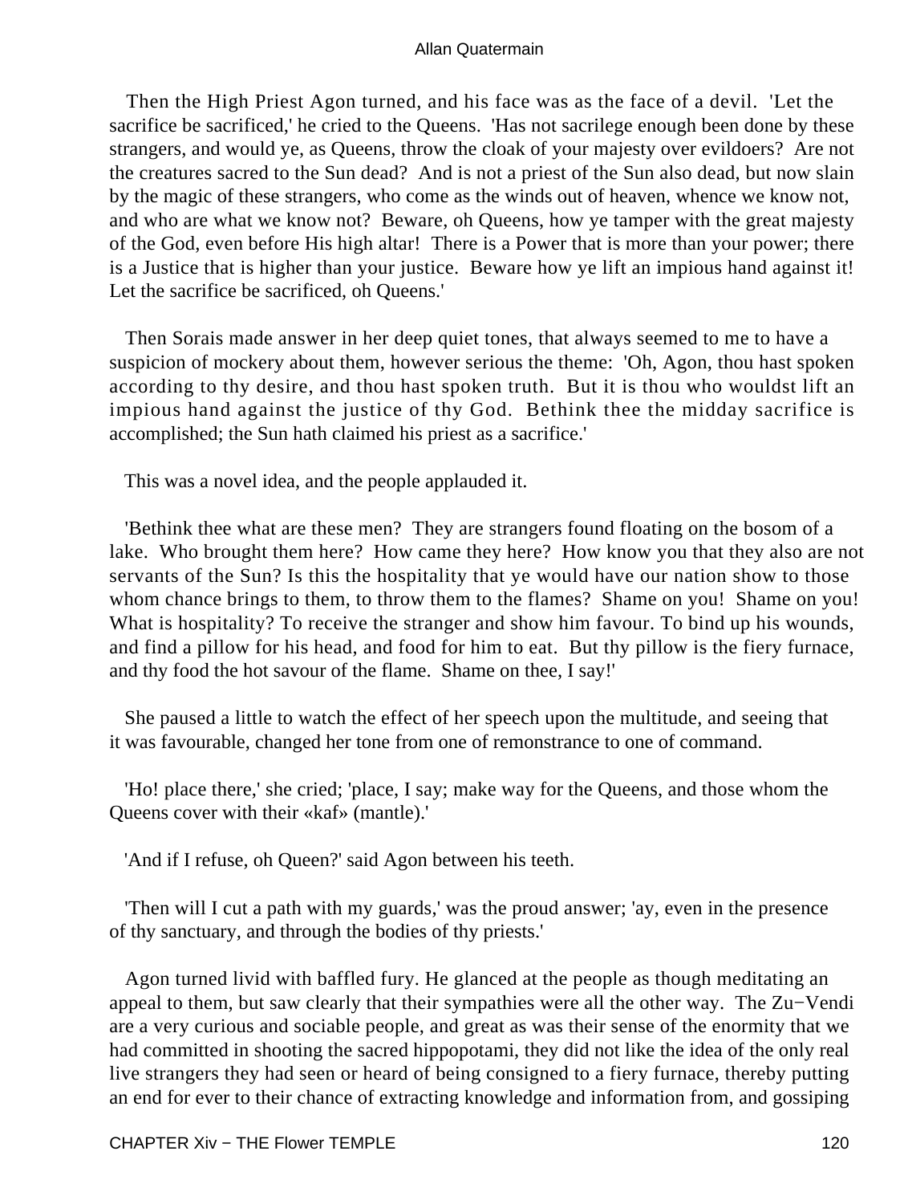Then the High Priest Agon turned, and his face was as the face of a devil. 'Let the sacrifice be sacrificed,' he cried to the Queens. 'Has not sacrilege enough been done by these strangers, and would ye, as Queens, throw the cloak of your majesty over evildoers? Are not the creatures sacred to the Sun dead? And is not a priest of the Sun also dead, but now slain by the magic of these strangers, who come as the winds out of heaven, whence we know not, and who are what we know not? Beware, oh Queens, how ye tamper with the great majesty of the God, even before His high altar! There is a Power that is more than your power; there is a Justice that is higher than your justice. Beware how ye lift an impious hand against it! Let the sacrifice be sacrificed, oh Queens.'

Then Sorais made answer in her deep quiet tones, that always seemed to me to have a suspicion of mockery about them, however serious the theme: 'Oh, Agon, thou hast spoken according to thy desire, and thou hast spoken truth. But it is thou who wouldst lift an impious hand against the justice of thy God. Bethink thee the midday sacrifice is accomplished; the Sun hath claimed his priest as a sacrifice.'

This was a novel idea, and the people applauded it.

'Bethink thee what are these men? They are strangers found floating on the bosom of a lake. Who brought them here? How came they here? How know you that they also are not servants of the Sun? Is this the hospitality that ye would have our nation show to those whom chance brings to them, to throw them to the flames? Shame on you! Shame on you! What is hospitality? To receive the stranger and show him favour. To bind up his wounds, and find a pillow for his head, and food for him to eat. But thy pillow is the fiery furnace, and thy food the hot savour of the flame. Shame on thee, I say!'

She paused a little to watch the effect of her speech upon the multitude, and seeing that it was favourable, changed her tone from one of remonstrance to one of command.

'Ho! place there,' she cried; 'place, I say; make way for the Queens, and those whom the Queens cover with their «kaf» (mantle).'

'And if I refuse, oh Queen?' said Agon between his teeth.

'Then will I cut a path with my guards,' was the proud answer; 'ay, even in the presence of thy sanctuary, and through the bodies of thy priests.'

Agon turned livid with baffled fury. He glanced at the people as though meditating an appeal to them, but saw clearly that their sympathies were all the other way. The Zu−Vendi are a very curious and sociable people, and great as was their sense of the enormity that we had committed in shooting the sacred hippopotami, they did not like the idea of the only real live strangers they had seen or heard of being consigned to a fiery furnace, thereby putting an end for ever to their chance of extracting knowledge and information from, and gossiping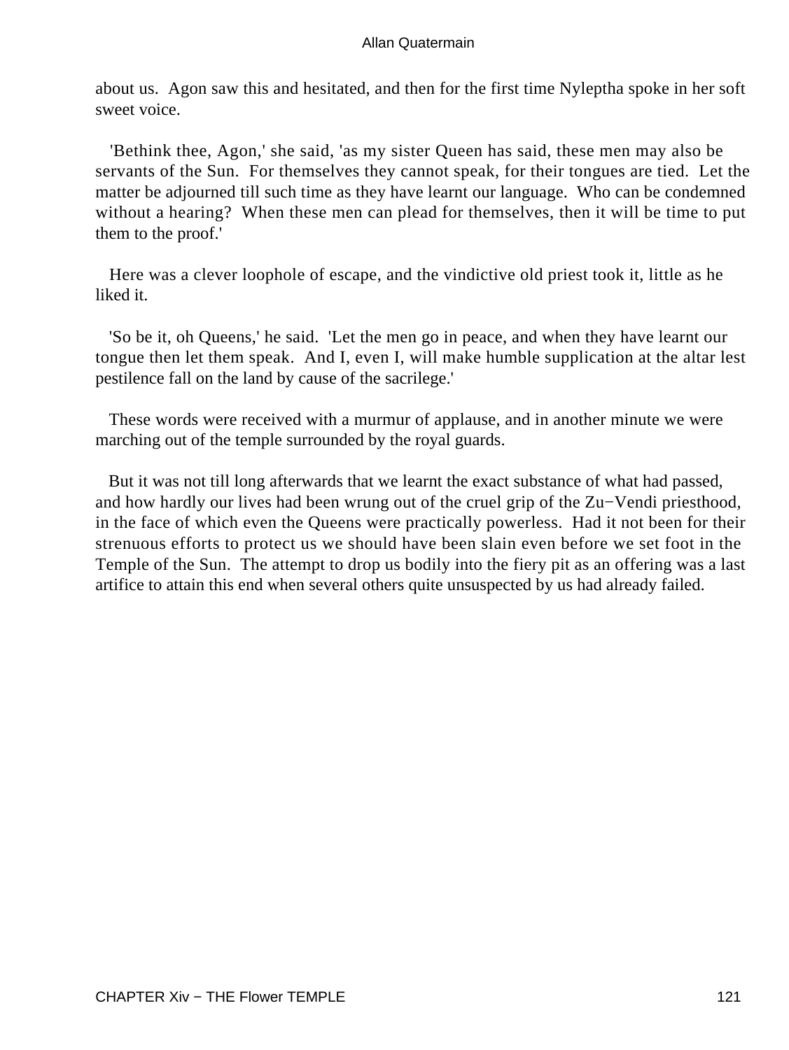about us. Agon saw this and hesitated, and then for the first time Nyleptha spoke in her soft sweet voice.

'Bethink thee, Agon,' she said, 'as my sister Queen has said, these men may also be servants of the Sun. For themselves they cannot speak, for their tongues are tied. Let the matter be adjourned till such time as they have learnt our language. Who can be condemned without a hearing? When these men can plead for themselves, then it will be time to put them to the proof.'

Here was a clever loophole of escape, and the vindictive old priest took it, little as he liked it.

'So be it, oh Queens,' he said. 'Let the men go in peace, and when they have learnt our tongue then let them speak. And I, even I, will make humble supplication at the altar lest pestilence fall on the land by cause of the sacrilege.'

These words were received with a murmur of applause, and in another minute we were marching out of the temple surrounded by the royal guards.

But it was not till long afterwards that we learnt the exact substance of what had passed, and how hardly our lives had been wrung out of the cruel grip of the Zu−Vendi priesthood, in the face of which even the Queens were practically powerless. Had it not been for their strenuous efforts to protect us we should have been slain even before we set foot in the Temple of the Sun. The attempt to drop us bodily into the fiery pit as an offering was a last artifice to attain this end when several others quite unsuspected by us had already failed.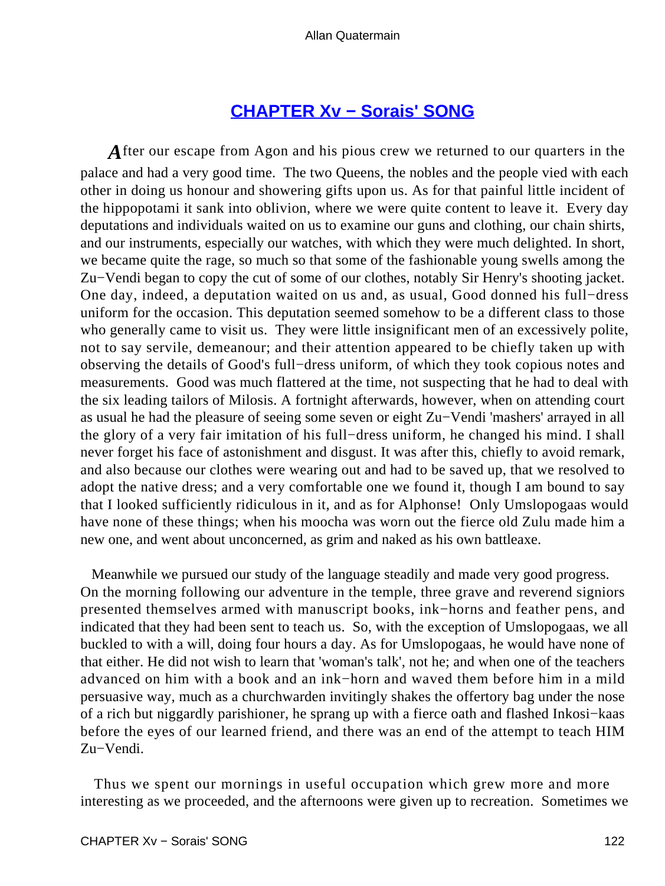## CHAPTER Xv − Sorais' SONG

After our escape from Agon and his pious crew we returned to our quarters in the palace and had a very good time. The two Queens, the nobles and the people vied with each other in doing us honour and showering gifts upon us. As for that painful little incident of the hippopotami it sank into oblivion, where we were quite content to leave it. Every day deputations and individuals waited on us to examine our guns and clothing, our chain shirts, and our instruments, especially our watches, with which they were much delighted. In short, we became quite the rage, so much so that some of the fashionable young swells among the Zu−Vendi began to copy the cut of some of our clothes, notably Sir Henry's shooting jacket. One day, indeed, a deputation waited on us and, as usual, Good donned his full−dress uniform for the occasion. This deputation seemed somehow to be a different class to those who generally came to visit us. They were little insignificant men of an excessively polite, not to say servile, demeanour; and their attention appeared to be chiefly taken up with observing the details of Good's full−dress uniform, of which they took copious notes and measurements. Good was much flattered at the time, not suspecting that he had to deal with the six leading tailors of Milosis. A fortnight afterwards, however, when on attending court as usual he had the pleasure of seeing some seven or eight Zu−Vendi 'mashers' arrayed in all the glory of a very fair imitation of his full−dress uniform, he changed his mind. I shall never forget his face of astonishment and disgust. It was after this, chiefly to avoid remark, and also because our clothes were wearing out and had to be saved up, that we resolved to adopt the native dress; and a very comfortable one we found it, though I am bound to say that I looked sufficiently ridiculous in it, and as for Alphonse! Only Umslopogaas would have none of these things; when his moocha was worn out the fierce old Zulu made him a new one, and went about unconcerned, as grim and naked as his own battleaxe.

Meanwhile we pursued our study of the language steadily and made very good progress. On the morning following our adventure in the temple, three grave and reverend signiors presented themselves armed with manuscript books, ink−horns and feather pens, and indicated that they had been sent to teach us. So, with the exception of Umslopogaas, we all buckled to with a will, doing four hours a day. As for Umslopogaas, he would have none of that either. He did not wish to learn that 'woman's talk', not he; and when one of the teachers advanced on him with a book and an ink−horn and waved them before him in a mild persuasive way, much as a churchwarden invitingly shakes the offertory bag under the nose of a rich but niggardly parishioner, he sprang up with a fierce oath and flashed Inkosi−kaas before the eyes of our learned friend, and there was an end of the attempt to teach HIM Zu−Vendi.

Thus we spent our mornings in useful occupation which grew more and more interesting as we proceeded, and the afternoons were given up to recreation. Sometimes we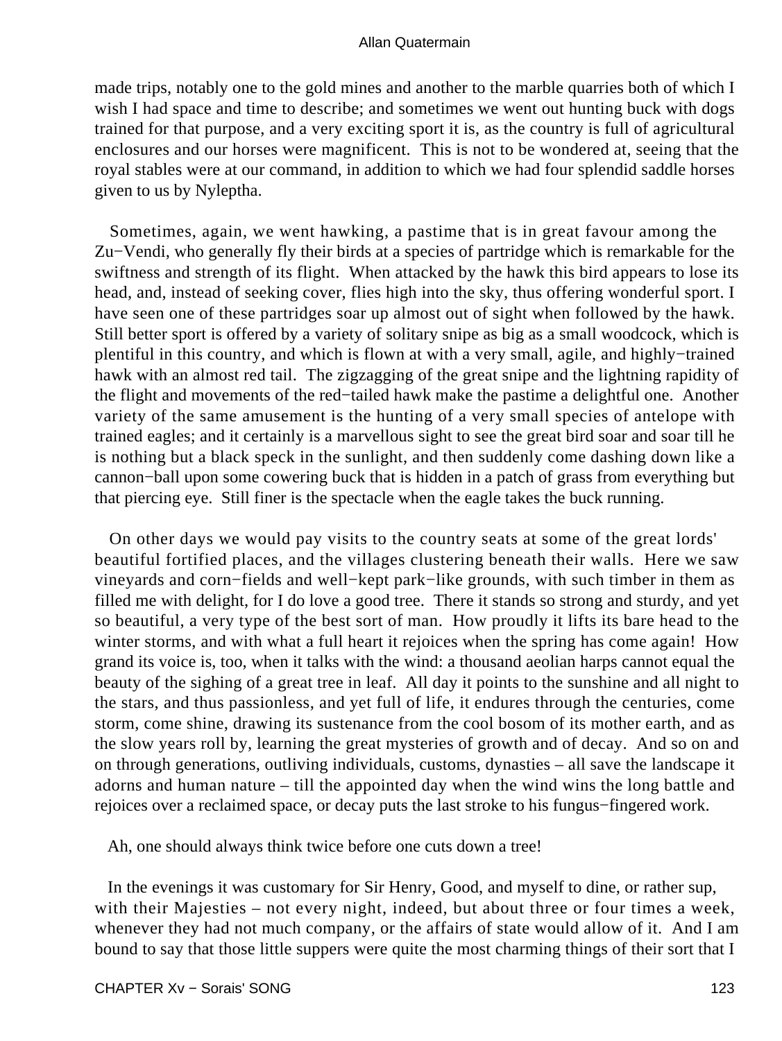made trips, notably one to the gold mines and another to the marble quarries both of which I wish I had space and time to describe; and sometimes we went out hunting buck with dogs trained for that purpose, and a very exciting sport it is, as the country is full of agricultural enclosures and our horses were magnificent. This is not to be wondered at, seeing that the royal stables were at our command, in addition to which we had four splendid saddle horses given to us by Nyleptha.

Sometimes, again, we went hawking, a pastime that is in great favour among the Zu−Vendi, who generally fly their birds at a species of partridge which is remarkable for the swiftness and strength of its flight. When attacked by the hawk this bird appears to lose its head, and, instead of seeking cover, flies high into the sky, thus offering wonderful sport. I have seen one of these partridges soar up almost out of sight when followed by the hawk. Still better sport is offered by a variety of solitary snipe as big as a small woodcock, which is plentiful in this country, and which is flown at with a very small, agile, and highly−trained hawk with an almost red tail. The zigzagging of the great snipe and the lightning rapidity of the flight and movements of the red−tailed hawk make the pastime a delightful one. Another variety of the same amusement is the hunting of a very small species of antelope with trained eagles; and it certainly is a marvellous sight to see the great bird soar and soar till he is nothing but a black speck in the sunlight, and then suddenly come dashing down like a cannon−ball upon some cowering buck that is hidden in a patch of grass from everything but that piercing eye. Still finer is the spectacle when the eagle takes the buck running.

On other days we would pay visits to the country seats at some of the great lords' beautiful fortified places, and the villages clustering beneath their walls. Here we saw vineyards and corn−fields and well−kept park−like grounds, with such timber in them as filled me with delight, for I do love a good tree. There it stands so strong and sturdy, and yet so beautiful, a very type of the best sort of man. How proudly it lifts its bare head to the winter storms, and with what a full heart it rejoices when the spring has come again! How grand its voice is, too, when it talks with the wind: a thousand aeolian harps cannot equal the beauty of the sighing of a great tree in leaf. All day it points to the sunshine and all night to the stars, and thus passionless, and yet full of life, it endures through the centuries, come storm, come shine, drawing its sustenance from the cool bosom of its mother earth, and as the slow years roll by, learning the great mysteries of growth and of decay. And so on and on through generations, outliving individuals, customs, dynasties – all save the landscape it adorns and human nature – till the appointed day when the wind wins the long battle and rejoices over a reclaimed space, or decay puts the last stroke to his fungus−fingered work.

Ah, one should always think twice before one cuts down a tree!

In the evenings it was customary for Sir Henry, Good, and myself to dine, or rather sup, with their Majesties – not every night, indeed, but about three or four times a week, whenever they had not much company, or the affairs of state would allow of it. And I am bound to say that those little suppers were quite the most charming things of their sort that I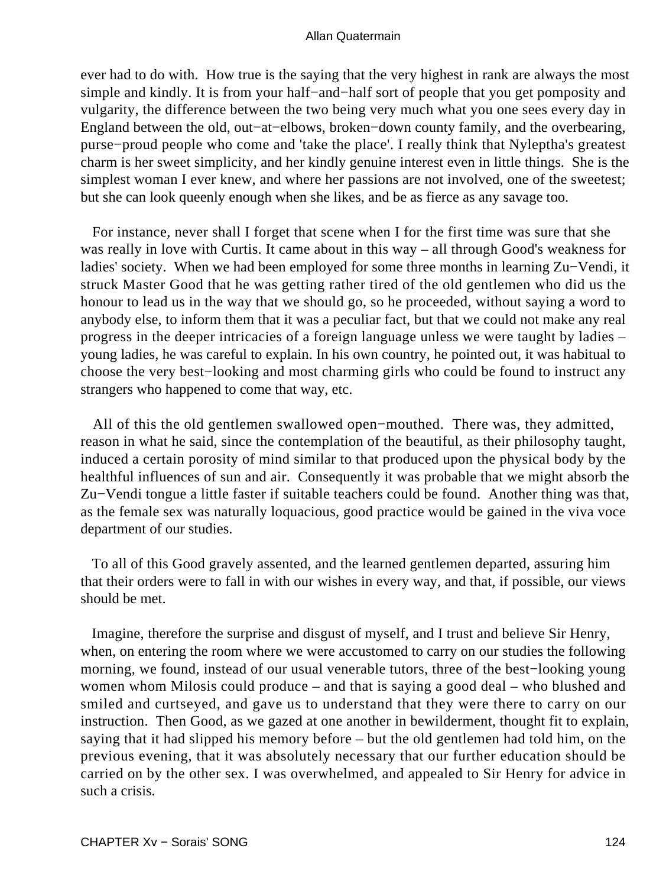ever had to do with. How true is the saying that the very highest in rank are always the most simple and kindly. It is from your half−and−half sort of people that you get pomposity and vulgarity, the difference between the two being very much what you one sees every day in England between the old, out−at−elbows, broken−down county family, and the overbearing, purse−proud people who come and 'take the place'. I really think that Nyleptha's greatest charm is her sweet simplicity, and her kindly genuine interest even in little things. She is the simplest woman I ever knew, and where her passions are not involved, one of the sweetest; but she can look queenly enough when she likes, and be as fierce as any savage too.

For instance, never shall I forget that scene when I for the first time was sure that she was really in love with Curtis. It came about in this way – all through Good's weakness for ladies' society. When we had been employed for some three months in learning Zu−Vendi, it struck Master Good that he was getting rather tired of the old gentlemen who did us the honour to lead us in the way that we should go, so he proceeded, without saying a word to anybody else, to inform them that it was a peculiar fact, but that we could not make any real progress in the deeper intricacies of a foreign language unless we were taught by ladies – young ladies, he was careful to explain. In his own country, he pointed out, it was habitual to choose the very best−looking and most charming girls who could be found to instruct any strangers who happened to come that way, etc.

All of this the old gentlemen swallowed open−mouthed. There was, they admitted, reason in what he said, since the contemplation of the beautiful, as their philosophy taught, induced a certain porosity of mind similar to that produced upon the physical body by the healthful influences of sun and air. Consequently it was probable that we might absorb the Zu−Vendi tongue a little faster if suitable teachers could be found. Another thing was that, as the female sex was naturally loquacious, good practice would be gained in the viva voce department of our studies.

To all of this Good gravely assented, and the learned gentlemen departed, assuring him that their orders were to fall in with our wishes in every way, and that, if possible, our views should be met.

Imagine, therefore the surprise and disgust of myself, and I trust and believe Sir Henry, when, on entering the room where we were accustomed to carry on our studies the following morning, we found, instead of our usual venerable tutors, three of the best−looking young women whom Milosis could produce – and that is saying a good deal – who blushed and smiled and curtseyed, and gave us to understand that they were there to carry on our instruction. Then Good, as we gazed at one another in bewilderment, thought fit to explain, saying that it had slipped his memory before – but the old gentlemen had told him, on the previous evening, that it was absolutely necessary that our further education should be carried on by the other sex. I was overwhelmed, and appealed to Sir Henry for advice in such a crisis.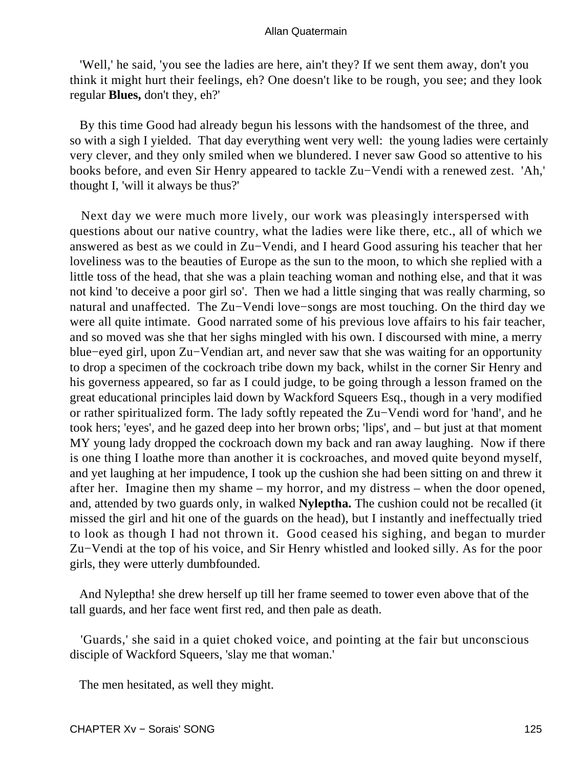'Well,' he said, 'you see the ladies are here, ain't they? If we sent them away, don't you think it might hurt their feelings, eh? One doesn't like to be rough, you see; and they look regular **Blues,** don't they, eh?'

By this time Good had already begun his lessons with the handsomest of the three, and so with a sigh I yielded. That day everything went very well: the young ladies were certainly very clever, and they only smiled when we blundered. I never saw Good so attentive to his books before, and even Sir Henry appeared to tackle Zu−Vendi with a renewed zest. 'Ah,' thought I, 'will it always be thus?'

Next day we were much more lively, our work was pleasingly interspersed with questions about our native country, what the ladies were like there, etc., all of which we answered as best as we could in Zu−Vendi, and I heard Good assuring his teacher that her loveliness was to the beauties of Europe as the sun to the moon, to which she replied with a little toss of the head, that she was a plain teaching woman and nothing else, and that it was not kind 'to deceive a poor girl so'. Then we had a little singing that was really charming, so natural and unaffected. The Zu−Vendi love−songs are most touching. On the third day we were all quite intimate. Good narrated some of his previous love affairs to his fair teacher, and so moved was she that her sighs mingled with his own. I discoursed with mine, a merry blue−eyed girl, upon Zu−Vendian art, and never saw that she was waiting for an opportunity to drop a specimen of the cockroach tribe down my back, whilst in the corner Sir Henry and his governess appeared, so far as I could judge, to be going through a lesson framed on the great educational principles laid down by Wackford Squeers Esq., though in a very modified or rather spiritualized form. The lady softly repeated the Zu−Vendi word for 'hand', and he took hers; 'eyes', and he gazed deep into her brown orbs; 'lips', and – but just at that moment MY young lady dropped the cockroach down my back and ran away laughing. Now if there is one thing I loathe more than another it is cockroaches, and moved quite beyond myself, and yet laughing at her impudence, I took up the cushion she had been sitting on and threw it after her. Imagine then my shame – my horror, and my distress – when the door opened, and, attended by two guards only, in walked **Nyleptha.** The cushion could not be recalled (it missed the girl and hit one of the guards on the head), but I instantly and ineffectually tried to look as though I had not thrown it. Good ceased his sighing, and began to murder Zu−Vendi at the top of his voice, and Sir Henry whistled and looked silly. As for the poor girls, they were utterly dumbfounded.

And Nyleptha! she drew herself up till her frame seemed to tower even above that of the tall guards, and her face went first red, and then pale as death.

'Guards,' she said in a quiet choked voice, and pointing at the fair but unconscious disciple of Wackford Squeers, 'slay me that woman.'

The men hesitated, as well they might.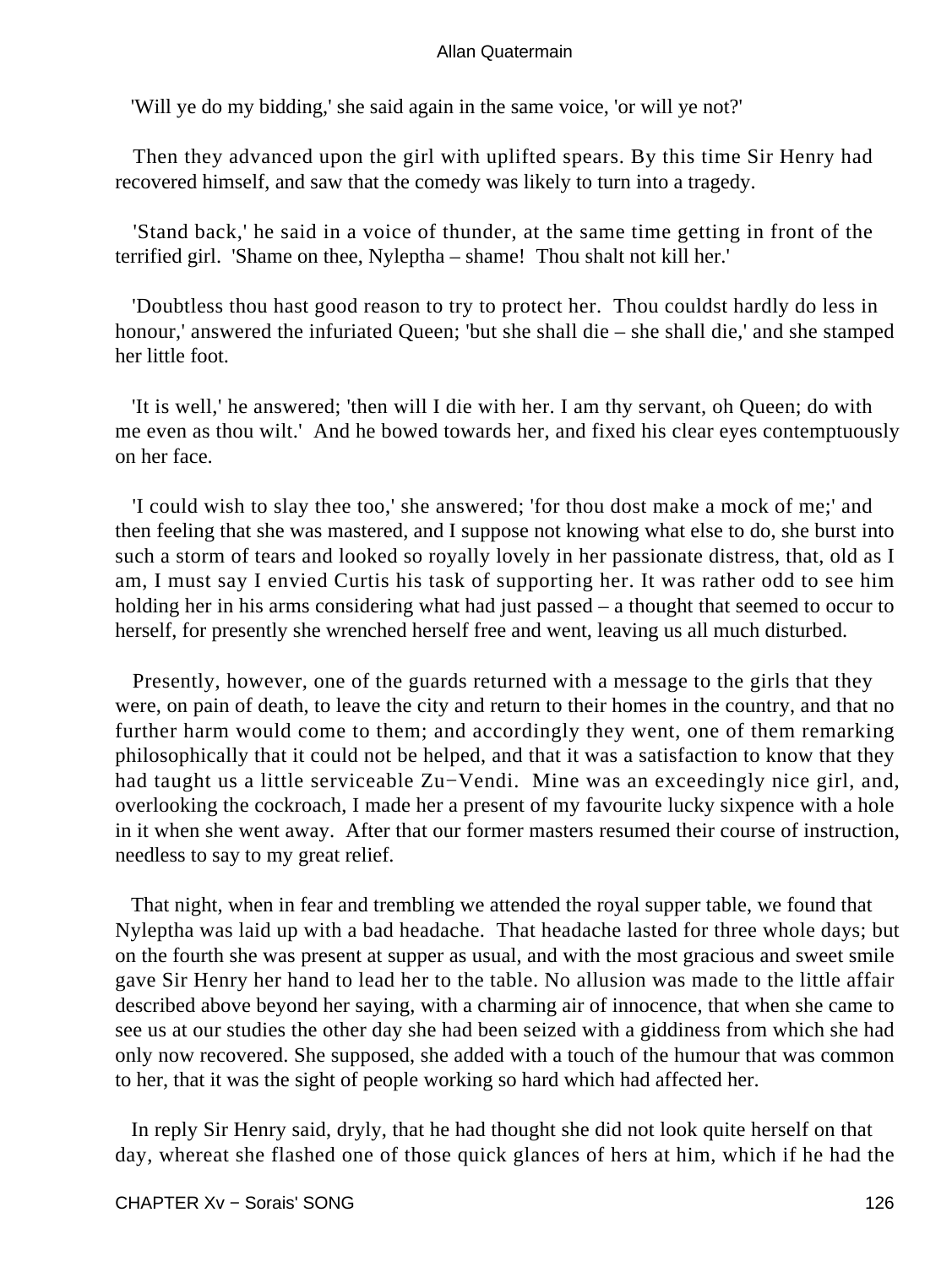'Will ye do my bidding,' she said again in the same voice, 'or will ye not?'

Then they advanced upon the girl with uplifted spears. By this time Sir Henry had recovered himself, and saw that the comedy was likely to turn into a tragedy.

'Stand back,' he said in a voice of thunder, at the same time getting in front of the terrified girl. 'Shame on thee, Nyleptha – shame! Thou shalt not kill her.'

'Doubtless thou hast good reason to try to protect her. Thou couldst hardly do less in honour,' answered the infuriated Queen; 'but she shall die – she shall die,' and she stamped her little foot.

'It is well,' he answered; 'then will I die with her. I am thy servant, oh Queen; do with me even as thou wilt.' And he bowed towards her, and fixed his clear eyes contemptuously on her face.

'I could wish to slay thee too,' she answered; 'for thou dost make a mock of me;' and then feeling that she was mastered, and I suppose not knowing what else to do, she burst into such a storm of tears and looked so royally lovely in her passionate distress, that, old as I am, I must say I envied Curtis his task of supporting her. It was rather odd to see him holding her in his arms considering what had just passed – a thought that seemed to occur to herself, for presently she wrenched herself free and went, leaving us all much disturbed.

Presently, however, one of the guards returned with a message to the girls that they were, on pain of death, to leave the city and return to their homes in the country, and that no further harm would come to them; and accordingly they went, one of them remarking philosophically that it could not be helped, and that it was a satisfaction to know that they had taught us a little serviceable Zu−Vendi. Mine was an exceedingly nice girl, and, overlooking the cockroach, I made her a present of my favourite lucky sixpence with a hole in it when she went away. After that our former masters resumed their course of instruction, needless to say to my great relief.

That night, when in fear and trembling we attended the royal supper table, we found that Nyleptha was laid up with a bad headache. That headache lasted for three whole days; but on the fourth she was present at supper as usual, and with the most gracious and sweet smile gave Sir Henry her hand to lead her to the table. No allusion was made to the little affair described above beyond her saying, with a charming air of innocence, that when she came to see us at our studies the other day she had been seized with a giddiness from which she had only now recovered. She supposed, she added with a touch of the humour that was common to her, that it was the sight of people working so hard which had affected her.

In reply Sir Henry said, dryly, that he had thought she did not look quite herself on that day, whereat she flashed one of those quick glances of hers at him, which if he had the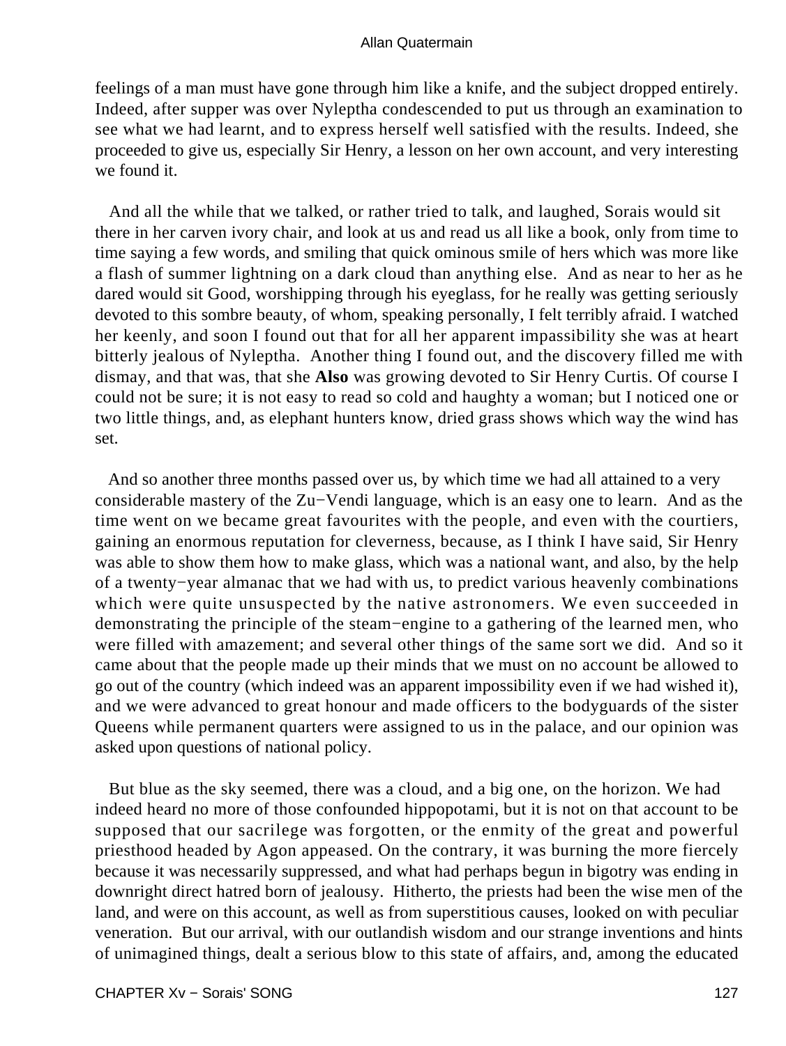feelings of a man must have gone through him like a knife, and the subject dropped entirely. Indeed, after supper was over Nyleptha condescended to put us through an examination to see what we had learnt, and to express herself well satisfied with the results. Indeed, she proceeded to give us, especially Sir Henry, a lesson on her own account, and very interesting we found it.

And all the while that we talked, or rather tried to talk, and laughed, Sorais would sit there in her carven ivory chair, and look at us and read us all like a book, only from time to time saying a few words, and smiling that quick ominous smile of hers which was more like a flash of summer lightning on a dark cloud than anything else. And as near to her as he dared would sit Good, worshipping through his eyeglass, for he really was getting seriously devoted to this sombre beauty, of whom, speaking personally, I felt terribly afraid. I watched her keenly, and soon I found out that for all her apparent impassibility she was at heart bitterly jealous of Nyleptha. Another thing I found out, and the discovery filled me with dismay, and that was, that she **Also** was growing devoted to Sir Henry Curtis. Of course I could not be sure; it is not easy to read so cold and haughty a woman; but I noticed one or two little things, and, as elephant hunters know, dried grass shows which way the wind has set.

And so another three months passed over us, by which time we had all attained to a very considerable mastery of the Zu−Vendi language, which is an easy one to learn. And as the time went on we became great favourites with the people, and even with the courtiers, gaining an enormous reputation for cleverness, because, as I think I have said, Sir Henry was able to show them how to make glass, which was a national want, and also, by the help of a twenty−year almanac that we had with us, to predict various heavenly combinations which were quite unsuspected by the native astronomers. We even succeeded in demonstrating the principle of the steam−engine to a gathering of the learned men, who were filled with amazement; and several other things of the same sort we did. And so it came about that the people made up their minds that we must on no account be allowed to go out of the country (which indeed was an apparent impossibility even if we had wished it), and we were advanced to great honour and made officers to the bodyguards of the sister Queens while permanent quarters were assigned to us in the palace, and our opinion was asked upon questions of national policy.

But blue as the sky seemed, there was a cloud, and a big one, on the horizon. We had indeed heard no more of those confounded hippopotami, but it is not on that account to be supposed that our sacrilege was forgotten, or the enmity of the great and powerful priesthood headed by Agon appeased. On the contrary, it was burning the more fiercely because it was necessarily suppressed, and what had perhaps begun in bigotry was ending in downright direct hatred born of jealousy. Hitherto, the priests had been the wise men of the land, and were on this account, as well as from superstitious causes, looked on with peculiar veneration. But our arrival, with our outlandish wisdom and our strange inventions and hints of unimagined things, dealt a serious blow to this state of affairs, and, among the educated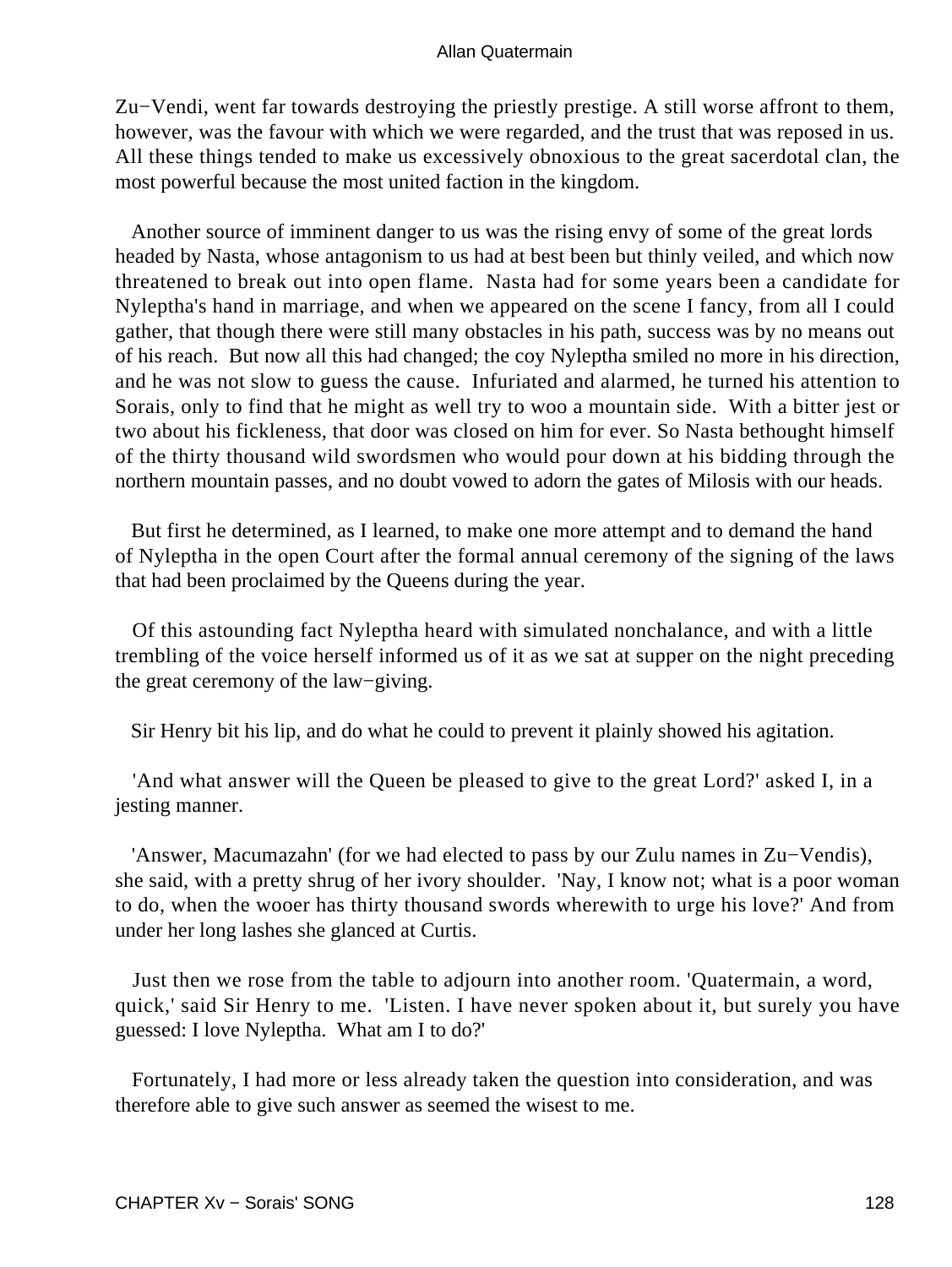Zu−Vendi, went far towards destroying the priestly prestige. A still worse affront to them, however, was the favour with which we were regarded, and the trust that was reposed in us. All these things tended to make us excessively obnoxious to the great sacerdotal clan, the most powerful because the most united faction in the kingdom.

Another source of imminent danger to us was the rising envy of some of the great lords headed by Nasta, whose antagonism to us had at best been but thinly veiled, and which now threatened to break out into open flame. Nasta had for some years been a candidate for Nyleptha's hand in marriage, and when we appeared on the scene I fancy, from all I could gather, that though there were still many obstacles in his path, success was by no means out of his reach. But now all this had changed; the coy Nyleptha smiled no more in his direction, and he was not slow to guess the cause. Infuriated and alarmed, he turned his attention to Sorais, only to find that he might as well try to woo a mountain side. With a bitter jest or two about his fickleness, that door was closed on him for ever. So Nasta bethought himself of the thirty thousand wild swordsmen who would pour down at his bidding through the northern mountain passes, and no doubt vowed to adorn the gates of Milosis with our heads.

But first he determined, as I learned, to make one more attempt and to demand the hand of Nyleptha in the open Court after the formal annual ceremony of the signing of the laws that had been proclaimed by the Queens during the year.

Of this astounding fact Nyleptha heard with simulated nonchalance, and with a little trembling of the voice herself informed us of it as we sat at supper on the night preceding the great ceremony of the law−giving.

Sir Henry bit his lip, and do what he could to prevent it plainly showed his agitation.

'And what answer will the Queen be pleased to give to the great Lord?' asked I, in a jesting manner.

'Answer, Macumazahn' (for we had elected to pass by our Zulu names in Zu−Vendis), she said, with a pretty shrug of her ivory shoulder. 'Nay, I know not; what is a poor woman to do, when the wooer has thirty thousand swords wherewith to urge his love?' And from under her long lashes she glanced at Curtis.

Just then we rose from the table to adjourn into another room. 'Quatermain, a word, quick,' said Sir Henry to me. 'Listen. I have never spoken about it, but surely you have guessed: I love Nyleptha. What am I to do?'

Fortunately, I had more or less already taken the question into consideration, and was therefore able to give such answer as seemed the wisest to me.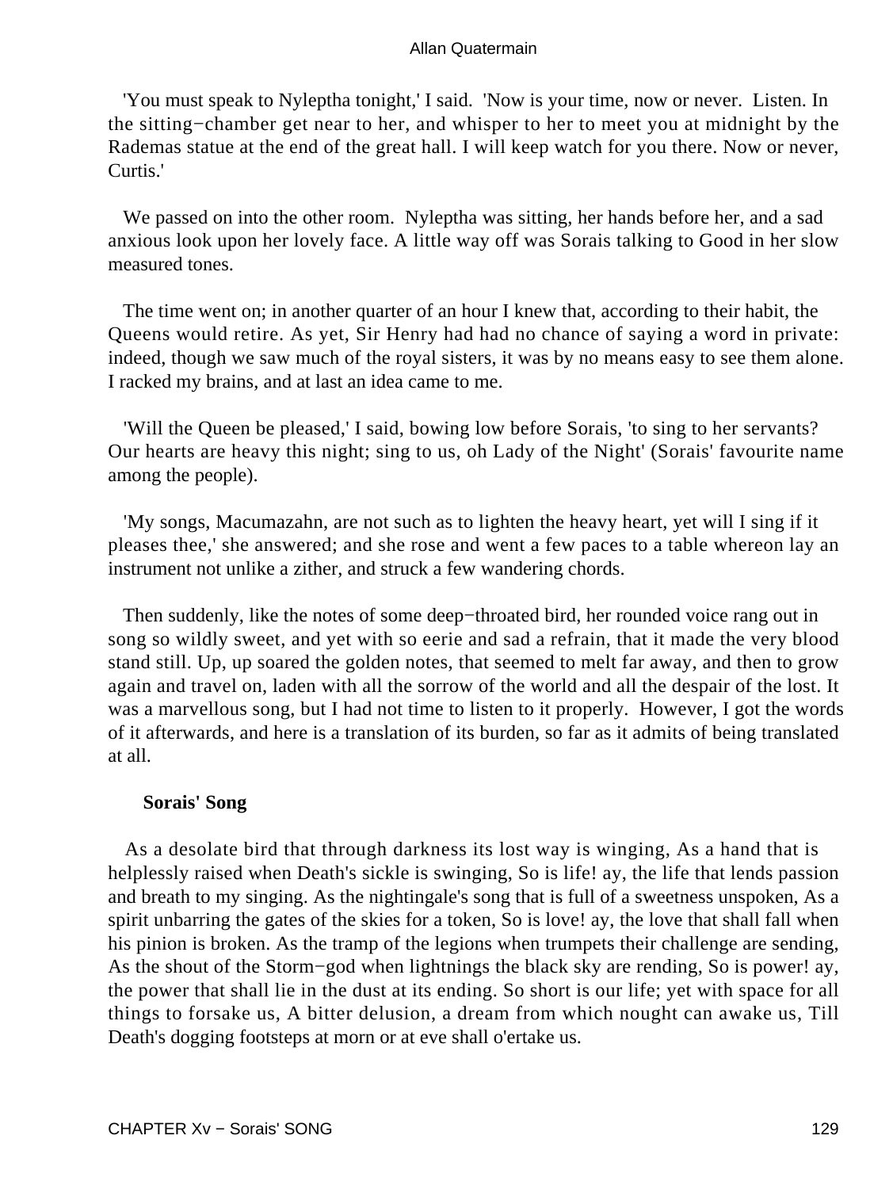'You must speak to Nyleptha tonight,' I said. 'Now is your time, now or never. Listen. In the sitting−chamber get near to her, and whisper to her to meet you at midnight by the Rademas statue at the end of the great hall. I will keep watch for you there. Now or never, Curtis.'

We passed on into the other room. Nyleptha was sitting, her hands before her, and a sad anxious look upon her lovely face. A little way off was Sorais talking to Good in her slow measured tones.

The time went on; in another quarter of an hour I knew that, according to their habit, the Queens would retire. As yet, Sir Henry had had no chance of saying a word in private: indeed, though we saw much of the royal sisters, it was by no means easy to see them alone. I racked my brains, and at last an idea came to me.

'Will the Queen be pleased,' I said, bowing low before Sorais, 'to sing to her servants? Our hearts are heavy this night; sing to us, oh Lady of the Night' (Sorais' favourite name among the people).

'My songs, Macumazahn, are not such as to lighten the heavy heart, yet will I sing if it pleases thee,' she answered; and she rose and went a few paces to a table whereon lay an instrument not unlike a zither, and struck a few wandering chords.

Then suddenly, like the notes of some deep−throated bird, her rounded voice rang out in song so wildly sweet, and yet with so eerie and sad a refrain, that it made the very blood stand still. Up, up soared the golden notes, that seemed to melt far away, and then to grow again and travel on, laden with all the sorrow of the world and all the despair of the lost. It was a marvellous song, but I had not time to listen to it properly. However, I got the words of it afterwards, and here is a translation of its burden, so far as it admits of being translated at all.

**Sorais' Song**

As a desolate bird that through darkness its lost way is winging, As a hand that is helplessly raised when Death's sickle is swinging, So is life! ay, the life that lends passion and breath to my singing. As the nightingale's song that is full of a sweetness unspoken, As a spirit unbarring the gates of the skies for a token, So is love! ay, the love that shall fall when his pinion is broken. As the tramp of the legions when trumpets their challenge are sending, As the shout of the Storm−god when lightnings the black sky are rending, So is power! ay, the power that shall lie in the dust at its ending. So short is our life; yet with space for all things to forsake us, A bitter delusion, a dream from which nought can awake us, Till Death's dogging footsteps at morn or at eve shall o'ertake us.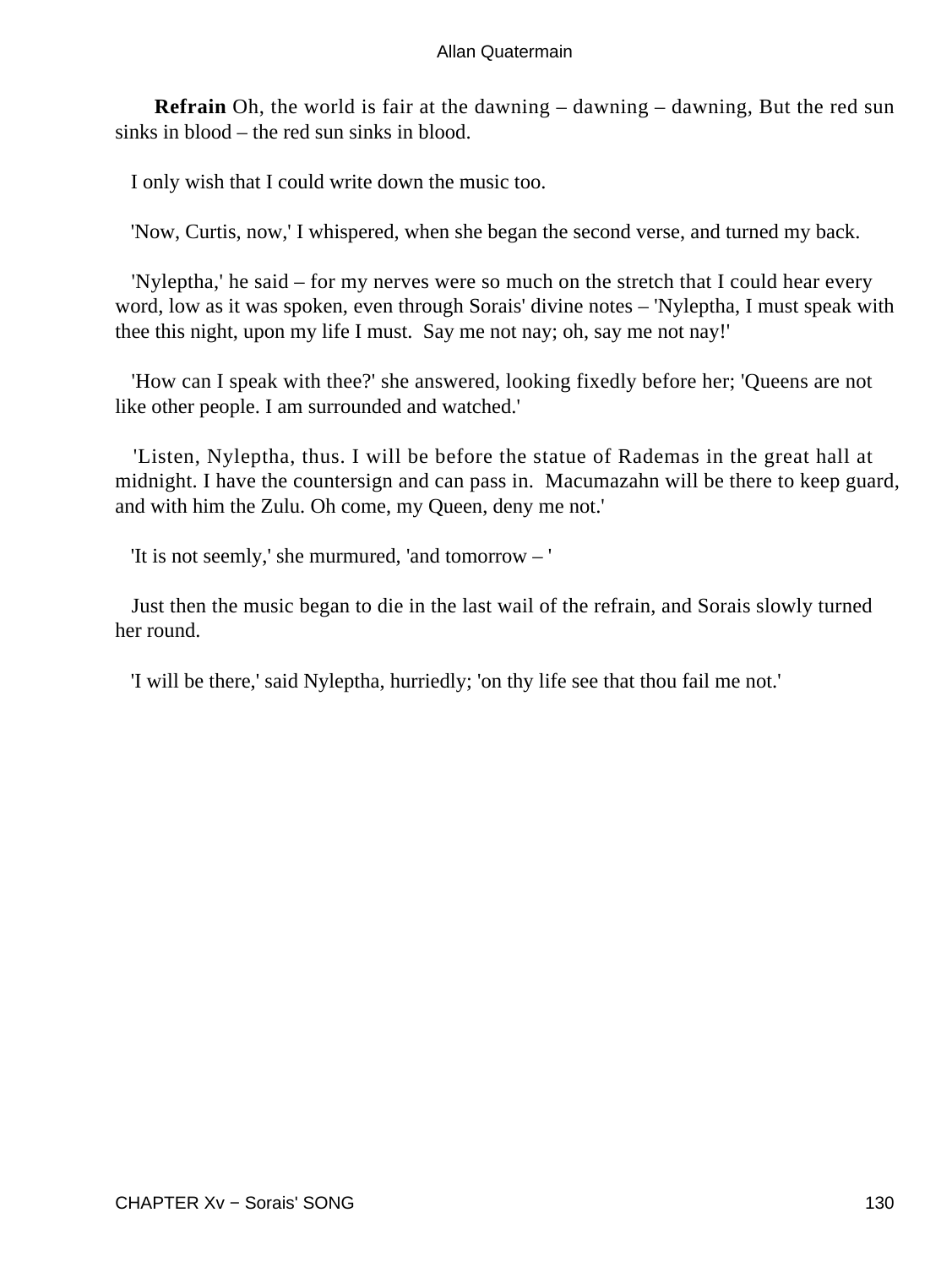**Refrain** Oh, the world is fair at the dawning – dawning – dawning, But the red sun sinks in blood – the red sun sinks in blood.

I only wish that I could write down the music too.

'Now, Curtis, now,' I whispered, when she began the second verse, and turned my back.

'Nyleptha,' he said – for my nerves were so much on the stretch that I could hear every word, low as it was spoken, even through Sorais' divine notes – 'Nyleptha, I must speak with thee this night, upon my life I must. Say me not nay; oh, say me not nay!'

'How can I speak with thee?' she answered, looking fixedly before her; 'Queens are not like other people. I am surrounded and watched.'

'Listen, Nyleptha, thus. I will be before the statue of Rademas in the great hall at midnight. I have the countersign and can pass in. Macumazahn will be there to keep guard, and with him the Zulu. Oh come, my Queen, deny me not.'

'It is not seemly,' she murmured, 'and tomorrow – '

Just then the music began to die in the last wail of the refrain, and Sorais slowly turned her round.

'I will be there,' said Nyleptha, hurriedly; 'on thy life see that thou fail me not.'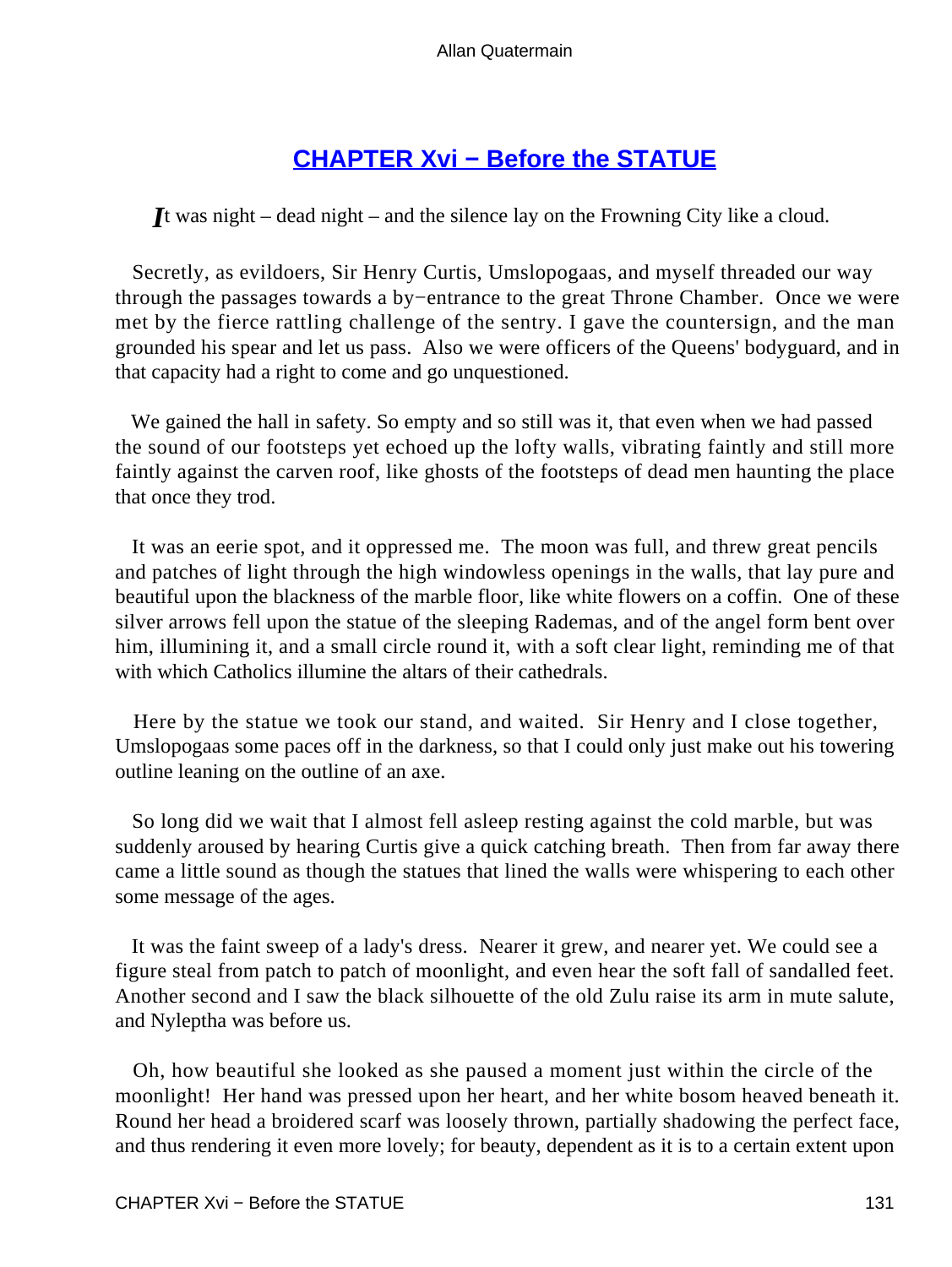## CHAPTER Xvi − Before the STATUE

*I*t was night – dead night – and the silence lay on the Frowning City like a cloud.

Secretly, as evildoers, Sir Henry Curtis, Umslopogaas, and myself threaded our way through the passages towards a by−entrance to the great Throne Chamber. Once we were met by the fierce rattling challenge of the sentry. I gave the countersign, and the man grounded his spear and let us pass. Also we were officers of the Queens' bodyguard, and in that capacity had a right to come and go unquestioned.

We gained the hall in safety. So empty and so still was it, that even when we had passed the sound of our footsteps yet echoed up the lofty walls, vibrating faintly and still more faintly against the carven roof, like ghosts of the footsteps of dead men haunting the place that once they trod.

It was an eerie spot, and it oppressed me. The moon was full, and threw great pencils and patches of light through the high windowless openings in the walls, that lay pure and beautiful upon the blackness of the marble floor, like white flowers on a coffin. One of these silver arrows fell upon the statue of the sleeping Rademas, and of the angel form bent over him, illumining it, and a small circle round it, with a soft clear light, reminding me of that with which Catholics illumine the altars of their cathedrals.

Here by the statue we took our stand, and waited. Sir Henry and I close together, Umslopogaas some paces off in the darkness, so that I could only just make out his towering outline leaning on the outline of an axe.

So long did we wait that I almost fell asleep resting against the cold marble, but was suddenly aroused by hearing Curtis give a quick catching breath. Then from far away there came a little sound as though the statues that lined the walls were whispering to each other some message of the ages.

It was the faint sweep of a lady's dress. Nearer it grew, and nearer yet. We could see a figure steal from patch to patch of moonlight, and even hear the soft fall of sandalled feet. Another second and I saw the black silhouette of the old Zulu raise its arm in mute salute, and Nyleptha was before us.

Oh, how beautiful she looked as she paused a moment just within the circle of the moonlight! Her hand was pressed upon her heart, and her white bosom heaved beneath it. Round her head a broidered scarf was loosely thrown, partially shadowing the perfect face, and thus rendering it even more lovely; for beauty, dependent as it is to a certain extent upon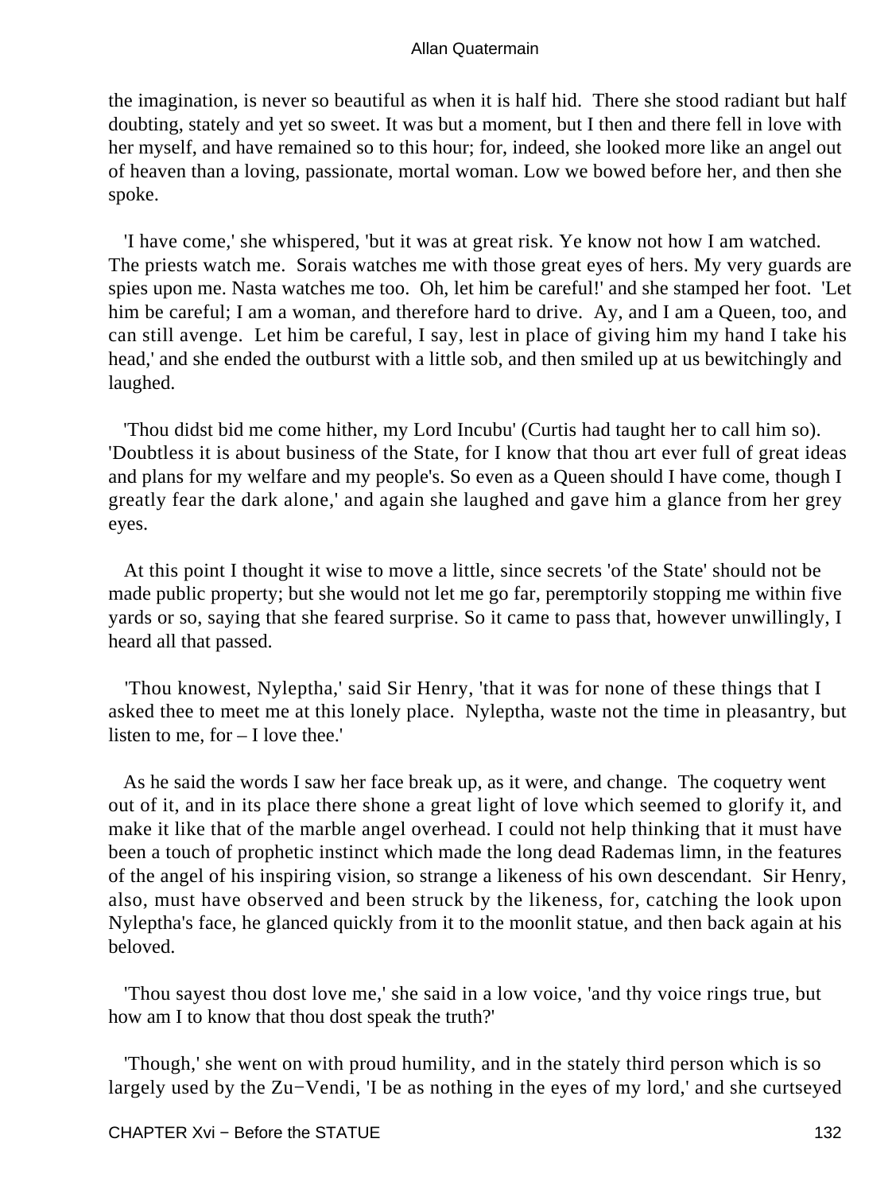the imagination, is never so beautiful as when it is half hid. There she stood radiant but half doubting, stately and yet so sweet. It was but a moment, but I then and there fell in love with her myself, and have remained so to this hour; for, indeed, she looked more like an angel out of heaven than a loving, passionate, mortal woman. Low we bowed before her, and then she spoke.

'I have come,' she whispered, 'but it was at great risk. Ye know not how I am watched. The priests watch me. Sorais watches me with those great eyes of hers. My very guards are spies upon me. Nasta watches me too. Oh, let him be careful!' and she stamped her foot. 'Let him be careful; I am a woman, and therefore hard to drive. Ay, and I am a Queen, too, and can still avenge. Let him be careful, I say, lest in place of giving him my hand I take his head,' and she ended the outburst with a little sob, and then smiled up at us bewitchingly and laughed.

'Thou didst bid me come hither, my Lord Incubu' (Curtis had taught her to call him so). 'Doubtless it is about business of the State, for I know that thou art ever full of great ideas and plans for my welfare and my people's. So even as a Queen should I have come, though I greatly fear the dark alone,' and again she laughed and gave him a glance from her grey eyes.

At this point I thought it wise to move a little, since secrets 'of the State' should not be made public property; but she would not let me go far, peremptorily stopping me within five yards or so, saying that she feared surprise. So it came to pass that, however unwillingly, I heard all that passed.

'Thou knowest, Nyleptha,' said Sir Henry, 'that it was for none of these things that I asked thee to meet me at this lonely place. Nyleptha, waste not the time in pleasantry, but listen to me, for – I love thee.'

As he said the words I saw her face break up, as it were, and change. The coquetry went out of it, and in its place there shone a great light of love which seemed to glorify it, and make it like that of the marble angel overhead. I could not help thinking that it must have been a touch of prophetic instinct which made the long dead Rademas limn, in the features of the angel of his inspiring vision, so strange a likeness of his own descendant. Sir Henry, also, must have observed and been struck by the likeness, for, catching the look upon Nyleptha's face, he glanced quickly from it to the moonlit statue, and then back again at his beloved.

'Thou sayest thou dost love me,' she said in a low voice, 'and thy voice rings true, but how am I to know that thou dost speak the truth?'

'Though,' she went on with proud humility, and in the stately third person which is so largely used by the Zu−Vendi, 'I be as nothing in the eyes of my lord,' and she curtseyed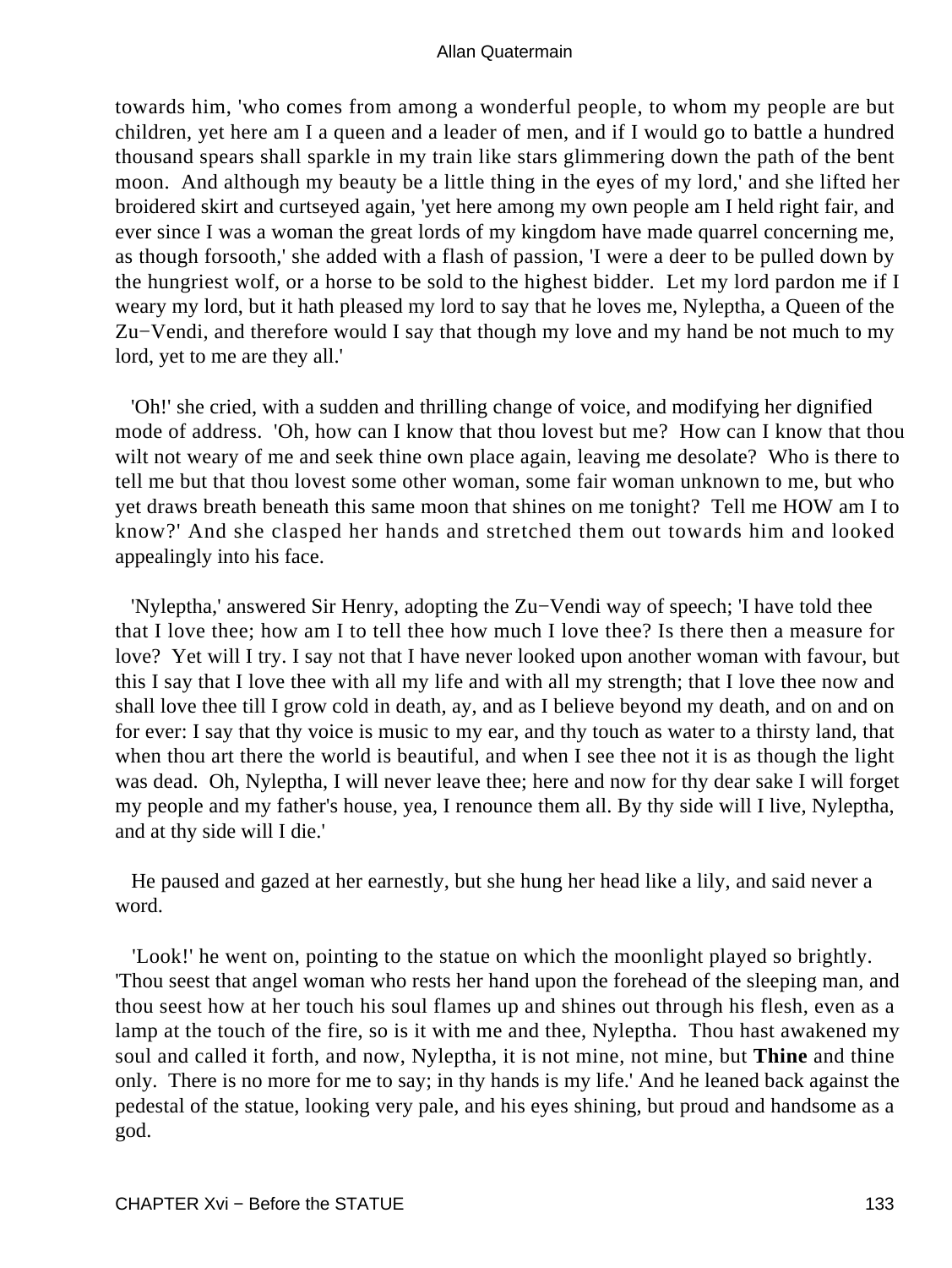towards him, 'who comes from among a wonderful people, to whom my people are but children, yet here am I a queen and a leader of men, and if I would go to battle a hundred thousand spears shall sparkle in my train like stars glimmering down the path of the bent moon. And although my beauty be a little thing in the eyes of my lord,' and she lifted her broidered skirt and curtseyed again, 'yet here among my own people am I held right fair, and ever since I was a woman the great lords of my kingdom have made quarrel concerning me, as though forsooth,' she added with a flash of passion, 'I were a deer to be pulled down by the hungriest wolf, or a horse to be sold to the highest bidder. Let my lord pardon me if I weary my lord, but it hath pleased my lord to say that he loves me, Nyleptha, a Queen of the Zu−Vendi, and therefore would I say that though my love and my hand be not much to my lord, yet to me are they all.'

'Oh!' she cried, with a sudden and thrilling change of voice, and modifying her dignified mode of address. 'Oh, how can I know that thou lovest but me? How can I know that thou wilt not weary of me and seek thine own place again, leaving me desolate? Who is there to tell me but that thou lovest some other woman, some fair woman unknown to me, but who yet draws breath beneath this same moon that shines on me tonight? Tell me HOW am I to know?' And she clasped her hands and stretched them out towards him and looked appealingly into his face.

'Nyleptha,' answered Sir Henry, adopting the Zu−Vendi way of speech; 'I have told thee that I love thee; how am I to tell thee how much I love thee? Is there then a measure for love? Yet will I try. I say not that I have never looked upon another woman with favour, but this I say that I love thee with all my life and with all my strength; that I love thee now and shall love thee till I grow cold in death, ay, and as I believe beyond my death, and on and on for ever: I say that thy voice is music to my ear, and thy touch as water to a thirsty land, that when thou art there the world is beautiful, and when I see thee not it is as though the light was dead. Oh, Nyleptha, I will never leave thee; here and now for thy dear sake I will forget my people and my father's house, yea, I renounce them all. By thy side will I live, Nyleptha, and at thy side will I die.'

He paused and gazed at her earnestly, but she hung her head like a lily, and said never a word.

'Look!' he went on, pointing to the statue on which the moonlight played so brightly. 'Thou seest that angel woman who rests her hand upon the forehead of the sleeping man, and thou seest how at her touch his soul flames up and shines out through his flesh, even as a lamp at the touch of the fire, so is it with me and thee, Nyleptha. Thou hast awakened my soul and called it forth, and now, Nyleptha, it is not mine, not mine, but **Thine** and thine only. There is no more for me to say; in thy hands is my life.' And he leaned back against the pedestal of the statue, looking very pale, and his eyes shining, but proud and handsome as a god.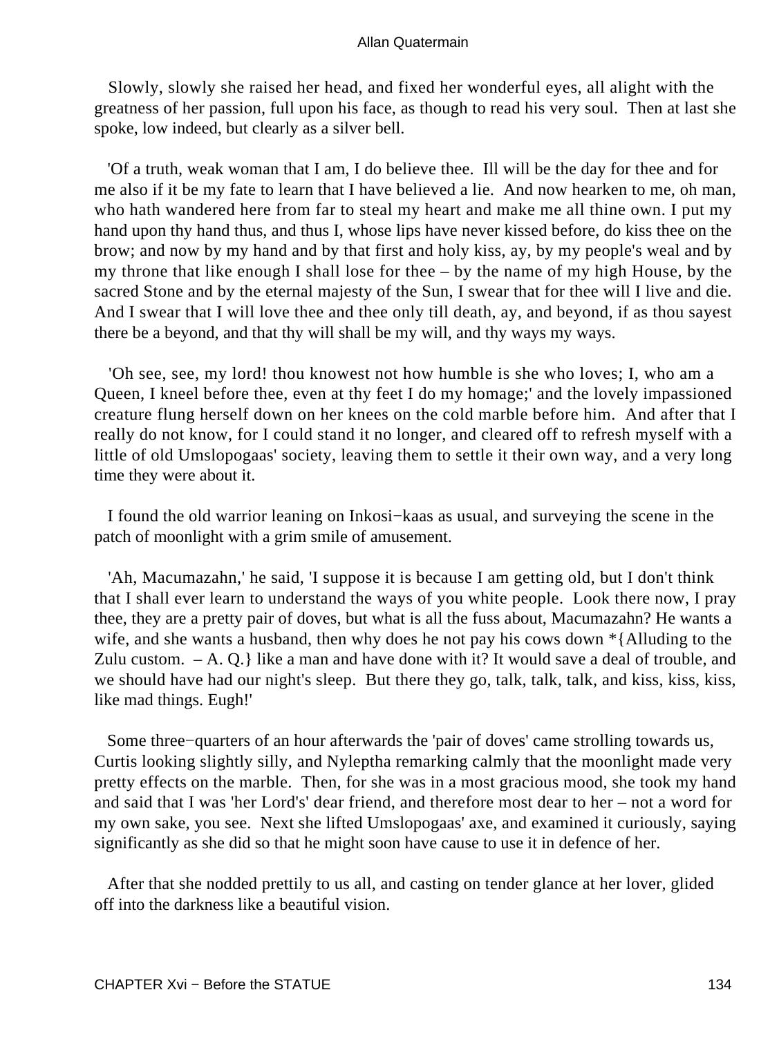Slowly, slowly she raised her head, and fixed her wonderful eyes, all alight with the greatness of her passion, full upon his face, as though to read his very soul. Then at last she spoke, low indeed, but clearly as a silver bell.

'Of a truth, weak woman that I am, I do believe thee. Ill will be the day for thee and for me also if it be my fate to learn that I have believed a lie. And now hearken to me, oh man, who hath wandered here from far to steal my heart and make me all thine own. I put my hand upon thy hand thus, and thus I, whose lips have never kissed before, do kiss thee on the brow; and now by my hand and by that first and holy kiss, ay, by my people's weal and by my throne that like enough I shall lose for thee – by the name of my high House, by the sacred Stone and by the eternal majesty of the Sun, I swear that for thee will I live and die. And I swear that I will love thee and thee only till death, ay, and beyond, if as thou sayest there be a beyond, and that thy will shall be my will, and thy ways my ways.

'Oh see, see, my lord! thou knowest not how humble is she who loves; I, who am a Queen, I kneel before thee, even at thy feet I do my homage;' and the lovely impassioned creature flung herself down on her knees on the cold marble before him. And after that I really do not know, for I could stand it no longer, and cleared off to refresh myself with a little of old Umslopogaas' society, leaving them to settle it their own way, and a very long time they were about it.

I found the old warrior leaning on Inkosi−kaas as usual, and surveying the scene in the patch of moonlight with a grim smile of amusement.

'Ah, Macumazahn,' he said, 'I suppose it is because I am getting old, but I don't think that I shall ever learn to understand the ways of you white people. Look there now, I pray thee, they are a pretty pair of doves, but what is all the fuss about, Macumazahn? He wants a wife, and she wants a husband, then why does he not pay his cows down *{Alluding to the Zulu custom. – A. Q.} like a man and have done with it? It would save a deal of trouble, and we should have had our night's sleep. But there they go, talk, talk, talk, and kiss, kiss, kiss, like mad things. Eugh!'

Some three−quarters of an hour afterwards the 'pair of doves' came strolling towards us, Curtis looking slightly silly, and Nyleptha remarking calmly that the moonlight made very pretty effects on the marble. Then, for she was in a most gracious mood, she took my hand and said that I was 'her Lord's' dear friend, and therefore most dear to her – not a word for my own sake, you see. Next she lifted Umslopogaas' axe, and examined it curiously, saying significantly as she did so that he might soon have cause to use it in defence of her.

After that she nodded prettily to us all, and casting on tender glance at her lover, glided off into the darkness like a beautiful vision.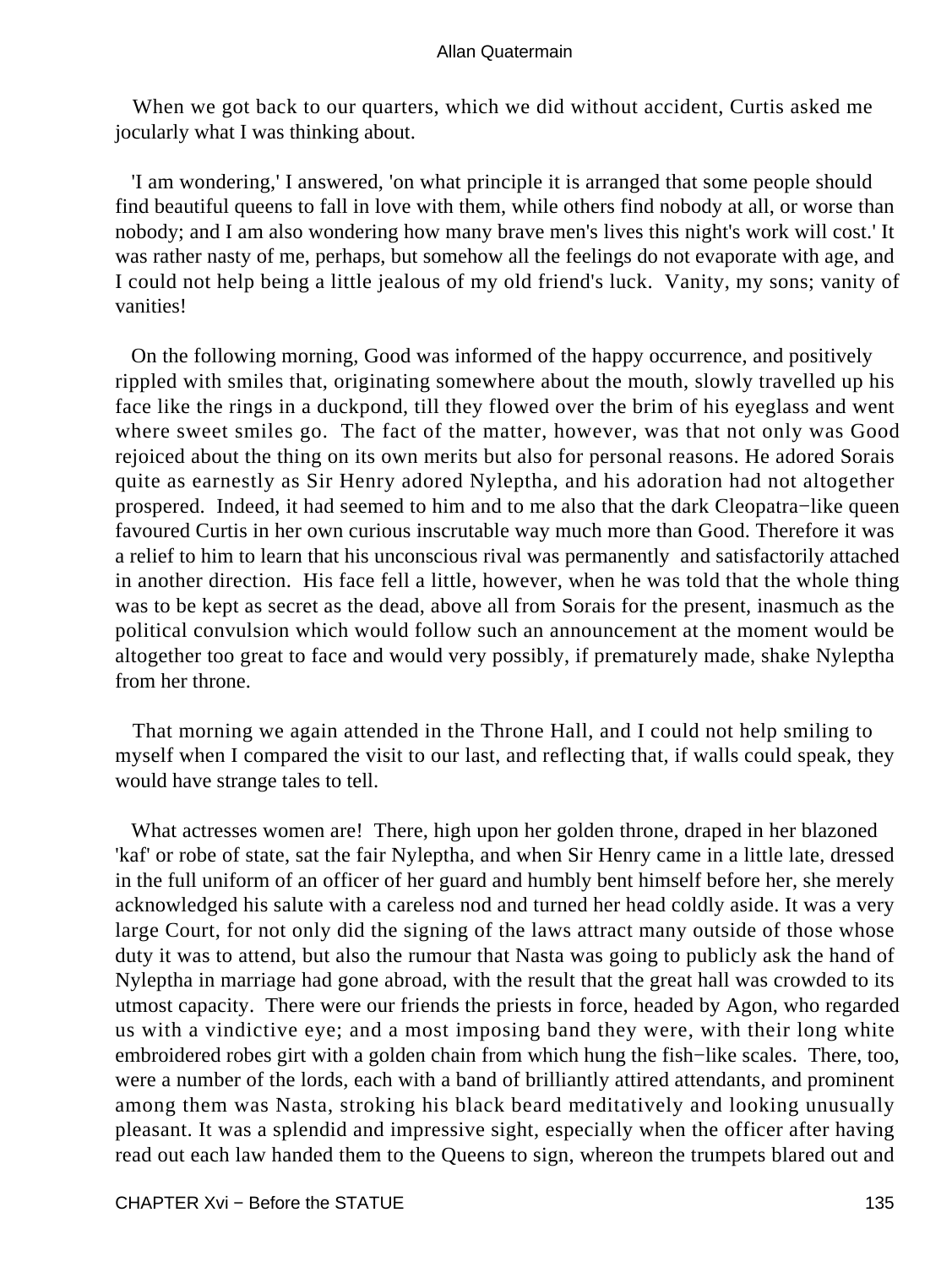When we got back to our quarters, which we did without accident, Curtis asked me jocularly what I was thinking about.

'I am wondering,' I answered, 'on what principle it is arranged that some people should find beautiful queens to fall in love with them, while others find nobody at all, or worse than nobody; and I am also wondering how many brave men's lives this night's work will cost.' It was rather nasty of me, perhaps, but somehow all the feelings do not evaporate with age, and I could not help being a little jealous of my old friend's luck. Vanity, my sons; vanity of vanities!

On the following morning, Good was informed of the happy occurrence, and positively rippled with smiles that, originating somewhere about the mouth, slowly travelled up his face like the rings in a duckpond, till they flowed over the brim of his eyeglass and went where sweet smiles go. The fact of the matter, however, was that not only was Good rejoiced about the thing on its own merits but also for personal reasons. He adored Sorais quite as earnestly as Sir Henry adored Nyleptha, and his adoration had not altogether prospered. Indeed, it had seemed to him and to me also that the dark Cleopatra−like queen favoured Curtis in her own curious inscrutable way much more than Good. Therefore it was a relief to him to learn that his unconscious rival was permanently and satisfactorily attached in another direction. His face fell a little, however, when he was told that the whole thing was to be kept as secret as the dead, above all from Sorais for the present, inasmuch as the political convulsion which would follow such an announcement at the moment would be altogether too great to face and would very possibly, if prematurely made, shake Nyleptha from her throne.

That morning we again attended in the Throne Hall, and I could not help smiling to myself when I compared the visit to our last, and reflecting that, if walls could speak, they would have strange tales to tell.

What actresses women are! There, high upon her golden throne, draped in her blazoned 'kaf' or robe of state, sat the fair Nyleptha, and when Sir Henry came in a little late, dressed in the full uniform of an officer of her guard and humbly bent himself before her, she merely acknowledged his salute with a careless nod and turned her head coldly aside. It was a very large Court, for not only did the signing of the laws attract many outside of those whose duty it was to attend, but also the rumour that Nasta was going to publicly ask the hand of Nyleptha in marriage had gone abroad, with the result that the great hall was crowded to its utmost capacity. There were our friends the priests in force, headed by Agon, who regarded us with a vindictive eye; and a most imposing band they were, with their long white embroidered robes girt with a golden chain from which hung the fish−like scales. There, too, were a number of the lords, each with a band of brilliantly attired attendants, and prominent among them was Nasta, stroking his black beard meditatively and looking unusually pleasant. It was a splendid and impressive sight, especially when the officer after having read out each law handed them to the Queens to sign, whereon the trumpets blared out and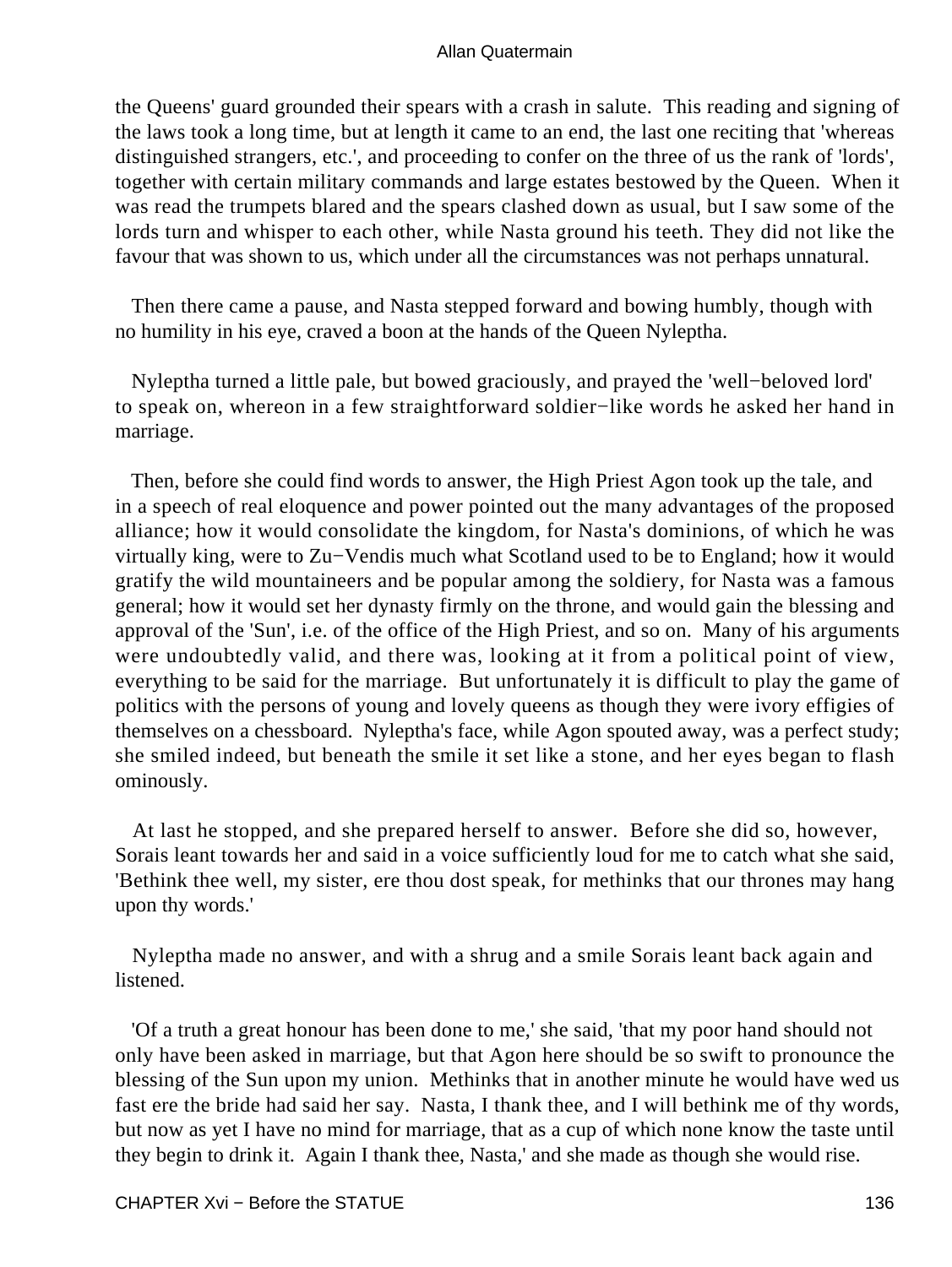the Queens' guard grounded their spears with a crash in salute. This reading and signing of the laws took a long time, but at length it came to an end, the last one reciting that 'whereas distinguished strangers, etc.', and proceeding to confer on the three of us the rank of 'lords', together with certain military commands and large estates bestowed by the Queen. When it was read the trumpets blared and the spears clashed down as usual, but I saw some of the lords turn and whisper to each other, while Nasta ground his teeth. They did not like the favour that was shown to us, which under all the circumstances was not perhaps unnatural.

Then there came a pause, and Nasta stepped forward and bowing humbly, though with no humility in his eye, craved a boon at the hands of the Queen Nyleptha.

Nyleptha turned a little pale, but bowed graciously, and prayed the 'well−beloved lord' to speak on, whereon in a few straightforward soldier−like words he asked her hand in marriage.

Then, before she could find words to answer, the High Priest Agon took up the tale, and in a speech of real eloquence and power pointed out the many advantages of the proposed alliance; how it would consolidate the kingdom, for Nasta's dominions, of which he was virtually king, were to Zu−Vendis much what Scotland used to be to England; how it would gratify the wild mountaineers and be popular among the soldiery, for Nasta was a famous general; how it would set her dynasty firmly on the throne, and would gain the blessing and approval of the 'Sun', i.e. of the office of the High Priest, and so on. Many of his arguments were undoubtedly valid, and there was, looking at it from a political point of view, everything to be said for the marriage. But unfortunately it is difficult to play the game of politics with the persons of young and lovely queens as though they were ivory effigies of themselves on a chessboard. Nyleptha's face, while Agon spouted away, was a perfect study; she smiled indeed, but beneath the smile it set like a stone, and her eyes began to flash ominously.

At last he stopped, and she prepared herself to answer. Before she did so, however, Sorais leant towards her and said in a voice sufficiently loud for me to catch what she said, 'Bethink thee well, my sister, ere thou dost speak, for methinks that our thrones may hang upon thy words.'

Nyleptha made no answer, and with a shrug and a smile Sorais leant back again and listened.

'Of a truth a great honour has been done to me,' she said, 'that my poor hand should not only have been asked in marriage, but that Agon here should be so swift to pronounce the blessing of the Sun upon my union. Methinks that in another minute he would have wed us fast ere the bride had said her say. Nasta, I thank thee, and I will bethink me of thy words, but now as yet I have no mind for marriage, that as a cup of which none know the taste until they begin to drink it. Again I thank thee, Nasta,' and she made as though she would rise.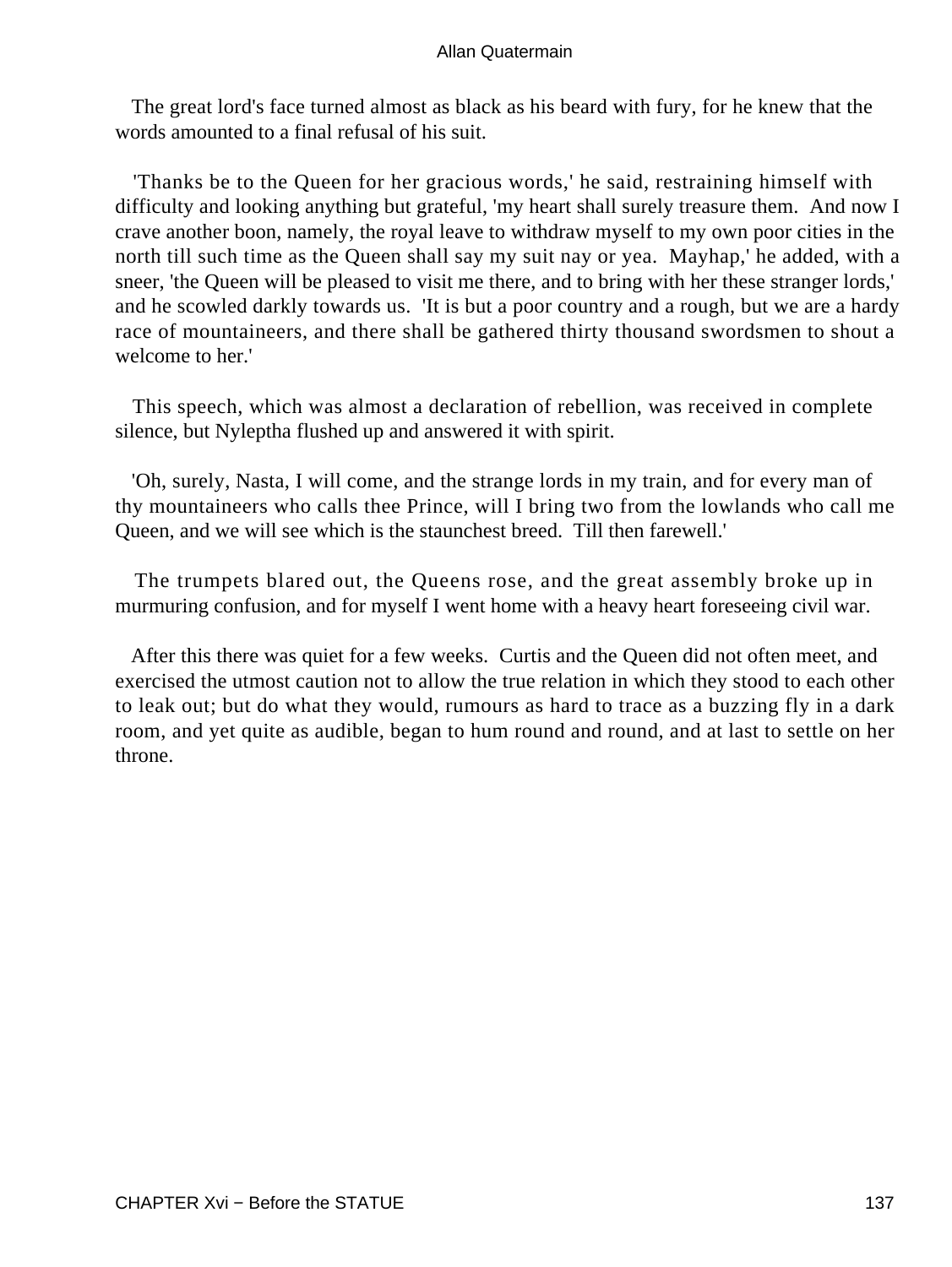The great lord's face turned almost as black as his beard with fury, for he knew that the words amounted to a final refusal of his suit.

'Thanks be to the Queen for her gracious words,' he said, restraining himself with difficulty and looking anything but grateful, 'my heart shall surely treasure them. And now I crave another boon, namely, the royal leave to withdraw myself to my own poor cities in the north till such time as the Queen shall say my suit nay or yea. Mayhap,' he added, with a sneer, 'the Queen will be pleased to visit me there, and to bring with her these stranger lords,' and he scowled darkly towards us. 'It is but a poor country and a rough, but we are a hardy race of mountaineers, and there shall be gathered thirty thousand swordsmen to shout a welcome to her.'

This speech, which was almost a declaration of rebellion, was received in complete silence, but Nyleptha flushed up and answered it with spirit.

'Oh, surely, Nasta, I will come, and the strange lords in my train, and for every man of thy mountaineers who calls thee Prince, will I bring two from the lowlands who call me Queen, and we will see which is the staunchest breed. Till then farewell.'

The trumpets blared out, the Queens rose, and the great assembly broke up in murmuring confusion, and for myself I went home with a heavy heart foreseeing civil war.

After this there was quiet for a few weeks. Curtis and the Queen did not often meet, and exercised the utmost caution not to allow the true relation in which they stood to each other to leak out; but do what they would, rumours as hard to trace as a buzzing fly in a dark room, and yet quite as audible, began to hum round and round, and at last to settle on her throne.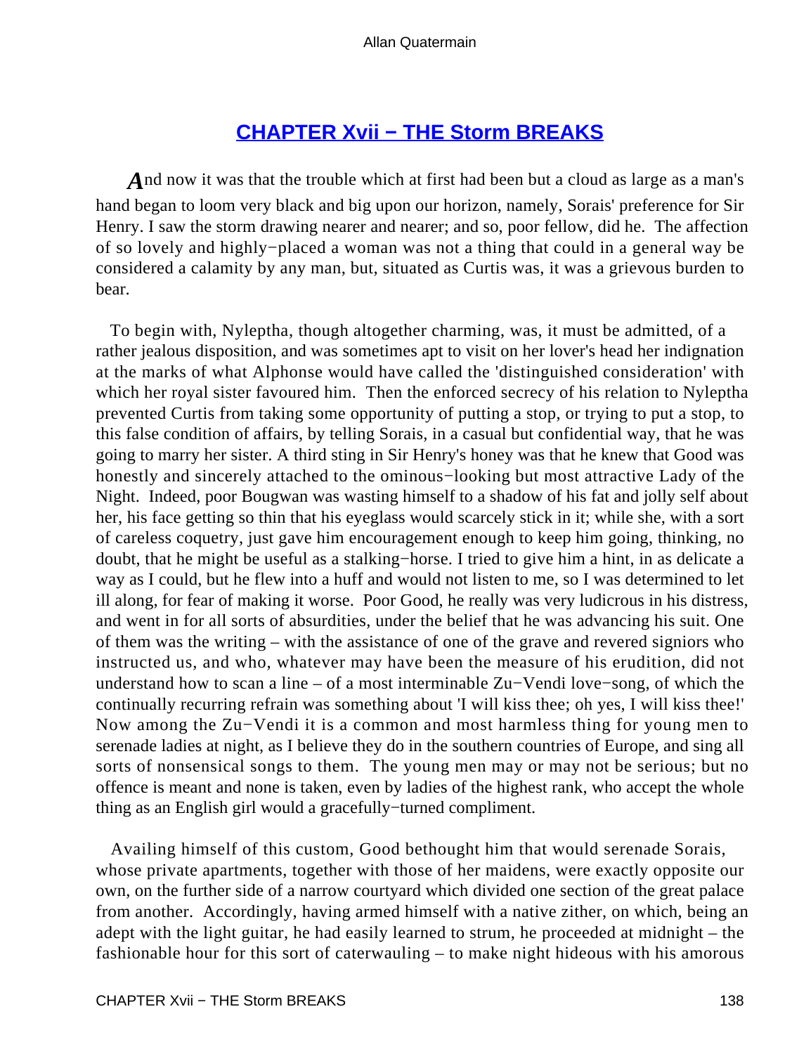## CHAPTER Xvii − THE Storm BREAKS

And now it was that the trouble which at first had been but a cloud as large as a man's hand began to loom very black and big upon our horizon, namely, Sorais' preference for Sir Henry. I saw the storm drawing nearer and nearer; and so, poor fellow, did he. The affection of so lovely and highly−placed a woman was not a thing that could in a general way be considered a calamity by any man, but, situated as Curtis was, it was a grievous burden to bear.

To begin with, Nyleptha, though altogether charming, was, it must be admitted, of a rather jealous disposition, and was sometimes apt to visit on her lover's head her indignation at the marks of what Alphonse would have called the 'distinguished consideration' with which her royal sister favoured him. Then the enforced secrecy of his relation to Nyleptha prevented Curtis from taking some opportunity of putting a stop, or trying to put a stop, to this false condition of affairs, by telling Sorais, in a casual but confidential way, that he was going to marry her sister. A third sting in Sir Henry's honey was that he knew that Good was honestly and sincerely attached to the ominous−looking but most attractive Lady of the Night. Indeed, poor Bougwan was wasting himself to a shadow of his fat and jolly self about her, his face getting so thin that his eyeglass would scarcely stick in it; while she, with a sort of careless coquetry, just gave him encouragement enough to keep him going, thinking, no doubt, that he might be useful as a stalking−horse. I tried to give him a hint, in as delicate a way as I could, but he flew into a huff and would not listen to me, so I was determined to let ill along, for fear of making it worse. Poor Good, he really was very ludicrous in his distress, and went in for all sorts of absurdities, under the belief that he was advancing his suit. One of them was the writing – with the assistance of one of the grave and revered signiors who instructed us, and who, whatever may have been the measure of his erudition, did not understand how to scan a line – of a most interminable Zu−Vendi love−song, of which the continually recurring refrain was something about 'I will kiss thee; oh yes, I will kiss thee!' Now among the Zu−Vendi it is a common and most harmless thing for young men to serenade ladies at night, as I believe they do in the southern countries of Europe, and sing all sorts of nonsensical songs to them. The young men may or may not be serious; but no offence is meant and none is taken, even by ladies of the highest rank, who accept the whole thing as an English girl would a gracefully−turned compliment.

Availing himself of this custom, Good bethought him that would serenade Sorais, whose private apartments, together with those of her maidens, were exactly opposite our own, on the further side of a narrow courtyard which divided one section of the great palace from another. Accordingly, having armed himself with a native zither, on which, being an adept with the light guitar, he had easily learned to strum, he proceeded at midnight – the fashionable hour for this sort of caterwauling – to make night hideous with his amorous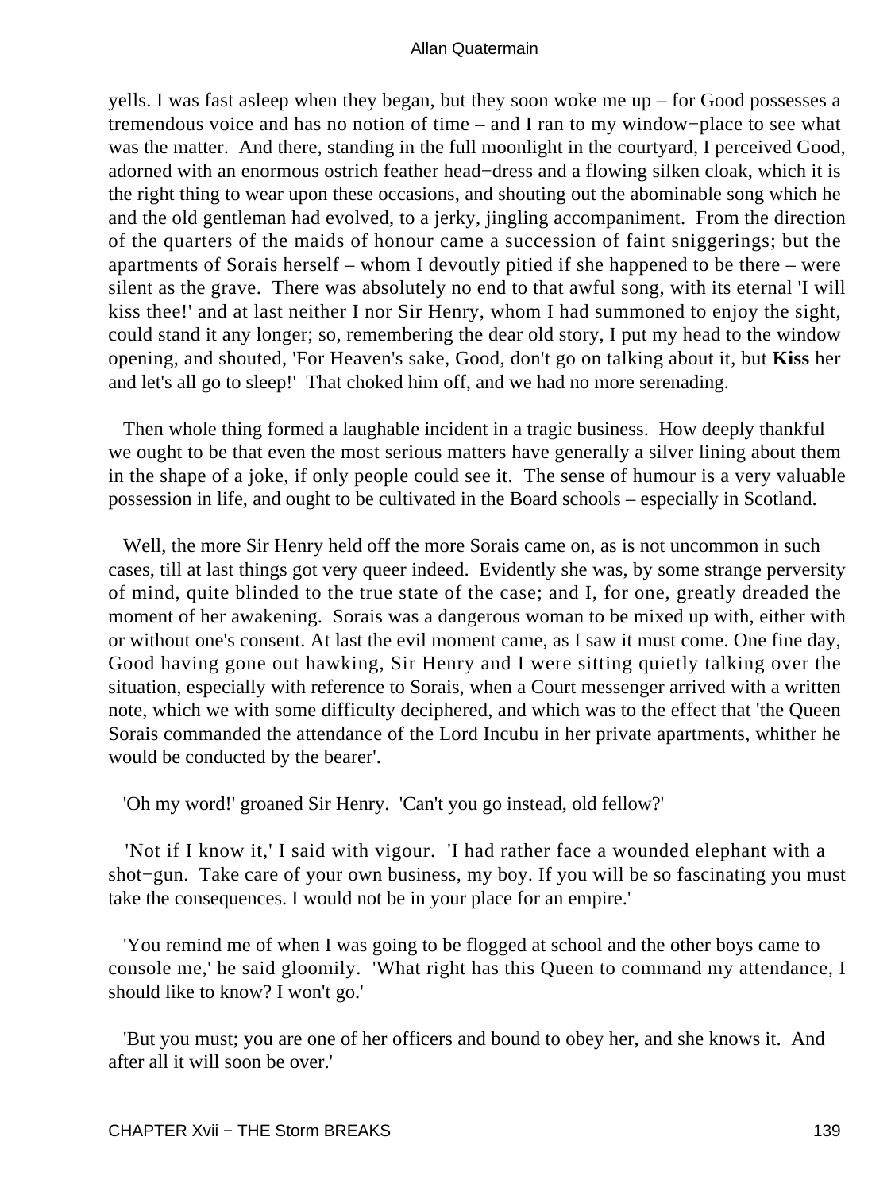yells. I was fast asleep when they began, but they soon woke me up – for Good possesses a tremendous voice and has no notion of time – and I ran to my window−place to see what was the matter. And there, standing in the full moonlight in the courtyard, I perceived Good, adorned with an enormous ostrich feather head−dress and a flowing silken cloak, which it is the right thing to wear upon these occasions, and shouting out the abominable song which he and the old gentleman had evolved, to a jerky, jingling accompaniment. From the direction of the quarters of the maids of honour came a succession of faint sniggerings; but the apartments of Sorais herself – whom I devoutly pitied if she happened to be there – were silent as the grave. There was absolutely no end to that awful song, with its eternal 'I will kiss thee!' and at last neither I nor Sir Henry, whom I had summoned to enjoy the sight, could stand it any longer; so, remembering the dear old story, I put my head to the window opening, and shouted, 'For Heaven's sake, Good, don't go on talking about it, but **Kiss** her and let's all go to sleep!' That choked him off, and we had no more serenading.

Then whole thing formed a laughable incident in a tragic business. How deeply thankful we ought to be that even the most serious matters have generally a silver lining about them in the shape of a joke, if only people could see it. The sense of humour is a very valuable possession in life, and ought to be cultivated in the Board schools – especially in Scotland.

Well, the more Sir Henry held off the more Sorais came on, as is not uncommon in such cases, till at last things got very queer indeed. Evidently she was, by some strange perversity of mind, quite blinded to the true state of the case; and I, for one, greatly dreaded the moment of her awakening. Sorais was a dangerous woman to be mixed up with, either with or without one's consent. At last the evil moment came, as I saw it must come. One fine day, Good having gone out hawking, Sir Henry and I were sitting quietly talking over the situation, especially with reference to Sorais, when a Court messenger arrived with a written note, which we with some difficulty deciphered, and which was to the effect that 'the Queen Sorais commanded the attendance of the Lord Incubu in her private apartments, whither he would be conducted by the bearer'.

'Oh my word!' groaned Sir Henry. 'Can't you go instead, old fellow?'

'Not if I know it,' I said with vigour. 'I had rather face a wounded elephant with a shot−gun. Take care of your own business, my boy. If you will be so fascinating you must take the consequences. I would not be in your place for an empire.'

'You remind me of when I was going to be flogged at school and the other boys came to console me,' he said gloomily. 'What right has this Queen to command my attendance, I should like to know? I won't go.'

'But you must; you are one of her officers and bound to obey her, and she knows it. And after all it will soon be over.'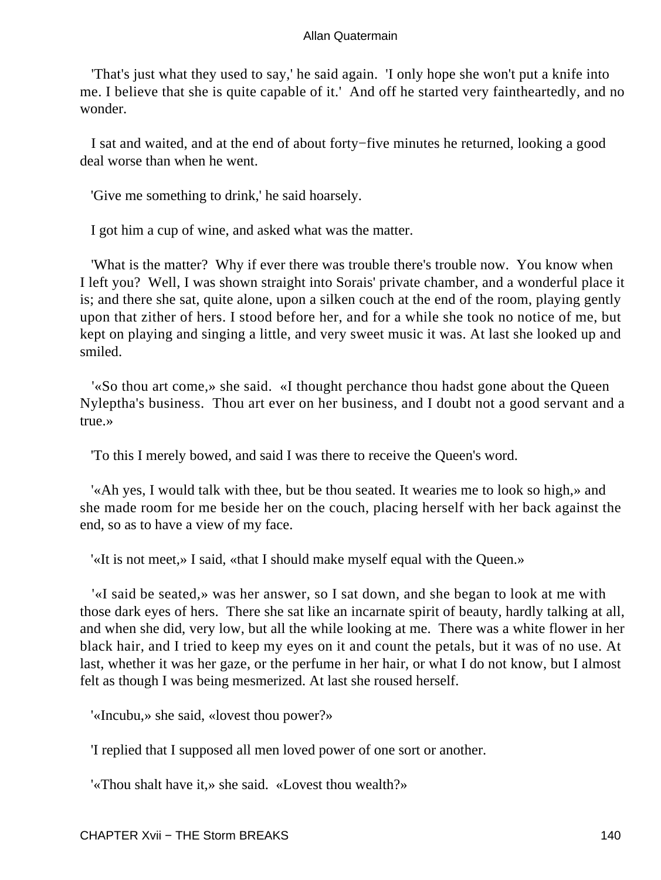'That's just what they used to say,' he said again. 'I only hope she won't put a knife into me. I believe that she is quite capable of it.' And off he started very faintheartedly, and no wonder.

I sat and waited, and at the end of about forty−five minutes he returned, looking a good deal worse than when he went.

'Give me something to drink,' he said hoarsely.

I got him a cup of wine, and asked what was the matter.

'What is the matter? Why if ever there was trouble there's trouble now. You know when I left you? Well, I was shown straight into Sorais' private chamber, and a wonderful place it is; and there she sat, quite alone, upon a silken couch at the end of the room, playing gently upon that zither of hers. I stood before her, and for a while she took no notice of me, but kept on playing and singing a little, and very sweet music it was. At last she looked up and smiled.

'«So thou art come,» she said. «I thought perchance thou hadst gone about the Queen Nyleptha's business. Thou art ever on her business, and I doubt not a good servant and a true.»

'To this I merely bowed, and said I was there to receive the Queen's word.

'«Ah yes, I would talk with thee, but be thou seated. It wearies me to look so high,» and she made room for me beside her on the couch, placing herself with her back against the end, so as to have a view of my face.

'«It is not meet,» I said, «that I should make myself equal with the Queen.»

'«I said be seated,» was her answer, so I sat down, and she began to look at me with those dark eyes of hers. There she sat like an incarnate spirit of beauty, hardly talking at all, and when she did, very low, but all the while looking at me. There was a white flower in her black hair, and I tried to keep my eyes on it and count the petals, but it was of no use. At last, whether it was her gaze, or the perfume in her hair, or what I do not know, but I almost felt as though I was being mesmerized. At last she roused herself.

'«Incubu,» she said, «lovest thou power?»

'I replied that I supposed all men loved power of one sort or another.

'«Thou shalt have it,» she said. «Lovest thou wealth?»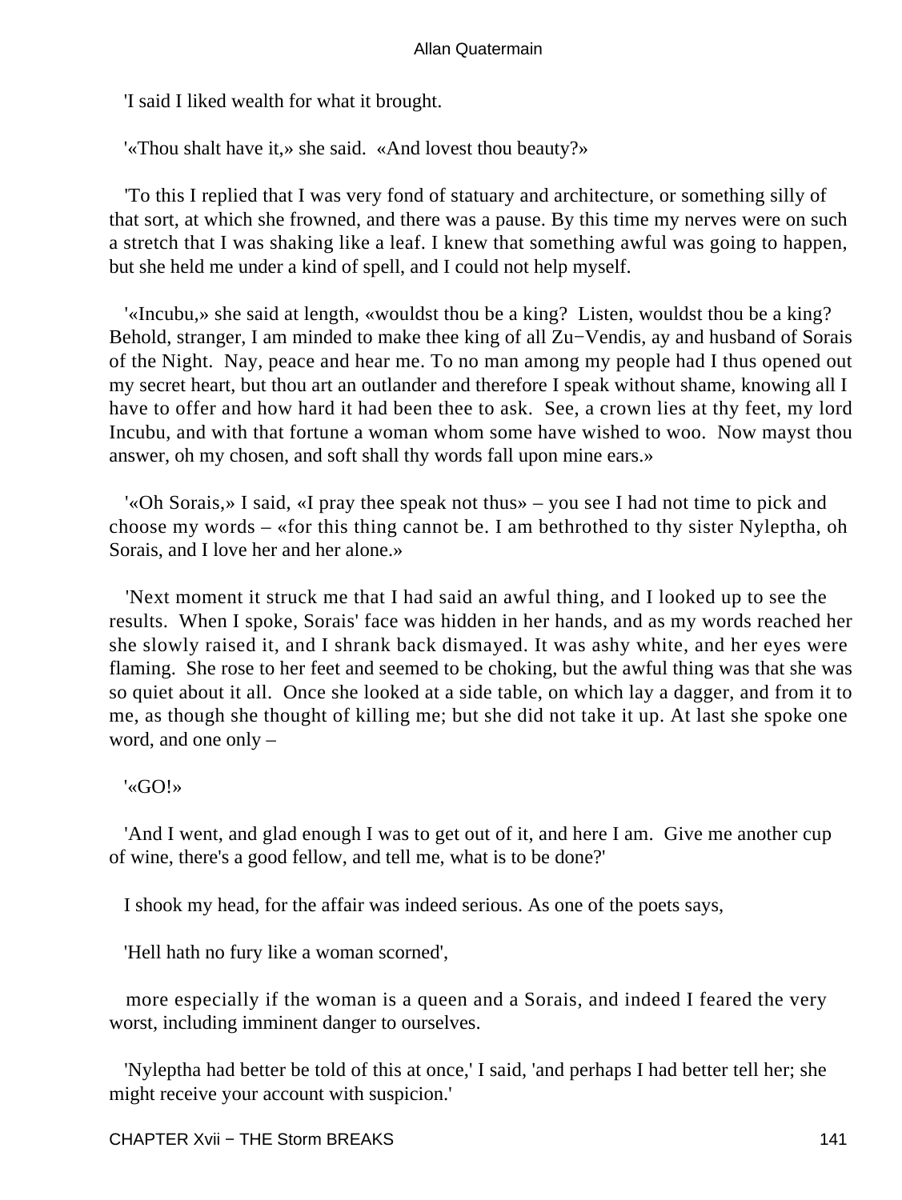'I said I liked wealth for what it brought.

'«Thou shalt have it,» she said. «And lovest thou beauty?»

'To this I replied that I was very fond of statuary and architecture, or something silly of that sort, at which she frowned, and there was a pause. By this time my nerves were on such a stretch that I was shaking like a leaf. I knew that something awful was going to happen, but she held me under a kind of spell, and I could not help myself.

'«Incubu,» she said at length, «wouldst thou be a king? Listen, wouldst thou be a king? Behold, stranger, I am minded to make thee king of all Zu−Vendis, ay and husband of Sorais of the Night. Nay, peace and hear me. To no man among my people had I thus opened out my secret heart, but thou art an outlander and therefore I speak without shame, knowing all I have to offer and how hard it had been thee to ask. See, a crown lies at thy feet, my lord Incubu, and with that fortune a woman whom some have wished to woo. Now mayst thou answer, oh my chosen, and soft shall thy words fall upon mine ears.»

'«Oh Sorais,» I said, «I pray thee speak not thus» – you see I had not time to pick and choose my words – «for this thing cannot be. I am bethrothed to thy sister Nyleptha, oh Sorais, and I love her and her alone.»

'Next moment it struck me that I had said an awful thing, and I looked up to see the results. When I spoke, Sorais' face was hidden in her hands, and as my words reached her she slowly raised it, and I shrank back dismayed. It was ashy white, and her eyes were flaming. She rose to her feet and seemed to be choking, but the awful thing was that she was so quiet about it all. Once she looked at a side table, on which lay a dagger, and from it to me, as though she thought of killing me; but she did not take it up. At last she spoke one word, and one only –

'«GO!»

'And I went, and glad enough I was to get out of it, and here I am. Give me another cup of wine, there's a good fellow, and tell me, what is to be done?'

I shook my head, for the affair was indeed serious. As one of the poets says,

'Hell hath no fury like a woman scorned',

more especially if the woman is a queen and a Sorais, and indeed I feared the very worst, including imminent danger to ourselves.

'Nyleptha had better be told of this at once,' I said, 'and perhaps I had better tell her; she might receive your account with suspicion.'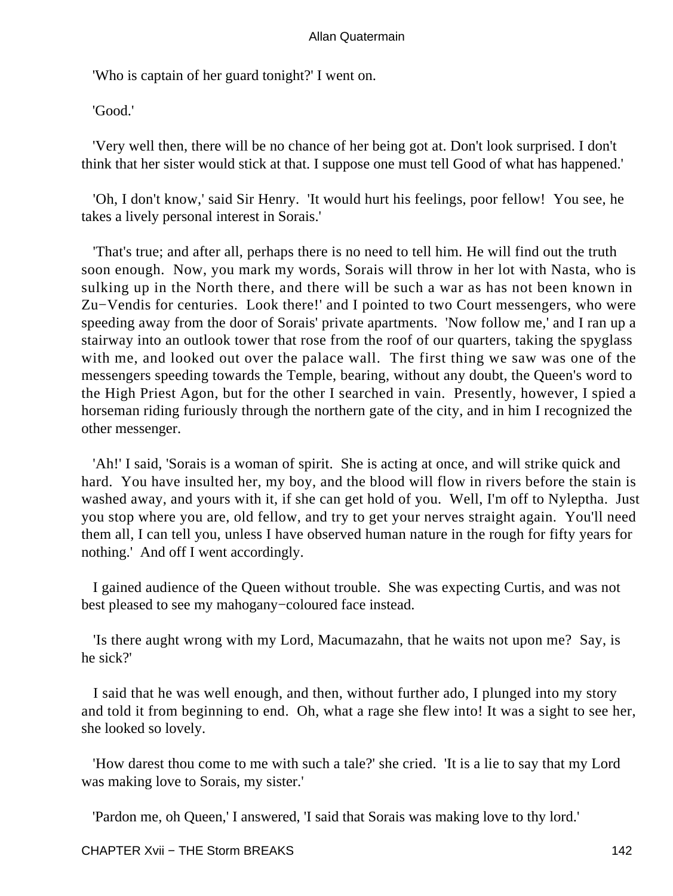'Who is captain of her guard tonight?' I went on.

'Good.'

'Very well then, there will be no chance of her being got at. Don't look surprised. I don't think that her sister would stick at that. I suppose one must tell Good of what has happened.'

'Oh, I don't know,' said Sir Henry. 'It would hurt his feelings, poor fellow! You see, he takes a lively personal interest in Sorais.'

'That's true; and after all, perhaps there is no need to tell him. He will find out the truth soon enough. Now, you mark my words, Sorais will throw in her lot with Nasta, who is sulking up in the North there, and there will be such a war as has not been known in Zu−Vendis for centuries. Look there!' and I pointed to two Court messengers, who were speeding away from the door of Sorais' private apartments. 'Now follow me,' and I ran up a stairway into an outlook tower that rose from the roof of our quarters, taking the spyglass with me, and looked out over the palace wall. The first thing we saw was one of the messengers speeding towards the Temple, bearing, without any doubt, the Queen's word to the High Priest Agon, but for the other I searched in vain. Presently, however, I spied a horseman riding furiously through the northern gate of the city, and in him I recognized the other messenger.

'Ah!' I said, 'Sorais is a woman of spirit. She is acting at once, and will strike quick and hard. You have insulted her, my boy, and the blood will flow in rivers before the stain is washed away, and yours with it, if she can get hold of you. Well, I'm off to Nyleptha. Just you stop where you are, old fellow, and try to get your nerves straight again. You'll need them all, I can tell you, unless I have observed human nature in the rough for fifty years for nothing.' And off I went accordingly.

I gained audience of the Queen without trouble. She was expecting Curtis, and was not best pleased to see my mahogany−coloured face instead.

'Is there aught wrong with my Lord, Macumazahn, that he waits not upon me? Say, is he sick?'

I said that he was well enough, and then, without further ado, I plunged into my story and told it from beginning to end. Oh, what a rage she flew into! It was a sight to see her, she looked so lovely.

'How darest thou come to me with such a tale?' she cried. 'It is a lie to say that my Lord was making love to Sorais, my sister.'

'Pardon me, oh Queen,' I answered, 'I said that Sorais was making love to thy lord.'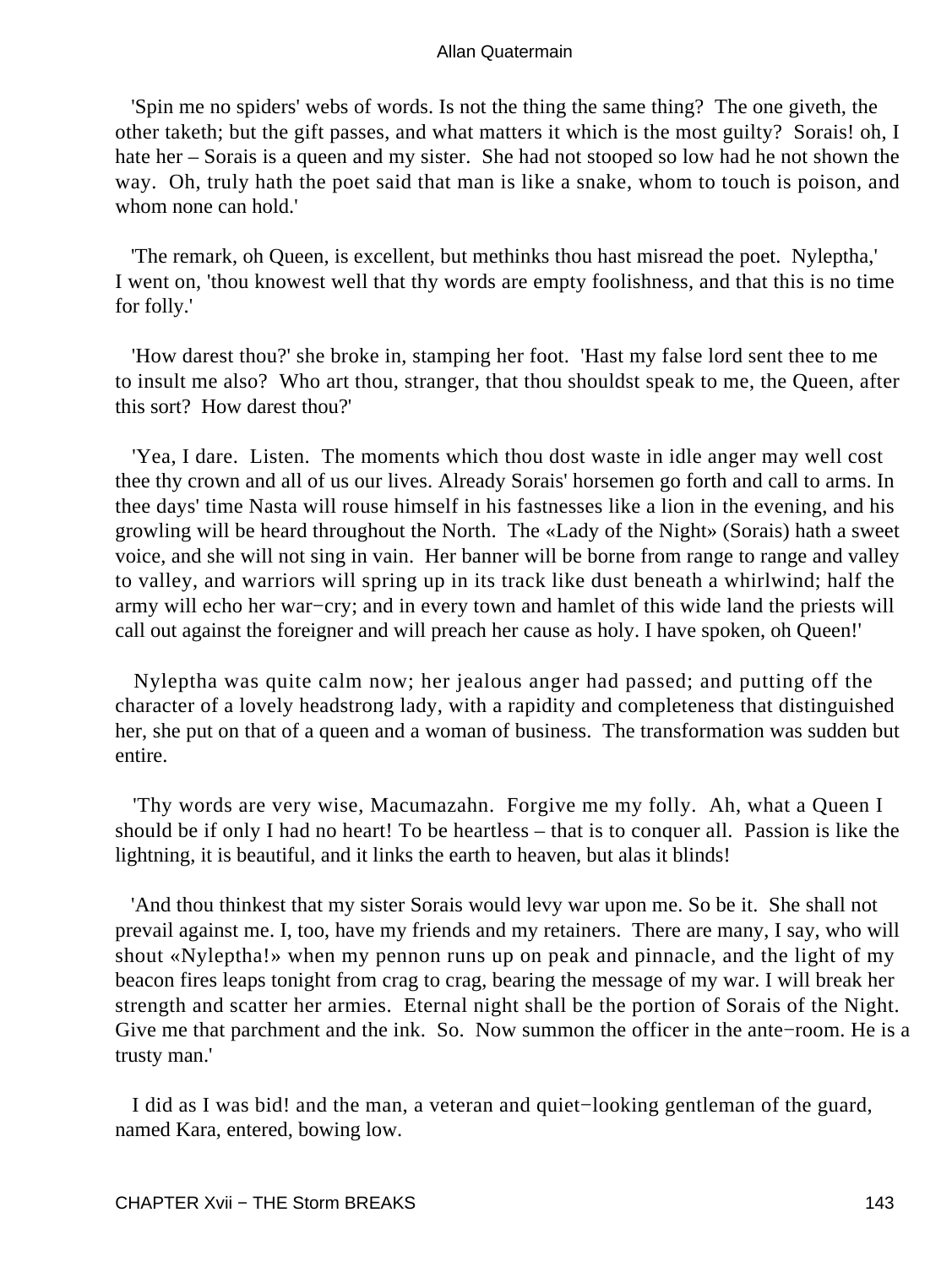'Spin me no spiders' webs of words. Is not the thing the same thing? The one giveth, the other taketh; but the gift passes, and what matters it which is the most guilty? Sorais! oh, I hate her – Sorais is a queen and my sister. She had not stooped so low had he not shown the way. Oh, truly hath the poet said that man is like a snake, whom to touch is poison, and whom none can hold.'

'The remark, oh Queen, is excellent, but methinks thou hast misread the poet. Nyleptha,' I went on, 'thou knowest well that thy words are empty foolishness, and that this is no time for folly.'

'How darest thou?' she broke in, stamping her foot. 'Hast my false lord sent thee to me to insult me also? Who art thou, stranger, that thou shouldst speak to me, the Queen, after this sort? How darest thou?'

'Yea, I dare. Listen. The moments which thou dost waste in idle anger may well cost thee thy crown and all of us our lives. Already Sorais' horsemen go forth and call to arms. In thee days' time Nasta will rouse himself in his fastnesses like a lion in the evening, and his growling will be heard throughout the North. The «Lady of the Night» (Sorais) hath a sweet voice, and she will not sing in vain. Her banner will be borne from range to range and valley to valley, and warriors will spring up in its track like dust beneath a whirlwind; half the army will echo her war−cry; and in every town and hamlet of this wide land the priests will call out against the foreigner and will preach her cause as holy. I have spoken, oh Queen!'

Nyleptha was quite calm now; her jealous anger had passed; and putting off the character of a lovely headstrong lady, with a rapidity and completeness that distinguished her, she put on that of a queen and a woman of business. The transformation was sudden but entire.

'Thy words are very wise, Macumazahn. Forgive me my folly. Ah, what a Queen I should be if only I had no heart! To be heartless – that is to conquer all. Passion is like the lightning, it is beautiful, and it links the earth to heaven, but alas it blinds!

'And thou thinkest that my sister Sorais would levy war upon me. So be it. She shall not prevail against me. I, too, have my friends and my retainers. There are many, I say, who will shout «Nyleptha!» when my pennon runs up on peak and pinnacle, and the light of my beacon fires leaps tonight from crag to crag, bearing the message of my war. I will break her strength and scatter her armies. Eternal night shall be the portion of Sorais of the Night. Give me that parchment and the ink. So. Now summon the officer in the ante−room. He is a trusty man.'

I did as I was bid! and the man, a veteran and quiet−looking gentleman of the guard, named Kara, entered, bowing low.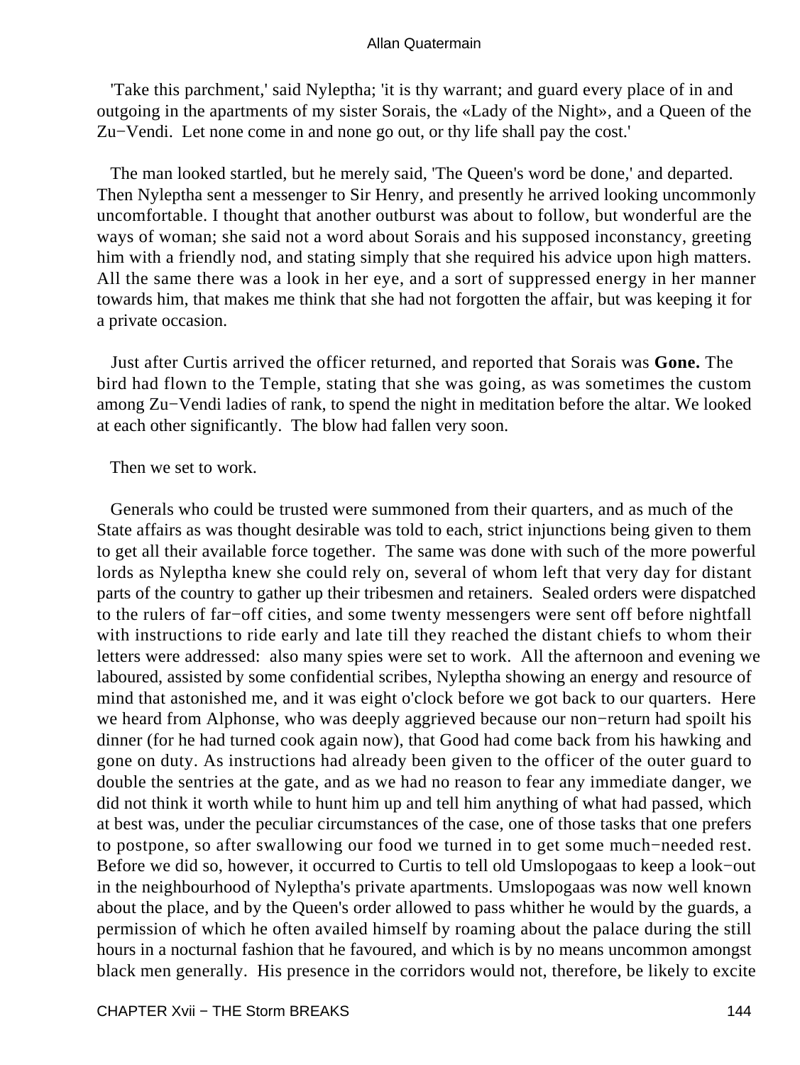'Take this parchment,' said Nyleptha; 'it is thy warrant; and guard every place of in and outgoing in the apartments of my sister Sorais, the «Lady of the Night», and a Queen of the Zu−Vendi. Let none come in and none go out, or thy life shall pay the cost.'

The man looked startled, but he merely said, 'The Queen's word be done,' and departed. Then Nyleptha sent a messenger to Sir Henry, and presently he arrived looking uncommonly uncomfortable. I thought that another outburst was about to follow, but wonderful are the ways of woman; she said not a word about Sorais and his supposed inconstancy, greeting him with a friendly nod, and stating simply that she required his advice upon high matters. All the same there was a look in her eye, and a sort of suppressed energy in her manner towards him, that makes me think that she had not forgotten the affair, but was keeping it for a private occasion.

Just after Curtis arrived the officer returned, and reported that Sorais was **Gone.** The bird had flown to the Temple, stating that she was going, as was sometimes the custom among Zu−Vendi ladies of rank, to spend the night in meditation before the altar. We looked at each other significantly. The blow had fallen very soon.

Then we set to work.

Generals who could be trusted were summoned from their quarters, and as much of the State affairs as was thought desirable was told to each, strict injunctions being given to them to get all their available force together. The same was done with such of the more powerful lords as Nyleptha knew she could rely on, several of whom left that very day for distant parts of the country to gather up their tribesmen and retainers. Sealed orders were dispatched to the rulers of far−off cities, and some twenty messengers were sent off before nightfall with instructions to ride early and late till they reached the distant chiefs to whom their letters were addressed: also many spies were set to work. All the afternoon and evening we laboured, assisted by some confidential scribes, Nyleptha showing an energy and resource of mind that astonished me, and it was eight o'clock before we got back to our quarters. Here we heard from Alphonse, who was deeply aggrieved because our non−return had spoilt his dinner (for he had turned cook again now), that Good had come back from his hawking and gone on duty. As instructions had already been given to the officer of the outer guard to double the sentries at the gate, and as we had no reason to fear any immediate danger, we did not think it worth while to hunt him up and tell him anything of what had passed, which at best was, under the peculiar circumstances of the case, one of those tasks that one prefers to postpone, so after swallowing our food we turned in to get some much−needed rest. Before we did so, however, it occurred to Curtis to tell old Umslopogaas to keep a look−out in the neighbourhood of Nyleptha's private apartments. Umslopogaas was now well known about the place, and by the Queen's order allowed to pass whither he would by the guards, a permission of which he often availed himself by roaming about the palace during the still hours in a nocturnal fashion that he favoured, and which is by no means uncommon amongst black men generally. His presence in the corridors would not, therefore, be likely to excite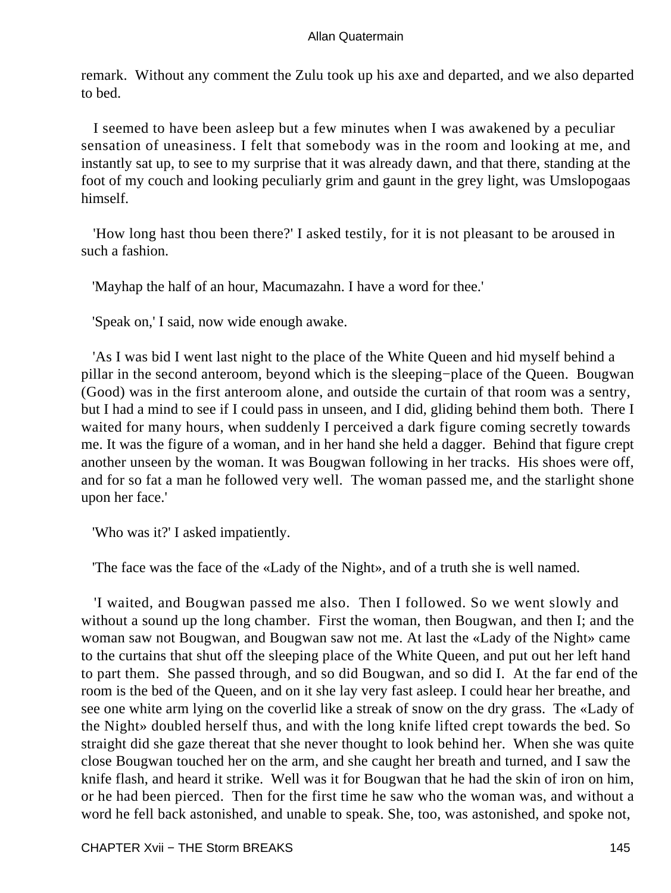remark. Without any comment the Zulu took up his axe and departed, and we also departed to bed.

I seemed to have been asleep but a few minutes when I was awakened by a peculiar sensation of uneasiness. I felt that somebody was in the room and looking at me, and instantly sat up, to see to my surprise that it was already dawn, and that there, standing at the foot of my couch and looking peculiarly grim and gaunt in the grey light, was Umslopogaas himself.

'How long hast thou been there?' I asked testily, for it is not pleasant to be aroused in such a fashion.

'Mayhap the half of an hour, Macumazahn. I have a word for thee.'

'Speak on,' I said, now wide enough awake.

'As I was bid I went last night to the place of the White Queen and hid myself behind a pillar in the second anteroom, beyond which is the sleeping−place of the Queen. Bougwan (Good) was in the first anteroom alone, and outside the curtain of that room was a sentry, but I had a mind to see if I could pass in unseen, and I did, gliding behind them both. There I waited for many hours, when suddenly I perceived a dark figure coming secretly towards me. It was the figure of a woman, and in her hand she held a dagger. Behind that figure crept another unseen by the woman. It was Bougwan following in her tracks. His shoes were off, and for so fat a man he followed very well. The woman passed me, and the starlight shone upon her face.'

'Who was it?' I asked impatiently.

'The face was the face of the «Lady of the Night», and of a truth she is well named.

'I waited, and Bougwan passed me also. Then I followed. So we went slowly and without a sound up the long chamber. First the woman, then Bougwan, and then I; and the woman saw not Bougwan, and Bougwan saw not me. At last the «Lady of the Night» came to the curtains that shut off the sleeping place of the White Queen, and put out her left hand to part them. She passed through, and so did Bougwan, and so did I. At the far end of the room is the bed of the Queen, and on it she lay very fast asleep. I could hear her breathe, and see one white arm lying on the coverlid like a streak of snow on the dry grass. The «Lady of the Night» doubled herself thus, and with the long knife lifted crept towards the bed. So straight did she gaze thereat that she never thought to look behind her. When she was quite close Bougwan touched her on the arm, and she caught her breath and turned, and I saw the knife flash, and heard it strike. Well was it for Bougwan that he had the skin of iron on him, or he had been pierced. Then for the first time he saw who the woman was, and without a word he fell back astonished, and unable to speak. She, too, was astonished, and spoke not,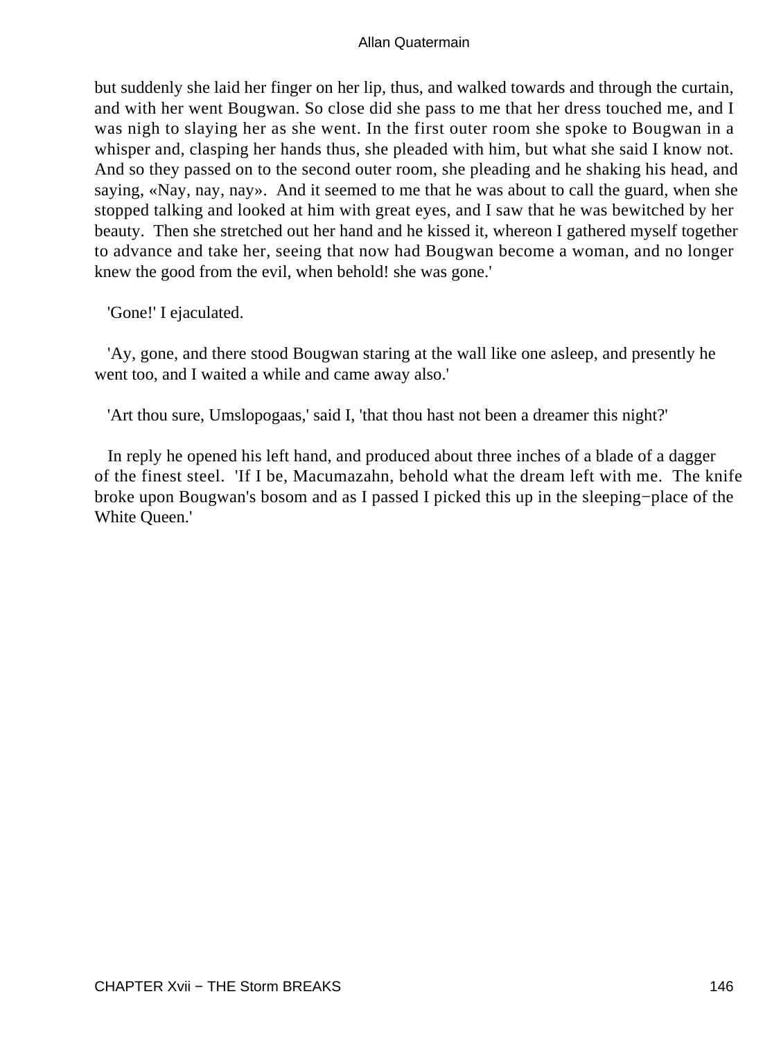but suddenly she laid her finger on her lip, thus, and walked towards and through the curtain, and with her went Bougwan. So close did she pass to me that her dress touched me, and I was nigh to slaying her as she went. In the first outer room she spoke to Bougwan in a whisper and, clasping her hands thus, she pleaded with him, but what she said I know not. And so they passed on to the second outer room, she pleading and he shaking his head, and saying, «Nay, nay, nay». And it seemed to me that he was about to call the guard, when she stopped talking and looked at him with great eyes, and I saw that he was bewitched by her beauty. Then she stretched out her hand and he kissed it, whereon I gathered myself together to advance and take her, seeing that now had Bougwan become a woman, and no longer knew the good from the evil, when behold! she was gone.'

'Gone!' I ejaculated.

'Ay, gone, and there stood Bougwan staring at the wall like one asleep, and presently he went too, and I waited a while and came away also.'

'Art thou sure, Umslopogaas,' said I, 'that thou hast not been a dreamer this night?'

In reply he opened his left hand, and produced about three inches of a blade of a dagger of the finest steel. 'If I be, Macumazahn, behold what the dream left with me. The knife broke upon Bougwan's bosom and as I passed I picked this up in the sleeping−place of the White Queen.'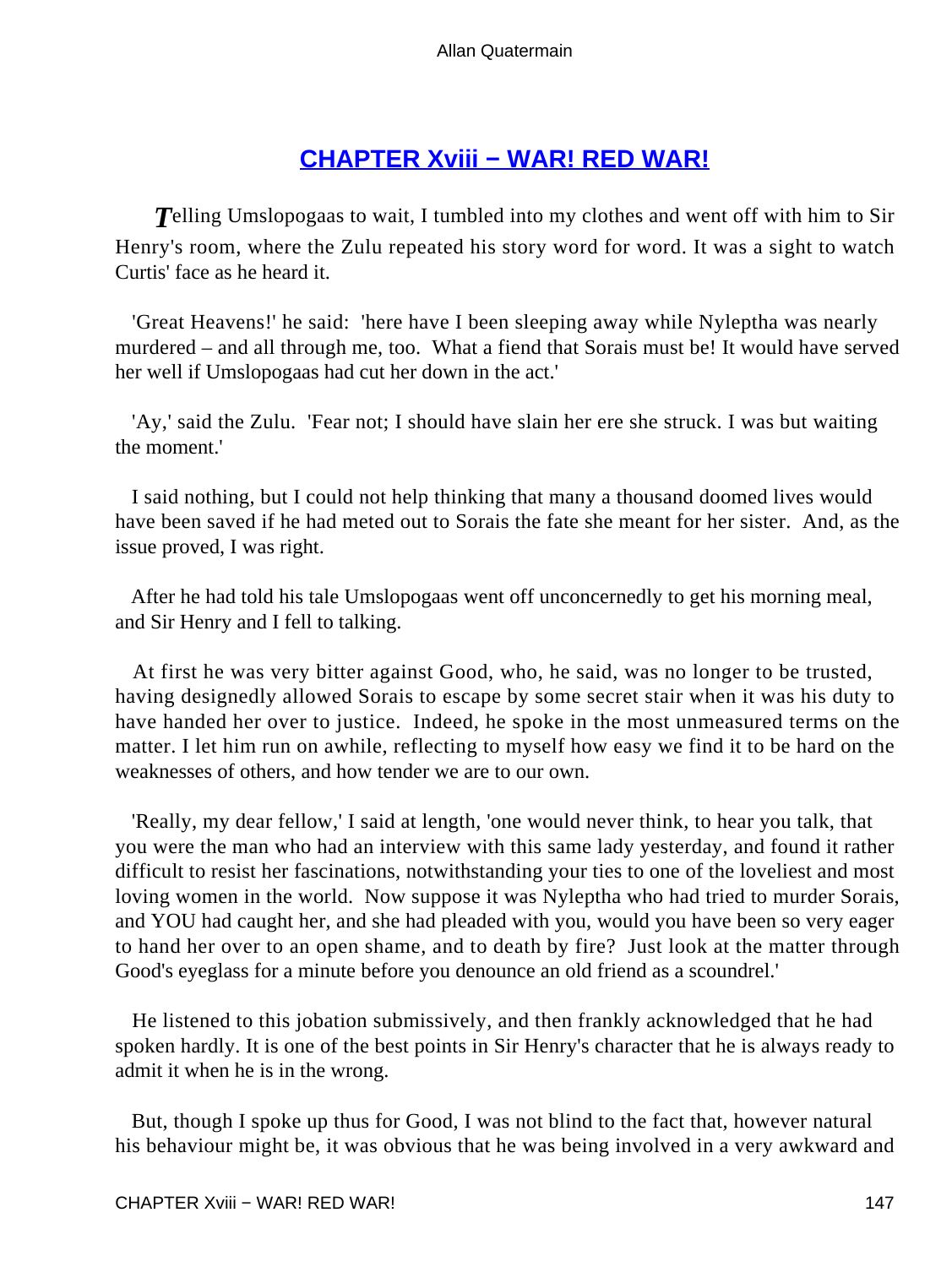## [CHAPTER Xviii − WAR! RED WAR!]()

*T*elling Umslopogaas to wait, I tumbled into my clothes and went off with him to Sir Henry's room, where the Zulu repeated his story word for word. It was a sight to watch Curtis' face as he heard it.

'Great Heavens!' he said: 'here have I been sleeping away while Nyleptha was nearly murdered – and all through me, too. What a fiend that Sorais must be! It would have served her well if Umslopogaas had cut her down in the act.'

'Ay,' said the Zulu. 'Fear not; I should have slain her ere she struck. I was but waiting the moment.'

I said nothing, but I could not help thinking that many a thousand doomed lives would have been saved if he had meted out to Sorais the fate she meant for her sister. And, as the issue proved, I was right.

After he had told his tale Umslopogaas went off unconcernedly to get his morning meal, and Sir Henry and I fell to talking.

At first he was very bitter against Good, who, he said, was no longer to be trusted, having designedly allowed Sorais to escape by some secret stair when it was his duty to have handed her over to justice. Indeed, he spoke in the most unmeasured terms on the matter. I let him run on awhile, reflecting to myself how easy we find it to be hard on the weaknesses of others, and how tender we are to our own.

'Really, my dear fellow,' I said at length, 'one would never think, to hear you talk, that you were the man who had an interview with this same lady yesterday, and found it rather difficult to resist her fascinations, notwithstanding your ties to one of the loveliest and most loving women in the world. Now suppose it was Nyleptha who had tried to murder Sorais, and YOU had caught her, and she had pleaded with you, would you have been so very eager to hand her over to an open shame, and to death by fire? Just look at the matter through Good's eyeglass for a minute before you denounce an old friend as a scoundrel.'

He listened to this jobation submissively, and then frankly acknowledged that he had spoken hardly. It is one of the best points in Sir Henry's character that he is always ready to admit it when he is in the wrong.

But, though I spoke up thus for Good, I was not blind to the fact that, however natural his behaviour might be, it was obvious that he was being involved in a very awkward and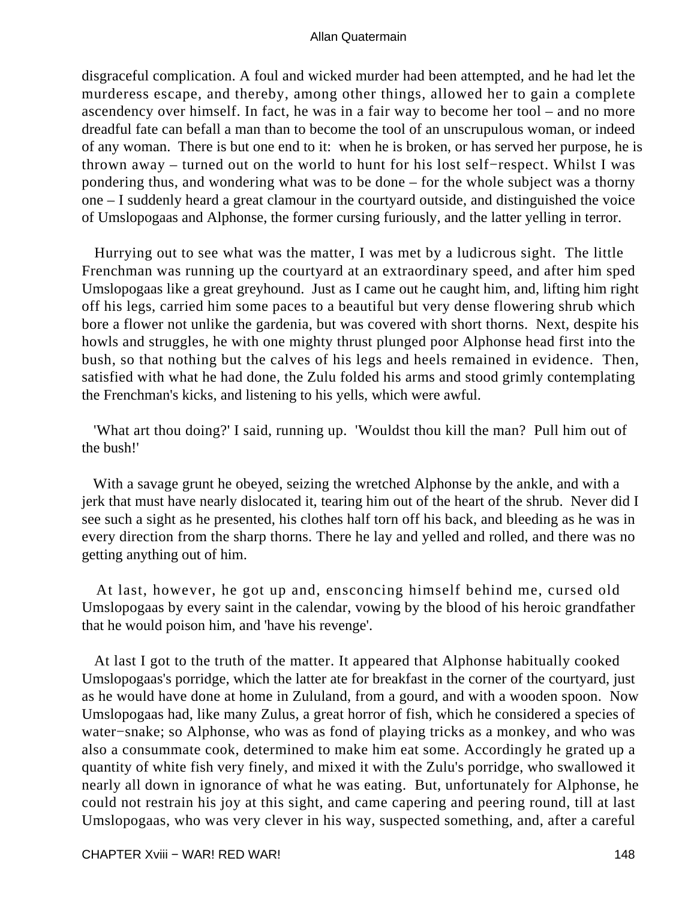disgraceful complication. A foul and wicked murder had been attempted, and he had let the murderess escape, and thereby, among other things, allowed her to gain a complete ascendency over himself. In fact, he was in a fair way to become her tool – and no more dreadful fate can befall a man than to become the tool of an unscrupulous woman, or indeed of any woman. There is but one end to it: when he is broken, or has served her purpose, he is thrown away – turned out on the world to hunt for his lost self−respect. Whilst I was pondering thus, and wondering what was to be done – for the whole subject was a thorny one – I suddenly heard a great clamour in the courtyard outside, and distinguished the voice of Umslopogaas and Alphonse, the former cursing furiously, and the latter yelling in terror.

Hurrying out to see what was the matter, I was met by a ludicrous sight. The little Frenchman was running up the courtyard at an extraordinary speed, and after him sped Umslopogaas like a great greyhound. Just as I came out he caught him, and, lifting him right off his legs, carried him some paces to a beautiful but very dense flowering shrub which bore a flower not unlike the gardenia, but was covered with short thorns. Next, despite his howls and struggles, he with one mighty thrust plunged poor Alphonse head first into the bush, so that nothing but the calves of his legs and heels remained in evidence. Then, satisfied with what he had done, the Zulu folded his arms and stood grimly contemplating the Frenchman's kicks, and listening to his yells, which were awful.

'What art thou doing?' I said, running up. 'Wouldst thou kill the man? Pull him out of the bush!'

With a savage grunt he obeyed, seizing the wretched Alphonse by the ankle, and with a jerk that must have nearly dislocated it, tearing him out of the heart of the shrub. Never did I see such a sight as he presented, his clothes half torn off his back, and bleeding as he was in every direction from the sharp thorns. There he lay and yelled and rolled, and there was no getting anything out of him.

At last, however, he got up and, ensconcing himself behind me, cursed old Umslopogaas by every saint in the calendar, vowing by the blood of his heroic grandfather that he would poison him, and 'have his revenge'.

At last I got to the truth of the matter. It appeared that Alphonse habitually cooked Umslopogaas's porridge, which the latter ate for breakfast in the corner of the courtyard, just as he would have done at home in Zululand, from a gourd, and with a wooden spoon. Now Umslopogaas had, like many Zulus, a great horror of fish, which he considered a species of water−snake; so Alphonse, who was as fond of playing tricks as a monkey, and who was also a consummate cook, determined to make him eat some. Accordingly he grated up a quantity of white fish very finely, and mixed it with the Zulu's porridge, who swallowed it nearly all down in ignorance of what he was eating. But, unfortunately for Alphonse, he could not restrain his joy at this sight, and came capering and peering round, till at last Umslopogaas, who was very clever in his way, suspected something, and, after a careful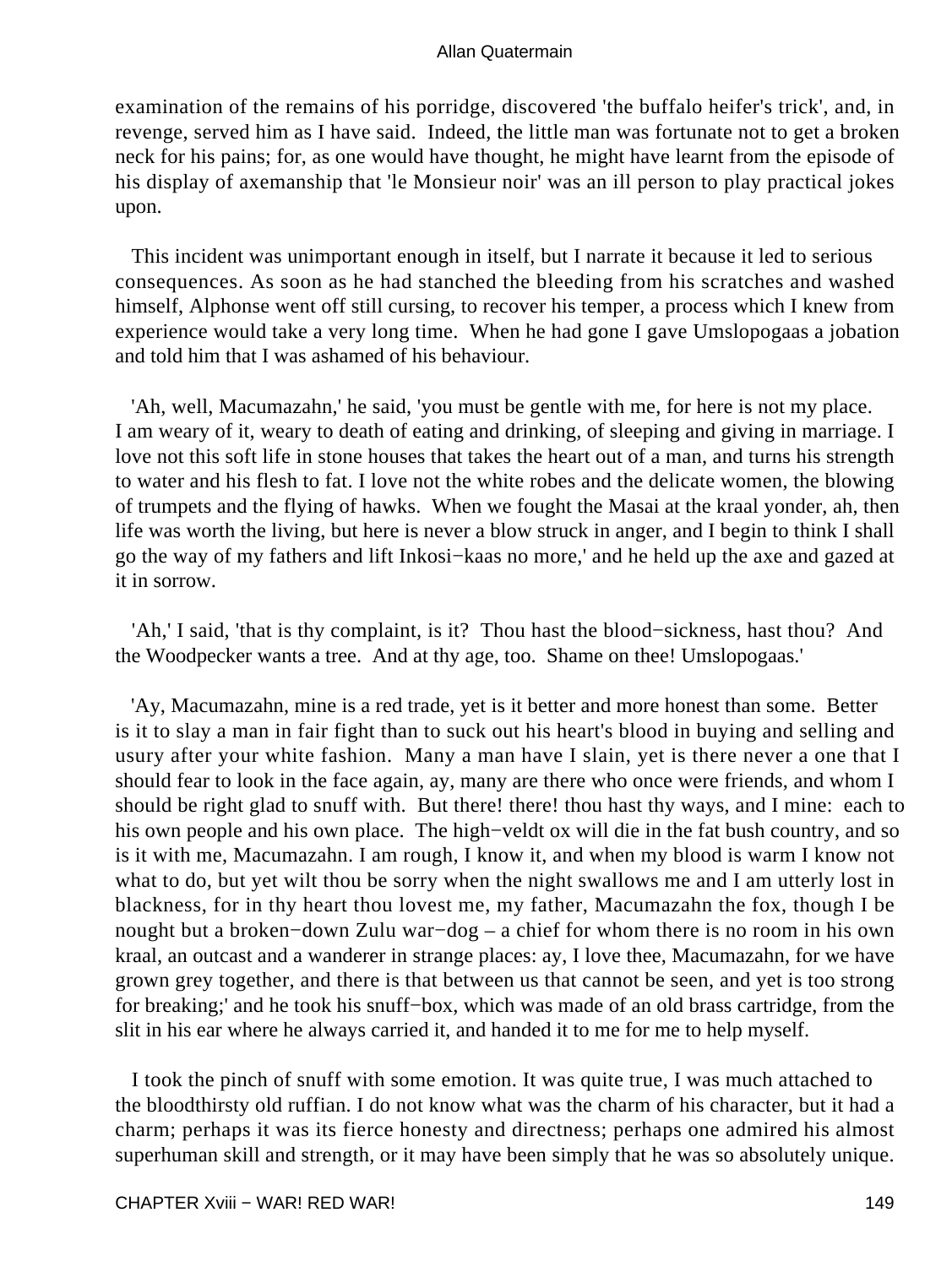examination of the remains of his porridge, discovered 'the buffalo heifer's trick', and, in revenge, served him as I have said. Indeed, the little man was fortunate not to get a broken neck for his pains; for, as one would have thought, he might have learnt from the episode of his display of axemanship that 'le Monsieur noir' was an ill person to play practical jokes upon.

This incident was unimportant enough in itself, but I narrate it because it led to serious consequences. As soon as he had stanched the bleeding from his scratches and washed himself, Alphonse went off still cursing, to recover his temper, a process which I knew from experience would take a very long time. When he had gone I gave Umslopogaas a jobation and told him that I was ashamed of his behaviour.

'Ah, well, Macumazahn,' he said, 'you must be gentle with me, for here is not my place. I am weary of it, weary to death of eating and drinking, of sleeping and giving in marriage. I love not this soft life in stone houses that takes the heart out of a man, and turns his strength to water and his flesh to fat. I love not the white robes and the delicate women, the blowing of trumpets and the flying of hawks. When we fought the Masai at the kraal yonder, ah, then life was worth the living, but here is never a blow struck in anger, and I begin to think I shall go the way of my fathers and lift Inkosi−kaas no more,' and he held up the axe and gazed at it in sorrow.

'Ah,' I said, 'that is thy complaint, is it? Thou hast the blood−sickness, hast thou? And the Woodpecker wants a tree. And at thy age, too. Shame on thee! Umslopogaas.'

'Ay, Macumazahn, mine is a red trade, yet is it better and more honest than some. Better is it to slay a man in fair fight than to suck out his heart's blood in buying and selling and usury after your white fashion. Many a man have I slain, yet is there never a one that I should fear to look in the face again, ay, many are there who once were friends, and whom I should be right glad to snuff with. But there! there! thou hast thy ways, and I mine: each to his own people and his own place. The high−veldt ox will die in the fat bush country, and so is it with me, Macumazahn. I am rough, I know it, and when my blood is warm I know not what to do, but yet wilt thou be sorry when the night swallows me and I am utterly lost in blackness, for in thy heart thou lovest me, my father, Macumazahn the fox, though I be nought but a broken−down Zulu war−dog – a chief for whom there is no room in his own kraal, an outcast and a wanderer in strange places: ay, I love thee, Macumazahn, for we have grown grey together, and there is that between us that cannot be seen, and yet is too strong for breaking;' and he took his snuff−box, which was made of an old brass cartridge, from the slit in his ear where he always carried it, and handed it to me for me to help myself.

I took the pinch of snuff with some emotion. It was quite true, I was much attached to the bloodthirsty old ruffian. I do not know what was the charm of his character, but it had a charm; perhaps it was its fierce honesty and directness; perhaps one admired his almost superhuman skill and strength, or it may have been simply that he was so absolutely unique.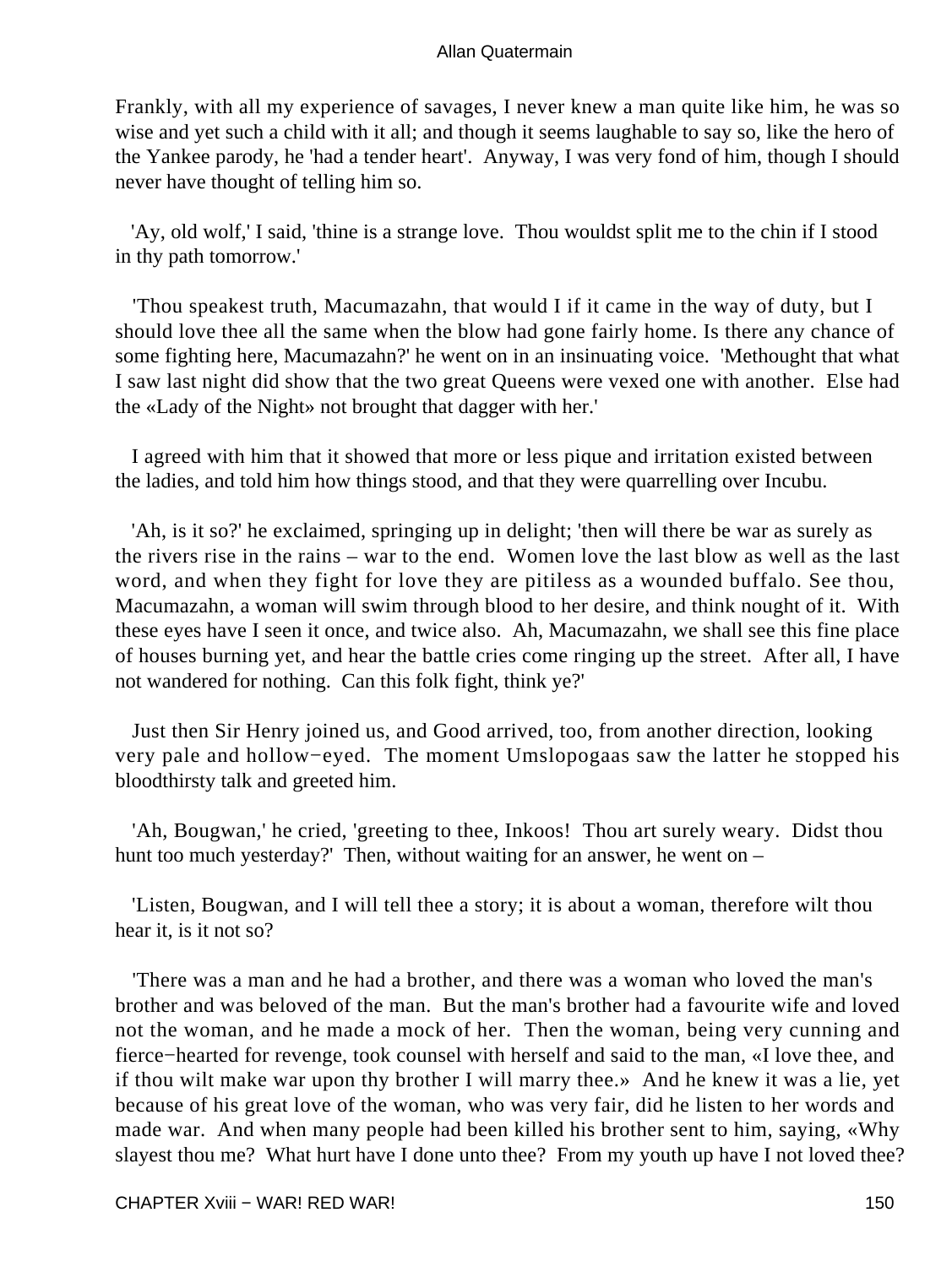Frankly, with all my experience of savages, I never knew a man quite like him, he was so wise and yet such a child with it all; and though it seems laughable to say so, like the hero of the Yankee parody, he 'had a tender heart'. Anyway, I was very fond of him, though I should never have thought of telling him so.

'Ay, old wolf,' I said, 'thine is a strange love. Thou wouldst split me to the chin if I stood in thy path tomorrow.'

'Thou speakest truth, Macumazahn, that would I if it came in the way of duty, but I should love thee all the same when the blow had gone fairly home. Is there any chance of some fighting here, Macumazahn?' he went on in an insinuating voice. 'Methought that what I saw last night did show that the two great Queens were vexed one with another. Else had the «Lady of the Night» not brought that dagger with her.'

I agreed with him that it showed that more or less pique and irritation existed between the ladies, and told him how things stood, and that they were quarrelling over Incubu.

'Ah, is it so?' he exclaimed, springing up in delight; 'then will there be war as surely as the rivers rise in the rains – war to the end. Women love the last blow as well as the last word, and when they fight for love they are pitiless as a wounded buffalo. See thou, Macumazahn, a woman will swim through blood to her desire, and think nought of it. With these eyes have I seen it once, and twice also. Ah, Macumazahn, we shall see this fine place of houses burning yet, and hear the battle cries come ringing up the street. After all, I have not wandered for nothing. Can this folk fight, think ye?'

Just then Sir Henry joined us, and Good arrived, too, from another direction, looking very pale and hollow−eyed. The moment Umslopogaas saw the latter he stopped his bloodthirsty talk and greeted him.

'Ah, Bougwan,' he cried, 'greeting to thee, Inkoos! Thou art surely weary. Didst thou hunt too much yesterday?' Then, without waiting for an answer, he went on –

'Listen, Bougwan, and I will tell thee a story; it is about a woman, therefore wilt thou hear it, is it not so?

'There was a man and he had a brother, and there was a woman who loved the man's brother and was beloved of the man. But the man's brother had a favourite wife and loved not the woman, and he made a mock of her. Then the woman, being very cunning and fierce−hearted for revenge, took counsel with herself and said to the man, «I love thee, and if thou wilt make war upon thy brother I will marry thee.» And he knew it was a lie, yet because of his great love of the woman, who was very fair, did he listen to her words and made war. And when many people had been killed his brother sent to him, saying, «Why slayest thou me? What hurt have I done unto thee? From my youth up have I not loved thee?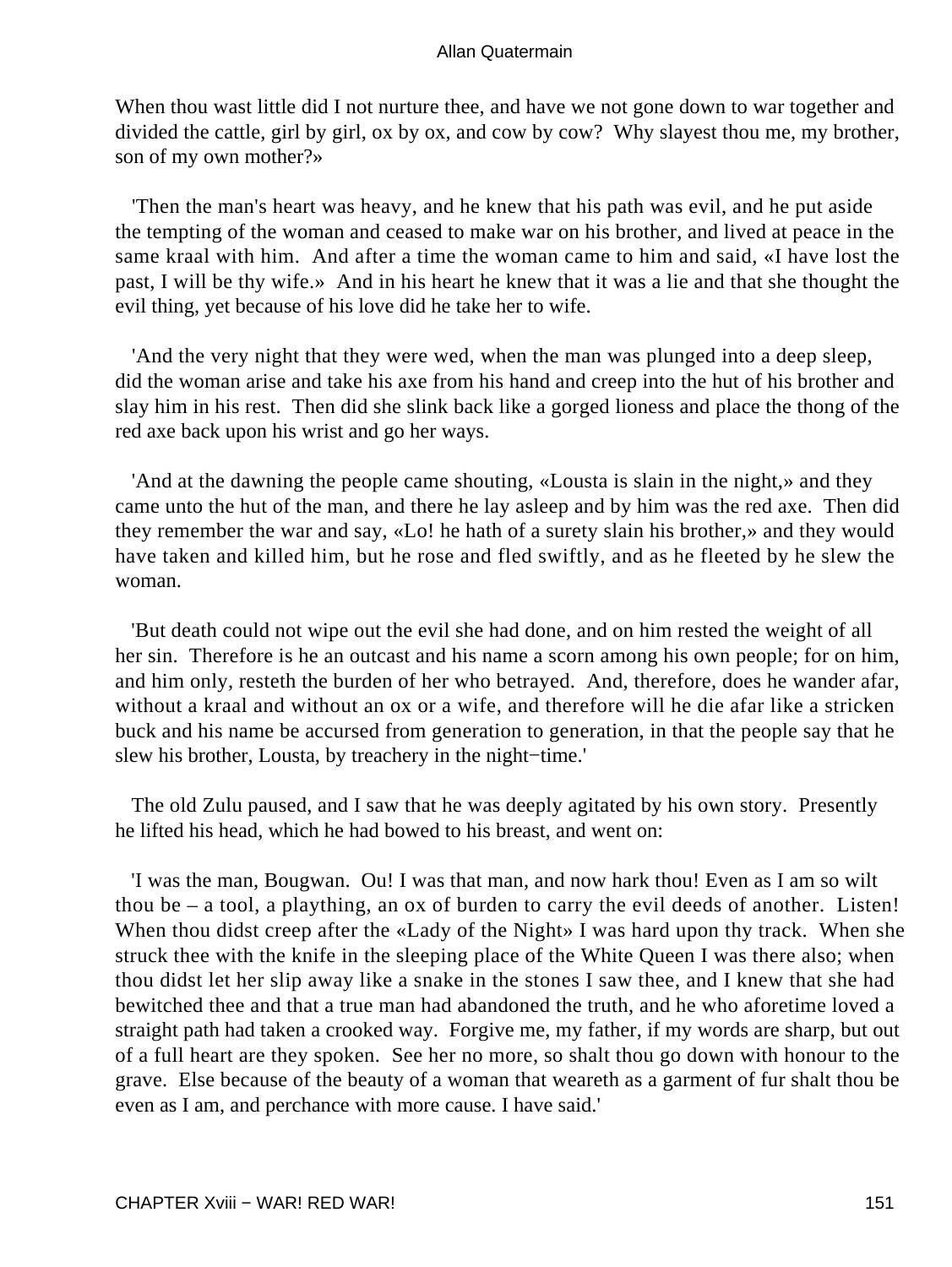When thou wast little did I not nurture thee, and have we not gone down to war together and divided the cattle, girl by girl, ox by ox, and cow by cow? Why slayest thou me, my brother, son of my own mother?»

'Then the man's heart was heavy, and he knew that his path was evil, and he put aside the tempting of the woman and ceased to make war on his brother, and lived at peace in the same kraal with him. And after a time the woman came to him and said, «I have lost the past, I will be thy wife.» And in his heart he knew that it was a lie and that she thought the evil thing, yet because of his love did he take her to wife.

'And the very night that they were wed, when the man was plunged into a deep sleep, did the woman arise and take his axe from his hand and creep into the hut of his brother and slay him in his rest. Then did she slink back like a gorged lioness and place the thong of the red axe back upon his wrist and go her ways.

'And at the dawning the people came shouting, «Lousta is slain in the night,» and they came unto the hut of the man, and there he lay asleep and by him was the red axe. Then did they remember the war and say, «Lo! he hath of a surety slain his brother,» and they would have taken and killed him, but he rose and fled swiftly, and as he fleeted by he slew the woman.

'But death could not wipe out the evil she had done, and on him rested the weight of all her sin. Therefore is he an outcast and his name a scorn among his own people; for on him, and him only, resteth the burden of her who betrayed. And, therefore, does he wander afar, without a kraal and without an ox or a wife, and therefore will he die afar like a stricken buck and his name be accursed from generation to generation, in that the people say that he slew his brother, Lousta, by treachery in the night−time.'

The old Zulu paused, and I saw that he was deeply agitated by his own story. Presently he lifted his head, which he had bowed to his breast, and went on:

'I was the man, Bougwan. Ou! I was that man, and now hark thou! Even as I am so wilt thou be – a tool, a plaything, an ox of burden to carry the evil deeds of another. Listen! When thou didst creep after the «Lady of the Night» I was hard upon thy track. When she struck thee with the knife in the sleeping place of the White Queen I was there also; when thou didst let her slip away like a snake in the stones I saw thee, and I knew that she had bewitched thee and that a true man had abandoned the truth, and he who aforetime loved a straight path had taken a crooked way. Forgive me, my father, if my words are sharp, but out of a full heart are they spoken. See her no more, so shalt thou go down with honour to the grave. Else because of the beauty of a woman that weareth as a garment of fur shalt thou be even as I am, and perchance with more cause. I have said.'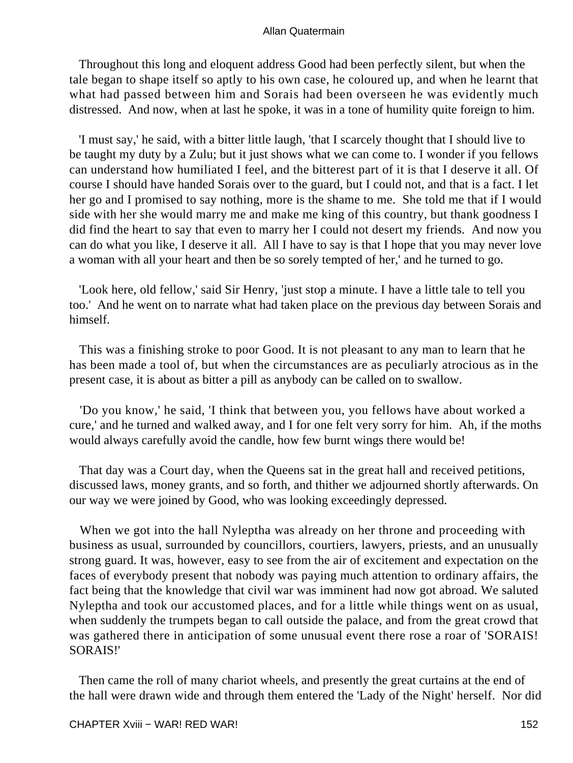Throughout this long and eloquent address Good had been perfectly silent, but when the tale began to shape itself so aptly to his own case, he coloured up, and when he learnt that what had passed between him and Sorais had been overseen he was evidently much distressed. And now, when at last he spoke, it was in a tone of humility quite foreign to him.

'I must say,' he said, with a bitter little laugh, 'that I scarcely thought that I should live to be taught my duty by a Zulu; but it just shows what we can come to. I wonder if you fellows can understand how humiliated I feel, and the bitterest part of it is that I deserve it all. Of course I should have handed Sorais over to the guard, but I could not, and that is a fact. I let her go and I promised to say nothing, more is the shame to me. She told me that if I would side with her she would marry me and make me king of this country, but thank goodness I did find the heart to say that even to marry her I could not desert my friends. And now you can do what you like, I deserve it all. All I have to say is that I hope that you may never love a woman with all your heart and then be so sorely tempted of her,' and he turned to go.

'Look here, old fellow,' said Sir Henry, 'just stop a minute. I have a little tale to tell you too.' And he went on to narrate what had taken place on the previous day between Sorais and himself.

This was a finishing stroke to poor Good. It is not pleasant to any man to learn that he has been made a tool of, but when the circumstances are as peculiarly atrocious as in the present case, it is about as bitter a pill as anybody can be called on to swallow.

'Do you know,' he said, 'I think that between you, you fellows have about worked a cure,' and he turned and walked away, and I for one felt very sorry for him. Ah, if the moths would always carefully avoid the candle, how few burnt wings there would be!

That day was a Court day, when the Queens sat in the great hall and received petitions, discussed laws, money grants, and so forth, and thither we adjourned shortly afterwards. On our way we were joined by Good, who was looking exceedingly depressed.

When we got into the hall Nyleptha was already on her throne and proceeding with business as usual, surrounded by councillors, courtiers, lawyers, priests, and an unusually strong guard. It was, however, easy to see from the air of excitement and expectation on the faces of everybody present that nobody was paying much attention to ordinary affairs, the fact being that the knowledge that civil war was imminent had now got abroad. We saluted Nyleptha and took our accustomed places, and for a little while things went on as usual, when suddenly the trumpets began to call outside the palace, and from the great crowd that was gathered there in anticipation of some unusual event there rose a roar of 'SORAIS! SORAIS!'

Then came the roll of many chariot wheels, and presently the great curtains at the end of the hall were drawn wide and through them entered the 'Lady of the Night' herself. Nor did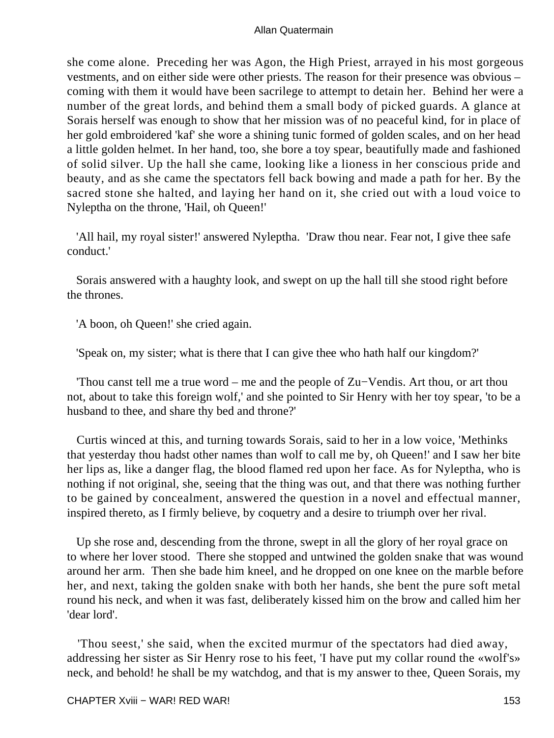she come alone. Preceding her was Agon, the High Priest, arrayed in his most gorgeous vestments, and on either side were other priests. The reason for their presence was obvious – coming with them it would have been sacrilege to attempt to detain her. Behind her were a number of the great lords, and behind them a small body of picked guards. A glance at Sorais herself was enough to show that her mission was of no peaceful kind, for in place of her gold embroidered 'kaf' she wore a shining tunic formed of golden scales, and on her head a little golden helmet. In her hand, too, she bore a toy spear, beautifully made and fashioned of solid silver. Up the hall she came, looking like a lioness in her conscious pride and beauty, and as she came the spectators fell back bowing and made a path for her. By the sacred stone she halted, and laying her hand on it, she cried out with a loud voice to Nyleptha on the throne, 'Hail, oh Queen!'

'All hail, my royal sister!' answered Nyleptha. 'Draw thou near. Fear not, I give thee safe conduct.'

Sorais answered with a haughty look, and swept on up the hall till she stood right before the thrones.

'A boon, oh Queen!' she cried again.

'Speak on, my sister; what is there that I can give thee who hath half our kingdom?'

'Thou canst tell me a true word – me and the people of Zu−Vendis. Art thou, or art thou not, about to take this foreign wolf,' and she pointed to Sir Henry with her toy spear, 'to be a husband to thee, and share thy bed and throne?'

Curtis winced at this, and turning towards Sorais, said to her in a low voice, 'Methinks that yesterday thou hadst other names than wolf to call me by, oh Queen!' and I saw her bite her lips as, like a danger flag, the blood flamed red upon her face. As for Nyleptha, who is nothing if not original, she, seeing that the thing was out, and that there was nothing further to be gained by concealment, answered the question in a novel and effectual manner, inspired thereto, as I firmly believe, by coquetry and a desire to triumph over her rival.

Up she rose and, descending from the throne, swept in all the glory of her royal grace on to where her lover stood. There she stopped and untwined the golden snake that was wound around her arm. Then she bade him kneel, and he dropped on one knee on the marble before her, and next, taking the golden snake with both her hands, she bent the pure soft metal round his neck, and when it was fast, deliberately kissed him on the brow and called him her 'dear lord'.

'Thou seest,' she said, when the excited murmur of the spectators had died away, addressing her sister as Sir Henry rose to his feet, 'I have put my collar round the «wolf's» neck, and behold! he shall be my watchdog, and that is my answer to thee, Queen Sorais, my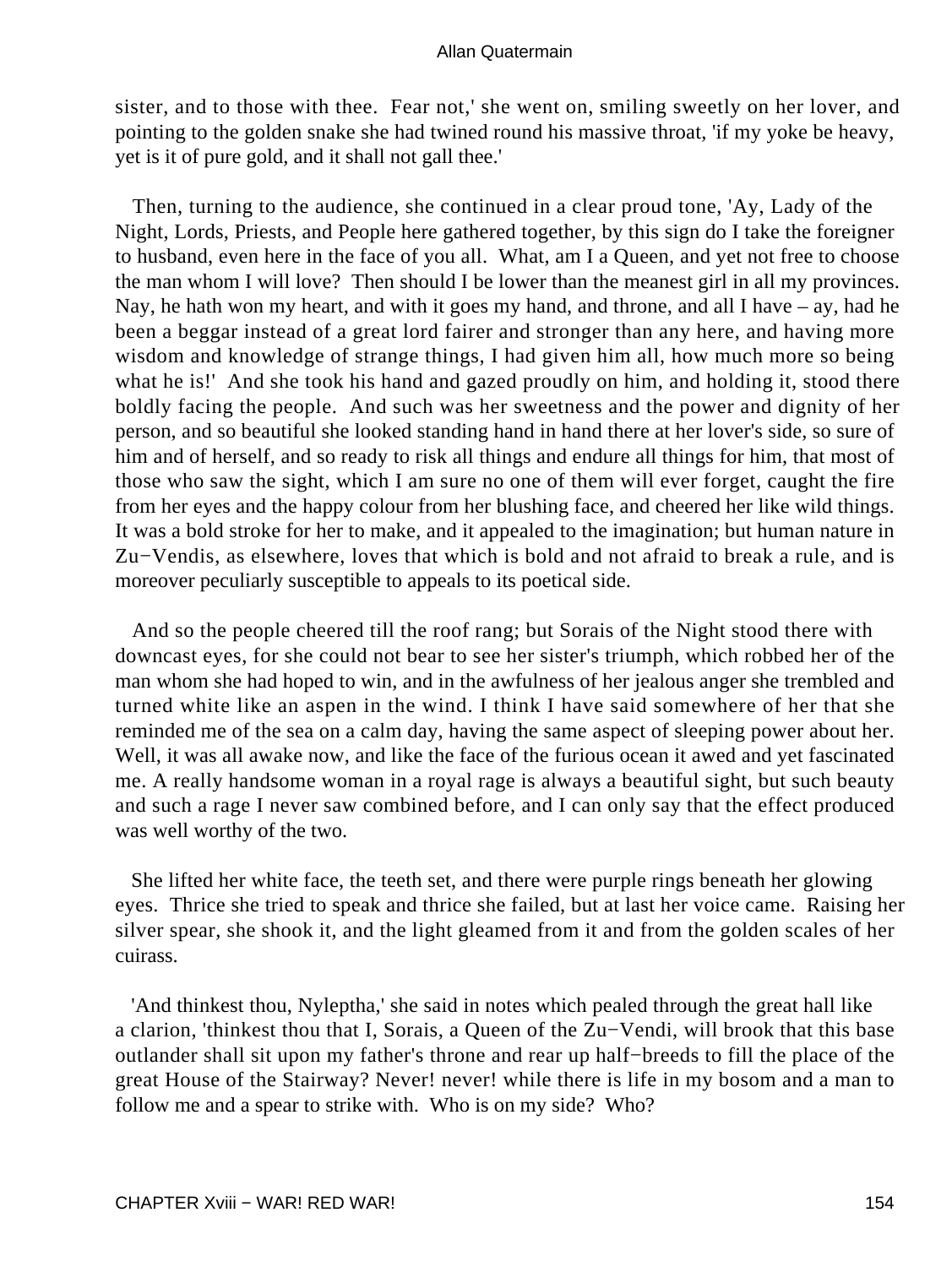sister, and to those with thee.  Fear not,' she went on, smiling sweetly on her lover, and pointing to the golden snake she had twined round his massive throat, 'if my yoke be heavy, yet is it of pure gold, and it shall not gall thee.'

Then, turning to the audience, she continued in a clear proud tone, 'Ay, Lady of the Night, Lords, Priests, and People here gathered together, by this sign do I take the foreigner to husband, even here in the face of you all.  What, am I a Queen, and yet not free to choose the man whom I will love?  Then should I be lower than the meanest girl in all my provinces. Nay, he hath won my heart, and with it goes my hand, and throne, and all I have – ay, had he been a beggar instead of a great lord fairer and stronger than any here, and having more wisdom and knowledge of strange things, I had given him all, how much more so being what he is!'  And she took his hand and gazed proudly on him, and holding it, stood there boldly facing the people.  And such was her sweetness and the power and dignity of her person, and so beautiful she looked standing hand in hand there at her lover's side, so sure of him and of herself, and so ready to risk all things and endure all things for him, that most of those who saw the sight, which I am sure no one of them will ever forget, caught the fire from her eyes and the happy colour from her blushing face, and cheered her like wild things. It was a bold stroke for her to make, and it appealed to the imagination; but human nature in Zu−Vendis, as elsewhere, loves that which is bold and not afraid to break a rule, and is moreover peculiarly susceptible to appeals to its poetical side.

And so the people cheered till the roof rang; but Sorais of the Night stood there with downcast eyes, for she could not bear to see her sister's triumph, which robbed her of the man whom she had hoped to win, and in the awfulness of her jealous anger she trembled and turned white like an aspen in the wind. I think I have said somewhere of her that she reminded me of the sea on a calm day, having the same aspect of sleeping power about her. Well, it was all awake now, and like the face of the furious ocean it awed and yet fascinated me. A really handsome woman in a royal rage is always a beautiful sight, but such beauty and such a rage I never saw combined before, and I can only say that the effect produced was well worthy of the two.

She lifted her white face, the teeth set, and there were purple rings beneath her glowing eyes.  Thrice she tried to speak and thrice she failed, but at last her voice came.  Raising her silver spear, she shook it, and the light gleamed from it and from the golden scales of her cuirass.

'And thinkest thou, Nyleptha,' she said in notes which pealed through the great hall like a clarion, 'thinkest thou that I, Sorais, a Queen of the Zu−Vendi, will brook that this base outlander shall sit upon my father's throne and rear up half−breeds to fill the place of the great House of the Stairway? Never! never! while there is life in my bosom and a man to follow me and a spear to strike with.  Who is on my side?  Who?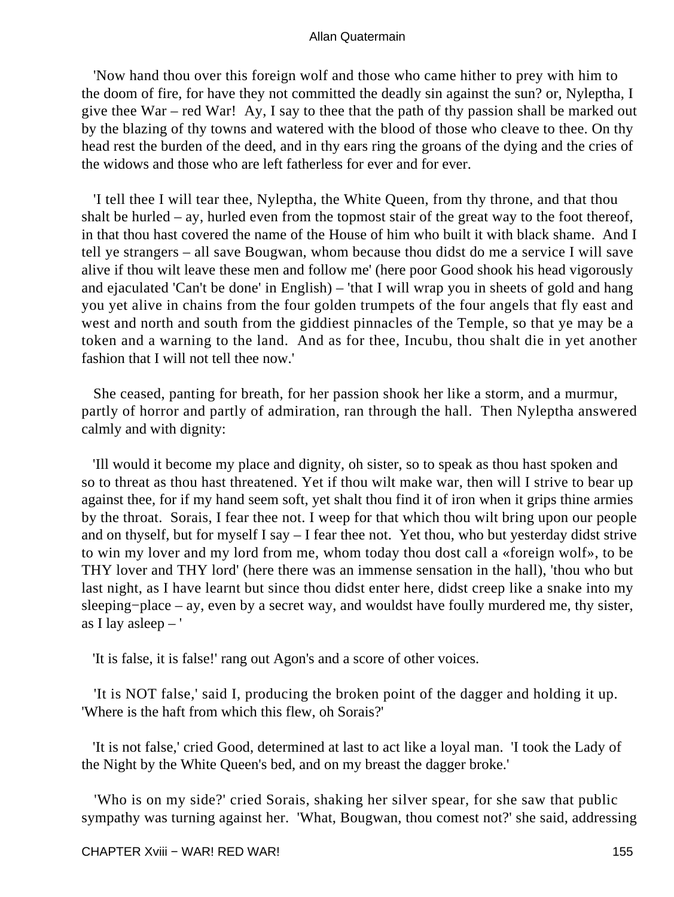'Now hand thou over this foreign wolf and those who came hither to prey with him to the doom of fire, for have they not committed the deadly sin against the sun? or, Nyleptha, I give thee War – red War! Ay, I say to thee that the path of thy passion shall be marked out by the blazing of thy towns and watered with the blood of those who cleave to thee. On thy head rest the burden of the deed, and in thy ears ring the groans of the dying and the cries of the widows and those who are left fatherless for ever and for ever.

'I tell thee I will tear thee, Nyleptha, the White Queen, from thy throne, and that thou shalt be hurled – ay, hurled even from the topmost stair of the great way to the foot thereof, in that thou hast covered the name of the House of him who built it with black shame. And I tell ye strangers – all save Bougwan, whom because thou didst do me a service I will save alive if thou wilt leave these men and follow me' (here poor Good shook his head vigorously and ejaculated 'Can't be done' in English) – 'that I will wrap you in sheets of gold and hang you yet alive in chains from the four golden trumpets of the four angels that fly east and west and north and south from the giddiest pinnacles of the Temple, so that ye may be a token and a warning to the land. And as for thee, Incubu, thou shalt die in yet another fashion that I will not tell thee now.'

She ceased, panting for breath, for her passion shook her like a storm, and a murmur, partly of horror and partly of admiration, ran through the hall. Then Nyleptha answered calmly and with dignity:

'Ill would it become my place and dignity, oh sister, so to speak as thou hast spoken and so to threat as thou hast threatened. Yet if thou wilt make war, then will I strive to bear up against thee, for if my hand seem soft, yet shalt thou find it of iron when it grips thine armies by the throat. Sorais, I fear thee not. I weep for that which thou wilt bring upon our people and on thyself, but for myself I say – I fear thee not. Yet thou, who but yesterday didst strive to win my lover and my lord from me, whom today thou dost call a «foreign wolf», to be THY lover and THY lord' (here there was an immense sensation in the hall), 'thou who but last night, as I have learnt but since thou didst enter here, didst creep like a snake into my sleeping−place – ay, even by a secret way, and wouldst have foully murdered me, thy sister, as I lay asleep – '

'It is false, it is false!' rang out Agon's and a score of other voices.

'It is NOT false,' said I, producing the broken point of the dagger and holding it up. 'Where is the haft from which this flew, oh Sorais?'

'It is not false,' cried Good, determined at last to act like a loyal man. 'I took the Lady of the Night by the White Queen's bed, and on my breast the dagger broke.'

'Who is on my side?' cried Sorais, shaking her silver spear, for she saw that public sympathy was turning against her. 'What, Bougwan, thou comest not?' she said, addressing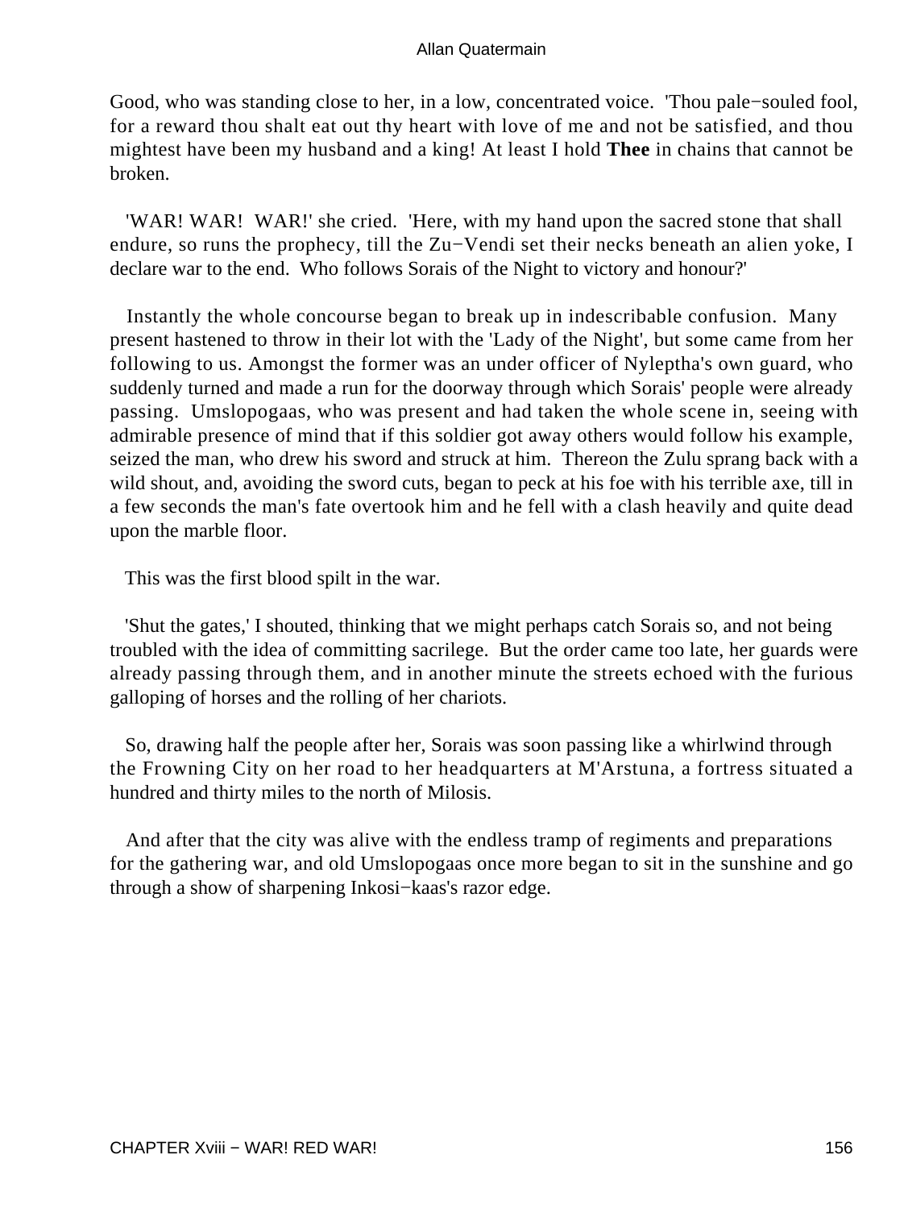Good, who was standing close to her, in a low, concentrated voice. 'Thou pale−souled fool, for a reward thou shalt eat out thy heart with love of me and not be satisfied, and thou mightest have been my husband and a king! At least I hold **Thee** in chains that cannot be broken.

'WAR! WAR! WAR!' she cried. 'Here, with my hand upon the sacred stone that shall endure, so runs the prophecy, till the Zu−Vendi set their necks beneath an alien yoke, I declare war to the end. Who follows Sorais of the Night to victory and honour?'

Instantly the whole concourse began to break up in indescribable confusion. Many present hastened to throw in their lot with the 'Lady of the Night', but some came from her following to us. Amongst the former was an under officer of Nyleptha's own guard, who suddenly turned and made a run for the doorway through which Sorais' people were already passing. Umslopogaas, who was present and had taken the whole scene in, seeing with admirable presence of mind that if this soldier got away others would follow his example, seized the man, who drew his sword and struck at him. Thereon the Zulu sprang back with a wild shout, and, avoiding the sword cuts, began to peck at his foe with his terrible axe, till in a few seconds the man's fate overtook him and he fell with a clash heavily and quite dead upon the marble floor.

This was the first blood spilt in the war.

'Shut the gates,' I shouted, thinking that we might perhaps catch Sorais so, and not being troubled with the idea of committing sacrilege. But the order came too late, her guards were already passing through them, and in another minute the streets echoed with the furious galloping of horses and the rolling of her chariots.

So, drawing half the people after her, Sorais was soon passing like a whirlwind through the Frowning City on her road to her headquarters at M'Arstuna, a fortress situated a hundred and thirty miles to the north of Milosis.

And after that the city was alive with the endless tramp of regiments and preparations for the gathering war, and old Umslopogaas once more began to sit in the sunshine and go through a show of sharpening Inkosi−kaas's razor edge.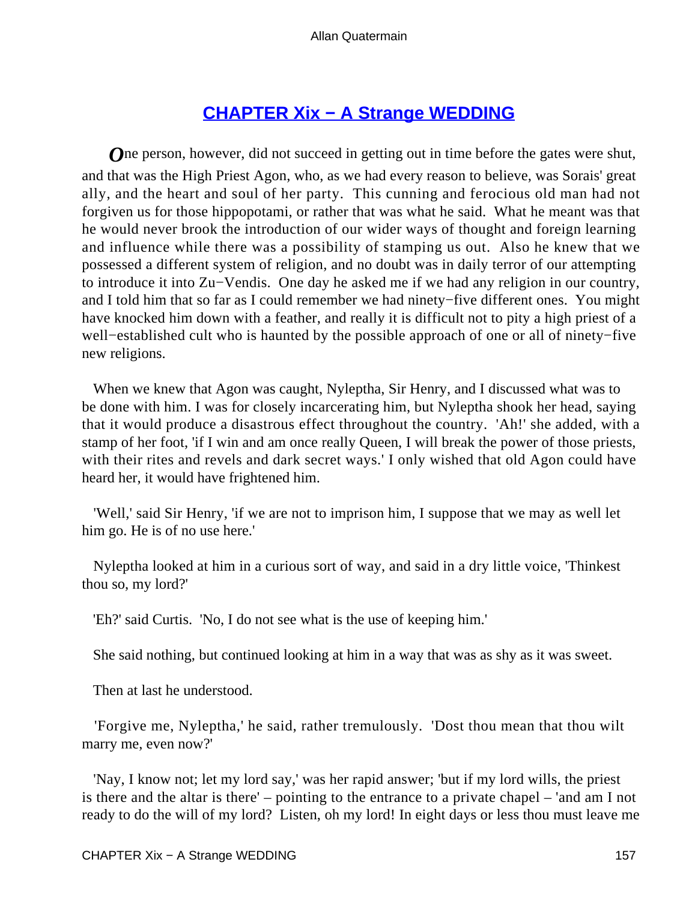## CHAPTER Xix − A Strange WEDDING

*O*ne person, however, did not succeed in getting out in time before the gates were shut, and that was the High Priest Agon, who, as we had every reason to believe, was Sorais' great ally, and the heart and soul of her party. This cunning and ferocious old man had not forgiven us for those hippopotami, or rather that was what he said. What he meant was that he would never brook the introduction of our wider ways of thought and foreign learning and influence while there was a possibility of stamping us out. Also he knew that we possessed a different system of religion, and no doubt was in daily terror of our attempting to introduce it into Zu−Vendis. One day he asked me if we had any religion in our country, and I told him that so far as I could remember we had ninety−five different ones. You might have knocked him down with a feather, and really it is difficult not to pity a high priest of a well−established cult who is haunted by the possible approach of one or all of ninety−five new religions.

When we knew that Agon was caught, Nyleptha, Sir Henry, and I discussed what was to be done with him. I was for closely incarcerating him, but Nyleptha shook her head, saying that it would produce a disastrous effect throughout the country. 'Ah!' she added, with a stamp of her foot, 'if I win and am once really Queen, I will break the power of those priests, with their rites and revels and dark secret ways.' I only wished that old Agon could have heard her, it would have frightened him.

'Well,' said Sir Henry, 'if we are not to imprison him, I suppose that we may as well let him go. He is of no use here.'

Nyleptha looked at him in a curious sort of way, and said in a dry little voice, 'Thinkest thou so, my lord?'

'Eh?' said Curtis. 'No, I do not see what is the use of keeping him.'

She said nothing, but continued looking at him in a way that was as shy as it was sweet.

Then at last he understood.

'Forgive me, Nyleptha,' he said, rather tremulously. 'Dost thou mean that thou wilt marry me, even now?'

'Nay, I know not; let my lord say,' was her rapid answer; 'but if my lord wills, the priest is there and the altar is there' – pointing to the entrance to a private chapel – 'and am I not ready to do the will of my lord? Listen, oh my lord! In eight days or less thou must leave me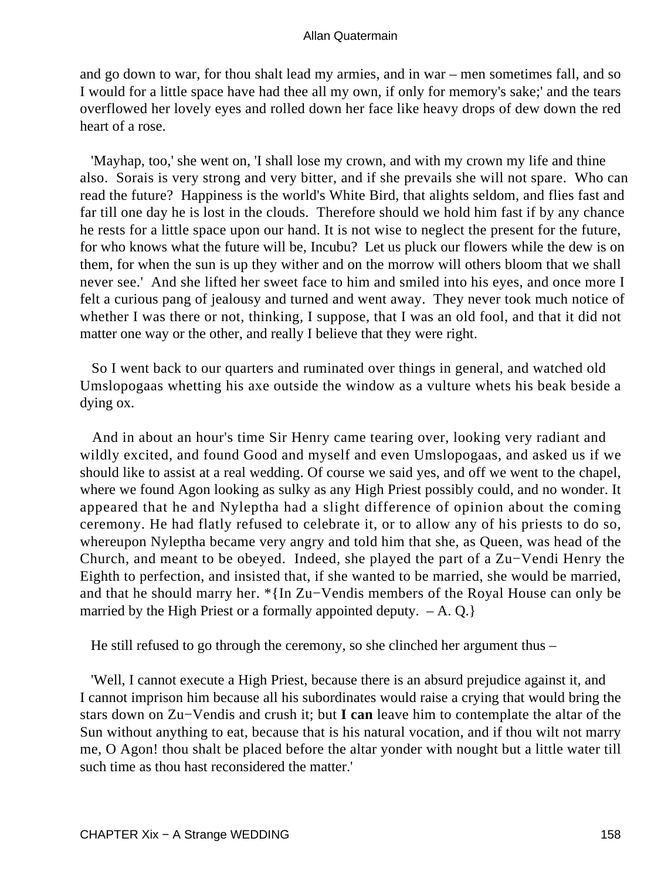and go down to war, for thou shalt lead my armies, and in war – men sometimes fall, and so I would for a little space have had thee all my own, if only for memory's sake;' and the tears overflowed her lovely eyes and rolled down her face like heavy drops of dew down the red heart of a rose.

'Mayhap, too,' she went on, 'I shall lose my crown, and with my crown my life and thine also. Sorais is very strong and very bitter, and if she prevails she will not spare. Who can read the future? Happiness is the world's White Bird, that alights seldom, and flies fast and far till one day he is lost in the clouds. Therefore should we hold him fast if by any chance he rests for a little space upon our hand. It is not wise to neglect the present for the future, for who knows what the future will be, Incubu? Let us pluck our flowers while the dew is on them, for when the sun is up they wither and on the morrow will others bloom that we shall never see.' And she lifted her sweet face to him and smiled into his eyes, and once more I felt a curious pang of jealousy and turned and went away. They never took much notice of whether I was there or not, thinking, I suppose, that I was an old fool, and that it did not matter one way or the other, and really I believe that they were right.

So I went back to our quarters and ruminated over things in general, and watched old Umslopogaas whetting his axe outside the window as a vulture whets his beak beside a dying ox.

And in about an hour's time Sir Henry came tearing over, looking very radiant and wildly excited, and found Good and myself and even Umslopogaas, and asked us if we should like to assist at a real wedding. Of course we said yes, and off we went to the chapel, where we found Agon looking as sulky as any High Priest possibly could, and no wonder. It appeared that he and Nyleptha had a slight difference of opinion about the coming ceremony. He had flatly refused to celebrate it, or to allow any of his priests to do so, whereupon Nyleptha became very angry and told him that she, as Queen, was head of the Church, and meant to be obeyed. Indeed, she played the part of a Zu−Vendi Henry the Eighth to perfection, and insisted that, if she wanted to be married, she would be married, and that he should marry her. *{In Zu−Vendis members of the Royal House can only be married by the High Priest or a formally appointed deputy. – A. Q.}

He still refused to go through the ceremony, so she clinched her argument thus –

'Well, I cannot execute a High Priest, because there is an absurd prejudice against it, and I cannot imprison him because all his subordinates would raise a crying that would bring the stars down on Zu−Vendis and crush it; but **I can** leave him to contemplate the altar of the Sun without anything to eat, because that is his natural vocation, and if thou wilt not marry me, O Agon! thou shalt be placed before the altar yonder with nought but a little water till such time as thou hast reconsidered the matter.'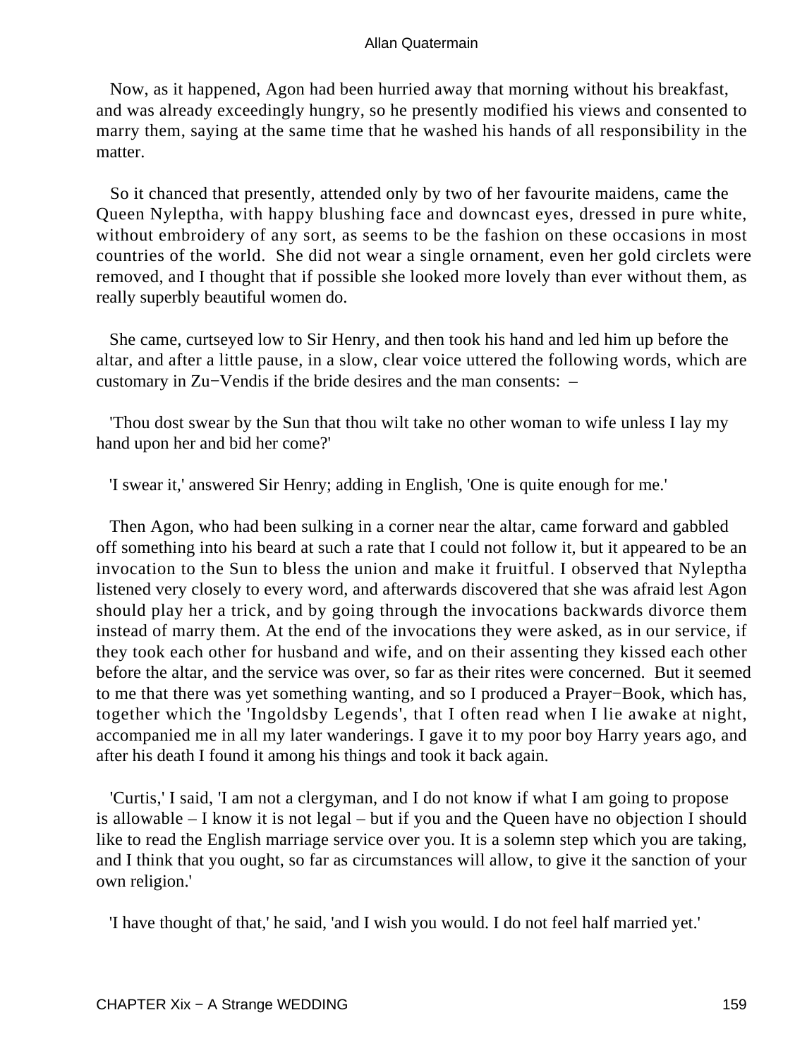Now, as it happened, Agon had been hurried away that morning without his breakfast, and was already exceedingly hungry, so he presently modified his views and consented to marry them, saying at the same time that he washed his hands of all responsibility in the matter.

So it chanced that presently, attended only by two of her favourite maidens, came the Queen Nyleptha, with happy blushing face and downcast eyes, dressed in pure white, without embroidery of any sort, as seems to be the fashion on these occasions in most countries of the world. She did not wear a single ornament, even her gold circlets were removed, and I thought that if possible she looked more lovely than ever without them, as really superbly beautiful women do.

She came, curtseyed low to Sir Henry, and then took his hand and led him up before the altar, and after a little pause, in a slow, clear voice uttered the following words, which are customary in Zu−Vendis if the bride desires and the man consents: –

'Thou dost swear by the Sun that thou wilt take no other woman to wife unless I lay my hand upon her and bid her come?'

'I swear it,' answered Sir Henry; adding in English, 'One is quite enough for me.'

Then Agon, who had been sulking in a corner near the altar, came forward and gabbled off something into his beard at such a rate that I could not follow it, but it appeared to be an invocation to the Sun to bless the union and make it fruitful. I observed that Nyleptha listened very closely to every word, and afterwards discovered that she was afraid lest Agon should play her a trick, and by going through the invocations backwards divorce them instead of marry them. At the end of the invocations they were asked, as in our service, if they took each other for husband and wife, and on their assenting they kissed each other before the altar, and the service was over, so far as their rites were concerned. But it seemed to me that there was yet something wanting, and so I produced a Prayer−Book, which has, together which the 'Ingoldsby Legends', that I often read when I lie awake at night, accompanied me in all my later wanderings. I gave it to my poor boy Harry years ago, and after his death I found it among his things and took it back again.

'Curtis,' I said, 'I am not a clergyman, and I do not know if what I am going to propose is allowable – I know it is not legal – but if you and the Queen have no objection I should like to read the English marriage service over you. It is a solemn step which you are taking, and I think that you ought, so far as circumstances will allow, to give it the sanction of your own religion.'

'I have thought of that,' he said, 'and I wish you would. I do not feel half married yet.'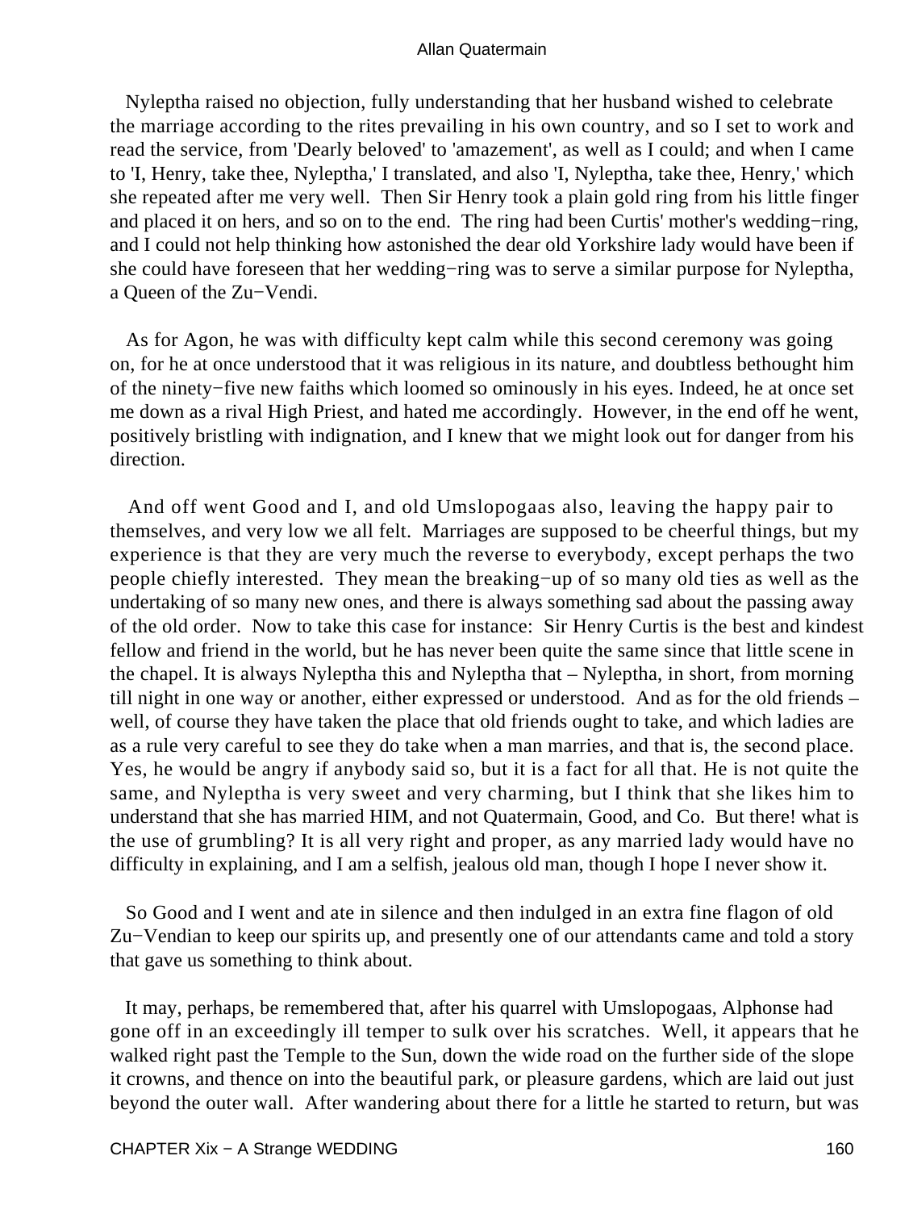Nyleptha raised no objection, fully understanding that her husband wished to celebrate the marriage according to the rites prevailing in his own country, and so I set to work and read the service, from 'Dearly beloved' to 'amazement', as well as I could; and when I came to 'I, Henry, take thee, Nyleptha,' I translated, and also 'I, Nyleptha, take thee, Henry,' which she repeated after me very well. Then Sir Henry took a plain gold ring from his little finger and placed it on hers, and so on to the end. The ring had been Curtis' mother's wedding−ring, and I could not help thinking how astonished the dear old Yorkshire lady would have been if she could have foreseen that her wedding−ring was to serve a similar purpose for Nyleptha, a Queen of the Zu−Vendi.

As for Agon, he was with difficulty kept calm while this second ceremony was going on, for he at once understood that it was religious in its nature, and doubtless bethought him of the ninety−five new faiths which loomed so ominously in his eyes. Indeed, he at once set me down as a rival High Priest, and hated me accordingly. However, in the end off he went, positively bristling with indignation, and I knew that we might look out for danger from his direction.

And off went Good and I, and old Umslopogaas also, leaving the happy pair to themselves, and very low we all felt. Marriages are supposed to be cheerful things, but my experience is that they are very much the reverse to everybody, except perhaps the two people chiefly interested. They mean the breaking−up of so many old ties as well as the undertaking of so many new ones, and there is always something sad about the passing away of the old order. Now to take this case for instance: Sir Henry Curtis is the best and kindest fellow and friend in the world, but he has never been quite the same since that little scene in the chapel. It is always Nyleptha this and Nyleptha that – Nyleptha, in short, from morning till night in one way or another, either expressed or understood. And as for the old friends – well, of course they have taken the place that old friends ought to take, and which ladies are as a rule very careful to see they do take when a man marries, and that is, the second place. Yes, he would be angry if anybody said so, but it is a fact for all that. He is not quite the same, and Nyleptha is very sweet and very charming, but I think that she likes him to understand that she has married HIM, and not Quatermain, Good, and Co. But there! what is the use of grumbling? It is all very right and proper, as any married lady would have no difficulty in explaining, and I am a selfish, jealous old man, though I hope I never show it.

So Good and I went and ate in silence and then indulged in an extra fine flagon of old Zu−Vendian to keep our spirits up, and presently one of our attendants came and told a story that gave us something to think about.

It may, perhaps, be remembered that, after his quarrel with Umslopogaas, Alphonse had gone off in an exceedingly ill temper to sulk over his scratches. Well, it appears that he walked right past the Temple to the Sun, down the wide road on the further side of the slope it crowns, and thence on into the beautiful park, or pleasure gardens, which are laid out just beyond the outer wall. After wandering about there for a little he started to return, but was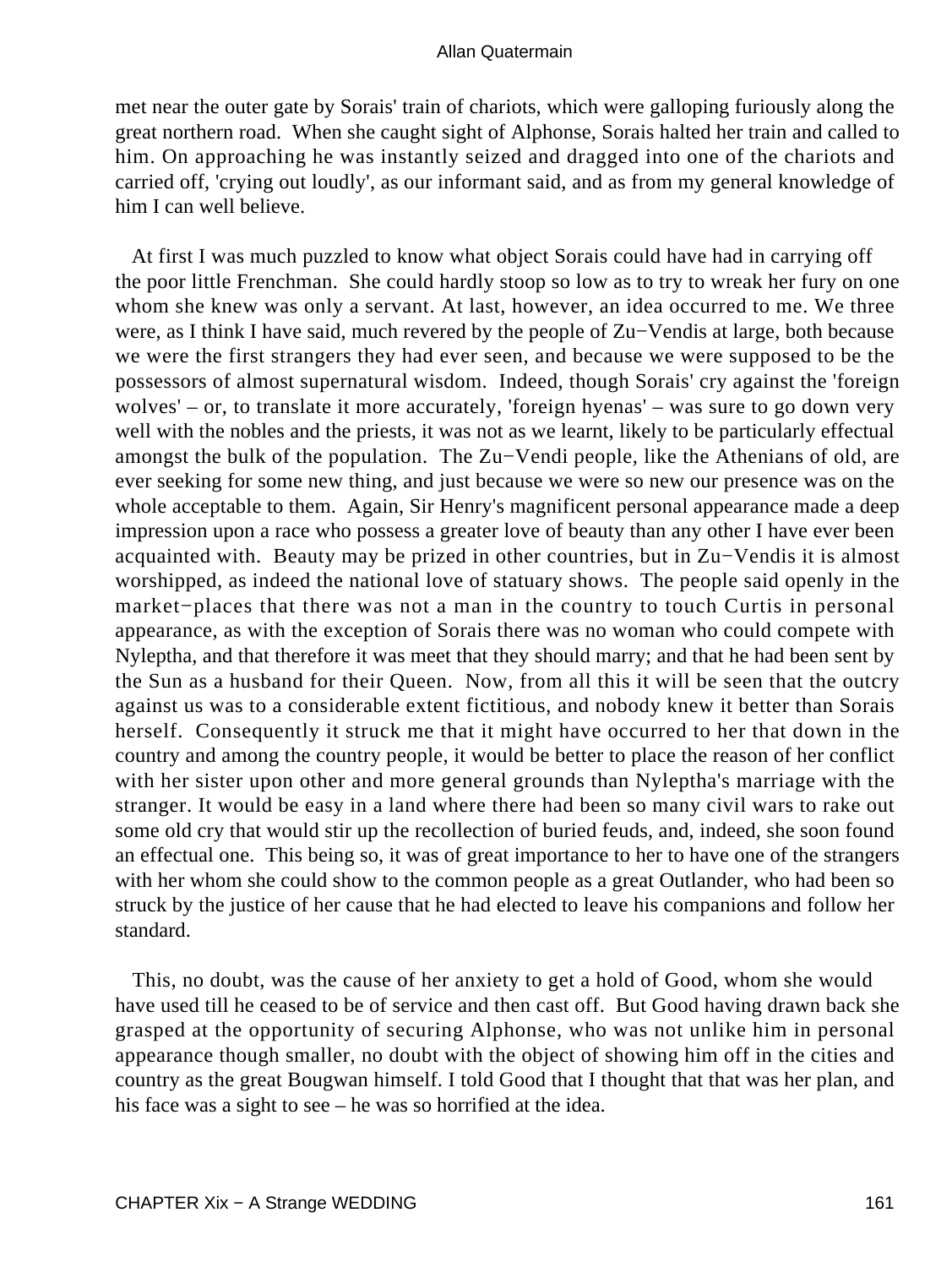met near the outer gate by Sorais' train of chariots, which were galloping furiously along the great northern road. When she caught sight of Alphonse, Sorais halted her train and called to him. On approaching he was instantly seized and dragged into one of the chariots and carried off, 'crying out loudly', as our informant said, and as from my general knowledge of him I can well believe.

At first I was much puzzled to know what object Sorais could have had in carrying off the poor little Frenchman. She could hardly stoop so low as to try to wreak her fury on one whom she knew was only a servant. At last, however, an idea occurred to me. We three were, as I think I have said, much revered by the people of Zu−Vendis at large, both because we were the first strangers they had ever seen, and because we were supposed to be the possessors of almost supernatural wisdom. Indeed, though Sorais' cry against the 'foreign wolves' – or, to translate it more accurately, 'foreign hyenas' – was sure to go down very well with the nobles and the priests, it was not as we learnt, likely to be particularly effectual amongst the bulk of the population. The Zu−Vendi people, like the Athenians of old, are ever seeking for some new thing, and just because we were so new our presence was on the whole acceptable to them. Again, Sir Henry's magnificent personal appearance made a deep impression upon a race who possess a greater love of beauty than any other I have ever been acquainted with. Beauty may be prized in other countries, but in Zu−Vendis it is almost worshipped, as indeed the national love of statuary shows. The people said openly in the market−places that there was not a man in the country to touch Curtis in personal appearance, as with the exception of Sorais there was no woman who could compete with Nyleptha, and that therefore it was meet that they should marry; and that he had been sent by the Sun as a husband for their Queen. Now, from all this it will be seen that the outcry against us was to a considerable extent fictitious, and nobody knew it better than Sorais herself. Consequently it struck me that it might have occurred to her that down in the country and among the country people, it would be better to place the reason of her conflict with her sister upon other and more general grounds than Nyleptha's marriage with the stranger. It would be easy in a land where there had been so many civil wars to rake out some old cry that would stir up the recollection of buried feuds, and, indeed, she soon found an effectual one. This being so, it was of great importance to her to have one of the strangers with her whom she could show to the common people as a great Outlander, who had been so struck by the justice of her cause that he had elected to leave his companions and follow her standard.

This, no doubt, was the cause of her anxiety to get a hold of Good, whom she would have used till he ceased to be of service and then cast off. But Good having drawn back she grasped at the opportunity of securing Alphonse, who was not unlike him in personal appearance though smaller, no doubt with the object of showing him off in the cities and country as the great Bougwan himself. I told Good that I thought that that was her plan, and his face was a sight to see – he was so horrified at the idea.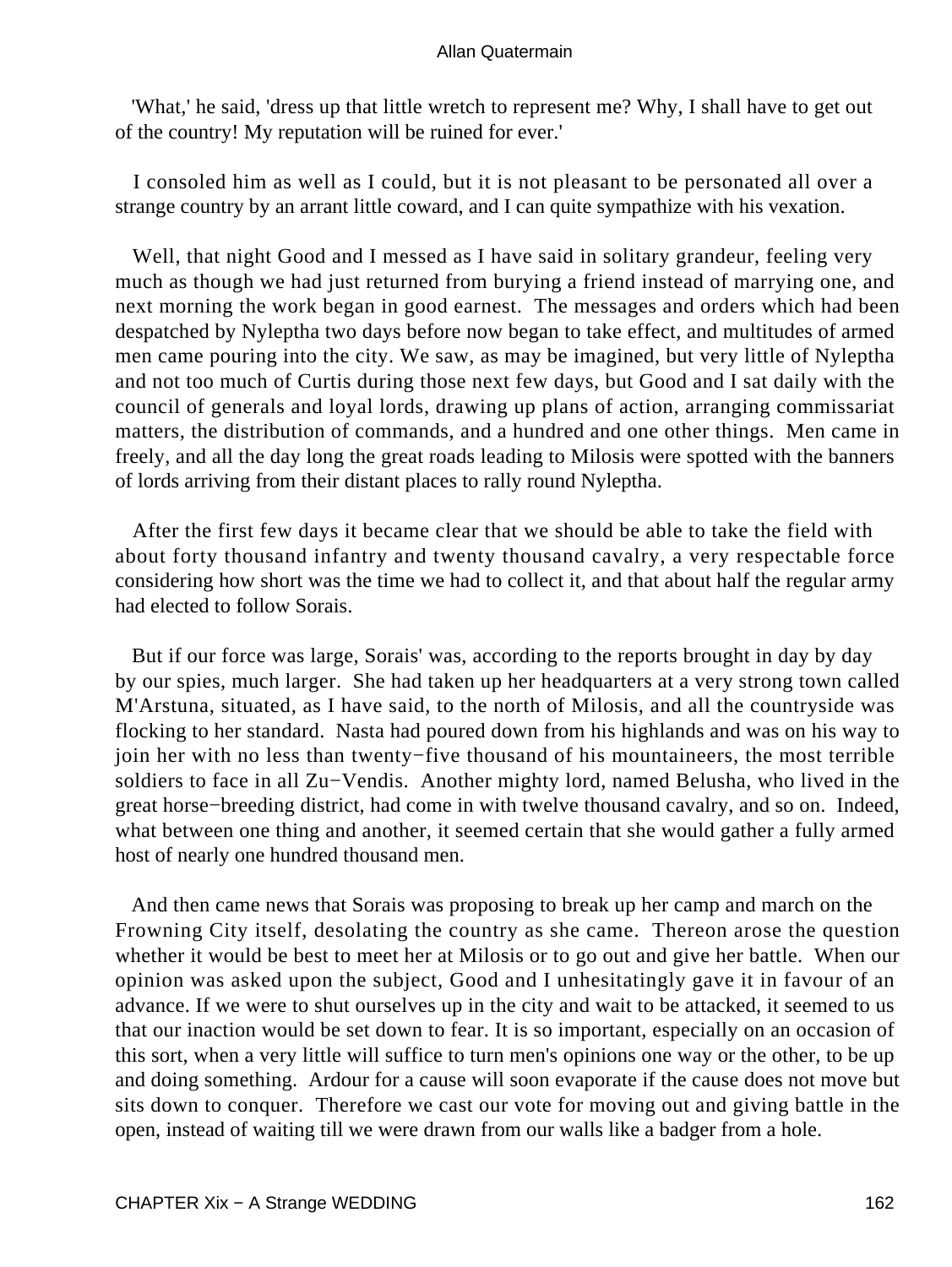'What,' he said, 'dress up that little wretch to represent me? Why, I shall have to get out of the country! My reputation will be ruined for ever.'

I consoled him as well as I could, but it is not pleasant to be personated all over a strange country by an arrant little coward, and I can quite sympathize with his vexation.

Well, that night Good and I messed as I have said in solitary grandeur, feeling very much as though we had just returned from burying a friend instead of marrying one, and next morning the work began in good earnest. The messages and orders which had been despatched by Nyleptha two days before now began to take effect, and multitudes of armed men came pouring into the city. We saw, as may be imagined, but very little of Nyleptha and not too much of Curtis during those next few days, but Good and I sat daily with the council of generals and loyal lords, drawing up plans of action, arranging commissariat matters, the distribution of commands, and a hundred and one other things. Men came in freely, and all the day long the great roads leading to Milosis were spotted with the banners of lords arriving from their distant places to rally round Nyleptha.

After the first few days it became clear that we should be able to take the field with about forty thousand infantry and twenty thousand cavalry, a very respectable force considering how short was the time we had to collect it, and that about half the regular army had elected to follow Sorais.

But if our force was large, Sorais' was, according to the reports brought in day by day by our spies, much larger. She had taken up her headquarters at a very strong town called M'Arstuna, situated, as I have said, to the north of Milosis, and all the countryside was flocking to her standard. Nasta had poured down from his highlands and was on his way to join her with no less than twenty−five thousand of his mountaineers, the most terrible soldiers to face in all Zu−Vendis. Another mighty lord, named Belusha, who lived in the great horse−breeding district, had come in with twelve thousand cavalry, and so on. Indeed, what between one thing and another, it seemed certain that she would gather a fully armed host of nearly one hundred thousand men.

And then came news that Sorais was proposing to break up her camp and march on the Frowning City itself, desolating the country as she came. Thereon arose the question whether it would be best to meet her at Milosis or to go out and give her battle. When our opinion was asked upon the subject, Good and I unhesitatingly gave it in favour of an advance. If we were to shut ourselves up in the city and wait to be attacked, it seemed to us that our inaction would be set down to fear. It is so important, especially on an occasion of this sort, when a very little will suffice to turn men's opinions one way or the other, to be up and doing something. Ardour for a cause will soon evaporate if the cause does not move but sits down to conquer. Therefore we cast our vote for moving out and giving battle in the open, instead of waiting till we were drawn from our walls like a badger from a hole.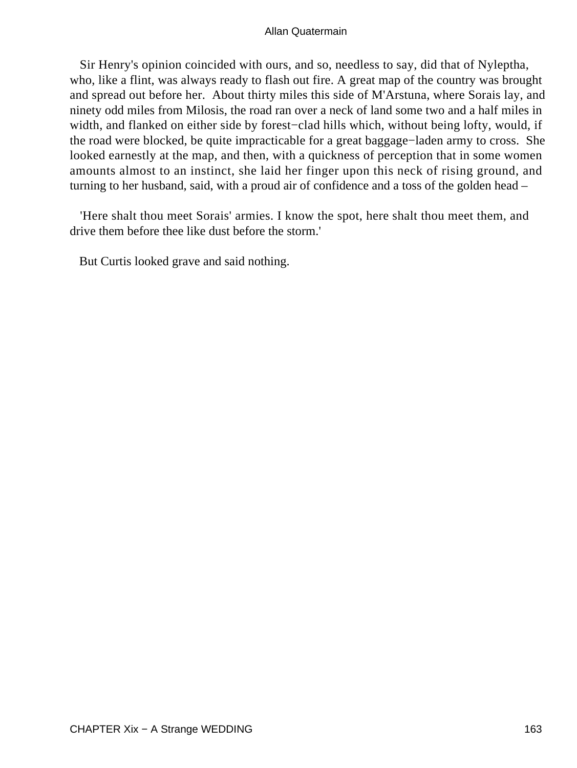Sir Henry's opinion coincided with ours, and so, needless to say, did that of Nyleptha, who, like a flint, was always ready to flash out fire. A great map of the country was brought and spread out before her. About thirty miles this side of M'Arstuna, where Sorais lay, and ninety odd miles from Milosis, the road ran over a neck of land some two and a half miles in width, and flanked on either side by forest−clad hills which, without being lofty, would, if the road were blocked, be quite impracticable for a great baggage−laden army to cross. She looked earnestly at the map, and then, with a quickness of perception that in some women amounts almost to an instinct, she laid her finger upon this neck of rising ground, and turning to her husband, said, with a proud air of confidence and a toss of the golden head –

'Here shalt thou meet Sorais' armies. I know the spot, here shalt thou meet them, and drive them before thee like dust before the storm.'

But Curtis looked grave and said nothing.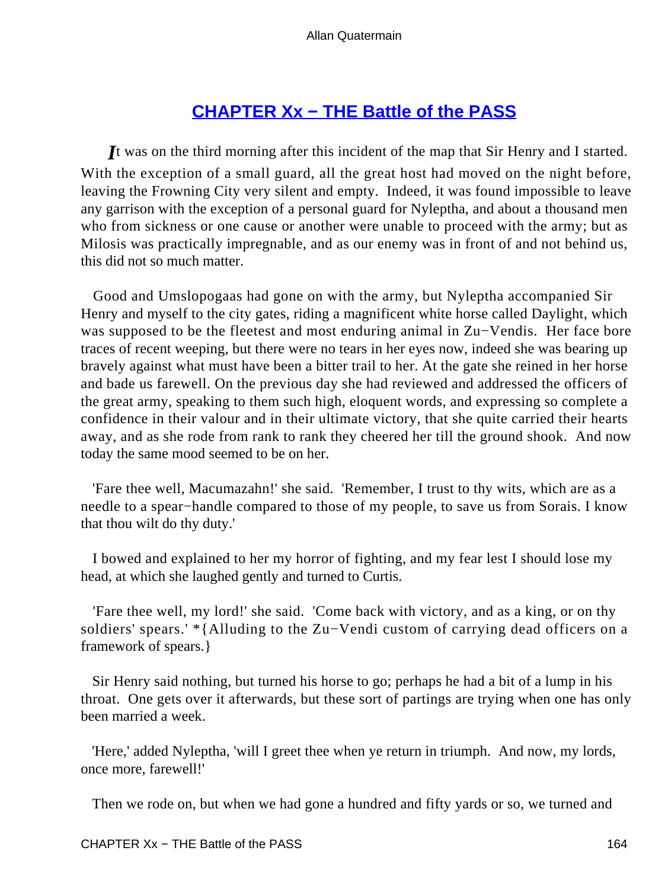## CHAPTER Xx − THE Battle of the PASS

*I*t was on the third morning after this incident of the map that Sir Henry and I started. With the exception of a small guard, all the great host had moved on the night before, leaving the Frowning City very silent and empty. Indeed, it was found impossible to leave any garrison with the exception of a personal guard for Nyleptha, and about a thousand men who from sickness or one cause or another were unable to proceed with the army; but as Milosis was practically impregnable, and as our enemy was in front of and not behind us, this did not so much matter.

Good and Umslopogaas had gone on with the army, but Nyleptha accompanied Sir Henry and myself to the city gates, riding a magnificent white horse called Daylight, which was supposed to be the fleetest and most enduring animal in Zu−Vendis. Her face bore traces of recent weeping, but there were no tears in her eyes now, indeed she was bearing up bravely against what must have been a bitter trail to her. At the gate she reined in her horse and bade us farewell. On the previous day she had reviewed and addressed the officers of the great army, speaking to them such high, eloquent words, and expressing so complete a confidence in their valour and in their ultimate victory, that she quite carried their hearts away, and as she rode from rank to rank they cheered her till the ground shook. And now today the same mood seemed to be on her.

'Fare thee well, Macumazahn!' she said. 'Remember, I trust to thy wits, which are as a needle to a spear−handle compared to those of my people, to save us from Sorais. I know that thou wilt do thy duty.'

I bowed and explained to her my horror of fighting, and my fear lest I should lose my head, at which she laughed gently and turned to Curtis.

'Fare thee well, my lord!' she said. 'Come back with victory, and as a king, or on thy soldiers' spears.' *{Alluding to the Zu−Vendi custom of carrying dead officers on a framework of spears.}

Sir Henry said nothing, but turned his horse to go; perhaps he had a bit of a lump in his throat. One gets over it afterwards, but these sort of partings are trying when one has only been married a week.

'Here,' added Nyleptha, 'will I greet thee when ye return in triumph. And now, my lords, once more, farewell!'

Then we rode on, but when we had gone a hundred and fifty yards or so, we turned and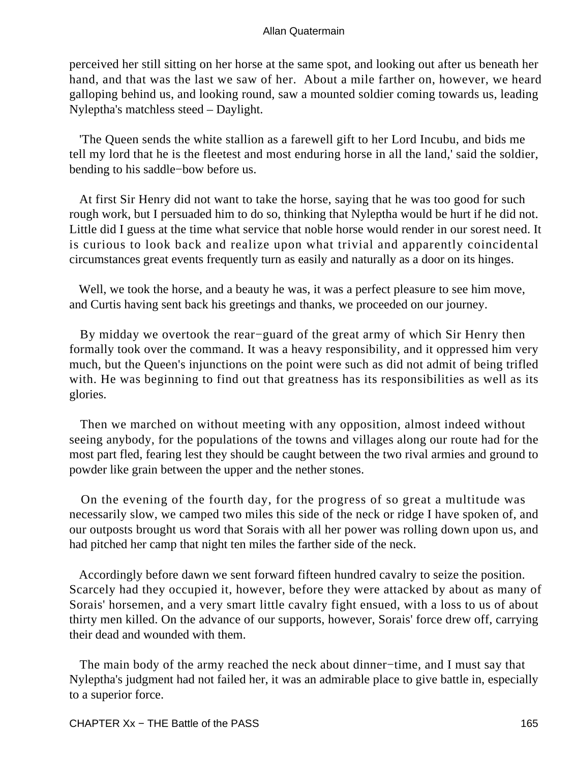perceived her still sitting on her horse at the same spot, and looking out after us beneath her hand, and that was the last we saw of her. About a mile farther on, however, we heard galloping behind us, and looking round, saw a mounted soldier coming towards us, leading Nyleptha's matchless steed – Daylight.

'The Queen sends the white stallion as a farewell gift to her Lord Incubu, and bids me tell my lord that he is the fleetest and most enduring horse in all the land,' said the soldier, bending to his saddle−bow before us.

At first Sir Henry did not want to take the horse, saying that he was too good for such rough work, but I persuaded him to do so, thinking that Nyleptha would be hurt if he did not. Little did I guess at the time what service that noble horse would render in our sorest need. It is curious to look back and realize upon what trivial and apparently coincidental circumstances great events frequently turn as easily and naturally as a door on its hinges.

Well, we took the horse, and a beauty he was, it was a perfect pleasure to see him move, and Curtis having sent back his greetings and thanks, we proceeded on our journey.

By midday we overtook the rear−guard of the great army of which Sir Henry then formally took over the command. It was a heavy responsibility, and it oppressed him very much, but the Queen's injunctions on the point were such as did not admit of being trifled with. He was beginning to find out that greatness has its responsibilities as well as its glories.

Then we marched on without meeting with any opposition, almost indeed without seeing anybody, for the populations of the towns and villages along our route had for the most part fled, fearing lest they should be caught between the two rival armies and ground to powder like grain between the upper and the nether stones.

On the evening of the fourth day, for the progress of so great a multitude was necessarily slow, we camped two miles this side of the neck or ridge I have spoken of, and our outposts brought us word that Sorais with all her power was rolling down upon us, and had pitched her camp that night ten miles the farther side of the neck.

Accordingly before dawn we sent forward fifteen hundred cavalry to seize the position. Scarcely had they occupied it, however, before they were attacked by about as many of Sorais' horsemen, and a very smart little cavalry fight ensued, with a loss to us of about thirty men killed. On the advance of our supports, however, Sorais' force drew off, carrying their dead and wounded with them.

The main body of the army reached the neck about dinner−time, and I must say that Nyleptha's judgment had not failed her, it was an admirable place to give battle in, especially to a superior force.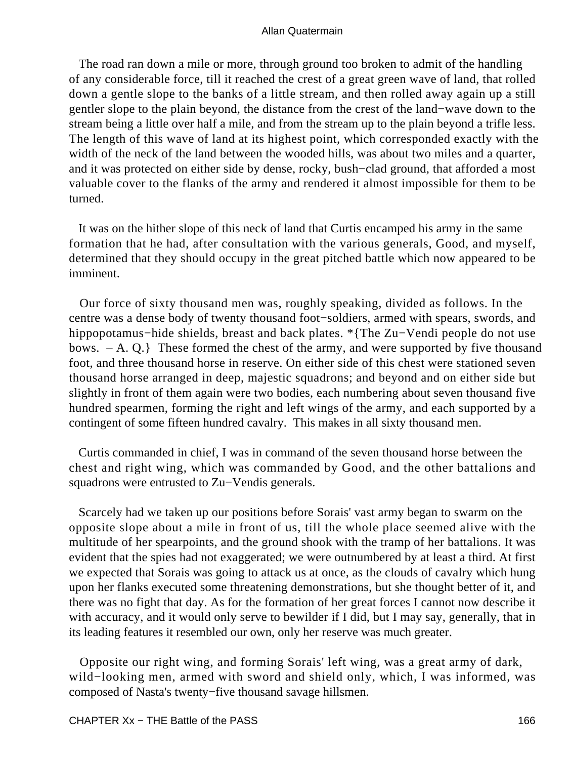The road ran down a mile or more, through ground too broken to admit of the handling of any considerable force, till it reached the crest of a great green wave of land, that rolled down a gentle slope to the banks of a little stream, and then rolled away again up a still gentler slope to the plain beyond, the distance from the crest of the land−wave down to the stream being a little over half a mile, and from the stream up to the plain beyond a trifle less. The length of this wave of land at its highest point, which corresponded exactly with the width of the neck of the land between the wooded hills, was about two miles and a quarter, and it was protected on either side by dense, rocky, bush−clad ground, that afforded a most valuable cover to the flanks of the army and rendered it almost impossible for them to be turned.

It was on the hither slope of this neck of land that Curtis encamped his army in the same formation that he had, after consultation with the various generals, Good, and myself, determined that they should occupy in the great pitched battle which now appeared to be imminent.

Our force of sixty thousand men was, roughly speaking, divided as follows. In the centre was a dense body of twenty thousand foot−soldiers, armed with spears, swords, and hippopotamus−hide shields, breast and back plates. *{The Zu−Vendi people do not use bows. – A. Q.} These formed the chest of the army, and were supported by five thousand foot, and three thousand horse in reserve. On either side of this chest were stationed seven thousand horse arranged in deep, majestic squadrons; and beyond and on either side but slightly in front of them again were two bodies, each numbering about seven thousand five hundred spearmen, forming the right and left wings of the army, and each supported by a contingent of some fifteen hundred cavalry. This makes in all sixty thousand men.

Curtis commanded in chief, I was in command of the seven thousand horse between the chest and right wing, which was commanded by Good, and the other battalions and squadrons were entrusted to Zu−Vendis generals.

Scarcely had we taken up our positions before Sorais' vast army began to swarm on the opposite slope about a mile in front of us, till the whole place seemed alive with the multitude of her spearpoints, and the ground shook with the tramp of her battalions. It was evident that the spies had not exaggerated; we were outnumbered by at least a third. At first we expected that Sorais was going to attack us at once, as the clouds of cavalry which hung upon her flanks executed some threatening demonstrations, but she thought better of it, and there was no fight that day. As for the formation of her great forces I cannot now describe it with accuracy, and it would only serve to bewilder if I did, but I may say, generally, that in its leading features it resembled our own, only her reserve was much greater.

Opposite our right wing, and forming Sorais' left wing, was a great army of dark, wild−looking men, armed with sword and shield only, which, I was informed, was composed of Nasta's twenty−five thousand savage hillsmen.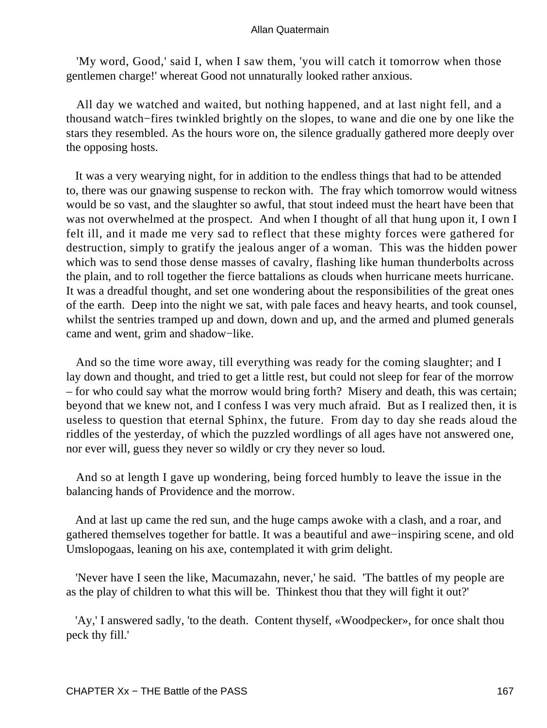'My word, Good,' said I, when I saw them, 'you will catch it tomorrow when those gentlemen charge!' whereat Good not unnaturally looked rather anxious.

All day we watched and waited, but nothing happened, and at last night fell, and a thousand watch−fires twinkled brightly on the slopes, to wane and die one by one like the stars they resembled. As the hours wore on, the silence gradually gathered more deeply over the opposing hosts.

It was a very wearying night, for in addition to the endless things that had to be attended to, there was our gnawing suspense to reckon with. The fray which tomorrow would witness would be so vast, and the slaughter so awful, that stout indeed must the heart have been that was not overwhelmed at the prospect. And when I thought of all that hung upon it, I own I felt ill, and it made me very sad to reflect that these mighty forces were gathered for destruction, simply to gratify the jealous anger of a woman. This was the hidden power which was to send those dense masses of cavalry, flashing like human thunderbolts across the plain, and to roll together the fierce battalions as clouds when hurricane meets hurricane. It was a dreadful thought, and set one wondering about the responsibilities of the great ones of the earth. Deep into the night we sat, with pale faces and heavy hearts, and took counsel, whilst the sentries tramped up and down, down and up, and the armed and plumed generals came and went, grim and shadow−like.

And so the time wore away, till everything was ready for the coming slaughter; and I lay down and thought, and tried to get a little rest, but could not sleep for fear of the morrow – for who could say what the morrow would bring forth? Misery and death, this was certain; beyond that we knew not, and I confess I was very much afraid. But as I realized then, it is useless to question that eternal Sphinx, the future. From day to day she reads aloud the riddles of the yesterday, of which the puzzled wordlings of all ages have not answered one, nor ever will, guess they never so wildly or cry they never so loud.

And so at length I gave up wondering, being forced humbly to leave the issue in the balancing hands of Providence and the morrow.

And at last up came the red sun, and the huge camps awoke with a clash, and a roar, and gathered themselves together for battle. It was a beautiful and awe−inspiring scene, and old Umslopogaas, leaning on his axe, contemplated it with grim delight.

'Never have I seen the like, Macumazahn, never,' he said. 'The battles of my people are as the play of children to what this will be. Thinkest thou that they will fight it out?'

'Ay,' I answered sadly, 'to the death. Content thyself, «Woodpecker», for once shalt thou peck thy fill.'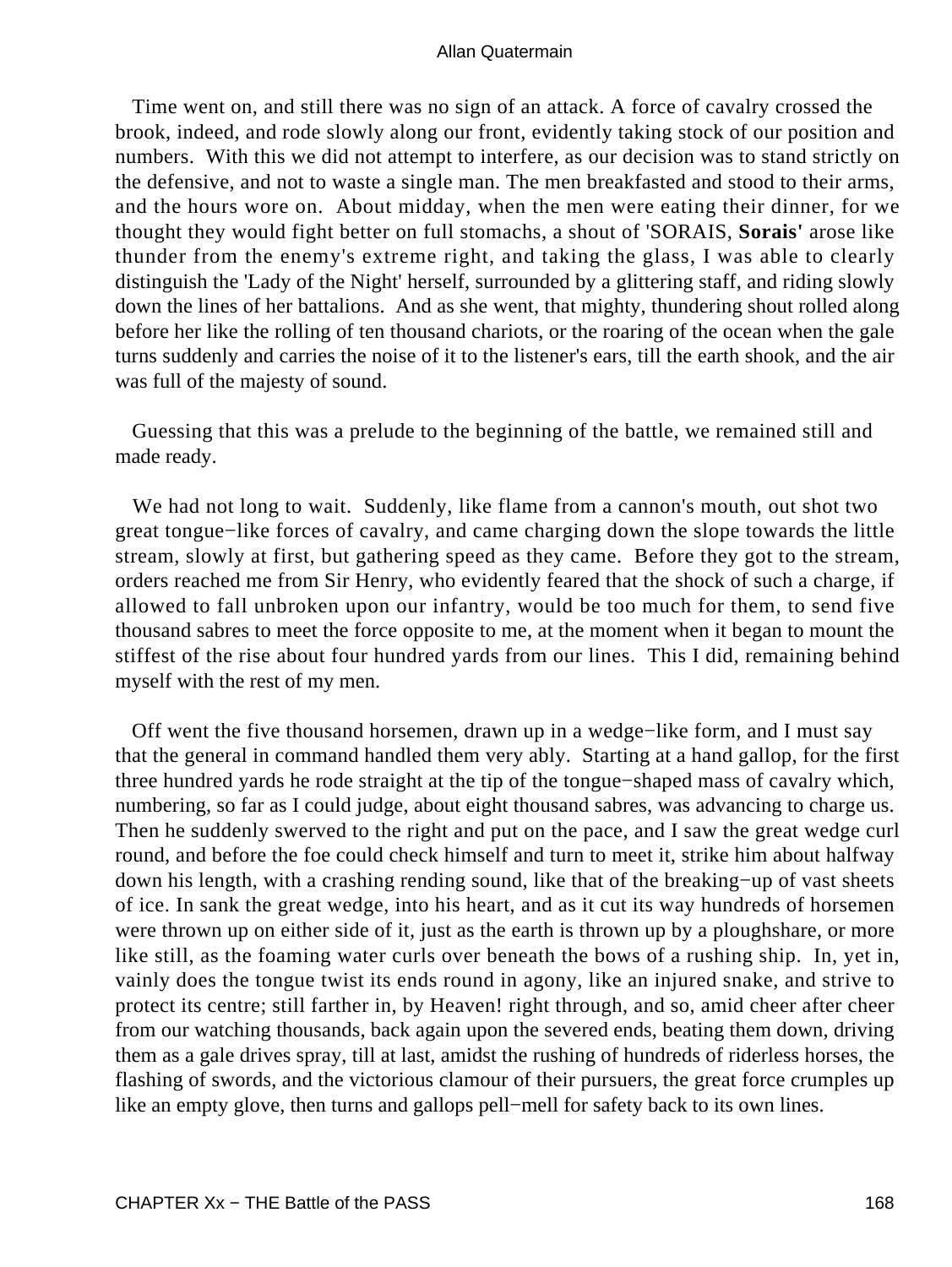Time went on, and still there was no sign of an attack. A force of cavalry crossed the brook, indeed, and rode slowly along our front, evidently taking stock of our position and numbers. With this we did not attempt to interfere, as our decision was to stand strictly on the defensive, and not to waste a single man. The men breakfasted and stood to their arms, and the hours wore on. About midday, when the men were eating their dinner, for we thought they would fight better on full stomachs, a shout of 'SORAIS, **Sorais**' arose like thunder from the enemy's extreme right, and taking the glass, I was able to clearly distinguish the 'Lady of the Night' herself, surrounded by a glittering staff, and riding slowly down the lines of her battalions. And as she went, that mighty, thundering shout rolled along before her like the rolling of ten thousand chariots, or the roaring of the ocean when the gale turns suddenly and carries the noise of it to the listener's ears, till the earth shook, and the air was full of the majesty of sound.

Guessing that this was a prelude to the beginning of the battle, we remained still and made ready.

We had not long to wait. Suddenly, like flame from a cannon's mouth, out shot two great tongue−like forces of cavalry, and came charging down the slope towards the little stream, slowly at first, but gathering speed as they came. Before they got to the stream, orders reached me from Sir Henry, who evidently feared that the shock of such a charge, if allowed to fall unbroken upon our infantry, would be too much for them, to send five thousand sabres to meet the force opposite to me, at the moment when it began to mount the stiffest of the rise about four hundred yards from our lines. This I did, remaining behind myself with the rest of my men.

Off went the five thousand horsemen, drawn up in a wedge−like form, and I must say that the general in command handled them very ably. Starting at a hand gallop, for the first three hundred yards he rode straight at the tip of the tongue−shaped mass of cavalry which, numbering, so far as I could judge, about eight thousand sabres, was advancing to charge us. Then he suddenly swerved to the right and put on the pace, and I saw the great wedge curl round, and before the foe could check himself and turn to meet it, strike him about halfway down his length, with a crashing rending sound, like that of the breaking−up of vast sheets of ice. In sank the great wedge, into his heart, and as it cut its way hundreds of horsemen were thrown up on either side of it, just as the earth is thrown up by a ploughshare, or more like still, as the foaming water curls over beneath the bows of a rushing ship. In, yet in, vainly does the tongue twist its ends round in agony, like an injured snake, and strive to protect its centre; still farther in, by Heaven! right through, and so, amid cheer after cheer from our watching thousands, back again upon the severed ends, beating them down, driving them as a gale drives spray, till at last, amidst the rushing of hundreds of riderless horses, the flashing of swords, and the victorious clamour of their pursuers, the great force crumples up like an empty glove, then turns and gallops pell−mell for safety back to its own lines.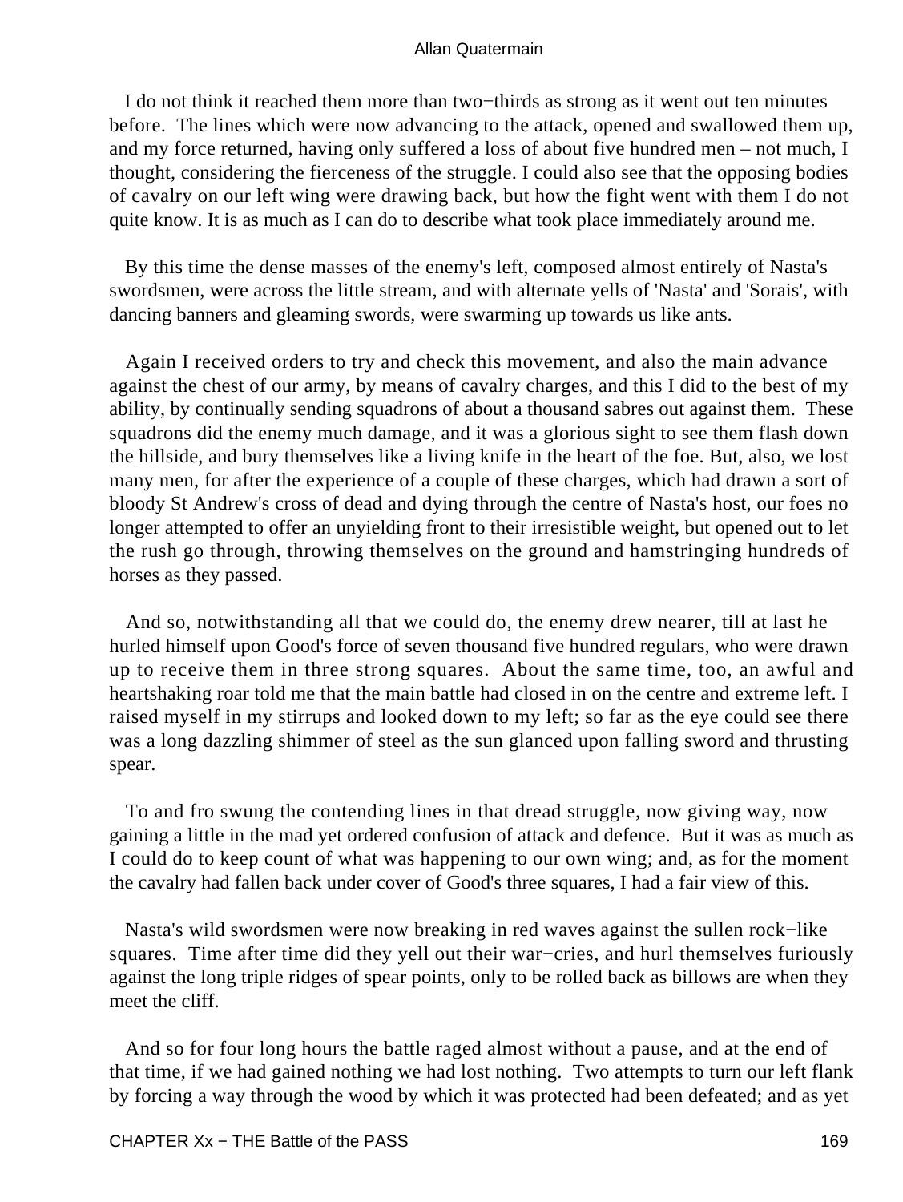I do not think it reached them more than two−thirds as strong as it went out ten minutes before. The lines which were now advancing to the attack, opened and swallowed them up, and my force returned, having only suffered a loss of about five hundred men – not much, I thought, considering the fierceness of the struggle. I could also see that the opposing bodies of cavalry on our left wing were drawing back, but how the fight went with them I do not quite know. It is as much as I can do to describe what took place immediately around me.

By this time the dense masses of the enemy's left, composed almost entirely of Nasta's swordsmen, were across the little stream, and with alternate yells of 'Nasta' and 'Sorais', with dancing banners and gleaming swords, were swarming up towards us like ants.

Again I received orders to try and check this movement, and also the main advance against the chest of our army, by means of cavalry charges, and this I did to the best of my ability, by continually sending squadrons of about a thousand sabres out against them. These squadrons did the enemy much damage, and it was a glorious sight to see them flash down the hillside, and bury themselves like a living knife in the heart of the foe. But, also, we lost many men, for after the experience of a couple of these charges, which had drawn a sort of bloody St Andrew's cross of dead and dying through the centre of Nasta's host, our foes no longer attempted to offer an unyielding front to their irresistible weight, but opened out to let the rush go through, throwing themselves on the ground and hamstringing hundreds of horses as they passed.

And so, notwithstanding all that we could do, the enemy drew nearer, till at last he hurled himself upon Good's force of seven thousand five hundred regulars, who were drawn up to receive them in three strong squares. About the same time, too, an awful and heartshaking roar told me that the main battle had closed in on the centre and extreme left. I raised myself in my stirrups and looked down to my left; so far as the eye could see there was a long dazzling shimmer of steel as the sun glanced upon falling sword and thrusting spear.

To and fro swung the contending lines in that dread struggle, now giving way, now gaining a little in the mad yet ordered confusion of attack and defence. But it was as much as I could do to keep count of what was happening to our own wing; and, as for the moment the cavalry had fallen back under cover of Good's three squares, I had a fair view of this.

Nasta's wild swordsmen were now breaking in red waves against the sullen rock−like squares. Time after time did they yell out their war−cries, and hurl themselves furiously against the long triple ridges of spear points, only to be rolled back as billows are when they meet the cliff.

And so for four long hours the battle raged almost without a pause, and at the end of that time, if we had gained nothing we had lost nothing. Two attempts to turn our left flank by forcing a way through the wood by which it was protected had been defeated; and as yet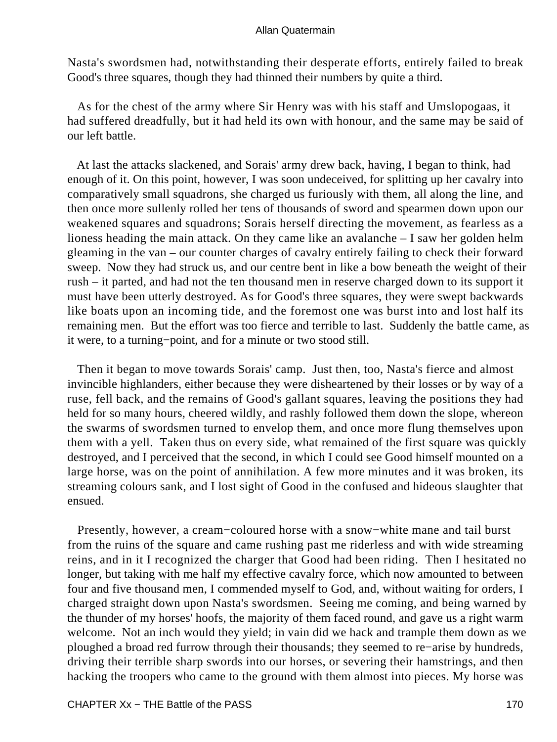Nasta's swordsmen had, notwithstanding their desperate efforts, entirely failed to break Good's three squares, though they had thinned their numbers by quite a third.

As for the chest of the army where Sir Henry was with his staff and Umslopogaas, it had suffered dreadfully, but it had held its own with honour, and the same may be said of our left battle.

At last the attacks slackened, and Sorais' army drew back, having, I began to think, had enough of it. On this point, however, I was soon undeceived, for splitting up her cavalry into comparatively small squadrons, she charged us furiously with them, all along the line, and then once more sullenly rolled her tens of thousands of sword and spearmen down upon our weakened squares and squadrons; Sorais herself directing the movement, as fearless as a lioness heading the main attack. On they came like an avalanche – I saw her golden helm gleaming in the van – our counter charges of cavalry entirely failing to check their forward sweep. Now they had struck us, and our centre bent in like a bow beneath the weight of their rush – it parted, and had not the ten thousand men in reserve charged down to its support it must have been utterly destroyed. As for Good's three squares, they were swept backwards like boats upon an incoming tide, and the foremost one was burst into and lost half its remaining men. But the effort was too fierce and terrible to last. Suddenly the battle came, as it were, to a turning−point, and for a minute or two stood still.

Then it began to move towards Sorais' camp. Just then, too, Nasta's fierce and almost invincible highlanders, either because they were disheartened by their losses or by way of a ruse, fell back, and the remains of Good's gallant squares, leaving the positions they had held for so many hours, cheered wildly, and rashly followed them down the slope, whereon the swarms of swordsmen turned to envelop them, and once more flung themselves upon them with a yell. Taken thus on every side, what remained of the first square was quickly destroyed, and I perceived that the second, in which I could see Good himself mounted on a large horse, was on the point of annihilation. A few more minutes and it was broken, its streaming colours sank, and I lost sight of Good in the confused and hideous slaughter that ensued.

Presently, however, a cream−coloured horse with a snow−white mane and tail burst from the ruins of the square and came rushing past me riderless and with wide streaming reins, and in it I recognized the charger that Good had been riding. Then I hesitated no longer, but taking with me half my effective cavalry force, which now amounted to between four and five thousand men, I commended myself to God, and, without waiting for orders, I charged straight down upon Nasta's swordsmen. Seeing me coming, and being warned by the thunder of my horses' hoofs, the majority of them faced round, and gave us a right warm welcome. Not an inch would they yield; in vain did we hack and trample them down as we ploughed a broad red furrow through their thousands; they seemed to re−arise by hundreds, driving their terrible sharp swords into our horses, or severing their hamstrings, and then hacking the troopers who came to the ground with them almost into pieces. My horse was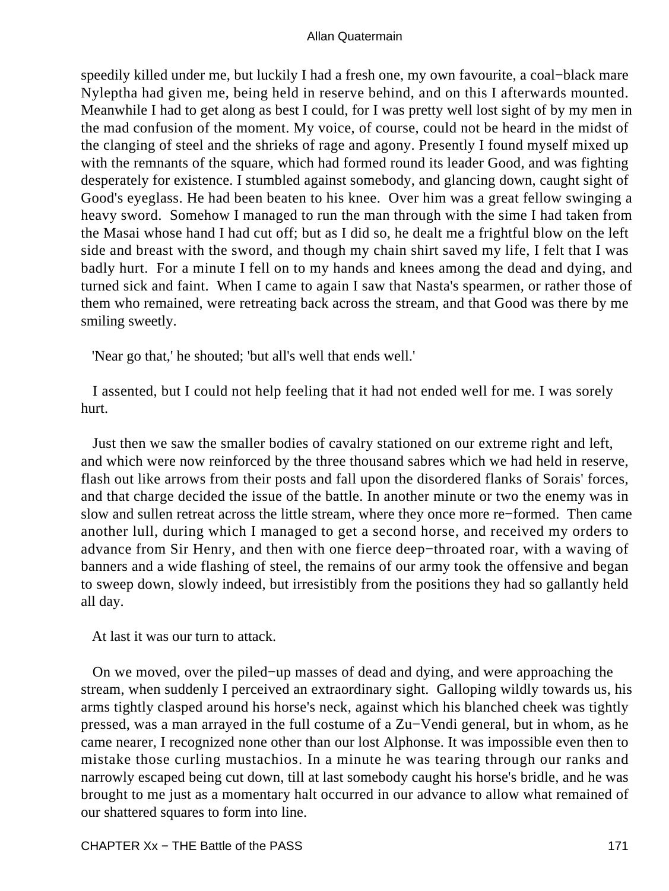speedily killed under me, but luckily I had a fresh one, my own favourite, a coal−black mare Nyleptha had given me, being held in reserve behind, and on this I afterwards mounted. Meanwhile I had to get along as best I could, for I was pretty well lost sight of by my men in the mad confusion of the moment. My voice, of course, could not be heard in the midst of the clanging of steel and the shrieks of rage and agony. Presently I found myself mixed up with the remnants of the square, which had formed round its leader Good, and was fighting desperately for existence. I stumbled against somebody, and glancing down, caught sight of Good's eyeglass. He had been beaten to his knee. Over him was a great fellow swinging a heavy sword. Somehow I managed to run the man through with the sime I had taken from the Masai whose hand I had cut off; but as I did so, he dealt me a frightful blow on the left side and breast with the sword, and though my chain shirt saved my life, I felt that I was badly hurt. For a minute I fell on to my hands and knees among the dead and dying, and turned sick and faint. When I came to again I saw that Nasta's spearmen, or rather those of them who remained, were retreating back across the stream, and that Good was there by me smiling sweetly.

'Near go that,' he shouted; 'but all's well that ends well.'

I assented, but I could not help feeling that it had not ended well for me. I was sorely hurt.

Just then we saw the smaller bodies of cavalry stationed on our extreme right and left, and which were now reinforced by the three thousand sabres which we had held in reserve, flash out like arrows from their posts and fall upon the disordered flanks of Sorais' forces, and that charge decided the issue of the battle. In another minute or two the enemy was in slow and sullen retreat across the little stream, where they once more re−formed. Then came another lull, during which I managed to get a second horse, and received my orders to advance from Sir Henry, and then with one fierce deep−throated roar, with a waving of banners and a wide flashing of steel, the remains of our army took the offensive and began to sweep down, slowly indeed, but irresistibly from the positions they had so gallantly held all day.

At last it was our turn to attack.

On we moved, over the piled−up masses of dead and dying, and were approaching the stream, when suddenly I perceived an extraordinary sight. Galloping wildly towards us, his arms tightly clasped around his horse's neck, against which his blanched cheek was tightly pressed, was a man arrayed in the full costume of a Zu−Vendi general, but in whom, as he came nearer, I recognized none other than our lost Alphonse. It was impossible even then to mistake those curling mustachios. In a minute he was tearing through our ranks and narrowly escaped being cut down, till at last somebody caught his horse's bridle, and he was brought to me just as a momentary halt occurred in our advance to allow what remained of our shattered squares to form into line.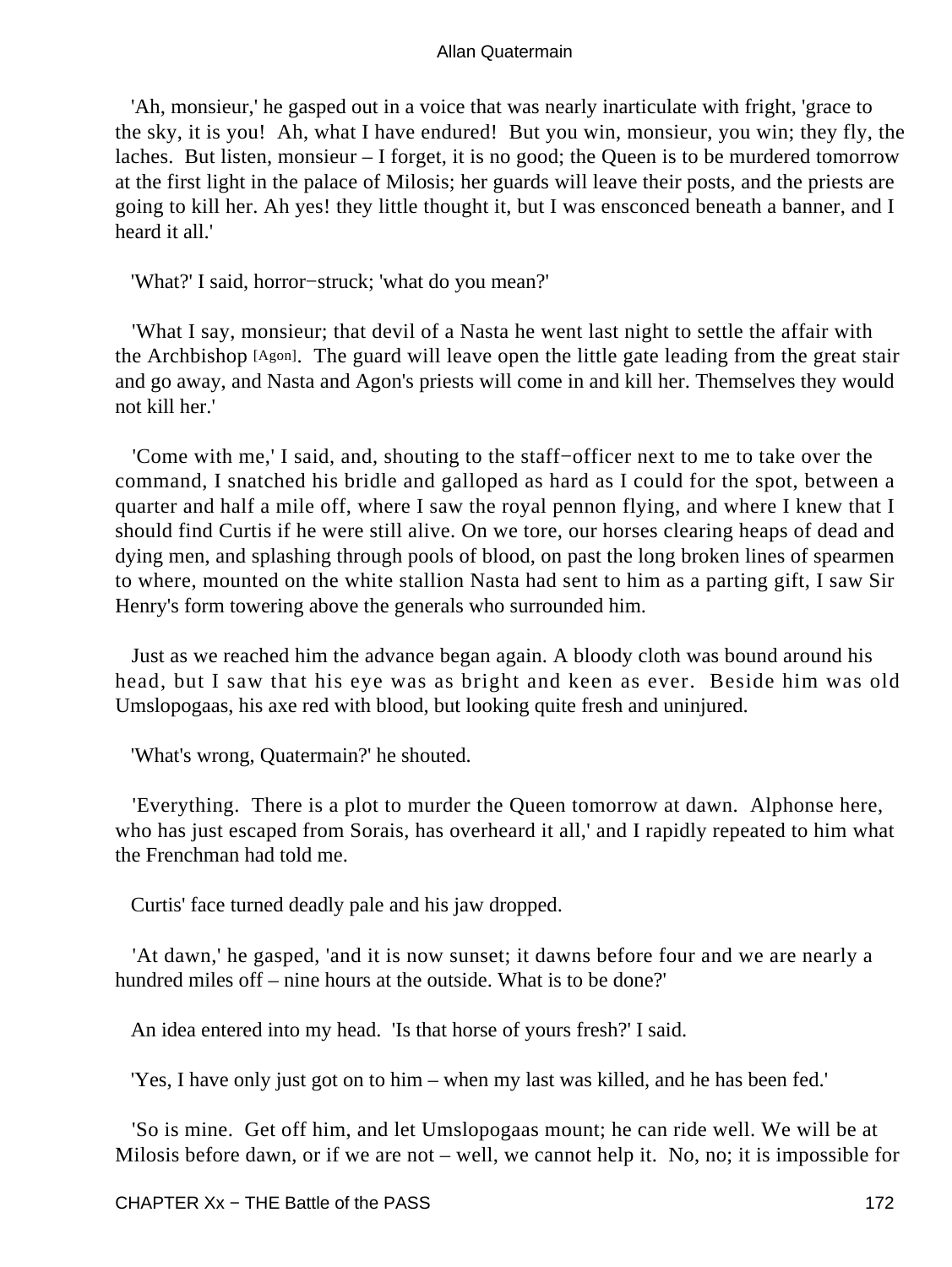'Ah, monsieur,' he gasped out in a voice that was nearly inarticulate with fright, 'grace to the sky, it is you! Ah, what I have endured! But you win, monsieur, you win; they fly, the laches. But listen, monsieur – I forget, it is no good; the Queen is to be murdered tomorrow at the first light in the palace of Milosis; her guards will leave their posts, and the priests are going to kill her. Ah yes! they little thought it, but I was ensconced beneath a banner, and I heard it all.'

'What?' I said, horror−struck; 'what do you mean?'

'What I say, monsieur; that devil of a Nasta he went last night to settle the affair with the Archbishop [Agon]. The guard will leave open the little gate leading from the great stair and go away, and Nasta and Agon's priests will come in and kill her. Themselves they would not kill her.'

'Come with me,' I said, and, shouting to the staff−officer next to me to take over the command, I snatched his bridle and galloped as hard as I could for the spot, between a quarter and half a mile off, where I saw the royal pennon flying, and where I knew that I should find Curtis if he were still alive. On we tore, our horses clearing heaps of dead and dying men, and splashing through pools of blood, on past the long broken lines of spearmen to where, mounted on the white stallion Nasta had sent to him as a parting gift, I saw Sir Henry's form towering above the generals who surrounded him.

Just as we reached him the advance began again. A bloody cloth was bound around his head, but I saw that his eye was as bright and keen as ever. Beside him was old Umslopogaas, his axe red with blood, but looking quite fresh and uninjured.

'What's wrong, Quatermain?' he shouted.

'Everything. There is a plot to murder the Queen tomorrow at dawn. Alphonse here, who has just escaped from Sorais, has overheard it all,' and I rapidly repeated to him what the Frenchman had told me.

Curtis' face turned deadly pale and his jaw dropped.

'At dawn,' he gasped, 'and it is now sunset; it dawns before four and we are nearly a hundred miles off – nine hours at the outside. What is to be done?'

An idea entered into my head. 'Is that horse of yours fresh?' I said.

'Yes, I have only just got on to him – when my last was killed, and he has been fed.'

'So is mine. Get off him, and let Umslopogaas mount; he can ride well. We will be at Milosis before dawn, or if we are not – well, we cannot help it. No, no; it is impossible for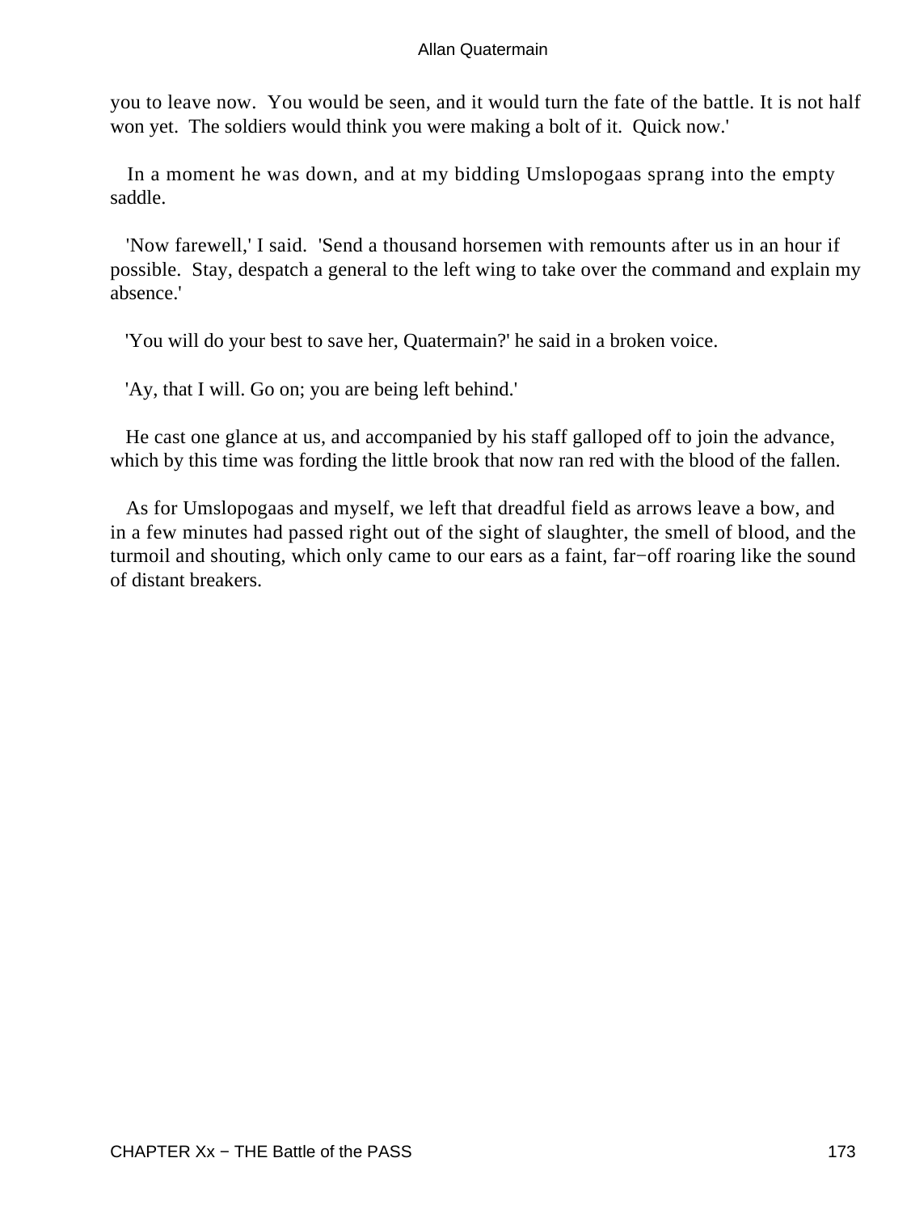you to leave now. You would be seen, and it would turn the fate of the battle. It is not half won yet. The soldiers would think you were making a bolt of it. Quick now.'

In a moment he was down, and at my bidding Umslopogaas sprang into the empty saddle.

'Now farewell,' I said. 'Send a thousand horsemen with remounts after us in an hour if possible. Stay, despatch a general to the left wing to take over the command and explain my absence.'

'You will do your best to save her, Quatermain?' he said in a broken voice.

'Ay, that I will. Go on; you are being left behind.'

He cast one glance at us, and accompanied by his staff galloped off to join the advance, which by this time was fording the little brook that now ran red with the blood of the fallen.

As for Umslopogaas and myself, we left that dreadful field as arrows leave a bow, and in a few minutes had passed right out of the sight of slaughter, the smell of blood, and the turmoil and shouting, which only came to our ears as a faint, far−off roaring like the sound of distant breakers.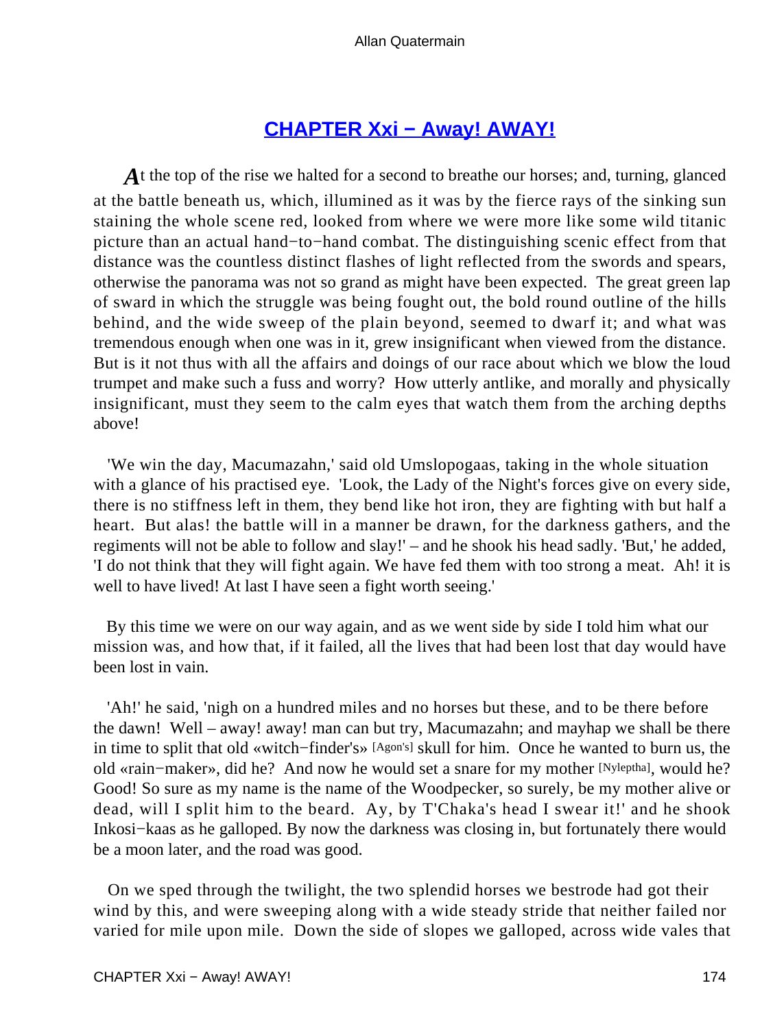## CHAPTER Xxi − Away! AWAY!

*A*t the top of the rise we halted for a second to breathe our horses; and, turning, glanced at the battle beneath us, which, illumined as it was by the fierce rays of the sinking sun staining the whole scene red, looked from where we were more like some wild titanic picture than an actual hand−to−hand combat. The distinguishing scenic effect from that distance was the countless distinct flashes of light reflected from the swords and spears, otherwise the panorama was not so grand as might have been expected. The great green lap of sward in which the struggle was being fought out, the bold round outline of the hills behind, and the wide sweep of the plain beyond, seemed to dwarf it; and what was tremendous enough when one was in it, grew insignificant when viewed from the distance. But is it not thus with all the affairs and doings of our race about which we blow the loud trumpet and make such a fuss and worry? How utterly antlike, and morally and physically insignificant, must they seem to the calm eyes that watch them from the arching depths above!

'We win the day, Macumazahn,' said old Umslopogaas, taking in the whole situation with a glance of his practised eye. 'Look, the Lady of the Night's forces give on every side, there is no stiffness left in them, they bend like hot iron, they are fighting with but half a heart. But alas! the battle will in a manner be drawn, for the darkness gathers, and the regiments will not be able to follow and slay!' – and he shook his head sadly. 'But,' he added, 'I do not think that they will fight again. We have fed them with too strong a meat. Ah! it is well to have lived! At last I have seen a fight worth seeing.'

By this time we were on our way again, and as we went side by side I told him what our mission was, and how that, if it failed, all the lives that had been lost that day would have been lost in vain.

'Ah!' he said, 'nigh on a hundred miles and no horses but these, and to be there before the dawn! Well – away! away! man can but try, Macumazahn; and mayhap we shall be there in time to split that old «witch−finder's» [Agon's] skull for him. Once he wanted to burn us, the old «rain−maker», did he? And now he would set a snare for my mother [Nyleptha], would he? Good! So sure as my name is the name of the Woodpecker, so surely, be my mother alive or dead, will I split him to the beard. Ay, by T'Chaka's head I swear it!' and he shook Inkosi−kaas as he galloped. By now the darkness was closing in, but fortunately there would be a moon later, and the road was good.

On we sped through the twilight, the two splendid horses we bestrode had got their wind by this, and were sweeping along with a wide steady stride that neither failed nor varied for mile upon mile. Down the side of slopes we galloped, across wide vales that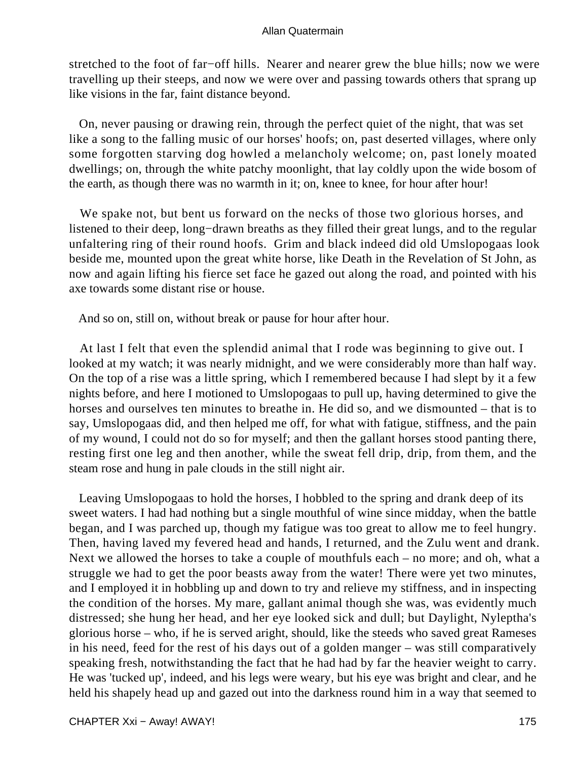stretched to the foot of far−off hills. Nearer and nearer grew the blue hills; now we were travelling up their steeps, and now we were over and passing towards others that sprang up like visions in the far, faint distance beyond.

On, never pausing or drawing rein, through the perfect quiet of the night, that was set like a song to the falling music of our horses' hoofs; on, past deserted villages, where only some forgotten starving dog howled a melancholy welcome; on, past lonely moated dwellings; on, through the white patchy moonlight, that lay coldly upon the wide bosom of the earth, as though there was no warmth in it; on, knee to knee, for hour after hour!

We spake not, but bent us forward on the necks of those two glorious horses, and listened to their deep, long−drawn breaths as they filled their great lungs, and to the regular unfaltering ring of their round hoofs. Grim and black indeed did old Umslopogaas look beside me, mounted upon the great white horse, like Death in the Revelation of St John, as now and again lifting his fierce set face he gazed out along the road, and pointed with his axe towards some distant rise or house.

And so on, still on, without break or pause for hour after hour.

At last I felt that even the splendid animal that I rode was beginning to give out. I looked at my watch; it was nearly midnight, and we were considerably more than half way. On the top of a rise was a little spring, which I remembered because I had slept by it a few nights before, and here I motioned to Umslopogaas to pull up, having determined to give the horses and ourselves ten minutes to breathe in. He did so, and we dismounted – that is to say, Umslopogaas did, and then helped me off, for what with fatigue, stiffness, and the pain of my wound, I could not do so for myself; and then the gallant horses stood panting there, resting first one leg and then another, while the sweat fell drip, drip, from them, and the steam rose and hung in pale clouds in the still night air.

Leaving Umslopogaas to hold the horses, I hobbled to the spring and drank deep of its sweet waters. I had had nothing but a single mouthful of wine since midday, when the battle began, and I was parched up, though my fatigue was too great to allow me to feel hungry. Then, having laved my fevered head and hands, I returned, and the Zulu went and drank. Next we allowed the horses to take a couple of mouthfuls each – no more; and oh, what a struggle we had to get the poor beasts away from the water! There were yet two minutes, and I employed it in hobbling up and down to try and relieve my stiffness, and in inspecting the condition of the horses. My mare, gallant animal though she was, was evidently much distressed; she hung her head, and her eye looked sick and dull; but Daylight, Nyleptha's glorious horse – who, if he is served aright, should, like the steeds who saved great Rameses in his need, feed for the rest of his days out of a golden manger – was still comparatively speaking fresh, notwithstanding the fact that he had had by far the heavier weight to carry. He was 'tucked up', indeed, and his legs were weary, but his eye was bright and clear, and he held his shapely head up and gazed out into the darkness round him in a way that seemed to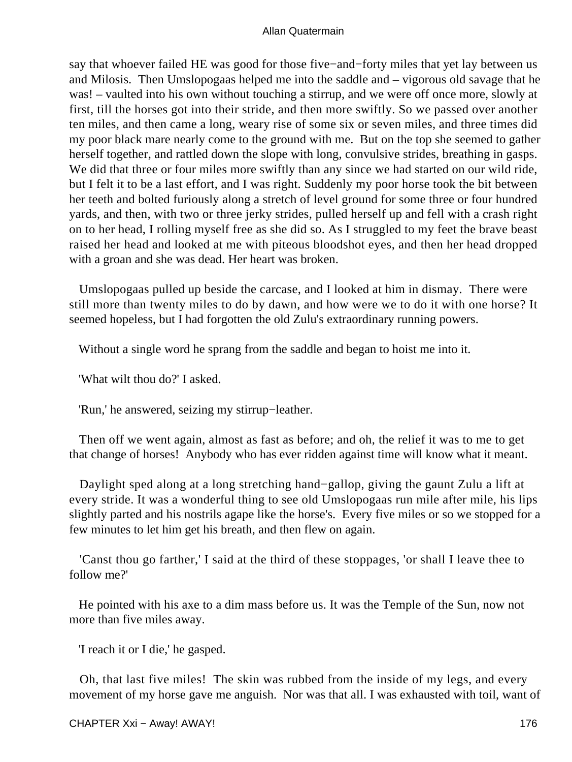say that whoever failed HE was good for those five−and−forty miles that yet lay between us and Milosis. Then Umslopogaas helped me into the saddle and – vigorous old savage that he was! – vaulted into his own without touching a stirrup, and we were off once more, slowly at first, till the horses got into their stride, and then more swiftly. So we passed over another ten miles, and then came a long, weary rise of some six or seven miles, and three times did my poor black mare nearly come to the ground with me. But on the top she seemed to gather herself together, and rattled down the slope with long, convulsive strides, breathing in gasps. We did that three or four miles more swiftly than any since we had started on our wild ride, but I felt it to be a last effort, and I was right. Suddenly my poor horse took the bit between her teeth and bolted furiously along a stretch of level ground for some three or four hundred yards, and then, with two or three jerky strides, pulled herself up and fell with a crash right on to her head, I rolling myself free as she did so. As I struggled to my feet the brave beast raised her head and looked at me with piteous bloodshot eyes, and then her head dropped with a groan and she was dead. Her heart was broken.

Umslopogaas pulled up beside the carcase, and I looked at him in dismay. There were still more than twenty miles to do by dawn, and how were we to do it with one horse? It seemed hopeless, but I had forgotten the old Zulu's extraordinary running powers.

Without a single word he sprang from the saddle and began to hoist me into it.

'What wilt thou do?' I asked.

'Run,' he answered, seizing my stirrup−leather.

Then off we went again, almost as fast as before; and oh, the relief it was to me to get that change of horses! Anybody who has ever ridden against time will know what it meant.

Daylight sped along at a long stretching hand−gallop, giving the gaunt Zulu a lift at every stride. It was a wonderful thing to see old Umslopogaas run mile after mile, his lips slightly parted and his nostrils agape like the horse's. Every five miles or so we stopped for a few minutes to let him get his breath, and then flew on again.

'Canst thou go farther,' I said at the third of these stoppages, 'or shall I leave thee to follow me?'

He pointed with his axe to a dim mass before us. It was the Temple of the Sun, now not more than five miles away.

'I reach it or I die,' he gasped.

Oh, that last five miles! The skin was rubbed from the inside of my legs, and every movement of my horse gave me anguish. Nor was that all. I was exhausted with toil, want of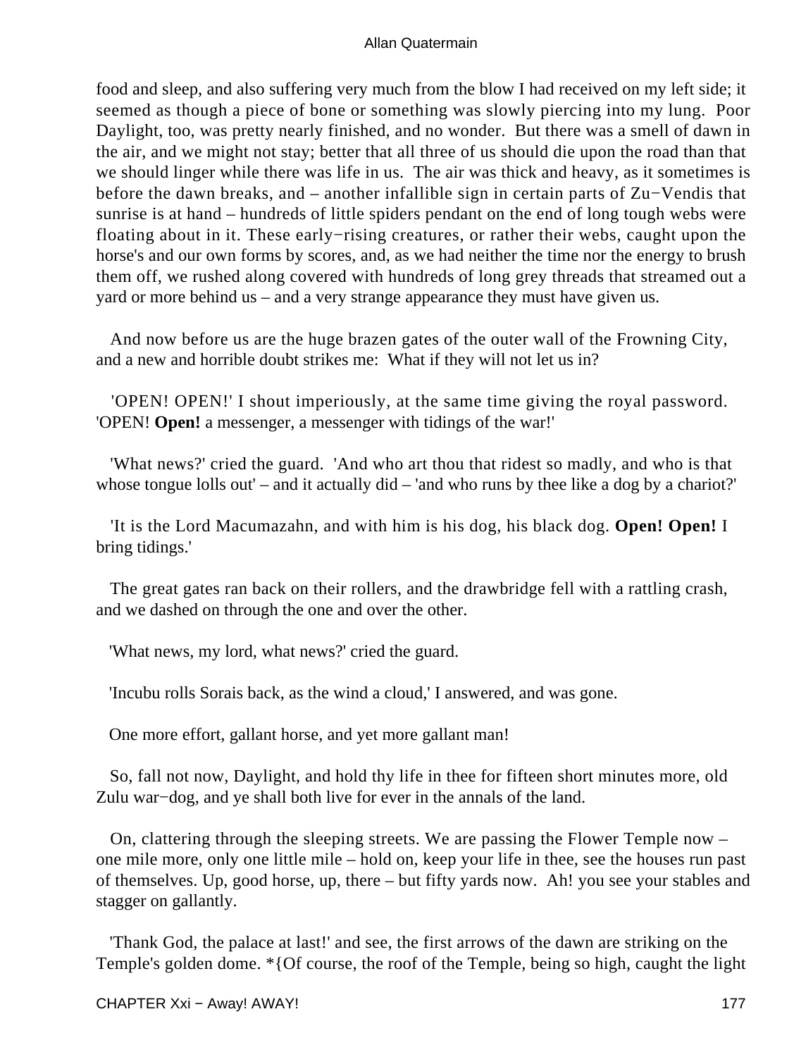food and sleep, and also suffering very much from the blow I had received on my left side; it seemed as though a piece of bone or something was slowly piercing into my lung. Poor Daylight, too, was pretty nearly finished, and no wonder. But there was a smell of dawn in the air, and we might not stay; better that all three of us should die upon the road than that we should linger while there was life in us. The air was thick and heavy, as it sometimes is before the dawn breaks, and – another infallible sign in certain parts of Zu−Vendis that sunrise is at hand – hundreds of little spiders pendant on the end of long tough webs were floating about in it. These early−rising creatures, or rather their webs, caught upon the horse's and our own forms by scores, and, as we had neither the time nor the energy to brush them off, we rushed along covered with hundreds of long grey threads that streamed out a yard or more behind us – and a very strange appearance they must have given us.

And now before us are the huge brazen gates of the outer wall of the Frowning City, and a new and horrible doubt strikes me: What if they will not let us in?

'OPEN! OPEN!' I shout imperiously, at the same time giving the royal password. 'OPEN! **Open!** a messenger, a messenger with tidings of the war!'

'What news?' cried the guard. 'And who art thou that ridest so madly, and who is that whose tongue lolls out' – and it actually did – 'and who runs by thee like a dog by a chariot?'

'It is the Lord Macumazahn, and with him is his dog, his black dog. **Open! Open!** I bring tidings.'

The great gates ran back on their rollers, and the drawbridge fell with a rattling crash, and we dashed on through the one and over the other.

'What news, my lord, what news?' cried the guard.

'Incubu rolls Sorais back, as the wind a cloud,' I answered, and was gone.

One more effort, gallant horse, and yet more gallant man!

So, fall not now, Daylight, and hold thy life in thee for fifteen short minutes more, old Zulu war−dog, and ye shall both live for ever in the annals of the land.

On, clattering through the sleeping streets. We are passing the Flower Temple now – one mile more, only one little mile – hold on, keep your life in thee, see the houses run past of themselves. Up, good horse, up, there – but fifty yards now. Ah! you see your stables and stagger on gallantly.

'Thank God, the palace at last!' and see, the first arrows of the dawn are striking on the Temple's golden dome. *{Of course, the roof of the Temple, being so high, caught the light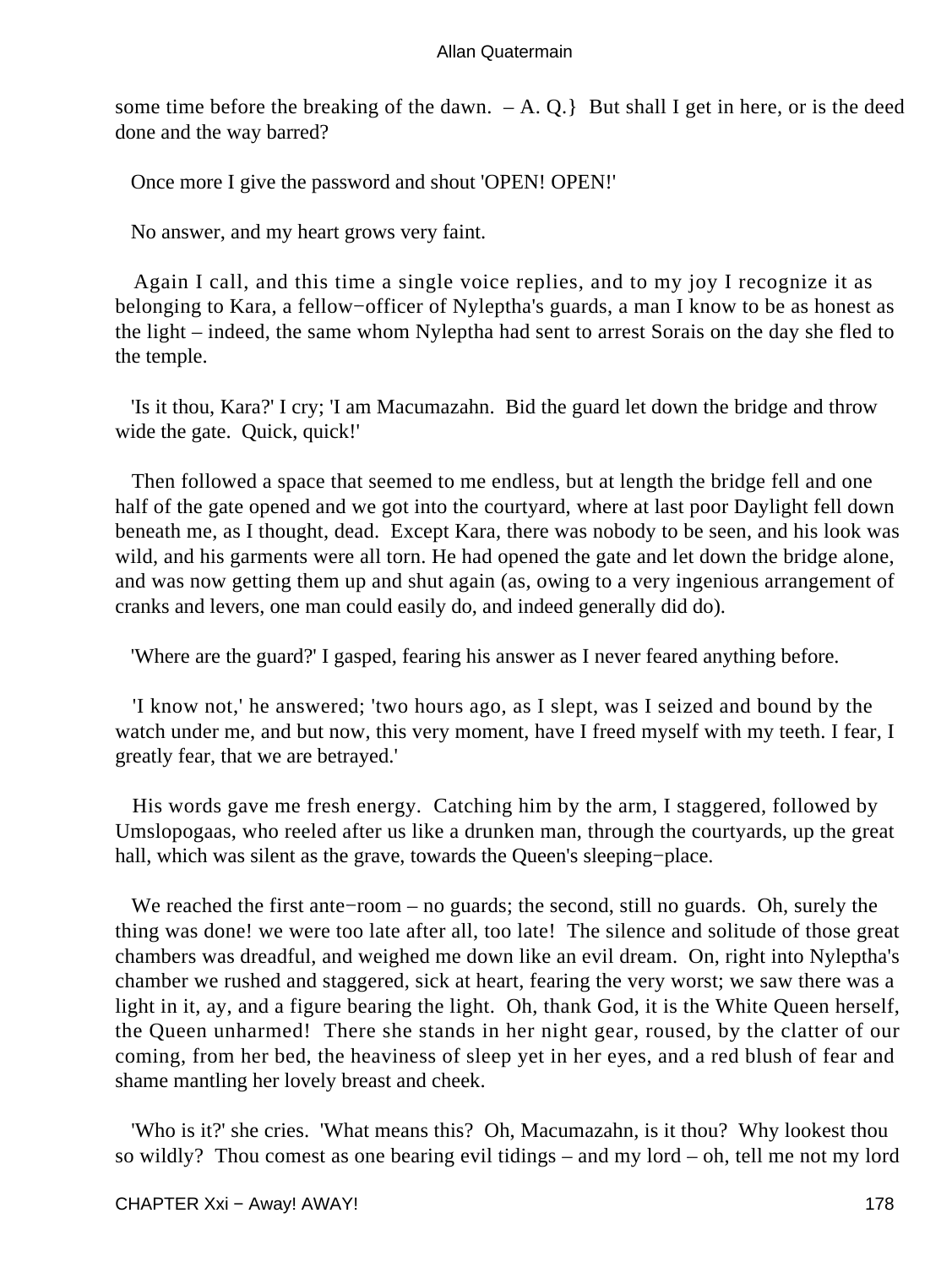some time before the breaking of the dawn. – A. Q.} But shall I get in here, or is the deed done and the way barred?

Once more I give the password and shout 'OPEN! OPEN!'

No answer, and my heart grows very faint.

Again I call, and this time a single voice replies, and to my joy I recognize it as belonging to Kara, a fellow−officer of Nyleptha's guards, a man I know to be as honest as the light – indeed, the same whom Nyleptha had sent to arrest Sorais on the day she fled to the temple.

'Is it thou, Kara?' I cry; 'I am Macumazahn. Bid the guard let down the bridge and throw wide the gate. Quick, quick!'

Then followed a space that seemed to me endless, but at length the bridge fell and one half of the gate opened and we got into the courtyard, where at last poor Daylight fell down beneath me, as I thought, dead. Except Kara, there was nobody to be seen, and his look was wild, and his garments were all torn. He had opened the gate and let down the bridge alone, and was now getting them up and shut again (as, owing to a very ingenious arrangement of cranks and levers, one man could easily do, and indeed generally did do).

'Where are the guard?' I gasped, fearing his answer as I never feared anything before.

'I know not,' he answered; 'two hours ago, as I slept, was I seized and bound by the watch under me, and but now, this very moment, have I freed myself with my teeth. I fear, I greatly fear, that we are betrayed.'

His words gave me fresh energy. Catching him by the arm, I staggered, followed by Umslopogaas, who reeled after us like a drunken man, through the courtyards, up the great hall, which was silent as the grave, towards the Queen's sleeping−place.

We reached the first ante−room – no guards; the second, still no guards. Oh, surely the thing was done! we were too late after all, too late! The silence and solitude of those great chambers was dreadful, and weighed me down like an evil dream. On, right into Nyleptha's chamber we rushed and staggered, sick at heart, fearing the very worst; we saw there was a light in it, ay, and a figure bearing the light. Oh, thank God, it is the White Queen herself, the Queen unharmed! There she stands in her night gear, roused, by the clatter of our coming, from her bed, the heaviness of sleep yet in her eyes, and a red blush of fear and shame mantling her lovely breast and cheek.

'Who is it?' she cries. 'What means this? Oh, Macumazahn, is it thou? Why lookest thou so wildly? Thou comest as one bearing evil tidings – and my lord – oh, tell me not my lord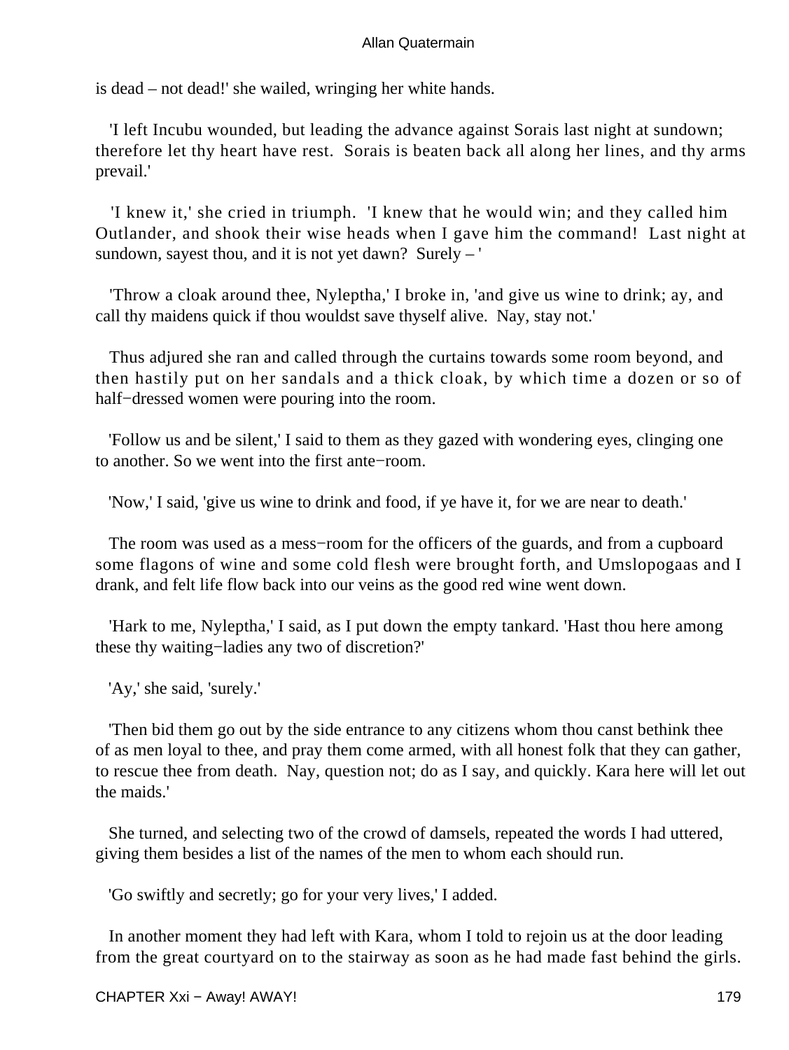is dead – not dead!' she wailed, wringing her white hands.

'I left Incubu wounded, but leading the advance against Sorais last night at sundown; therefore let thy heart have rest. Sorais is beaten back all along her lines, and thy arms prevail.'

'I knew it,' she cried in triumph. 'I knew that he would win; and they called him Outlander, and shook their wise heads when I gave him the command! Last night at sundown, sayest thou, and it is not yet dawn? Surely – '

'Throw a cloak around thee, Nyleptha,' I broke in, 'and give us wine to drink; ay, and call thy maidens quick if thou wouldst save thyself alive. Nay, stay not.'

Thus adjured she ran and called through the curtains towards some room beyond, and then hastily put on her sandals and a thick cloak, by which time a dozen or so of half−dressed women were pouring into the room.

'Follow us and be silent,' I said to them as they gazed with wondering eyes, clinging one to another. So we went into the first ante−room.

'Now,' I said, 'give us wine to drink and food, if ye have it, for we are near to death.'

The room was used as a mess−room for the officers of the guards, and from a cupboard some flagons of wine and some cold flesh were brought forth, and Umslopogaas and I drank, and felt life flow back into our veins as the good red wine went down.

'Hark to me, Nyleptha,' I said, as I put down the empty tankard. 'Hast thou here among these thy waiting−ladies any two of discretion?'

'Ay,' she said, 'surely.'

'Then bid them go out by the side entrance to any citizens whom thou canst bethink thee of as men loyal to thee, and pray them come armed, with all honest folk that they can gather, to rescue thee from death. Nay, question not; do as I say, and quickly. Kara here will let out the maids.'

She turned, and selecting two of the crowd of damsels, repeated the words I had uttered, giving them besides a list of the names of the men to whom each should run.

'Go swiftly and secretly; go for your very lives,' I added.

In another moment they had left with Kara, whom I told to rejoin us at the door leading from the great courtyard on to the stairway as soon as he had made fast behind the girls.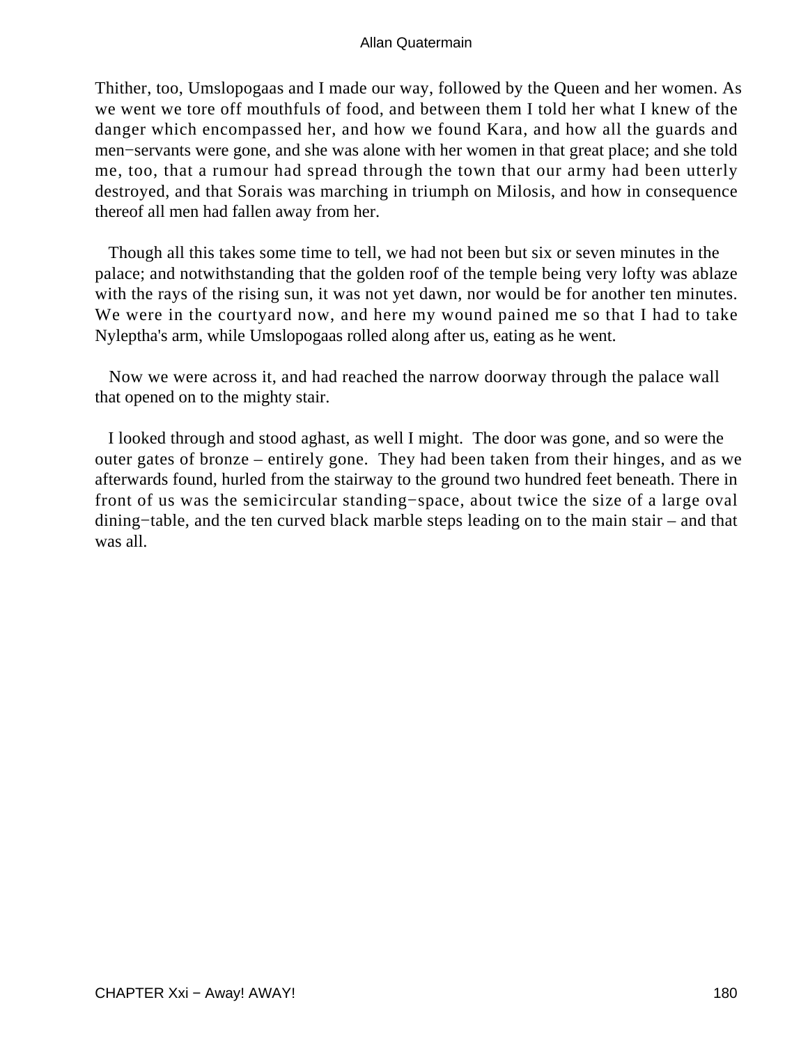Thither, too, Umslopogaas and I made our way, followed by the Queen and her women. As we went we tore off mouthfuls of food, and between them I told her what I knew of the danger which encompassed her, and how we found Kara, and how all the guards and men−servants were gone, and she was alone with her women in that great place; and she told me, too, that a rumour had spread through the town that our army had been utterly destroyed, and that Sorais was marching in triumph on Milosis, and how in consequence thereof all men had fallen away from her.

Though all this takes some time to tell, we had not been but six or seven minutes in the palace; and notwithstanding that the golden roof of the temple being very lofty was ablaze with the rays of the rising sun, it was not yet dawn, nor would be for another ten minutes. We were in the courtyard now, and here my wound pained me so that I had to take Nyleptha's arm, while Umslopogaas rolled along after us, eating as he went.

Now we were across it, and had reached the narrow doorway through the palace wall that opened on to the mighty stair.

I looked through and stood aghast, as well I might. The door was gone, and so were the outer gates of bronze – entirely gone. They had been taken from their hinges, and as we afterwards found, hurled from the stairway to the ground two hundred feet beneath. There in front of us was the semicircular standing−space, about twice the size of a large oval dining−table, and the ten curved black marble steps leading on to the main stair – and that was all.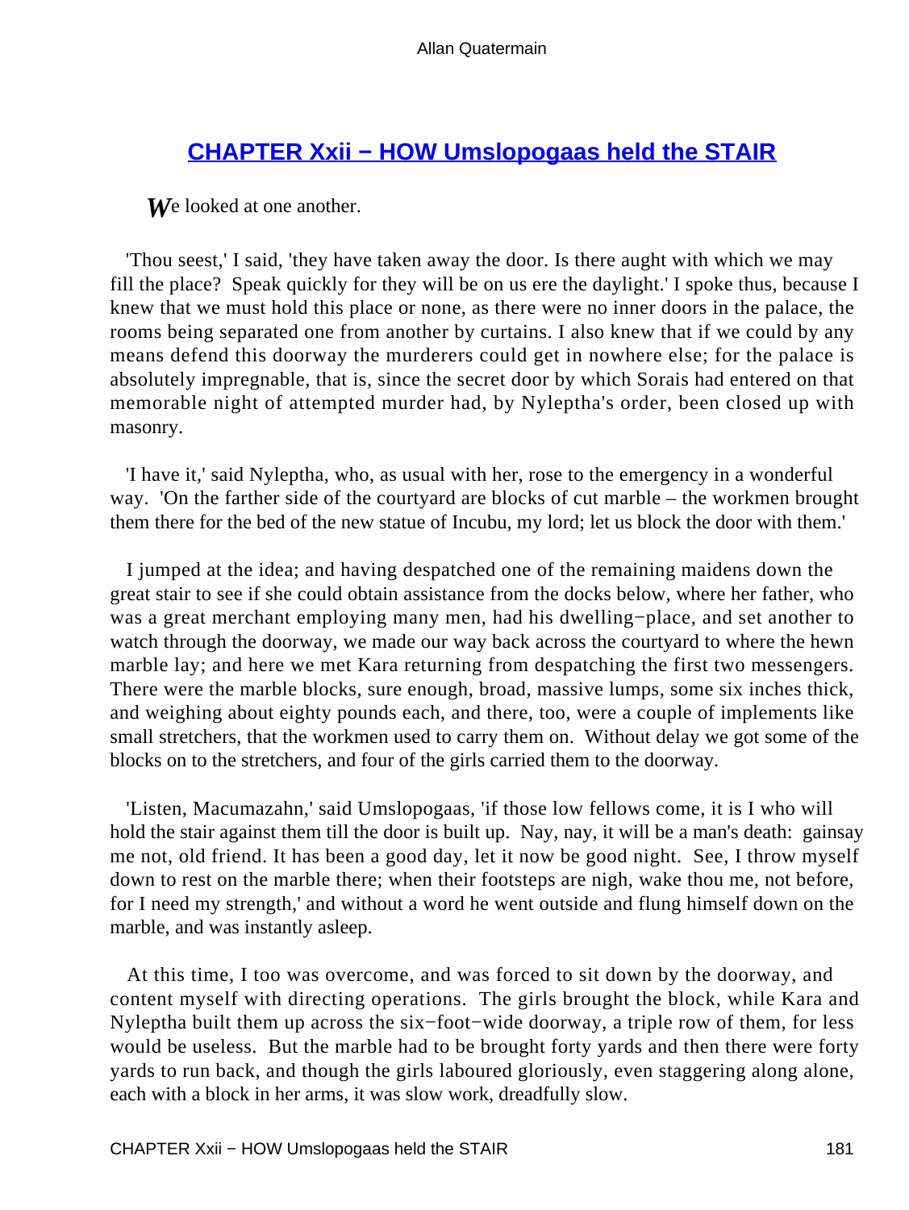## CHAPTER Xxii − HOW Umslopogaas held the STAIR

*W*e looked at one another.

'Thou seest,' I said, 'they have taken away the door. Is there aught with which we may fill the place? Speak quickly for they will be on us ere the daylight.' I spoke thus, because I knew that we must hold this place or none, as there were no inner doors in the palace, the rooms being separated one from another by curtains. I also knew that if we could by any means defend this doorway the murderers could get in nowhere else; for the palace is absolutely impregnable, that is, since the secret door by which Sorais had entered on that memorable night of attempted murder had, by Nyleptha's order, been closed up with masonry.

'I have it,' said Nyleptha, who, as usual with her, rose to the emergency in a wonderful way. 'On the farther side of the courtyard are blocks of cut marble – the workmen brought them there for the bed of the new statue of Incubu, my lord; let us block the door with them.'

I jumped at the idea; and having despatched one of the remaining maidens down the great stair to see if she could obtain assistance from the docks below, where her father, who was a great merchant employing many men, had his dwelling−place, and set another to watch through the doorway, we made our way back across the courtyard to where the hewn marble lay; and here we met Kara returning from despatching the first two messengers. There were the marble blocks, sure enough, broad, massive lumps, some six inches thick, and weighing about eighty pounds each, and there, too, were a couple of implements like small stretchers, that the workmen used to carry them on. Without delay we got some of the blocks on to the stretchers, and four of the girls carried them to the doorway.

'Listen, Macumazahn,' said Umslopogaas, 'if those low fellows come, it is I who will hold the stair against them till the door is built up. Nay, nay, it will be a man's death: gainsay me not, old friend. It has been a good day, let it now be good night. See, I throw myself down to rest on the marble there; when their footsteps are nigh, wake thou me, not before, for I need my strength,' and without a word he went outside and flung himself down on the marble, and was instantly asleep.

At this time, I too was overcome, and was forced to sit down by the doorway, and content myself with directing operations. The girls brought the block, while Kara and Nyleptha built them up across the six−foot−wide doorway, a triple row of them, for less would be useless. But the marble had to be brought forty yards and then there were forty yards to run back, and though the girls laboured gloriously, even staggering along alone, each with a block in her arms, it was slow work, dreadfully slow.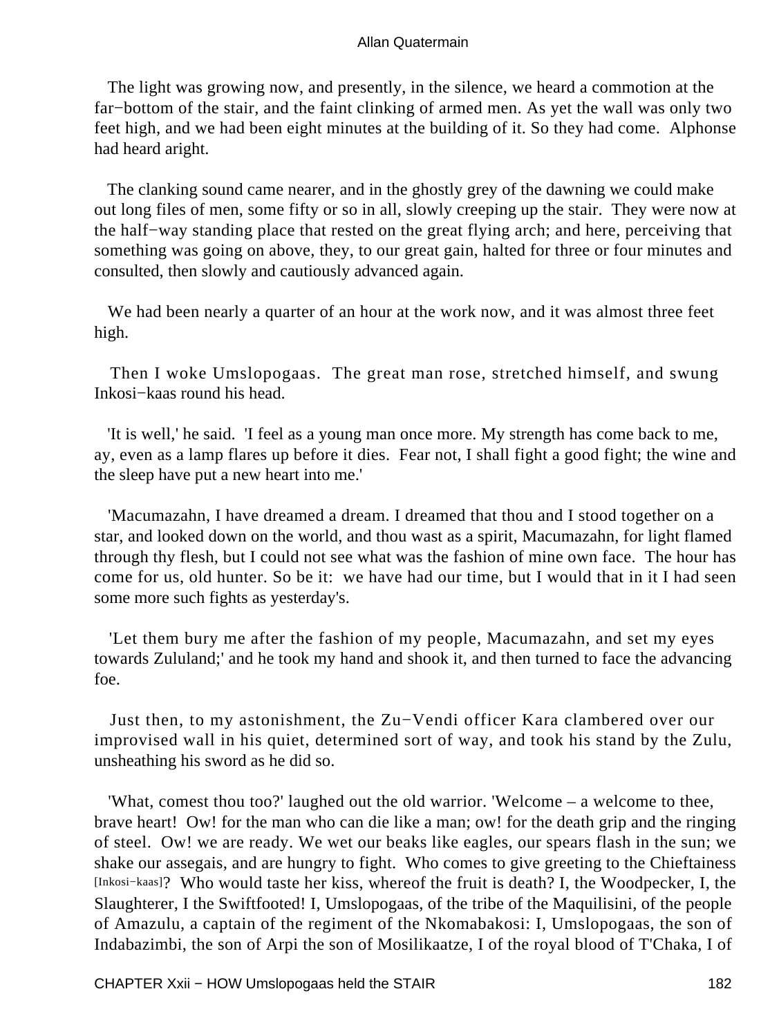The light was growing now, and presently, in the silence, we heard a commotion at the far−bottom of the stair, and the faint clinking of armed men. As yet the wall was only two feet high, and we had been eight minutes at the building of it. So they had come. Alphonse had heard aright.

The clanking sound came nearer, and in the ghostly grey of the dawning we could make out long files of men, some fifty or so in all, slowly creeping up the stair. They were now at the half−way standing place that rested on the great flying arch; and here, perceiving that something was going on above, they, to our great gain, halted for three or four minutes and consulted, then slowly and cautiously advanced again.

We had been nearly a quarter of an hour at the work now, and it was almost three feet high.

Then I woke Umslopogaas. The great man rose, stretched himself, and swung Inkosi−kaas round his head.

'It is well,' he said. 'I feel as a young man once more. My strength has come back to me, ay, even as a lamp flares up before it dies. Fear not, I shall fight a good fight; the wine and the sleep have put a new heart into me.'

'Macumazahn, I have dreamed a dream. I dreamed that thou and I stood together on a star, and looked down on the world, and thou wast as a spirit, Macumazahn, for light flamed through thy flesh, but I could not see what was the fashion of mine own face. The hour has come for us, old hunter. So be it: we have had our time, but I would that in it I had seen some more such fights as yesterday's.

'Let them bury me after the fashion of my people, Macumazahn, and set my eyes towards Zululand;' and he took my hand and shook it, and then turned to face the advancing foe.

Just then, to my astonishment, the Zu−Vendi officer Kara clambered over our improvised wall in his quiet, determined sort of way, and took his stand by the Zulu, unsheathing his sword as he did so.

'What, comest thou too?' laughed out the old warrior. 'Welcome – a welcome to thee, brave heart! Ow! for the man who can die like a man; ow! for the death grip and the ringing of steel. Ow! we are ready. We wet our beaks like eagles, our spears flash in the sun; we shake our assegais, and are hungry to fight. Who comes to give greeting to the Chieftainess [Inkosi−kaas]? Who would taste her kiss, whereof the fruit is death? I, the Woodpecker, I, the Slaughterer, I the Swiftfooted! I, Umslopogaas, of the tribe of the Maquilisini, of the people of Amazulu, a captain of the regiment of the Nkomabakosi: I, Umslopogaas, the son of Indabazimbi, the son of Arpi the son of Mosilikaatze, I of the royal blood of T'Chaka, I of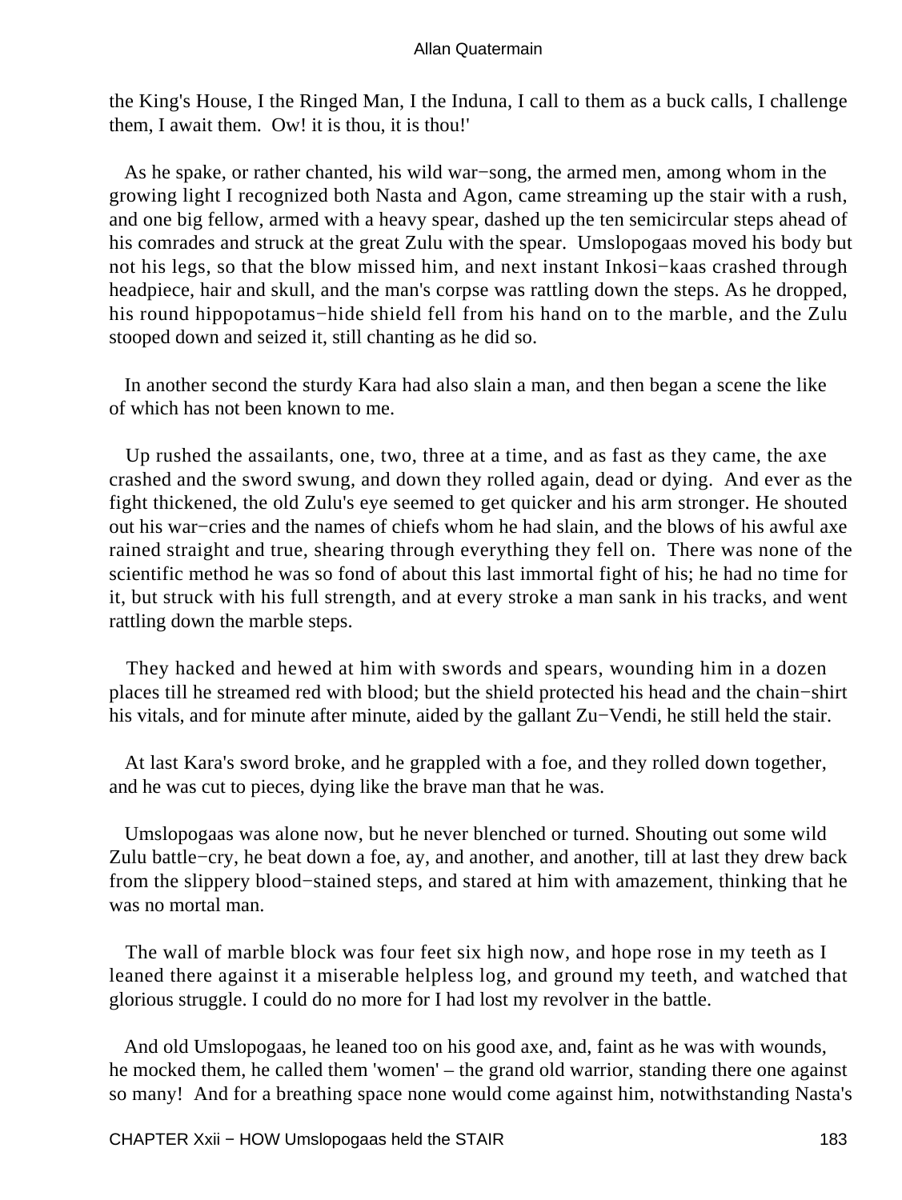the King's House, I the Ringed Man, I the Induna, I call to them as a buck calls, I challenge them, I await them. Ow! it is thou, it is thou!'

As he spake, or rather chanted, his wild war−song, the armed men, among whom in the growing light I recognized both Nasta and Agon, came streaming up the stair with a rush, and one big fellow, armed with a heavy spear, dashed up the ten semicircular steps ahead of his comrades and struck at the great Zulu with the spear. Umslopogaas moved his body but not his legs, so that the blow missed him, and next instant Inkosi−kaas crashed through headpiece, hair and skull, and the man's corpse was rattling down the steps. As he dropped, his round hippopotamus−hide shield fell from his hand on to the marble, and the Zulu stooped down and seized it, still chanting as he did so.

In another second the sturdy Kara had also slain a man, and then began a scene the like of which has not been known to me.

Up rushed the assailants, one, two, three at a time, and as fast as they came, the axe crashed and the sword swung, and down they rolled again, dead or dying. And ever as the fight thickened, the old Zulu's eye seemed to get quicker and his arm stronger. He shouted out his war−cries and the names of chiefs whom he had slain, and the blows of his awful axe rained straight and true, shearing through everything they fell on. There was none of the scientific method he was so fond of about this last immortal fight of his; he had no time for it, but struck with his full strength, and at every stroke a man sank in his tracks, and went rattling down the marble steps.

They hacked and hewed at him with swords and spears, wounding him in a dozen places till he streamed red with blood; but the shield protected his head and the chain−shirt his vitals, and for minute after minute, aided by the gallant Zu−Vendi, he still held the stair.

At last Kara's sword broke, and he grappled with a foe, and they rolled down together, and he was cut to pieces, dying like the brave man that he was.

Umslopogaas was alone now, but he never blenched or turned. Shouting out some wild Zulu battle−cry, he beat down a foe, ay, and another, and another, till at last they drew back from the slippery blood−stained steps, and stared at him with amazement, thinking that he was no mortal man.

The wall of marble block was four feet six high now, and hope rose in my teeth as I leaned there against it a miserable helpless log, and ground my teeth, and watched that glorious struggle. I could do no more for I had lost my revolver in the battle.

And old Umslopogaas, he leaned too on his good axe, and, faint as he was with wounds, he mocked them, he called them 'women' – the grand old warrior, standing there one against so many! And for a breathing space none would come against him, notwithstanding Nasta's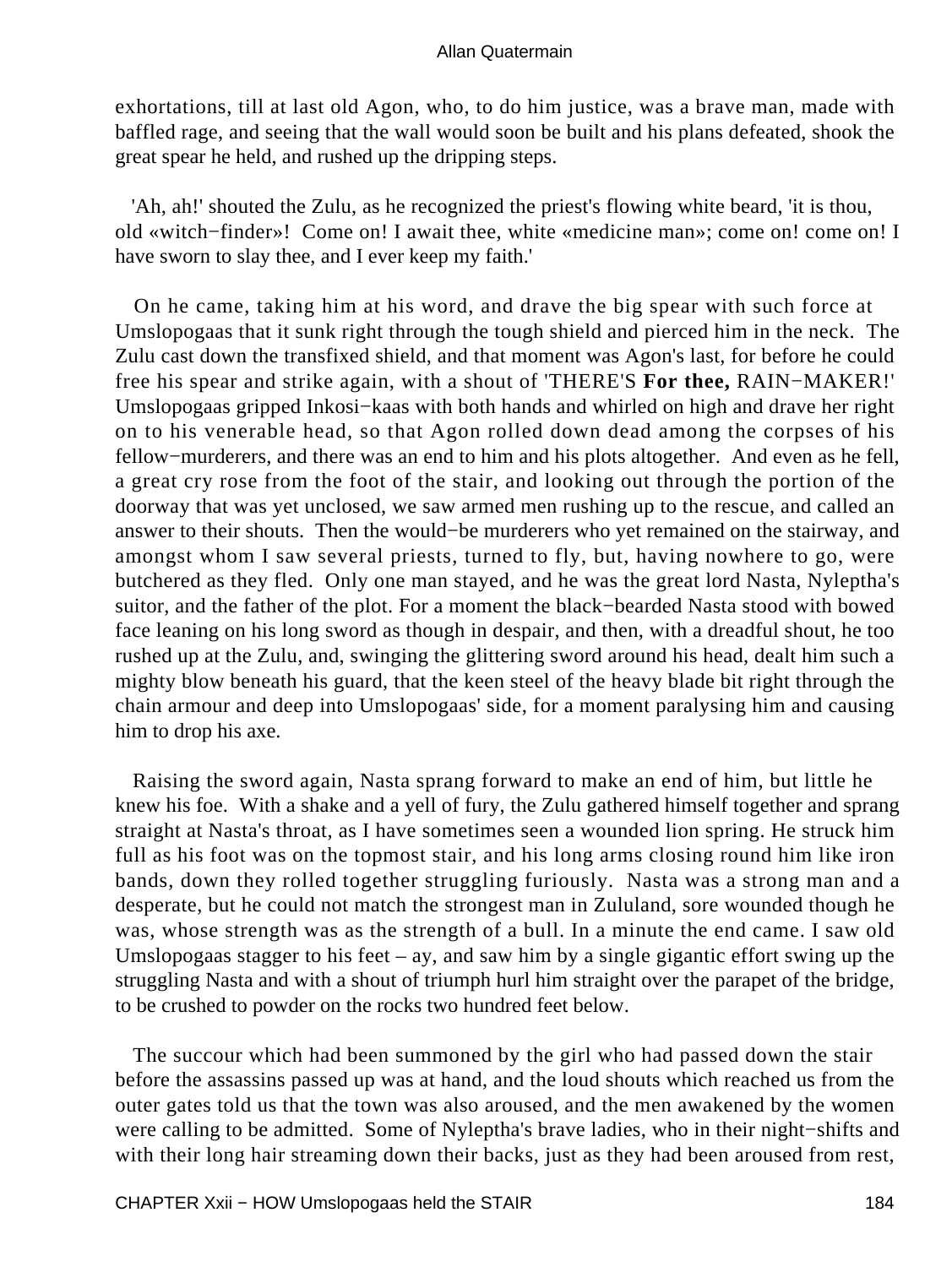exhortations, till at last old Agon, who, to do him justice, was a brave man, made with baffled rage, and seeing that the wall would soon be built and his plans defeated, shook the great spear he held, and rushed up the dripping steps.

'Ah, ah!' shouted the Zulu, as he recognized the priest's flowing white beard, 'it is thou, old «witch−finder»! Come on! I await thee, white «medicine man»; come on! come on! I have sworn to slay thee, and I ever keep my faith.'

On he came, taking him at his word, and drave the big spear with such force at Umslopogaas that it sunk right through the tough shield and pierced him in the neck. The Zulu cast down the transfixed shield, and that moment was Agon's last, for before he could free his spear and strike again, with a shout of 'THERE'S **For thee,** RAIN−MAKER!' Umslopogaas gripped Inkosi−kaas with both hands and whirled on high and drave her right on to his venerable head, so that Agon rolled down dead among the corpses of his fellow−murderers, and there was an end to him and his plots altogether. And even as he fell, a great cry rose from the foot of the stair, and looking out through the portion of the doorway that was yet unclosed, we saw armed men rushing up to the rescue, and called an answer to their shouts. Then the would−be murderers who yet remained on the stairway, and amongst whom I saw several priests, turned to fly, but, having nowhere to go, were butchered as they fled. Only one man stayed, and he was the great lord Nasta, Nyleptha's suitor, and the father of the plot. For a moment the black−bearded Nasta stood with bowed face leaning on his long sword as though in despair, and then, with a dreadful shout, he too rushed up at the Zulu, and, swinging the glittering sword around his head, dealt him such a mighty blow beneath his guard, that the keen steel of the heavy blade bit right through the chain armour and deep into Umslopogaas' side, for a moment paralysing him and causing him to drop his axe.

Raising the sword again, Nasta sprang forward to make an end of him, but little he knew his foe. With a shake and a yell of fury, the Zulu gathered himself together and sprang straight at Nasta's throat, as I have sometimes seen a wounded lion spring. He struck him full as his foot was on the topmost stair, and his long arms closing round him like iron bands, down they rolled together struggling furiously. Nasta was a strong man and a desperate, but he could not match the strongest man in Zululand, sore wounded though he was, whose strength was as the strength of a bull. In a minute the end came. I saw old Umslopogaas stagger to his feet – ay, and saw him by a single gigantic effort swing up the struggling Nasta and with a shout of triumph hurl him straight over the parapet of the bridge, to be crushed to powder on the rocks two hundred feet below.

The succour which had been summoned by the girl who had passed down the stair before the assassins passed up was at hand, and the loud shouts which reached us from the outer gates told us that the town was also aroused, and the men awakened by the women were calling to be admitted. Some of Nyleptha's brave ladies, who in their night−shifts and with their long hair streaming down their backs, just as they had been aroused from rest,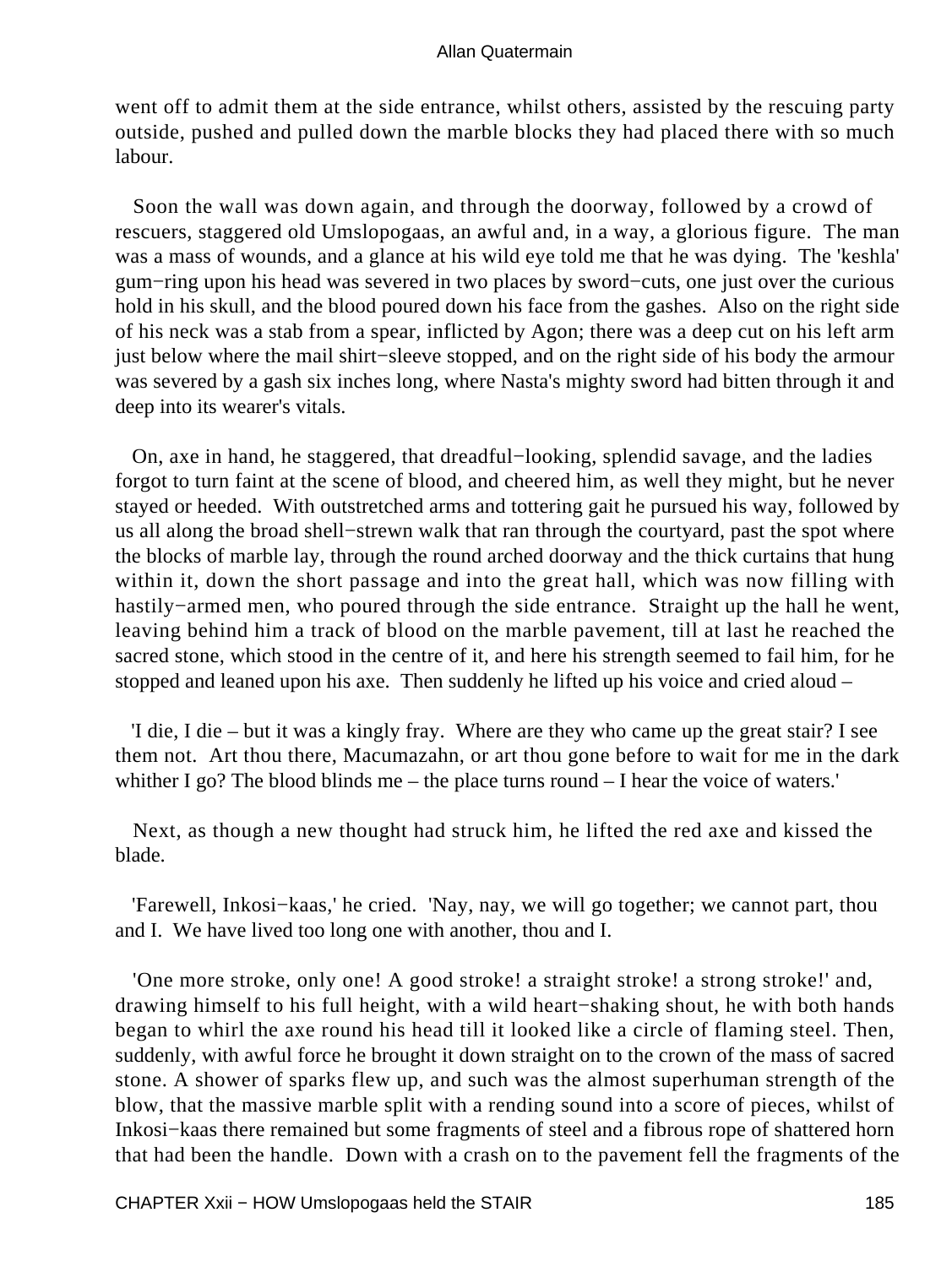went off to admit them at the side entrance, whilst others, assisted by the rescuing party outside, pushed and pulled down the marble blocks they had placed there with so much labour.

Soon the wall was down again, and through the doorway, followed by a crowd of rescuers, staggered old Umslopogaas, an awful and, in a way, a glorious figure. The man was a mass of wounds, and a glance at his wild eye told me that he was dying. The 'keshla' gum−ring upon his head was severed in two places by sword−cuts, one just over the curious hold in his skull, and the blood poured down his face from the gashes. Also on the right side of his neck was a stab from a spear, inflicted by Agon; there was a deep cut on his left arm just below where the mail shirt−sleeve stopped, and on the right side of his body the armour was severed by a gash six inches long, where Nasta's mighty sword had bitten through it and deep into its wearer's vitals.

On, axe in hand, he staggered, that dreadful−looking, splendid savage, and the ladies forgot to turn faint at the scene of blood, and cheered him, as well they might, but he never stayed or heeded. With outstretched arms and tottering gait he pursued his way, followed by us all along the broad shell−strewn walk that ran through the courtyard, past the spot where the blocks of marble lay, through the round arched doorway and the thick curtains that hung within it, down the short passage and into the great hall, which was now filling with hastily−armed men, who poured through the side entrance. Straight up the hall he went, leaving behind him a track of blood on the marble pavement, till at last he reached the sacred stone, which stood in the centre of it, and here his strength seemed to fail him, for he stopped and leaned upon his axe. Then suddenly he lifted up his voice and cried aloud –

'I die, I die – but it was a kingly fray. Where are they who came up the great stair? I see them not. Art thou there, Macumazahn, or art thou gone before to wait for me in the dark whither I go? The blood blinds me – the place turns round – I hear the voice of waters.'

Next, as though a new thought had struck him, he lifted the red axe and kissed the blade.

'Farewell, Inkosi−kaas,' he cried. 'Nay, nay, we will go together; we cannot part, thou and I. We have lived too long one with another, thou and I.

'One more stroke, only one! A good stroke! a straight stroke! a strong stroke!' and, drawing himself to his full height, with a wild heart−shaking shout, he with both hands began to whirl the axe round his head till it looked like a circle of flaming steel. Then, suddenly, with awful force he brought it down straight on to the crown of the mass of sacred stone. A shower of sparks flew up, and such was the almost superhuman strength of the blow, that the massive marble split with a rending sound into a score of pieces, whilst of Inkosi−kaas there remained but some fragments of steel and a fibrous rope of shattered horn that had been the handle. Down with a crash on to the pavement fell the fragments of the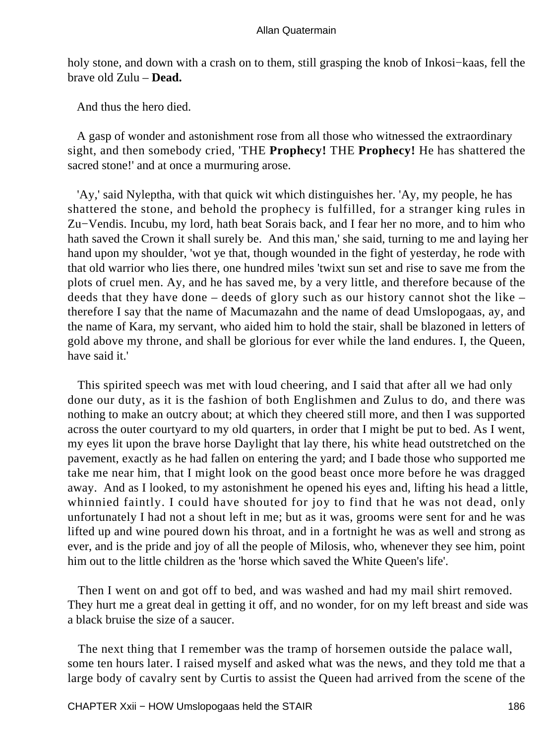holy stone, and down with a crash on to them, still grasping the knob of Inkosi−kaas, fell the brave old Zulu – **Dead.**

And thus the hero died.

A gasp of wonder and astonishment rose from all those who witnessed the extraordinary sight, and then somebody cried, 'THE **Prophecy!** THE **Prophecy!** He has shattered the sacred stone!' and at once a murmuring arose.

'Ay,' said Nyleptha, with that quick wit which distinguishes her. 'Ay, my people, he has shattered the stone, and behold the prophecy is fulfilled, for a stranger king rules in Zu−Vendis. Incubu, my lord, hath beat Sorais back, and I fear her no more, and to him who hath saved the Crown it shall surely be. And this man,' she said, turning to me and laying her hand upon my shoulder, 'wot ye that, though wounded in the fight of yesterday, he rode with that old warrior who lies there, one hundred miles 'twixt sun set and rise to save me from the plots of cruel men. Ay, and he has saved me, by a very little, and therefore because of the deeds that they have done – deeds of glory such as our history cannot shot the like – therefore I say that the name of Macumazahn and the name of dead Umslopogaas, ay, and the name of Kara, my servant, who aided him to hold the stair, shall be blazoned in letters of gold above my throne, and shall be glorious for ever while the land endures. I, the Queen, have said it.'

This spirited speech was met with loud cheering, and I said that after all we had only done our duty, as it is the fashion of both Englishmen and Zulus to do, and there was nothing to make an outcry about; at which they cheered still more, and then I was supported across the outer courtyard to my old quarters, in order that I might be put to bed. As I went, my eyes lit upon the brave horse Daylight that lay there, his white head outstretched on the pavement, exactly as he had fallen on entering the yard; and I bade those who supported me take me near him, that I might look on the good beast once more before he was dragged away. And as I looked, to my astonishment he opened his eyes and, lifting his head a little, whinnied faintly. I could have shouted for joy to find that he was not dead, only unfortunately I had not a shout left in me; but as it was, grooms were sent for and he was lifted up and wine poured down his throat, and in a fortnight he was as well and strong as ever, and is the pride and joy of all the people of Milosis, who, whenever they see him, point him out to the little children as the 'horse which saved the White Queen's life'.

Then I went on and got off to bed, and was washed and had my mail shirt removed. They hurt me a great deal in getting it off, and no wonder, for on my left breast and side was a black bruise the size of a saucer.

The next thing that I remember was the tramp of horsemen outside the palace wall, some ten hours later. I raised myself and asked what was the news, and they told me that a large body of cavalry sent by Curtis to assist the Queen had arrived from the scene of the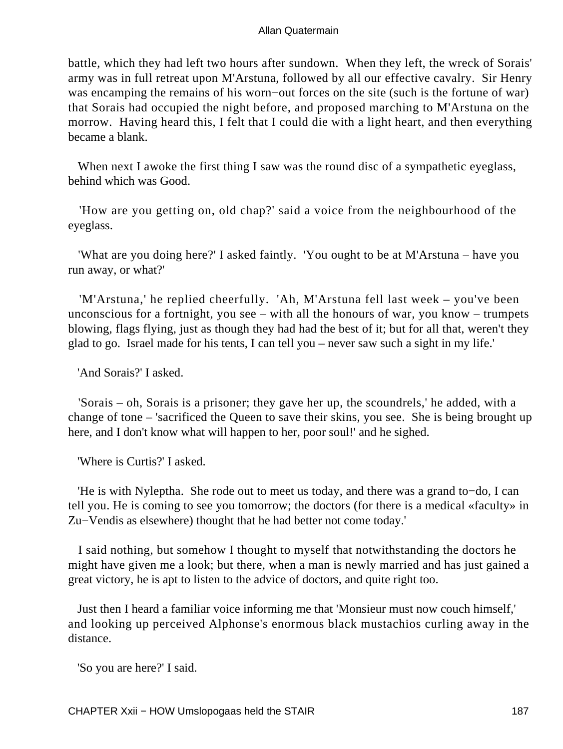battle, which they had left two hours after sundown. When they left, the wreck of Sorais' army was in full retreat upon M'Arstuna, followed by all our effective cavalry. Sir Henry was encamping the remains of his worn−out forces on the site (such is the fortune of war) that Sorais had occupied the night before, and proposed marching to M'Arstuna on the morrow. Having heard this, I felt that I could die with a light heart, and then everything became a blank.

When next I awoke the first thing I saw was the round disc of a sympathetic eyeglass, behind which was Good.

'How are you getting on, old chap?' said a voice from the neighbourhood of the eyeglass.

'What are you doing here?' I asked faintly. 'You ought to be at M'Arstuna – have you run away, or what?'

'M'Arstuna,' he replied cheerfully. 'Ah, M'Arstuna fell last week – you've been unconscious for a fortnight, you see – with all the honours of war, you know – trumpets blowing, flags flying, just as though they had had the best of it; but for all that, weren't they glad to go. Israel made for his tents, I can tell you – never saw such a sight in my life.'

'And Sorais?' I asked.

'Sorais – oh, Sorais is a prisoner; they gave her up, the scoundrels,' he added, with a change of tone – 'sacrificed the Queen to save their skins, you see. She is being brought up here, and I don't know what will happen to her, poor soul!' and he sighed.

'Where is Curtis?' I asked.

'He is with Nyleptha. She rode out to meet us today, and there was a grand to−do, I can tell you. He is coming to see you tomorrow; the doctors (for there is a medical «faculty» in Zu−Vendis as elsewhere) thought that he had better not come today.'

I said nothing, but somehow I thought to myself that notwithstanding the doctors he might have given me a look; but there, when a man is newly married and has just gained a great victory, he is apt to listen to the advice of doctors, and quite right too.

Just then I heard a familiar voice informing me that 'Monsieur must now couch himself,' and looking up perceived Alphonse's enormous black mustachios curling away in the distance.

'So you are here?' I said.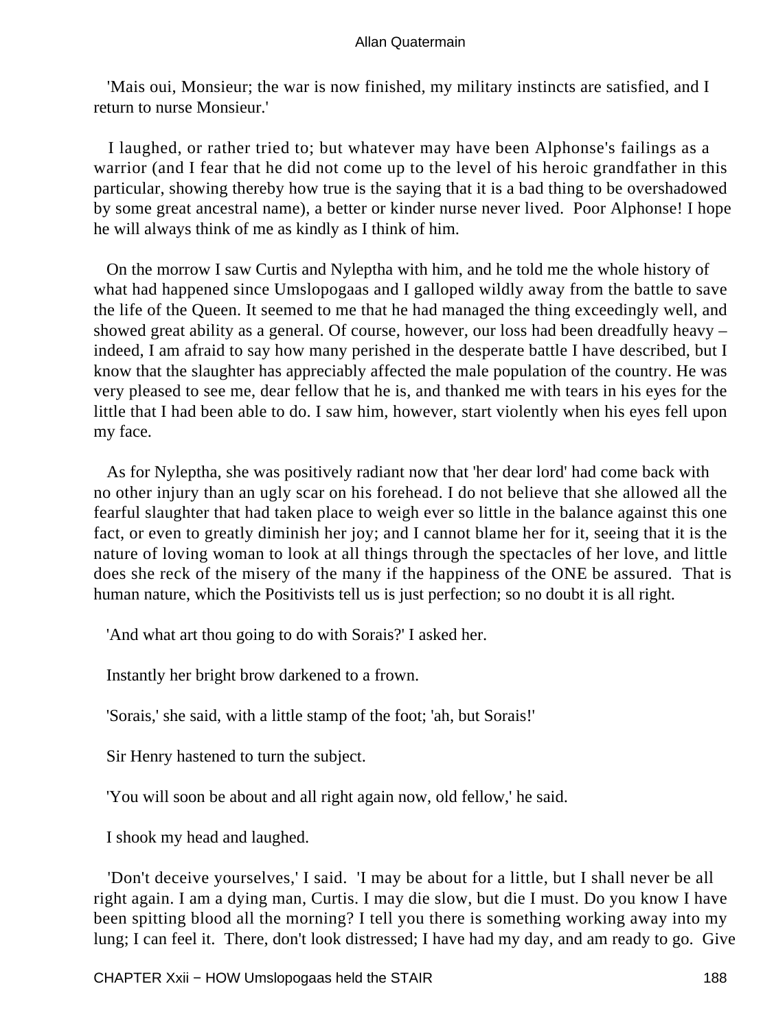'Mais oui, Monsieur; the war is now finished, my military instincts are satisfied, and I return to nurse Monsieur.'

I laughed, or rather tried to; but whatever may have been Alphonse's failings as a warrior (and I fear that he did not come up to the level of his heroic grandfather in this particular, showing thereby how true is the saying that it is a bad thing to be overshadowed by some great ancestral name), a better or kinder nurse never lived. Poor Alphonse! I hope he will always think of me as kindly as I think of him.

On the morrow I saw Curtis and Nyleptha with him, and he told me the whole history of what had happened since Umslopogaas and I galloped wildly away from the battle to save the life of the Queen. It seemed to me that he had managed the thing exceedingly well, and showed great ability as a general. Of course, however, our loss had been dreadfully heavy – indeed, I am afraid to say how many perished in the desperate battle I have described, but I know that the slaughter has appreciably affected the male population of the country. He was very pleased to see me, dear fellow that he is, and thanked me with tears in his eyes for the little that I had been able to do. I saw him, however, start violently when his eyes fell upon my face.

As for Nyleptha, she was positively radiant now that 'her dear lord' had come back with no other injury than an ugly scar on his forehead. I do not believe that she allowed all the fearful slaughter that had taken place to weigh ever so little in the balance against this one fact, or even to greatly diminish her joy; and I cannot blame her for it, seeing that it is the nature of loving woman to look at all things through the spectacles of her love, and little does she reck of the misery of the many if the happiness of the ONE be assured. That is human nature, which the Positivists tell us is just perfection; so no doubt it is all right.

'And what art thou going to do with Sorais?' I asked her.

Instantly her bright brow darkened to a frown.

'Sorais,' she said, with a little stamp of the foot; 'ah, but Sorais!'

Sir Henry hastened to turn the subject.

'You will soon be about and all right again now, old fellow,' he said.

I shook my head and laughed.

'Don't deceive yourselves,' I said. 'I may be about for a little, but I shall never be all right again. I am a dying man, Curtis. I may die slow, but die I must. Do you know I have been spitting blood all the morning? I tell you there is something working away into my lung; I can feel it. There, don't look distressed; I have had my day, and am ready to go. Give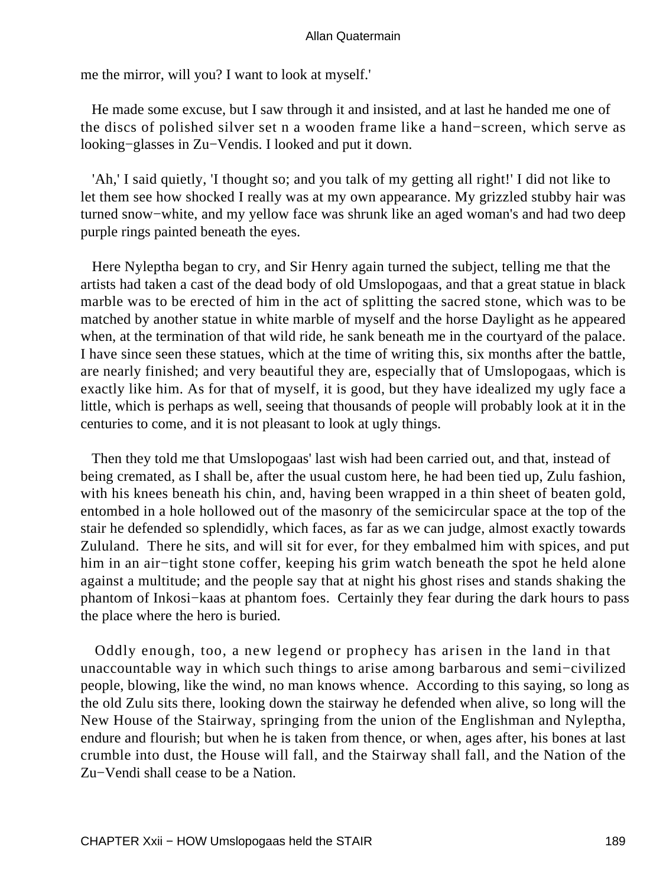me the mirror, will you? I want to look at myself.'

He made some excuse, but I saw through it and insisted, and at last he handed me one of the discs of polished silver set n a wooden frame like a hand−screen, which serve as looking−glasses in Zu−Vendis. I looked and put it down.

'Ah,' I said quietly, 'I thought so; and you talk of my getting all right!' I did not like to let them see how shocked I really was at my own appearance. My grizzled stubby hair was turned snow−white, and my yellow face was shrunk like an aged woman's and had two deep purple rings painted beneath the eyes.

Here Nyleptha began to cry, and Sir Henry again turned the subject, telling me that the artists had taken a cast of the dead body of old Umslopogaas, and that a great statue in black marble was to be erected of him in the act of splitting the sacred stone, which was to be matched by another statue in white marble of myself and the horse Daylight as he appeared when, at the termination of that wild ride, he sank beneath me in the courtyard of the palace. I have since seen these statues, which at the time of writing this, six months after the battle, are nearly finished; and very beautiful they are, especially that of Umslopogaas, which is exactly like him. As for that of myself, it is good, but they have idealized my ugly face a little, which is perhaps as well, seeing that thousands of people will probably look at it in the centuries to come, and it is not pleasant to look at ugly things.

Then they told me that Umslopogaas' last wish had been carried out, and that, instead of being cremated, as I shall be, after the usual custom here, he had been tied up, Zulu fashion, with his knees beneath his chin, and, having been wrapped in a thin sheet of beaten gold, entombed in a hole hollowed out of the masonry of the semicircular space at the top of the stair he defended so splendidly, which faces, as far as we can judge, almost exactly towards Zululand. There he sits, and will sit for ever, for they embalmed him with spices, and put him in an air−tight stone coffer, keeping his grim watch beneath the spot he held alone against a multitude; and the people say that at night his ghost rises and stands shaking the phantom of Inkosi−kaas at phantom foes. Certainly they fear during the dark hours to pass the place where the hero is buried.

Oddly enough, too, a new legend or prophecy has arisen in the land in that unaccountable way in which such things to arise among barbarous and semi−civilized people, blowing, like the wind, no man knows whence. According to this saying, so long as the old Zulu sits there, looking down the stairway he defended when alive, so long will the New House of the Stairway, springing from the union of the Englishman and Nyleptha, endure and flourish; but when he is taken from thence, or when, ages after, his bones at last crumble into dust, the House will fall, and the Stairway shall fall, and the Nation of the Zu−Vendi shall cease to be a Nation.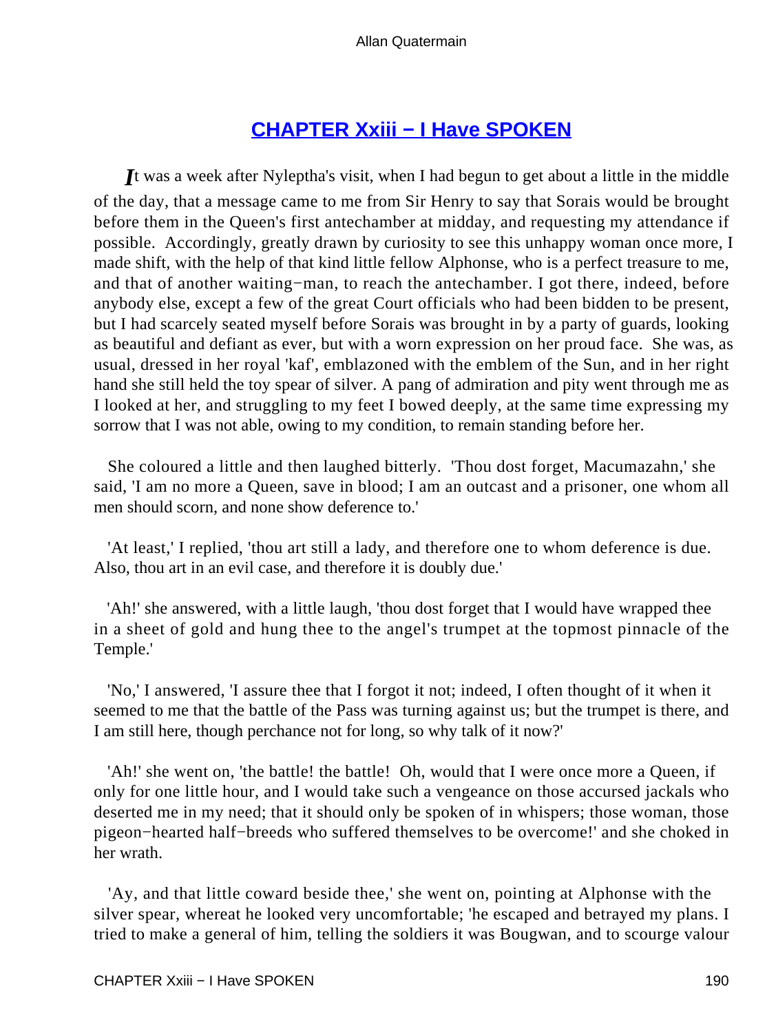## CHAPTER Xxiii − I Have SPOKEN

*I*t was a week after Nyleptha's visit, when I had begun to get about a little in the middle of the day, that a message came to me from Sir Henry to say that Sorais would be brought before them in the Queen's first antechamber at midday, and requesting my attendance if possible. Accordingly, greatly drawn by curiosity to see this unhappy woman once more, I made shift, with the help of that kind little fellow Alphonse, who is a perfect treasure to me, and that of another waiting−man, to reach the antechamber. I got there, indeed, before anybody else, except a few of the great Court officials who had been bidden to be present, but I had scarcely seated myself before Sorais was brought in by a party of guards, looking as beautiful and defiant as ever, but with a worn expression on her proud face. She was, as usual, dressed in her royal 'kaf', emblazoned with the emblem of the Sun, and in her right hand she still held the toy spear of silver. A pang of admiration and pity went through me as I looked at her, and struggling to my feet I bowed deeply, at the same time expressing my sorrow that I was not able, owing to my condition, to remain standing before her.

She coloured a little and then laughed bitterly. 'Thou dost forget, Macumazahn,' she said, 'I am no more a Queen, save in blood; I am an outcast and a prisoner, one whom all men should scorn, and none show deference to.'

'At least,' I replied, 'thou art still a lady, and therefore one to whom deference is due. Also, thou art in an evil case, and therefore it is doubly due.'

'Ah!' she answered, with a little laugh, 'thou dost forget that I would have wrapped thee in a sheet of gold and hung thee to the angel's trumpet at the topmost pinnacle of the Temple.'

'No,' I answered, 'I assure thee that I forgot it not; indeed, I often thought of it when it seemed to me that the battle of the Pass was turning against us; but the trumpet is there, and I am still here, though perchance not for long, so why talk of it now?'

'Ah!' she went on, 'the battle! the battle! Oh, would that I were once more a Queen, if only for one little hour, and I would take such a vengeance on those accursed jackals who deserted me in my need; that it should only be spoken of in whispers; those woman, those pigeon−hearted half−breeds who suffered themselves to be overcome!' and she choked in her wrath.

'Ay, and that little coward beside thee,' she went on, pointing at Alphonse with the silver spear, whereat he looked very uncomfortable; 'he escaped and betrayed my plans. I tried to make a general of him, telling the soldiers it was Bougwan, and to scourge valour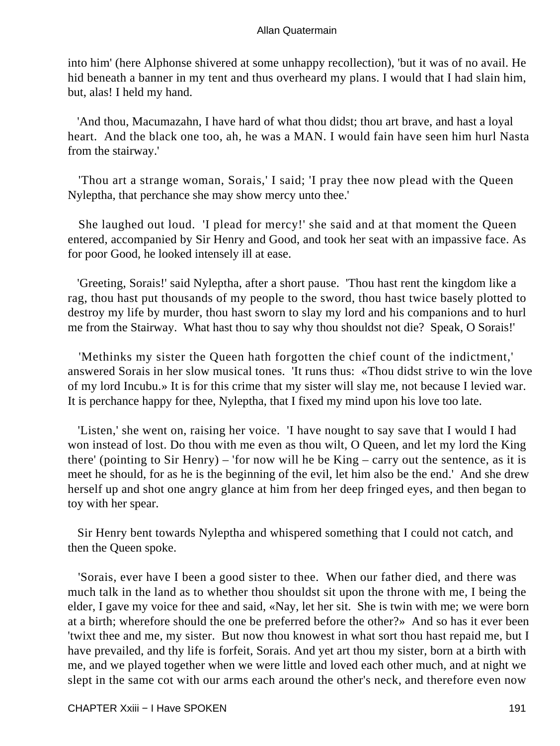into him' (here Alphonse shivered at some unhappy recollection), 'but it was of no avail. He hid beneath a banner in my tent and thus overheard my plans. I would that I had slain him, but, alas! I held my hand.

'And thou, Macumazahn, I have hard of what thou didst; thou art brave, and hast a loyal heart. And the black one too, ah, he was a MAN. I would fain have seen him hurl Nasta from the stairway.'

'Thou art a strange woman, Sorais,' I said; 'I pray thee now plead with the Queen Nyleptha, that perchance she may show mercy unto thee.'

She laughed out loud. 'I plead for mercy!' she said and at that moment the Queen entered, accompanied by Sir Henry and Good, and took her seat with an impassive face. As for poor Good, he looked intensely ill at ease.

'Greeting, Sorais!' said Nyleptha, after a short pause. 'Thou hast rent the kingdom like a rag, thou hast put thousands of my people to the sword, thou hast twice basely plotted to destroy my life by murder, thou hast sworn to slay my lord and his companions and to hurl me from the Stairway. What hast thou to say why thou shouldst not die? Speak, O Sorais!'

'Methinks my sister the Queen hath forgotten the chief count of the indictment,' answered Sorais in her slow musical tones. 'It runs thus: «Thou didst strive to win the love of my lord Incubu.» It is for this crime that my sister will slay me, not because I levied war. It is perchance happy for thee, Nyleptha, that I fixed my mind upon his love too late.

'Listen,' she went on, raising her voice. 'I have nought to say save that I would I had won instead of lost. Do thou with me even as thou wilt, O Queen, and let my lord the King there' (pointing to Sir Henry) – 'for now will he be King – carry out the sentence, as it is meet he should, for as he is the beginning of the evil, let him also be the end.' And she drew herself up and shot one angry glance at him from her deep fringed eyes, and then began to toy with her spear.

Sir Henry bent towards Nyleptha and whispered something that I could not catch, and then the Queen spoke.

'Sorais, ever have I been a good sister to thee. When our father died, and there was much talk in the land as to whether thou shouldst sit upon the throne with me, I being the elder, I gave my voice for thee and said, «Nay, let her sit. She is twin with me; we were born at a birth; wherefore should the one be preferred before the other?» And so has it ever been 'twixt thee and me, my sister. But now thou knowest in what sort thou hast repaid me, but I have prevailed, and thy life is forfeit, Sorais. And yet art thou my sister, born at a birth with me, and we played together when we were little and loved each other much, and at night we slept in the same cot with our arms each around the other's neck, and therefore even now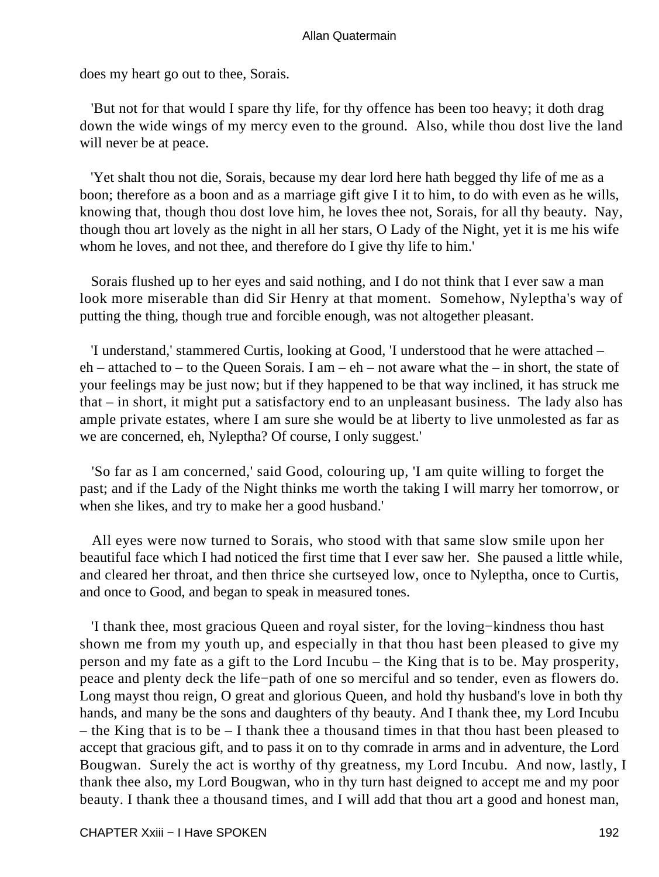does my heart go out to thee, Sorais.

'But not for that would I spare thy life, for thy offence has been too heavy; it doth drag down the wide wings of my mercy even to the ground. Also, while thou dost live the land will never be at peace.

'Yet shalt thou not die, Sorais, because my dear lord here hath begged thy life of me as a boon; therefore as a boon and as a marriage gift give I it to him, to do with even as he wills, knowing that, though thou dost love him, he loves thee not, Sorais, for all thy beauty. Nay, though thou art lovely as the night in all her stars, O Lady of the Night, yet it is me his wife whom he loves, and not thee, and therefore do I give thy life to him.'

Sorais flushed up to her eyes and said nothing, and I do not think that I ever saw a man look more miserable than did Sir Henry at that moment. Somehow, Nyleptha's way of putting the thing, though true and forcible enough, was not altogether pleasant.

'I understand,' stammered Curtis, looking at Good, 'I understood that he were attached – eh – attached to – to the Queen Sorais. I am – eh – not aware what the – in short, the state of your feelings may be just now; but if they happened to be that way inclined, it has struck me that – in short, it might put a satisfactory end to an unpleasant business. The lady also has ample private estates, where I am sure she would be at liberty to live unmolested as far as we are concerned, eh, Nyleptha? Of course, I only suggest.'

'So far as I am concerned,' said Good, colouring up, 'I am quite willing to forget the past; and if the Lady of the Night thinks me worth the taking I will marry her tomorrow, or when she likes, and try to make her a good husband.'

All eyes were now turned to Sorais, who stood with that same slow smile upon her beautiful face which I had noticed the first time that I ever saw her. She paused a little while, and cleared her throat, and then thrice she curtseyed low, once to Nyleptha, once to Curtis, and once to Good, and began to speak in measured tones.

'I thank thee, most gracious Queen and royal sister, for the loving−kindness thou hast shown me from my youth up, and especially in that thou hast been pleased to give my person and my fate as a gift to the Lord Incubu – the King that is to be. May prosperity, peace and plenty deck the life−path of one so merciful and so tender, even as flowers do. Long mayst thou reign, O great and glorious Queen, and hold thy husband's love in both thy hands, and many be the sons and daughters of thy beauty. And I thank thee, my Lord Incubu – the King that is to be – I thank thee a thousand times in that thou hast been pleased to accept that gracious gift, and to pass it on to thy comrade in arms and in adventure, the Lord Bougwan. Surely the act is worthy of thy greatness, my Lord Incubu. And now, lastly, I thank thee also, my Lord Bougwan, who in thy turn hast deigned to accept me and my poor beauty. I thank thee a thousand times, and I will add that thou art a good and honest man,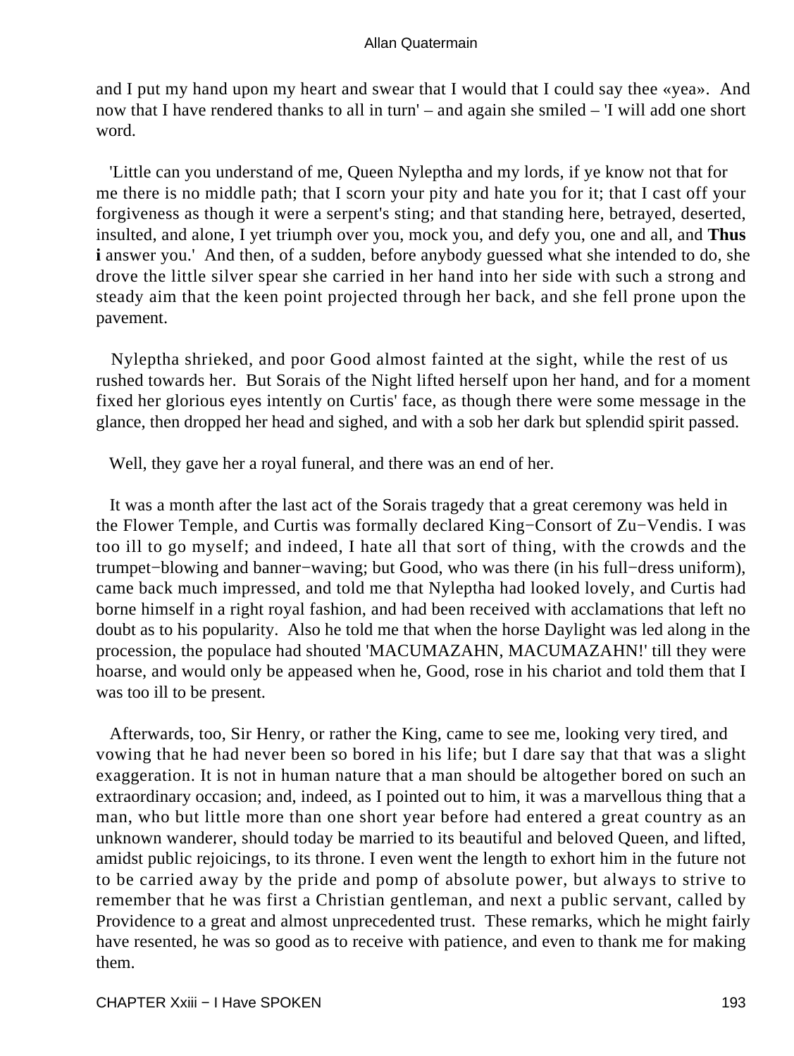and I put my hand upon my heart and swear that I would that I could say thee «yea». And now that I have rendered thanks to all in turn' – and again she smiled – 'I will add one short word.

'Little can you understand of me, Queen Nyleptha and my lords, if ye know not that for me there is no middle path; that I scorn your pity and hate you for it; that I cast off your forgiveness as though it were a serpent's sting; and that standing here, betrayed, deserted, insulted, and alone, I yet triumph over you, mock you, and defy you, one and all, and **Thus i** answer you.' And then, of a sudden, before anybody guessed what she intended to do, she drove the little silver spear she carried in her hand into her side with such a strong and steady aim that the keen point projected through her back, and she fell prone upon the pavement.

Nyleptha shrieked, and poor Good almost fainted at the sight, while the rest of us rushed towards her. But Sorais of the Night lifted herself upon her hand, and for a moment fixed her glorious eyes intently on Curtis' face, as though there were some message in the glance, then dropped her head and sighed, and with a sob her dark but splendid spirit passed.

Well, they gave her a royal funeral, and there was an end of her.

It was a month after the last act of the Sorais tragedy that a great ceremony was held in the Flower Temple, and Curtis was formally declared King−Consort of Zu−Vendis. I was too ill to go myself; and indeed, I hate all that sort of thing, with the crowds and the trumpet−blowing and banner−waving; but Good, who was there (in his full−dress uniform), came back much impressed, and told me that Nyleptha had looked lovely, and Curtis had borne himself in a right royal fashion, and had been received with acclamations that left no doubt as to his popularity. Also he told me that when the horse Daylight was led along in the procession, the populace had shouted 'MACUMAZAHN, MACUMAZAHN!' till they were hoarse, and would only be appeased when he, Good, rose in his chariot and told them that I was too ill to be present.

Afterwards, too, Sir Henry, or rather the King, came to see me, looking very tired, and vowing that he had never been so bored in his life; but I dare say that that was a slight exaggeration. It is not in human nature that a man should be altogether bored on such an extraordinary occasion; and, indeed, as I pointed out to him, it was a marvellous thing that a man, who but little more than one short year before had entered a great country as an unknown wanderer, should today be married to its beautiful and beloved Queen, and lifted, amidst public rejoicings, to its throne. I even went the length to exhort him in the future not to be carried away by the pride and pomp of absolute power, but always to strive to remember that he was first a Christian gentleman, and next a public servant, called by Providence to a great and almost unprecedented trust. These remarks, which he might fairly have resented, he was so good as to receive with patience, and even to thank me for making them.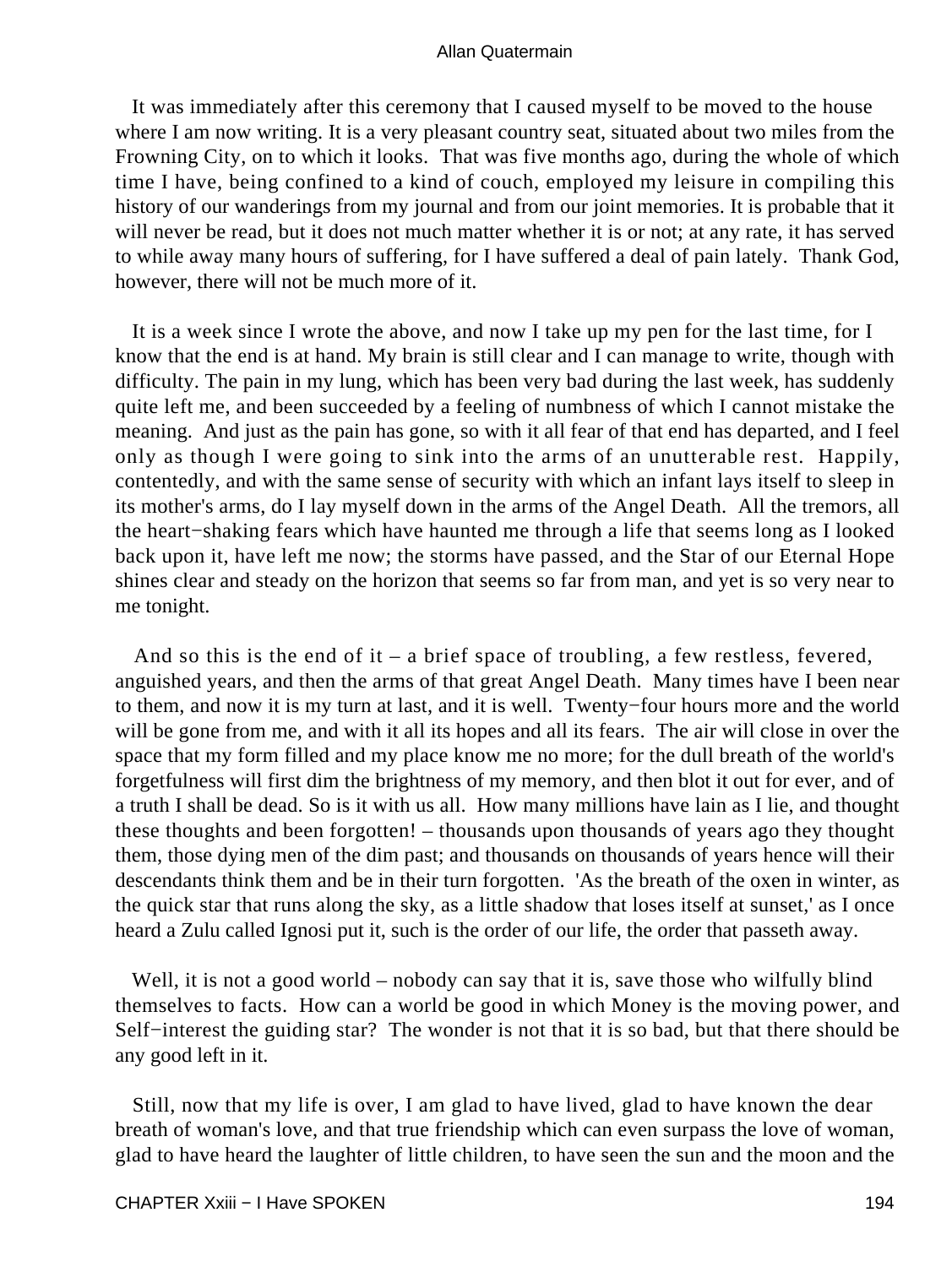It was immediately after this ceremony that I caused myself to be moved to the house where I am now writing. It is a very pleasant country seat, situated about two miles from the Frowning City, on to which it looks. That was five months ago, during the whole of which time I have, being confined to a kind of couch, employed my leisure in compiling this history of our wanderings from my journal and from our joint memories. It is probable that it will never be read, but it does not much matter whether it is or not; at any rate, it has served to while away many hours of suffering, for I have suffered a deal of pain lately. Thank God, however, there will not be much more of it.

It is a week since I wrote the above, and now I take up my pen for the last time, for I know that the end is at hand. My brain is still clear and I can manage to write, though with difficulty. The pain in my lung, which has been very bad during the last week, has suddenly quite left me, and been succeeded by a feeling of numbness of which I cannot mistake the meaning. And just as the pain has gone, so with it all fear of that end has departed, and I feel only as though I were going to sink into the arms of an unutterable rest. Happily, contentedly, and with the same sense of security with which an infant lays itself to sleep in its mother's arms, do I lay myself down in the arms of the Angel Death. All the tremors, all the heart−shaking fears which have haunted me through a life that seems long as I looked back upon it, have left me now; the storms have passed, and the Star of our Eternal Hope shines clear and steady on the horizon that seems so far from man, and yet is so very near to me tonight.

And so this is the end of it – a brief space of troubling, a few restless, fevered, anguished years, and then the arms of that great Angel Death. Many times have I been near to them, and now it is my turn at last, and it is well. Twenty−four hours more and the world will be gone from me, and with it all its hopes and all its fears. The air will close in over the space that my form filled and my place know me no more; for the dull breath of the world's forgetfulness will first dim the brightness of my memory, and then blot it out for ever, and of a truth I shall be dead. So is it with us all. How many millions have lain as I lie, and thought these thoughts and been forgotten! – thousands upon thousands of years ago they thought them, those dying men of the dim past; and thousands on thousands of years hence will their descendants think them and be in their turn forgotten. 'As the breath of the oxen in winter, as the quick star that runs along the sky, as a little shadow that loses itself at sunset,' as I once heard a Zulu called Ignosi put it, such is the order of our life, the order that passeth away.

Well, it is not a good world – nobody can say that it is, save those who wilfully blind themselves to facts. How can a world be good in which Money is the moving power, and Self−interest the guiding star? The wonder is not that it is so bad, but that there should be any good left in it.

Still, now that my life is over, I am glad to have lived, glad to have known the dear breath of woman's love, and that true friendship which can even surpass the love of woman, glad to have heard the laughter of little children, to have seen the sun and the moon and the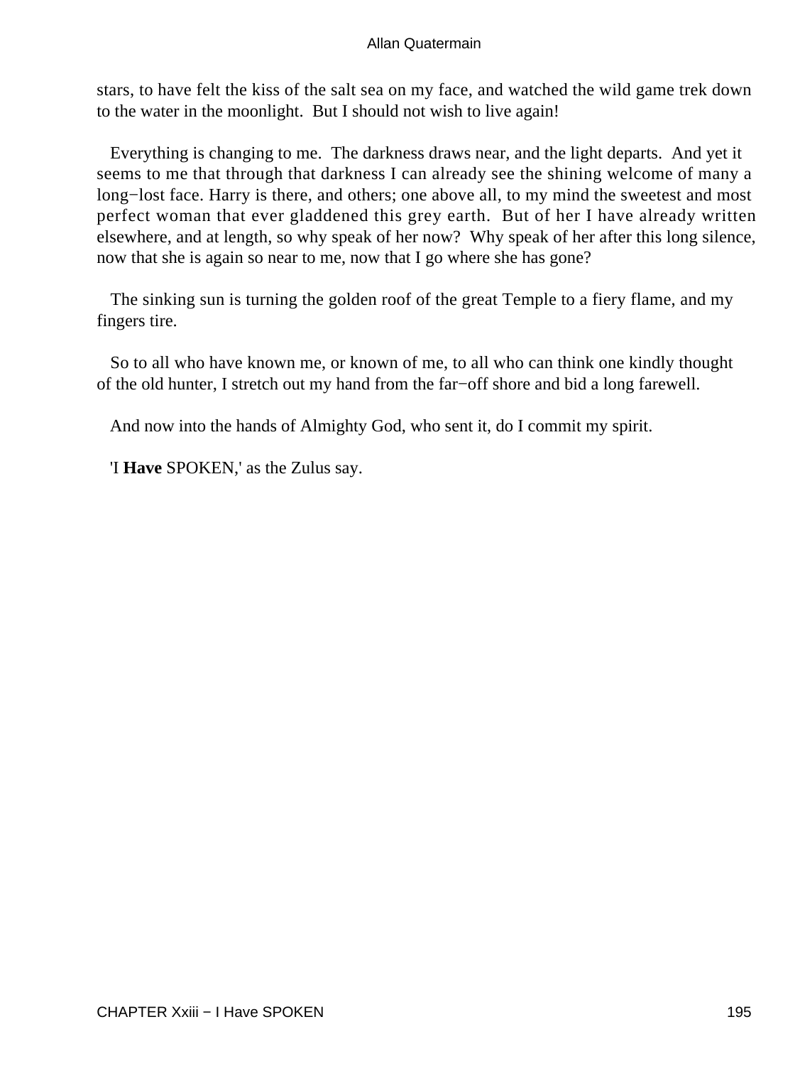stars, to have felt the kiss of the salt sea on my face, and watched the wild game trek down to the water in the moonlight. But I should not wish to live again!

Everything is changing to me. The darkness draws near, and the light departs. And yet it seems to me that through that darkness I can already see the shining welcome of many a long−lost face. Harry is there, and others; one above all, to my mind the sweetest and most perfect woman that ever gladdened this grey earth. But of her I have already written elsewhere, and at length, so why speak of her now? Why speak of her after this long silence, now that she is again so near to me, now that I go where she has gone?

The sinking sun is turning the golden roof of the great Temple to a fiery flame, and my fingers tire.

So to all who have known me, or known of me, to all who can think one kindly thought of the old hunter, I stretch out my hand from the far−off shore and bid a long farewell.

And now into the hands of Almighty God, who sent it, do I commit my spirit.

'I **Have** SPOKEN,' as the Zulus say.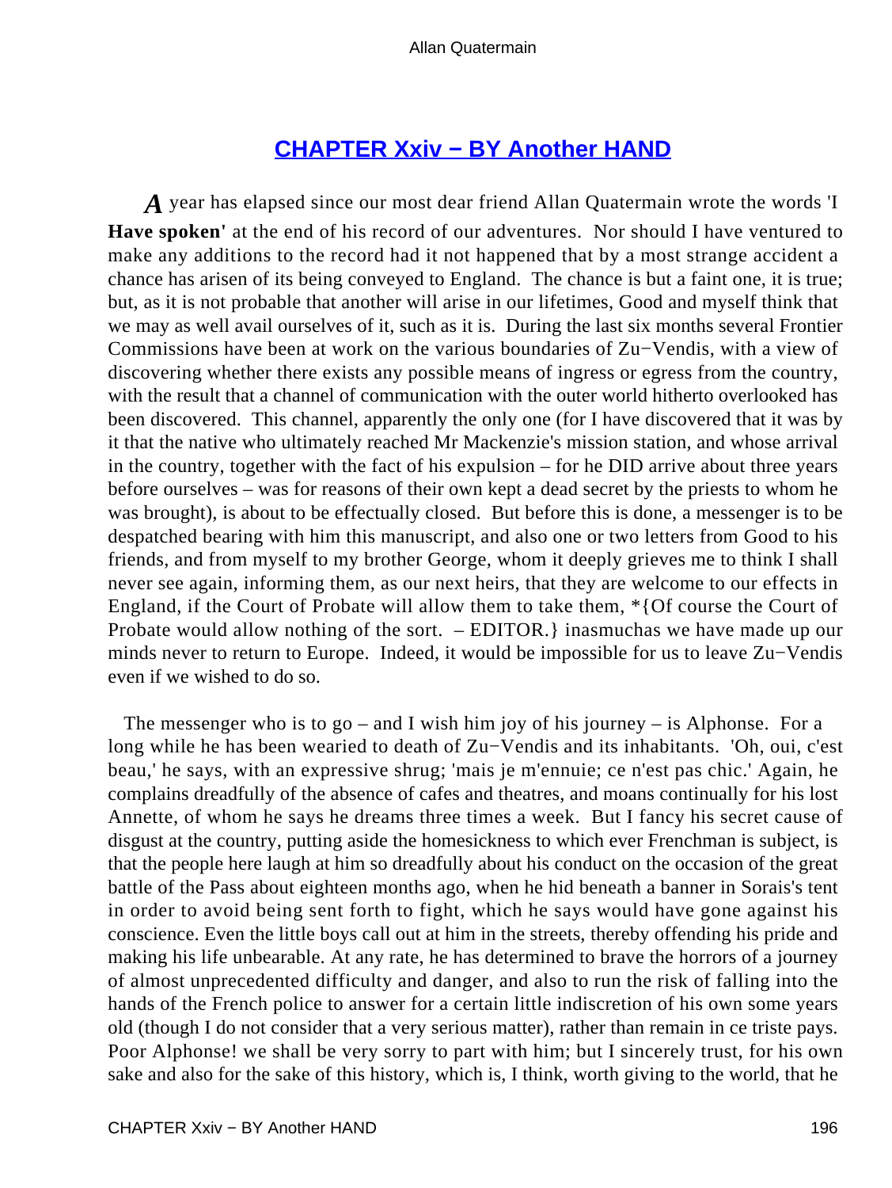## CHAPTER Xxiv − BY Another HAND

*A* year has elapsed since our most dear friend Allan Quatermain wrote the words 'I **Have spoken'** at the end of his record of our adventures. Nor should I have ventured to make any additions to the record had it not happened that by a most strange accident a chance has arisen of its being conveyed to England. The chance is but a faint one, it is true; but, as it is not probable that another will arise in our lifetimes, Good and myself think that we may as well avail ourselves of it, such as it is. During the last six months several Frontier Commissions have been at work on the various boundaries of Zu−Vendis, with a view of discovering whether there exists any possible means of ingress or egress from the country, with the result that a channel of communication with the outer world hitherto overlooked has been discovered. This channel, apparently the only one (for I have discovered that it was by it that the native who ultimately reached Mr Mackenzie's mission station, and whose arrival in the country, together with the fact of his expulsion – for he DID arrive about three years before ourselves – was for reasons of their own kept a dead secret by the priests to whom he was brought), is about to be effectually closed. But before this is done, a messenger is to be despatched bearing with him this manuscript, and also one or two letters from Good to his friends, and from myself to my brother George, whom it deeply grieves me to think I shall never see again, informing them, as our next heirs, that they are welcome to our effects in England, if the Court of Probate will allow them to take them, *{Of course the Court of Probate would allow nothing of the sort. – EDITOR.} inasmuchas we have made up our minds never to return to Europe. Indeed, it would be impossible for us to leave Zu−Vendis even if we wished to do so.

The messenger who is to go – and I wish him joy of his journey – is Alphonse. For a long while he has been wearied to death of Zu−Vendis and its inhabitants. 'Oh, oui, c'est beau,' he says, with an expressive shrug; 'mais je m'ennuie; ce n'est pas chic.' Again, he complains dreadfully of the absence of cafes and theatres, and moans continually for his lost Annette, of whom he says he dreams three times a week. But I fancy his secret cause of disgust at the country, putting aside the homesickness to which ever Frenchman is subject, is that the people here laugh at him so dreadfully about his conduct on the occasion of the great battle of the Pass about eighteen months ago, when he hid beneath a banner in Sorais's tent in order to avoid being sent forth to fight, which he says would have gone against his conscience. Even the little boys call out at him in the streets, thereby offending his pride and making his life unbearable. At any rate, he has determined to brave the horrors of a journey of almost unprecedented difficulty and danger, and also to run the risk of falling into the hands of the French police to answer for a certain little indiscretion of his own some years old (though I do not consider that a very serious matter), rather than remain in ce triste pays. Poor Alphonse! we shall be very sorry to part with him; but I sincerely trust, for his own sake and also for the sake of this history, which is, I think, worth giving to the world, that he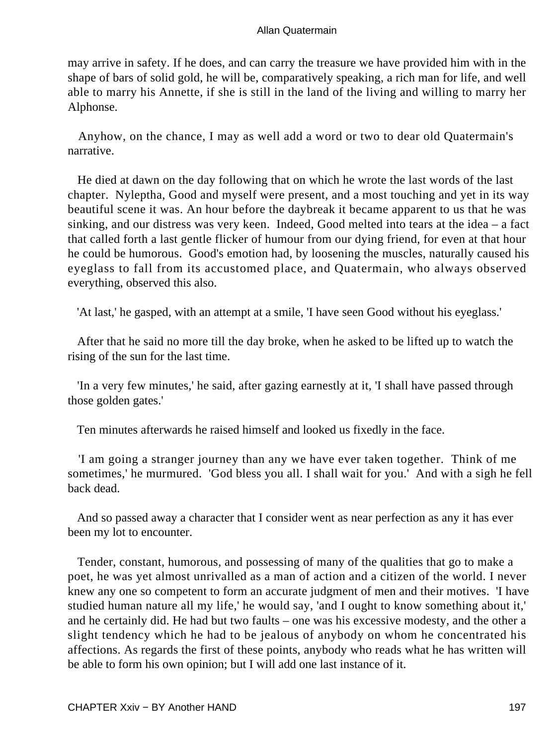may arrive in safety. If he does, and can carry the treasure we have provided him with in the shape of bars of solid gold, he will be, comparatively speaking, a rich man for life, and well able to marry his Annette, if she is still in the land of the living and willing to marry her Alphonse.

Anyhow, on the chance, I may as well add a word or two to dear old Quatermain's narrative.

He died at dawn on the day following that on which he wrote the last words of the last chapter. Nyleptha, Good and myself were present, and a most touching and yet in its way beautiful scene it was. An hour before the daybreak it became apparent to us that he was sinking, and our distress was very keen. Indeed, Good melted into tears at the idea – a fact that called forth a last gentle flicker of humour from our dying friend, for even at that hour he could be humorous. Good's emotion had, by loosening the muscles, naturally caused his eyeglass to fall from its accustomed place, and Quatermain, who always observed everything, observed this also.

'At last,' he gasped, with an attempt at a smile, 'I have seen Good without his eyeglass.'

After that he said no more till the day broke, when he asked to be lifted up to watch the rising of the sun for the last time.

'In a very few minutes,' he said, after gazing earnestly at it, 'I shall have passed through those golden gates.'

Ten minutes afterwards he raised himself and looked us fixedly in the face.

'I am going a stranger journey than any we have ever taken together. Think of me sometimes,' he murmured. 'God bless you all. I shall wait for you.' And with a sigh he fell back dead.

And so passed away a character that I consider went as near perfection as any it has ever been my lot to encounter.

Tender, constant, humorous, and possessing of many of the qualities that go to make a poet, he was yet almost unrivalled as a man of action and a citizen of the world. I never knew any one so competent to form an accurate judgment of men and their motives. 'I have studied human nature all my life,' he would say, 'and I ought to know something about it,' and he certainly did. He had but two faults – one was his excessive modesty, and the other a slight tendency which he had to be jealous of anybody on whom he concentrated his affections. As regards the first of these points, anybody who reads what he has written will be able to form his own opinion; but I will add one last instance of it.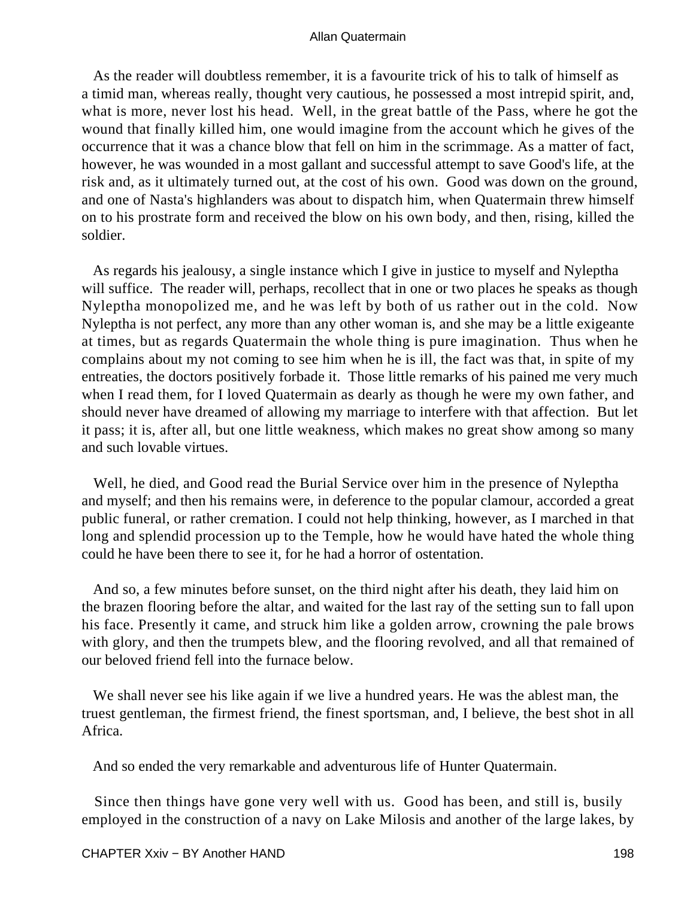As the reader will doubtless remember, it is a favourite trick of his to talk of himself as a timid man, whereas really, thought very cautious, he possessed a most intrepid spirit, and, what is more, never lost his head. Well, in the great battle of the Pass, where he got the wound that finally killed him, one would imagine from the account which he gives of the occurrence that it was a chance blow that fell on him in the scrimmage. As a matter of fact, however, he was wounded in a most gallant and successful attempt to save Good's life, at the risk and, as it ultimately turned out, at the cost of his own. Good was down on the ground, and one of Nasta's highlanders was about to dispatch him, when Quatermain threw himself on to his prostrate form and received the blow on his own body, and then, rising, killed the soldier.

As regards his jealousy, a single instance which I give in justice to myself and Nyleptha will suffice. The reader will, perhaps, recollect that in one or two places he speaks as though Nyleptha monopolized me, and he was left by both of us rather out in the cold. Now Nyleptha is not perfect, any more than any other woman is, and she may be a little exigeante at times, but as regards Quatermain the whole thing is pure imagination. Thus when he complains about my not coming to see him when he is ill, the fact was that, in spite of my entreaties, the doctors positively forbade it. Those little remarks of his pained me very much when I read them, for I loved Quatermain as dearly as though he were my own father, and should never have dreamed of allowing my marriage to interfere with that affection. But let it pass; it is, after all, but one little weakness, which makes no great show among so many and such lovable virtues.

Well, he died, and Good read the Burial Service over him in the presence of Nyleptha and myself; and then his remains were, in deference to the popular clamour, accorded a great public funeral, or rather cremation. I could not help thinking, however, as I marched in that long and splendid procession up to the Temple, how he would have hated the whole thing could he have been there to see it, for he had a horror of ostentation.

And so, a few minutes before sunset, on the third night after his death, they laid him on the brazen flooring before the altar, and waited for the last ray of the setting sun to fall upon his face. Presently it came, and struck him like a golden arrow, crowning the pale brows with glory, and then the trumpets blew, and the flooring revolved, and all that remained of our beloved friend fell into the furnace below.

We shall never see his like again if we live a hundred years. He was the ablest man, the truest gentleman, the firmest friend, the finest sportsman, and, I believe, the best shot in all Africa.

And so ended the very remarkable and adventurous life of Hunter Quatermain.

Since then things have gone very well with us. Good has been, and still is, busily employed in the construction of a navy on Lake Milosis and another of the large lakes, by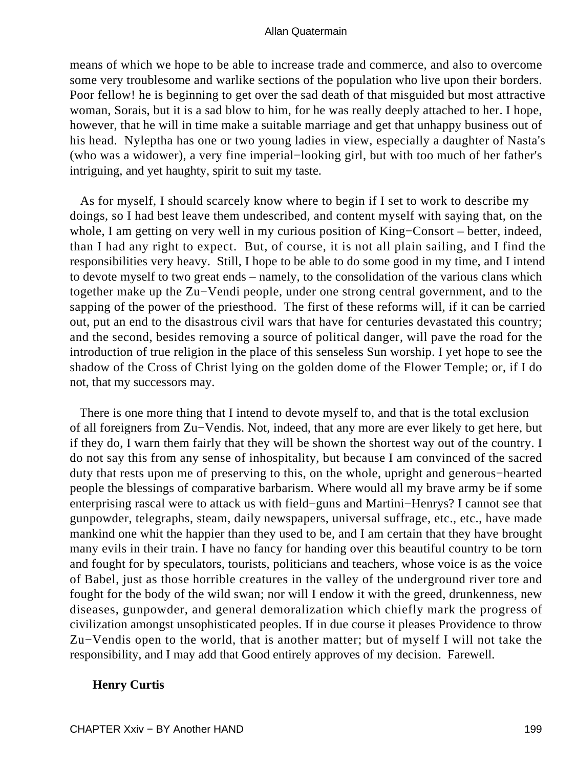means of which we hope to be able to increase trade and commerce, and also to overcome some very troublesome and warlike sections of the population who live upon their borders. Poor fellow! he is beginning to get over the sad death of that misguided but most attractive woman, Sorais, but it is a sad blow to him, for he was really deeply attached to her. I hope, however, that he will in time make a suitable marriage and get that unhappy business out of his head. Nyleptha has one or two young ladies in view, especially a daughter of Nasta's (who was a widower), a very fine imperial−looking girl, but with too much of her father's intriguing, and yet haughty, spirit to suit my taste.

As for myself, I should scarcely know where to begin if I set to work to describe my doings, so I had best leave them undescribed, and content myself with saying that, on the whole, I am getting on very well in my curious position of King−Consort – better, indeed, than I had any right to expect. But, of course, it is not all plain sailing, and I find the responsibilities very heavy. Still, I hope to be able to do some good in my time, and I intend to devote myself to two great ends – namely, to the consolidation of the various clans which together make up the Zu−Vendi people, under one strong central government, and to the sapping of the power of the priesthood. The first of these reforms will, if it can be carried out, put an end to the disastrous civil wars that have for centuries devastated this country; and the second, besides removing a source of political danger, will pave the road for the introduction of true religion in the place of this senseless Sun worship. I yet hope to see the shadow of the Cross of Christ lying on the golden dome of the Flower Temple; or, if I do not, that my successors may.

There is one more thing that I intend to devote myself to, and that is the total exclusion of all foreigners from Zu−Vendis. Not, indeed, that any more are ever likely to get here, but if they do, I warn them fairly that they will be shown the shortest way out of the country. I do not say this from any sense of inhospitality, but because I am convinced of the sacred duty that rests upon me of preserving to this, on the whole, upright and generous−hearted people the blessings of comparative barbarism. Where would all my brave army be if some enterprising rascal were to attack us with field−guns and Martini−Henrys? I cannot see that gunpowder, telegraphs, steam, daily newspapers, universal suffrage, etc., etc., have made mankind one whit the happier than they used to be, and I am certain that they have brought many evils in their train. I have no fancy for handing over this beautiful country to be torn and fought for by speculators, tourists, politicians and teachers, whose voice is as the voice of Babel, just as those horrible creatures in the valley of the underground river tore and fought for the body of the wild swan; nor will I endow it with the greed, drunkenness, new diseases, gunpowder, and general demoralization which chiefly mark the progress of civilization amongst unsophisticated peoples. If in due course it pleases Providence to throw Zu−Vendis open to the world, that is another matter; but of myself I will not take the responsibility, and I may add that Good entirely approves of my decision. Farewell.

**Henry Curtis**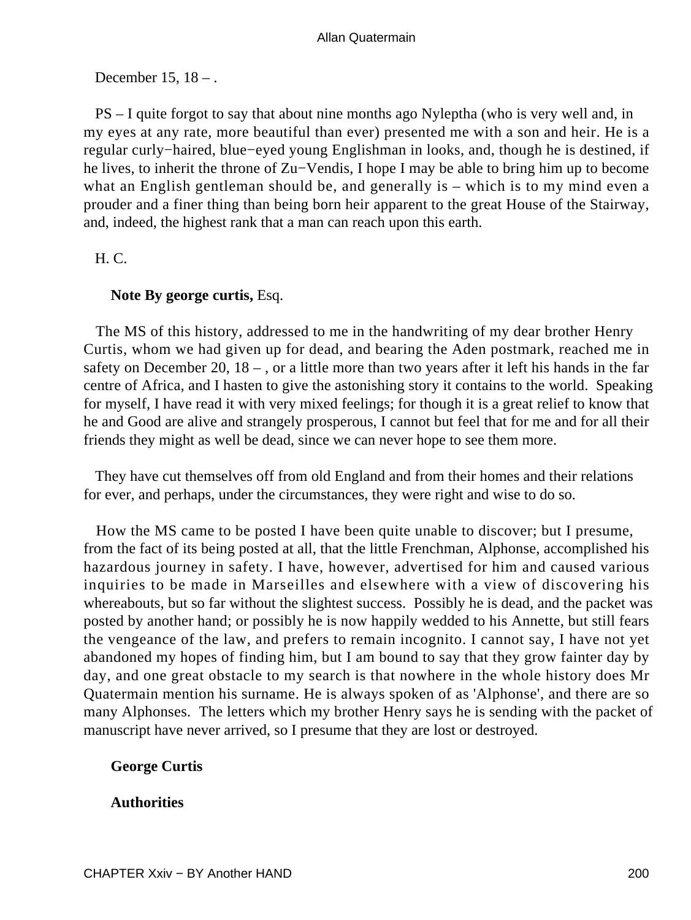December 15, 18 – .

PS – I quite forgot to say that about nine months ago Nyleptha (who is very well and, in my eyes at any rate, more beautiful than ever) presented me with a son and heir. He is a regular curly−haired, blue−eyed young Englishman in looks, and, though he is destined, if he lives, to inherit the throne of Zu−Vendis, I hope I may be able to bring him up to become what an English gentleman should be, and generally is – which is to my mind even a prouder and a finer thing than being born heir apparent to the great House of the Stairway, and, indeed, the highest rank that a man can reach upon this earth.

H. C.

**Note By george curtis,** Esq.

The MS of this history, addressed to me in the handwriting of my dear brother Henry Curtis, whom we had given up for dead, and bearing the Aden postmark, reached me in safety on December 20, 18 – , or a little more than two years after it left his hands in the far centre of Africa, and I hasten to give the astonishing story it contains to the world. Speaking for myself, I have read it with very mixed feelings; for though it is a great relief to know that he and Good are alive and strangely prosperous, I cannot but feel that for me and for all their friends they might as well be dead, since we can never hope to see them more.

They have cut themselves off from old England and from their homes and their relations for ever, and perhaps, under the circumstances, they were right and wise to do so.

How the MS came to be posted I have been quite unable to discover; but I presume, from the fact of its being posted at all, that the little Frenchman, Alphonse, accomplished his hazardous journey in safety. I have, however, advertised for him and caused various inquiries to be made in Marseilles and elsewhere with a view of discovering his whereabouts, but so far without the slightest success. Possibly he is dead, and the packet was posted by another hand; or possibly he is now happily wedded to his Annette, but still fears the vengeance of the law, and prefers to remain incognito. I cannot say, I have not yet abandoned my hopes of finding him, but I am bound to say that they grow fainter day by day, and one great obstacle to my search is that nowhere in the whole history does Mr Quatermain mention his surname. He is always spoken of as 'Alphonse', and there are so many Alphonses. The letters which my brother Henry says he is sending with the packet of manuscript have never arrived, so I presume that they are lost or destroyed.

**George Curtis**

**Authorities**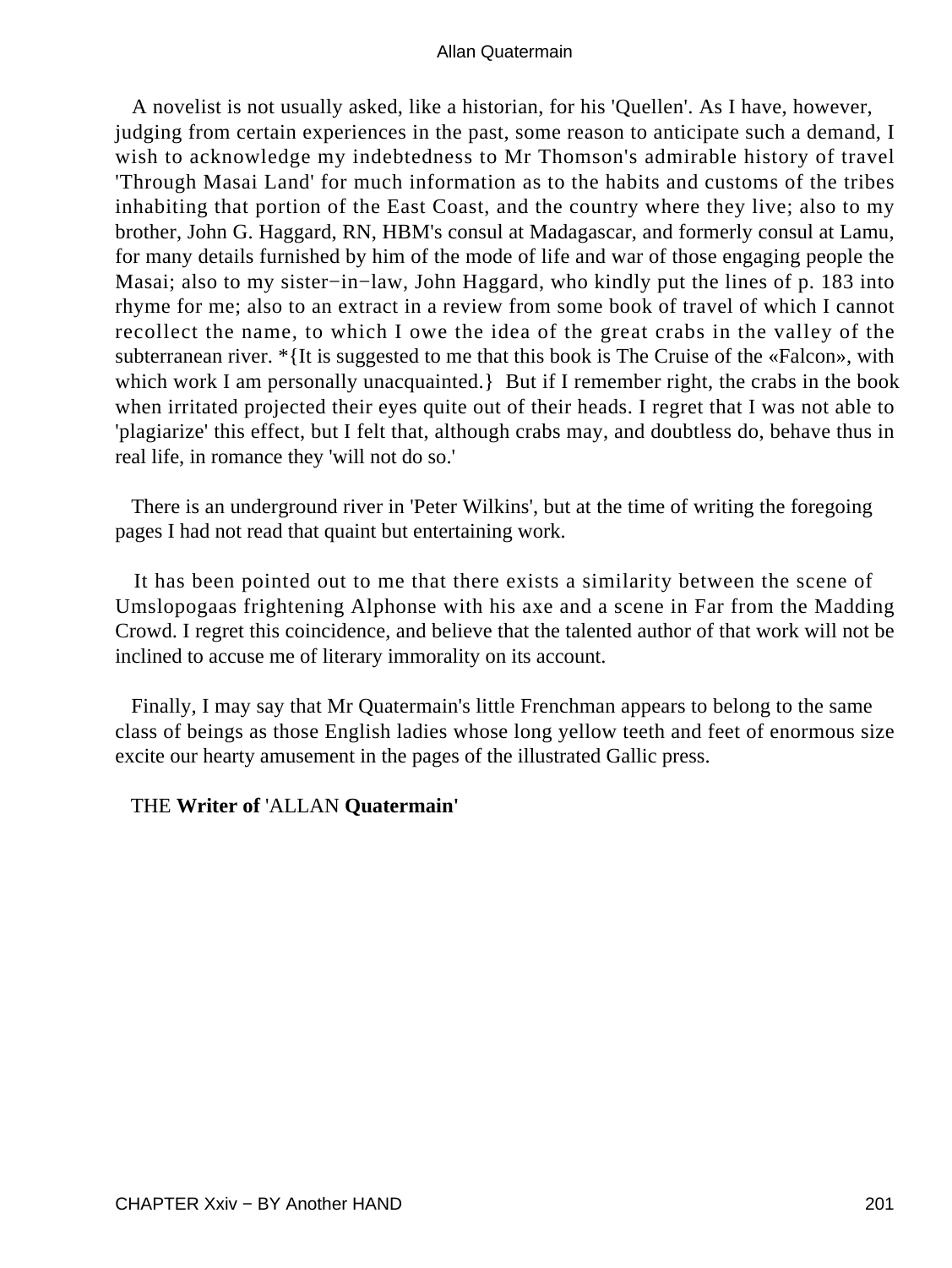A novelist is not usually asked, like a historian, for his 'Quellen'. As I have, however, judging from certain experiences in the past, some reason to anticipate such a demand, I wish to acknowledge my indebtedness to Mr Thomson's admirable history of travel 'Through Masai Land' for much information as to the habits and customs of the tribes inhabiting that portion of the East Coast, and the country where they live; also to my brother, John G. Haggard, RN, HBM's consul at Madagascar, and formerly consul at Lamu, for many details furnished by him of the mode of life and war of those engaging people the Masai; also to my sister−in−law, John Haggard, who kindly put the lines of p. 183 into rhyme for me; also to an extract in a review from some book of travel of which I cannot recollect the name, to which I owe the idea of the great crabs in the valley of the subterranean river. *{It is suggested to me that this book is The Cruise of the «Falcon», with which work I am personally unacquainted.} But if I remember right, the crabs in the book when irritated projected their eyes quite out of their heads. I regret that I was not able to 'plagiarize' this effect, but I felt that, although crabs may, and doubtless do, behave thus in real life, in romance they 'will not do so.'

There is an underground river in 'Peter Wilkins', but at the time of writing the foregoing pages I had not read that quaint but entertaining work.

It has been pointed out to me that there exists a similarity between the scene of Umslopogaas frightening Alphonse with his axe and a scene in Far from the Madding Crowd. I regret this coincidence, and believe that the talented author of that work will not be inclined to accuse me of literary immorality on its account.

Finally, I may say that Mr Quatermain's little Frenchman appears to belong to the same class of beings as those English ladies whose long yellow teeth and feet of enormous size excite our hearty amusement in the pages of the illustrated Gallic press.

THE **Writer of** 'ALLAN **Quatermain'**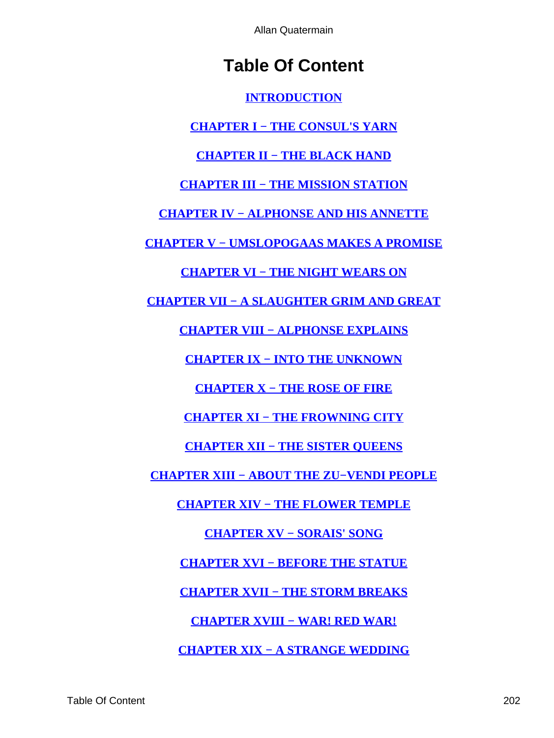# Table Of Content

INTRODUCTION

CHAPTER I − THE CONSUL'S YARN

CHAPTER II − THE BLACK HAND

CHAPTER III − THE MISSION STATION

CHAPTER IV − ALPHONSE AND HIS ANNETTE

CHAPTER V − UMSLOPOGAAS MAKES A PROMISE

CHAPTER VI − THE NIGHT WEARS ON

CHAPTER VII − A SLAUGHTER GRIM AND GREAT

CHAPTER VIII − ALPHONSE EXPLAINS

CHAPTER IX − INTO THE UNKNOWN

CHAPTER X − THE ROSE OF FIRE

CHAPTER XI − THE FROWNING CITY

CHAPTER XII − THE SISTER QUEENS

CHAPTER XIII − ABOUT THE ZU−VENDI PEOPLE

CHAPTER XIV − THE FLOWER TEMPLE

CHAPTER XV − SORAIS' SONG

CHAPTER XVI − BEFORE THE STATUE

CHAPTER XVII − THE STORM BREAKS

CHAPTER XVIII − WAR! RED WAR!

CHAPTER XIX − A STRANGE WEDDING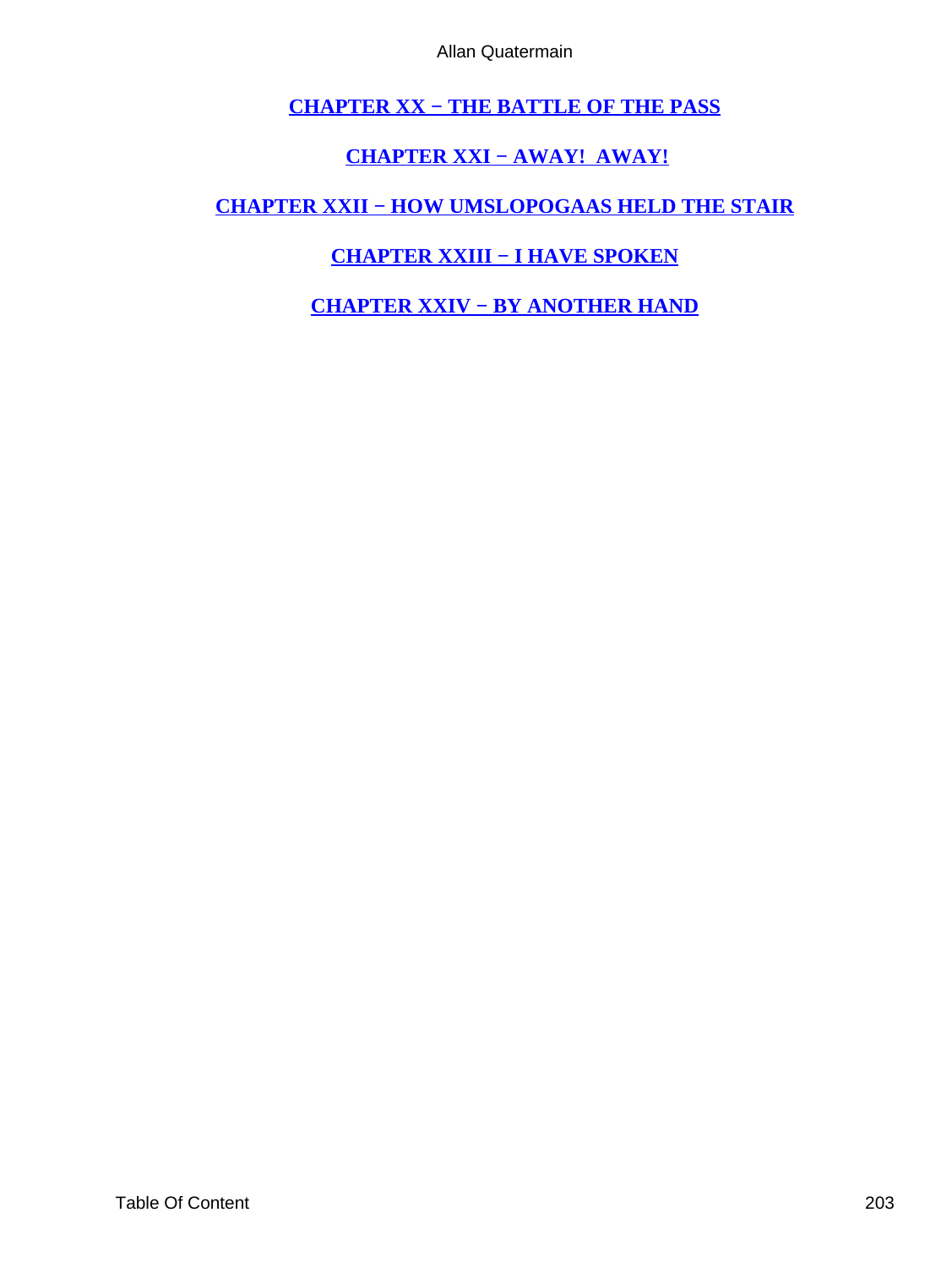**CHAPTER XX − THE BATTLE OF THE PASS**

**CHAPTER XXI − AWAY! AWAY!**

**CHAPTER XXII − HOW UMSLOPOGAAS HELD THE STAIR**

**CHAPTER XXIII − I HAVE SPOKEN**

**CHAPTER XXIV − BY ANOTHER HAND**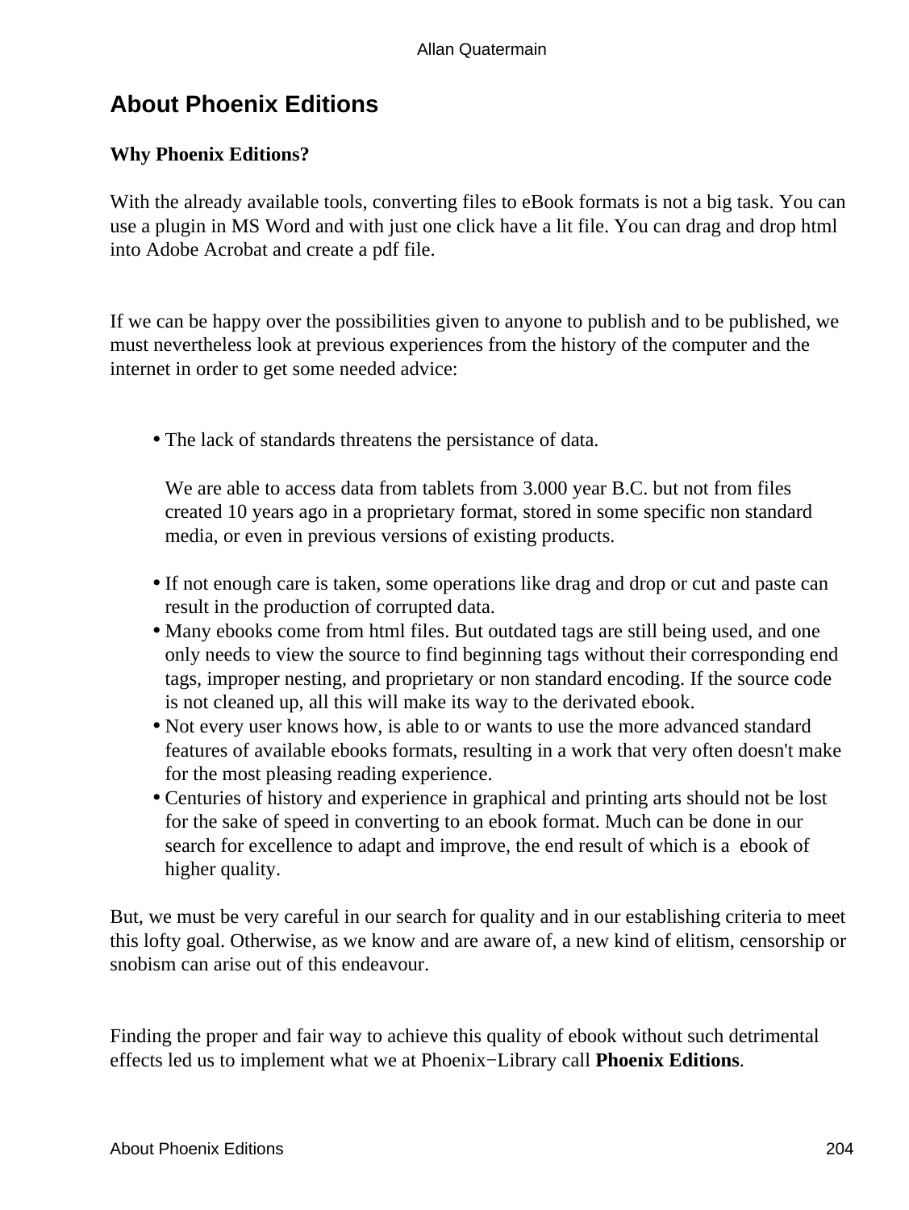## About Phoenix Editions

**Why Phoenix Editions?**

With the already available tools, converting files to eBook formats is not a big task. You can use a plugin in MS Word and with just one click have a lit file. You can drag and drop html into Adobe Acrobat and create a pdf file.

If we can be happy over the possibilities given to anyone to publish and to be published, we must nevertheless look at previous experiences from the history of the computer and the internet in order to get some needed advice:

- The lack of standards threatens the persistance of data.

  We are able to access data from tablets from 3.000 year B.C. but not from files created 10 years ago in a proprietary format, stored in some specific non standard media, or even in previous versions of existing products.

- If not enough care is taken, some operations like drag and drop or cut and paste can result in the production of corrupted data.
- Many ebooks come from html files. But outdated tags are still being used, and one only needs to view the source to find beginning tags without their corresponding end tags, improper nesting, and proprietary or non standard encoding. If the source code is not cleaned up, all this will make its way to the derivated ebook.
- Not every user knows how, is able to or wants to use the more advanced standard features of available ebooks formats, resulting in a work that very often doesn't make for the most pleasing reading experience.
- Centuries of history and experience in graphical and printing arts should not be lost for the sake of speed in converting to an ebook format. Much can be done in our search for excellence to adapt and improve, the end result of which is a ebook of higher quality.

But, we must be very careful in our search for quality and in our establishing criteria to meet this lofty goal. Otherwise, as we know and are aware of, a new kind of elitism, censorship or snobism can arise out of this endeavour.

Finding the proper and fair way to achieve this quality of ebook without such detrimental effects led us to implement what we at Phoenix−Library call **Phoenix Editions**.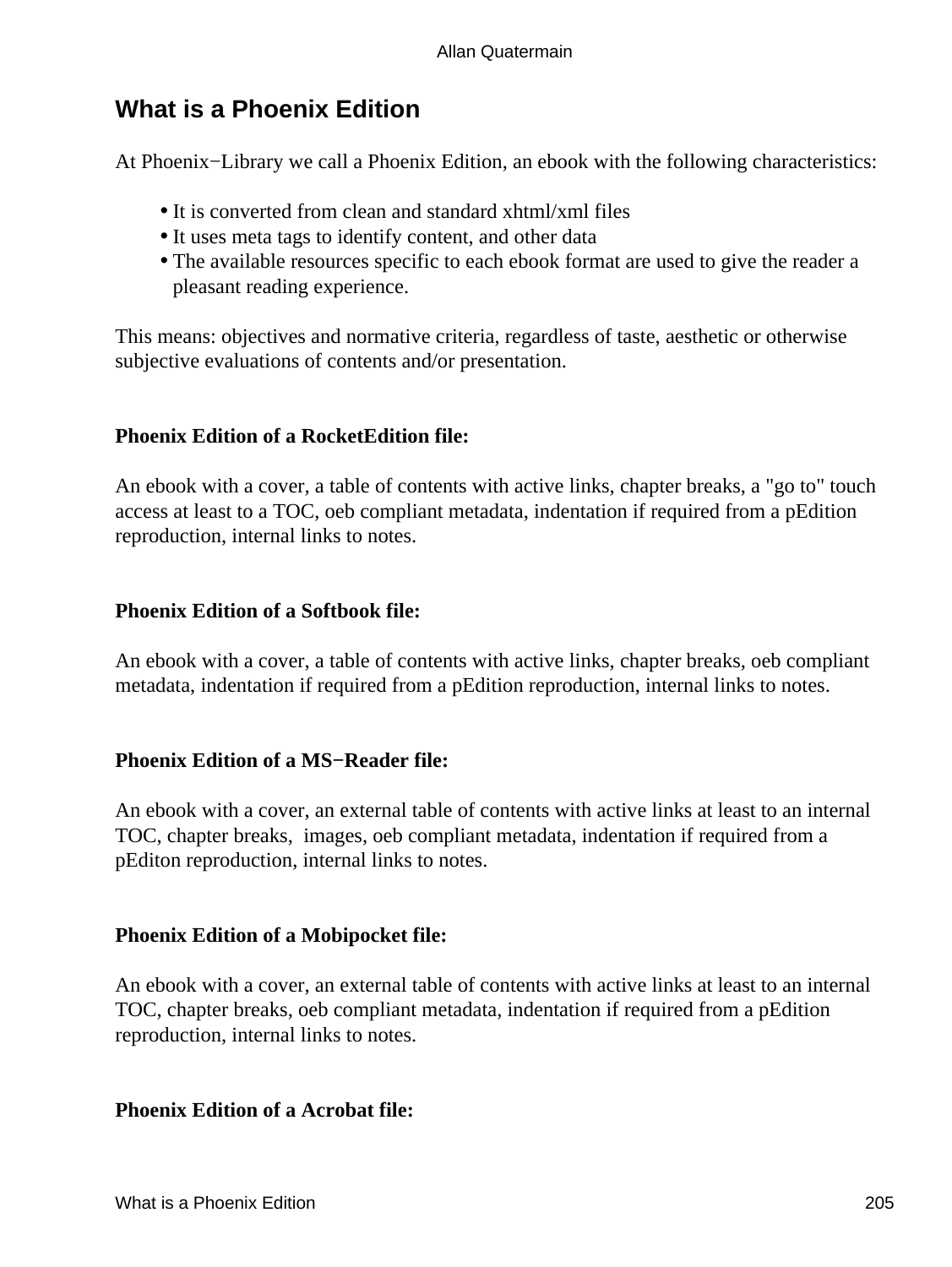## What is a Phoenix Edition

At Phoenix−Library we call a Phoenix Edition, an ebook with the following characteristics:

- It is converted from clean and standard xhtml/xml files
- It uses meta tags to identify content, and other data
- The available resources specific to each ebook format are used to give the reader a pleasant reading experience.

This means: objectives and normative criteria, regardless of taste, aesthetic or otherwise subjective evaluations of contents and/or presentation.

**Phoenix Edition of a RocketEdition file:**

An ebook with a cover, a table of contents with active links, chapter breaks, a "go to" touch access at least to a TOC, oeb compliant metadata, indentation if required from a pEdition reproduction, internal links to notes.

**Phoenix Edition of a Softbook file:**

An ebook with a cover, a table of contents with active links, chapter breaks, oeb compliant metadata, indentation if required from a pEdition reproduction, internal links to notes.

**Phoenix Edition of a MS−Reader file:**

An ebook with a cover, an external table of contents with active links at least to an internal TOC, chapter breaks, images, oeb compliant metadata, indentation if required from a pEditon reproduction, internal links to notes.

**Phoenix Edition of a Mobipocket file:**

An ebook with a cover, an external table of contents with active links at least to an internal TOC, chapter breaks, oeb compliant metadata, indentation if required from a pEdition reproduction, internal links to notes.

**Phoenix Edition of a Acrobat file:**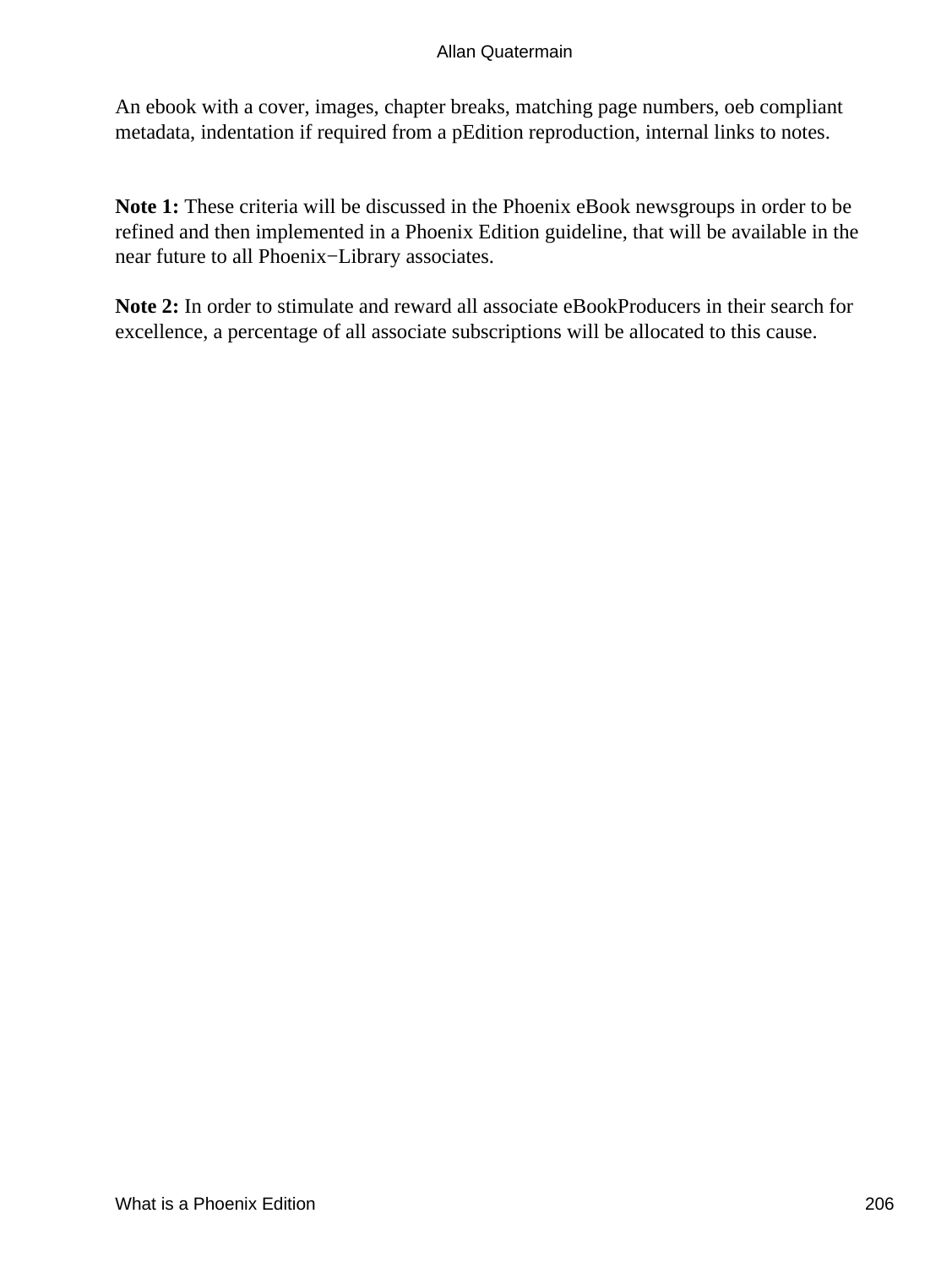An ebook with a cover, images, chapter breaks, matching page numbers, oeb compliant metadata, indentation if required from a pEdition reproduction, internal links to notes.

**Note 1:** These criteria will be discussed in the Phoenix eBook newsgroups in order to be refined and then implemented in a Phoenix Edition guideline, that will be available in the near future to all Phoenix−Library associates.

**Note 2:** In order to stimulate and reward all associate eBookProducers in their search for excellence, a percentage of all associate subscriptions will be allocated to this cause.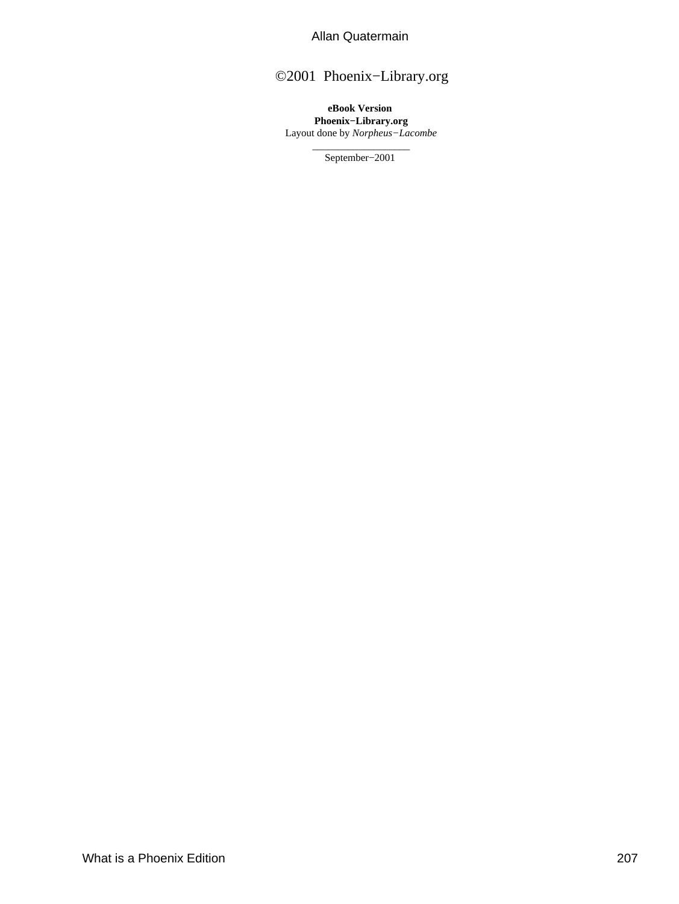©2001 Phoenix−Library.org

**eBook Version**
**Phoenix−Library.org**
Layout done by *Norpheus−Lacombe*

\_\_\_\_\_\_\_\_\_\_\_\_\_\_\_\_\_\_\_\_

September−2001